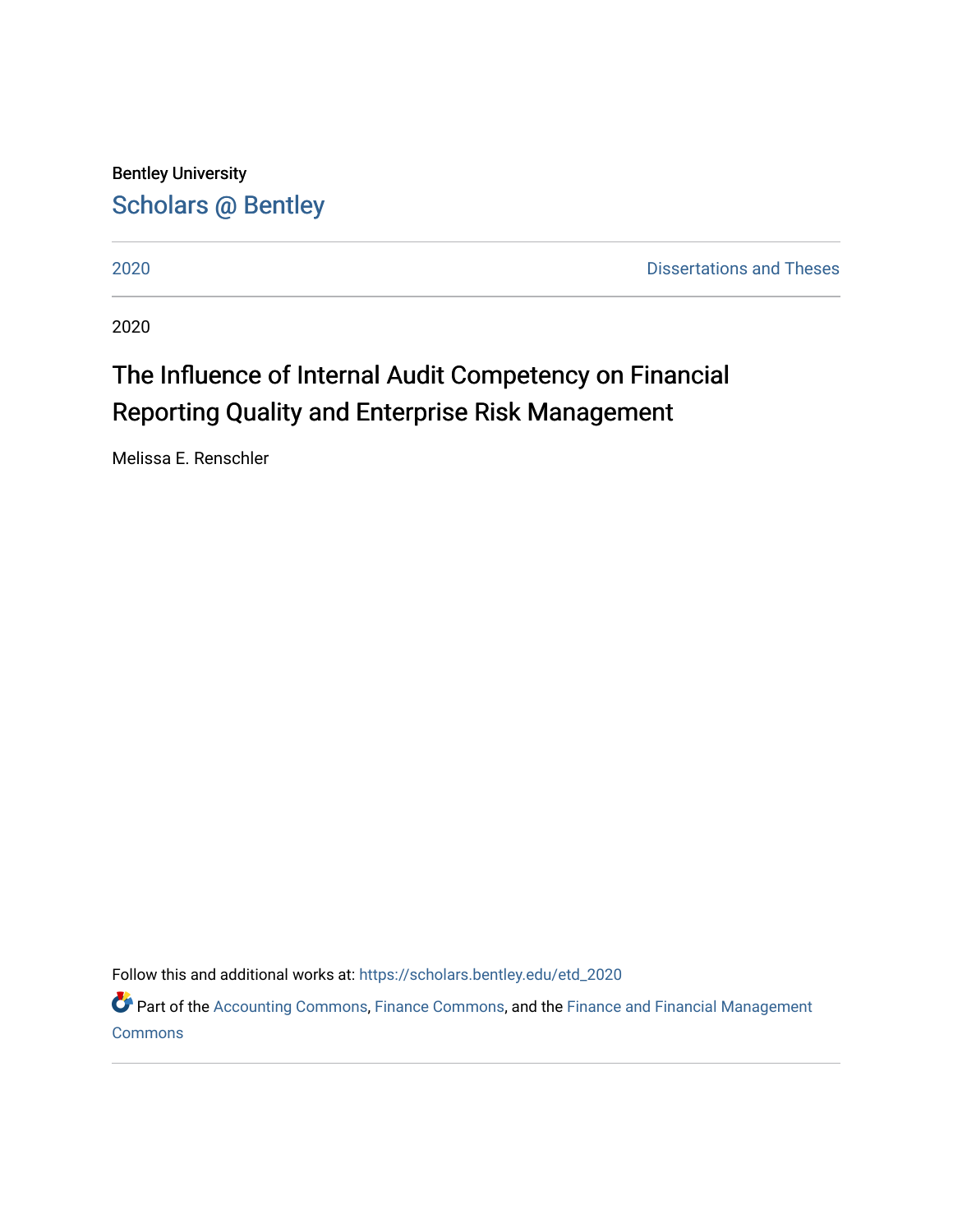Bentley University

Scholars @ Bentley

2020 | Dissertations and Theses

2020

# The Influence of Internal Audit Competency on Financial Reporting Quality and Enterprise Risk Management

Melissa E. Renschler

Follow this and additional works at: https://scholars.bentley.edu/etd_2020

Part of the Accounting Commons, Finance Commons, and the Finance and Financial Management Commons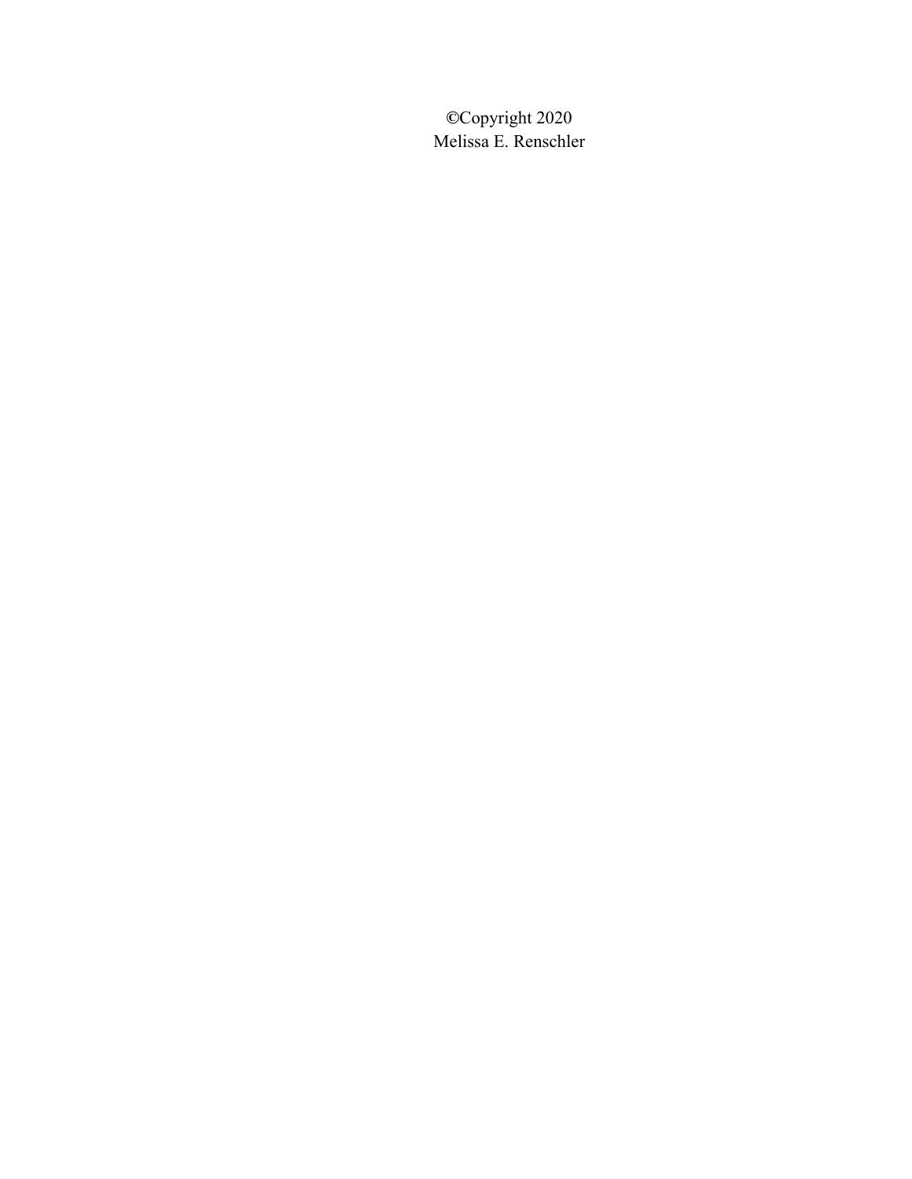©Copyright 2020
Melissa E. Renschler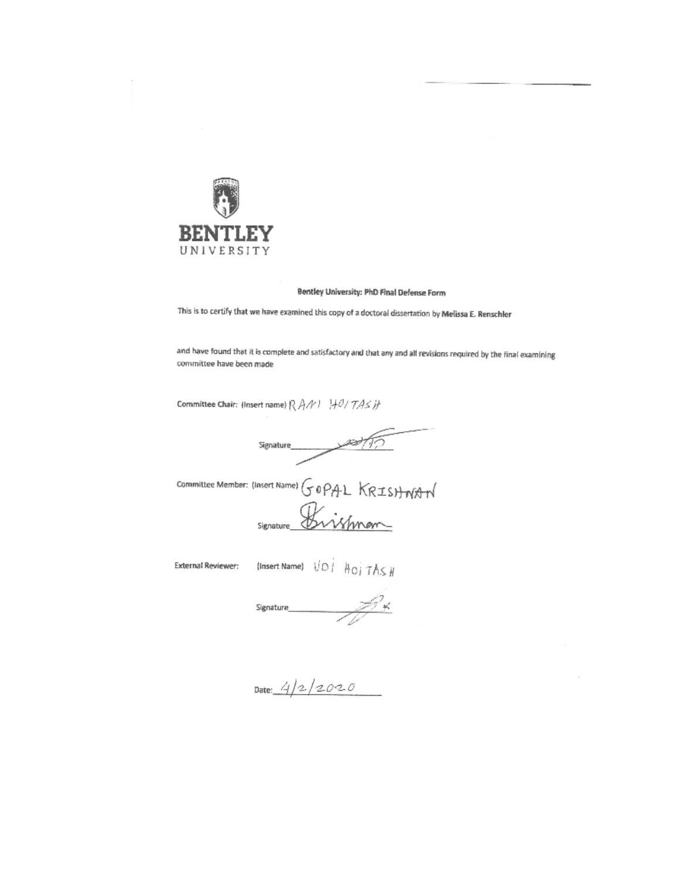**BENTLEY**
UNIVERSITY

**Bentley University: PhD Final Defense Form**

This is to certify that we have examined this copy of a doctoral dissertation by **Melissa E. Renschler**

and have found that it is complete and satisfactory and that any and all revisions required by the final examining committee have been made

Committee Chair: (Insert name) RANI HOITASH

Signature\_\_\_\_\_\_\_\_\_\_\_\_\_\_\_\_

Committee Member: (Insert Name) GOPAL KRISHNAN

Signature\_\_\_\_\_\_\_\_\_\_\_\_\_\_\_\_

External Reviewer: (Insert Name) UDI HOITASH

Signature\_\_\_\_\_\_\_\_\_\_\_\_\_\_\_\_

Date: 4/2/2020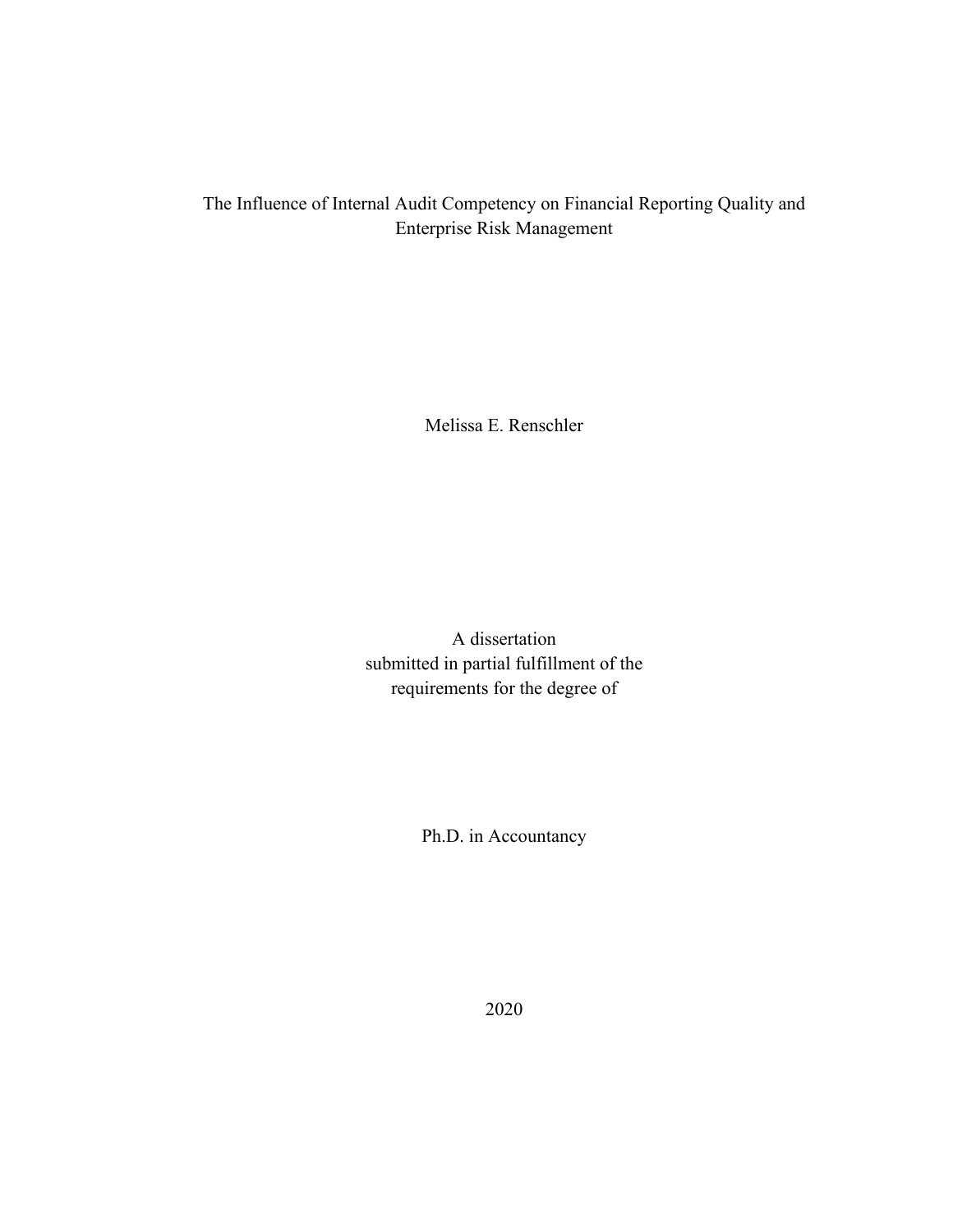# The Influence of Internal Audit Competency on Financial Reporting Quality and Enterprise Risk Management

Melissa E. Renschler

A dissertation
submitted in partial fulfillment of the
requirements for the degree of

Ph.D. in Accountancy

2020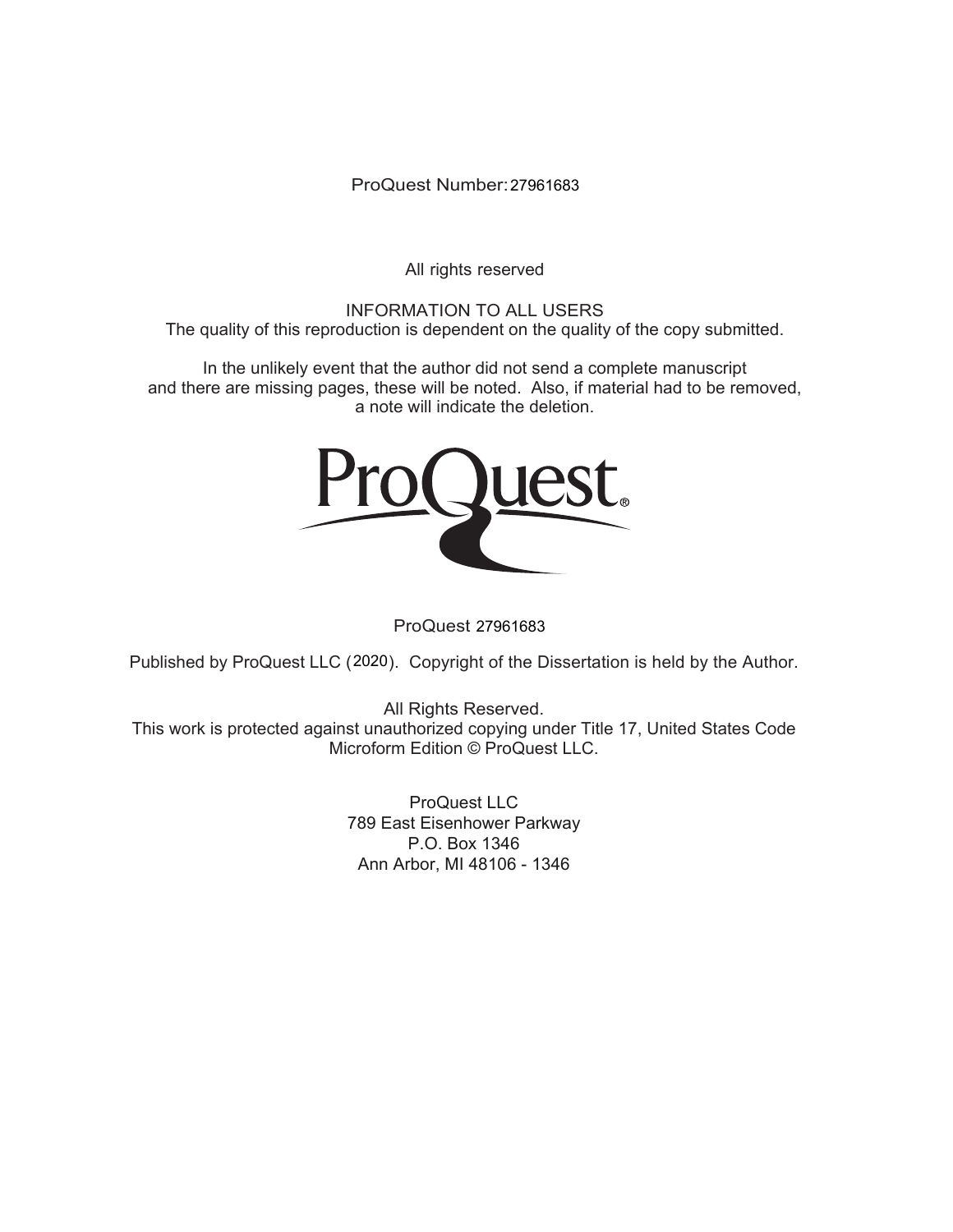ProQuest Number: 27961683

All rights reserved

INFORMATION TO ALL USERS
The quality of this reproduction is dependent on the quality of the copy submitted.

In the unlikely event that the author did not send a complete manuscript
and there are missing pages, these will be noted. Also, if material had to be removed,
a note will indicate the deletion.

ProQuest 27961683

Published by ProQuest LLC (2020). Copyright of the Dissertation is held by the Author.

All Rights Reserved.
This work is protected against unauthorized copying under Title 17, United States Code
Microform Edition © ProQuest LLC.

ProQuest LLC
789 East Eisenhower Parkway
P.O. Box 1346
Ann Arbor, MI 48106 - 1346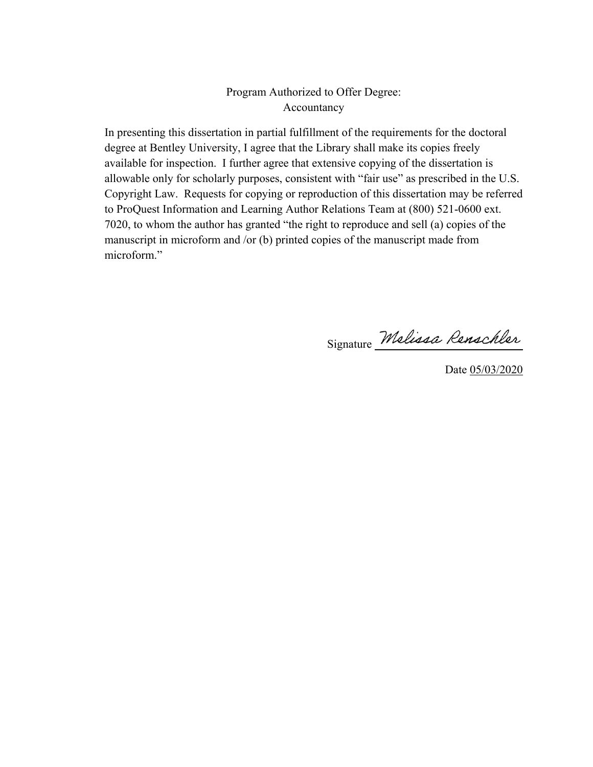Program Authorized to Offer Degree:
Accountancy

In presenting this dissertation in partial fulfillment of the requirements for the doctoral degree at Bentley University, I agree that the Library shall make its copies freely available for inspection. I further agree that extensive copying of the dissertation is allowable only for scholarly purposes, consistent with "fair use" as prescribed in the U.S. Copyright Law. Requests for copying or reproduction of this dissertation may be referred to ProQuest Information and Learning Author Relations Team at (800) 521-0600 ext. 7020, to whom the author has granted "the right to reproduce and sell (a) copies of the manuscript in microform and /or (b) printed copies of the manuscript made from microform."

Signature Melissa Renschler

Date 05/03/2020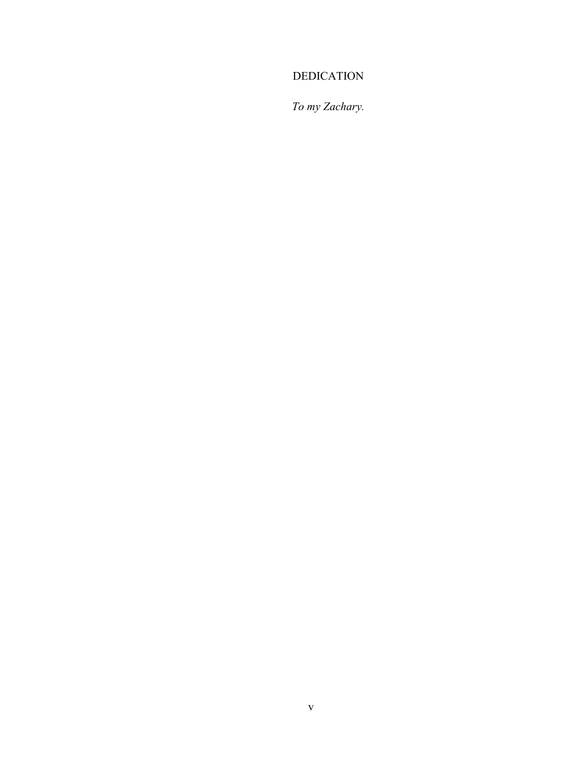# DEDICATION

*To my Zachary.*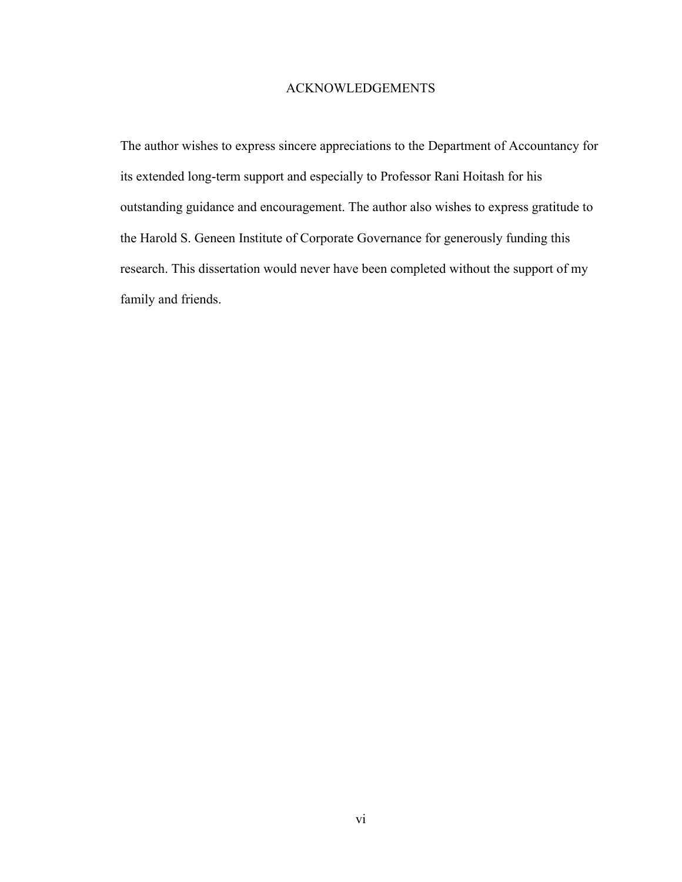# ACKNOWLEDGEMENTS

The author wishes to express sincere appreciations to the Department of Accountancy for its extended long-term support and especially to Professor Rani Hoitash for his outstanding guidance and encouragement. The author also wishes to express gratitude to the Harold S. Geneen Institute of Corporate Governance for generously funding this research. This dissertation would never have been completed without the support of my family and friends.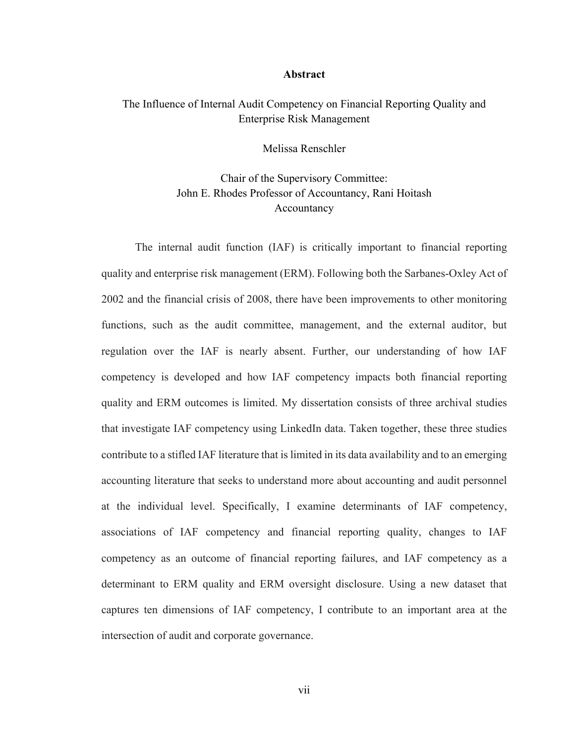# Abstract

The Influence of Internal Audit Competency on Financial Reporting Quality and Enterprise Risk Management

Melissa Renschler

Chair of the Supervisory Committee:
John E. Rhodes Professor of Accountancy, Rani Hoitash
Accountancy

The internal audit function (IAF) is critically important to financial reporting quality and enterprise risk management (ERM). Following both the Sarbanes-Oxley Act of 2002 and the financial crisis of 2008, there have been improvements to other monitoring functions, such as the audit committee, management, and the external auditor, but regulation over the IAF is nearly absent. Further, our understanding of how IAF competency is developed and how IAF competency impacts both financial reporting quality and ERM outcomes is limited. My dissertation consists of three archival studies that investigate IAF competency using LinkedIn data. Taken together, these three studies contribute to a stifled IAF literature that is limited in its data availability and to an emerging accounting literature that seeks to understand more about accounting and audit personnel at the individual level. Specifically, I examine determinants of IAF competency, associations of IAF competency and financial reporting quality, changes to IAF competency as an outcome of financial reporting failures, and IAF competency as a determinant to ERM quality and ERM oversight disclosure. Using a new dataset that captures ten dimensions of IAF competency, I contribute to an important area at the intersection of audit and corporate governance.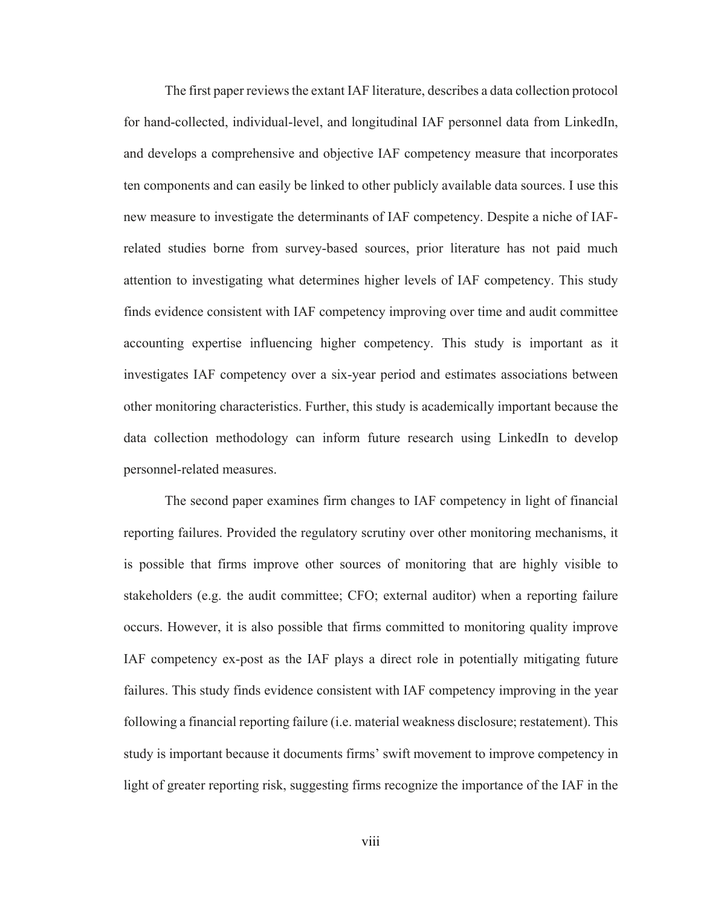The first paper reviews the extant IAF literature, describes a data collection protocol for hand-collected, individual-level, and longitudinal IAF personnel data from LinkedIn, and develops a comprehensive and objective IAF competency measure that incorporates ten components and can easily be linked to other publicly available data sources. I use this new measure to investigate the determinants of IAF competency. Despite a niche of IAF-related studies borne from survey-based sources, prior literature has not paid much attention to investigating what determines higher levels of IAF competency. This study finds evidence consistent with IAF competency improving over time and audit committee accounting expertise influencing higher competency. This study is important as it investigates IAF competency over a six-year period and estimates associations between other monitoring characteristics. Further, this study is academically important because the data collection methodology can inform future research using LinkedIn to develop personnel-related measures.

The second paper examines firm changes to IAF competency in light of financial reporting failures. Provided the regulatory scrutiny over other monitoring mechanisms, it is possible that firms improve other sources of monitoring that are highly visible to stakeholders (e.g. the audit committee; CFO; external auditor) when a reporting failure occurs. However, it is also possible that firms committed to monitoring quality improve IAF competency ex-post as the IAF plays a direct role in potentially mitigating future failures. This study finds evidence consistent with IAF competency improving in the year following a financial reporting failure (i.e. material weakness disclosure; restatement). This study is important because it documents firms' swift movement to improve competency in light of greater reporting risk, suggesting firms recognize the importance of the IAF in the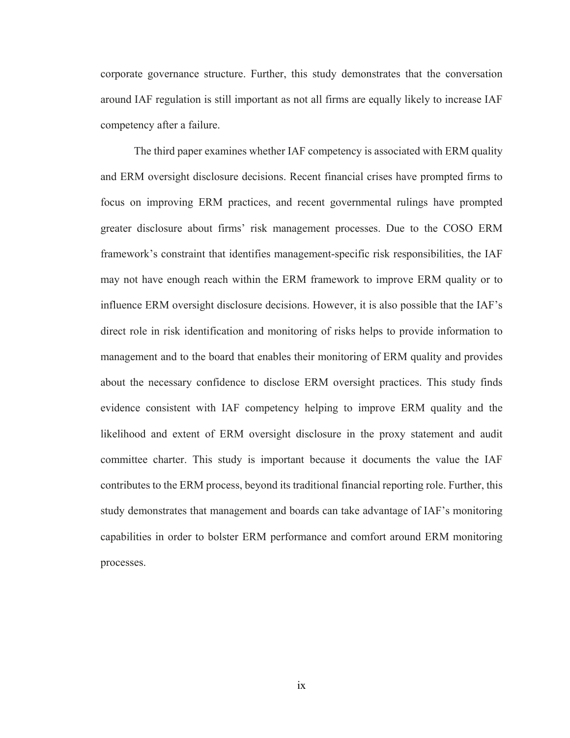corporate governance structure. Further, this study demonstrates that the conversation around IAF regulation is still important as not all firms are equally likely to increase IAF competency after a failure.

The third paper examines whether IAF competency is associated with ERM quality and ERM oversight disclosure decisions. Recent financial crises have prompted firms to focus on improving ERM practices, and recent governmental rulings have prompted greater disclosure about firms' risk management processes. Due to the COSO ERM framework's constraint that identifies management-specific risk responsibilities, the IAF may not have enough reach within the ERM framework to improve ERM quality or to influence ERM oversight disclosure decisions. However, it is also possible that the IAF's direct role in risk identification and monitoring of risks helps to provide information to management and to the board that enables their monitoring of ERM quality and provides about the necessary confidence to disclose ERM oversight practices. This study finds evidence consistent with IAF competency helping to improve ERM quality and the likelihood and extent of ERM oversight disclosure in the proxy statement and audit committee charter. This study is important because it documents the value the IAF contributes to the ERM process, beyond its traditional financial reporting role. Further, this study demonstrates that management and boards can take advantage of IAF's monitoring capabilities in order to bolster ERM performance and comfort around ERM monitoring processes.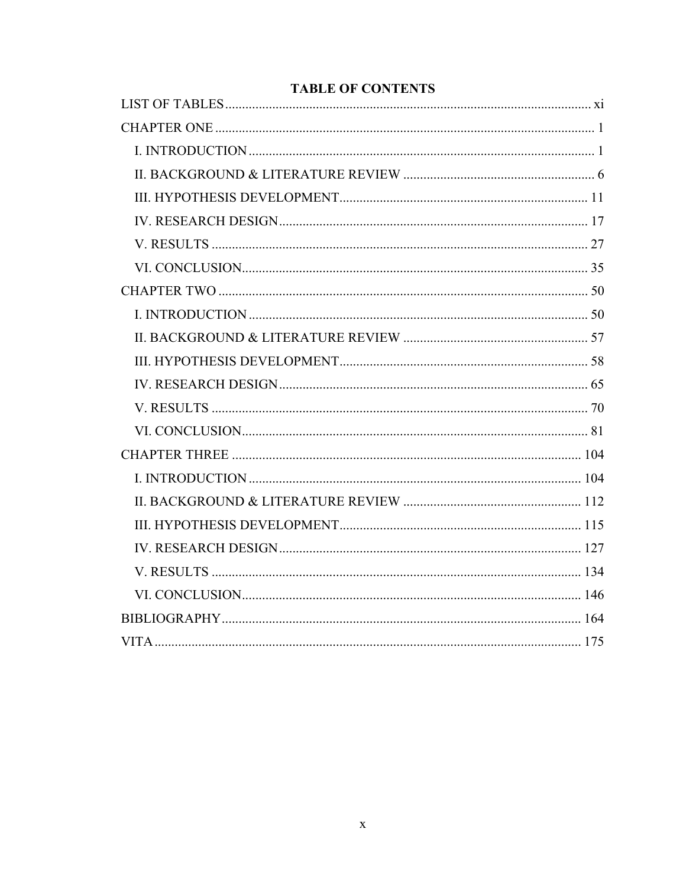# TABLE OF CONTENTS

LIST OF TABLES ..... xi

CHAPTER ONE ..... 1

- I. INTRODUCTION ..... 1
- II. BACKGROUND & LITERATURE REVIEW ..... 6
- III. HYPOTHESIS DEVELOPMENT ..... 11
- IV. RESEARCH DESIGN ..... 17
- V. RESULTS ..... 27
- VI. CONCLUSION ..... 35

CHAPTER TWO ..... 50

- I. INTRODUCTION ..... 50
- II. BACKGROUND & LITERATURE REVIEW ..... 57
- III. HYPOTHESIS DEVELOPMENT ..... 58
- IV. RESEARCH DESIGN ..... 65
- V. RESULTS ..... 70
- VI. CONCLUSION ..... 81

CHAPTER THREE ..... 104

- I. INTRODUCTION ..... 104
- II. BACKGROUND & LITERATURE REVIEW ..... 112
- III. HYPOTHESIS DEVELOPMENT ..... 115
- IV. RESEARCH DESIGN ..... 127
- V. RESULTS ..... 134
- VI. CONCLUSION ..... 146

BIBLIOGRAPHY ..... 164

VITA ..... 175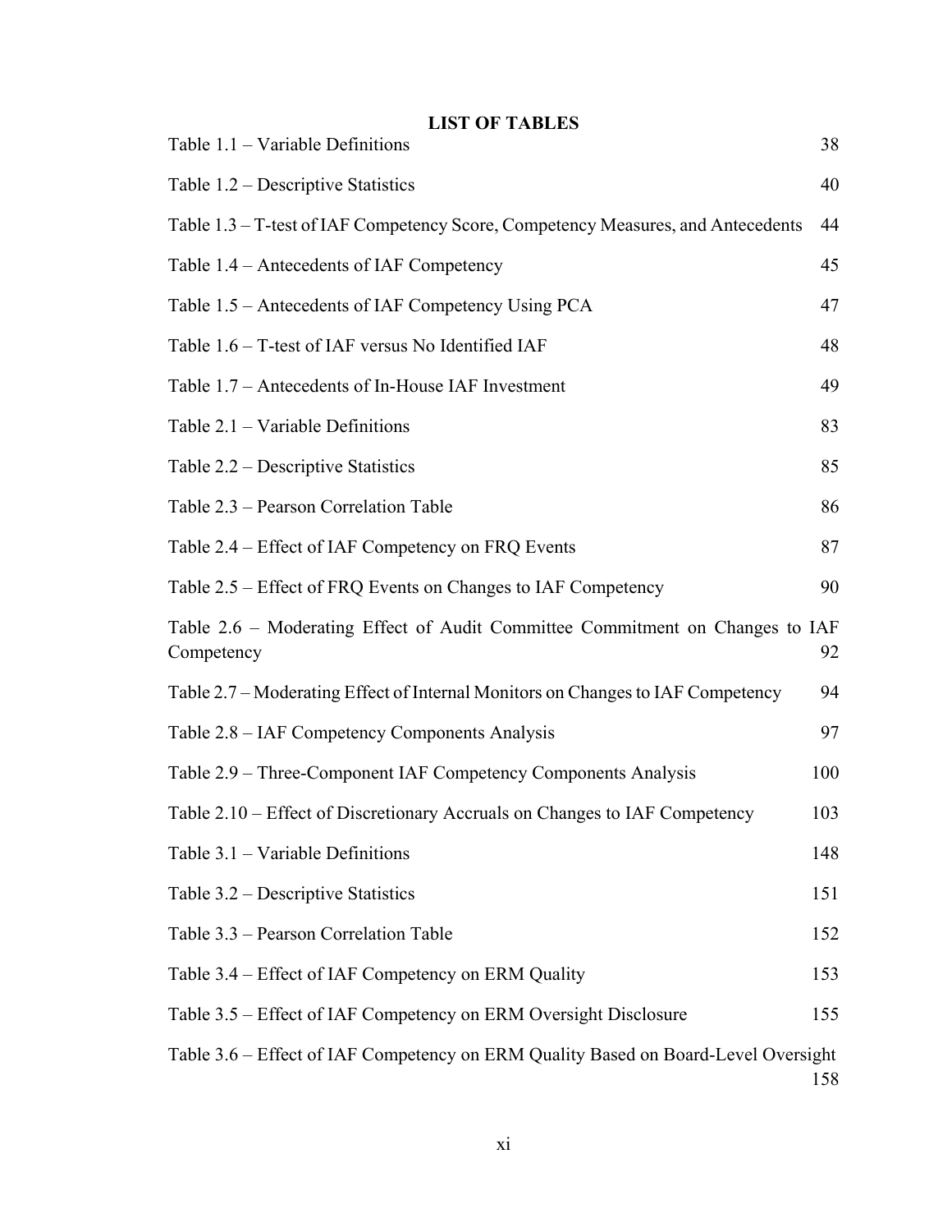# LIST OF TABLES

| | |
|---|---|
| Table 1.1 – Variable Definitions | 38 |
| Table 1.2 – Descriptive Statistics | 40 |
| Table 1.3 – T-test of IAF Competency Score, Competency Measures, and Antecedents | 44 |
| Table 1.4 – Antecedents of IAF Competency | 45 |
| Table 1.5 – Antecedents of IAF Competency Using PCA | 47 |
| Table 1.6 – T-test of IAF versus No Identified IAF | 48 |
| Table 1.7 – Antecedents of In-House IAF Investment | 49 |
| Table 2.1 – Variable Definitions | 83 |
| Table 2.2 – Descriptive Statistics | 85 |
| Table 2.3 – Pearson Correlation Table | 86 |
| Table 2.4 – Effect of IAF Competency on FRQ Events | 87 |
| Table 2.5 – Effect of FRQ Events on Changes to IAF Competency | 90 |
| Table 2.6 – Moderating Effect of Audit Committee Commitment on Changes to IAF Competency | 92 |
| Table 2.7 – Moderating Effect of Internal Monitors on Changes to IAF Competency | 94 |
| Table 2.8 – IAF Competency Components Analysis | 97 |
| Table 2.9 – Three-Component IAF Competency Components Analysis | 100 |
| Table 2.10 – Effect of Discretionary Accruals on Changes to IAF Competency | 103 |
| Table 3.1 – Variable Definitions | 148 |
| Table 3.2 – Descriptive Statistics | 151 |
| Table 3.3 – Pearson Correlation Table | 152 |
| Table 3.4 – Effect of IAF Competency on ERM Quality | 153 |
| Table 3.5 – Effect of IAF Competency on ERM Oversight Disclosure | 155 |
| Table 3.6 – Effect of IAF Competency on ERM Quality Based on Board-Level Oversight | 158 |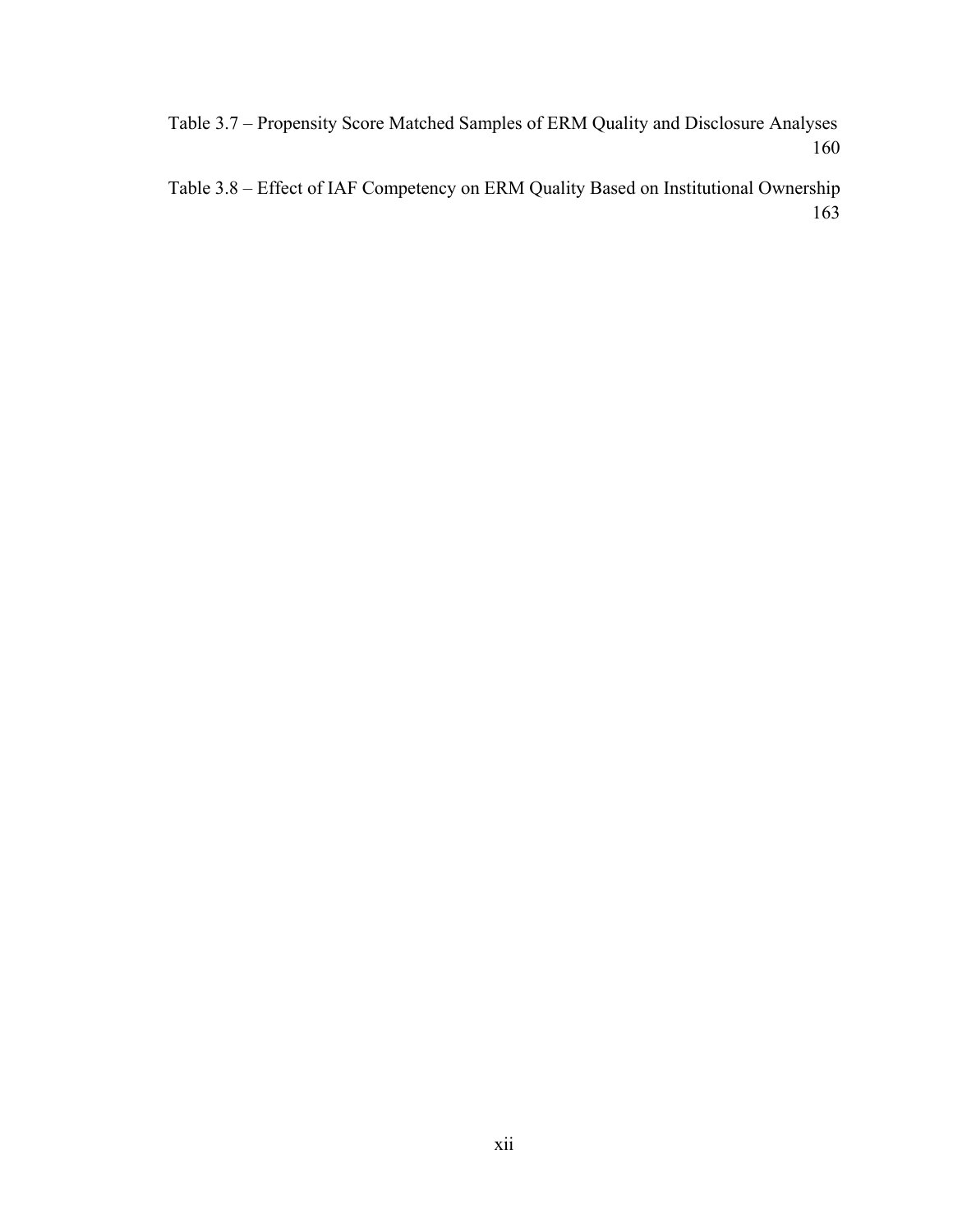Table 3.7 – Propensity Score Matched Samples of ERM Quality and Disclosure Analyses 160

Table 3.8 – Effect of IAF Competency on ERM Quality Based on Institutional Ownership 163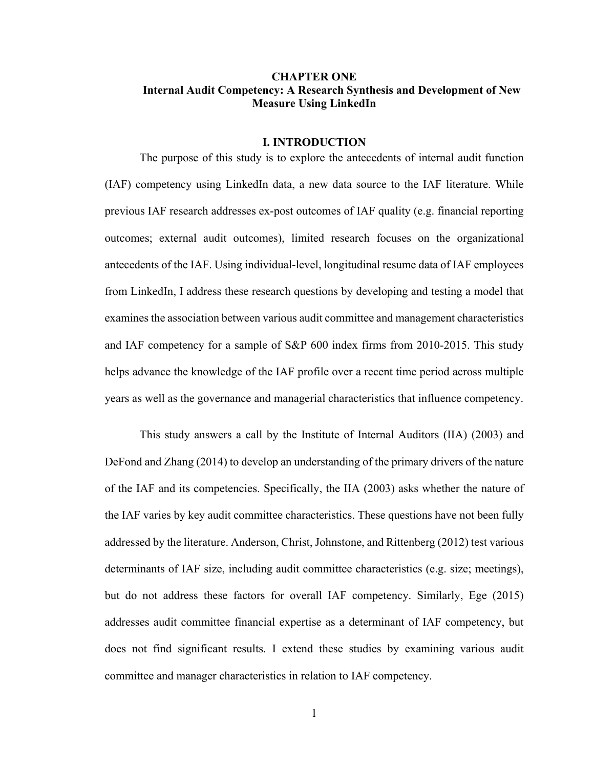# CHAPTER ONE

## Internal Audit Competency: A Research Synthesis and Development of New Measure Using LinkedIn

### I. INTRODUCTION

The purpose of this study is to explore the antecedents of internal audit function (IAF) competency using LinkedIn data, a new data source to the IAF literature. While previous IAF research addresses ex-post outcomes of IAF quality (e.g. financial reporting outcomes; external audit outcomes), limited research focuses on the organizational antecedents of the IAF. Using individual-level, longitudinal resume data of IAF employees from LinkedIn, I address these research questions by developing and testing a model that examines the association between various audit committee and management characteristics and IAF competency for a sample of S&P 600 index firms from 2010-2015. This study helps advance the knowledge of the IAF profile over a recent time period across multiple years as well as the governance and managerial characteristics that influence competency.

This study answers a call by the Institute of Internal Auditors (IIA) (2003) and DeFond and Zhang (2014) to develop an understanding of the primary drivers of the nature of the IAF and its competencies. Specifically, the IIA (2003) asks whether the nature of the IAF varies by key audit committee characteristics. These questions have not been fully addressed by the literature. Anderson, Christ, Johnstone, and Rittenberg (2012) test various determinants of IAF size, including audit committee characteristics (e.g. size; meetings), but do not address these factors for overall IAF competency. Similarly, Ege (2015) addresses audit committee financial expertise as a determinant of IAF competency, but does not find significant results. I extend these studies by examining various audit committee and manager characteristics in relation to IAF competency.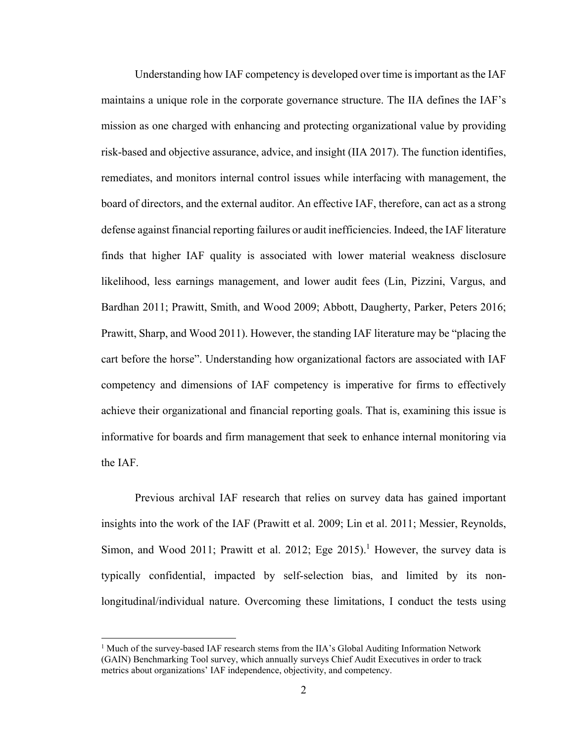Understanding how IAF competency is developed over time is important as the IAF maintains a unique role in the corporate governance structure. The IIA defines the IAF's mission as one charged with enhancing and protecting organizational value by providing risk-based and objective assurance, advice, and insight (IIA 2017). The function identifies, remediates, and monitors internal control issues while interfacing with management, the board of directors, and the external auditor. An effective IAF, therefore, can act as a strong defense against financial reporting failures or audit inefficiencies. Indeed, the IAF literature finds that higher IAF quality is associated with lower material weakness disclosure likelihood, less earnings management, and lower audit fees (Lin, Pizzini, Vargus, and Bardhan 2011; Prawitt, Smith, and Wood 2009; Abbott, Daugherty, Parker, Peters 2016; Prawitt, Sharp, and Wood 2011). However, the standing IAF literature may be "placing the cart before the horse". Understanding how organizational factors are associated with IAF competency and dimensions of IAF competency is imperative for firms to effectively achieve their organizational and financial reporting goals. That is, examining this issue is informative for boards and firm management that seek to enhance internal monitoring via the IAF.

Previous archival IAF research that relies on survey data has gained important insights into the work of the IAF (Prawitt et al. 2009; Lin et al. 2011; Messier, Reynolds, Simon, and Wood 2011; Prawitt et al. 2012; Ege 2015).[1] However, the survey data is typically confidential, impacted by self-selection bias, and limited by its non-longitudinal/individual nature. Overcoming these limitations, I conduct the tests using

---

[1] Much of the survey-based IAF research stems from the IIA's Global Auditing Information Network (GAIN) Benchmarking Tool survey, which annually surveys Chief Audit Executives in order to track metrics about organizations' IAF independence, objectivity, and competency.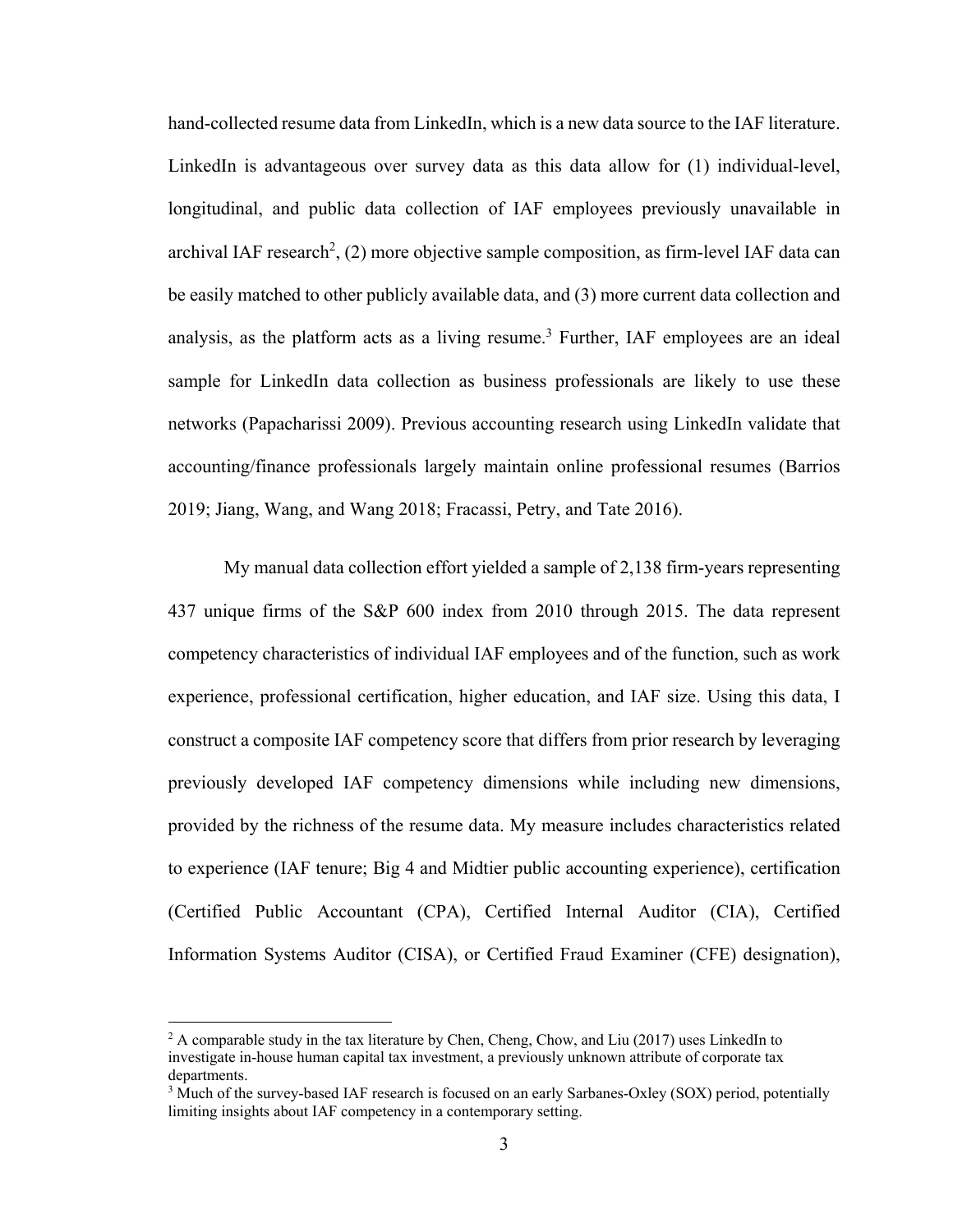hand-collected resume data from LinkedIn, which is a new data source to the IAF literature. LinkedIn is advantageous over survey data as this data allow for (1) individual-level, longitudinal, and public data collection of IAF employees previously unavailable in archival IAF research[2], (2) more objective sample composition, as firm-level IAF data can be easily matched to other publicly available data, and (3) more current data collection and analysis, as the platform acts as a living resume.[3] Further, IAF employees are an ideal sample for LinkedIn data collection as business professionals are likely to use these networks (Papacharissi 2009). Previous accounting research using LinkedIn validate that accounting/finance professionals largely maintain online professional resumes (Barrios 2019; Jiang, Wang, and Wang 2018; Fracassi, Petry, and Tate 2016).

My manual data collection effort yielded a sample of 2,138 firm-years representing 437 unique firms of the S&P 600 index from 2010 through 2015. The data represent competency characteristics of individual IAF employees and of the function, such as work experience, professional certification, higher education, and IAF size. Using this data, I construct a composite IAF competency score that differs from prior research by leveraging previously developed IAF competency dimensions while including new dimensions, provided by the richness of the resume data. My measure includes characteristics related to experience (IAF tenure; Big 4 and Midtier public accounting experience), certification (Certified Public Accountant (CPA), Certified Internal Auditor (CIA), Certified Information Systems Auditor (CISA), or Certified Fraud Examiner (CFE) designation),

---

[2] A comparable study in the tax literature by Chen, Cheng, Chow, and Liu (2017) uses LinkedIn to investigate in-house human capital tax investment, a previously unknown attribute of corporate tax departments.

[3] Much of the survey-based IAF research is focused on an early Sarbanes-Oxley (SOX) period, potentially limiting insights about IAF competency in a contemporary setting.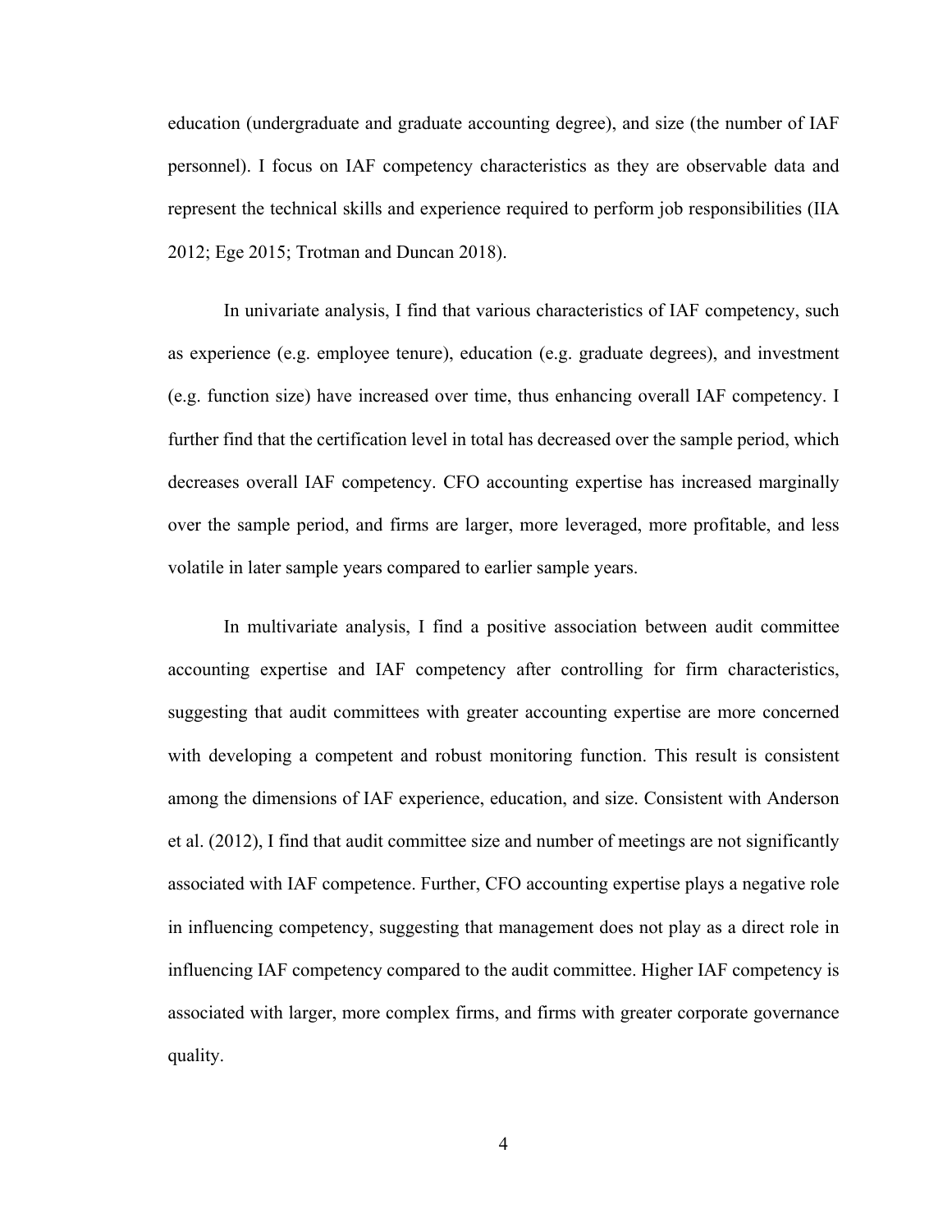education (undergraduate and graduate accounting degree), and size (the number of IAF personnel). I focus on IAF competency characteristics as they are observable data and represent the technical skills and experience required to perform job responsibilities (IIA 2012; Ege 2015; Trotman and Duncan 2018).

In univariate analysis, I find that various characteristics of IAF competency, such as experience (e.g. employee tenure), education (e.g. graduate degrees), and investment (e.g. function size) have increased over time, thus enhancing overall IAF competency. I further find that the certification level in total has decreased over the sample period, which decreases overall IAF competency. CFO accounting expertise has increased marginally over the sample period, and firms are larger, more leveraged, more profitable, and less volatile in later sample years compared to earlier sample years.

In multivariate analysis, I find a positive association between audit committee accounting expertise and IAF competency after controlling for firm characteristics, suggesting that audit committees with greater accounting expertise are more concerned with developing a competent and robust monitoring function. This result is consistent among the dimensions of IAF experience, education, and size. Consistent with Anderson et al. (2012), I find that audit committee size and number of meetings are not significantly associated with IAF competence. Further, CFO accounting expertise plays a negative role in influencing competency, suggesting that management does not play as a direct role in influencing IAF competency compared to the audit committee. Higher IAF competency is associated with larger, more complex firms, and firms with greater corporate governance quality.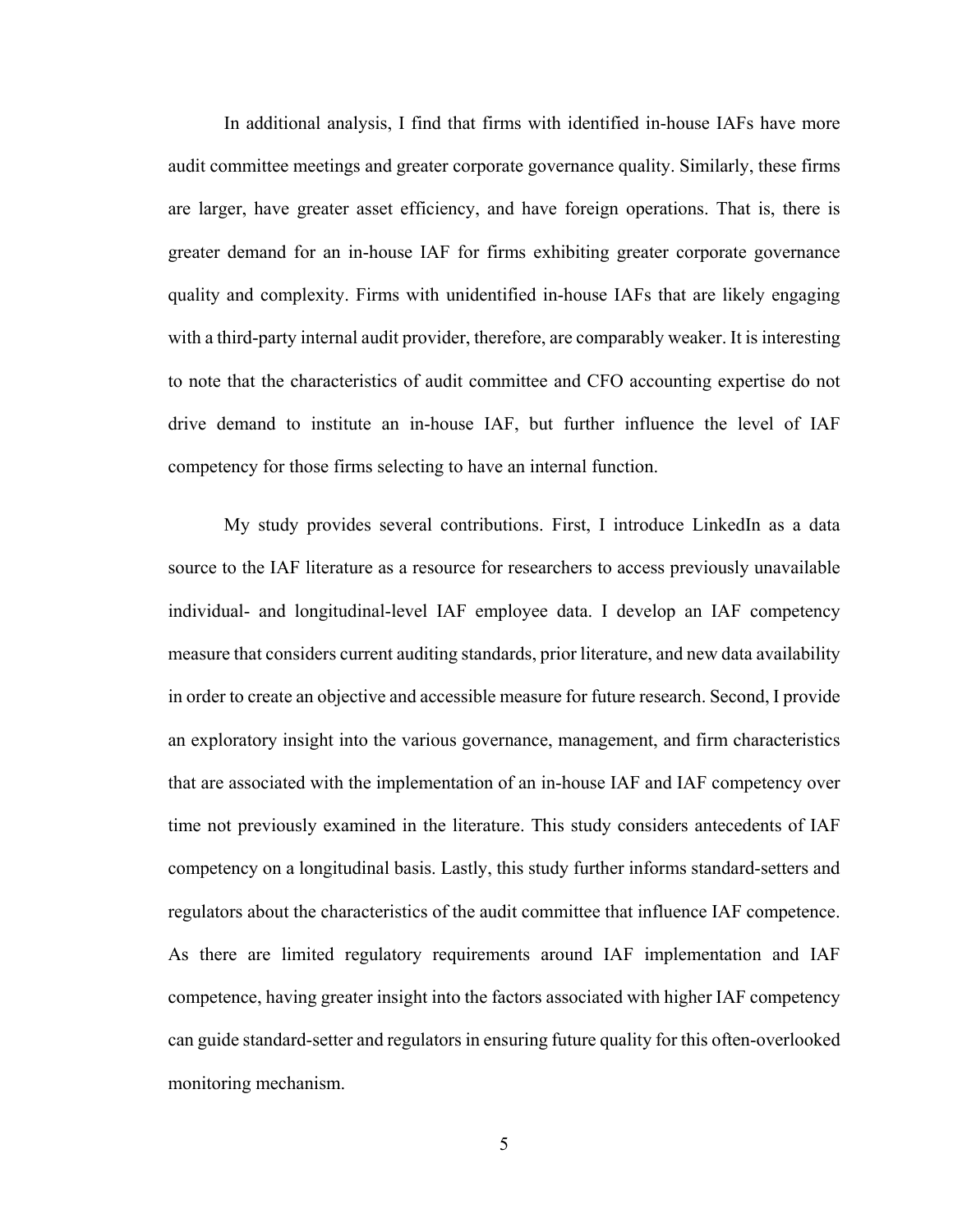In additional analysis, I find that firms with identified in-house IAFs have more audit committee meetings and greater corporate governance quality. Similarly, these firms are larger, have greater asset efficiency, and have foreign operations. That is, there is greater demand for an in-house IAF for firms exhibiting greater corporate governance quality and complexity. Firms with unidentified in-house IAFs that are likely engaging with a third-party internal audit provider, therefore, are comparably weaker. It is interesting to note that the characteristics of audit committee and CFO accounting expertise do not drive demand to institute an in-house IAF, but further influence the level of IAF competency for those firms selecting to have an internal function.

My study provides several contributions. First, I introduce LinkedIn as a data source to the IAF literature as a resource for researchers to access previously unavailable individual- and longitudinal-level IAF employee data. I develop an IAF competency measure that considers current auditing standards, prior literature, and new data availability in order to create an objective and accessible measure for future research. Second, I provide an exploratory insight into the various governance, management, and firm characteristics that are associated with the implementation of an in-house IAF and IAF competency over time not previously examined in the literature. This study considers antecedents of IAF competency on a longitudinal basis. Lastly, this study further informs standard-setters and regulators about the characteristics of the audit committee that influence IAF competence. As there are limited regulatory requirements around IAF implementation and IAF competence, having greater insight into the factors associated with higher IAF competency can guide standard-setter and regulators in ensuring future quality for this often-overlooked monitoring mechanism.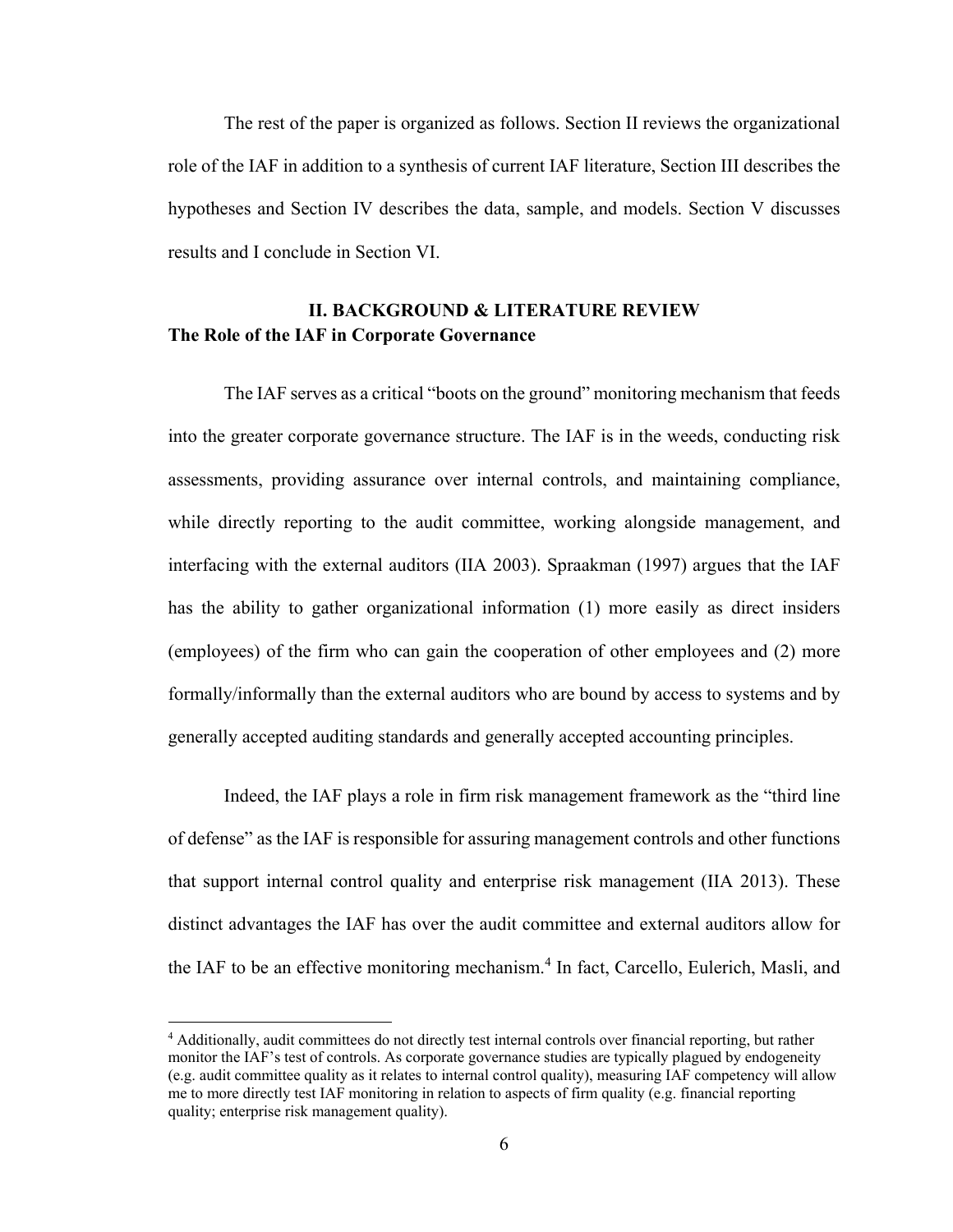The rest of the paper is organized as follows. Section II reviews the organizational role of the IAF in addition to a synthesis of current IAF literature, Section III describes the hypotheses and Section IV describes the data, sample, and models. Section V discusses results and I conclude in Section VI.

## II. BACKGROUND & LITERATURE REVIEW

### The Role of the IAF in Corporate Governance

The IAF serves as a critical "boots on the ground" monitoring mechanism that feeds into the greater corporate governance structure. The IAF is in the weeds, conducting risk assessments, providing assurance over internal controls, and maintaining compliance, while directly reporting to the audit committee, working alongside management, and interfacing with the external auditors (IIA 2003). Spraakman (1997) argues that the IAF has the ability to gather organizational information (1) more easily as direct insiders (employees) of the firm who can gain the cooperation of other employees and (2) more formally/informally than the external auditors who are bound by access to systems and by generally accepted auditing standards and generally accepted accounting principles.

Indeed, the IAF plays a role in firm risk management framework as the "third line of defense" as the IAF is responsible for assuring management controls and other functions that support internal control quality and enterprise risk management (IIA 2013). These distinct advantages the IAF has over the audit committee and external auditors allow for the IAF to be an effective monitoring mechanism.[4] In fact, Carcello, Eulerich, Masli, and

[4] Additionally, audit committees do not directly test internal controls over financial reporting, but rather monitor the IAF's test of controls. As corporate governance studies are typically plagued by endogeneity (e.g. audit committee quality as it relates to internal control quality), measuring IAF competency will allow me to more directly test IAF monitoring in relation to aspects of firm quality (e.g. financial reporting quality; enterprise risk management quality).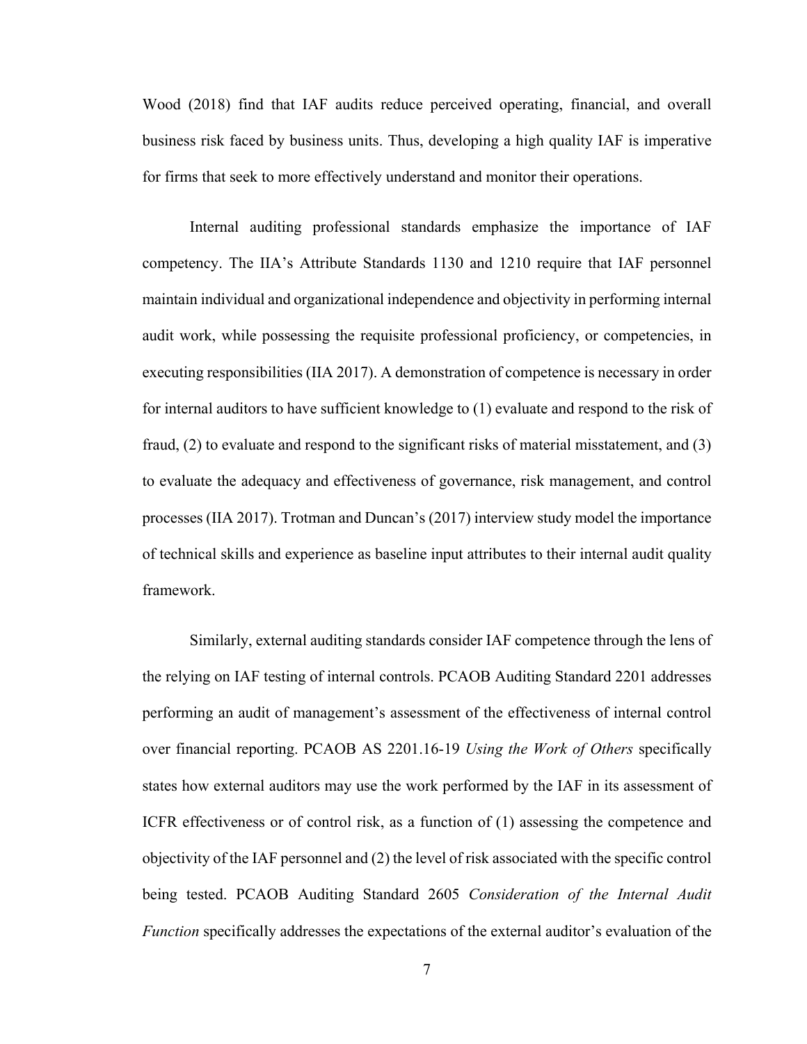Wood (2018) find that IAF audits reduce perceived operating, financial, and overall business risk faced by business units. Thus, developing a high quality IAF is imperative for firms that seek to more effectively understand and monitor their operations.

Internal auditing professional standards emphasize the importance of IAF competency. The IIA's Attribute Standards 1130 and 1210 require that IAF personnel maintain individual and organizational independence and objectivity in performing internal audit work, while possessing the requisite professional proficiency, or competencies, in executing responsibilities (IIA 2017). A demonstration of competence is necessary in order for internal auditors to have sufficient knowledge to (1) evaluate and respond to the risk of fraud, (2) to evaluate and respond to the significant risks of material misstatement, and (3) to evaluate the adequacy and effectiveness of governance, risk management, and control processes (IIA 2017). Trotman and Duncan's (2017) interview study model the importance of technical skills and experience as baseline input attributes to their internal audit quality framework.

Similarly, external auditing standards consider IAF competence through the lens of the relying on IAF testing of internal controls. PCAOB Auditing Standard 2201 addresses performing an audit of management's assessment of the effectiveness of internal control over financial reporting. PCAOB AS 2201.16-19 *Using the Work of Others* specifically states how external auditors may use the work performed by the IAF in its assessment of ICFR effectiveness or of control risk, as a function of (1) assessing the competence and objectivity of the IAF personnel and (2) the level of risk associated with the specific control being tested. PCAOB Auditing Standard 2605 *Consideration of the Internal Audit Function* specifically addresses the expectations of the external auditor's evaluation of the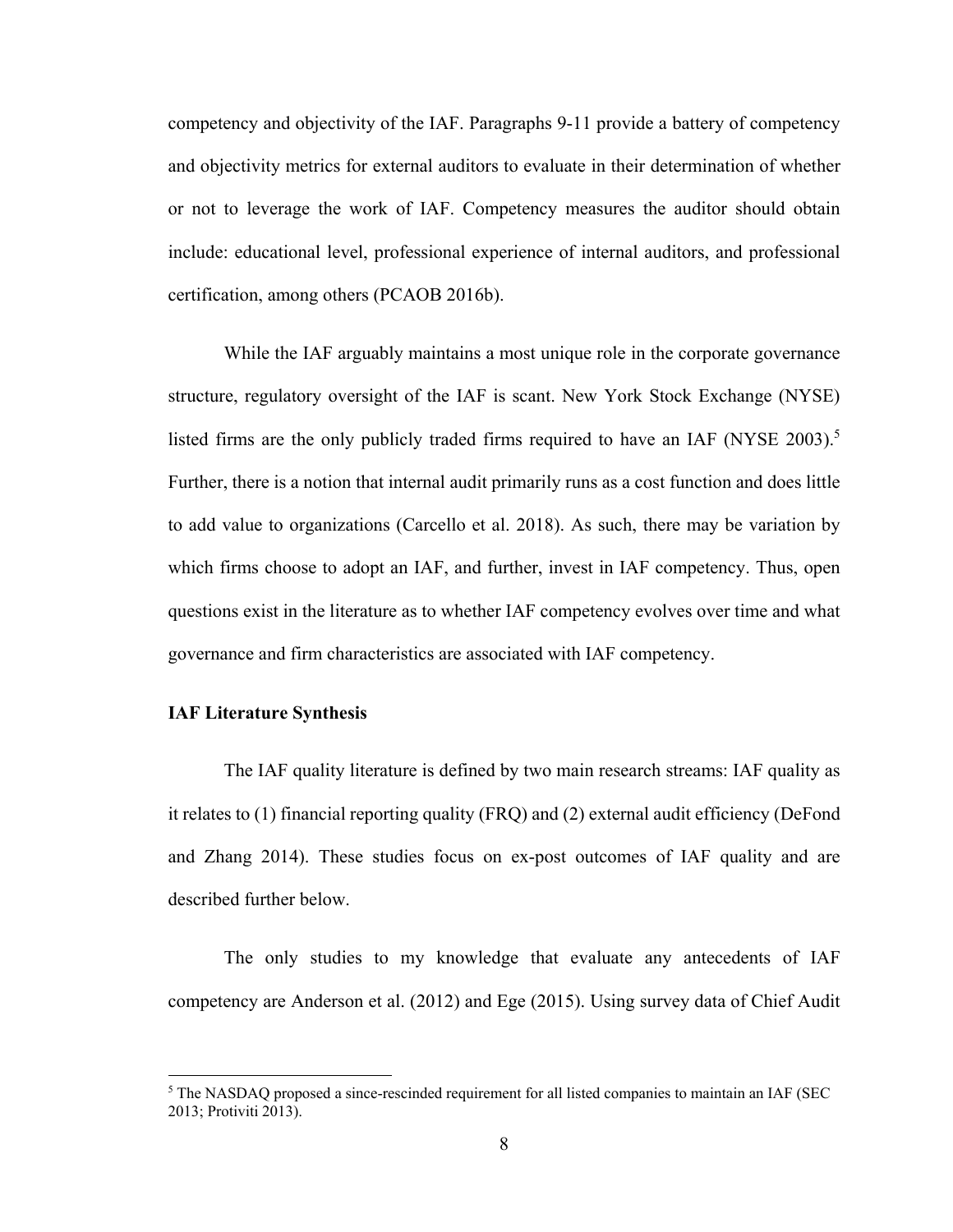competency and objectivity of the IAF. Paragraphs 9-11 provide a battery of competency and objectivity metrics for external auditors to evaluate in their determination of whether or not to leverage the work of IAF. Competency measures the auditor should obtain include: educational level, professional experience of internal auditors, and professional certification, among others (PCAOB 2016b).

While the IAF arguably maintains a most unique role in the corporate governance structure, regulatory oversight of the IAF is scant. New York Stock Exchange (NYSE) listed firms are the only publicly traded firms required to have an IAF (NYSE 2003).[5] Further, there is a notion that internal audit primarily runs as a cost function and does little to add value to organizations (Carcello et al. 2018). As such, there may be variation by which firms choose to adopt an IAF, and further, invest in IAF competency. Thus, open questions exist in the literature as to whether IAF competency evolves over time and what governance and firm characteristics are associated with IAF competency.

**IAF Literature Synthesis**

The IAF quality literature is defined by two main research streams: IAF quality as it relates to (1) financial reporting quality (FRQ) and (2) external audit efficiency (DeFond and Zhang 2014). These studies focus on ex-post outcomes of IAF quality and are described further below.

The only studies to my knowledge that evaluate any antecedents of IAF competency are Anderson et al. (2012) and Ege (2015). Using survey data of Chief Audit

[5] The NASDAQ proposed a since-rescinded requirement for all listed companies to maintain an IAF (SEC 2013; Protiviti 2013).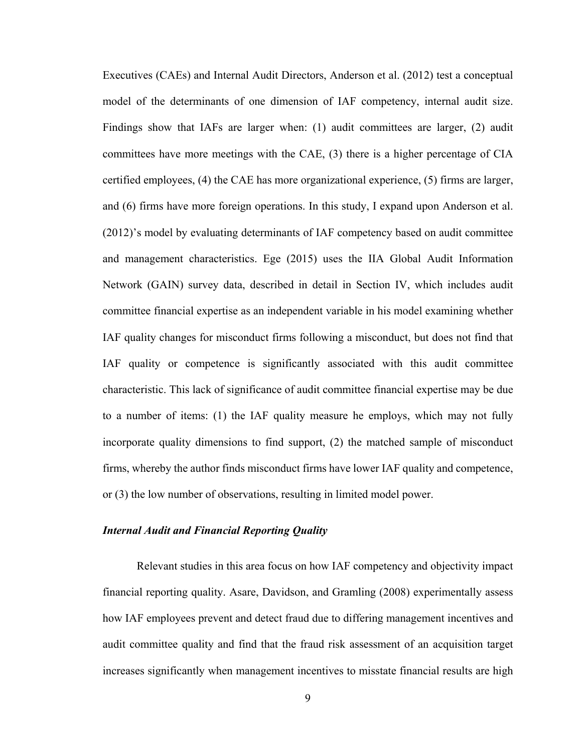Executives (CAEs) and Internal Audit Directors, Anderson et al. (2012) test a conceptual model of the determinants of one dimension of IAF competency, internal audit size. Findings show that IAFs are larger when: (1) audit committees are larger, (2) audit committees have more meetings with the CAE, (3) there is a higher percentage of CIA certified employees, (4) the CAE has more organizational experience, (5) firms are larger, and (6) firms have more foreign operations. In this study, I expand upon Anderson et al. (2012)'s model by evaluating determinants of IAF competency based on audit committee and management characteristics. Ege (2015) uses the IIA Global Audit Information Network (GAIN) survey data, described in detail in Section IV, which includes audit committee financial expertise as an independent variable in his model examining whether IAF quality changes for misconduct firms following a misconduct, but does not find that IAF quality or competence is significantly associated with this audit committee characteristic. This lack of significance of audit committee financial expertise may be due to a number of items: (1) the IAF quality measure he employs, which may not fully incorporate quality dimensions to find support, (2) the matched sample of misconduct firms, whereby the author finds misconduct firms have lower IAF quality and competence, or (3) the low number of observations, resulting in limited model power.

### *Internal Audit and Financial Reporting Quality*

Relevant studies in this area focus on how IAF competency and objectivity impact financial reporting quality. Asare, Davidson, and Gramling (2008) experimentally assess how IAF employees prevent and detect fraud due to differing management incentives and audit committee quality and find that the fraud risk assessment of an acquisition target increases significantly when management incentives to misstate financial results are high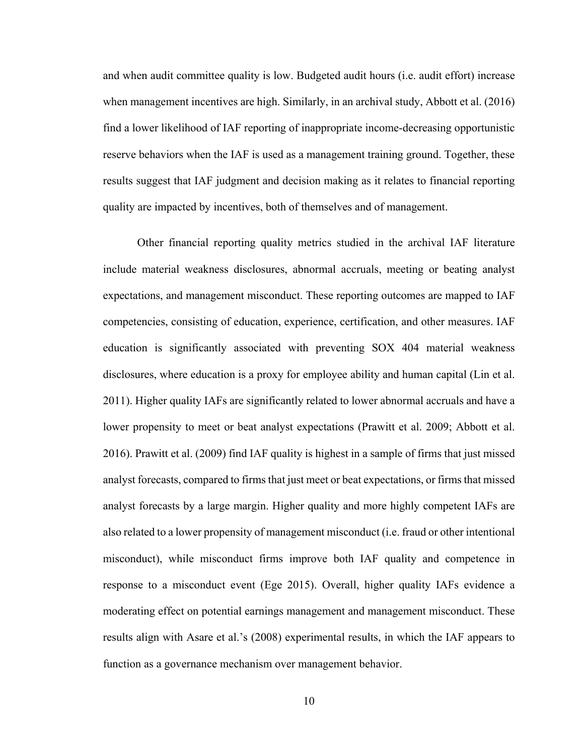and when audit committee quality is low. Budgeted audit hours (i.e. audit effort) increase when management incentives are high. Similarly, in an archival study, Abbott et al. (2016) find a lower likelihood of IAF reporting of inappropriate income-decreasing opportunistic reserve behaviors when the IAF is used as a management training ground. Together, these results suggest that IAF judgment and decision making as it relates to financial reporting quality are impacted by incentives, both of themselves and of management.

Other financial reporting quality metrics studied in the archival IAF literature include material weakness disclosures, abnormal accruals, meeting or beating analyst expectations, and management misconduct. These reporting outcomes are mapped to IAF competencies, consisting of education, experience, certification, and other measures. IAF education is significantly associated with preventing SOX 404 material weakness disclosures, where education is a proxy for employee ability and human capital (Lin et al. 2011). Higher quality IAFs are significantly related to lower abnormal accruals and have a lower propensity to meet or beat analyst expectations (Prawitt et al. 2009; Abbott et al. 2016). Prawitt et al. (2009) find IAF quality is highest in a sample of firms that just missed analyst forecasts, compared to firms that just meet or beat expectations, or firms that missed analyst forecasts by a large margin. Higher quality and more highly competent IAFs are also related to a lower propensity of management misconduct (i.e. fraud or other intentional misconduct), while misconduct firms improve both IAF quality and competence in response to a misconduct event (Ege 2015). Overall, higher quality IAFs evidence a moderating effect on potential earnings management and management misconduct. These results align with Asare et al.'s (2008) experimental results, in which the IAF appears to function as a governance mechanism over management behavior.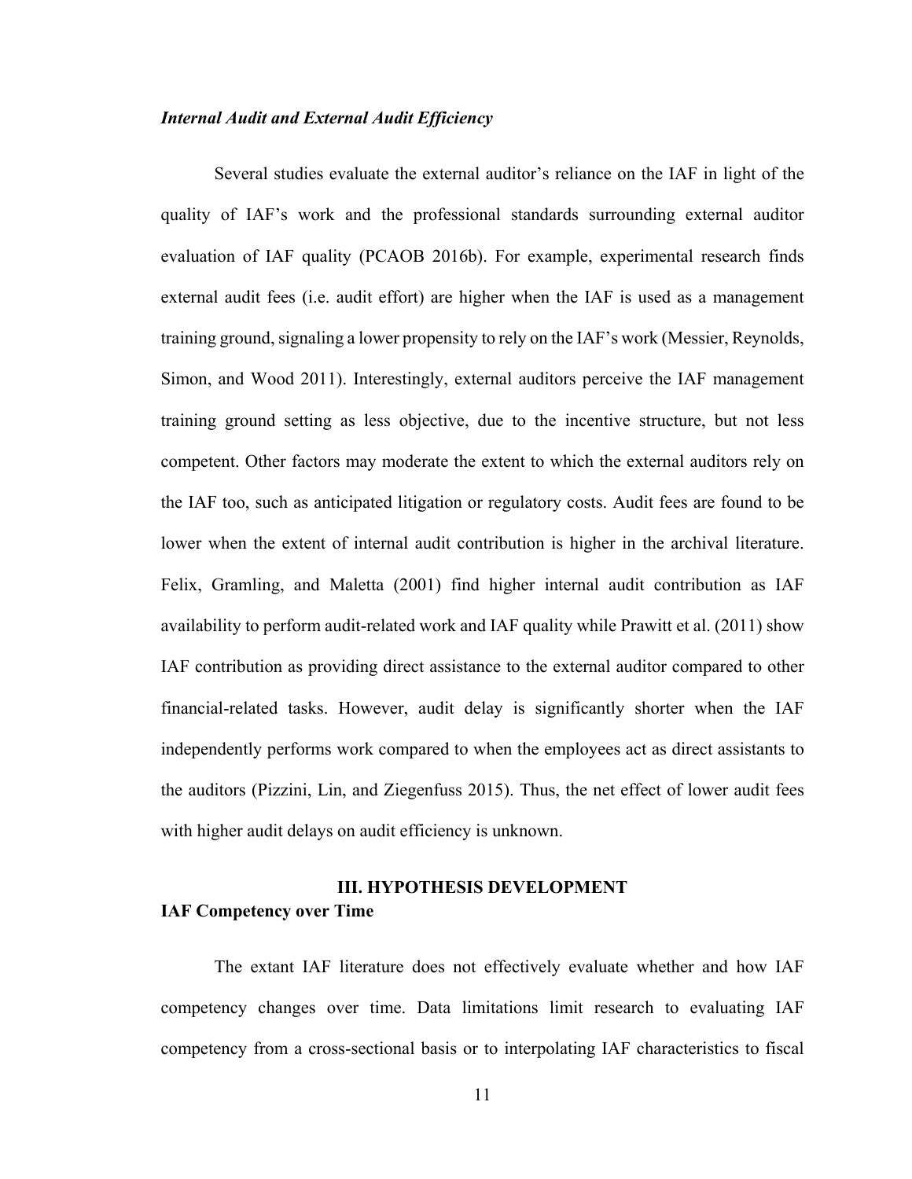*Internal Audit and External Audit Efficiency*

Several studies evaluate the external auditor's reliance on the IAF in light of the quality of IAF's work and the professional standards surrounding external auditor evaluation of IAF quality (PCAOB 2016b). For example, experimental research finds external audit fees (i.e. audit effort) are higher when the IAF is used as a management training ground, signaling a lower propensity to rely on the IAF's work (Messier, Reynolds, Simon, and Wood 2011). Interestingly, external auditors perceive the IAF management training ground setting as less objective, due to the incentive structure, but not less competent. Other factors may moderate the extent to which the external auditors rely on the IAF too, such as anticipated litigation or regulatory costs. Audit fees are found to be lower when the extent of internal audit contribution is higher in the archival literature. Felix, Gramling, and Maletta (2001) find higher internal audit contribution as IAF availability to perform audit-related work and IAF quality while Prawitt et al. (2011) show IAF contribution as providing direct assistance to the external auditor compared to other financial-related tasks. However, audit delay is significantly shorter when the IAF independently performs work compared to when the employees act as direct assistants to the auditors (Pizzini, Lin, and Ziegenfuss 2015). Thus, the net effect of lower audit fees with higher audit delays on audit efficiency is unknown.

## III. HYPOTHESIS DEVELOPMENT

**IAF Competency over Time**

The extant IAF literature does not effectively evaluate whether and how IAF competency changes over time. Data limitations limit research to evaluating IAF competency from a cross-sectional basis or to interpolating IAF characteristics to fiscal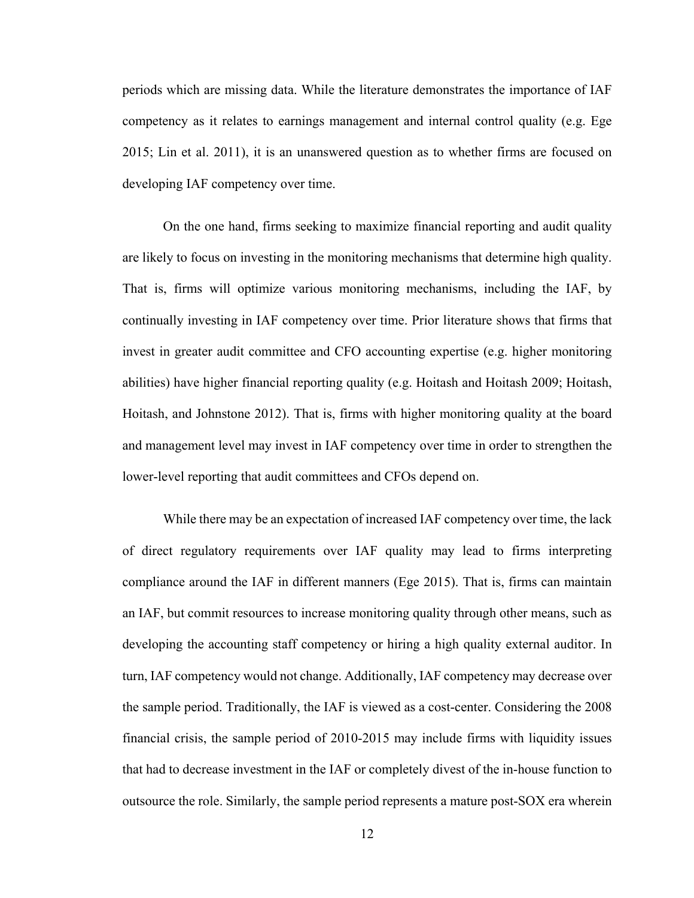periods which are missing data. While the literature demonstrates the importance of IAF competency as it relates to earnings management and internal control quality (e.g. Ege 2015; Lin et al. 2011), it is an unanswered question as to whether firms are focused on developing IAF competency over time.

On the one hand, firms seeking to maximize financial reporting and audit quality are likely to focus on investing in the monitoring mechanisms that determine high quality. That is, firms will optimize various monitoring mechanisms, including the IAF, by continually investing in IAF competency over time. Prior literature shows that firms that invest in greater audit committee and CFO accounting expertise (e.g. higher monitoring abilities) have higher financial reporting quality (e.g. Hoitash and Hoitash 2009; Hoitash, Hoitash, and Johnstone 2012). That is, firms with higher monitoring quality at the board and management level may invest in IAF competency over time in order to strengthen the lower-level reporting that audit committees and CFOs depend on.

While there may be an expectation of increased IAF competency over time, the lack of direct regulatory requirements over IAF quality may lead to firms interpreting compliance around the IAF in different manners (Ege 2015). That is, firms can maintain an IAF, but commit resources to increase monitoring quality through other means, such as developing the accounting staff competency or hiring a high quality external auditor. In turn, IAF competency would not change. Additionally, IAF competency may decrease over the sample period. Traditionally, the IAF is viewed as a cost-center. Considering the 2008 financial crisis, the sample period of 2010-2015 may include firms with liquidity issues that had to decrease investment in the IAF or completely divest of the in-house function to outsource the role. Similarly, the sample period represents a mature post-SOX era wherein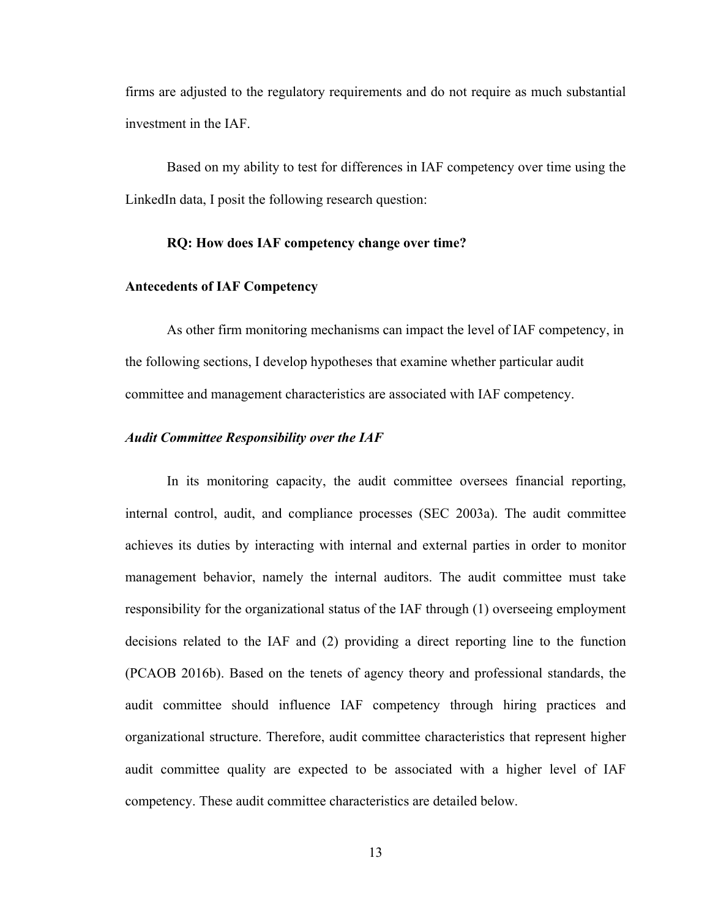firms are adjusted to the regulatory requirements and do not require as much substantial investment in the IAF.

Based on my ability to test for differences in IAF competency over time using the LinkedIn data, I posit the following research question:

**RQ: How does IAF competency change over time?**

## Antecedents of IAF Competency

As other firm monitoring mechanisms can impact the level of IAF competency, in the following sections, I develop hypotheses that examine whether particular audit committee and management characteristics are associated with IAF competency.

### *Audit Committee Responsibility over the IAF*

In its monitoring capacity, the audit committee oversees financial reporting, internal control, audit, and compliance processes (SEC 2003a). The audit committee achieves its duties by interacting with internal and external parties in order to monitor management behavior, namely the internal auditors. The audit committee must take responsibility for the organizational status of the IAF through (1) overseeing employment decisions related to the IAF and (2) providing a direct reporting line to the function (PCAOB 2016b). Based on the tenets of agency theory and professional standards, the audit committee should influence IAF competency through hiring practices and organizational structure. Therefore, audit committee characteristics that represent higher audit committee quality are expected to be associated with a higher level of IAF competency. These audit committee characteristics are detailed below.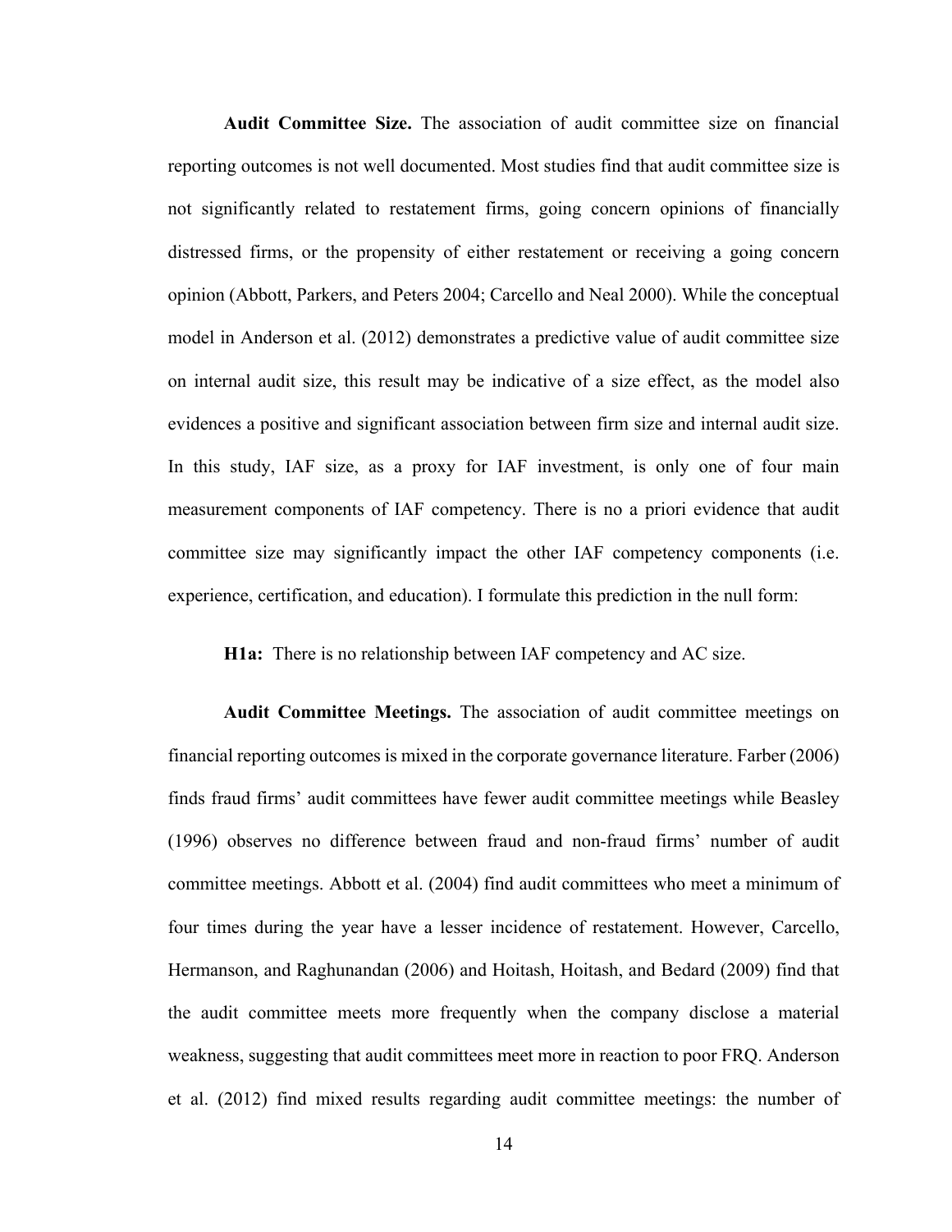**Audit Committee Size.** The association of audit committee size on financial reporting outcomes is not well documented. Most studies find that audit committee size is not significantly related to restatement firms, going concern opinions of financially distressed firms, or the propensity of either restatement or receiving a going concern opinion (Abbott, Parkers, and Peters 2004; Carcello and Neal 2000). While the conceptual model in Anderson et al. (2012) demonstrates a predictive value of audit committee size on internal audit size, this result may be indicative of a size effect, as the model also evidences a positive and significant association between firm size and internal audit size. In this study, IAF size, as a proxy for IAF investment, is only one of four main measurement components of IAF competency. There is no a priori evidence that audit committee size may significantly impact the other IAF competency components (i.e. experience, certification, and education). I formulate this prediction in the null form:

**H1a:** There is no relationship between IAF competency and AC size.

**Audit Committee Meetings.** The association of audit committee meetings on financial reporting outcomes is mixed in the corporate governance literature. Farber (2006) finds fraud firms' audit committees have fewer audit committee meetings while Beasley (1996) observes no difference between fraud and non-fraud firms' number of audit committee meetings. Abbott et al. (2004) find audit committees who meet a minimum of four times during the year have a lesser incidence of restatement. However, Carcello, Hermanson, and Raghunandan (2006) and Hoitash, Hoitash, and Bedard (2009) find that the audit committee meets more frequently when the company disclose a material weakness, suggesting that audit committees meet more in reaction to poor FRQ. Anderson et al. (2012) find mixed results regarding audit committee meetings: the number of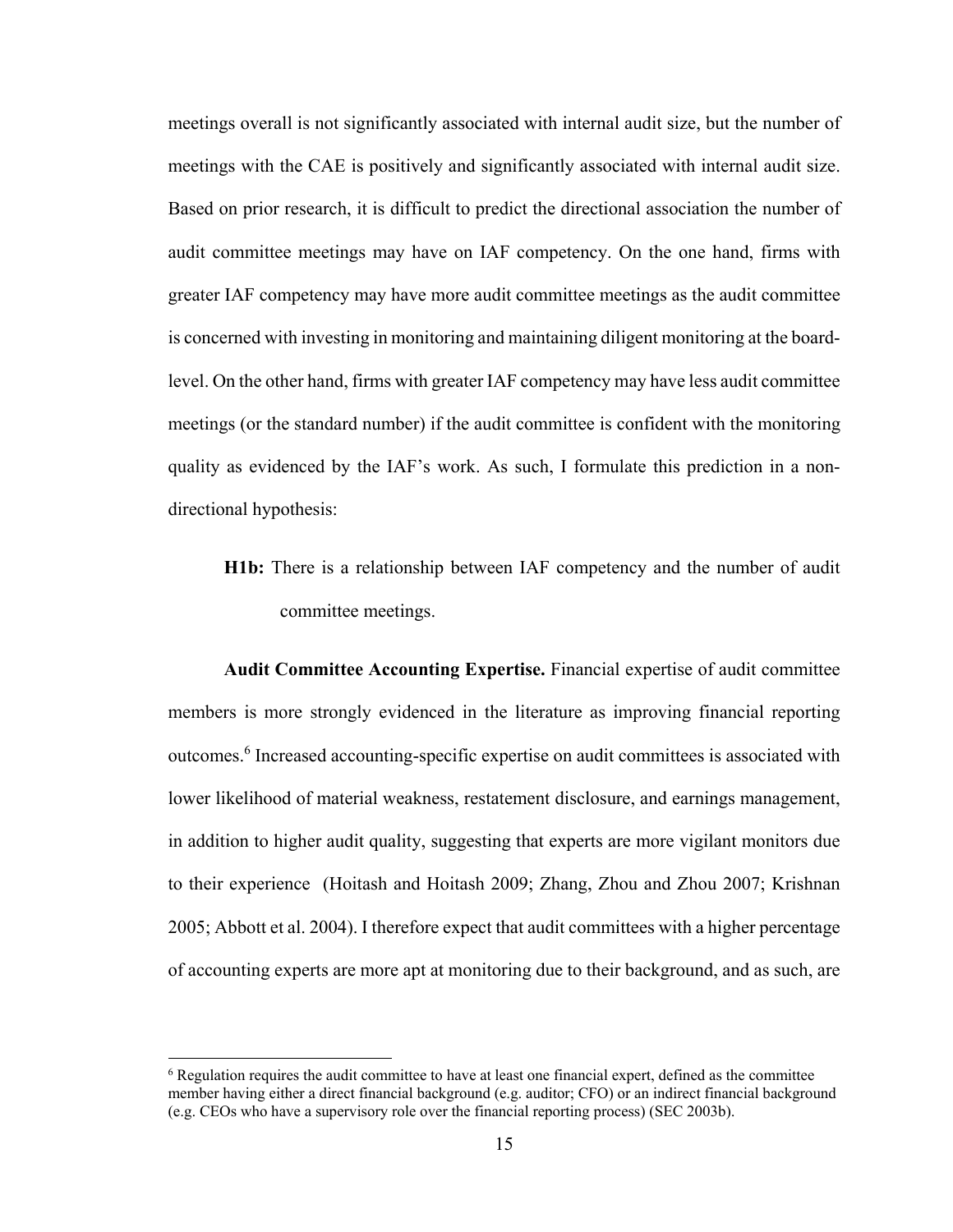meetings overall is not significantly associated with internal audit size, but the number of meetings with the CAE is positively and significantly associated with internal audit size. Based on prior research, it is difficult to predict the directional association the number of audit committee meetings may have on IAF competency. On the one hand, firms with greater IAF competency may have more audit committee meetings as the audit committee is concerned with investing in monitoring and maintaining diligent monitoring at the board-level. On the other hand, firms with greater IAF competency may have less audit committee meetings (or the standard number) if the audit committee is confident with the monitoring quality as evidenced by the IAF's work. As such, I formulate this prediction in a non-directional hypothesis:

> **H1b:** There is a relationship between IAF competency and the number of audit committee meetings.

**Audit Committee Accounting Expertise.** Financial expertise of audit committee members is more strongly evidenced in the literature as improving financial reporting outcomes.[6] Increased accounting-specific expertise on audit committees is associated with lower likelihood of material weakness, restatement disclosure, and earnings management, in addition to higher audit quality, suggesting that experts are more vigilant monitors due to their experience (Hoitash and Hoitash 2009; Zhang, Zhou and Zhou 2007; Krishnan 2005; Abbott et al. 2004). I therefore expect that audit committees with a higher percentage of accounting experts are more apt at monitoring due to their background, and as such, are

---

[6] Regulation requires the audit committee to have at least one financial expert, defined as the committee member having either a direct financial background (e.g. auditor; CFO) or an indirect financial background (e.g. CEOs who have a supervisory role over the financial reporting process) (SEC 2003b).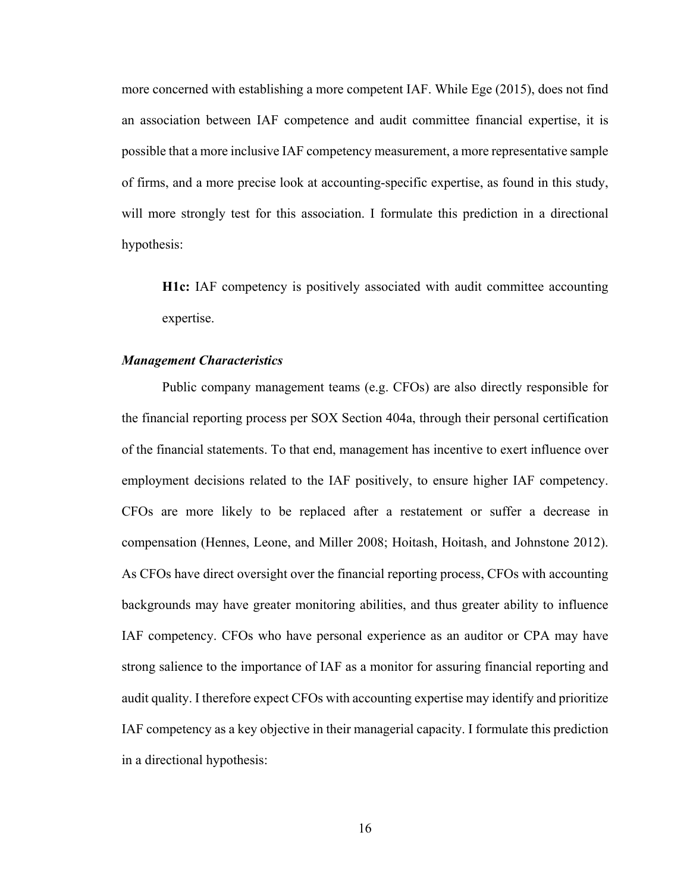more concerned with establishing a more competent IAF. While Ege (2015), does not find an association between IAF competence and audit committee financial expertise, it is possible that a more inclusive IAF competency measurement, a more representative sample of firms, and a more precise look at accounting-specific expertise, as found in this study, will more strongly test for this association. I formulate this prediction in a directional hypothesis:

> **H1c:** IAF competency is positively associated with audit committee accounting expertise.

### *Management Characteristics*

Public company management teams (e.g. CFOs) are also directly responsible for the financial reporting process per SOX Section 404a, through their personal certification of the financial statements. To that end, management has incentive to exert influence over employment decisions related to the IAF positively, to ensure higher IAF competency. CFOs are more likely to be replaced after a restatement or suffer a decrease in compensation (Hennes, Leone, and Miller 2008; Hoitash, Hoitash, and Johnstone 2012). As CFOs have direct oversight over the financial reporting process, CFOs with accounting backgrounds may have greater monitoring abilities, and thus greater ability to influence IAF competency. CFOs who have personal experience as an auditor or CPA may have strong salience to the importance of IAF as a monitor for assuring financial reporting and audit quality. I therefore expect CFOs with accounting expertise may identify and prioritize IAF competency as a key objective in their managerial capacity. I formulate this prediction in a directional hypothesis: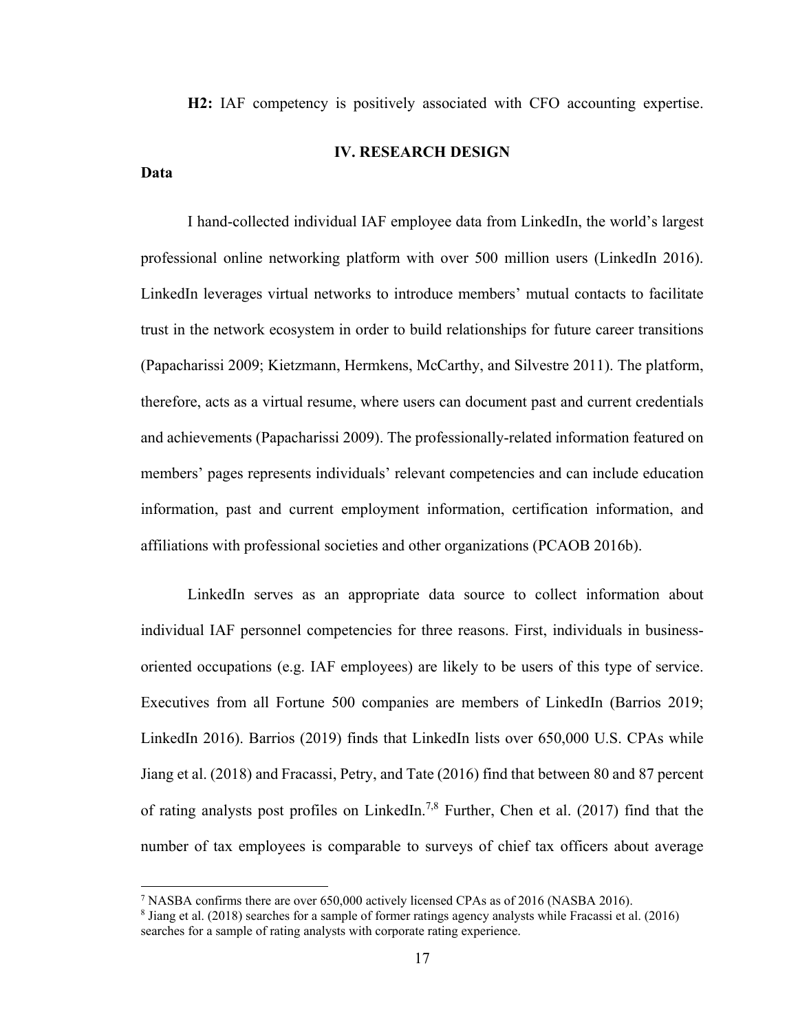**H2:** IAF competency is positively associated with CFO accounting expertise.

## IV. RESEARCH DESIGN

### Data

I hand-collected individual IAF employee data from LinkedIn, the world's largest professional online networking platform with over 500 million users (LinkedIn 2016). LinkedIn leverages virtual networks to introduce members' mutual contacts to facilitate trust in the network ecosystem in order to build relationships for future career transitions (Papacharissi 2009; Kietzmann, Hermkens, McCarthy, and Silvestre 2011). The platform, therefore, acts as a virtual resume, where users can document past and current credentials and achievements (Papacharissi 2009). The professionally-related information featured on members' pages represents individuals' relevant competencies and can include education information, past and current employment information, certification information, and affiliations with professional societies and other organizations (PCAOB 2016b).

LinkedIn serves as an appropriate data source to collect information about individual IAF personnel competencies for three reasons. First, individuals in business-oriented occupations (e.g. IAF employees) are likely to be users of this type of service. Executives from all Fortune 500 companies are members of LinkedIn (Barrios 2019; LinkedIn 2016). Barrios (2019) finds that LinkedIn lists over 650,000 U.S. CPAs while Jiang et al. (2018) and Fracassi, Petry, and Tate (2016) find that between 80 and 87 percent of rating analysts post profiles on LinkedIn.[7,8] Further, Chen et al. (2017) find that the number of tax employees is comparable to surveys of chief tax officers about average

---

[7] NASBA confirms there are over 650,000 actively licensed CPAs as of 2016 (NASBA 2016).

[8] Jiang et al. (2018) searches for a sample of former ratings agency analysts while Fracassi et al. (2016) searches for a sample of rating analysts with corporate rating experience.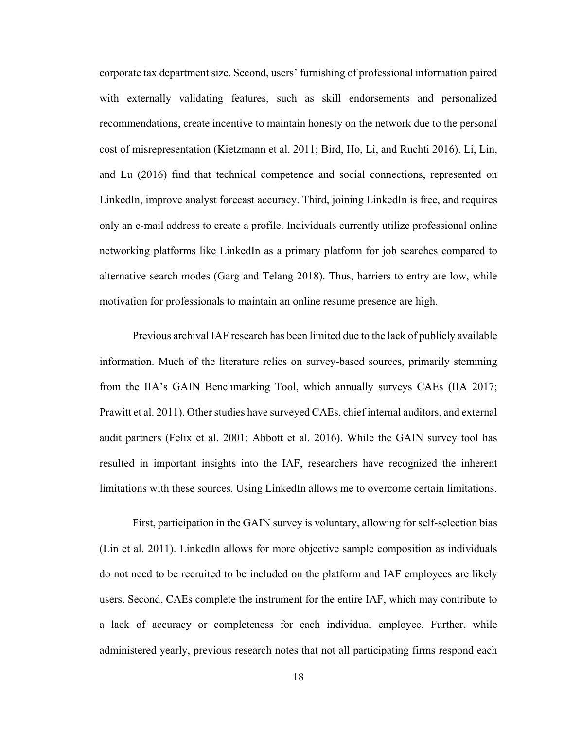corporate tax department size. Second, users' furnishing of professional information paired with externally validating features, such as skill endorsements and personalized recommendations, create incentive to maintain honesty on the network due to the personal cost of misrepresentation (Kietzmann et al. 2011; Bird, Ho, Li, and Ruchti 2016). Li, Lin, and Lu (2016) find that technical competence and social connections, represented on LinkedIn, improve analyst forecast accuracy. Third, joining LinkedIn is free, and requires only an e-mail address to create a profile. Individuals currently utilize professional online networking platforms like LinkedIn as a primary platform for job searches compared to alternative search modes (Garg and Telang 2018). Thus, barriers to entry are low, while motivation for professionals to maintain an online resume presence are high.

Previous archival IAF research has been limited due to the lack of publicly available information. Much of the literature relies on survey-based sources, primarily stemming from the IIA's GAIN Benchmarking Tool, which annually surveys CAEs (IIA 2017; Prawitt et al. 2011). Other studies have surveyed CAEs, chief internal auditors, and external audit partners (Felix et al. 2001; Abbott et al. 2016). While the GAIN survey tool has resulted in important insights into the IAF, researchers have recognized the inherent limitations with these sources. Using LinkedIn allows me to overcome certain limitations.

First, participation in the GAIN survey is voluntary, allowing for self-selection bias (Lin et al. 2011). LinkedIn allows for more objective sample composition as individuals do not need to be recruited to be included on the platform and IAF employees are likely users. Second, CAEs complete the instrument for the entire IAF, which may contribute to a lack of accuracy or completeness for each individual employee. Further, while administered yearly, previous research notes that not all participating firms respond each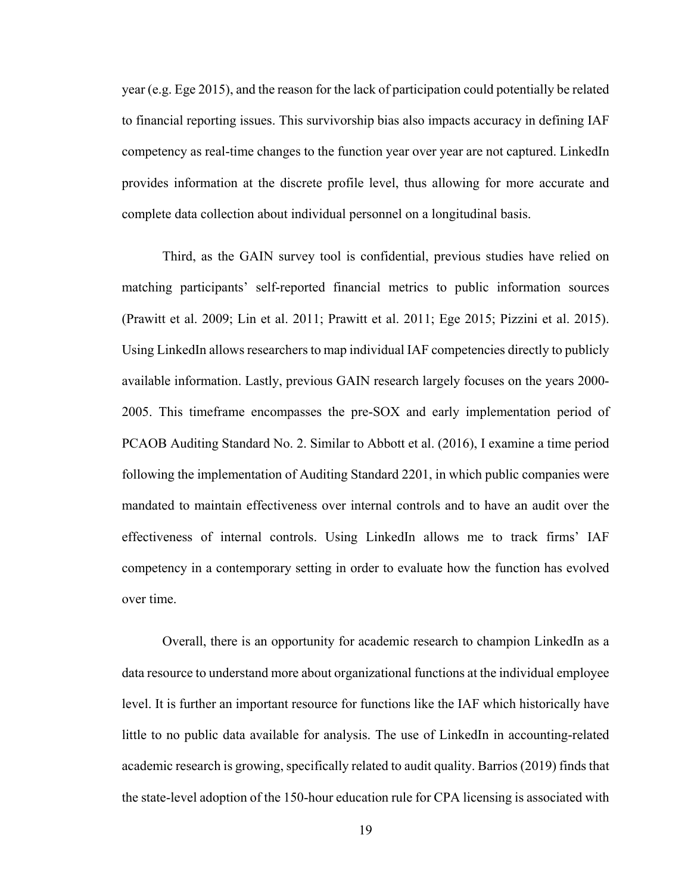year (e.g. Ege 2015), and the reason for the lack of participation could potentially be related to financial reporting issues. This survivorship bias also impacts accuracy in defining IAF competency as real-time changes to the function year over year are not captured. LinkedIn provides information at the discrete profile level, thus allowing for more accurate and complete data collection about individual personnel on a longitudinal basis.

Third, as the GAIN survey tool is confidential, previous studies have relied on matching participants' self-reported financial metrics to public information sources (Prawitt et al. 2009; Lin et al. 2011; Prawitt et al. 2011; Ege 2015; Pizzini et al. 2015). Using LinkedIn allows researchers to map individual IAF competencies directly to publicly available information. Lastly, previous GAIN research largely focuses on the years 2000-2005. This timeframe encompasses the pre-SOX and early implementation period of PCAOB Auditing Standard No. 2. Similar to Abbott et al. (2016), I examine a time period following the implementation of Auditing Standard 2201, in which public companies were mandated to maintain effectiveness over internal controls and to have an audit over the effectiveness of internal controls. Using LinkedIn allows me to track firms' IAF competency in a contemporary setting in order to evaluate how the function has evolved over time.

Overall, there is an opportunity for academic research to champion LinkedIn as a data resource to understand more about organizational functions at the individual employee level. It is further an important resource for functions like the IAF which historically have little to no public data available for analysis. The use of LinkedIn in accounting-related academic research is growing, specifically related to audit quality. Barrios (2019) finds that the state-level adoption of the 150-hour education rule for CPA licensing is associated with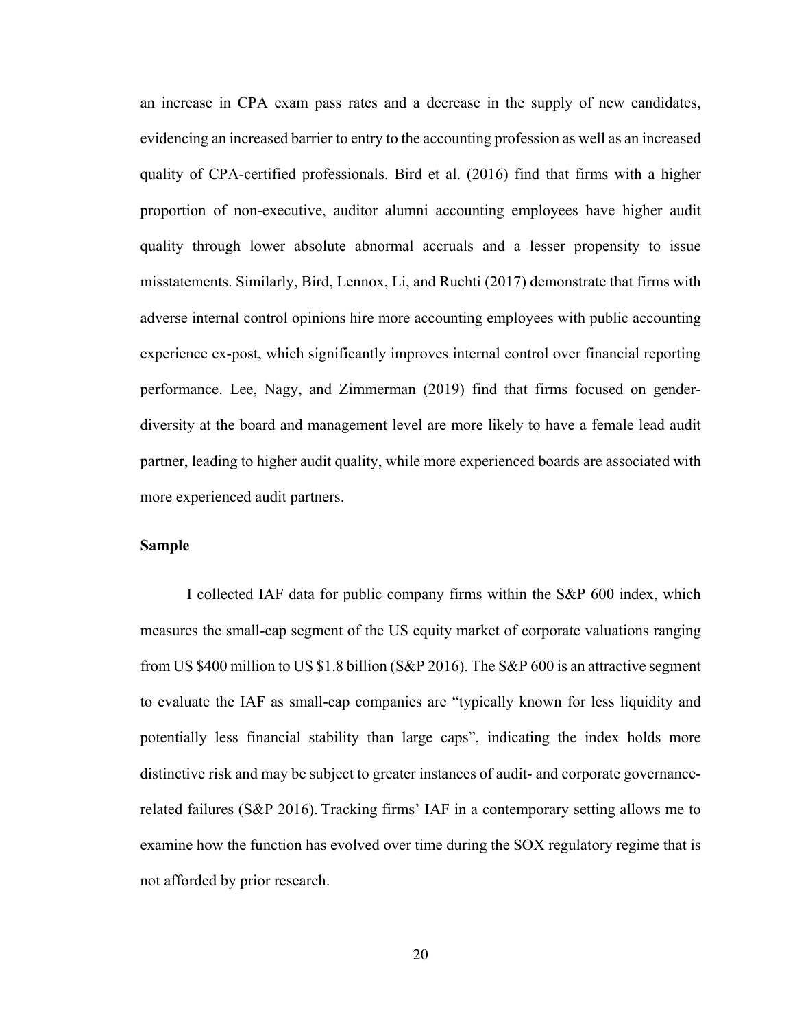an increase in CPA exam pass rates and a decrease in the supply of new candidates, evidencing an increased barrier to entry to the accounting profession as well as an increased quality of CPA-certified professionals. Bird et al. (2016) find that firms with a higher proportion of non-executive, auditor alumni accounting employees have higher audit quality through lower absolute abnormal accruals and a lesser propensity to issue misstatements. Similarly, Bird, Lennox, Li, and Ruchti (2017) demonstrate that firms with adverse internal control opinions hire more accounting employees with public accounting experience ex-post, which significantly improves internal control over financial reporting performance. Lee, Nagy, and Zimmerman (2019) find that firms focused on gender-diversity at the board and management level are more likely to have a female lead audit partner, leading to higher audit quality, while more experienced boards are associated with more experienced audit partners.

### Sample

I collected IAF data for public company firms within the S&P 600 index, which measures the small-cap segment of the US equity market of corporate valuations ranging from US $400 million to US $1.8 billion (S&P 2016). The S&P 600 is an attractive segment to evaluate the IAF as small-cap companies are "typically known for less liquidity and potentially less financial stability than large caps", indicating the index holds more distinctive risk and may be subject to greater instances of audit- and corporate governance-related failures (S&P 2016). Tracking firms' IAF in a contemporary setting allows me to examine how the function has evolved over time during the SOX regulatory regime that is not afforded by prior research.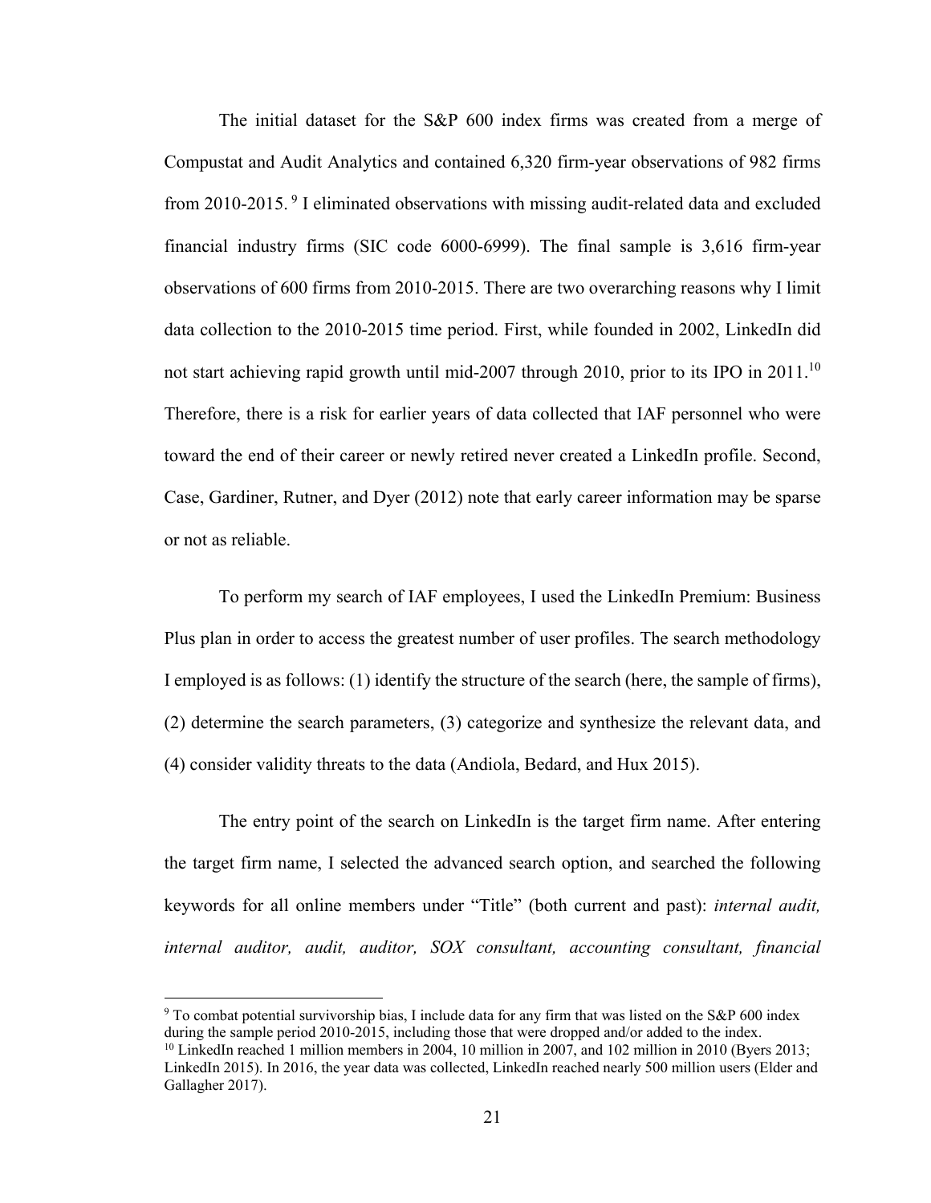The initial dataset for the S&P 600 index firms was created from a merge of Compustat and Audit Analytics and contained 6,320 firm-year observations of 982 firms from 2010-2015. [9] I eliminated observations with missing audit-related data and excluded financial industry firms (SIC code 6000-6999). The final sample is 3,616 firm-year observations of 600 firms from 2010-2015. There are two overarching reasons why I limit data collection to the 2010-2015 time period. First, while founded in 2002, LinkedIn did not start achieving rapid growth until mid-2007 through 2010, prior to its IPO in 2011.[10] Therefore, there is a risk for earlier years of data collected that IAF personnel who were toward the end of their career or newly retired never created a LinkedIn profile. Second, Case, Gardiner, Rutner, and Dyer (2012) note that early career information may be sparse or not as reliable.

To perform my search of IAF employees, I used the LinkedIn Premium: Business Plus plan in order to access the greatest number of user profiles. The search methodology I employed is as follows: (1) identify the structure of the search (here, the sample of firms), (2) determine the search parameters, (3) categorize and synthesize the relevant data, and (4) consider validity threats to the data (Andiola, Bedard, and Hux 2015).

The entry point of the search on LinkedIn is the target firm name. After entering the target firm name, I selected the advanced search option, and searched the following keywords for all online members under "Title" (both current and past): *internal audit, internal auditor, audit, auditor, SOX consultant, accounting consultant, financial*

---

[9] To combat potential survivorship bias, I include data for any firm that was listed on the S&P 600 index during the sample period 2010-2015, including those that were dropped and/or added to the index.

[10] LinkedIn reached 1 million members in 2004, 10 million in 2007, and 102 million in 2010 (Byers 2013; LinkedIn 2015). In 2016, the year data was collected, LinkedIn reached nearly 500 million users (Elder and Gallagher 2017).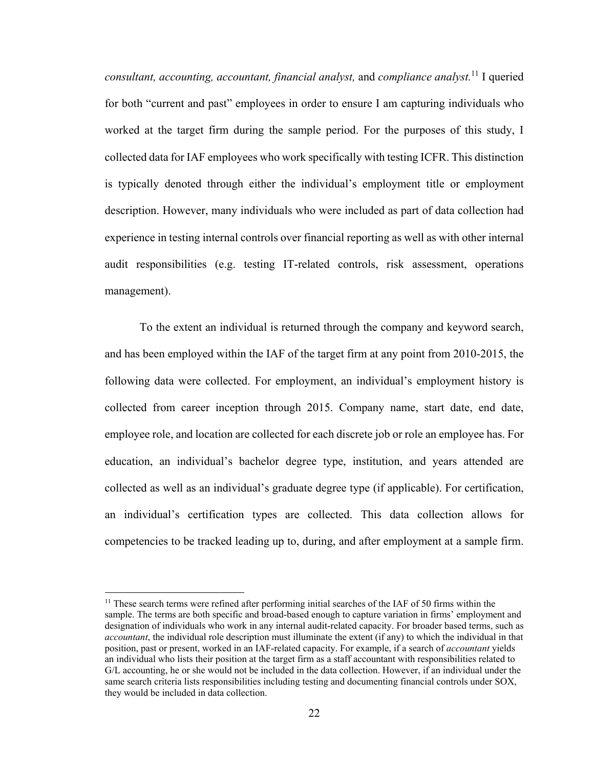*consultant, accounting, accountant, financial analyst,* and *compliance analyst.*[11] I queried for both "current and past" employees in order to ensure I am capturing individuals who worked at the target firm during the sample period. For the purposes of this study, I collected data for IAF employees who work specifically with testing ICFR. This distinction is typically denoted through either the individual's employment title or employment description. However, many individuals who were included as part of data collection had experience in testing internal controls over financial reporting as well as with other internal audit responsibilities (e.g. testing IT-related controls, risk assessment, operations management).

To the extent an individual is returned through the company and keyword search, and has been employed within the IAF of the target firm at any point from 2010-2015, the following data were collected. For employment, an individual's employment history is collected from career inception through 2015. Company name, start date, end date, employee role, and location are collected for each discrete job or role an employee has. For education, an individual's bachelor degree type, institution, and years attended are collected as well as an individual's graduate degree type (if applicable). For certification, an individual's certification types are collected. This data collection allows for competencies to be tracked leading up to, during, and after employment at a sample firm.

[11] These search terms were refined after performing initial searches of the IAF of 50 firms within the sample. The terms are both specific and broad-based enough to capture variation in firms' employment and designation of individuals who work in any internal audit-related capacity. For broader based terms, such as *accountant*, the individual role description must illuminate the extent (if any) to which the individual in that position, past or present, worked in an IAF-related capacity. For example, if a search of *accountant* yields an individual who lists their position at the target firm as a staff accountant with responsibilities related to G/L accounting, he or she would not be included in the data collection. However, if an individual under the same search criteria lists responsibilities including testing and documenting financial controls under SOX, they would be included in data collection.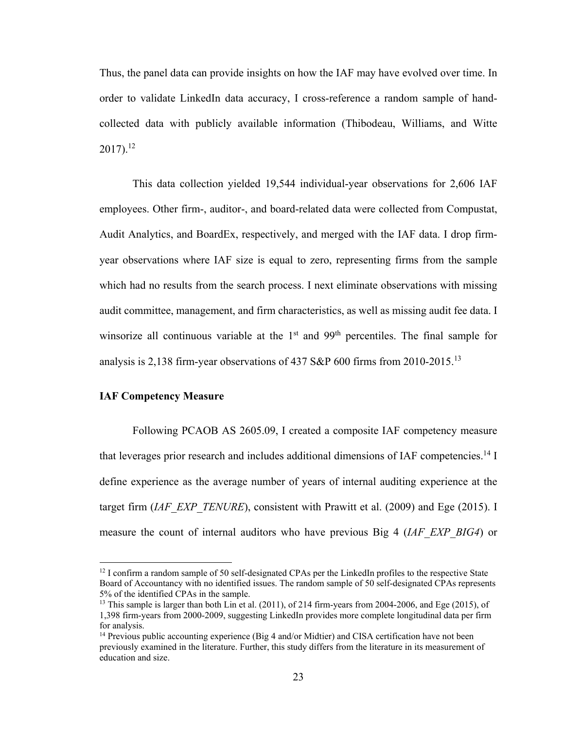Thus, the panel data can provide insights on how the IAF may have evolved over time. In order to validate LinkedIn data accuracy, I cross-reference a random sample of hand-collected data with publicly available information (Thibodeau, Williams, and Witte 2017).[12]

This data collection yielded 19,544 individual-year observations for 2,606 IAF employees. Other firm-, auditor-, and board-related data were collected from Compustat, Audit Analytics, and BoardEx, respectively, and merged with the IAF data. I drop firm-year observations where IAF size is equal to zero, representing firms from the sample which had no results from the search process. I next eliminate observations with missing audit committee, management, and firm characteristics, as well as missing audit fee data. I winsorize all continuous variable at the 1st and 99th percentiles. The final sample for analysis is 2,138 firm-year observations of 437 S&P 600 firms from 2010-2015.[13]

**IAF Competency Measure**

Following PCAOB AS 2605.09, I created a composite IAF competency measure that leverages prior research and includes additional dimensions of IAF competencies.[14] I define experience as the average number of years of internal auditing experience at the target firm (*IAF_EXP_TENURE*), consistent with Prawitt et al. (2009) and Ege (2015). I measure the count of internal auditors who have previous Big 4 (*IAF_EXP_BIG4*) or

[12] I confirm a random sample of 50 self-designated CPAs per the LinkedIn profiles to the respective State Board of Accountancy with no identified issues. The random sample of 50 self-designated CPAs represents 5% of the identified CPAs in the sample.

[13] This sample is larger than both Lin et al. (2011), of 214 firm-years from 2004-2006, and Ege (2015), of 1,398 firm-years from 2000-2009, suggesting LinkedIn provides more complete longitudinal data per firm for analysis.

[14] Previous public accounting experience (Big 4 and/or Midtier) and CISA certification have not been previously examined in the literature. Further, this study differs from the literature in its measurement of education and size.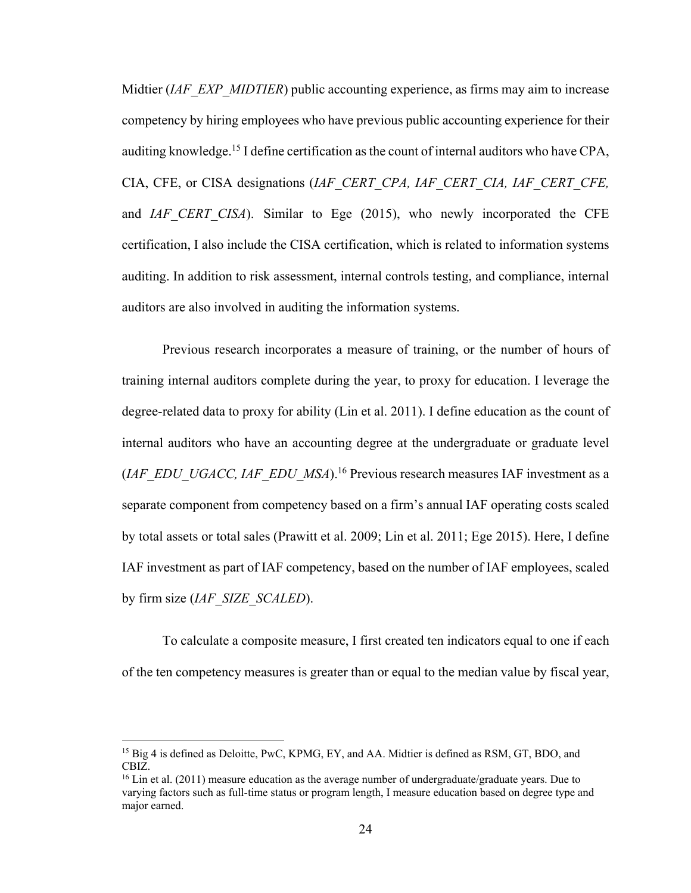Midtier (*IAF_EXP_MIDTIER*) public accounting experience, as firms may aim to increase competency by hiring employees who have previous public accounting experience for their auditing knowledge.[15] I define certification as the count of internal auditors who have CPA, CIA, CFE, or CISA designations (*IAF_CERT_CPA, IAF_CERT_CIA, IAF_CERT_CFE,* and *IAF_CERT_CISA*). Similar to Ege (2015), who newly incorporated the CFE certification, I also include the CISA certification, which is related to information systems auditing. In addition to risk assessment, internal controls testing, and compliance, internal auditors are also involved in auditing the information systems.

Previous research incorporates a measure of training, or the number of hours of training internal auditors complete during the year, to proxy for education. I leverage the degree-related data to proxy for ability (Lin et al. 2011). I define education as the count of internal auditors who have an accounting degree at the undergraduate or graduate level (*IAF_EDU_UGACC, IAF_EDU_MSA*).[16] Previous research measures IAF investment as a separate component from competency based on a firm's annual IAF operating costs scaled by total assets or total sales (Prawitt et al. 2009; Lin et al. 2011; Ege 2015). Here, I define IAF investment as part of IAF competency, based on the number of IAF employees, scaled by firm size (*IAF_SIZE_SCALED*).

To calculate a composite measure, I first created ten indicators equal to one if each of the ten competency measures is greater than or equal to the median value by fiscal year,

---

[15] Big 4 is defined as Deloitte, PwC, KPMG, EY, and AA. Midtier is defined as RSM, GT, BDO, and CBIZ.

[16] Lin et al. (2011) measure education as the average number of undergraduate/graduate years. Due to varying factors such as full-time status or program length, I measure education based on degree type and major earned.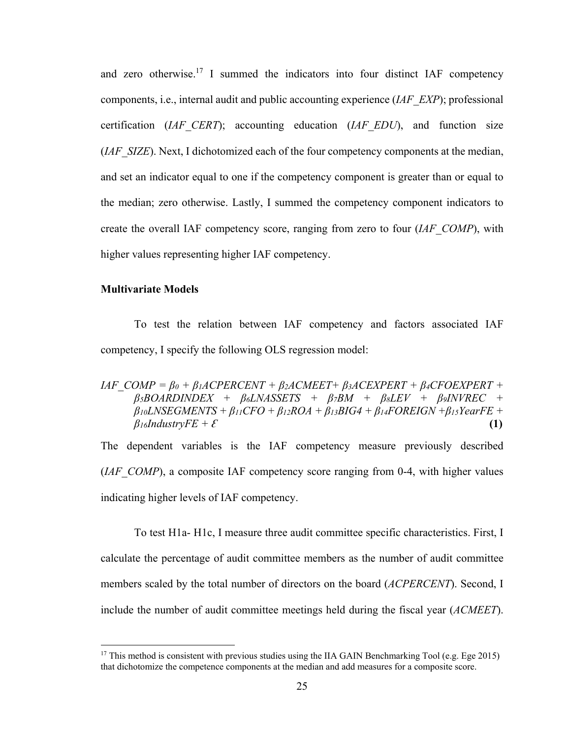and zero otherwise.[17] I summed the indicators into four distinct IAF competency components, i.e., internal audit and public accounting experience (*IAF_EXP*); professional certification (*IAF_CERT*); accounting education (*IAF_EDU*), and function size (*IAF_SIZE*). Next, I dichotomized each of the four competency components at the median, and set an indicator equal to one if the competency component is greater than or equal to the median; zero otherwise. Lastly, I summed the competency component indicators to create the overall IAF competency score, ranging from zero to four (*IAF_COMP*), with higher values representing higher IAF competency.

**Multivariate Models**

To test the relation between IAF competency and factors associated IAF competency, I specify the following OLS regression model:

$$IAF\_COMP = \beta_0 + \beta_1 ACPERCENT + \beta_2 ACMEET + \beta_3 ACEXPERT + \beta_4 CFOEXPERT + \beta_5 BOARDINDEX + \beta_6 LNASSETS + \beta_7 BM + \beta_8 LEV + \beta_9 INVREC + \beta_{10} LNSEGMENTS + \beta_{11} CFO + \beta_{12} ROA + \beta_{13} BIG4 + \beta_{14} FOREIGN + \beta_{15} YearFE + \beta_{16} IndustryFE + \mathcal{E} \quad \textbf{(1)}$$

The dependent variables is the IAF competency measure previously described (*IAF_COMP*), a composite IAF competency score ranging from 0-4, with higher values indicating higher levels of IAF competency.

To test H1a- H1c, I measure three audit committee specific characteristics. First, I calculate the percentage of audit committee members as the number of audit committee members scaled by the total number of directors on the board (*ACPERCENT*). Second, I include the number of audit committee meetings held during the fiscal year (*ACMEET*).

[17] This method is consistent with previous studies using the IIA GAIN Benchmarking Tool (e.g. Ege 2015) that dichotomize the competence components at the median and add measures for a composite score.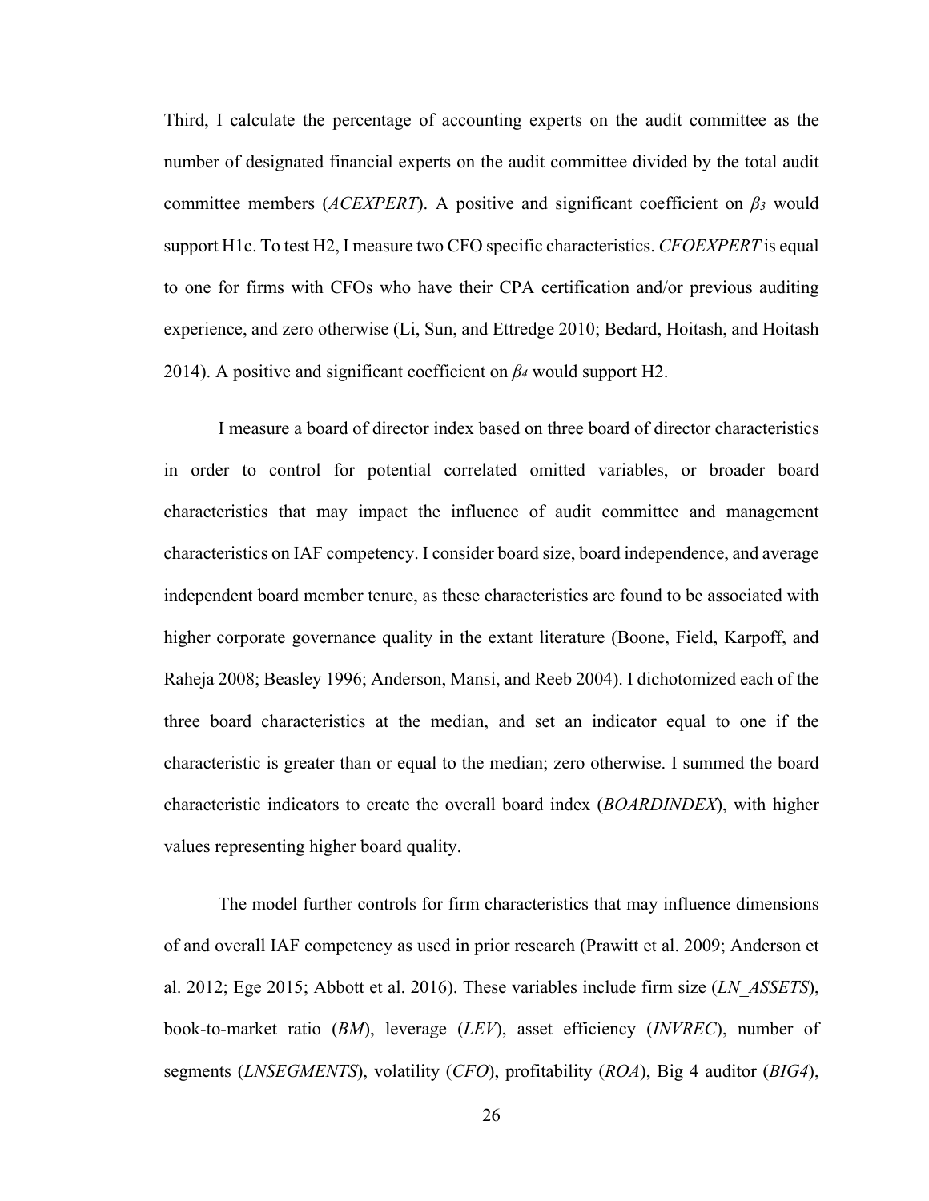Third, I calculate the percentage of accounting experts on the audit committee as the number of designated financial experts on the audit committee divided by the total audit committee members (*ACEXPERT*). A positive and significant coefficient on $\beta_3$ would support H1c. To test H2, I measure two CFO specific characteristics. *CFOEXPERT* is equal to one for firms with CFOs who have their CPA certification and/or previous auditing experience, and zero otherwise (Li, Sun, and Ettredge 2010; Bedard, Hoitash, and Hoitash 2014). A positive and significant coefficient on $\beta_4$ would support H2.

I measure a board of director index based on three board of director characteristics in order to control for potential correlated omitted variables, or broader board characteristics that may impact the influence of audit committee and management characteristics on IAF competency. I consider board size, board independence, and average independent board member tenure, as these characteristics are found to be associated with higher corporate governance quality in the extant literature (Boone, Field, Karpoff, and Raheja 2008; Beasley 1996; Anderson, Mansi, and Reeb 2004). I dichotomized each of the three board characteristics at the median, and set an indicator equal to one if the characteristic is greater than or equal to the median; zero otherwise. I summed the board characteristic indicators to create the overall board index (*BOARDINDEX*), with higher values representing higher board quality.

The model further controls for firm characteristics that may influence dimensions of and overall IAF competency as used in prior research (Prawitt et al. 2009; Anderson et al. 2012; Ege 2015; Abbott et al. 2016). These variables include firm size (*LN_ASSETS*), book-to-market ratio (*BM*), leverage (*LEV*), asset efficiency (*INVREC*), number of segments (*LNSEGMENTS*), volatility (*CFO*), profitability (*ROA*), Big 4 auditor (*BIG4*),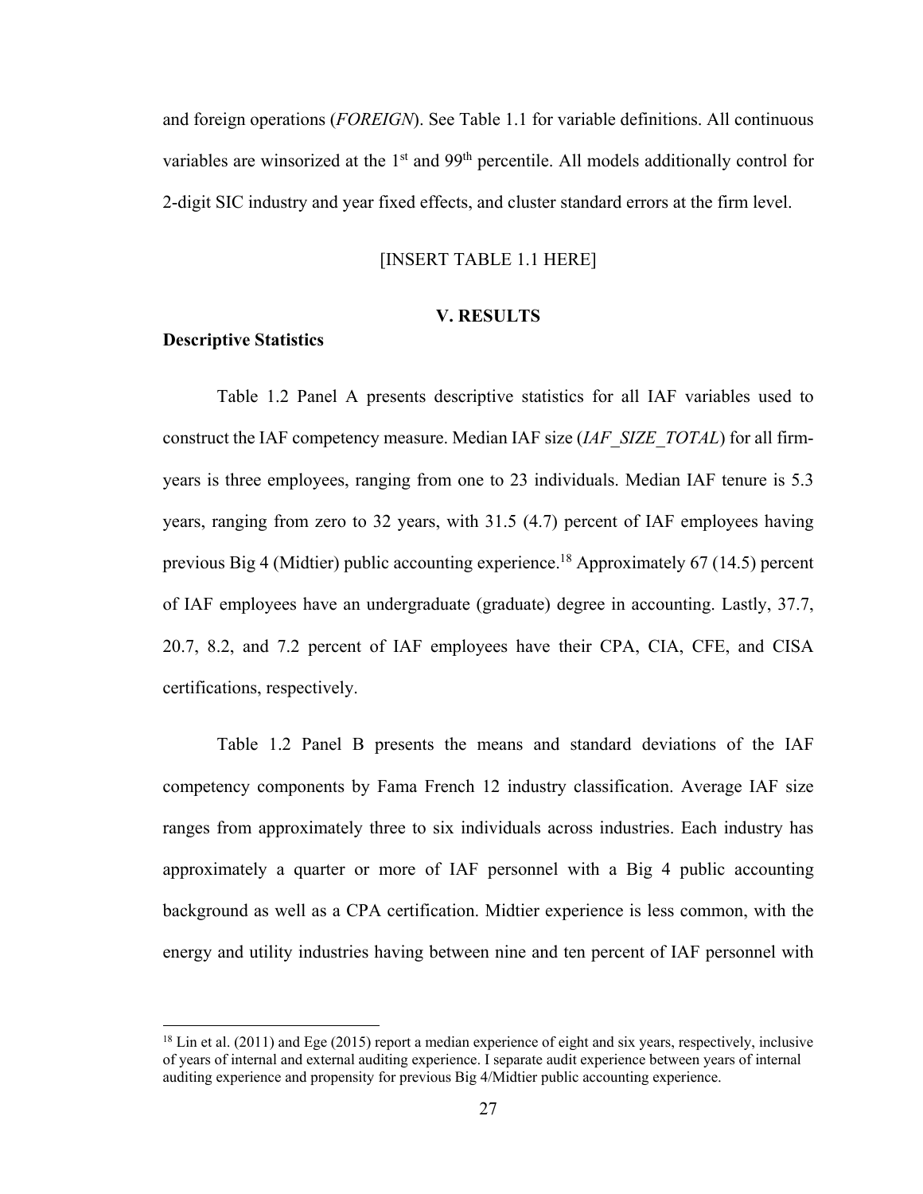and foreign operations (*FOREIGN*). See Table 1.1 for variable definitions. All continuous variables are winsorized at the 1st and 99th percentile. All models additionally control for 2-digit SIC industry and year fixed effects, and cluster standard errors at the firm level.

[INSERT TABLE 1.1 HERE]

## V. RESULTS

### Descriptive Statistics

Table 1.2 Panel A presents descriptive statistics for all IAF variables used to construct the IAF competency measure. Median IAF size (*IAF_SIZE_TOTAL*) for all firm-years is three employees, ranging from one to 23 individuals. Median IAF tenure is 5.3 years, ranging from zero to 32 years, with 31.5 (4.7) percent of IAF employees having previous Big 4 (Midtier) public accounting experience.[18] Approximately 67 (14.5) percent of IAF employees have an undergraduate (graduate) degree in accounting. Lastly, 37.7, 20.7, 8.2, and 7.2 percent of IAF employees have their CPA, CIA, CFE, and CISA certifications, respectively.

Table 1.2 Panel B presents the means and standard deviations of the IAF competency components by Fama French 12 industry classification. Average IAF size ranges from approximately three to six individuals across industries. Each industry has approximately a quarter or more of IAF personnel with a Big 4 public accounting background as well as a CPA certification. Midtier experience is less common, with the energy and utility industries having between nine and ten percent of IAF personnel with

[18] Lin et al. (2011) and Ege (2015) report a median experience of eight and six years, respectively, inclusive of years of internal and external auditing experience. I separate audit experience between years of internal auditing experience and propensity for previous Big 4/Midtier public accounting experience.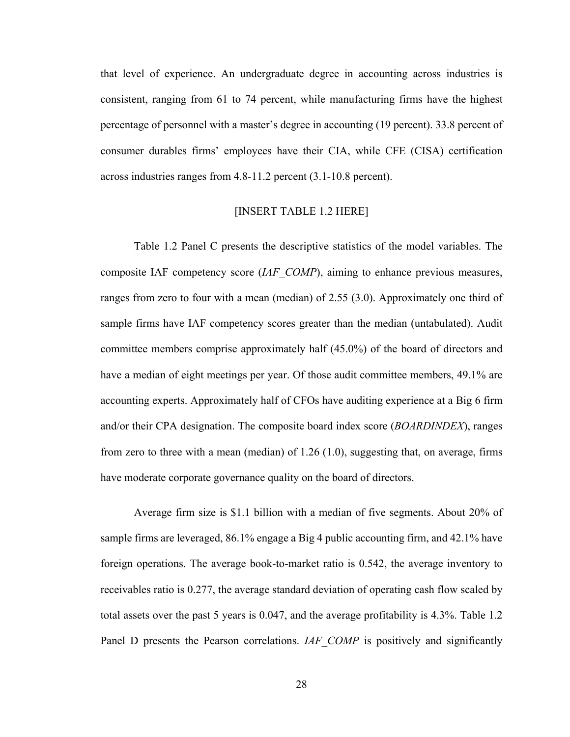that level of experience. An undergraduate degree in accounting across industries is consistent, ranging from 61 to 74 percent, while manufacturing firms have the highest percentage of personnel with a master's degree in accounting (19 percent). 33.8 percent of consumer durables firms' employees have their CIA, while CFE (CISA) certification across industries ranges from 4.8-11.2 percent (3.1-10.8 percent).

[INSERT TABLE 1.2 HERE]

Table 1.2 Panel C presents the descriptive statistics of the model variables. The composite IAF competency score (*IAF_COMP*), aiming to enhance previous measures, ranges from zero to four with a mean (median) of 2.55 (3.0). Approximately one third of sample firms have IAF competency scores greater than the median (untabulated). Audit committee members comprise approximately half (45.0%) of the board of directors and have a median of eight meetings per year. Of those audit committee members, 49.1% are accounting experts. Approximately half of CFOs have auditing experience at a Big 6 firm and/or their CPA designation. The composite board index score (*BOARDINDEX*), ranges from zero to three with a mean (median) of 1.26 (1.0), suggesting that, on average, firms have moderate corporate governance quality on the board of directors.

Average firm size is $1.1 billion with a median of five segments. About 20% of sample firms are leveraged, 86.1% engage a Big 4 public accounting firm, and 42.1% have foreign operations. The average book-to-market ratio is 0.542, the average inventory to receivables ratio is 0.277, the average standard deviation of operating cash flow scaled by total assets over the past 5 years is 0.047, and the average profitability is 4.3%. Table 1.2 Panel D presents the Pearson correlations. *IAF_COMP* is positively and significantly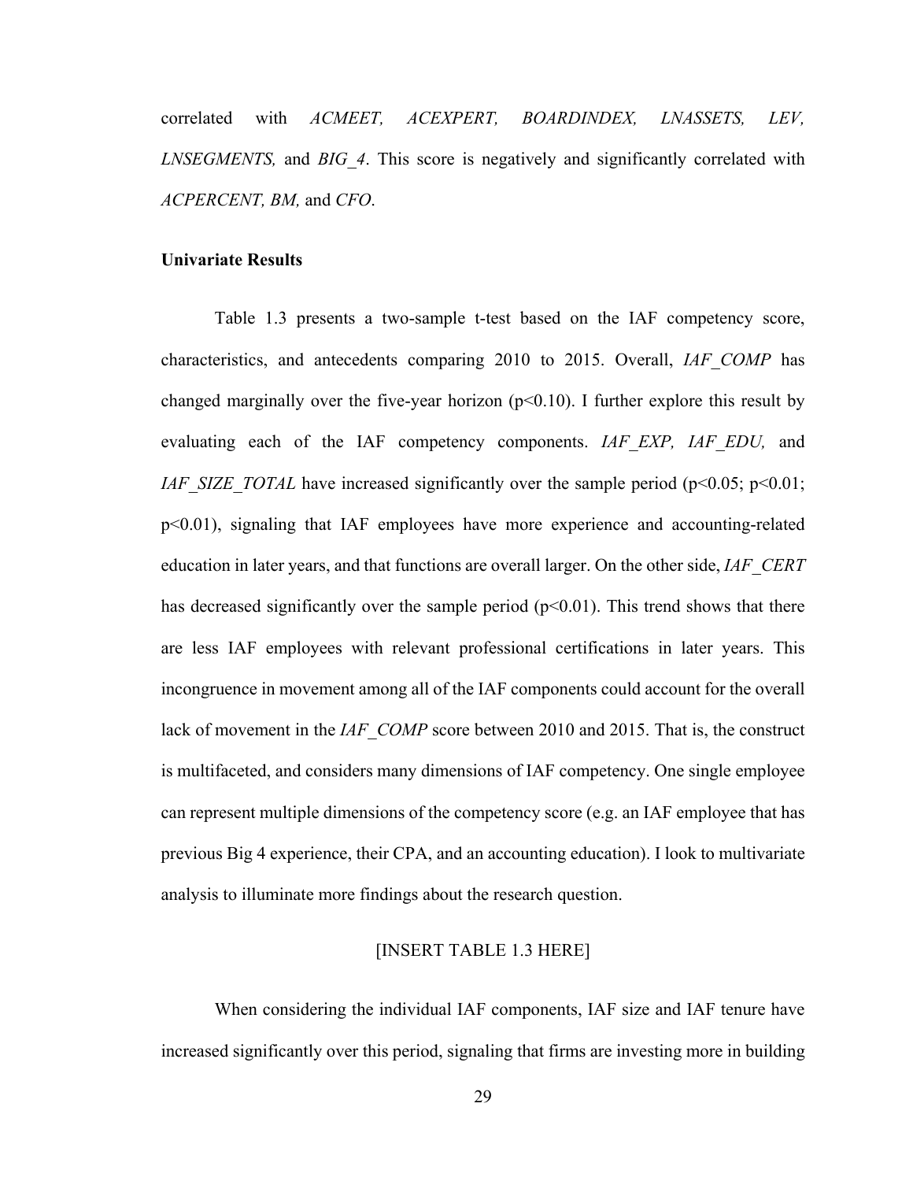correlated with *ACMEET, ACEXPERT, BOARDINDEX, LNASSETS, LEV, LNSEGMENTS,* and *BIG_4*. This score is negatively and significantly correlated with *ACPERCENT, BM,* and *CFO*.

**Univariate Results**

Table 1.3 presents a two-sample t-test based on the IAF competency score, characteristics, and antecedents comparing 2010 to 2015. Overall, *IAF_COMP* has changed marginally over the five-year horizon ($p<0.10$). I further explore this result by evaluating each of the IAF competency components. *IAF_EXP, IAF_EDU,* and *IAF_SIZE_TOTAL* have increased significantly over the sample period ($p<0.05$; $p<0.01$; $p<0.01$), signaling that IAF employees have more experience and accounting-related education in later years, and that functions are overall larger. On the other side, *IAF_CERT* has decreased significantly over the sample period ($p<0.01$). This trend shows that there are less IAF employees with relevant professional certifications in later years. This incongruence in movement among all of the IAF components could account for the overall lack of movement in the *IAF_COMP* score between 2010 and 2015. That is, the construct is multifaceted, and considers many dimensions of IAF competency. One single employee can represent multiple dimensions of the competency score (e.g. an IAF employee that has previous Big 4 experience, their CPA, and an accounting education). I look to multivariate analysis to illuminate more findings about the research question.

[INSERT TABLE 1.3 HERE]

When considering the individual IAF components, IAF size and IAF tenure have increased significantly over this period, signaling that firms are investing more in building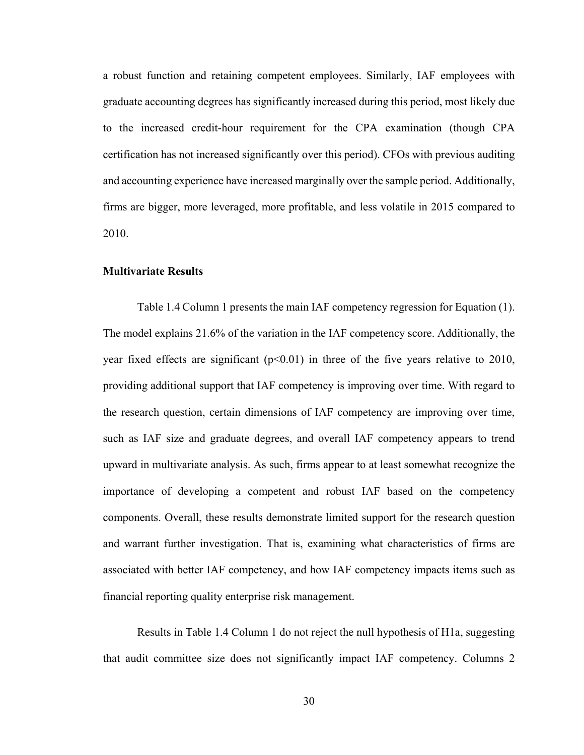a robust function and retaining competent employees. Similarly, IAF employees with graduate accounting degrees has significantly increased during this period, most likely due to the increased credit-hour requirement for the CPA examination (though CPA certification has not increased significantly over this period). CFOs with previous auditing and accounting experience have increased marginally over the sample period. Additionally, firms are bigger, more leveraged, more profitable, and less volatile in 2015 compared to 2010.

### Multivariate Results

Table 1.4 Column 1 presents the main IAF competency regression for Equation (1). The model explains 21.6% of the variation in the IAF competency score. Additionally, the year fixed effects are significant ($p<0.01$) in three of the five years relative to 2010, providing additional support that IAF competency is improving over time. With regard to the research question, certain dimensions of IAF competency are improving over time, such as IAF size and graduate degrees, and overall IAF competency appears to trend upward in multivariate analysis. As such, firms appear to at least somewhat recognize the importance of developing a competent and robust IAF based on the competency components. Overall, these results demonstrate limited support for the research question and warrant further investigation. That is, examining what characteristics of firms are associated with better IAF competency, and how IAF competency impacts items such as financial reporting quality enterprise risk management.

Results in Table 1.4 Column 1 do not reject the null hypothesis of H1a, suggesting that audit committee size does not significantly impact IAF competency. Columns 2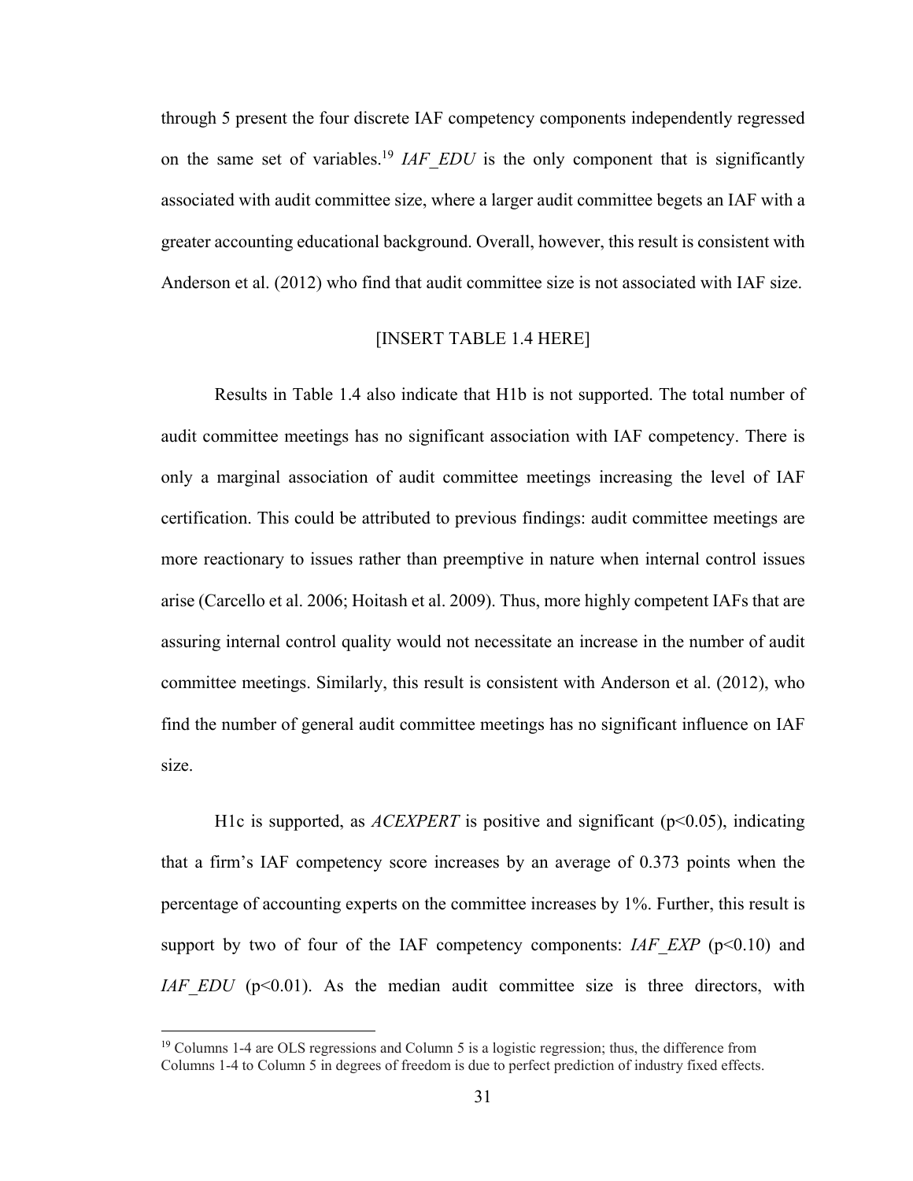through 5 present the four discrete IAF competency components independently regressed on the same set of variables.[19] *IAF_EDU* is the only component that is significantly associated with audit committee size, where a larger audit committee begets an IAF with a greater accounting educational background. Overall, however, this result is consistent with Anderson et al. (2012) who find that audit committee size is not associated with IAF size.

[INSERT TABLE 1.4 HERE]

Results in Table 1.4 also indicate that H1b is not supported. The total number of audit committee meetings has no significant association with IAF competency. There is only a marginal association of audit committee meetings increasing the level of IAF certification. This could be attributed to previous findings: audit committee meetings are more reactionary to issues rather than preemptive in nature when internal control issues arise (Carcello et al. 2006; Hoitash et al. 2009). Thus, more highly competent IAFs that are assuring internal control quality would not necessitate an increase in the number of audit committee meetings. Similarly, this result is consistent with Anderson et al. (2012), who find the number of general audit committee meetings has no significant influence on IAF size.

H1c is supported, as *ACEXPERT* is positive and significant ($p<0.05$), indicating that a firm's IAF competency score increases by an average of 0.373 points when the percentage of accounting experts on the committee increases by 1%. Further, this result is support by two of four of the IAF competency components: *IAF_EXP* ($p<0.10$) and *IAF_EDU* ($p<0.01$). As the median audit committee size is three directors, with

[19] Columns 1-4 are OLS regressions and Column 5 is a logistic regression; thus, the difference from Columns 1-4 to Column 5 in degrees of freedom is due to perfect prediction of industry fixed effects.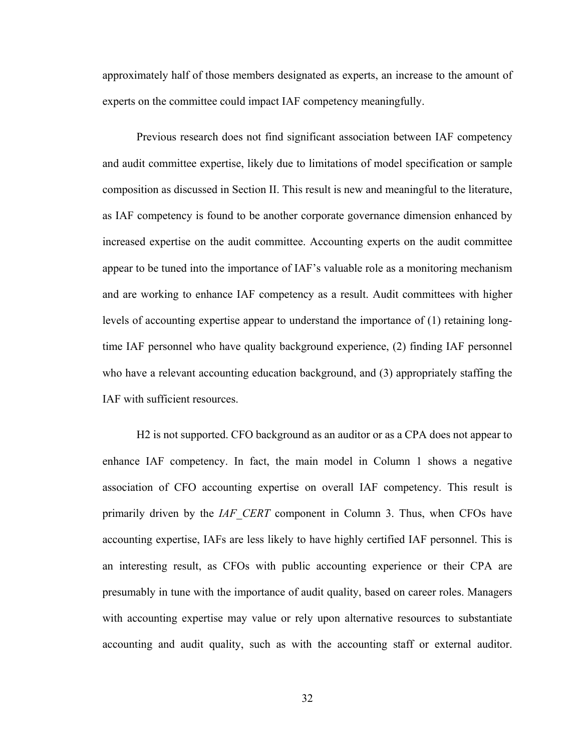approximately half of those members designated as experts, an increase to the amount of experts on the committee could impact IAF competency meaningfully.

Previous research does not find significant association between IAF competency and audit committee expertise, likely due to limitations of model specification or sample composition as discussed in Section II. This result is new and meaningful to the literature, as IAF competency is found to be another corporate governance dimension enhanced by increased expertise on the audit committee. Accounting experts on the audit committee appear to be tuned into the importance of IAF's valuable role as a monitoring mechanism and are working to enhance IAF competency as a result. Audit committees with higher levels of accounting expertise appear to understand the importance of (1) retaining long-time IAF personnel who have quality background experience, (2) finding IAF personnel who have a relevant accounting education background, and (3) appropriately staffing the IAF with sufficient resources.

H2 is not supported. CFO background as an auditor or as a CPA does not appear to enhance IAF competency. In fact, the main model in Column 1 shows a negative association of CFO accounting expertise on overall IAF competency. This result is primarily driven by the *IAF_CERT* component in Column 3. Thus, when CFOs have accounting expertise, IAFs are less likely to have highly certified IAF personnel. This is an interesting result, as CFOs with public accounting experience or their CPA are presumably in tune with the importance of audit quality, based on career roles. Managers with accounting expertise may value or rely upon alternative resources to substantiate accounting and audit quality, such as with the accounting staff or external auditor.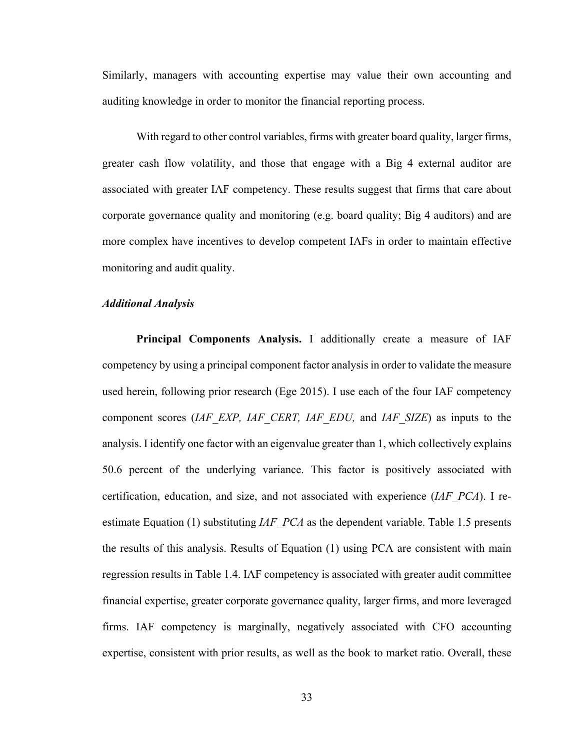Similarly, managers with accounting expertise may value their own accounting and auditing knowledge in order to monitor the financial reporting process.

With regard to other control variables, firms with greater board quality, larger firms, greater cash flow volatility, and those that engage with a Big 4 external auditor are associated with greater IAF competency. These results suggest that firms that care about corporate governance quality and monitoring (e.g. board quality; Big 4 auditors) and are more complex have incentives to develop competent IAFs in order to maintain effective monitoring and audit quality.

### *Additional Analysis*

**Principal Components Analysis.** I additionally create a measure of IAF competency by using a principal component factor analysis in order to validate the measure used herein, following prior research (Ege 2015). I use each of the four IAF competency component scores (*IAF_EXP, IAF_CERT, IAF_EDU,* and *IAF_SIZE*) as inputs to the analysis. I identify one factor with an eigenvalue greater than 1, which collectively explains 50.6 percent of the underlying variance. This factor is positively associated with certification, education, and size, and not associated with experience (*IAF_PCA*). I re-estimate Equation (1) substituting *IAF_PCA* as the dependent variable. Table 1.5 presents the results of this analysis. Results of Equation (1) using PCA are consistent with main regression results in Table 1.4. IAF competency is associated with greater audit committee financial expertise, greater corporate governance quality, larger firms, and more leveraged firms. IAF competency is marginally, negatively associated with CFO accounting expertise, consistent with prior results, as well as the book to market ratio. Overall, these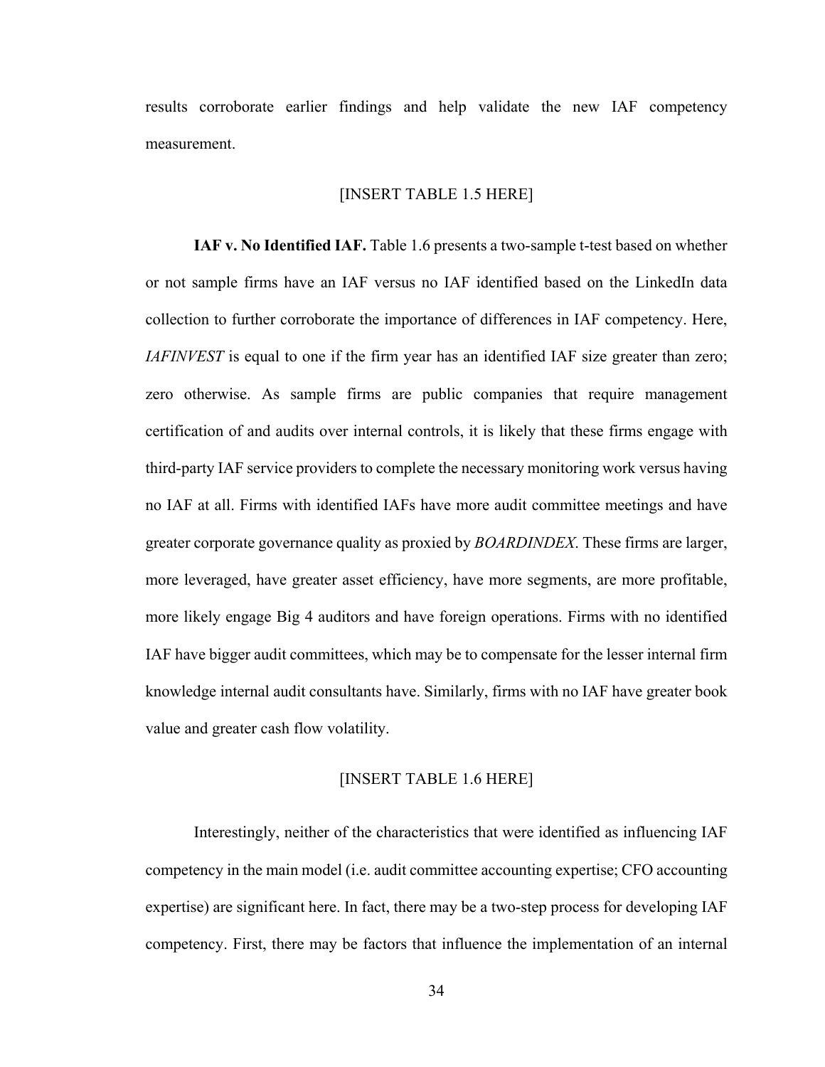results corroborate earlier findings and help validate the new IAF competency measurement.

[INSERT TABLE 1.5 HERE]

**IAF v. No Identified IAF.** Table 1.6 presents a two-sample t-test based on whether or not sample firms have an IAF versus no IAF identified based on the LinkedIn data collection to further corroborate the importance of differences in IAF competency. Here, *IAFINVEST* is equal to one if the firm year has an identified IAF size greater than zero; zero otherwise. As sample firms are public companies that require management certification of and audits over internal controls, it is likely that these firms engage with third-party IAF service providers to complete the necessary monitoring work versus having no IAF at all. Firms with identified IAFs have more audit committee meetings and have greater corporate governance quality as proxied by *BOARDINDEX*. These firms are larger, more leveraged, have greater asset efficiency, have more segments, are more profitable, more likely engage Big 4 auditors and have foreign operations. Firms with no identified IAF have bigger audit committees, which may be to compensate for the lesser internal firm knowledge internal audit consultants have. Similarly, firms with no IAF have greater book value and greater cash flow volatility.

[INSERT TABLE 1.6 HERE]

Interestingly, neither of the characteristics that were identified as influencing IAF competency in the main model (i.e. audit committee accounting expertise; CFO accounting expertise) are significant here. In fact, there may be a two-step process for developing IAF competency. First, there may be factors that influence the implementation of an internal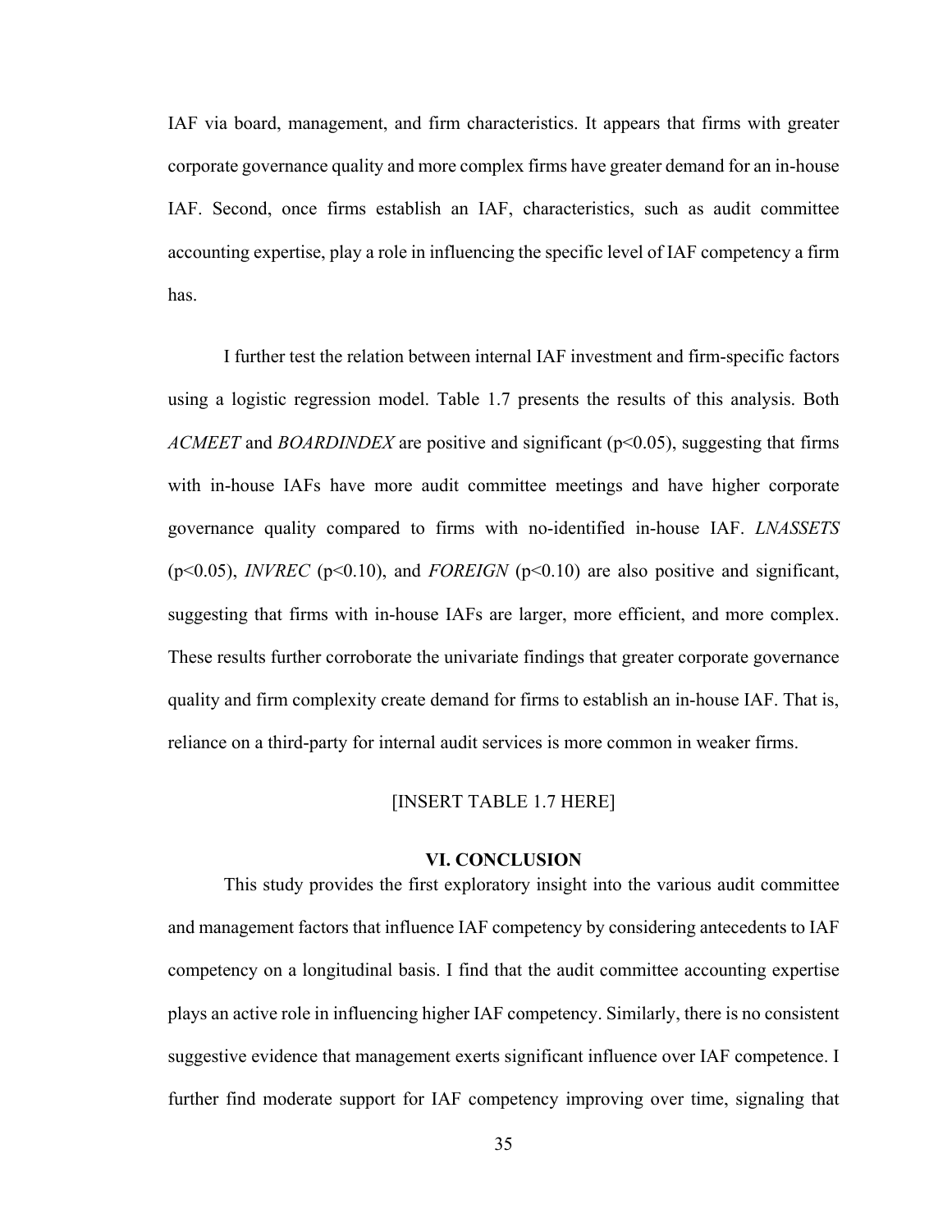IAF via board, management, and firm characteristics. It appears that firms with greater corporate governance quality and more complex firms have greater demand for an in-house IAF. Second, once firms establish an IAF, characteristics, such as audit committee accounting expertise, play a role in influencing the specific level of IAF competency a firm has.

I further test the relation between internal IAF investment and firm-specific factors using a logistic regression model. Table 1.7 presents the results of this analysis. Both *ACMEET* and *BOARDINDEX* are positive and significant ($p<0.05$), suggesting that firms with in-house IAFs have more audit committee meetings and have higher corporate governance quality compared to firms with no-identified in-house IAF. *LNASSETS* ($p<0.05$), *INVREC* ($p<0.10$), and *FOREIGN* ($p<0.10$) are also positive and significant, suggesting that firms with in-house IAFs are larger, more efficient, and more complex. These results further corroborate the univariate findings that greater corporate governance quality and firm complexity create demand for firms to establish an in-house IAF. That is, reliance on a third-party for internal audit services is more common in weaker firms.

[INSERT TABLE 1.7 HERE]

## VI. CONCLUSION

This study provides the first exploratory insight into the various audit committee and management factors that influence IAF competency by considering antecedents to IAF competency on a longitudinal basis. I find that the audit committee accounting expertise plays an active role in influencing higher IAF competency. Similarly, there is no consistent suggestive evidence that management exerts significant influence over IAF competence. I further find moderate support for IAF competency improving over time, signaling that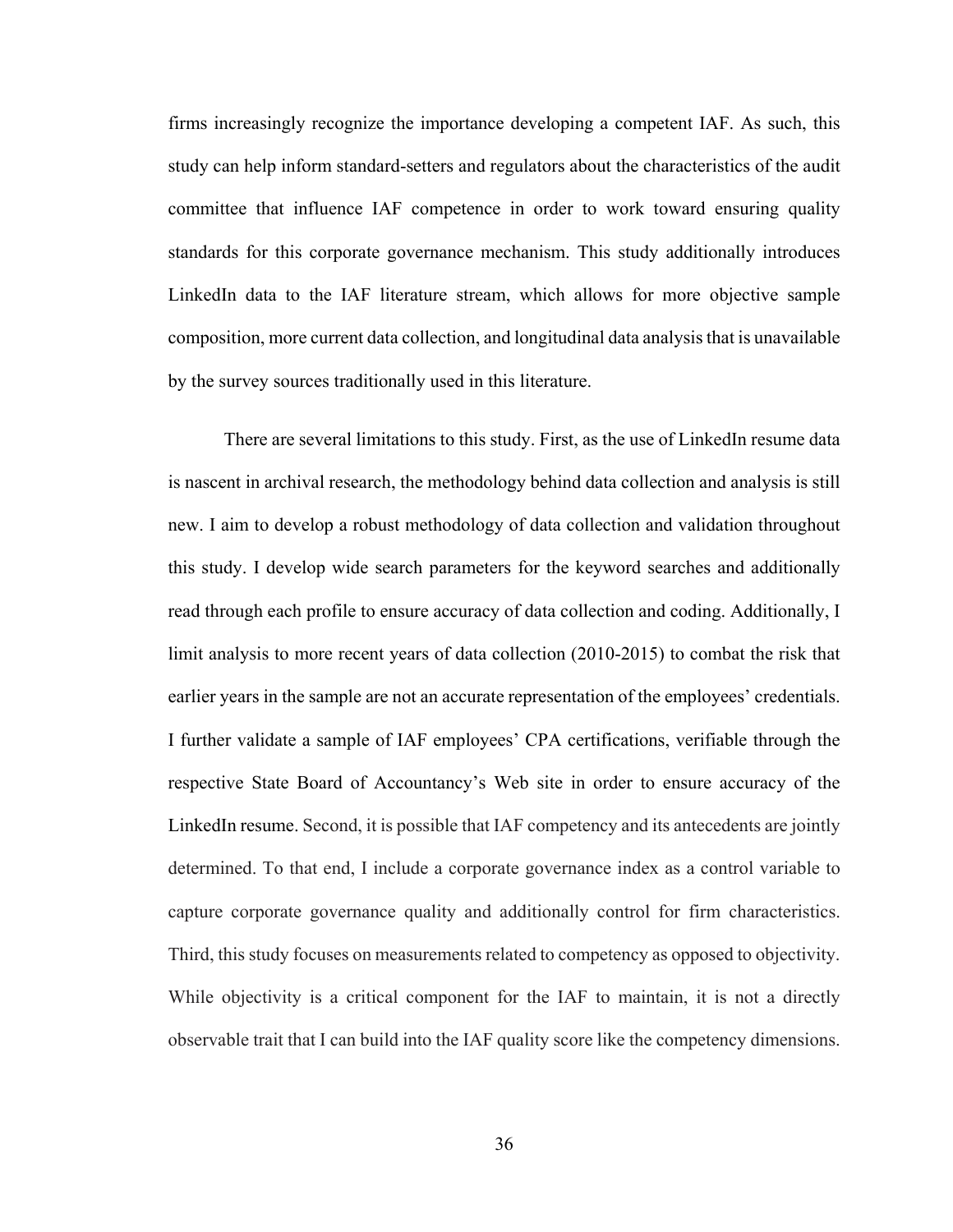firms increasingly recognize the importance developing a competent IAF. As such, this study can help inform standard-setters and regulators about the characteristics of the audit committee that influence IAF competence in order to work toward ensuring quality standards for this corporate governance mechanism. This study additionally introduces LinkedIn data to the IAF literature stream, which allows for more objective sample composition, more current data collection, and longitudinal data analysis that is unavailable by the survey sources traditionally used in this literature.

There are several limitations to this study. First, as the use of LinkedIn resume data is nascent in archival research, the methodology behind data collection and analysis is still new. I aim to develop a robust methodology of data collection and validation throughout this study. I develop wide search parameters for the keyword searches and additionally read through each profile to ensure accuracy of data collection and coding. Additionally, I limit analysis to more recent years of data collection (2010-2015) to combat the risk that earlier years in the sample are not an accurate representation of the employees' credentials. I further validate a sample of IAF employees' CPA certifications, verifiable through the respective State Board of Accountancy's Web site in order to ensure accuracy of the LinkedIn resume. Second, it is possible that IAF competency and its antecedents are jointly determined. To that end, I include a corporate governance index as a control variable to capture corporate governance quality and additionally control for firm characteristics. Third, this study focuses on measurements related to competency as opposed to objectivity. While objectivity is a critical component for the IAF to maintain, it is not a directly observable trait that I can build into the IAF quality score like the competency dimensions.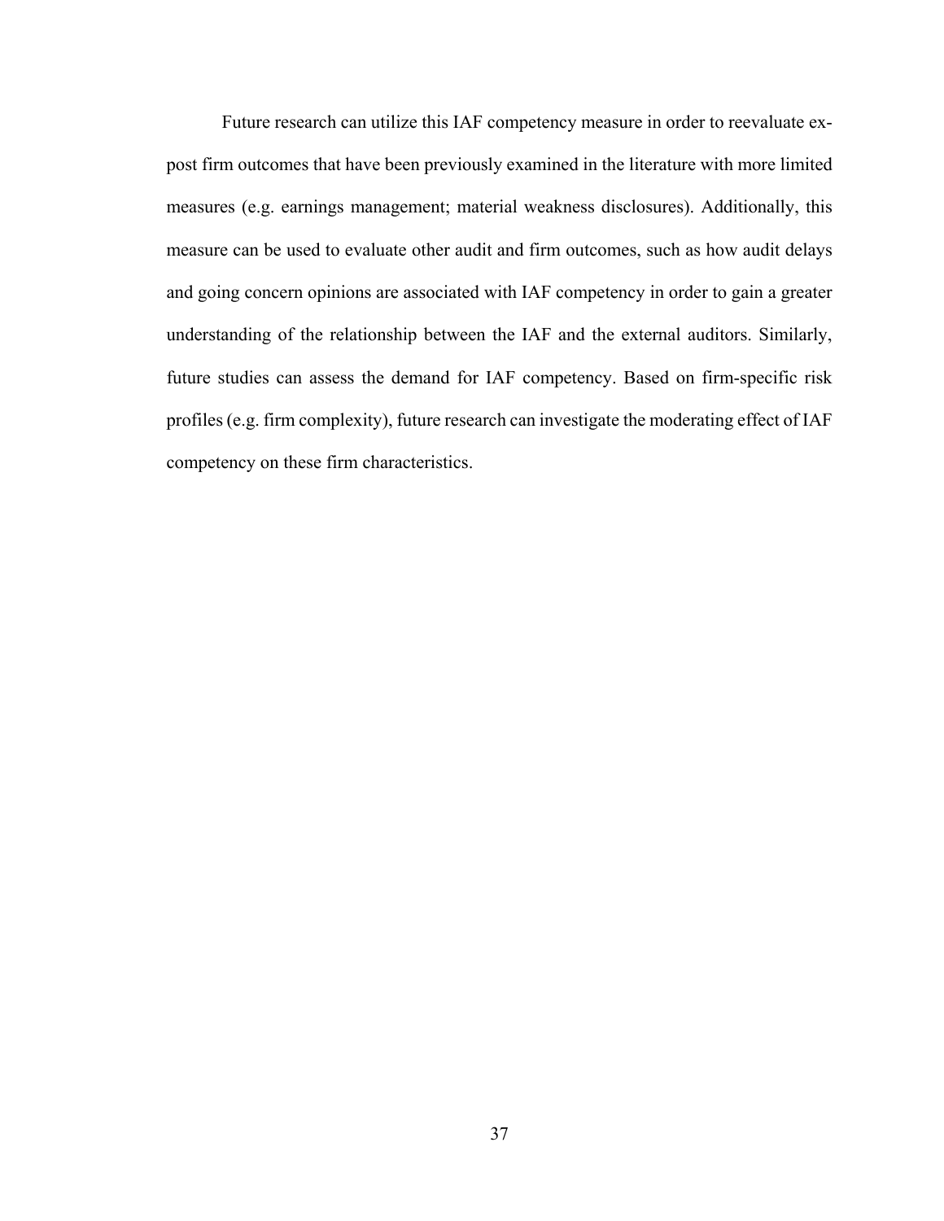Future research can utilize this IAF competency measure in order to reevaluate ex-post firm outcomes that have been previously examined in the literature with more limited measures (e.g. earnings management; material weakness disclosures). Additionally, this measure can be used to evaluate other audit and firm outcomes, such as how audit delays and going concern opinions are associated with IAF competency in order to gain a greater understanding of the relationship between the IAF and the external auditors. Similarly, future studies can assess the demand for IAF competency. Based on firm-specific risk profiles (e.g. firm complexity), future research can investigate the moderating effect of IAF competency on these firm characteristics.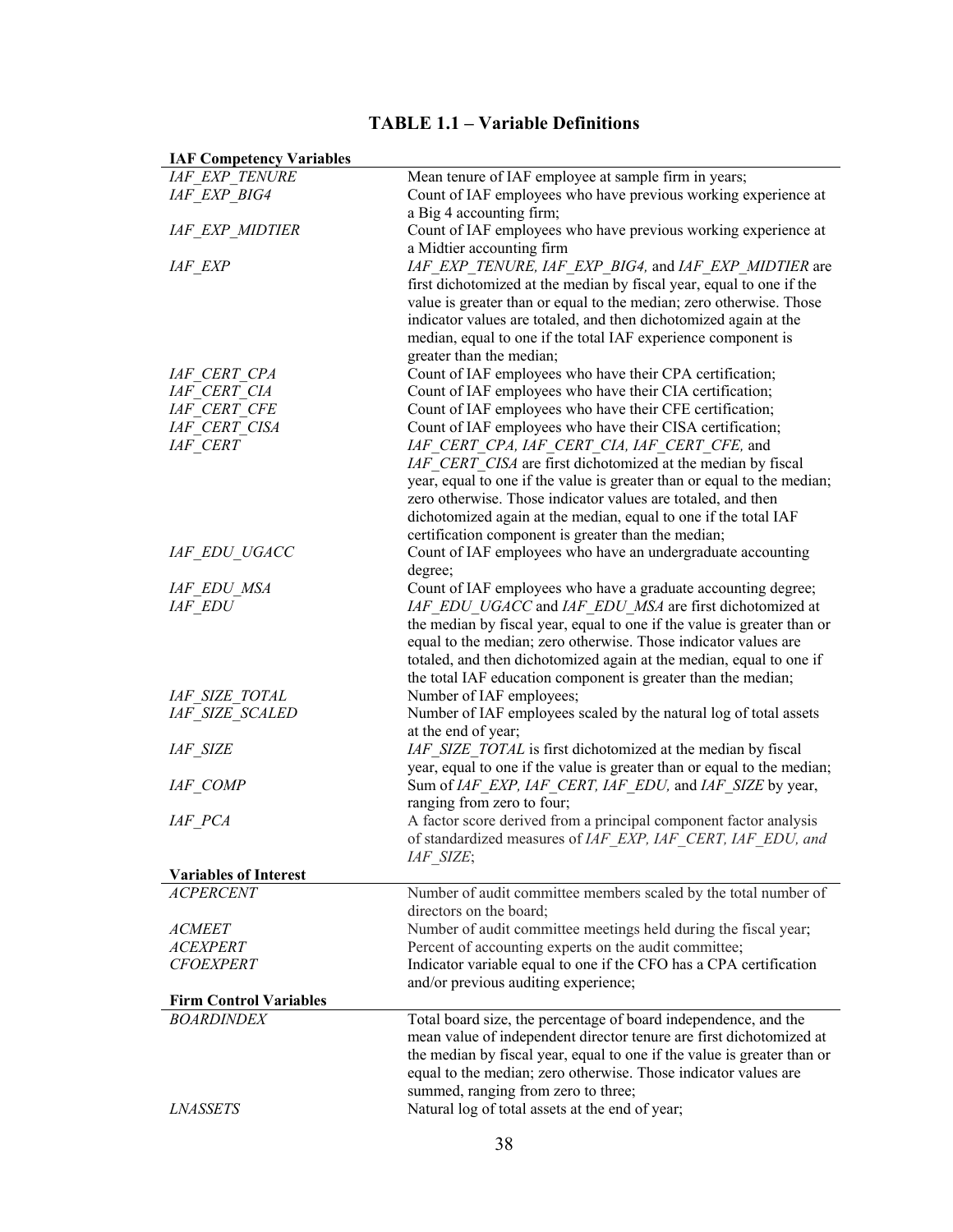**TABLE 1.1 – Variable Definitions**

| **IAF Competency Variables** | |
|---|---|
| *IAF_EXP_TENURE* | Mean tenure of IAF employee at sample firm in years; |
| *IAF_EXP_BIG4* | Count of IAF employees who have previous working experience at a Big 4 accounting firm; |
| *IAF_EXP_MIDTIER* | Count of IAF employees who have previous working experience at a Midtier accounting firm |
| *IAF_EXP* | *IAF_EXP_TENURE, IAF_EXP_BIG4,* and *IAF_EXP_MIDTIER* are first dichotomized at the median by fiscal year, equal to one if the value is greater than or equal to the median; zero otherwise. Those indicator values are totaled, and then dichotomized again at the median, equal to one if the total IAF experience component is greater than the median; |
| *IAF_CERT_CPA* | Count of IAF employees who have their CPA certification; |
| *IAF_CERT_CIA* | Count of IAF employees who have their CIA certification; |
| *IAF_CERT_CFE* | Count of IAF employees who have their CFE certification; |
| *IAF_CERT_CISA* | Count of IAF employees who have their CISA certification; |
| *IAF_CERT* | *IAF_CERT_CPA, IAF_CERT_CIA, IAF_CERT_CFE,* and *IAF_CERT_CISA* are first dichotomized at the median by fiscal year, equal to one if the value is greater than or equal to the median; zero otherwise. Those indicator values are totaled, and then dichotomized again at the median, equal to one if the total IAF certification component is greater than the median; |
| *IAF_EDU_UGACC* | Count of IAF employees who have an undergraduate accounting degree; |
| *IAF_EDU_MSA* | Count of IAF employees who have a graduate accounting degree; |
| *IAF_EDU* | *IAF_EDU_UGACC* and *IAF_EDU_MSA* are first dichotomized at the median by fiscal year, equal to one if the value is greater than or equal to the median; zero otherwise. Those indicator values are totaled, and then dichotomized again at the median, equal to one if the total IAF education component is greater than the median; |
| *IAF_SIZE_TOTAL* | Number of IAF employees; |
| *IAF_SIZE_SCALED* | Number of IAF employees scaled by the natural log of total assets at the end of year; |
| *IAF_SIZE* | *IAF_SIZE_TOTAL* is first dichotomized at the median by fiscal year, equal to one if the value is greater than or equal to the median; |
| *IAF_COMP* | Sum of *IAF_EXP, IAF_CERT, IAF_EDU,* and *IAF_SIZE* by year, ranging from zero to four; |
| *IAF_PCA* | A factor score derived from a principal component factor analysis of standardized measures of *IAF_EXP, IAF_CERT, IAF_EDU, and IAF_SIZE*; |
| **Variables of Interest** | |
| *ACPERCENT* | Number of audit committee members scaled by the total number of directors on the board; |
| *ACMEET* | Number of audit committee meetings held during the fiscal year; |
| *ACEXPERT* | Percent of accounting experts on the audit committee; |
| *CFOEXPERT* | Indicator variable equal to one if the CFO has a CPA certification and/or previous auditing experience; |
| **Firm Control Variables** | |
| *BOARDINDEX* | Total board size, the percentage of board independence, and the mean value of independent director tenure are first dichotomized at the median by fiscal year, equal to one if the value is greater than or equal to the median; zero otherwise. Those indicator values are summed, ranging from zero to three; |
| *LNASSETS* | Natural log of total assets at the end of year; |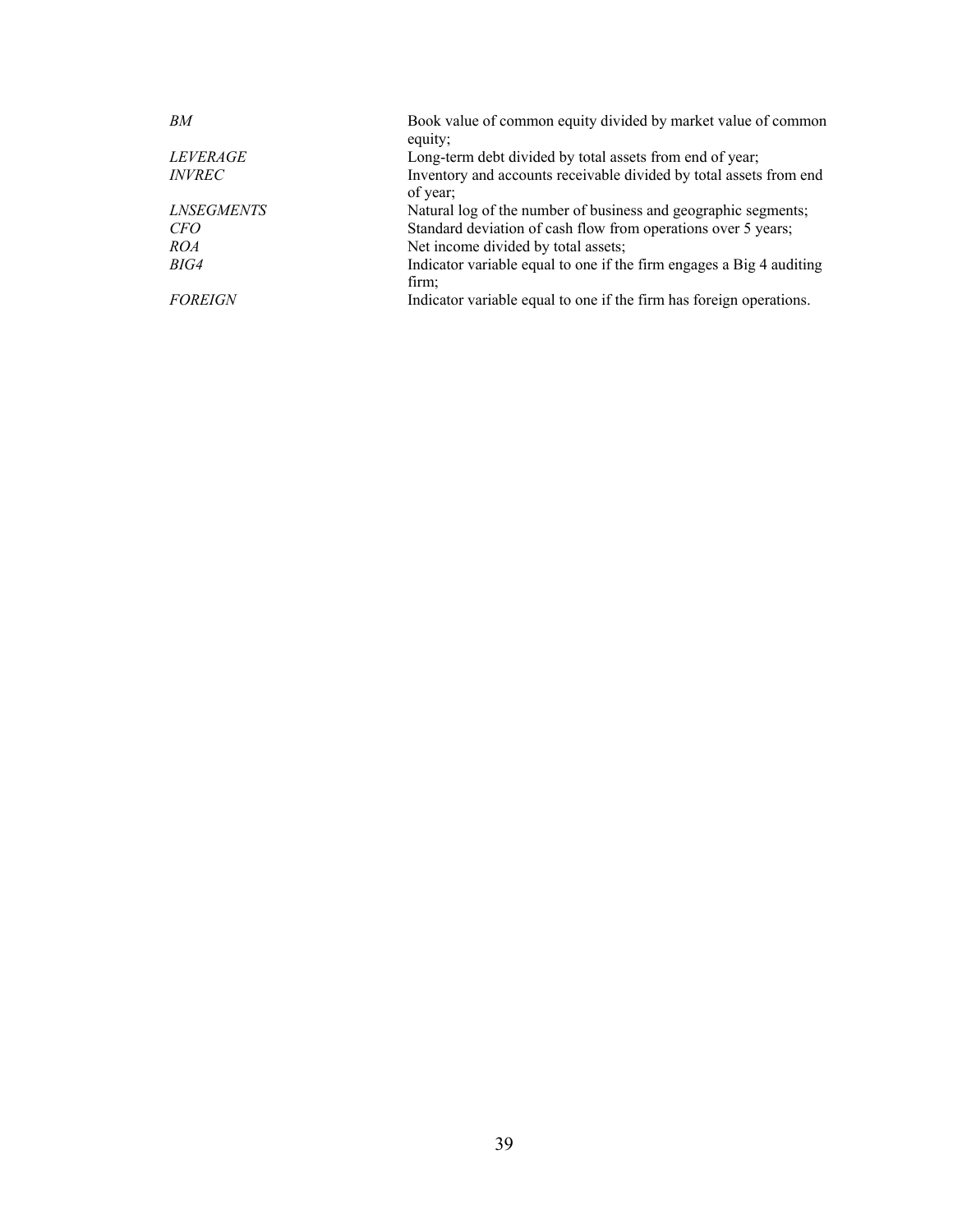| | |
|---|---|
| *BM* | Book value of common equity divided by market value of common equity; |
| *LEVERAGE* | Long-term debt divided by total assets from end of year; |
| *INVREC* | Inventory and accounts receivable divided by total assets from end of year; |
| *LNSEGMENTS* | Natural log of the number of business and geographic segments; |
| *CFO* | Standard deviation of cash flow from operations over 5 years; |
| *ROA* | Net income divided by total assets; |
| *BIG4* | Indicator variable equal to one if the firm engages a Big 4 auditing firm; |
| *FOREIGN* | Indicator variable equal to one if the firm has foreign operations. |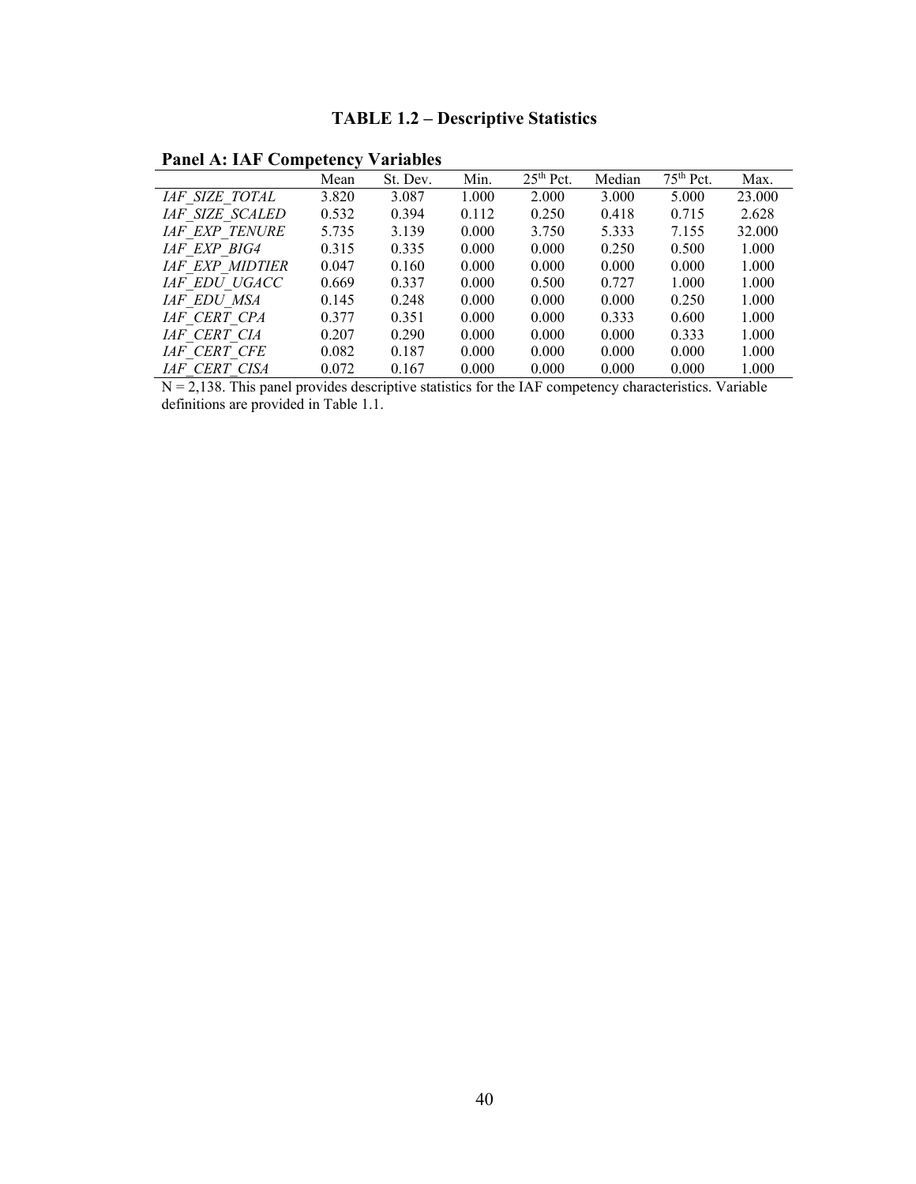# TABLE 1.2 – Descriptive Statistics

**Panel A: IAF Competency Variables**

| | Mean | St. Dev. | Min. | 25th Pct. | Median | 75th Pct. | Max. |
|---|---|---|---|---|---|---|---|
| *IAF_SIZE_TOTAL* | 3.820 | 3.087 | 1.000 | 2.000 | 3.000 | 5.000 | 23.000 |
| *IAF_SIZE_SCALED* | 0.532 | 0.394 | 0.112 | 0.250 | 0.418 | 0.715 | 2.628 |
| *IAF_EXP_TENURE* | 5.735 | 3.139 | 0.000 | 3.750 | 5.333 | 7.155 | 32.000 |
| *IAF_EXP_BIG4* | 0.315 | 0.335 | 0.000 | 0.000 | 0.250 | 0.500 | 1.000 |
| *IAF_EXP_MIDTIER* | 0.047 | 0.160 | 0.000 | 0.000 | 0.000 | 0.000 | 1.000 |
| *IAF_EDU_UGACC* | 0.669 | 0.337 | 0.000 | 0.500 | 0.727 | 1.000 | 1.000 |
| *IAF_EDU_MSA* | 0.145 | 0.248 | 0.000 | 0.000 | 0.000 | 0.250 | 1.000 |
| *IAF_CERT_CPA* | 0.377 | 0.351 | 0.000 | 0.000 | 0.333 | 0.600 | 1.000 |
| *IAF_CERT_CIA* | 0.207 | 0.290 | 0.000 | 0.000 | 0.000 | 0.333 | 1.000 |
| *IAF_CERT_CFE* | 0.082 | 0.187 | 0.000 | 0.000 | 0.000 | 0.000 | 1.000 |
| *IAF_CERT_CISA* | 0.072 | 0.167 | 0.000 | 0.000 | 0.000 | 0.000 | 1.000 |

N = 2,138. This panel provides descriptive statistics for the IAF competency characteristics. Variable definitions are provided in Table 1.1.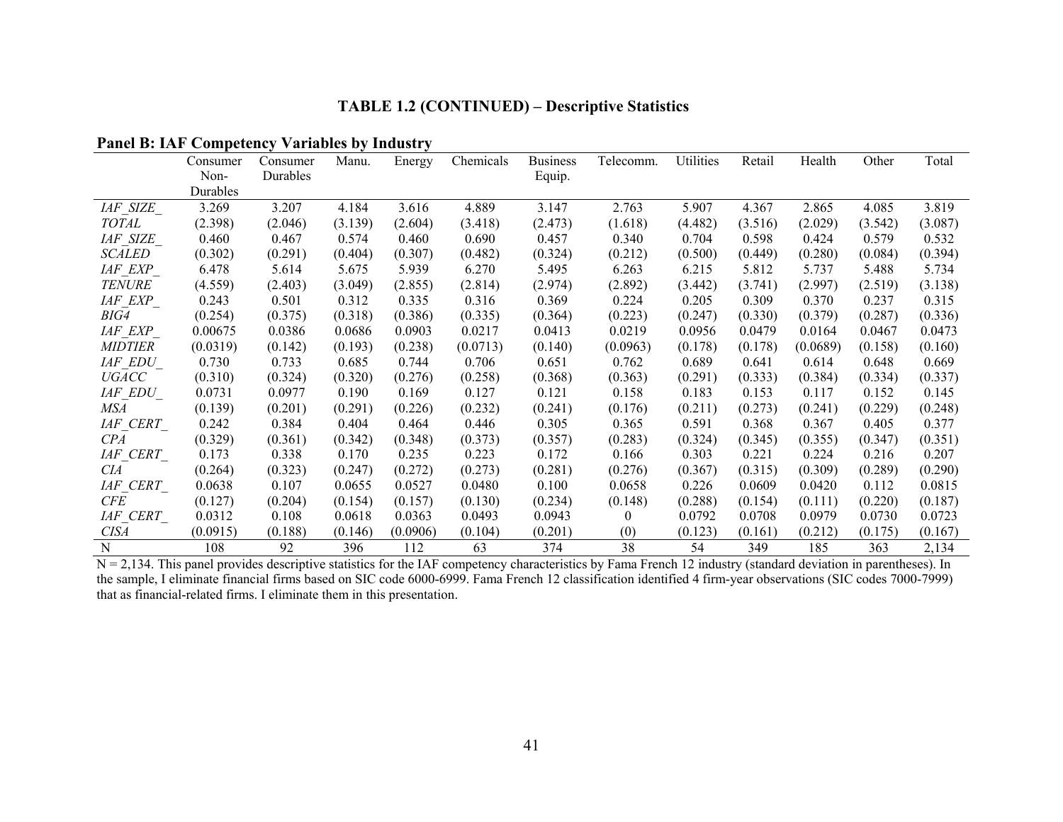**TABLE 1.2 (CONTINUED) – Descriptive Statistics**

**Panel B: IAF Competency Variables by Industry**

| | Consumer Non-Durables | Consumer Durables | Manu. | Energy | Chemicals | Business Equip. | Telecomm. | Utilities | Retail | Health | Other | Total |
|---|---|---|---|---|---|---|---|---|---|---|---|---|
| *IAF_SIZE_TOTAL* | 3.269 | 3.207 | 4.184 | 3.616 | 4.889 | 3.147 | 2.763 | 5.907 | 4.367 | 2.865 | 4.085 | 3.819 |
| | (2.398) | (2.046) | (3.139) | (2.604) | (3.418) | (2.473) | (1.618) | (4.482) | (3.516) | (2.029) | (3.542) | (3.087) |
| *IAF_SIZE_SCALED* | 0.460 | 0.467 | 0.574 | 0.460 | 0.690 | 0.457 | 0.340 | 0.704 | 0.598 | 0.424 | 0.579 | 0.532 |
| | (0.302) | (0.291) | (0.404) | (0.307) | (0.482) | (0.324) | (0.212) | (0.500) | (0.449) | (0.280) | (0.084) | (0.394) |
| *IAF_EXP_TENURE* | 6.478 | 5.614 | 5.675 | 5.939 | 6.270 | 5.495 | 6.263 | 6.215 | 5.812 | 5.737 | 5.488 | 5.734 |
| | (4.559) | (2.403) | (3.049) | (2.855) | (2.814) | (2.974) | (2.892) | (3.442) | (3.741) | (2.997) | (2.519) | (3.138) |
| *IAF_EXP_BIG4* | 0.243 | 0.501 | 0.312 | 0.335 | 0.316 | 0.369 | 0.224 | 0.205 | 0.309 | 0.370 | 0.237 | 0.315 |
| | (0.254) | (0.375) | (0.318) | (0.386) | (0.335) | (0.364) | (0.223) | (0.247) | (0.330) | (0.379) | (0.287) | (0.336) |
| *IAF_EXP_MIDTIER* | 0.00675 | 0.0386 | 0.0686 | 0.0903 | 0.0217 | 0.0413 | 0.0219 | 0.0956 | 0.0479 | 0.0164 | 0.0467 | 0.0473 |
| | (0.0319) | (0.142) | (0.193) | (0.238) | (0.0713) | (0.140) | (0.0963) | (0.178) | (0.178) | (0.0689) | (0.158) | (0.160) |
| *IAF_EDU_UGACC* | 0.730 | 0.733 | 0.685 | 0.744 | 0.706 | 0.651 | 0.762 | 0.689 | 0.641 | 0.614 | 0.648 | 0.669 |
| | (0.310) | (0.324) | (0.320) | (0.276) | (0.258) | (0.368) | (0.363) | (0.291) | (0.333) | (0.384) | (0.334) | (0.337) |
| *IAF_EDU_MSA* | 0.0731 | 0.0977 | 0.190 | 0.169 | 0.127 | 0.121 | 0.158 | 0.183 | 0.153 | 0.117 | 0.152 | 0.145 |
| | (0.139) | (0.201) | (0.291) | (0.226) | (0.232) | (0.241) | (0.176) | (0.211) | (0.273) | (0.241) | (0.229) | (0.248) |
| *IAF_CERT_CPA* | 0.242 | 0.384 | 0.404 | 0.464 | 0.446 | 0.305 | 0.365 | 0.591 | 0.368 | 0.367 | 0.405 | 0.377 |
| | (0.329) | (0.361) | (0.342) | (0.348) | (0.373) | (0.357) | (0.283) | (0.324) | (0.345) | (0.355) | (0.347) | (0.351) |
| *IAF_CERT_CIA* | 0.173 | 0.338 | 0.170 | 0.235 | 0.223 | 0.172 | 0.166 | 0.303 | 0.221 | 0.224 | 0.216 | 0.207 |
| | (0.264) | (0.323) | (0.247) | (0.272) | (0.273) | (0.281) | (0.276) | (0.367) | (0.315) | (0.309) | (0.289) | (0.290) |
| *IAF_CERT_CFE* | 0.0638 | 0.107 | 0.0655 | 0.0527 | 0.0480 | 0.100 | 0.0658 | 0.226 | 0.0609 | 0.0420 | 0.112 | 0.0815 |
| | (0.127) | (0.204) | (0.154) | (0.157) | (0.130) | (0.234) | (0.148) | (0.288) | (0.154) | (0.111) | (0.220) | (0.187) |
| *IAF_CERT_CISA* | 0.0312 | 0.108 | 0.0618 | 0.0363 | 0.0493 | 0.0943 | 0 | 0.0792 | 0.0708 | 0.0979 | 0.0730 | 0.0723 |
| | (0.0915) | (0.188) | (0.146) | (0.0906) | (0.104) | (0.201) | (0) | (0.123) | (0.161) | (0.212) | (0.175) | (0.167) |
| N | 108 | 92 | 396 | 112 | 63 | 374 | 38 | 54 | 349 | 185 | 363 | 2,134 |

N = 2,134. This panel provides descriptive statistics for the IAF competency characteristics by Fama French 12 industry (standard deviation in parentheses). In the sample, I eliminate financial firms based on SIC code 6000-6999. Fama French 12 classification identified 4 firm-year observations (SIC codes 7000-7999) that as financial-related firms. I eliminate them in this presentation.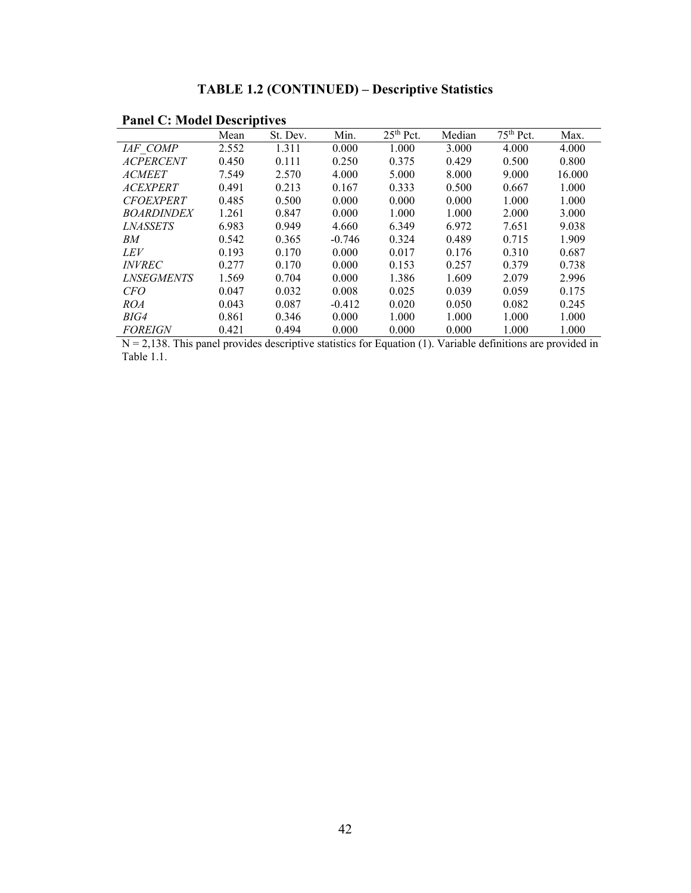# TABLE 1.2 (CONTINUED) – Descriptive Statistics

**Panel C: Model Descriptives**

| | Mean | St. Dev. | Min. | 25th Pct. | Median | 75th Pct. | Max. |
|---|---|---|---|---|---|---|---|
| *IAF_COMP* | 2.552 | 1.311 | 0.000 | 1.000 | 3.000 | 4.000 | 4.000 |
| *ACPERCENT* | 0.450 | 0.111 | 0.250 | 0.375 | 0.429 | 0.500 | 0.800 |
| *ACMEET* | 7.549 | 2.570 | 4.000 | 5.000 | 8.000 | 9.000 | 16.000 |
| *ACEXPERT* | 0.491 | 0.213 | 0.167 | 0.333 | 0.500 | 0.667 | 1.000 |
| *CFOEXPERT* | 0.485 | 0.500 | 0.000 | 0.000 | 0.000 | 1.000 | 1.000 |
| *BOARDINDEX* | 1.261 | 0.847 | 0.000 | 1.000 | 1.000 | 2.000 | 3.000 |
| *LNASSETS* | 6.983 | 0.949 | 4.660 | 6.349 | 6.972 | 7.651 | 9.038 |
| *BM* | 0.542 | 0.365 | -0.746 | 0.324 | 0.489 | 0.715 | 1.909 |
| *LEV* | 0.193 | 0.170 | 0.000 | 0.017 | 0.176 | 0.310 | 0.687 |
| *INVREC* | 0.277 | 0.170 | 0.000 | 0.153 | 0.257 | 0.379 | 0.738 |
| *LNSEGMENTS* | 1.569 | 0.704 | 0.000 | 1.386 | 1.609 | 2.079 | 2.996 |
| *CFO* | 0.047 | 0.032 | 0.008 | 0.025 | 0.039 | 0.059 | 0.175 |
| *ROA* | 0.043 | 0.087 | -0.412 | 0.020 | 0.050 | 0.082 | 0.245 |
| *BIG4* | 0.861 | 0.346 | 0.000 | 1.000 | 1.000 | 1.000 | 1.000 |
| *FOREIGN* | 0.421 | 0.494 | 0.000 | 0.000 | 0.000 | 1.000 | 1.000 |

N = 2,138. This panel provides descriptive statistics for Equation (1). Variable definitions are provided in Table 1.1.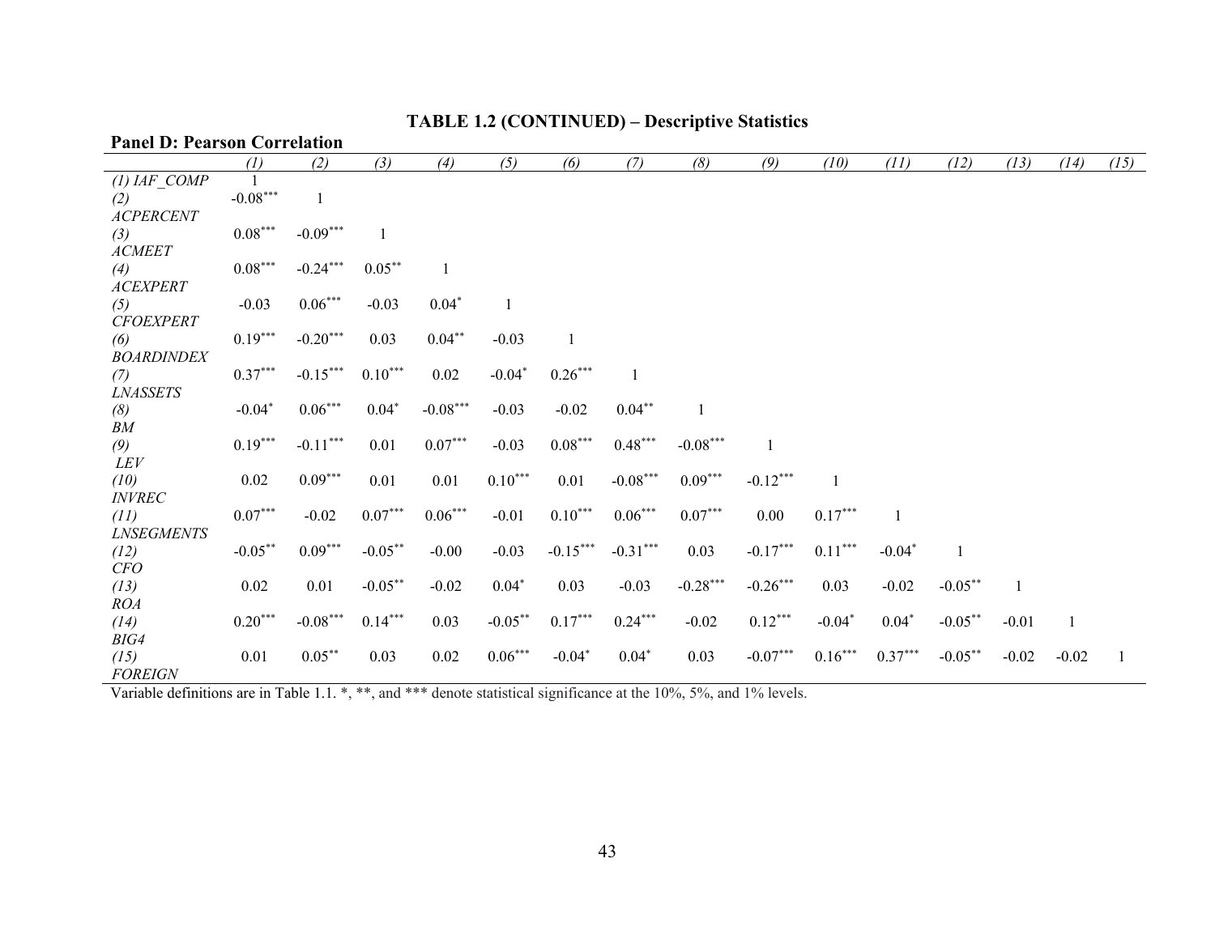**TABLE 1.2 (CONTINUED) – Descriptive Statistics**

**Panel D: Pearson Correlation**

| | *(1)* | *(2)* | *(3)* | *(4)* | *(5)* | *(6)* | *(7)* | *(8)* | *(9)* | *(10)* | *(11)* | *(12)* | *(13)* | *(14)* | *(15)* |
|---|---|---|---|---|---|---|---|---|---|---|---|---|---|---|---|
| *(1) IAF_COMP* | 1 | | | | | | | | | | | | | | |
| *(2) ACPERCENT* | -0.08*** | 1 | | | | | | | | | | | | | |
| *(3) ACMEET* | 0.08*** | -0.09*** | 1 | | | | | | | | | | | | |
| *(4) ACEXPERT* | 0.08*** | -0.24*** | 0.05** | 1 | | | | | | | | | | | |
| *(5) CFOEXPERT* | -0.03 | 0.06*** | -0.03 | 0.04* | 1 | | | | | | | | | | |
| *(6) BOARDINDEX* | 0.19*** | -0.20*** | 0.03 | 0.04** | -0.03 | 1 | | | | | | | | | |
| *(7) LNASSETS* | 0.37*** | -0.15*** | 0.10*** | 0.02 | -0.04* | 0.26*** | 1 | | | | | | | | |
| *(8) BM* | -0.04* | 0.06*** | 0.04* | -0.08*** | -0.03 | -0.02 | 0.04** | 1 | | | | | | | |
| *(9) LEV* | 0.19*** | -0.11*** | 0.01 | 0.07*** | -0.03 | 0.08*** | 0.48*** | -0.08*** | 1 | | | | | | |
| *(10) INVREC* | 0.02 | 0.09*** | 0.01 | 0.01 | 0.10*** | 0.01 | -0.08*** | 0.09*** | -0.12*** | 1 | | | | | |
| *(11) LNSEGMENTS* | 0.07*** | -0.02 | 0.07*** | 0.06*** | -0.01 | 0.10*** | 0.06*** | 0.07*** | 0.00 | 0.17*** | 1 | | | | |
| *(12) CFO* | -0.05** | 0.09*** | -0.05** | -0.00 | -0.03 | -0.15*** | -0.31*** | 0.03 | -0.17*** | 0.11*** | -0.04* | 1 | | | |
| *(13) ROA* | 0.02 | 0.01 | -0.05** | -0.02 | 0.04* | 0.03 | -0.03 | -0.28*** | -0.26*** | 0.03 | -0.02 | -0.05** | 1 | | |
| *(14) BIG4* | 0.20*** | -0.08*** | 0.14*** | 0.03 | -0.05** | 0.17*** | 0.24*** | -0.02 | 0.12*** | -0.04* | 0.04* | -0.05** | -0.01 | 1 | |
| *(15) FOREIGN* | 0.01 | 0.05** | 0.03 | 0.02 | 0.06*** | -0.04* | 0.04* | 0.03 | -0.07*** | 0.16*** | 0.37*** | -0.05** | -0.02 | -0.02 | 1 |

Variable definitions are in Table 1.1. *, **, and *** denote statistical significance at the 10%, 5%, and 1% levels.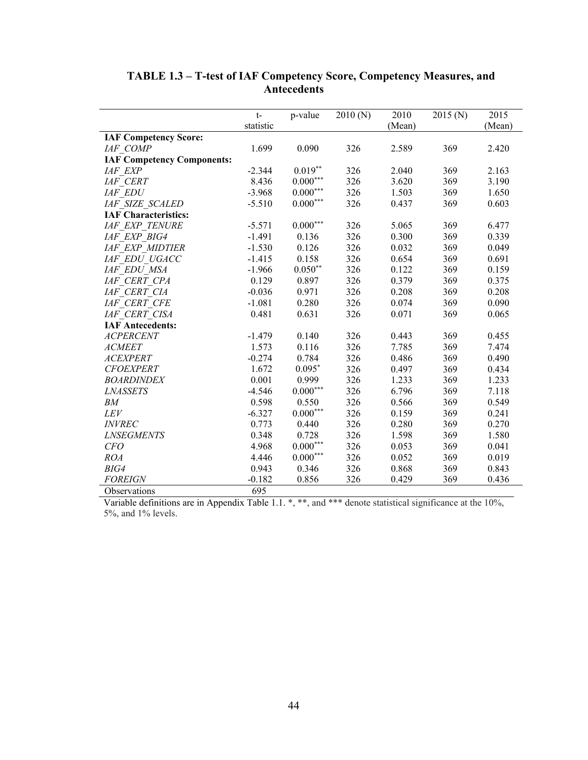**TABLE 1.3 – T-test of IAF Competency Score, Competency Measures, and Antecedents**

| | t-statistic | p-value | 2010 (N) | 2010 (Mean) | 2015 (N) | 2015 (Mean) |
|---|---|---|---|---|---|---|
| **IAF Competency Score:** | | | | | | |
| *IAF_COMP* | 1.699 | 0.090 | 326 | 2.589 | 369 | 2.420 |
| **IAF Competency Components:** | | | | | | |
| *IAF_EXP* | -2.344 | 0.019** | 326 | 2.040 | 369 | 2.163 |
| *IAF_CERT* | 8.436 | 0.000*** | 326 | 3.620 | 369 | 3.190 |
| *IAF_EDU* | -3.968 | 0.000*** | 326 | 1.503 | 369 | 1.650 |
| *IAF_SIZE_SCALED* | -5.510 | 0.000*** | 326 | 0.437 | 369 | 0.603 |
| **IAF Characteristics:** | | | | | | |
| *IAF_EXP_TENURE* | -5.571 | 0.000*** | 326 | 5.065 | 369 | 6.477 |
| *IAF_EXP_BIG4* | -1.491 | 0.136 | 326 | 0.300 | 369 | 0.339 |
| *IAF_EXP_MIDTIER* | -1.530 | 0.126 | 326 | 0.032 | 369 | 0.049 |
| *IAF_EDU_UGACC* | -1.415 | 0.158 | 326 | 0.654 | 369 | 0.691 |
| *IAF_EDU_MSA* | -1.966 | 0.050** | 326 | 0.122 | 369 | 0.159 |
| *IAF_CERT_CPA* | 0.129 | 0.897 | 326 | 0.379 | 369 | 0.375 |
| *IAF_CERT_CIA* | -0.036 | 0.971 | 326 | 0.208 | 369 | 0.208 |
| *IAF_CERT_CFE* | -1.081 | 0.280 | 326 | 0.074 | 369 | 0.090 |
| *IAF_CERT_CISA* | 0.481 | 0.631 | 326 | 0.071 | 369 | 0.065 |
| **IAF Antecedents:** | | | | | | |
| *ACPERCENT* | -1.479 | 0.140 | 326 | 0.443 | 369 | 0.455 |
| *ACMEET* | 1.573 | 0.116 | 326 | 7.785 | 369 | 7.474 |
| *ACEXPERT* | -0.274 | 0.784 | 326 | 0.486 | 369 | 0.490 |
| *CFOEXPERT* | 1.672 | 0.095* | 326 | 0.497 | 369 | 0.434 |
| *BOARDINDEX* | 0.001 | 0.999 | 326 | 1.233 | 369 | 1.233 |
| *LNASSETS* | -4.546 | 0.000*** | 326 | 6.796 | 369 | 7.118 |
| *BM* | 0.598 | 0.550 | 326 | 0.566 | 369 | 0.549 |
| *LEV* | -6.327 | 0.000*** | 326 | 0.159 | 369 | 0.241 |
| *INVREC* | 0.773 | 0.440 | 326 | 0.280 | 369 | 0.270 |
| *LNSEGMENTS* | 0.348 | 0.728 | 326 | 1.598 | 369 | 1.580 |
| *CFO* | 4.968 | 0.000*** | 326 | 0.053 | 369 | 0.041 |
| *ROA* | 4.446 | 0.000*** | 326 | 0.052 | 369 | 0.019 |
| *BIG4* | 0.943 | 0.346 | 326 | 0.868 | 369 | 0.843 |
| *FOREIGN* | -0.182 | 0.856 | 326 | 0.429 | 369 | 0.436 |
| Observations | 695 | | | | | |

Variable definitions are in Appendix Table 1.1. *, **, and *** denote statistical significance at the 10%, 5%, and 1% levels.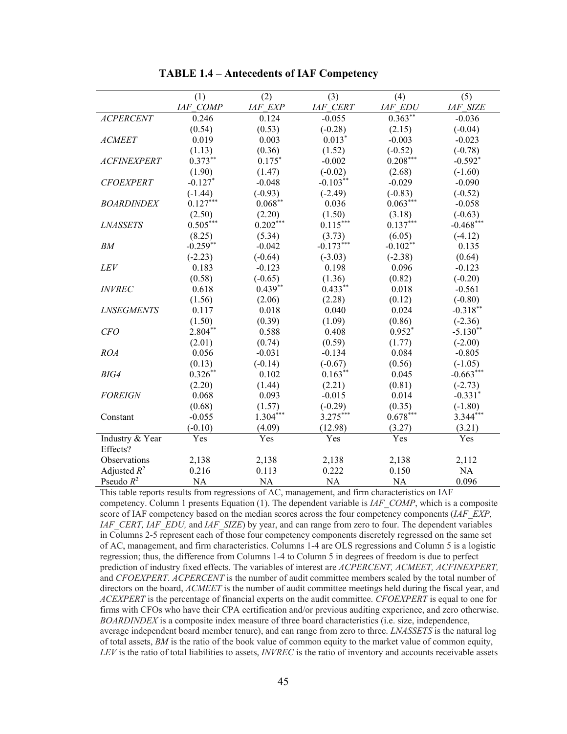**TABLE 1.4 – Antecedents of IAF Competency**

| | (1) | (2) | (3) | (4) | (5) |
|---|---|---|---|---|---|
| | *IAF_COMP* | *IAF_EXP* | *IAF_CERT* | *IAF_EDU* | *IAF_SIZE* |
| *ACPERCENT* | 0.246 | 0.124 | -0.055 | 0.363** | -0.036 |
| | (0.54) | (0.53) | (-0.28) | (2.15) | (-0.04) |
| *ACMEET* | 0.019 | 0.003 | 0.013* | -0.003 | -0.023 |
| | (1.13) | (0.36) | (1.52) | (-0.52) | (-0.78) |
| *ACFINEXPERT* | 0.373** | 0.175* | -0.002 | 0.208*** | -0.592* |
| | (1.90) | (1.47) | (-0.02) | (2.68) | (-1.60) |
| *CFOEXPERT* | -0.127* | -0.048 | -0.103** | -0.029 | -0.090 |
| | (-1.44) | (-0.93) | (-2.49) | (-0.83) | (-0.52) |
| *BOARDINDEX* | 0.127*** | 0.068** | 0.036 | 0.063*** | -0.058 |
| | (2.50) | (2.20) | (1.50) | (3.18) | (-0.63) |
| *LNASSETS* | 0.505*** | 0.202*** | 0.115*** | 0.137*** | -0.468*** |
| | (8.25) | (5.34) | (3.73) | (6.05) | (-4.12) |
| *BM* | -0.259** | -0.042 | -0.173*** | -0.102** | 0.135 |
| | (-2.23) | (-0.64) | (-3.03) | (-2.38) | (0.64) |
| *LEV* | 0.183 | -0.123 | 0.198 | 0.096 | -0.123 |
| | (0.58) | (-0.65) | (1.36) | (0.82) | (-0.20) |
| *INVREC* | 0.618 | 0.439** | 0.433** | 0.018 | -0.561 |
| | (1.56) | (2.06) | (2.28) | (0.12) | (-0.80) |
| *LNSEGMENTS* | 0.117 | 0.018 | 0.040 | 0.024 | -0.318** |
| | (1.50) | (0.39) | (1.09) | (0.86) | (-2.36) |
| *CFO* | 2.804** | 0.588 | 0.408 | 0.952* | -5.130** |
| | (2.01) | (0.74) | (0.59) | (1.77) | (-2.00) |
| *ROA* | 0.056 | -0.031 | -0.134 | 0.084 | -0.805 |
| | (0.13) | (-0.14) | (-0.67) | (0.56) | (-1.05) |
| *BIG4* | 0.326** | 0.102 | 0.163** | 0.045 | -0.663*** |
| | (2.20) | (1.44) | (2.21) | (0.81) | (-2.73) |
| *FOREIGN* | 0.068 | 0.093 | -0.015 | 0.014 | -0.331* |
| | (0.68) | (1.57) | (-0.29) | (0.35) | (-1.80) |
| Constant | -0.055 | 1.304*** | 3.275*** | 0.678*** | 3.344*** |
| | (-0.10) | (4.09) | (12.98) | (3.27) | (3.21) |
| Industry & Year Effects? | Yes | Yes | Yes | Yes | Yes |
| Observations | 2,138 | 2,138 | 2,138 | 2,138 | 2,112 |
| Adjusted $R^2$ | 0.216 | 0.113 | 0.222 | 0.150 | NA |
| Pseudo $R^2$ | NA | NA | NA | NA | 0.096 |

This table reports results from regressions of AC, management, and firm characteristics on IAF competency. Column 1 presents Equation (1). The dependent variable is *IAF_COMP*, which is a composite score of IAF competency based on the median scores across the four competency components (*IAF_EXP, IAF_CERT, IAF_EDU,* and *IAF_SIZE*) by year, and can range from zero to four. The dependent variables in Columns 2-5 represent each of those four competency components discretely regressed on the same set of AC, management, and firm characteristics. Columns 1-4 are OLS regressions and Column 5 is a logistic regression; thus, the difference from Columns 1-4 to Column 5 in degrees of freedom is due to perfect prediction of industry fixed effects. The variables of interest are *ACPERCENT, ACMEET, ACFINEXPERT,* and *CFOEXPERT*. *ACPERCENT* is the number of audit committee members scaled by the total number of directors on the board, *ACMEET* is the number of audit committee meetings held during the fiscal year, and *ACEXPERT* is the percentage of financial experts on the audit committee. *CFOEXPERT* is equal to one for firms with CFOs who have their CPA certification and/or previous auditing experience, and zero otherwise. *BOARDINDEX* is a composite index measure of three board characteristics (i.e. size, independence, average independent board member tenure), and can range from zero to three. *LNASSETS* is the natural log of total assets, *BM* is the ratio of the book value of common equity to the market value of common equity, *LEV* is the ratio of total liabilities to assets, *INVREC* is the ratio of inventory and accounts receivable assets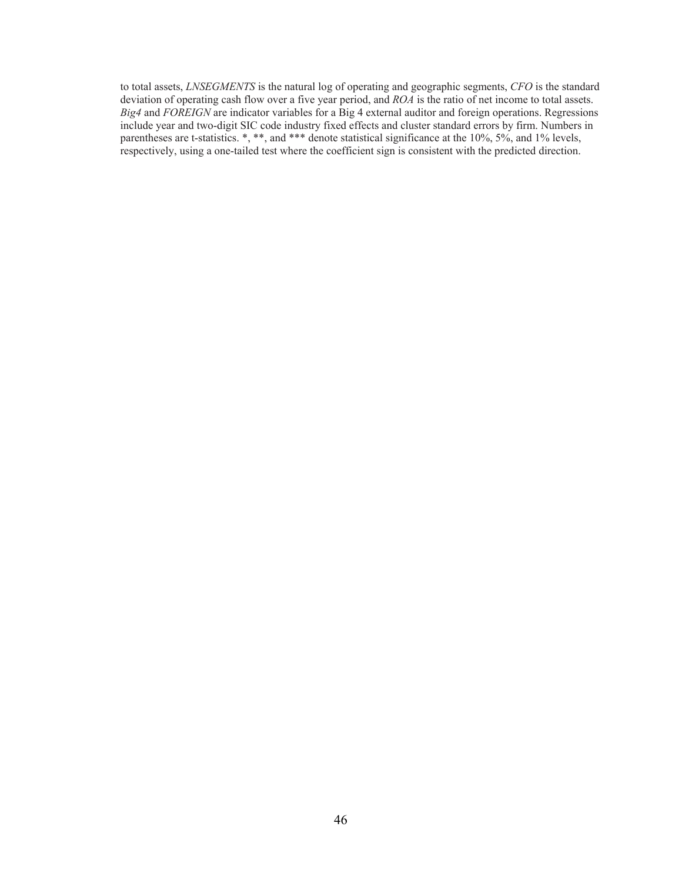to total assets, *LNSEGMENTS* is the natural log of operating and geographic segments, *CFO* is the standard deviation of operating cash flow over a five year period, and *ROA* is the ratio of net income to total assets. *Big4* and *FOREIGN* are indicator variables for a Big 4 external auditor and foreign operations. Regressions include year and two-digit SIC code industry fixed effects and cluster standard errors by firm. Numbers in parentheses are t-statistics. *, **, and *** denote statistical significance at the 10%, 5%, and 1% levels, respectively, using a one-tailed test where the coefficient sign is consistent with the predicted direction.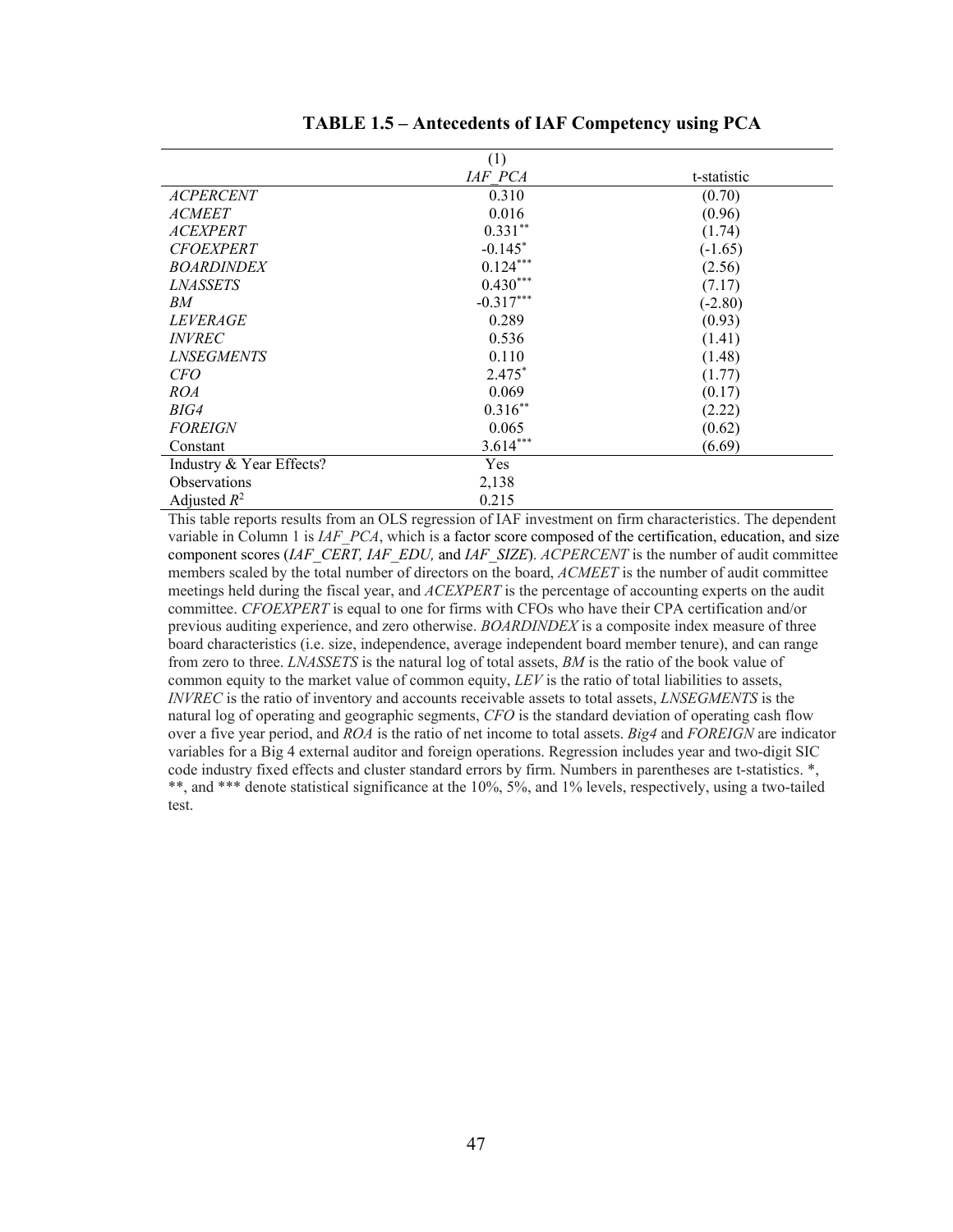**TABLE 1.5 – Antecedents of IAF Competency using PCA**

| | (1) | |
|---|---|---|
| | *IAF_PCA* | t-statistic |
| *ACPERCENT* | 0.310 | (0.70) |
| *ACMEET* | 0.016 | (0.96) |
| *ACEXPERT* | 0.331** | (1.74) |
| *CFOEXPERT* | -0.145* | (-1.65) |
| *BOARDINDEX* | 0.124*** | (2.56) |
| *LNASSETS* | 0.430*** | (7.17) |
| *BM* | -0.317*** | (-2.80) |
| *LEVERAGE* | 0.289 | (0.93) |
| *INVREC* | 0.536 | (1.41) |
| *LNSEGMENTS* | 0.110 | (1.48) |
| *CFO* | 2.475* | (1.77) |
| *ROA* | 0.069 | (0.17) |
| *BIG4* | 0.316** | (2.22) |
| *FOREIGN* | 0.065 | (0.62) |
| Constant | 3.614*** | (6.69) |
| Industry & Year Effects? | Yes | |
| Observations | 2,138 | |
| Adjusted $R^2$ | 0.215 | |

This table reports results from an OLS regression of IAF investment on firm characteristics. The dependent variable in Column 1 is *IAF_PCA*, which is a factor score composed of the certification, education, and size component scores (*IAF_CERT, IAF_EDU,* and *IAF_SIZE*). *ACPERCENT* is the number of audit committee members scaled by the total number of directors on the board, *ACMEET* is the number of audit committee meetings held during the fiscal year, and *ACEXPERT* is the percentage of accounting experts on the audit committee. *CFOEXPERT* is equal to one for firms with CFOs who have their CPA certification and/or previous auditing experience, and zero otherwise. *BOARDINDEX* is a composite index measure of three board characteristics (i.e. size, independence, average independent board member tenure), and can range from zero to three. *LNASSETS* is the natural log of total assets, *BM* is the ratio of the book value of common equity to the market value of common equity, *LEV* is the ratio of total liabilities to assets, *INVREC* is the ratio of inventory and accounts receivable assets to total assets, *LNSEGMENTS* is the natural log of operating and geographic segments, *CFO* is the standard deviation of operating cash flow over a five year period, and *ROA* is the ratio of net income to total assets. *Big4* and *FOREIGN* are indicator variables for a Big 4 external auditor and foreign operations. Regression includes year and two-digit SIC code industry fixed effects and cluster standard errors by firm. Numbers in parentheses are t-statistics. *, **, and *** denote statistical significance at the 10%, 5%, and 1% levels, respectively, using a two-tailed test.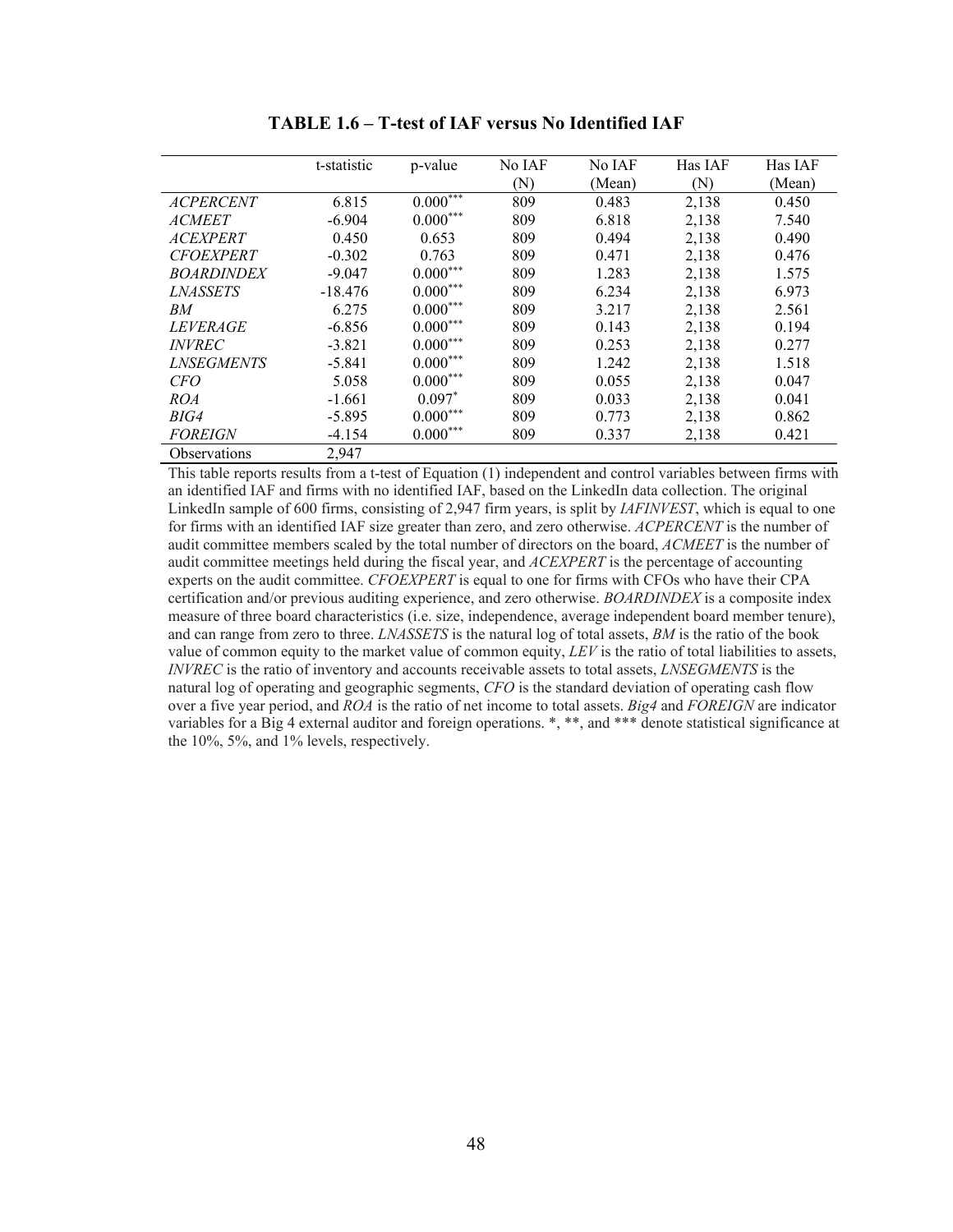**TABLE 1.6 – T-test of IAF versus No Identified IAF**

| | t-statistic | p-value | No IAF (N) | No IAF (Mean) | Has IAF (N) | Has IAF (Mean) |
|---|---|---|---|---|---|---|
| *ACPERCENT* | 6.815 | 0.000*** | 809 | 0.483 | 2,138 | 0.450 |
| *ACMEET* | -6.904 | 0.000*** | 809 | 6.818 | 2,138 | 7.540 |
| *ACEXPERT* | 0.450 | 0.653 | 809 | 0.494 | 2,138 | 0.490 |
| *CFOEXPERT* | -0.302 | 0.763 | 809 | 0.471 | 2,138 | 0.476 |
| *BOARDINDEX* | -9.047 | 0.000*** | 809 | 1.283 | 2,138 | 1.575 |
| *LNASSETS* | -18.476 | 0.000*** | 809 | 6.234 | 2,138 | 6.973 |
| *BM* | 6.275 | 0.000*** | 809 | 3.217 | 2,138 | 2.561 |
| *LEVERAGE* | -6.856 | 0.000*** | 809 | 0.143 | 2,138 | 0.194 |
| *INVREC* | -3.821 | 0.000*** | 809 | 0.253 | 2,138 | 0.277 |
| *LNSEGMENTS* | -5.841 | 0.000*** | 809 | 1.242 | 2,138 | 1.518 |
| *CFO* | 5.058 | 0.000*** | 809 | 0.055 | 2,138 | 0.047 |
| *ROA* | -1.661 | 0.097* | 809 | 0.033 | 2,138 | 0.041 |
| *BIG4* | -5.895 | 0.000*** | 809 | 0.773 | 2,138 | 0.862 |
| *FOREIGN* | -4.154 | 0.000*** | 809 | 0.337 | 2,138 | 0.421 |
| Observations | 2,947 | | | | | |

This table reports results from a t-test of Equation (1) independent and control variables between firms with an identified IAF and firms with no identified IAF, based on the LinkedIn data collection. The original LinkedIn sample of 600 firms, consisting of 2,947 firm years, is split by *IAFINVEST*, which is equal to one for firms with an identified IAF size greater than zero, and zero otherwise. *ACPERCENT* is the number of audit committee members scaled by the total number of directors on the board, *ACMEET* is the number of audit committee meetings held during the fiscal year, and *ACEXPERT* is the percentage of accounting experts on the audit committee. *CFOEXPERT* is equal to one for firms with CFOs who have their CPA certification and/or previous auditing experience, and zero otherwise. *BOARDINDEX* is a composite index measure of three board characteristics (i.e. size, independence, average independent board member tenure), and can range from zero to three. *LNASSETS* is the natural log of total assets, *BM* is the ratio of the book value of common equity to the market value of common equity, *LEV* is the ratio of total liabilities to assets, *INVREC* is the ratio of inventory and accounts receivable assets to total assets, *LNSEGMENTS* is the natural log of operating and geographic segments, *CFO* is the standard deviation of operating cash flow over a five year period, and *ROA* is the ratio of net income to total assets. *Big4* and *FOREIGN* are indicator variables for a Big 4 external auditor and foreign operations. *, **, and *** denote statistical significance at the 10%, 5%, and 1% levels, respectively.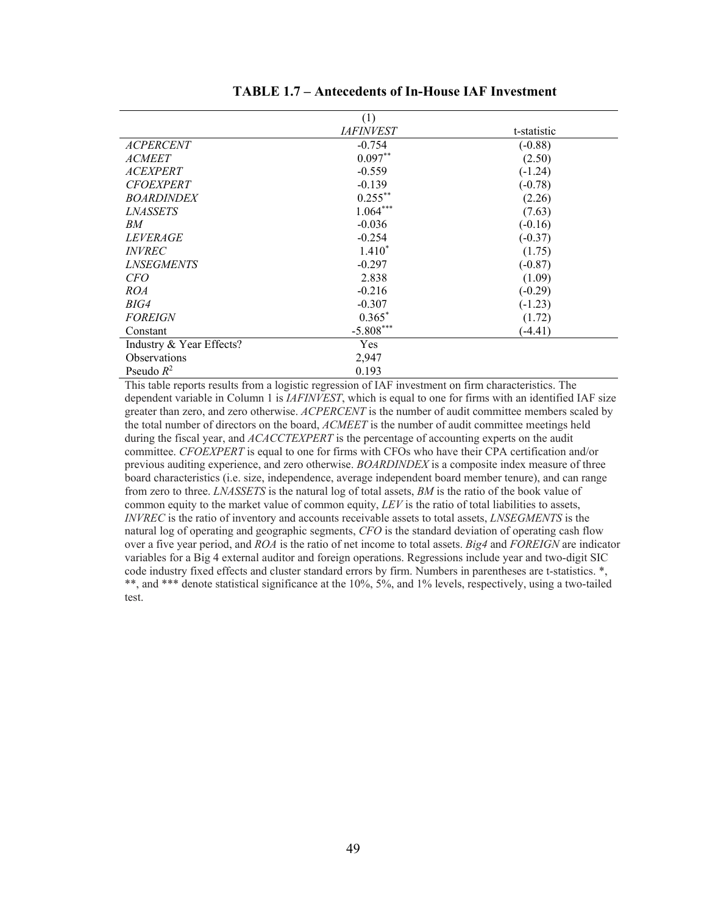**TABLE 1.7 – Antecedents of In-House IAF Investment**

| | (1) | |
|---|---|---|
| | *IAFINVEST* | t-statistic |
| *ACPERCENT* | -0.754 | (-0.88) |
| *ACMEET* | 0.097** | (2.50) |
| *ACEXPERT* | -0.559 | (-1.24) |
| *CFOEXPERT* | -0.139 | (-0.78) |
| *BOARDINDEX* | 0.255** | (2.26) |
| *LNASSETS* | 1.064*** | (7.63) |
| *BM* | -0.036 | (-0.16) |
| *LEVERAGE* | -0.254 | (-0.37) |
| *INVREC* | 1.410* | (1.75) |
| *LNSEGMENTS* | -0.297 | (-0.87) |
| *CFO* | 2.838 | (1.09) |
| *ROA* | -0.216 | (-0.29) |
| *BIG4* | -0.307 | (-1.23) |
| *FOREIGN* | 0.365* | (1.72) |
| Constant | -5.808*** | (-4.41) |
| Industry & Year Effects? | Yes | |
| Observations | 2,947 | |
| Pseudo $R^2$ | 0.193 | |

This table reports results from a logistic regression of IAF investment on firm characteristics. The dependent variable in Column 1 is *IAFINVEST*, which is equal to one for firms with an identified IAF size greater than zero, and zero otherwise. *ACPERCENT* is the number of audit committee members scaled by the total number of directors on the board, *ACMEET* is the number of audit committee meetings held during the fiscal year, and *ACACCTEXPERT* is the percentage of accounting experts on the audit committee. *CFOEXPERT* is equal to one for firms with CFOs who have their CPA certification and/or previous auditing experience, and zero otherwise. *BOARDINDEX* is a composite index measure of three board characteristics (i.e. size, independence, average independent board member tenure), and can range from zero to three. *LNASSETS* is the natural log of total assets, *BM* is the ratio of the book value of common equity to the market value of common equity, *LEV* is the ratio of total liabilities to assets, *INVREC* is the ratio of inventory and accounts receivable assets to total assets, *LNSEGMENTS* is the natural log of operating and geographic segments, *CFO* is the standard deviation of operating cash flow over a five year period, and *ROA* is the ratio of net income to total assets. *Big4* and *FOREIGN* are indicator variables for a Big 4 external auditor and foreign operations. Regressions include year and two-digit SIC code industry fixed effects and cluster standard errors by firm. Numbers in parentheses are t-statistics. *, **, and *** denote statistical significance at the 10%, 5%, and 1% levels, respectively, using a two-tailed test.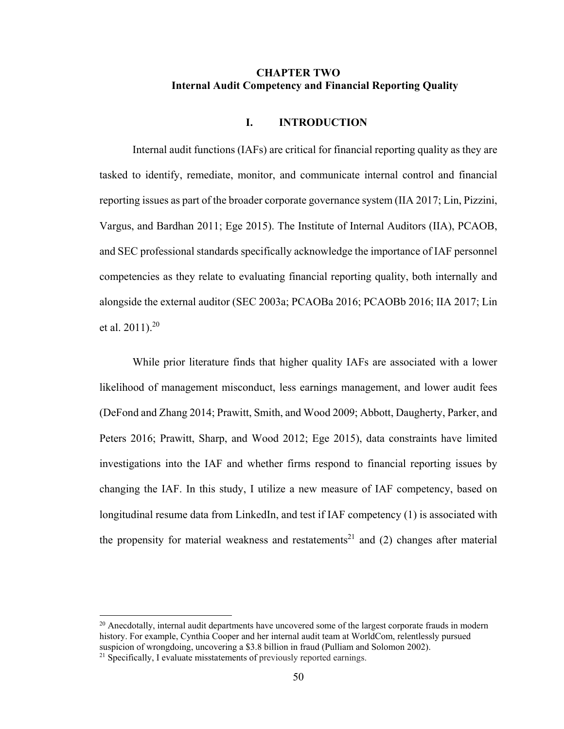# CHAPTER TWO
## Internal Audit Competency and Financial Reporting Quality

### I. INTRODUCTION

Internal audit functions (IAFs) are critical for financial reporting quality as they are tasked to identify, remediate, monitor, and communicate internal control and financial reporting issues as part of the broader corporate governance system (IIA 2017; Lin, Pizzini, Vargus, and Bardhan 2011; Ege 2015). The Institute of Internal Auditors (IIA), PCAOB, and SEC professional standards specifically acknowledge the importance of IAF personnel competencies as they relate to evaluating financial reporting quality, both internally and alongside the external auditor (SEC 2003a; PCAOBa 2016; PCAOBb 2016; IIA 2017; Lin et al. 2011).[20]

While prior literature finds that higher quality IAFs are associated with a lower likelihood of management misconduct, less earnings management, and lower audit fees (DeFond and Zhang 2014; Prawitt, Smith, and Wood 2009; Abbott, Daugherty, Parker, and Peters 2016; Prawitt, Sharp, and Wood 2012; Ege 2015), data constraints have limited investigations into the IAF and whether firms respond to financial reporting issues by changing the IAF. In this study, I utilize a new measure of IAF competency, based on longitudinal resume data from LinkedIn, and test if IAF competency (1) is associated with the propensity for material weakness and restatements[21] and (2) changes after material

---

[20] Anecdotally, internal audit departments have uncovered some of the largest corporate frauds in modern history. For example, Cynthia Cooper and her internal audit team at WorldCom, relentlessly pursued suspicion of wrongdoing, uncovering a $3.8 billion in fraud (Pulliam and Solomon 2002).

[21] Specifically, I evaluate misstatements of previously reported earnings.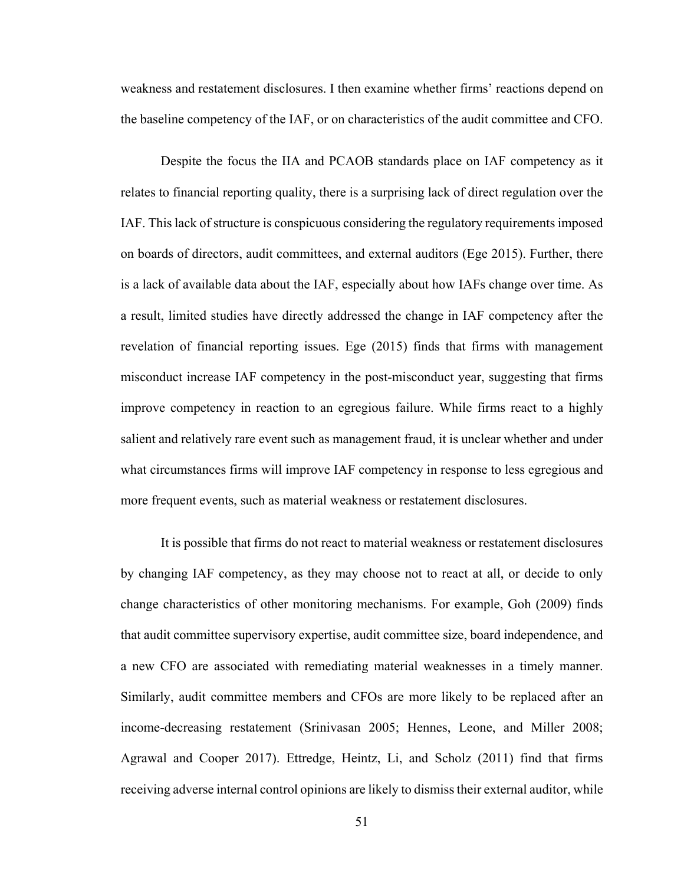weakness and restatement disclosures. I then examine whether firms' reactions depend on the baseline competency of the IAF, or on characteristics of the audit committee and CFO.

Despite the focus the IIA and PCAOB standards place on IAF competency as it relates to financial reporting quality, there is a surprising lack of direct regulation over the IAF. This lack of structure is conspicuous considering the regulatory requirements imposed on boards of directors, audit committees, and external auditors (Ege 2015). Further, there is a lack of available data about the IAF, especially about how IAFs change over time. As a result, limited studies have directly addressed the change in IAF competency after the revelation of financial reporting issues. Ege (2015) finds that firms with management misconduct increase IAF competency in the post-misconduct year, suggesting that firms improve competency in reaction to an egregious failure. While firms react to a highly salient and relatively rare event such as management fraud, it is unclear whether and under what circumstances firms will improve IAF competency in response to less egregious and more frequent events, such as material weakness or restatement disclosures.

It is possible that firms do not react to material weakness or restatement disclosures by changing IAF competency, as they may choose not to react at all, or decide to only change characteristics of other monitoring mechanisms. For example, Goh (2009) finds that audit committee supervisory expertise, audit committee size, board independence, and a new CFO are associated with remediating material weaknesses in a timely manner. Similarly, audit committee members and CFOs are more likely to be replaced after an income-decreasing restatement (Srinivasan 2005; Hennes, Leone, and Miller 2008; Agrawal and Cooper 2017). Ettredge, Heintz, Li, and Scholz (2011) find that firms receiving adverse internal control opinions are likely to dismiss their external auditor, while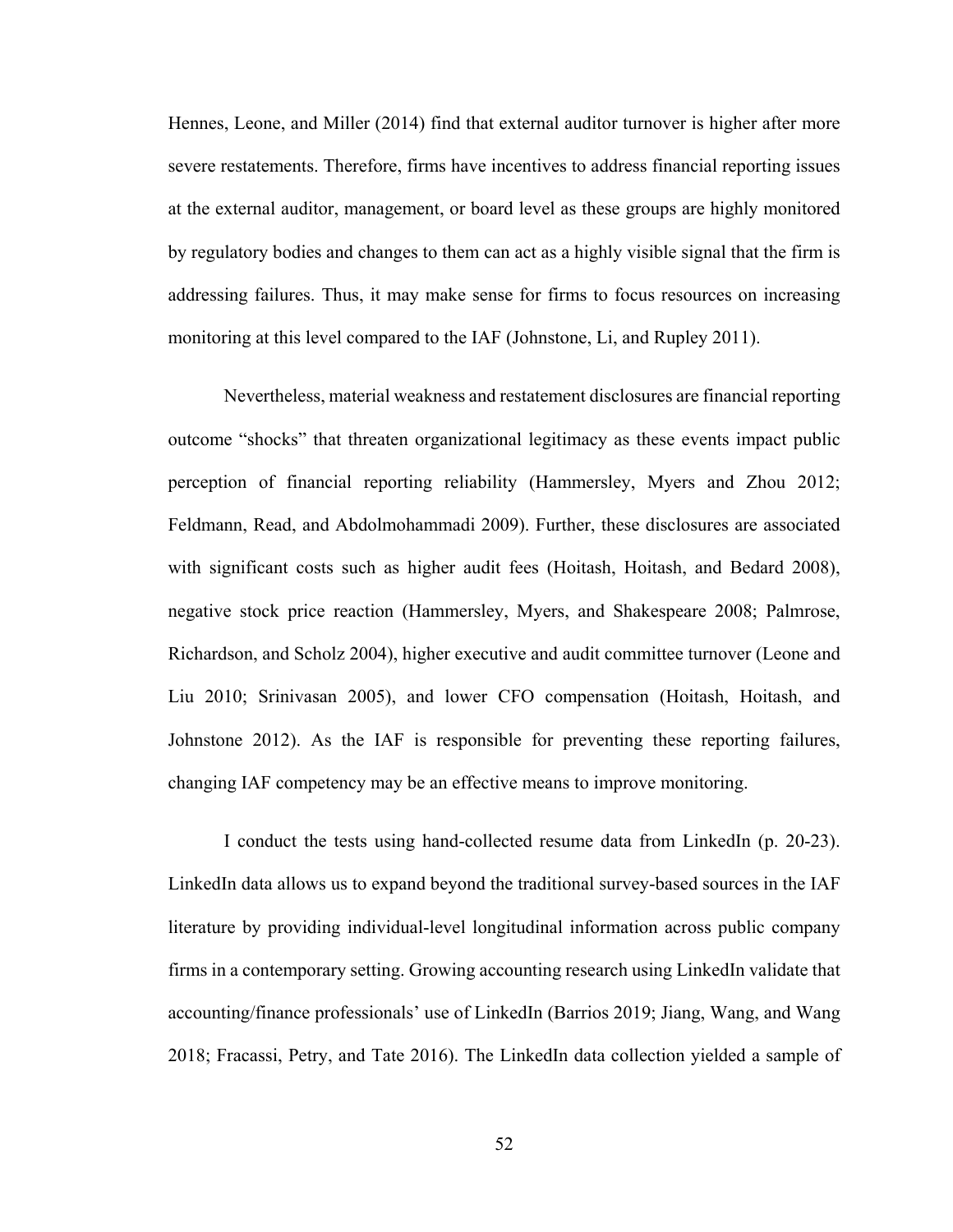Hennes, Leone, and Miller (2014) find that external auditor turnover is higher after more severe restatements. Therefore, firms have incentives to address financial reporting issues at the external auditor, management, or board level as these groups are highly monitored by regulatory bodies and changes to them can act as a highly visible signal that the firm is addressing failures. Thus, it may make sense for firms to focus resources on increasing monitoring at this level compared to the IAF (Johnstone, Li, and Rupley 2011).

Nevertheless, material weakness and restatement disclosures are financial reporting outcome "shocks" that threaten organizational legitimacy as these events impact public perception of financial reporting reliability (Hammersley, Myers and Zhou 2012; Feldmann, Read, and Abdolmohammadi 2009). Further, these disclosures are associated with significant costs such as higher audit fees (Hoitash, Hoitash, and Bedard 2008), negative stock price reaction (Hammersley, Myers, and Shakespeare 2008; Palmrose, Richardson, and Scholz 2004), higher executive and audit committee turnover (Leone and Liu 2010; Srinivasan 2005), and lower CFO compensation (Hoitash, Hoitash, and Johnstone 2012). As the IAF is responsible for preventing these reporting failures, changing IAF competency may be an effective means to improve monitoring.

I conduct the tests using hand-collected resume data from LinkedIn (p. 20-23). LinkedIn data allows us to expand beyond the traditional survey-based sources in the IAF literature by providing individual-level longitudinal information across public company firms in a contemporary setting. Growing accounting research using LinkedIn validate that accounting/finance professionals' use of LinkedIn (Barrios 2019; Jiang, Wang, and Wang 2018; Fracassi, Petry, and Tate 2016). The LinkedIn data collection yielded a sample of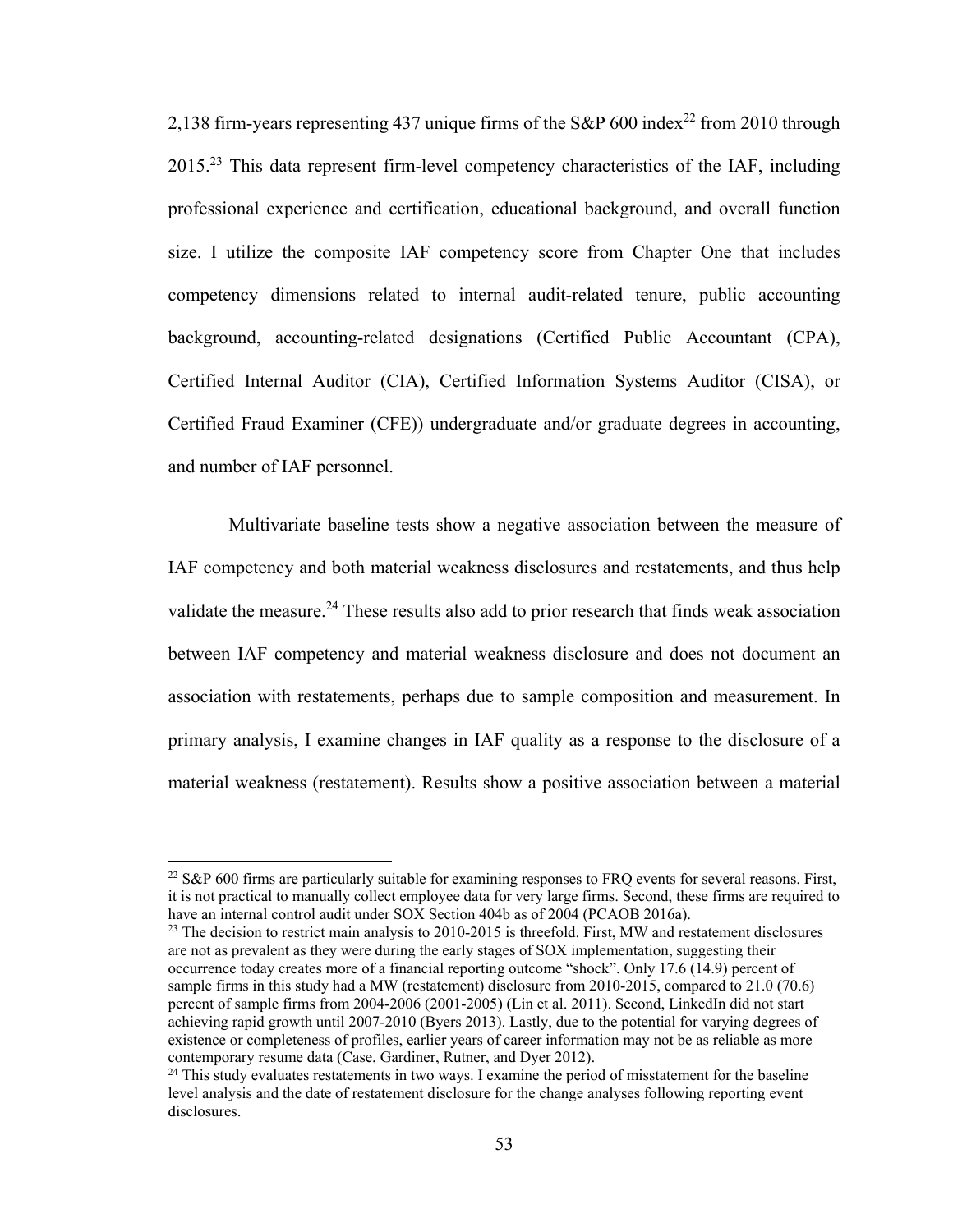2,138 firm-years representing 437 unique firms of the S&P 600 index[22] from 2010 through 2015.[23] This data represent firm-level competency characteristics of the IAF, including professional experience and certification, educational background, and overall function size. I utilize the composite IAF competency score from Chapter One that includes competency dimensions related to internal audit-related tenure, public accounting background, accounting-related designations (Certified Public Accountant (CPA), Certified Internal Auditor (CIA), Certified Information Systems Auditor (CISA), or Certified Fraud Examiner (CFE)) undergraduate and/or graduate degrees in accounting, and number of IAF personnel.

Multivariate baseline tests show a negative association between the measure of IAF competency and both material weakness disclosures and restatements, and thus help validate the measure.[24] These results also add to prior research that finds weak association between IAF competency and material weakness disclosure and does not document an association with restatements, perhaps due to sample composition and measurement. In primary analysis, I examine changes in IAF quality as a response to the disclosure of a material weakness (restatement). Results show a positive association between a material

---

[22] S&P 600 firms are particularly suitable for examining responses to FRQ events for several reasons. First, it is not practical to manually collect employee data for very large firms. Second, these firms are required to have an internal control audit under SOX Section 404b as of 2004 (PCAOB 2016a).

[23] The decision to restrict main analysis to 2010-2015 is threefold. First, MW and restatement disclosures are not as prevalent as they were during the early stages of SOX implementation, suggesting their occurrence today creates more of a financial reporting outcome "shock". Only 17.6 (14.9) percent of sample firms in this study had a MW (restatement) disclosure from 2010-2015, compared to 21.0 (70.6) percent of sample firms from 2004-2006 (2001-2005) (Lin et al. 2011). Second, LinkedIn did not start achieving rapid growth until 2007-2010 (Byers 2013). Lastly, due to the potential for varying degrees of existence or completeness of profiles, earlier years of career information may not be as reliable as more contemporary resume data (Case, Gardiner, Rutner, and Dyer 2012).

[24] This study evaluates restatements in two ways. I examine the period of misstatement for the baseline level analysis and the date of restatement disclosure for the change analyses following reporting event disclosures.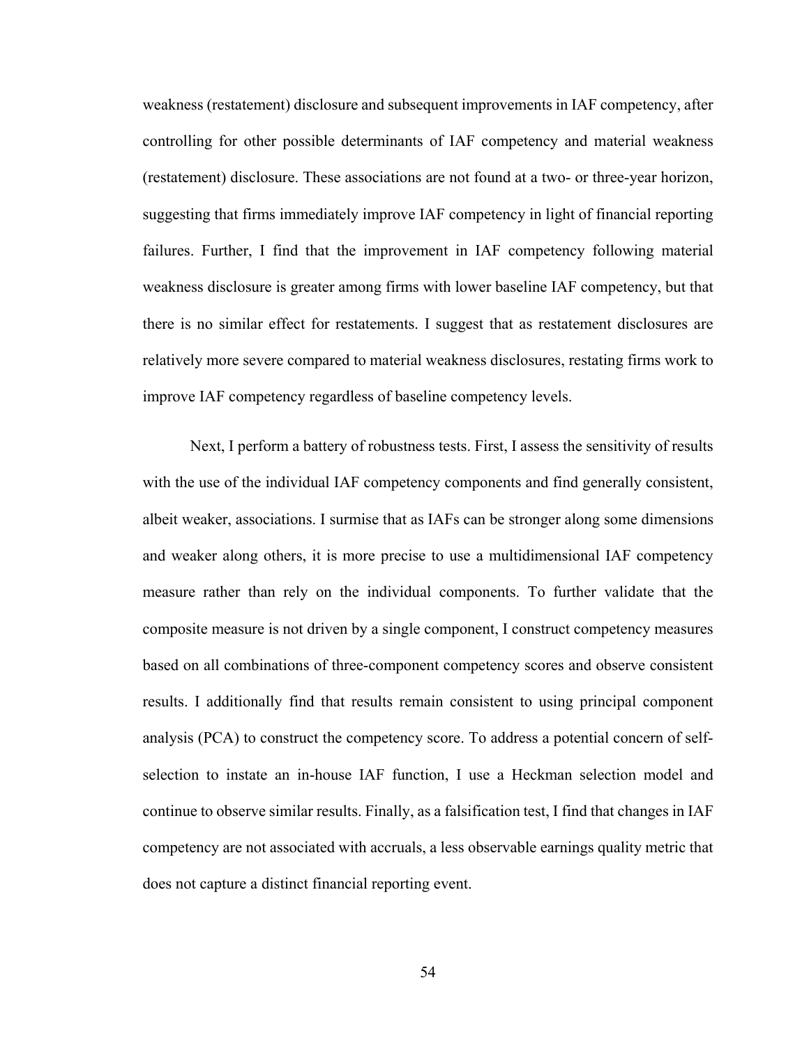weakness (restatement) disclosure and subsequent improvements in IAF competency, after controlling for other possible determinants of IAF competency and material weakness (restatement) disclosure. These associations are not found at a two- or three-year horizon, suggesting that firms immediately improve IAF competency in light of financial reporting failures. Further, I find that the improvement in IAF competency following material weakness disclosure is greater among firms with lower baseline IAF competency, but that there is no similar effect for restatements. I suggest that as restatement disclosures are relatively more severe compared to material weakness disclosures, restating firms work to improve IAF competency regardless of baseline competency levels.

Next, I perform a battery of robustness tests. First, I assess the sensitivity of results with the use of the individual IAF competency components and find generally consistent, albeit weaker, associations. I surmise that as IAFs can be stronger along some dimensions and weaker along others, it is more precise to use a multidimensional IAF competency measure rather than rely on the individual components. To further validate that the composite measure is not driven by a single component, I construct competency measures based on all combinations of three-component competency scores and observe consistent results. I additionally find that results remain consistent to using principal component analysis (PCA) to construct the competency score. To address a potential concern of self-selection to instate an in-house IAF function, I use a Heckman selection model and continue to observe similar results. Finally, as a falsification test, I find that changes in IAF competency are not associated with accruals, a less observable earnings quality metric that does not capture a distinct financial reporting event.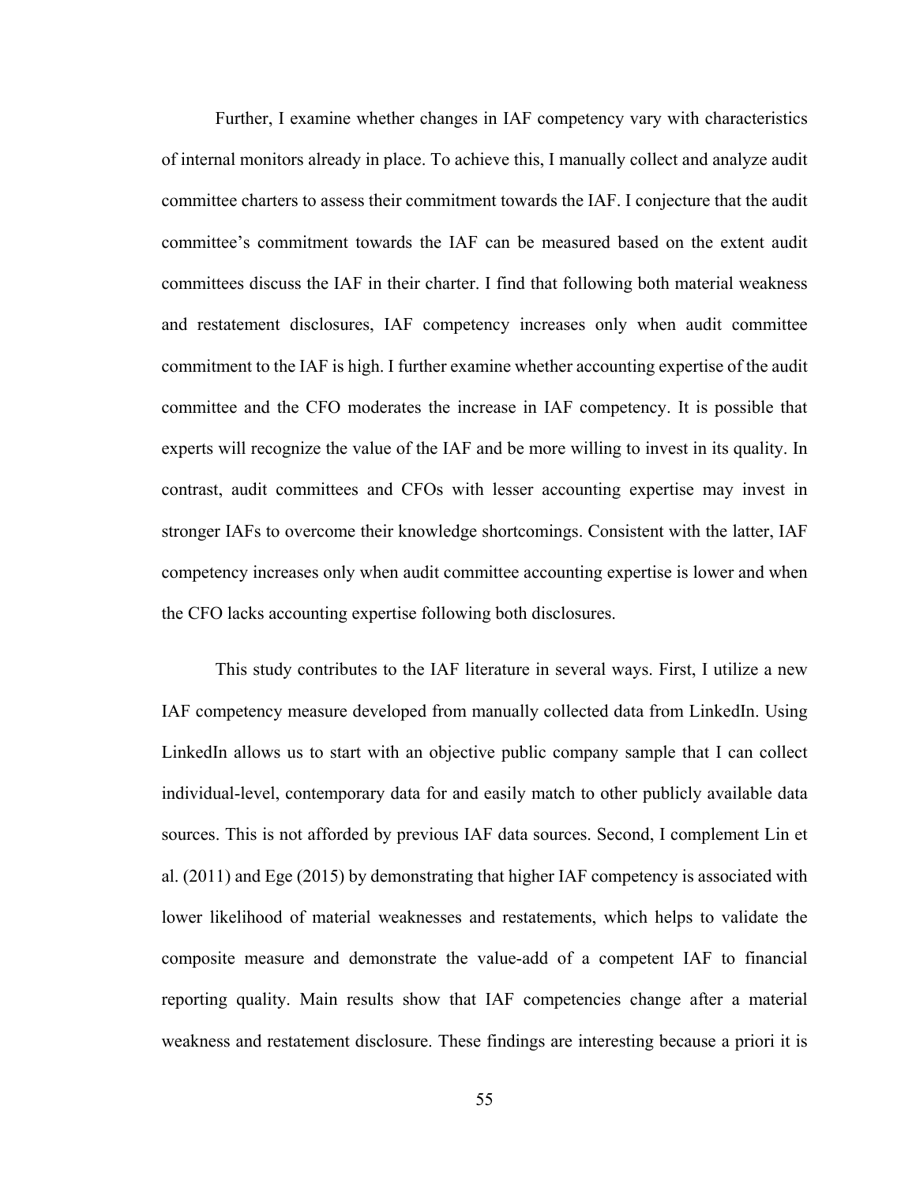Further, I examine whether changes in IAF competency vary with characteristics of internal monitors already in place. To achieve this, I manually collect and analyze audit committee charters to assess their commitment towards the IAF. I conjecture that the audit committee's commitment towards the IAF can be measured based on the extent audit committees discuss the IAF in their charter. I find that following both material weakness and restatement disclosures, IAF competency increases only when audit committee commitment to the IAF is high. I further examine whether accounting expertise of the audit committee and the CFO moderates the increase in IAF competency. It is possible that experts will recognize the value of the IAF and be more willing to invest in its quality. In contrast, audit committees and CFOs with lesser accounting expertise may invest in stronger IAFs to overcome their knowledge shortcomings. Consistent with the latter, IAF competency increases only when audit committee accounting expertise is lower and when the CFO lacks accounting expertise following both disclosures.

This study contributes to the IAF literature in several ways. First, I utilize a new IAF competency measure developed from manually collected data from LinkedIn. Using LinkedIn allows us to start with an objective public company sample that I can collect individual-level, contemporary data for and easily match to other publicly available data sources. This is not afforded by previous IAF data sources. Second, I complement Lin et al. (2011) and Ege (2015) by demonstrating that higher IAF competency is associated with lower likelihood of material weaknesses and restatements, which helps to validate the composite measure and demonstrate the value-add of a competent IAF to financial reporting quality. Main results show that IAF competencies change after a material weakness and restatement disclosure. These findings are interesting because a priori it is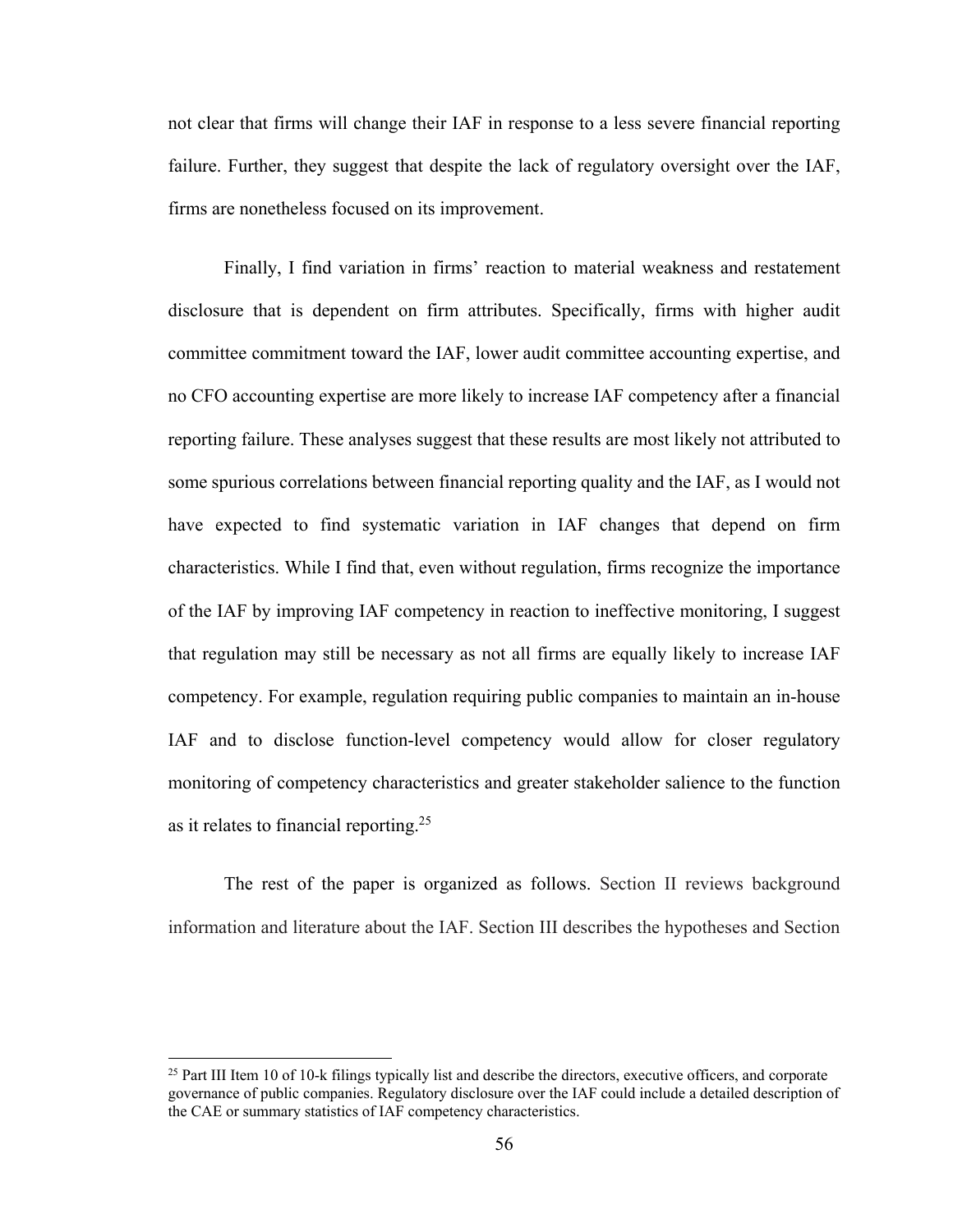not clear that firms will change their IAF in response to a less severe financial reporting failure. Further, they suggest that despite the lack of regulatory oversight over the IAF, firms are nonetheless focused on its improvement.

Finally, I find variation in firms' reaction to material weakness and restatement disclosure that is dependent on firm attributes. Specifically, firms with higher audit committee commitment toward the IAF, lower audit committee accounting expertise, and no CFO accounting expertise are more likely to increase IAF competency after a financial reporting failure. These analyses suggest that these results are most likely not attributed to some spurious correlations between financial reporting quality and the IAF, as I would not have expected to find systematic variation in IAF changes that depend on firm characteristics. While I find that, even without regulation, firms recognize the importance of the IAF by improving IAF competency in reaction to ineffective monitoring, I suggest that regulation may still be necessary as not all firms are equally likely to increase IAF competency. For example, regulation requiring public companies to maintain an in-house IAF and to disclose function-level competency would allow for closer regulatory monitoring of competency characteristics and greater stakeholder salience to the function as it relates to financial reporting.[25]

The rest of the paper is organized as follows. Section II reviews background information and literature about the IAF. Section III describes the hypotheses and Section

---

[25] Part III Item 10 of 10-k filings typically list and describe the directors, executive officers, and corporate governance of public companies. Regulatory disclosure over the IAF could include a detailed description of the CAE or summary statistics of IAF competency characteristics.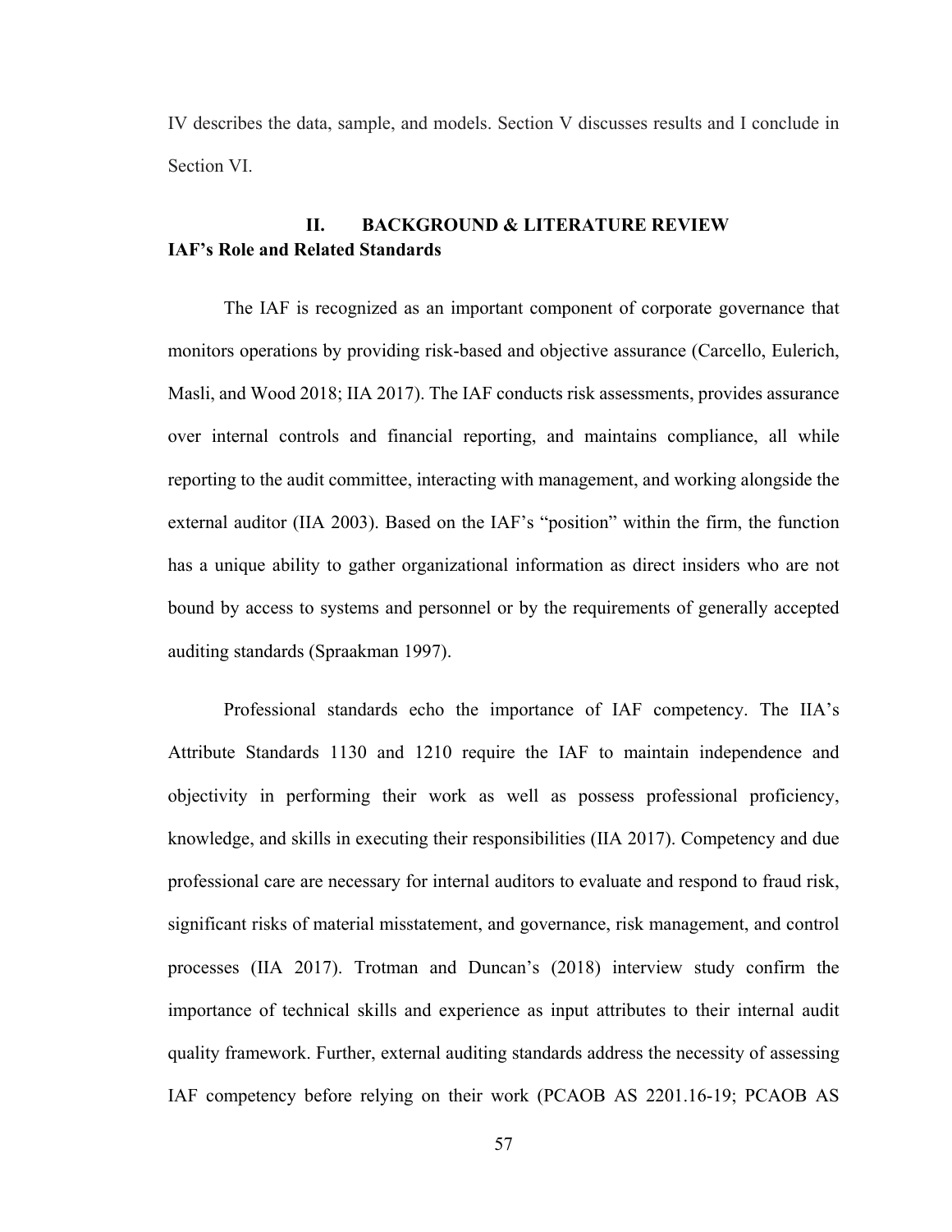IV describes the data, sample, and models. Section V discusses results and I conclude in Section VI.

## II. BACKGROUND & LITERATURE REVIEW

### IAF's Role and Related Standards

The IAF is recognized as an important component of corporate governance that monitors operations by providing risk-based and objective assurance (Carcello, Eulerich, Masli, and Wood 2018; IIA 2017). The IAF conducts risk assessments, provides assurance over internal controls and financial reporting, and maintains compliance, all while reporting to the audit committee, interacting with management, and working alongside the external auditor (IIA 2003). Based on the IAF's "position" within the firm, the function has a unique ability to gather organizational information as direct insiders who are not bound by access to systems and personnel or by the requirements of generally accepted auditing standards (Spraakman 1997).

Professional standards echo the importance of IAF competency. The IIA's Attribute Standards 1130 and 1210 require the IAF to maintain independence and objectivity in performing their work as well as possess professional proficiency, knowledge, and skills in executing their responsibilities (IIA 2017). Competency and due professional care are necessary for internal auditors to evaluate and respond to fraud risk, significant risks of material misstatement, and governance, risk management, and control processes (IIA 2017). Trotman and Duncan's (2018) interview study confirm the importance of technical skills and experience as input attributes to their internal audit quality framework. Further, external auditing standards address the necessity of assessing IAF competency before relying on their work (PCAOB AS 2201.16-19; PCAOB AS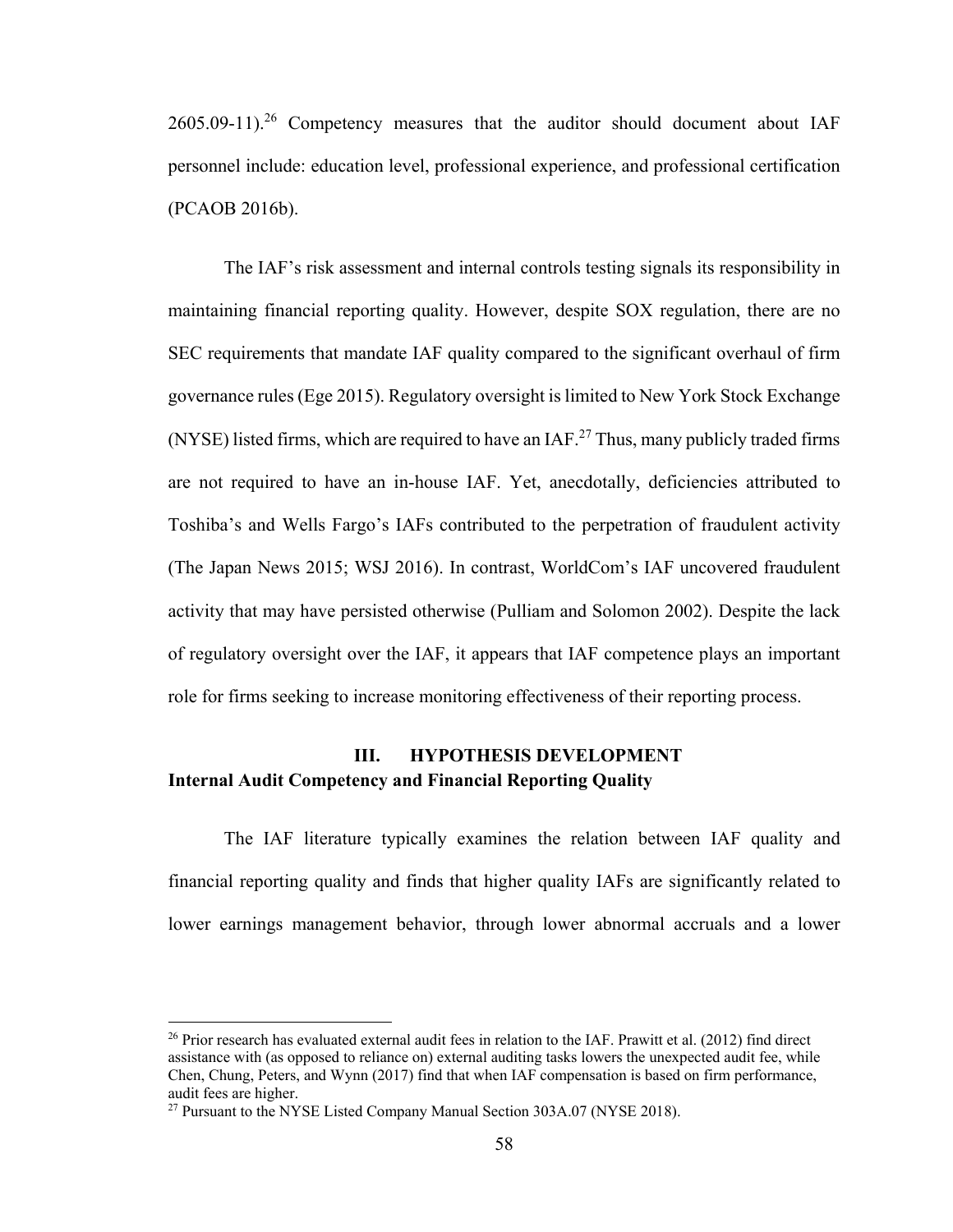2605.09-11).[26] Competency measures that the auditor should document about IAF personnel include: education level, professional experience, and professional certification (PCAOB 2016b).

The IAF's risk assessment and internal controls testing signals its responsibility in maintaining financial reporting quality. However, despite SOX regulation, there are no SEC requirements that mandate IAF quality compared to the significant overhaul of firm governance rules (Ege 2015). Regulatory oversight is limited to New York Stock Exchange (NYSE) listed firms, which are required to have an IAF.[27] Thus, many publicly traded firms are not required to have an in-house IAF. Yet, anecdotally, deficiencies attributed to Toshiba's and Wells Fargo's IAFs contributed to the perpetration of fraudulent activity (The Japan News 2015; WSJ 2016). In contrast, WorldCom's IAF uncovered fraudulent activity that may have persisted otherwise (Pulliam and Solomon 2002). Despite the lack of regulatory oversight over the IAF, it appears that IAF competence plays an important role for firms seeking to increase monitoring effectiveness of their reporting process.

## III. HYPOTHESIS DEVELOPMENT

### Internal Audit Competency and Financial Reporting Quality

The IAF literature typically examines the relation between IAF quality and financial reporting quality and finds that higher quality IAFs are significantly related to lower earnings management behavior, through lower abnormal accruals and a lower

---

[26] Prior research has evaluated external audit fees in relation to the IAF. Prawitt et al. (2012) find direct assistance with (as opposed to reliance on) external auditing tasks lowers the unexpected audit fee, while Chen, Chung, Peters, and Wynn (2017) find that when IAF compensation is based on firm performance, audit fees are higher.

[27] Pursuant to the NYSE Listed Company Manual Section 303A.07 (NYSE 2018).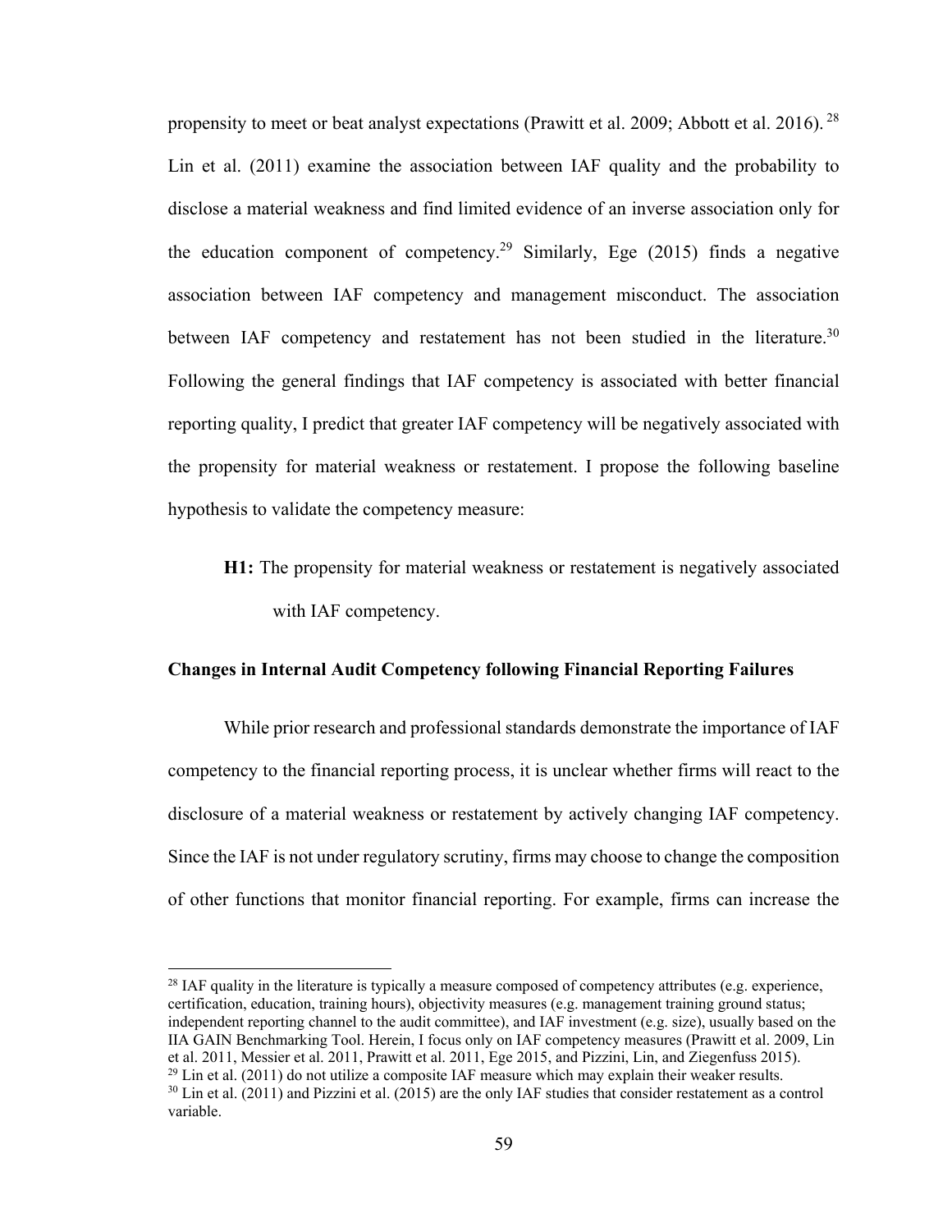propensity to meet or beat analyst expectations (Prawitt et al. 2009; Abbott et al. 2016).[28] Lin et al. (2011) examine the association between IAF quality and the probability to disclose a material weakness and find limited evidence of an inverse association only for the education component of competency.[29] Similarly, Ege (2015) finds a negative association between IAF competency and management misconduct. The association between IAF competency and restatement has not been studied in the literature.[30] Following the general findings that IAF competency is associated with better financial reporting quality, I predict that greater IAF competency will be negatively associated with the propensity for material weakness or restatement. I propose the following baseline hypothesis to validate the competency measure:

> **H1:** The propensity for material weakness or restatement is negatively associated with IAF competency.

**Changes in Internal Audit Competency following Financial Reporting Failures**

While prior research and professional standards demonstrate the importance of IAF competency to the financial reporting process, it is unclear whether firms will react to the disclosure of a material weakness or restatement by actively changing IAF competency. Since the IAF is not under regulatory scrutiny, firms may choose to change the composition of other functions that monitor financial reporting. For example, firms can increase the

---

[28] IAF quality in the literature is typically a measure composed of competency attributes (e.g. experience, certification, education, training hours), objectivity measures (e.g. management training ground status; independent reporting channel to the audit committee), and IAF investment (e.g. size), usually based on the IIA GAIN Benchmarking Tool. Herein, I focus only on IAF competency measures (Prawitt et al. 2009, Lin et al. 2011, Messier et al. 2011, Prawitt et al. 2011, Ege 2015, and Pizzini, Lin, and Ziegenfuss 2015).

[29] Lin et al. (2011) do not utilize a composite IAF measure which may explain their weaker results.

[30] Lin et al. (2011) and Pizzini et al. (2015) are the only IAF studies that consider restatement as a control variable.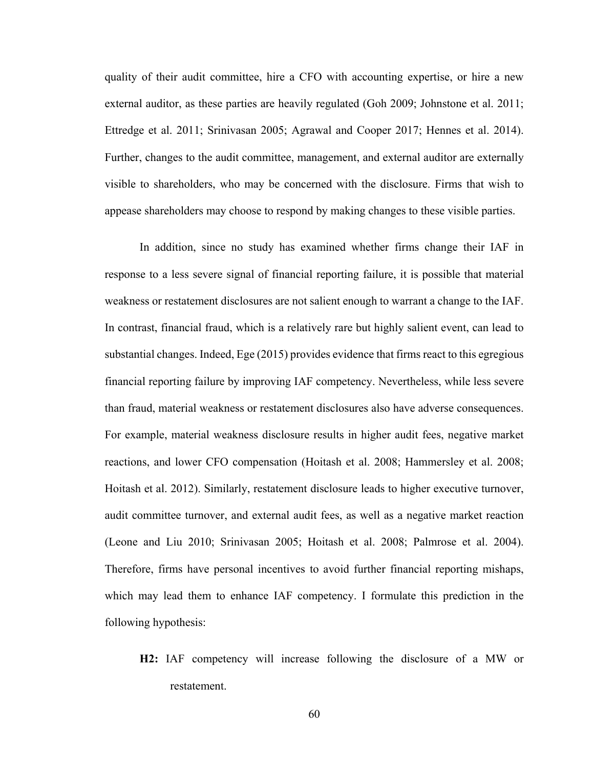quality of their audit committee, hire a CFO with accounting expertise, or hire a new external auditor, as these parties are heavily regulated (Goh 2009; Johnstone et al. 2011; Ettredge et al. 2011; Srinivasan 2005; Agrawal and Cooper 2017; Hennes et al. 2014). Further, changes to the audit committee, management, and external auditor are externally visible to shareholders, who may be concerned with the disclosure. Firms that wish to appease shareholders may choose to respond by making changes to these visible parties.

In addition, since no study has examined whether firms change their IAF in response to a less severe signal of financial reporting failure, it is possible that material weakness or restatement disclosures are not salient enough to warrant a change to the IAF. In contrast, financial fraud, which is a relatively rare but highly salient event, can lead to substantial changes. Indeed, Ege (2015) provides evidence that firms react to this egregious financial reporting failure by improving IAF competency. Nevertheless, while less severe than fraud, material weakness or restatement disclosures also have adverse consequences. For example, material weakness disclosure results in higher audit fees, negative market reactions, and lower CFO compensation (Hoitash et al. 2008; Hammersley et al. 2008; Hoitash et al. 2012). Similarly, restatement disclosure leads to higher executive turnover, audit committee turnover, and external audit fees, as well as a negative market reaction (Leone and Liu 2010; Srinivasan 2005; Hoitash et al. 2008; Palmrose et al. 2004). Therefore, firms have personal incentives to avoid further financial reporting mishaps, which may lead them to enhance IAF competency. I formulate this prediction in the following hypothesis:

> **H2:** IAF competency will increase following the disclosure of a MW or restatement.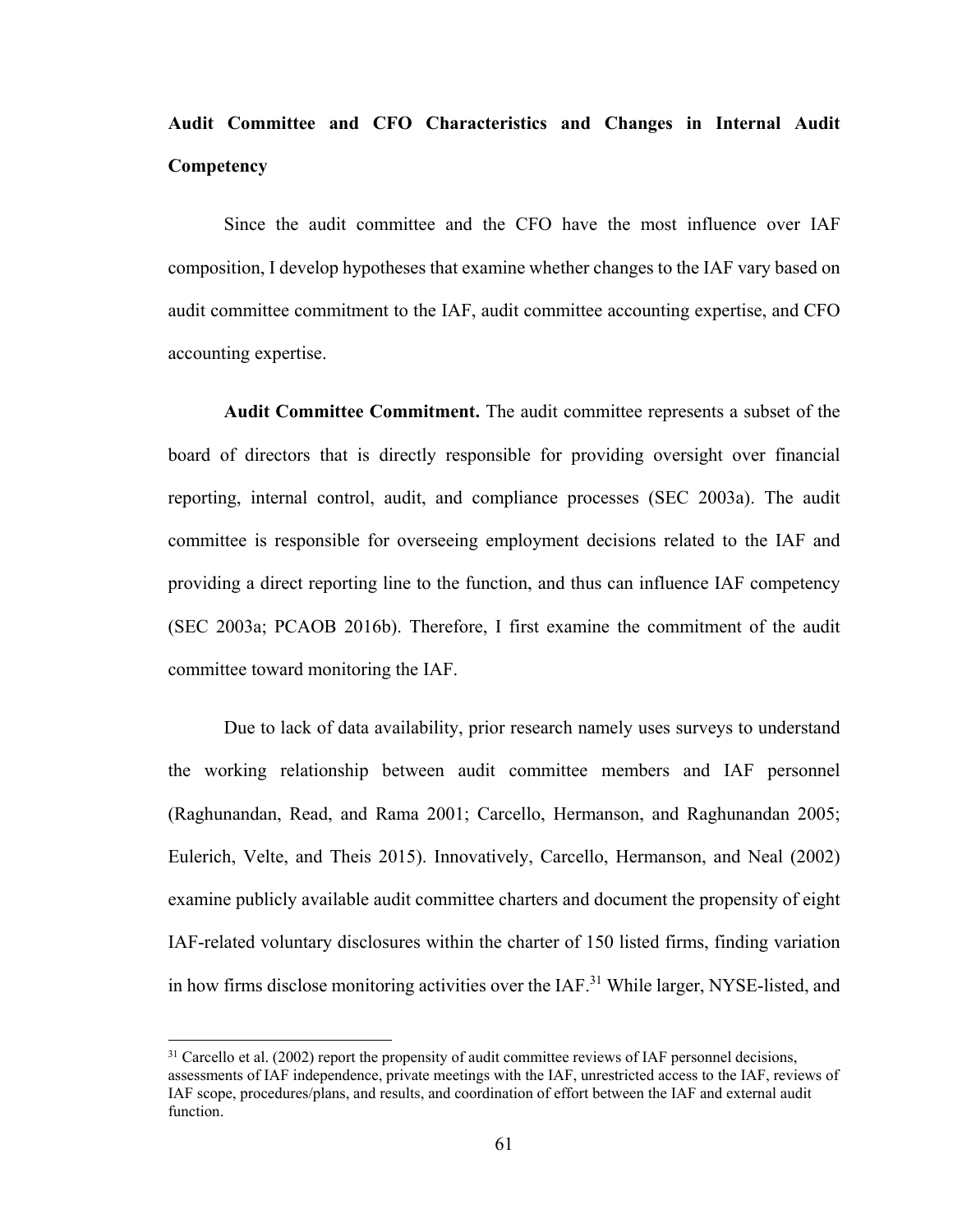**Audit Committee and CFO Characteristics and Changes in Internal Audit Competency**

Since the audit committee and the CFO have the most influence over IAF composition, I develop hypotheses that examine whether changes to the IAF vary based on audit committee commitment to the IAF, audit committee accounting expertise, and CFO accounting expertise.

**Audit Committee Commitment.** The audit committee represents a subset of the board of directors that is directly responsible for providing oversight over financial reporting, internal control, audit, and compliance processes (SEC 2003a). The audit committee is responsible for overseeing employment decisions related to the IAF and providing a direct reporting line to the function, and thus can influence IAF competency (SEC 2003a; PCAOB 2016b). Therefore, I first examine the commitment of the audit committee toward monitoring the IAF.

Due to lack of data availability, prior research namely uses surveys to understand the working relationship between audit committee members and IAF personnel (Raghunandan, Read, and Rama 2001; Carcello, Hermanson, and Raghunandan 2005; Eulerich, Velte, and Theis 2015). Innovatively, Carcello, Hermanson, and Neal (2002) examine publicly available audit committee charters and document the propensity of eight IAF-related voluntary disclosures within the charter of 150 listed firms, finding variation in how firms disclose monitoring activities over the IAF.[31] While larger, NYSE-listed, and

[31] Carcello et al. (2002) report the propensity of audit committee reviews of IAF personnel decisions, assessments of IAF independence, private meetings with the IAF, unrestricted access to the IAF, reviews of IAF scope, procedures/plans, and results, and coordination of effort between the IAF and external audit function.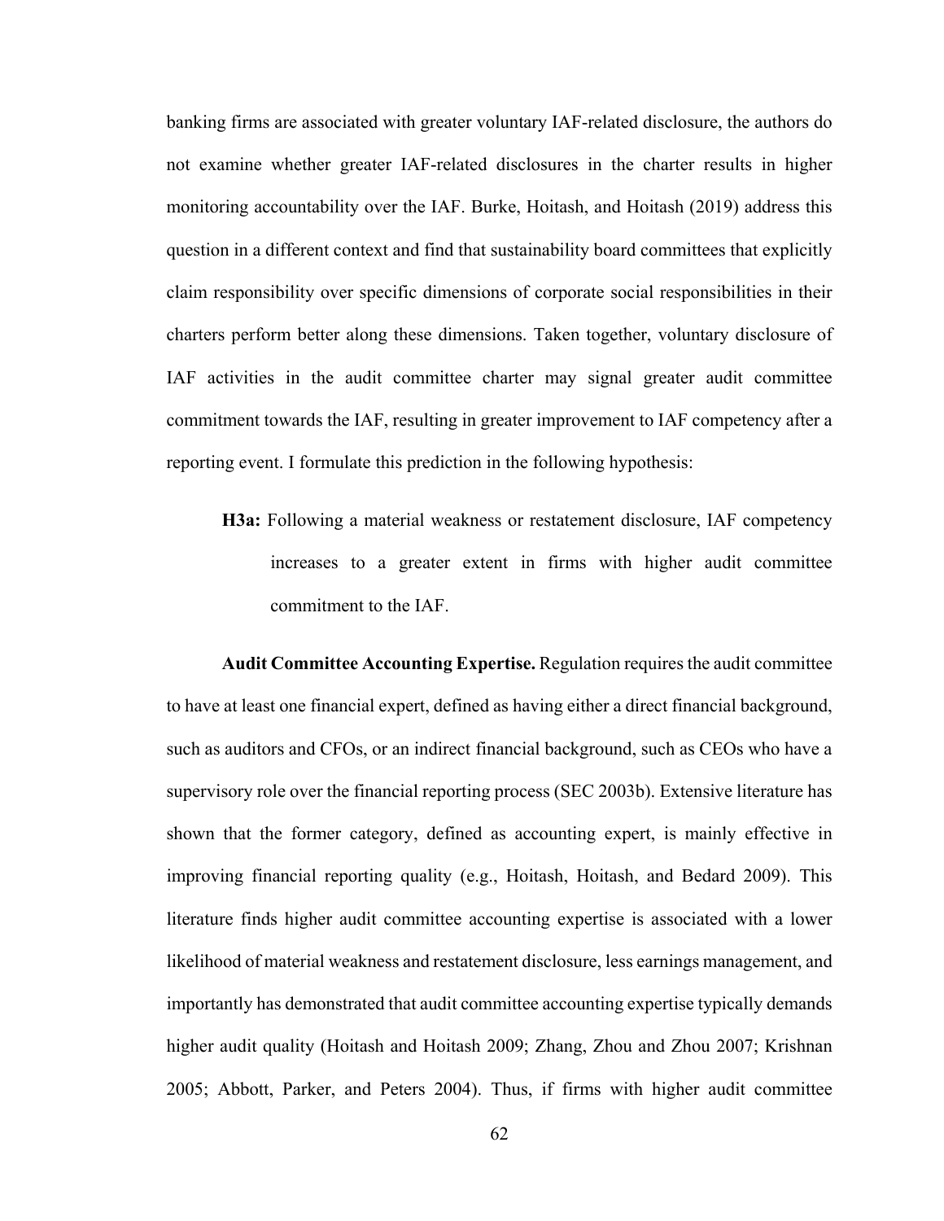banking firms are associated with greater voluntary IAF-related disclosure, the authors do not examine whether greater IAF-related disclosures in the charter results in higher monitoring accountability over the IAF. Burke, Hoitash, and Hoitash (2019) address this question in a different context and find that sustainability board committees that explicitly claim responsibility over specific dimensions of corporate social responsibilities in their charters perform better along these dimensions. Taken together, voluntary disclosure of IAF activities in the audit committee charter may signal greater audit committee commitment towards the IAF, resulting in greater improvement to IAF competency after a reporting event. I formulate this prediction in the following hypothesis:

> **H3a:** Following a material weakness or restatement disclosure, IAF competency increases to a greater extent in firms with higher audit committee commitment to the IAF.

**Audit Committee Accounting Expertise.** Regulation requires the audit committee to have at least one financial expert, defined as having either a direct financial background, such as auditors and CFOs, or an indirect financial background, such as CEOs who have a supervisory role over the financial reporting process (SEC 2003b). Extensive literature has shown that the former category, defined as accounting expert, is mainly effective in improving financial reporting quality (e.g., Hoitash, Hoitash, and Bedard 2009). This literature finds higher audit committee accounting expertise is associated with a lower likelihood of material weakness and restatement disclosure, less earnings management, and importantly has demonstrated that audit committee accounting expertise typically demands higher audit quality (Hoitash and Hoitash 2009; Zhang, Zhou and Zhou 2007; Krishnan 2005; Abbott, Parker, and Peters 2004). Thus, if firms with higher audit committee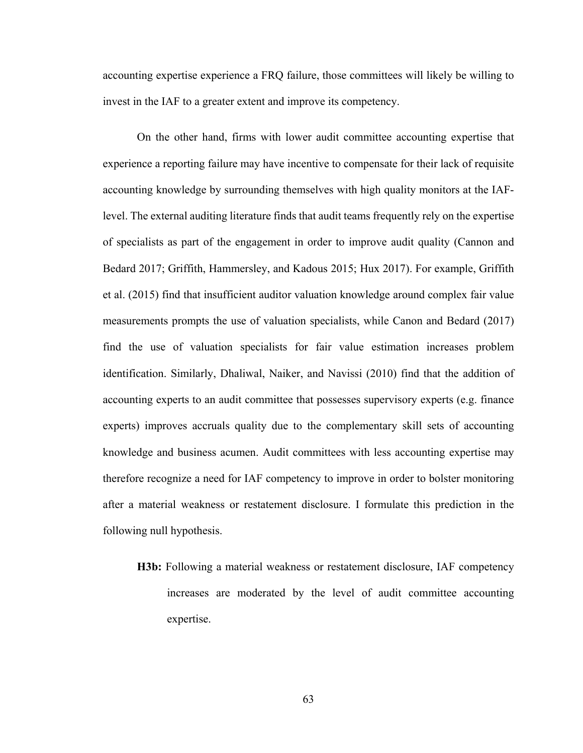accounting expertise experience a FRQ failure, those committees will likely be willing to invest in the IAF to a greater extent and improve its competency.

On the other hand, firms with lower audit committee accounting expertise that experience a reporting failure may have incentive to compensate for their lack of requisite accounting knowledge by surrounding themselves with high quality monitors at the IAF-level. The external auditing literature finds that audit teams frequently rely on the expertise of specialists as part of the engagement in order to improve audit quality (Cannon and Bedard 2017; Griffith, Hammersley, and Kadous 2015; Hux 2017). For example, Griffith et al. (2015) find that insufficient auditor valuation knowledge around complex fair value measurements prompts the use of valuation specialists, while Canon and Bedard (2017) find the use of valuation specialists for fair value estimation increases problem identification. Similarly, Dhaliwal, Naiker, and Navissi (2010) find that the addition of accounting experts to an audit committee that possesses supervisory experts (e.g. finance experts) improves accruals quality due to the complementary skill sets of accounting knowledge and business acumen. Audit committees with less accounting expertise may therefore recognize a need for IAF competency to improve in order to bolster monitoring after a material weakness or restatement disclosure. I formulate this prediction in the following null hypothesis.

> **H3b:** Following a material weakness or restatement disclosure, IAF competency increases are moderated by the level of audit committee accounting expertise.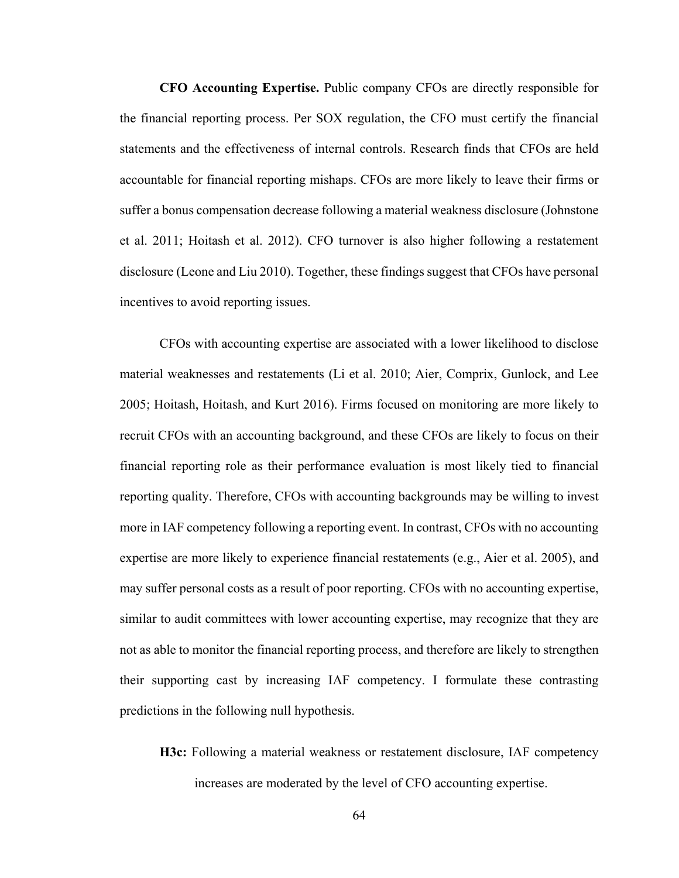**CFO Accounting Expertise.** Public company CFOs are directly responsible for the financial reporting process. Per SOX regulation, the CFO must certify the financial statements and the effectiveness of internal controls. Research finds that CFOs are held accountable for financial reporting mishaps. CFOs are more likely to leave their firms or suffer a bonus compensation decrease following a material weakness disclosure (Johnstone et al. 2011; Hoitash et al. 2012). CFO turnover is also higher following a restatement disclosure (Leone and Liu 2010). Together, these findings suggest that CFOs have personal incentives to avoid reporting issues.

CFOs with accounting expertise are associated with a lower likelihood to disclose material weaknesses and restatements (Li et al. 2010; Aier, Comprix, Gunlock, and Lee 2005; Hoitash, Hoitash, and Kurt 2016). Firms focused on monitoring are more likely to recruit CFOs with an accounting background, and these CFOs are likely to focus on their financial reporting role as their performance evaluation is most likely tied to financial reporting quality. Therefore, CFOs with accounting backgrounds may be willing to invest more in IAF competency following a reporting event. In contrast, CFOs with no accounting expertise are more likely to experience financial restatements (e.g., Aier et al. 2005), and may suffer personal costs as a result of poor reporting. CFOs with no accounting expertise, similar to audit committees with lower accounting expertise, may recognize that they are not as able to monitor the financial reporting process, and therefore are likely to strengthen their supporting cast by increasing IAF competency. I formulate these contrasting predictions in the following null hypothesis.

**H3c:** Following a material weakness or restatement disclosure, IAF competency increases are moderated by the level of CFO accounting expertise.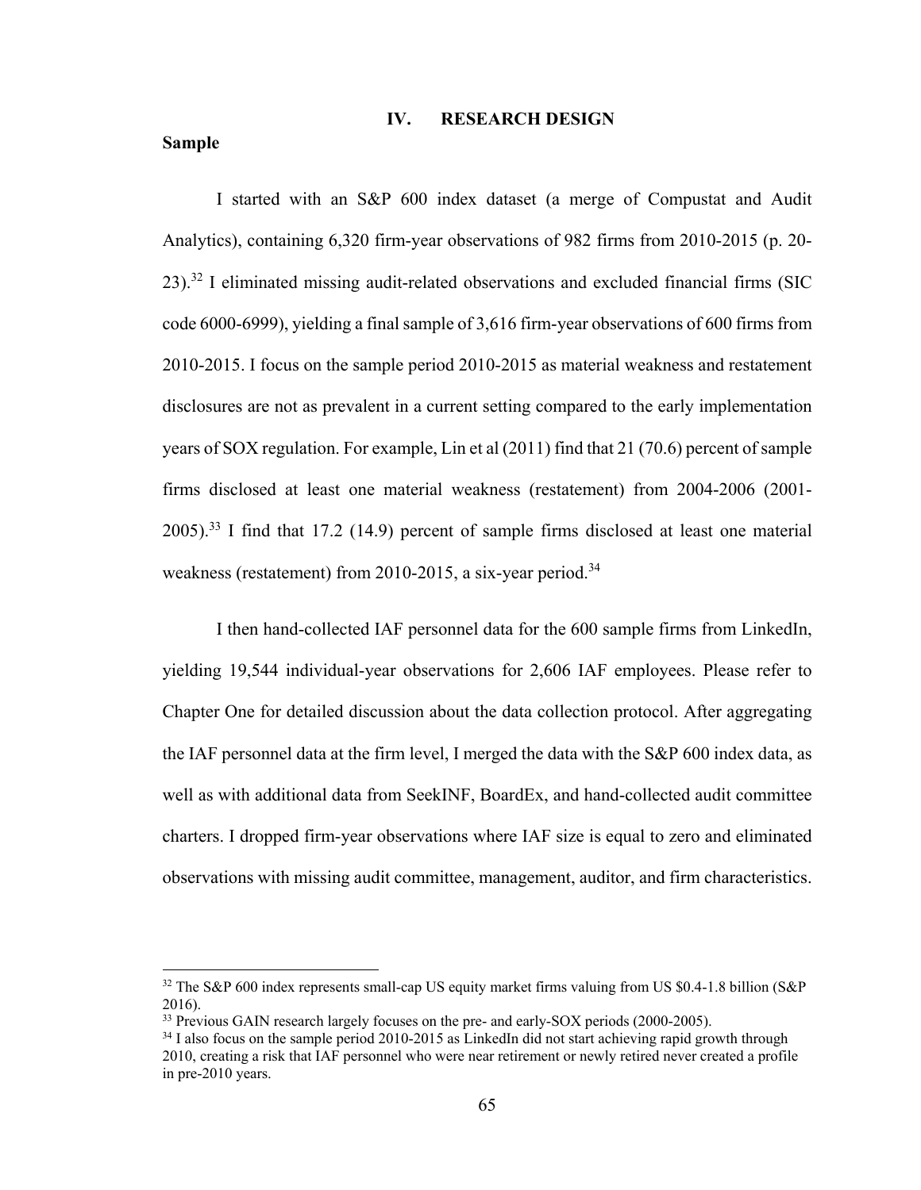# IV. RESEARCH DESIGN

## Sample

I started with an S&P 600 index dataset (a merge of Compustat and Audit Analytics), containing 6,320 firm-year observations of 982 firms from 2010-2015 (p. 20-23).[32] I eliminated missing audit-related observations and excluded financial firms (SIC code 6000-6999), yielding a final sample of 3,616 firm-year observations of 600 firms from 2010-2015. I focus on the sample period 2010-2015 as material weakness and restatement disclosures are not as prevalent in a current setting compared to the early implementation years of SOX regulation. For example, Lin et al (2011) find that 21 (70.6) percent of sample firms disclosed at least one material weakness (restatement) from 2004-2006 (2001-2005).[33] I find that 17.2 (14.9) percent of sample firms disclosed at least one material weakness (restatement) from 2010-2015, a six-year period.[34]

I then hand-collected IAF personnel data for the 600 sample firms from LinkedIn, yielding 19,544 individual-year observations for 2,606 IAF employees. Please refer to Chapter One for detailed discussion about the data collection protocol. After aggregating the IAF personnel data at the firm level, I merged the data with the S&P 600 index data, as well as with additional data from SeekINF, BoardEx, and hand-collected audit committee charters. I dropped firm-year observations where IAF size is equal to zero and eliminated observations with missing audit committee, management, auditor, and firm characteristics.

---

[32] The S&P 600 index represents small-cap US equity market firms valuing from US $0.4-1.8 billion (S&P 2016).

[33] Previous GAIN research largely focuses on the pre- and early-SOX periods (2000-2005).

[34] I also focus on the sample period 2010-2015 as LinkedIn did not start achieving rapid growth through 2010, creating a risk that IAF personnel who were near retirement or newly retired never created a profile in pre-2010 years.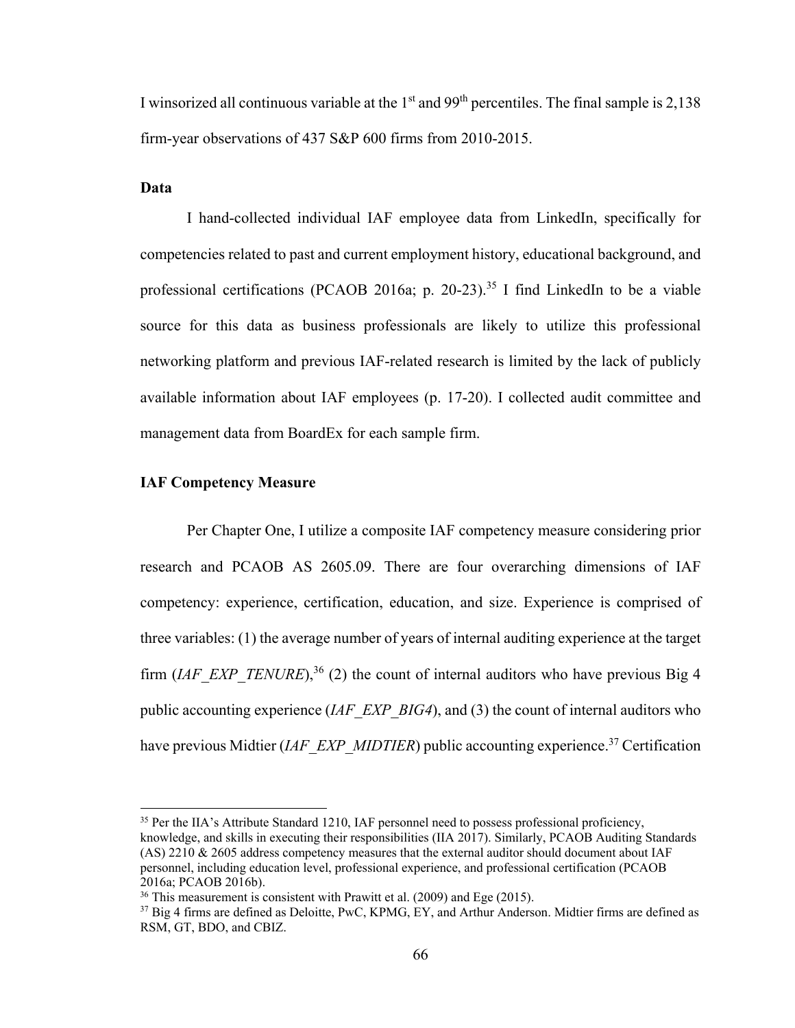I winsorized all continuous variable at the 1st and 99th percentiles. The final sample is 2,138 firm-year observations of 437 S&P 600 firms from 2010-2015.

**Data**

I hand-collected individual IAF employee data from LinkedIn, specifically for competencies related to past and current employment history, educational background, and professional certifications (PCAOB 2016a; p. 20-23).[35] I find LinkedIn to be a viable source for this data as business professionals are likely to utilize this professional networking platform and previous IAF-related research is limited by the lack of publicly available information about IAF employees (p. 17-20). I collected audit committee and management data from BoardEx for each sample firm.

**IAF Competency Measure**

Per Chapter One, I utilize a composite IAF competency measure considering prior research and PCAOB AS 2605.09. There are four overarching dimensions of IAF competency: experience, certification, education, and size. Experience is comprised of three variables: (1) the average number of years of internal auditing experience at the target firm (*IAF_EXP_TENURE*),[36] (2) the count of internal auditors who have previous Big 4 public accounting experience (*IAF_EXP_BIG4*), and (3) the count of internal auditors who have previous Midtier (*IAF_EXP_MIDTIER*) public accounting experience.[37] Certification

---

[35] Per the IIA's Attribute Standard 1210, IAF personnel need to possess professional proficiency, knowledge, and skills in executing their responsibilities (IIA 2017). Similarly, PCAOB Auditing Standards (AS) 2210 & 2605 address competency measures that the external auditor should document about IAF personnel, including education level, professional experience, and professional certification (PCAOB 2016a; PCAOB 2016b).

[36] This measurement is consistent with Prawitt et al. (2009) and Ege (2015).

[37] Big 4 firms are defined as Deloitte, PwC, KPMG, EY, and Arthur Anderson. Midtier firms are defined as RSM, GT, BDO, and CBIZ.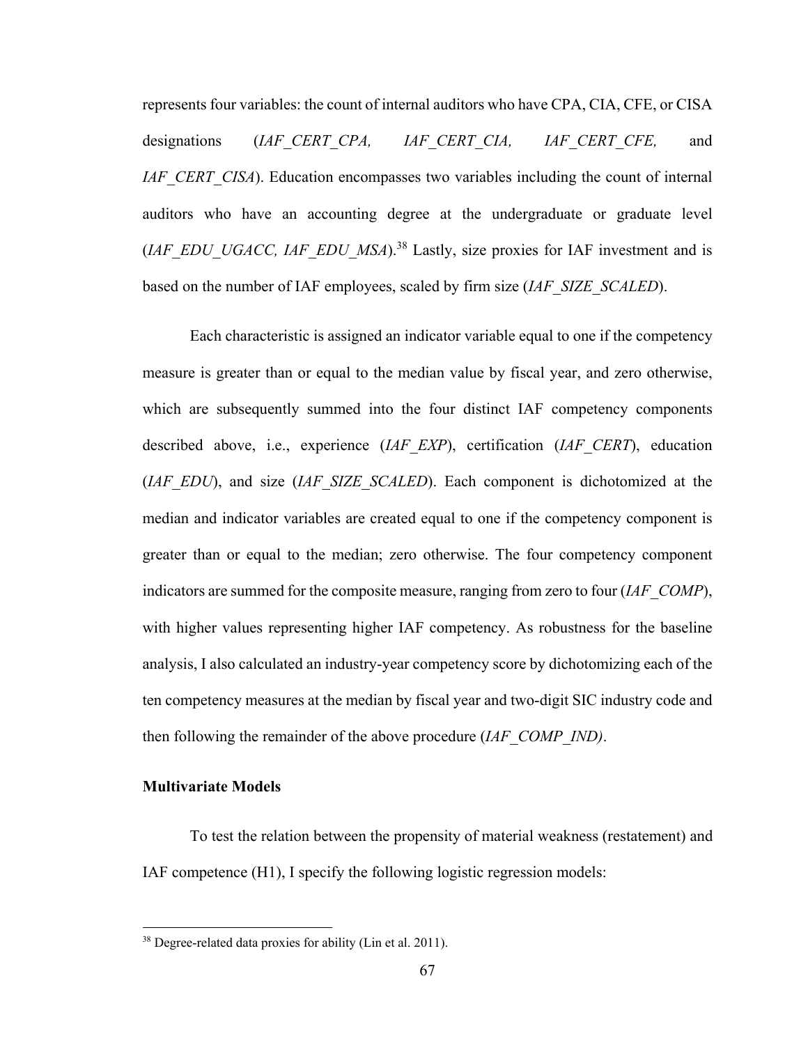represents four variables: the count of internal auditors who have CPA, CIA, CFE, or CISA designations (*IAF_CERT_CPA, IAF_CERT_CIA, IAF_CERT_CFE,* and *IAF_CERT_CISA*). Education encompasses two variables including the count of internal auditors who have an accounting degree at the undergraduate or graduate level (*IAF_EDU_UGACC, IAF_EDU_MSA*).[38] Lastly, size proxies for IAF investment and is based on the number of IAF employees, scaled by firm size (*IAF_SIZE_SCALED*).

Each characteristic is assigned an indicator variable equal to one if the competency measure is greater than or equal to the median value by fiscal year, and zero otherwise, which are subsequently summed into the four distinct IAF competency components described above, i.e., experience (*IAF_EXP*), certification (*IAF_CERT*), education (*IAF_EDU*), and size (*IAF_SIZE_SCALED*). Each component is dichotomized at the median and indicator variables are created equal to one if the competency component is greater than or equal to the median; zero otherwise. The four competency component indicators are summed for the composite measure, ranging from zero to four (*IAF_COMP*), with higher values representing higher IAF competency. As robustness for the baseline analysis, I also calculated an industry-year competency score by dichotomizing each of the ten competency measures at the median by fiscal year and two-digit SIC industry code and then following the remainder of the above procedure (*IAF_COMP_IND)*.

**Multivariate Models**

To test the relation between the propensity of material weakness (restatement) and IAF competence (H1), I specify the following logistic regression models:

---

[38] Degree-related data proxies for ability (Lin et al. 2011).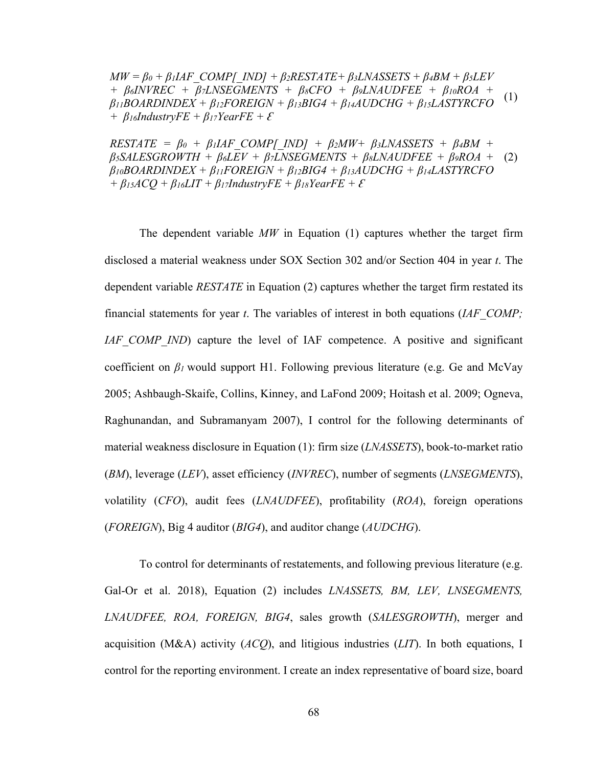$$MW = \beta_0 + \beta_1 IAF\_COMP[\_IND] + \beta_2 RESTATE + \beta_3 LNASSETS + \beta_4 BM + \beta_5 LEV + \beta_6 INVREC + \beta_7 LNSEGMENTS + \beta_8 CFO + \beta_9 LNAUDFEE + \beta_{10} ROA + \beta_{11} BOARDINDEX + \beta_{12} FOREIGN + \beta_{13} BIG4 + \beta_{14} AUDCHG + \beta_{15} LASTYRCFO + \beta_{16} IndustryFE + \beta_{17} YearFE + \mathcal{E} \quad (1)$$

$$RESTATE = \beta_0 + \beta_1 IAF\_COMP[\_IND] + \beta_2 MW + \beta_3 LNASSETS + \beta_4 BM + \beta_5 SALESGROWTH + \beta_6 LEV + \beta_7 LNSEGMENTS + \beta_8 LNAUDFEE + \beta_9 ROA + \beta_{10} BOARDINDEX + \beta_{11} FOREIGN + \beta_{12} BIG4 + \beta_{13} AUDCHG + \beta_{14} LASTYRCFO + \beta_{15} ACQ + \beta_{16} LIT + \beta_{17} IndustryFE + \beta_{18} YearFE + \mathcal{E} \quad (2)$$

The dependent variable *MW* in Equation (1) captures whether the target firm disclosed a material weakness under SOX Section 302 and/or Section 404 in year *t*. The dependent variable *RESTATE* in Equation (2) captures whether the target firm restated its financial statements for year *t*. The variables of interest in both equations (*IAF_COMP; IAF_COMP_IND*) capture the level of IAF competence. A positive and significant coefficient on $\beta_1$ would support H1. Following previous literature (e.g. Ge and McVay 2005; Ashbaugh-Skaife, Collins, Kinney, and LaFond 2009; Hoitash et al. 2009; Ogneva, Raghunandan, and Subramanyam 2007), I control for the following determinants of material weakness disclosure in Equation (1): firm size (*LNASSETS*), book-to-market ratio (*BM*), leverage (*LEV*), asset efficiency (*INVREC*), number of segments (*LNSEGMENTS*), volatility (*CFO*), audit fees (*LNAUDFEE*), profitability (*ROA*), foreign operations (*FOREIGN*), Big 4 auditor (*BIG4*), and auditor change (*AUDCHG*).

To control for determinants of restatements, and following previous literature (e.g. Gal-Or et al. 2018), Equation (2) includes *LNASSETS, BM, LEV, LNSEGMENTS, LNAUDFEE, ROA, FOREIGN, BIG4*, sales growth (*SALESGROWTH*), merger and acquisition (M&A) activity (*ACQ*), and litigious industries (*LIT*). In both equations, I control for the reporting environment. I create an index representative of board size, board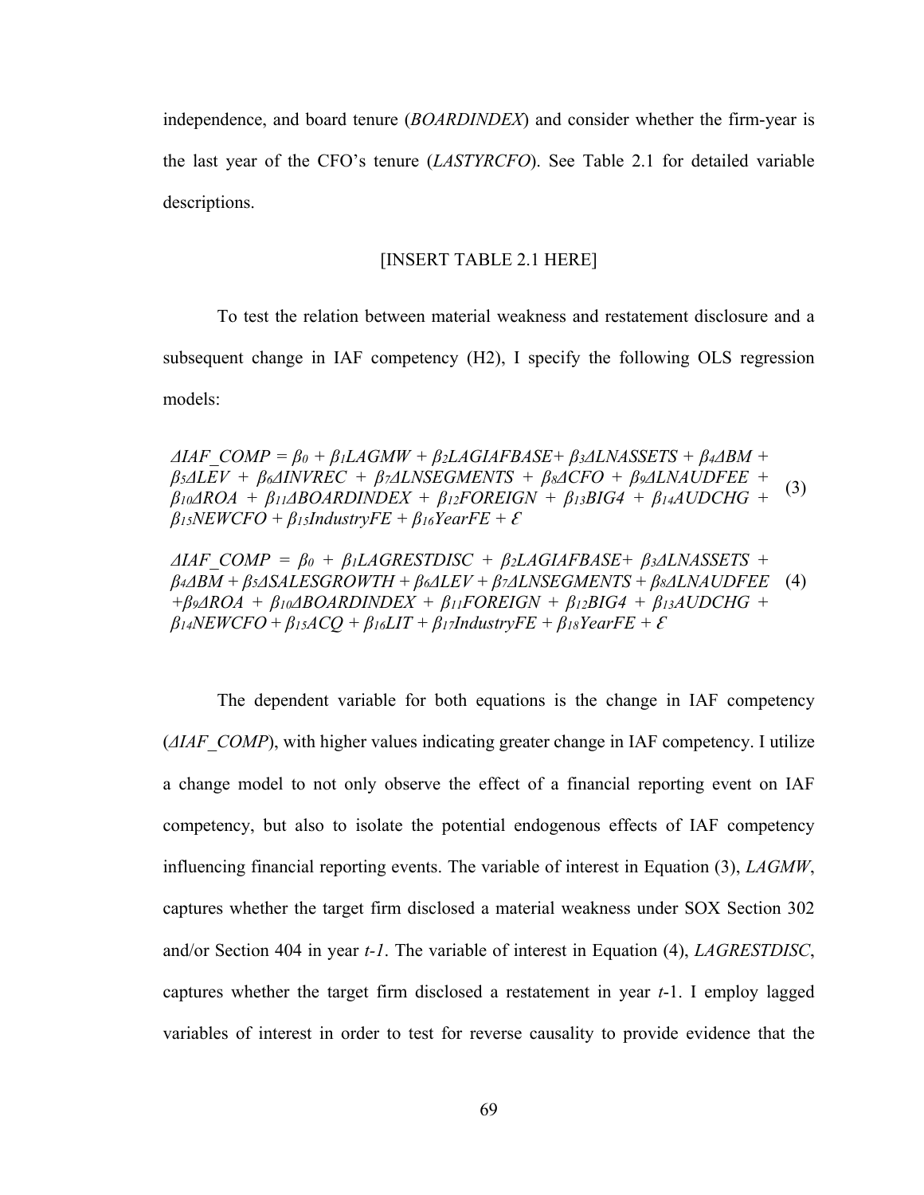independence, and board tenure (*BOARDINDEX*) and consider whether the firm-year is the last year of the CFO's tenure (*LASTYRCFO*). See Table 2.1 for detailed variable descriptions.

[INSERT TABLE 2.1 HERE]

To test the relation between material weakness and restatement disclosure and a subsequent change in IAF competency (H2), I specify the following OLS regression models:

$$\Delta IAF\_COMP = \beta_0 + \beta_1 LAGMW + \beta_2 LAGIAFBASE + \beta_3 \Delta LNASSETS + \beta_4 \Delta BM + \beta_5 \Delta LEV + \beta_6 \Delta INVREC + \beta_7 \Delta LNSEGMENTS + \beta_8 \Delta CFO + \beta_9 \Delta LNAUDFEE + \beta_{10} \Delta ROA + \beta_{11} \Delta BOARDINDEX + \beta_{12} FOREIGN + \beta_{13} BIG4 + \beta_{14} AUDCHG + \beta_{15} NEWCFO + \beta_{15} IndustryFE + \beta_{16} YearFE + \mathcal{E} \quad (3)$$

$$\Delta IAF\_COMP = \beta_0 + \beta_1 LAGRESTDISC + \beta_2 LAGIAFBASE + \beta_3 \Delta LNASSETS + \beta_4 \Delta BM + \beta_5 \Delta SALESGROWTH + \beta_6 \Delta LEV + \beta_7 \Delta LNSEGMENTS + \beta_8 \Delta LNAUDFEE + \beta_9 \Delta ROA + \beta_{10} \Delta BOARDINDEX + \beta_{11} FOREIGN + \beta_{12} BIG4 + \beta_{13} AUDCHG + \beta_{14} NEWCFO + \beta_{15} ACQ + \beta_{16} LIT + \beta_{17} IndustryFE + \beta_{18} YearFE + \mathcal{E} \quad (4)$$

The dependent variable for both equations is the change in IAF competency (*ΔIAF_COMP*), with higher values indicating greater change in IAF competency. I utilize a change model to not only observe the effect of a financial reporting event on IAF competency, but also to isolate the potential endogenous effects of IAF competency influencing financial reporting events. The variable of interest in Equation (3), *LAGMW*, captures whether the target firm disclosed a material weakness under SOX Section 302 and/or Section 404 in year *t-1*. The variable of interest in Equation (4), *LAGRESTDISC*, captures whether the target firm disclosed a restatement in year *t*-1. I employ lagged variables of interest in order to test for reverse causality to provide evidence that the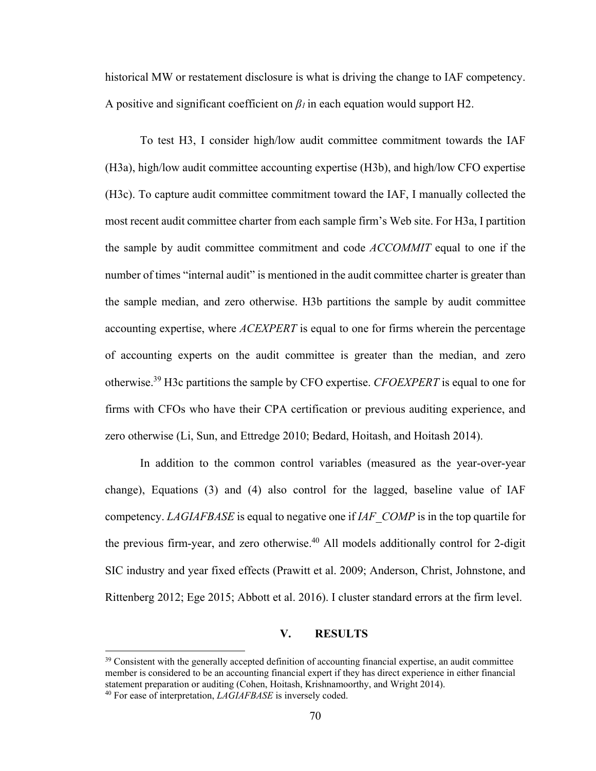historical MW or restatement disclosure is what is driving the change to IAF competency. A positive and significant coefficient on $\beta_1$ in each equation would support H2.

To test H3, I consider high/low audit committee commitment towards the IAF (H3a), high/low audit committee accounting expertise (H3b), and high/low CFO expertise (H3c). To capture audit committee commitment toward the IAF, I manually collected the most recent audit committee charter from each sample firm's Web site. For H3a, I partition the sample by audit committee commitment and code *ACCOMMIT* equal to one if the number of times "internal audit" is mentioned in the audit committee charter is greater than the sample median, and zero otherwise. H3b partitions the sample by audit committee accounting expertise, where *ACEXPERT* is equal to one for firms wherein the percentage of accounting experts on the audit committee is greater than the median, and zero otherwise.[39] H3c partitions the sample by CFO expertise. *CFOEXPERT* is equal to one for firms with CFOs who have their CPA certification or previous auditing experience, and zero otherwise (Li, Sun, and Ettredge 2010; Bedard, Hoitash, and Hoitash 2014).

In addition to the common control variables (measured as the year-over-year change), Equations (3) and (4) also control for the lagged, baseline value of IAF competency. *LAGIAFBASE* is equal to negative one if *IAF_COMP* is in the top quartile for the previous firm-year, and zero otherwise.[40] All models additionally control for 2-digit SIC industry and year fixed effects (Prawitt et al. 2009; Anderson, Christ, Johnstone, and Rittenberg 2012; Ege 2015; Abbott et al. 2016). I cluster standard errors at the firm level.

## V. RESULTS

---

[39] Consistent with the generally accepted definition of accounting financial expertise, an audit committee member is considered to be an accounting financial expert if they has direct experience in either financial statement preparation or auditing (Cohen, Hoitash, Krishnamoorthy, and Wright 2014).

[40] For ease of interpretation, *LAGIAFBASE* is inversely coded.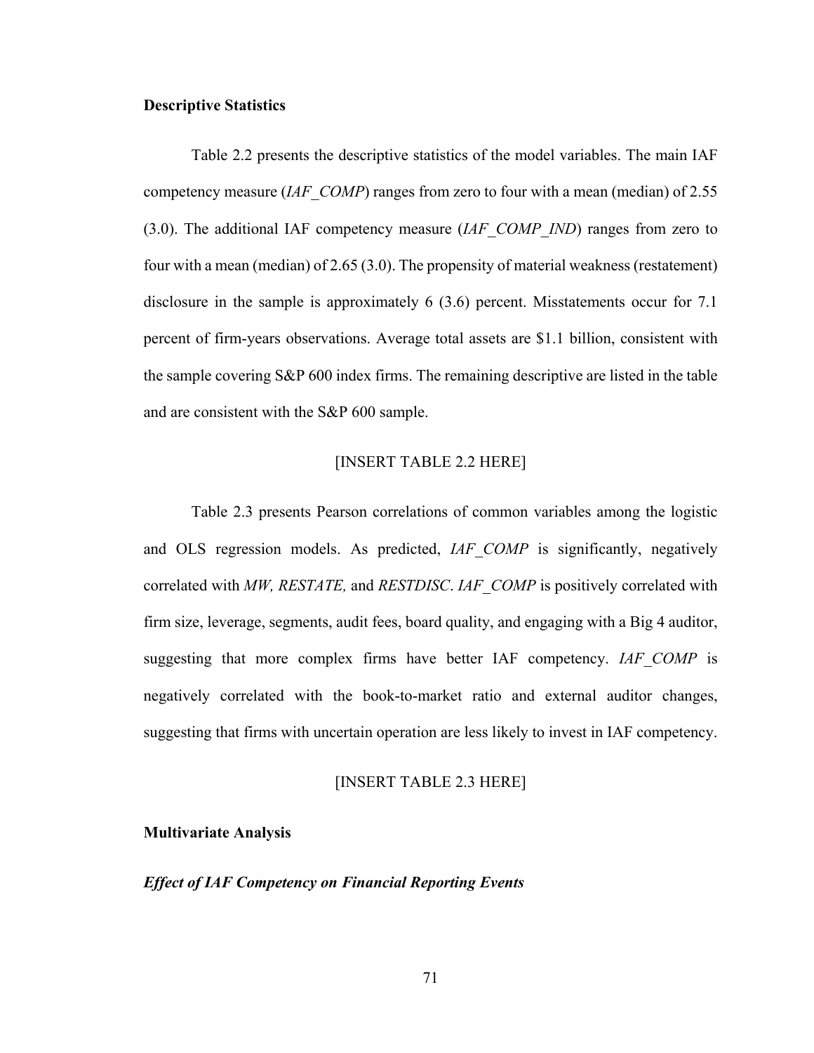**Descriptive Statistics**

Table 2.2 presents the descriptive statistics of the model variables. The main IAF competency measure (*IAF_COMP*) ranges from zero to four with a mean (median) of 2.55 (3.0). The additional IAF competency measure (*IAF_COMP_IND*) ranges from zero to four with a mean (median) of 2.65 (3.0). The propensity of material weakness (restatement) disclosure in the sample is approximately 6 (3.6) percent. Misstatements occur for 7.1 percent of firm-years observations. Average total assets are $1.1 billion, consistent with the sample covering S&P 600 index firms. The remaining descriptive are listed in the table and are consistent with the S&P 600 sample.

[INSERT TABLE 2.2 HERE]

Table 2.3 presents Pearson correlations of common variables among the logistic and OLS regression models. As predicted, *IAF_COMP* is significantly, negatively correlated with *MW, RESTATE,* and *RESTDISC*. *IAF_COMP* is positively correlated with firm size, leverage, segments, audit fees, board quality, and engaging with a Big 4 auditor, suggesting that more complex firms have better IAF competency. *IAF_COMP* is negatively correlated with the book-to-market ratio and external auditor changes, suggesting that firms with uncertain operation are less likely to invest in IAF competency.

[INSERT TABLE 2.3 HERE]

**Multivariate Analysis**

***Effect of IAF Competency on Financial Reporting Events***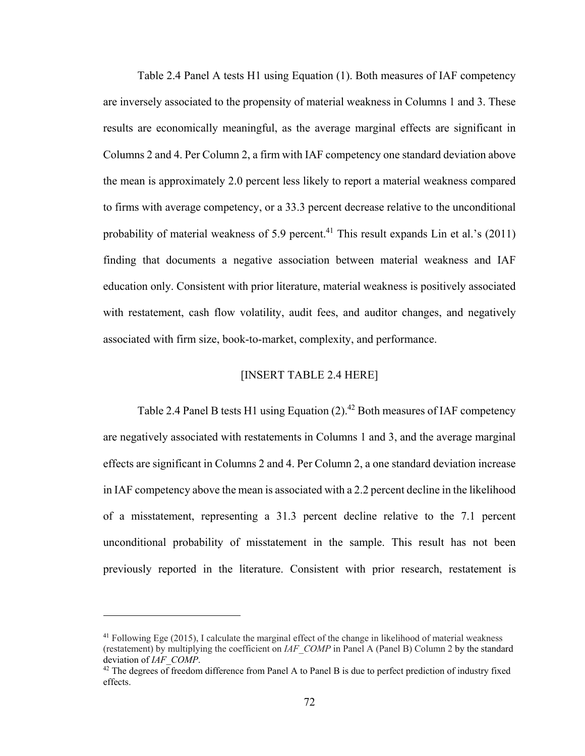Table 2.4 Panel A tests H1 using Equation (1). Both measures of IAF competency are inversely associated to the propensity of material weakness in Columns 1 and 3. These results are economically meaningful, as the average marginal effects are significant in Columns 2 and 4. Per Column 2, a firm with IAF competency one standard deviation above the mean is approximately 2.0 percent less likely to report a material weakness compared to firms with average competency, or a 33.3 percent decrease relative to the unconditional probability of material weakness of 5.9 percent.[41] This result expands Lin et al.'s (2011) finding that documents a negative association between material weakness and IAF education only. Consistent with prior literature, material weakness is positively associated with restatement, cash flow volatility, audit fees, and auditor changes, and negatively associated with firm size, book-to-market, complexity, and performance.

[INSERT TABLE 2.4 HERE]

Table 2.4 Panel B tests H1 using Equation (2).[42] Both measures of IAF competency are negatively associated with restatements in Columns 1 and 3, and the average marginal effects are significant in Columns 2 and 4. Per Column 2, a one standard deviation increase in IAF competency above the mean is associated with a 2.2 percent decline in the likelihood of a misstatement, representing a 31.3 percent decline relative to the 7.1 percent unconditional probability of misstatement in the sample. This result has not been previously reported in the literature. Consistent with prior research, restatement is

---

[41] Following Ege (2015), I calculate the marginal effect of the change in likelihood of material weakness (restatement) by multiplying the coefficient on *IAF_COMP* in Panel A (Panel B) Column 2 by the standard deviation of *IAF_COMP*.

[42] The degrees of freedom difference from Panel A to Panel B is due to perfect prediction of industry fixed effects.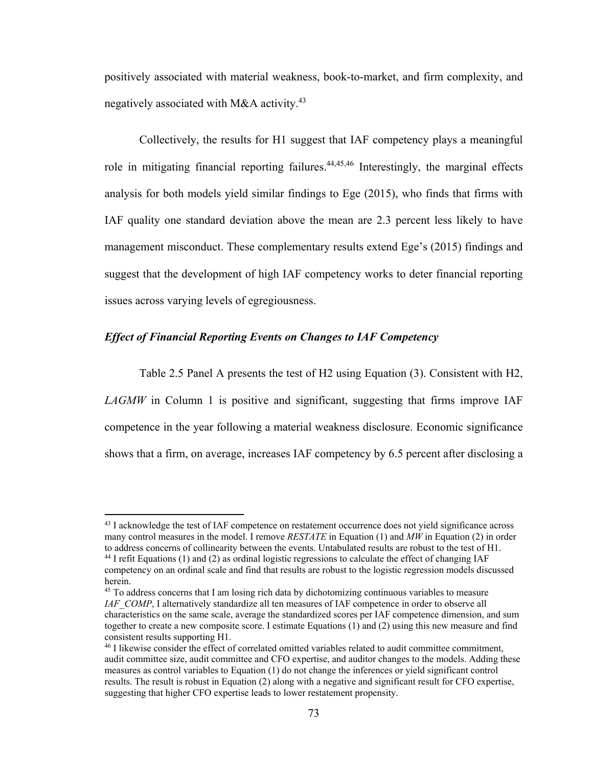positively associated with material weakness, book-to-market, and firm complexity, and negatively associated with M&A activity.[43]

Collectively, the results for H1 suggest that IAF competency plays a meaningful role in mitigating financial reporting failures.[44,45,46] Interestingly, the marginal effects analysis for both models yield similar findings to Ege (2015), who finds that firms with IAF quality one standard deviation above the mean are 2.3 percent less likely to have management misconduct. These complementary results extend Ege's (2015) findings and suggest that the development of high IAF competency works to deter financial reporting issues across varying levels of egregiousness.

***Effect of Financial Reporting Events on Changes to IAF Competency***

Table 2.5 Panel A presents the test of H2 using Equation (3). Consistent with H2, *LAGMW* in Column 1 is positive and significant, suggesting that firms improve IAF competence in the year following a material weakness disclosure. Economic significance shows that a firm, on average, increases IAF competency by 6.5 percent after disclosing a

---

[43] I acknowledge the test of IAF competence on restatement occurrence does not yield significance across many control measures in the model. I remove *RESTATE* in Equation (1) and *MW* in Equation (2) in order to address concerns of collinearity between the events. Untabulated results are robust to the test of H1.

[44] I refit Equations (1) and (2) as ordinal logistic regressions to calculate the effect of changing IAF competency on an ordinal scale and find that results are robust to the logistic regression models discussed herein.

[45] To address concerns that I am losing rich data by dichotomizing continuous variables to measure *IAF_COMP*, I alternatively standardize all ten measures of IAF competence in order to observe all characteristics on the same scale, average the standardized scores per IAF competence dimension, and sum together to create a new composite score. I estimate Equations (1) and (2) using this new measure and find consistent results supporting H1.

[46] I likewise consider the effect of correlated omitted variables related to audit committee commitment, audit committee size, audit committee and CFO expertise, and auditor changes to the models. Adding these measures as control variables to Equation (1) do not change the inferences or yield significant control results. The result is robust in Equation (2) along with a negative and significant result for CFO expertise, suggesting that higher CFO expertise leads to lower restatement propensity.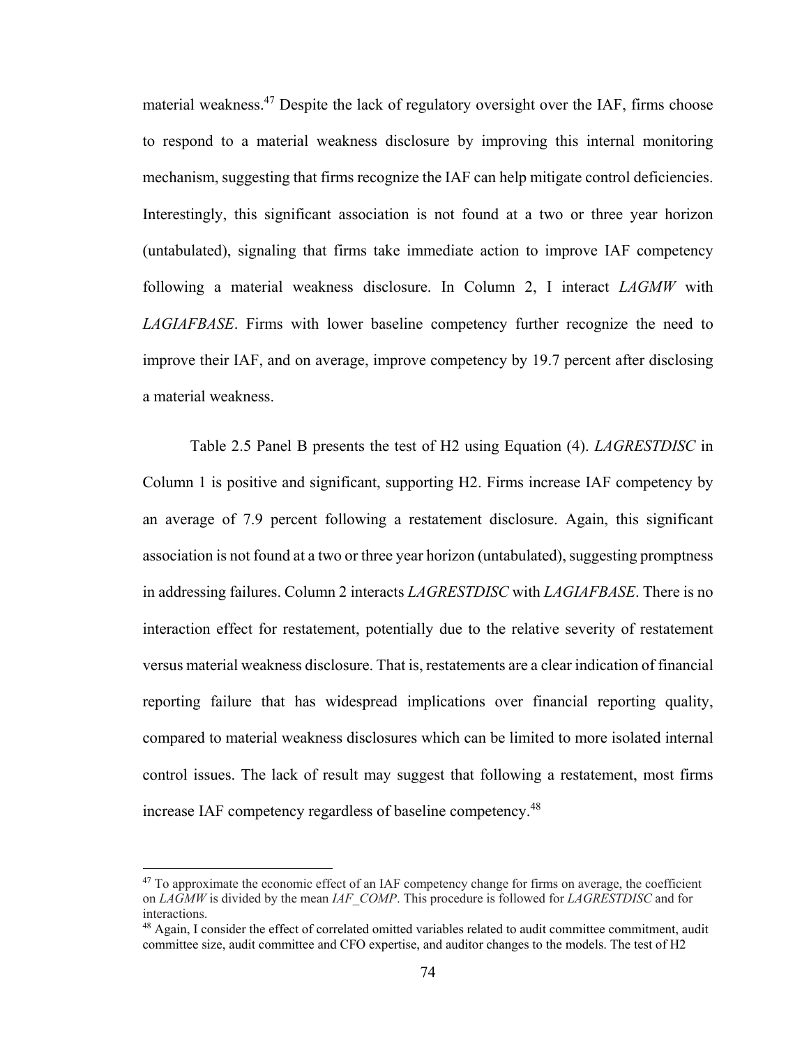material weakness.[47] Despite the lack of regulatory oversight over the IAF, firms choose to respond to a material weakness disclosure by improving this internal monitoring mechanism, suggesting that firms recognize the IAF can help mitigate control deficiencies. Interestingly, this significant association is not found at a two or three year horizon (untabulated), signaling that firms take immediate action to improve IAF competency following a material weakness disclosure. In Column 2, I interact *LAGMW* with *LAGIAFBASE*. Firms with lower baseline competency further recognize the need to improve their IAF, and on average, improve competency by 19.7 percent after disclosing a material weakness.

Table 2.5 Panel B presents the test of H2 using Equation (4). *LAGRESTDISC* in Column 1 is positive and significant, supporting H2. Firms increase IAF competency by an average of 7.9 percent following a restatement disclosure. Again, this significant association is not found at a two or three year horizon (untabulated), suggesting promptness in addressing failures. Column 2 interacts *LAGRESTDISC* with *LAGIAFBASE*. There is no interaction effect for restatement, potentially due to the relative severity of restatement versus material weakness disclosure. That is, restatements are a clear indication of financial reporting failure that has widespread implications over financial reporting quality, compared to material weakness disclosures which can be limited to more isolated internal control issues. The lack of result may suggest that following a restatement, most firms increase IAF competency regardless of baseline competency.[48]

---

[47] To approximate the economic effect of an IAF competency change for firms on average, the coefficient on *LAGMW* is divided by the mean *IAF_COMP*. This procedure is followed for *LAGRESTDISC* and for interactions.

[48] Again, I consider the effect of correlated omitted variables related to audit committee commitment, audit committee size, audit committee and CFO expertise, and auditor changes to the models. The test of H2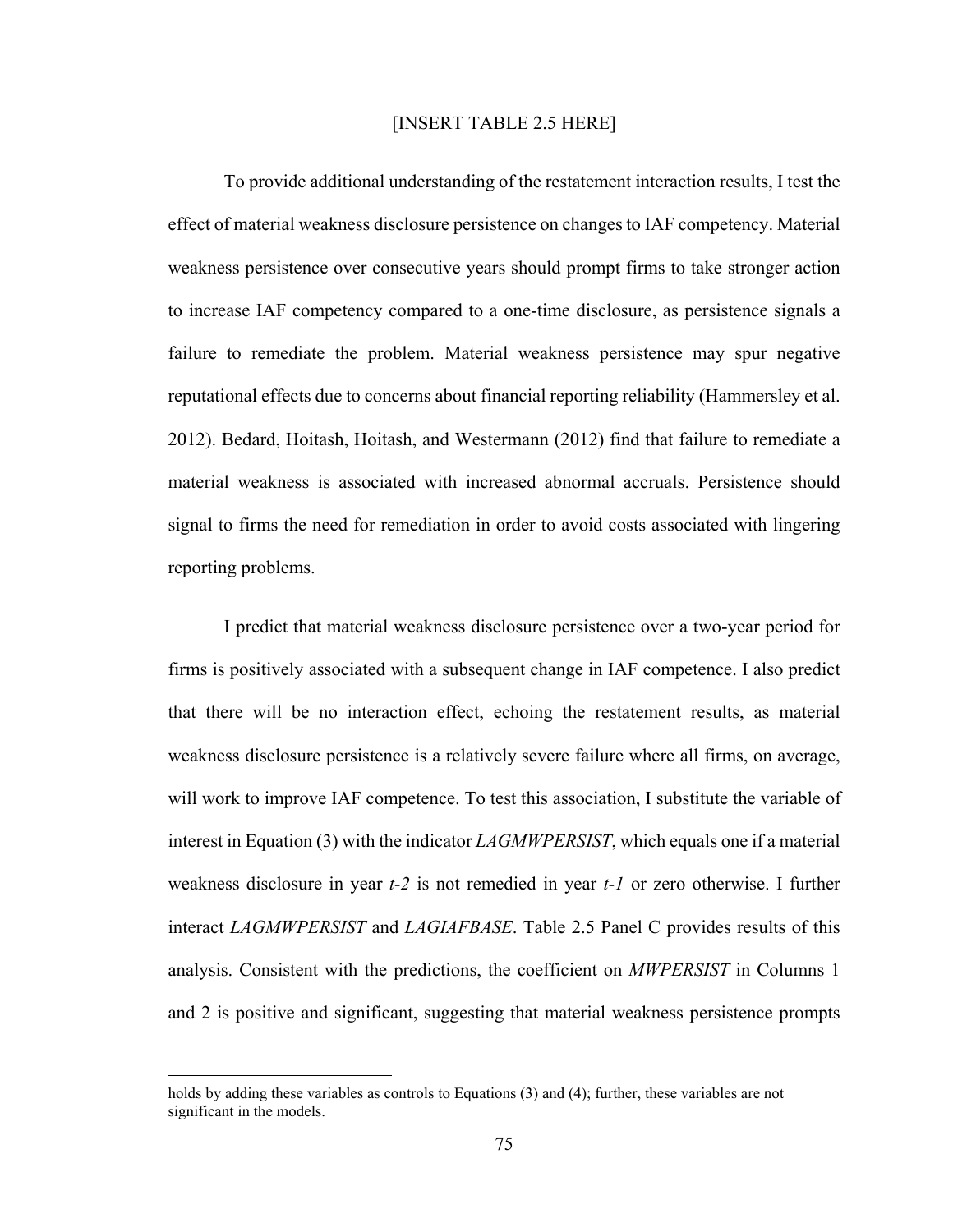[INSERT TABLE 2.5 HERE]

To provide additional understanding of the restatement interaction results, I test the effect of material weakness disclosure persistence on changes to IAF competency. Material weakness persistence over consecutive years should prompt firms to take stronger action to increase IAF competency compared to a one-time disclosure, as persistence signals a failure to remediate the problem. Material weakness persistence may spur negative reputational effects due to concerns about financial reporting reliability (Hammersley et al. 2012). Bedard, Hoitash, Hoitash, and Westermann (2012) find that failure to remediate a material weakness is associated with increased abnormal accruals. Persistence should signal to firms the need for remediation in order to avoid costs associated with lingering reporting problems.

I predict that material weakness disclosure persistence over a two-year period for firms is positively associated with a subsequent change in IAF competence. I also predict that there will be no interaction effect, echoing the restatement results, as material weakness disclosure persistence is a relatively severe failure where all firms, on average, will work to improve IAF competence. To test this association, I substitute the variable of interest in Equation (3) with the indicator *LAGMWPERSIST*, which equals one if a material weakness disclosure in year *t-2* is not remedied in year *t-1* or zero otherwise. I further interact *LAGMWPERSIST* and *LAGIAFBASE*. Table 2.5 Panel C provides results of this analysis. Consistent with the predictions, the coefficient on *MWPERSIST* in Columns 1 and 2 is positive and significant, suggesting that material weakness persistence prompts

---

holds by adding these variables as controls to Equations (3) and (4); further, these variables are not significant in the models.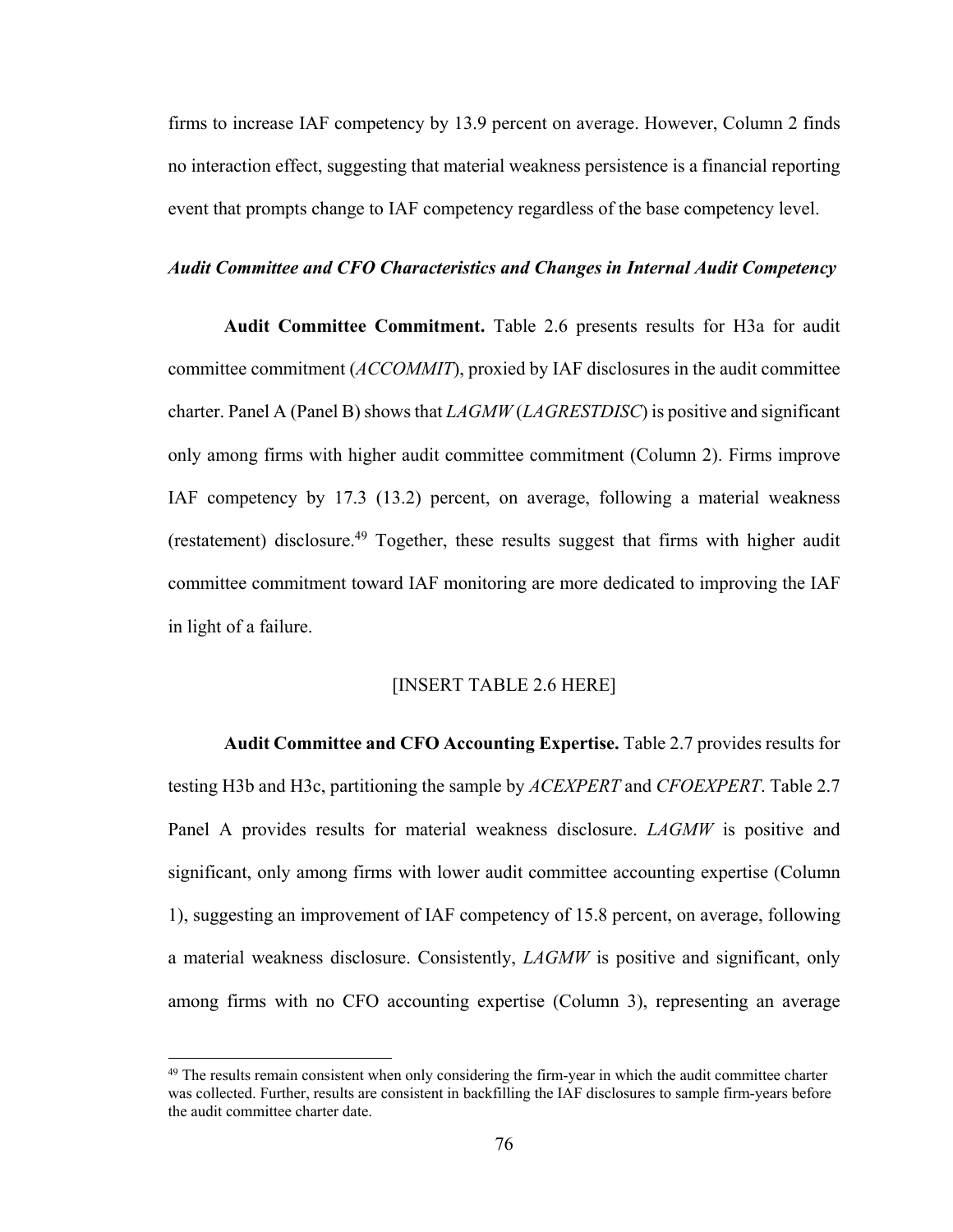firms to increase IAF competency by 13.9 percent on average. However, Column 2 finds no interaction effect, suggesting that material weakness persistence is a financial reporting event that prompts change to IAF competency regardless of the base competency level.

***Audit Committee and CFO Characteristics and Changes in Internal Audit Competency***

**Audit Committee Commitment.** Table 2.6 presents results for H3a for audit committee commitment (*ACCOMMIT*), proxied by IAF disclosures in the audit committee charter. Panel A (Panel B) shows that *LAGMW* (*LAGRESTDISC*) is positive and significant only among firms with higher audit committee commitment (Column 2). Firms improve IAF competency by 17.3 (13.2) percent, on average, following a material weakness (restatement) disclosure.[49] Together, these results suggest that firms with higher audit committee commitment toward IAF monitoring are more dedicated to improving the IAF in light of a failure.

[INSERT TABLE 2.6 HERE]

**Audit Committee and CFO Accounting Expertise.** Table 2.7 provides results for testing H3b and H3c, partitioning the sample by *ACEXPERT* and *CFOEXPERT*. Table 2.7 Panel A provides results for material weakness disclosure. *LAGMW* is positive and significant, only among firms with lower audit committee accounting expertise (Column 1), suggesting an improvement of IAF competency of 15.8 percent, on average, following a material weakness disclosure. Consistently, *LAGMW* is positive and significant, only among firms with no CFO accounting expertise (Column 3), representing an average

[49] The results remain consistent when only considering the firm-year in which the audit committee charter was collected. Further, results are consistent in backfilling the IAF disclosures to sample firm-years before the audit committee charter date.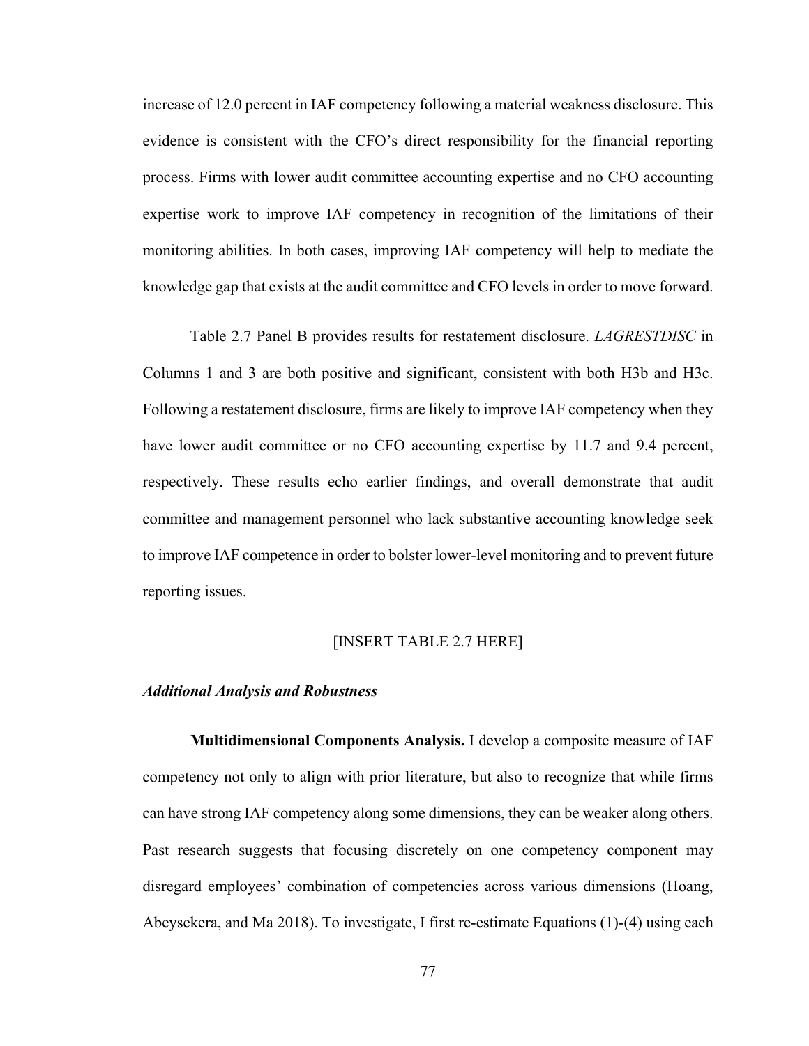increase of 12.0 percent in IAF competency following a material weakness disclosure. This evidence is consistent with the CFO's direct responsibility for the financial reporting process. Firms with lower audit committee accounting expertise and no CFO accounting expertise work to improve IAF competency in recognition of the limitations of their monitoring abilities. In both cases, improving IAF competency will help to mediate the knowledge gap that exists at the audit committee and CFO levels in order to move forward.

Table 2.7 Panel B provides results for restatement disclosure. *LAGRESTDISC* in Columns 1 and 3 are both positive and significant, consistent with both H3b and H3c. Following a restatement disclosure, firms are likely to improve IAF competency when they have lower audit committee or no CFO accounting expertise by 11.7 and 9.4 percent, respectively. These results echo earlier findings, and overall demonstrate that audit committee and management personnel who lack substantive accounting knowledge seek to improve IAF competence in order to bolster lower-level monitoring and to prevent future reporting issues.

[INSERT TABLE 2.7 HERE]

### *Additional Analysis and Robustness*

**Multidimensional Components Analysis.** I develop a composite measure of IAF competency not only to align with prior literature, but also to recognize that while firms can have strong IAF competency along some dimensions, they can be weaker along others. Past research suggests that focusing discretely on one competency component may disregard employees' combination of competencies across various dimensions (Hoang, Abeysekera, and Ma 2018). To investigate, I first re-estimate Equations (1)-(4) using each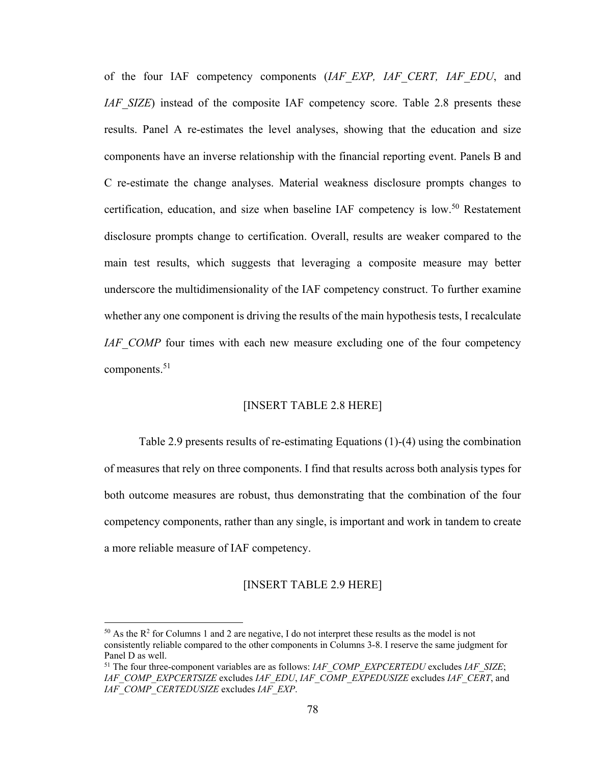of the four IAF competency components (*IAF_EXP, IAF_CERT, IAF_EDU*, and *IAF_SIZE*) instead of the composite IAF competency score. Table 2.8 presents these results. Panel A re-estimates the level analyses, showing that the education and size components have an inverse relationship with the financial reporting event. Panels B and C re-estimate the change analyses. Material weakness disclosure prompts changes to certification, education, and size when baseline IAF competency is low.[50] Restatement disclosure prompts change to certification. Overall, results are weaker compared to the main test results, which suggests that leveraging a composite measure may better underscore the multidimensionality of the IAF competency construct. To further examine whether any one component is driving the results of the main hypothesis tests, I recalculate *IAF_COMP* four times with each new measure excluding one of the four competency components.[51]

[INSERT TABLE 2.8 HERE]

Table 2.9 presents results of re-estimating Equations (1)-(4) using the combination of measures that rely on three components. I find that results across both analysis types for both outcome measures are robust, thus demonstrating that the combination of the four competency components, rather than any single, is important and work in tandem to create a more reliable measure of IAF competency.

[INSERT TABLE 2.9 HERE]

---

[50] As the $R^2$ for Columns 1 and 2 are negative, I do not interpret these results as the model is not consistently reliable compared to the other components in Columns 3-8. I reserve the same judgment for Panel D as well.

[51] The four three-component variables are as follows: *IAF_COMP_EXPCERTEDU* excludes *IAF_SIZE*; *IAF_COMP_EXPCERTSIZE* excludes *IAF_EDU*, *IAF_COMP_EXPEDUSIZE* excludes *IAF_CERT*, and *IAF_COMP_CERTEDUSIZE* excludes *IAF_EXP*.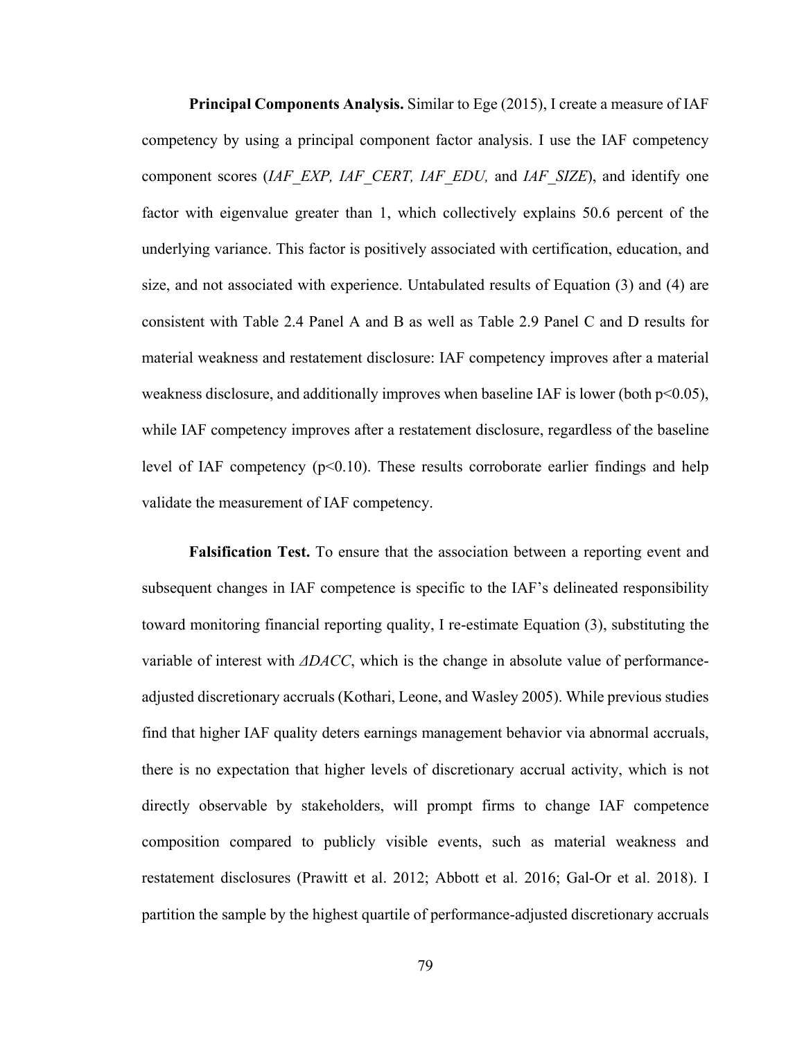**Principal Components Analysis.** Similar to Ege (2015), I create a measure of IAF competency by using a principal component factor analysis. I use the IAF competency component scores (*IAF_EXP, IAF_CERT, IAF_EDU,* and *IAF_SIZE*), and identify one factor with eigenvalue greater than 1, which collectively explains 50.6 percent of the underlying variance. This factor is positively associated with certification, education, and size, and not associated with experience. Untabulated results of Equation (3) and (4) are consistent with Table 2.4 Panel A and B as well as Table 2.9 Panel C and D results for material weakness and restatement disclosure: IAF competency improves after a material weakness disclosure, and additionally improves when baseline IAF is lower (both $p<0.05$), while IAF competency improves after a restatement disclosure, regardless of the baseline level of IAF competency ($p<0.10$). These results corroborate earlier findings and help validate the measurement of IAF competency.

**Falsification Test.** To ensure that the association between a reporting event and subsequent changes in IAF competence is specific to the IAF's delineated responsibility toward monitoring financial reporting quality, I re-estimate Equation (3), substituting the variable of interest with *ΔDACC*, which is the change in absolute value of performance-adjusted discretionary accruals (Kothari, Leone, and Wasley 2005). While previous studies find that higher IAF quality deters earnings management behavior via abnormal accruals, there is no expectation that higher levels of discretionary accrual activity, which is not directly observable by stakeholders, will prompt firms to change IAF competence composition compared to publicly visible events, such as material weakness and restatement disclosures (Prawitt et al. 2012; Abbott et al. 2016; Gal-Or et al. 2018). I partition the sample by the highest quartile of performance-adjusted discretionary accruals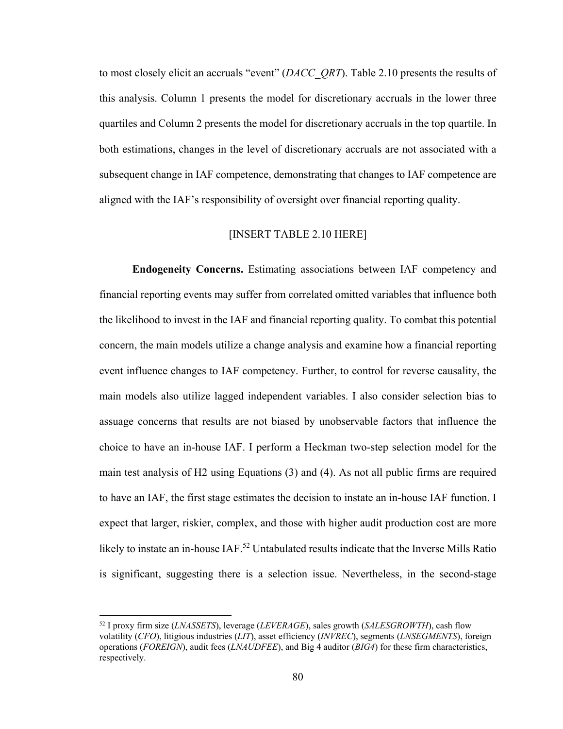to most closely elicit an accruals "event" (*DACC_QRT*). Table 2.10 presents the results of this analysis. Column 1 presents the model for discretionary accruals in the lower three quartiles and Column 2 presents the model for discretionary accruals in the top quartile. In both estimations, changes in the level of discretionary accruals are not associated with a subsequent change in IAF competence, demonstrating that changes to IAF competence are aligned with the IAF's responsibility of oversight over financial reporting quality.

[INSERT TABLE 2.10 HERE]

**Endogeneity Concerns.** Estimating associations between IAF competency and financial reporting events may suffer from correlated omitted variables that influence both the likelihood to invest in the IAF and financial reporting quality. To combat this potential concern, the main models utilize a change analysis and examine how a financial reporting event influence changes to IAF competency. Further, to control for reverse causality, the main models also utilize lagged independent variables. I also consider selection bias to assuage concerns that results are not biased by unobservable factors that influence the choice to have an in-house IAF. I perform a Heckman two-step selection model for the main test analysis of H2 using Equations (3) and (4). As not all public firms are required to have an IAF, the first stage estimates the decision to instate an in-house IAF function. I expect that larger, riskier, complex, and those with higher audit production cost are more likely to instate an in-house IAF.[52] Untabulated results indicate that the Inverse Mills Ratio is significant, suggesting there is a selection issue. Nevertheless, in the second-stage

[52] I proxy firm size (*LNASSETS*), leverage (*LEVERAGE*), sales growth (*SALESGROWTH*), cash flow volatility (*CFO*), litigious industries (*LIT*), asset efficiency (*INVREC*), segments (*LNSEGMENTS*), foreign operations (*FOREIGN*), audit fees (*LNAUDFEE*), and Big 4 auditor (*BIG4*) for these firm characteristics, respectively.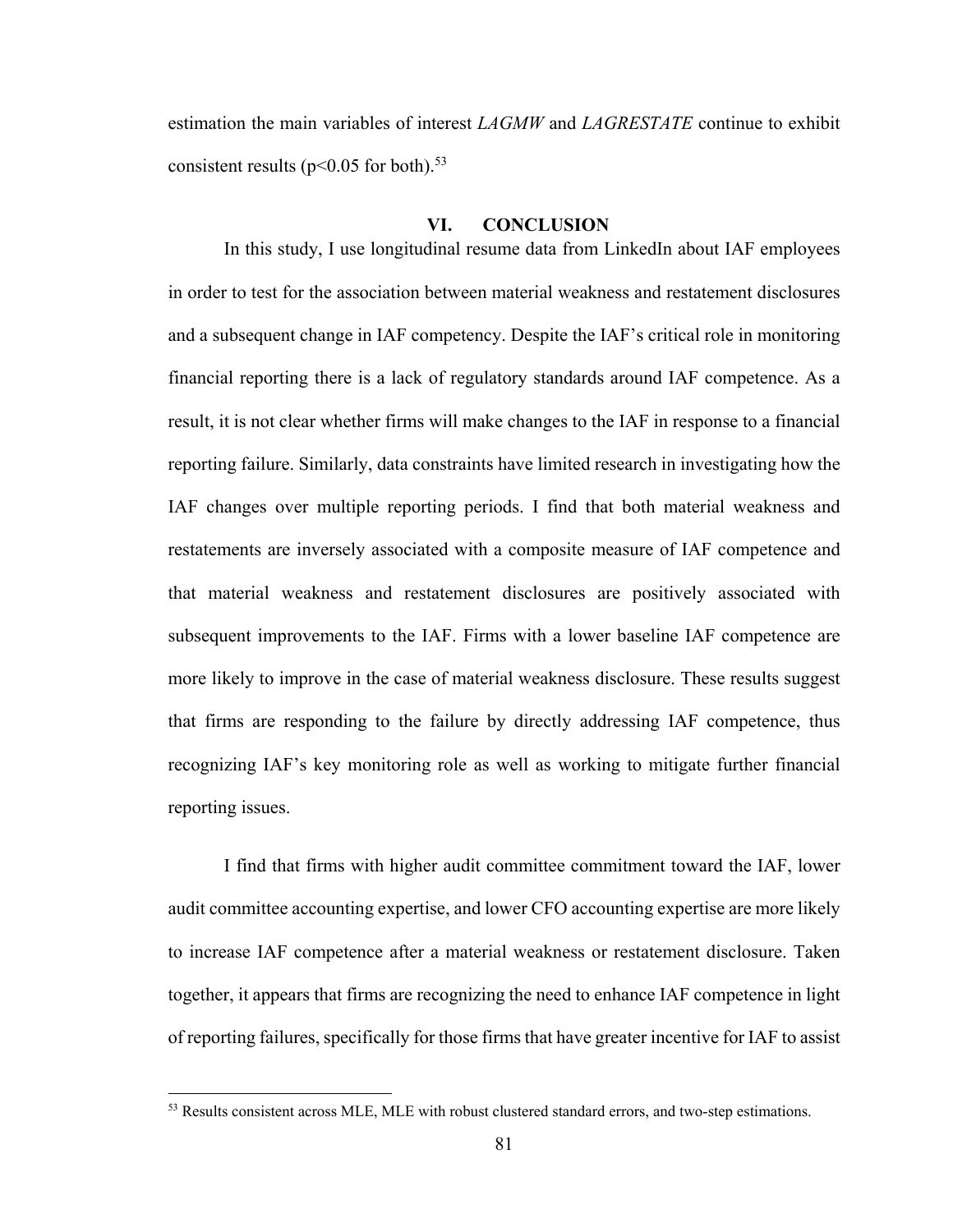estimation the main variables of interest *LAGMW* and *LAGRESTATE* continue to exhibit consistent results ($p<0.05$ for both).[53]

## VI. CONCLUSION

In this study, I use longitudinal resume data from LinkedIn about IAF employees in order to test for the association between material weakness and restatement disclosures and a subsequent change in IAF competency. Despite the IAF's critical role in monitoring financial reporting there is a lack of regulatory standards around IAF competence. As a result, it is not clear whether firms will make changes to the IAF in response to a financial reporting failure. Similarly, data constraints have limited research in investigating how the IAF changes over multiple reporting periods. I find that both material weakness and restatements are inversely associated with a composite measure of IAF competence and that material weakness and restatement disclosures are positively associated with subsequent improvements to the IAF. Firms with a lower baseline IAF competence are more likely to improve in the case of material weakness disclosure. These results suggest that firms are responding to the failure by directly addressing IAF competence, thus recognizing IAF's key monitoring role as well as working to mitigate further financial reporting issues.

I find that firms with higher audit committee commitment toward the IAF, lower audit committee accounting expertise, and lower CFO accounting expertise are more likely to increase IAF competence after a material weakness or restatement disclosure. Taken together, it appears that firms are recognizing the need to enhance IAF competence in light of reporting failures, specifically for those firms that have greater incentive for IAF to assist

[53] Results consistent across MLE, MLE with robust clustered standard errors, and two-step estimations.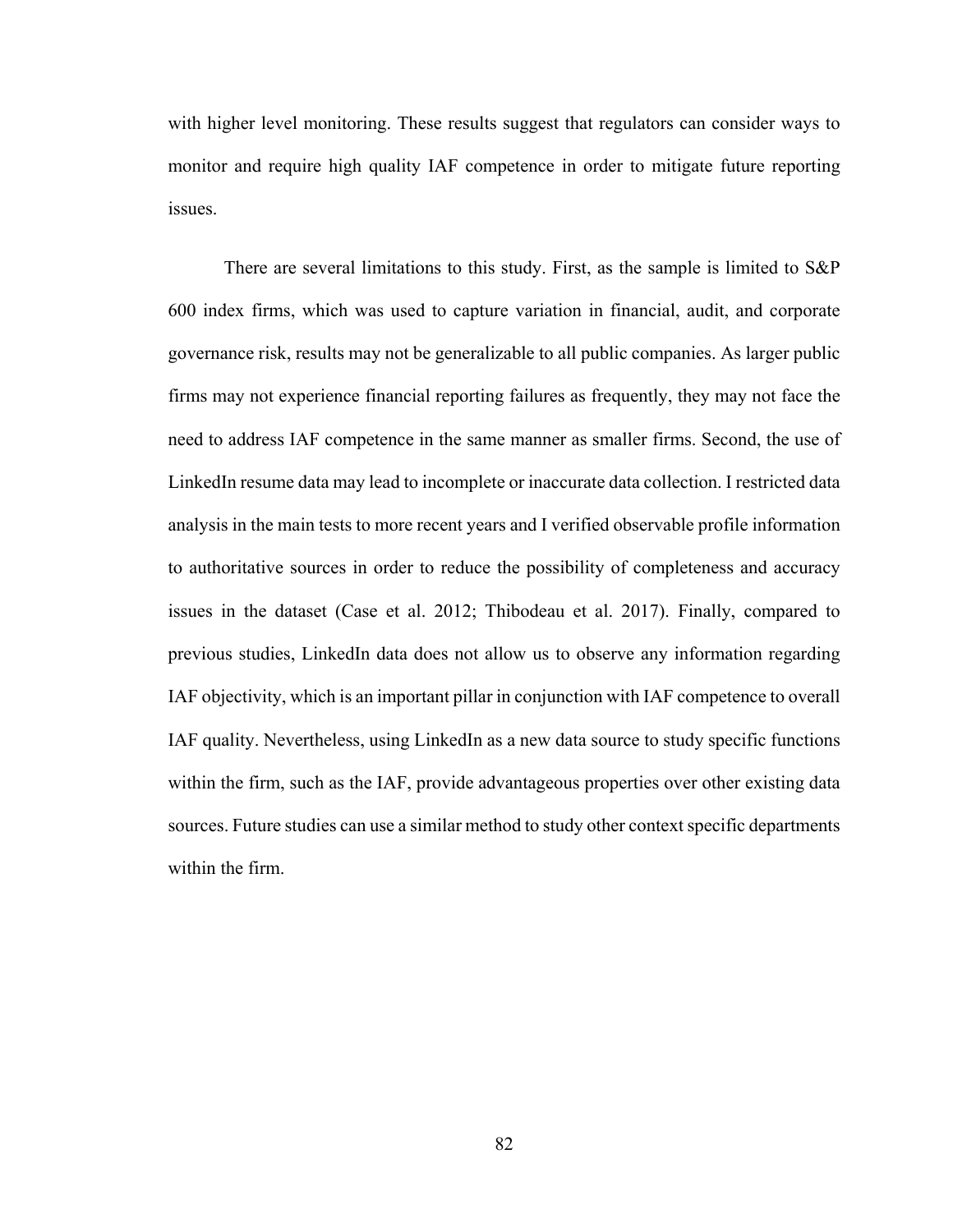with higher level monitoring. These results suggest that regulators can consider ways to monitor and require high quality IAF competence in order to mitigate future reporting issues.

There are several limitations to this study. First, as the sample is limited to S&P 600 index firms, which was used to capture variation in financial, audit, and corporate governance risk, results may not be generalizable to all public companies. As larger public firms may not experience financial reporting failures as frequently, they may not face the need to address IAF competence in the same manner as smaller firms. Second, the use of LinkedIn resume data may lead to incomplete or inaccurate data collection. I restricted data analysis in the main tests to more recent years and I verified observable profile information to authoritative sources in order to reduce the possibility of completeness and accuracy issues in the dataset (Case et al. 2012; Thibodeau et al. 2017). Finally, compared to previous studies, LinkedIn data does not allow us to observe any information regarding IAF objectivity, which is an important pillar in conjunction with IAF competence to overall IAF quality. Nevertheless, using LinkedIn as a new data source to study specific functions within the firm, such as the IAF, provide advantageous properties over other existing data sources. Future studies can use a similar method to study other context specific departments within the firm.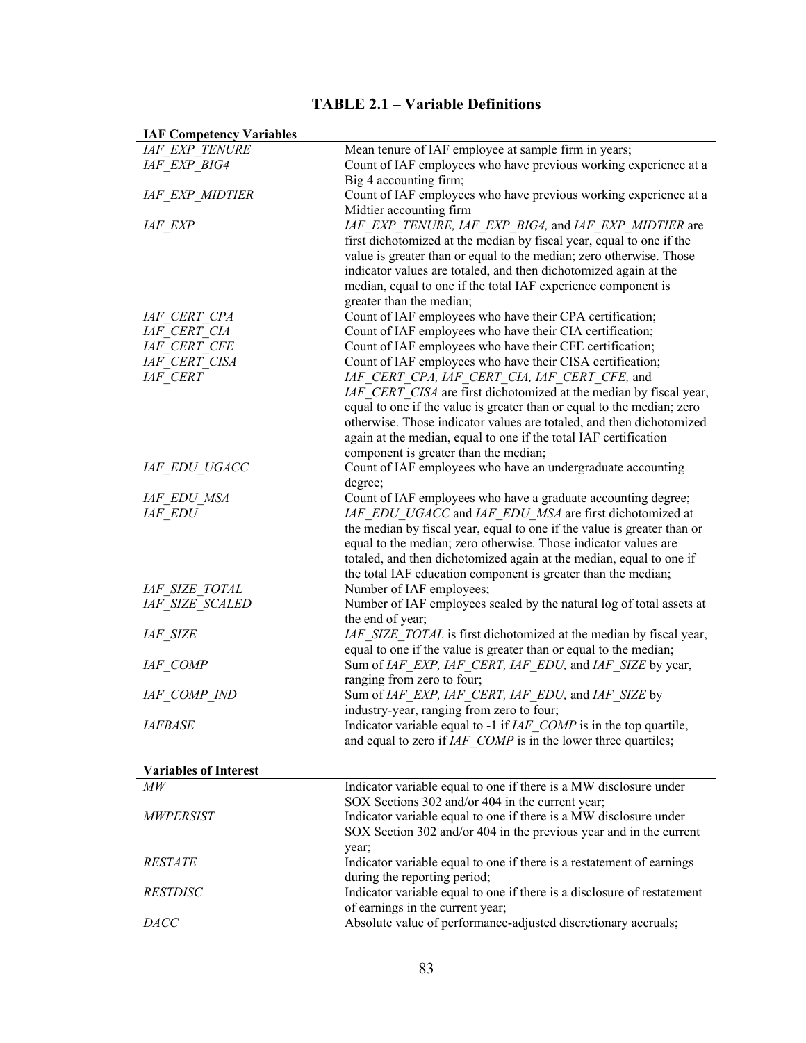# TABLE 2.1 – Variable Definitions

| **IAF Competency Variables** | |
|---|---|
| *IAF_EXP_TENURE* | Mean tenure of IAF employee at sample firm in years; |
| *IAF_EXP_BIG4* | Count of IAF employees who have previous working experience at a Big 4 accounting firm; |
| *IAF_EXP_MIDTIER* | Count of IAF employees who have previous working experience at a Midtier accounting firm |
| *IAF_EXP* | *IAF_EXP_TENURE, IAF_EXP_BIG4,* and *IAF_EXP_MIDTIER* are first dichotomized at the median by fiscal year, equal to one if the value is greater than or equal to the median; zero otherwise. Those indicator values are totaled, and then dichotomized again at the median, equal to one if the total IAF experience component is greater than the median; |
| *IAF_CERT_CPA* | Count of IAF employees who have their CPA certification; |
| *IAF_CERT_CIA* | Count of IAF employees who have their CIA certification; |
| *IAF_CERT_CFE* | Count of IAF employees who have their CFE certification; |
| *IAF_CERT_CISA* | Count of IAF employees who have their CISA certification; |
| *IAF_CERT* | *IAF_CERT_CPA, IAF_CERT_CIA, IAF_CERT_CFE,* and *IAF_CERT_CISA* are first dichotomized at the median by fiscal year, equal to one if the value is greater than or equal to the median; zero otherwise. Those indicator values are totaled, and then dichotomized again at the median, equal to one if the total IAF certification component is greater than the median; |
| *IAF_EDU_UGACC* | Count of IAF employees who have an undergraduate accounting degree; |
| *IAF_EDU_MSA* | Count of IAF employees who have a graduate accounting degree; |
| *IAF_EDU* | *IAF_EDU_UGACC* and *IAF_EDU_MSA* are first dichotomized at the median by fiscal year, equal to one if the value is greater than or equal to the median; zero otherwise. Those indicator values are totaled, and then dichotomized again at the median, equal to one if the total IAF education component is greater than the median; |
| *IAF_SIZE_TOTAL* | Number of IAF employees; |
| *IAF_SIZE_SCALED* | Number of IAF employees scaled by the natural log of total assets at the end of year; |
| *IAF_SIZE* | *IAF_SIZE_TOTAL* is first dichotomized at the median by fiscal year, equal to one if the value is greater than or equal to the median; |
| *IAF_COMP* | Sum of *IAF_EXP, IAF_CERT, IAF_EDU,* and *IAF_SIZE* by year, ranging from zero to four; |
| *IAF_COMP_IND* | Sum of *IAF_EXP, IAF_CERT, IAF_EDU,* and *IAF_SIZE* by industry-year, ranging from zero to four; |
| *IAFBASE* | Indicator variable equal to -1 if *IAF_COMP* is in the top quartile, and equal to zero if *IAF_COMP* is in the lower three quartiles; |

| **Variables of Interest** | |
|---|---|
| *MW* | Indicator variable equal to one if there is a MW disclosure under SOX Sections 302 and/or 404 in the current year; |
| *MWPERSIST* | Indicator variable equal to one if there is a MW disclosure under SOX Section 302 and/or 404 in the previous year and in the current year; |
| *RESTATE* | Indicator variable equal to one if there is a restatement of earnings during the reporting period; |
| *RESTDISC* | Indicator variable equal to one if there is a disclosure of restatement of earnings in the current year; |
| *DACC* | Absolute value of performance-adjusted discretionary accruals; |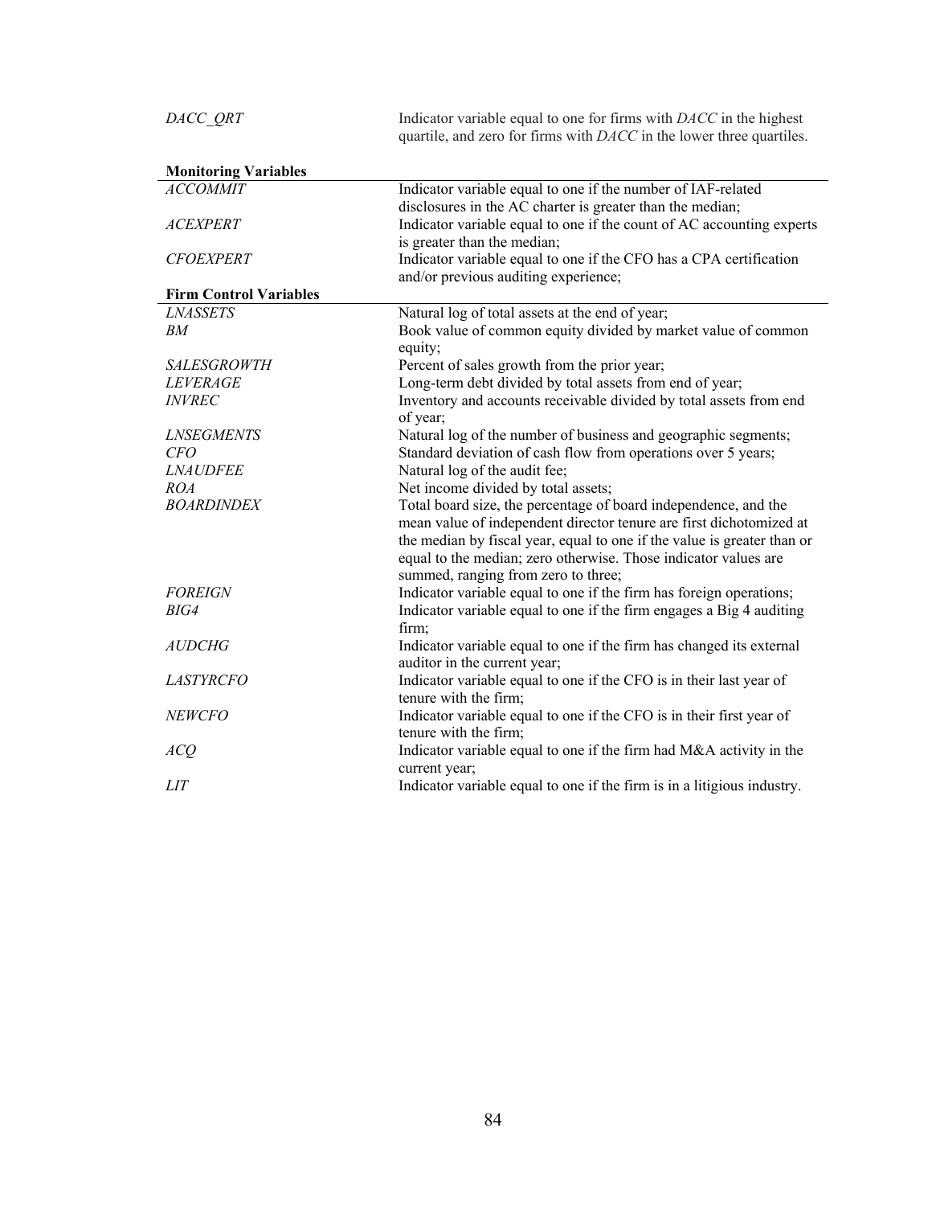| | |
|---|---|
| *DACC_QRT* | Indicator variable equal to one for firms with *DACC* in the highest quartile, and zero for firms with *DACC* in the lower three quartiles. |
| **Monitoring Variables** | |
| *ACCOMMIT* | Indicator variable equal to one if the number of IAF-related disclosures in the AC charter is greater than the median; |
| *ACEXPERT* | Indicator variable equal to one if the count of AC accounting experts is greater than the median; |
| *CFOEXPERT* | Indicator variable equal to one if the CFO has a CPA certification and/or previous auditing experience; |
| **Firm Control Variables** | |
| *LNASSETS* | Natural log of total assets at the end of year; |
| *BM* | Book value of common equity divided by market value of common equity; |
| *SALESGROWTH* | Percent of sales growth from the prior year; |
| *LEVERAGE* | Long-term debt divided by total assets from end of year; |
| *INVREC* | Inventory and accounts receivable divided by total assets from end of year; |
| *LNSEGMENTS* | Natural log of the number of business and geographic segments; |
| *CFO* | Standard deviation of cash flow from operations over 5 years; |
| *LNAUDFEE* | Natural log of the audit fee; |
| *ROA* | Net income divided by total assets; |
| *BOARDINDEX* | Total board size, the percentage of board independence, and the mean value of independent director tenure are first dichotomized at the median by fiscal year, equal to one if the value is greater than or equal to the median; zero otherwise. Those indicator values are summed, ranging from zero to three; |
| *FOREIGN* | Indicator variable equal to one if the firm has foreign operations; |
| *BIG4* | Indicator variable equal to one if the firm engages a Big 4 auditing firm; |
| *AUDCHG* | Indicator variable equal to one if the firm has changed its external auditor in the current year; |
| *LASTYRCFO* | Indicator variable equal to one if the CFO is in their last year of tenure with the firm; |
| *NEWCFO* | Indicator variable equal to one if the CFO is in their first year of tenure with the firm; |
| *ACQ* | Indicator variable equal to one if the firm had M&A activity in the current year; |
| *LIT* | Indicator variable equal to one if the firm is in a litigious industry. |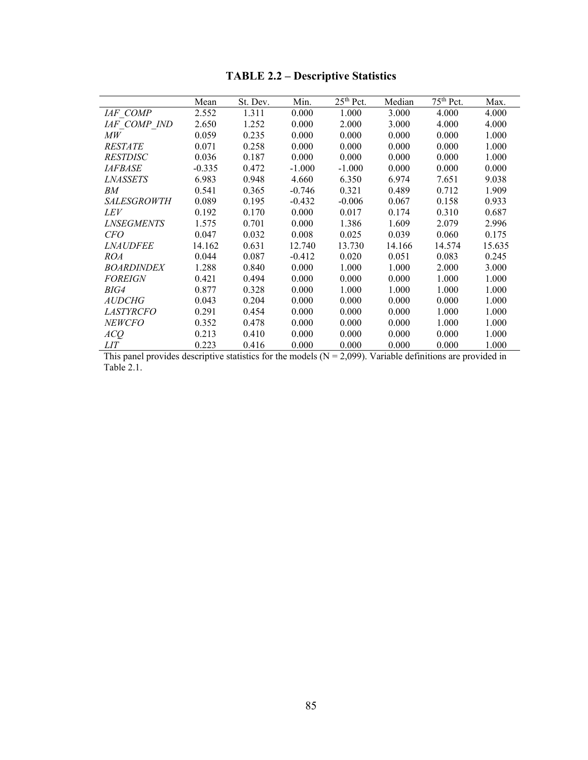# TABLE 2.2 – Descriptive Statistics

| | Mean | St. Dev. | Min. | 25th Pct. | Median | 75th Pct. | Max. |
|---|---|---|---|---|---|---|---|
| *IAF_COMP* | 2.552 | 1.311 | 0.000 | 1.000 | 3.000 | 4.000 | 4.000 |
| *IAF_COMP_IND* | 2.650 | 1.252 | 0.000 | 2.000 | 3.000 | 4.000 | 4.000 |
| *MW* | 0.059 | 0.235 | 0.000 | 0.000 | 0.000 | 0.000 | 1.000 |
| *RESTATE* | 0.071 | 0.258 | 0.000 | 0.000 | 0.000 | 0.000 | 1.000 |
| *RESTDISC* | 0.036 | 0.187 | 0.000 | 0.000 | 0.000 | 0.000 | 1.000 |
| *IAFBASE* | -0.335 | 0.472 | -1.000 | -1.000 | 0.000 | 0.000 | 0.000 |
| *LNASSETS* | 6.983 | 0.948 | 4.660 | 6.350 | 6.974 | 7.651 | 9.038 |
| *BM* | 0.541 | 0.365 | -0.746 | 0.321 | 0.489 | 0.712 | 1.909 |
| *SALESGROWTH* | 0.089 | 0.195 | -0.432 | -0.006 | 0.067 | 0.158 | 0.933 |
| *LEV* | 0.192 | 0.170 | 0.000 | 0.017 | 0.174 | 0.310 | 0.687 |
| *LNSEGMENTS* | 1.575 | 0.701 | 0.000 | 1.386 | 1.609 | 2.079 | 2.996 |
| *CFO* | 0.047 | 0.032 | 0.008 | 0.025 | 0.039 | 0.060 | 0.175 |
| *LNAUDFEE* | 14.162 | 0.631 | 12.740 | 13.730 | 14.166 | 14.574 | 15.635 |
| *ROA* | 0.044 | 0.087 | -0.412 | 0.020 | 0.051 | 0.083 | 0.245 |
| *BOARDINDEX* | 1.288 | 0.840 | 0.000 | 1.000 | 1.000 | 2.000 | 3.000 |
| *FOREIGN* | 0.421 | 0.494 | 0.000 | 0.000 | 0.000 | 1.000 | 1.000 |
| *BIG4* | 0.877 | 0.328 | 0.000 | 1.000 | 1.000 | 1.000 | 1.000 |
| *AUDCHG* | 0.043 | 0.204 | 0.000 | 0.000 | 0.000 | 0.000 | 1.000 |
| *LASTYRCFO* | 0.291 | 0.454 | 0.000 | 0.000 | 0.000 | 1.000 | 1.000 |
| *NEWCFO* | 0.352 | 0.478 | 0.000 | 0.000 | 0.000 | 1.000 | 1.000 |
| *ACQ* | 0.213 | 0.410 | 0.000 | 0.000 | 0.000 | 0.000 | 1.000 |
| *LIT* | 0.223 | 0.416 | 0.000 | 0.000 | 0.000 | 0.000 | 1.000 |

This panel provides descriptive statistics for the models (N = 2,099). Variable definitions are provided in Table 2.1.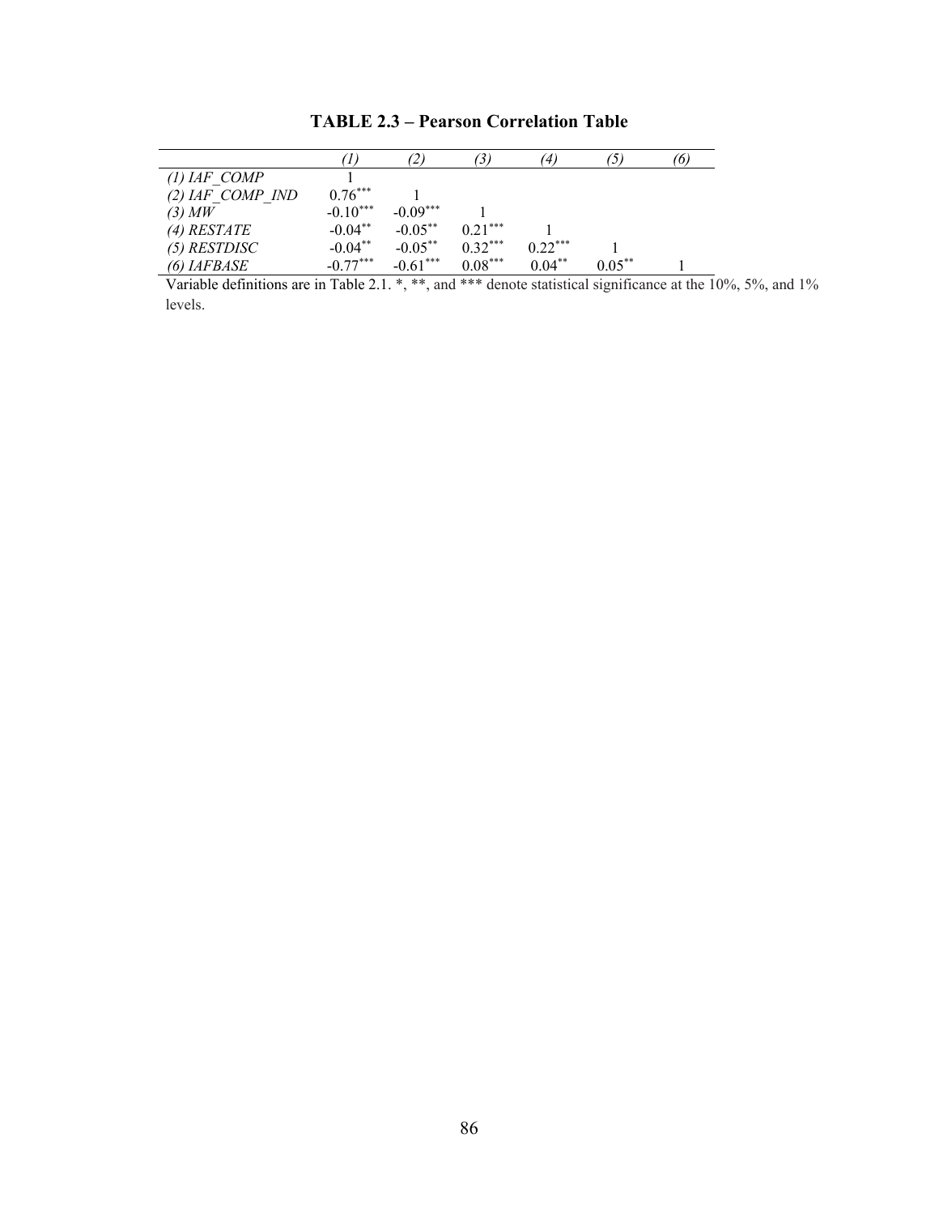**TABLE 2.3 – Pearson Correlation Table**

| | *(1)* | *(2)* | *(3)* | *(4)* | *(5)* | *(6)* |
|---|---|---|---|---|---|---|
| *(1) IAF_COMP* | 1 | | | | | |
| *(2) IAF_COMP_IND* | $0.76^{***}$ | 1 | | | | |
| *(3) MW* | $-0.10^{***}$ | $-0.09^{***}$ | 1 | | | |
| *(4) RESTATE* | $-0.04^{**}$ | $-0.05^{**}$ | $0.21^{***}$ | 1 | | |
| *(5) RESTDISC* | $-0.04^{**}$ | $-0.05^{**}$ | $0.32^{***}$ | $0.22^{***}$ | 1 | |
| *(6) IAFBASE* | $-0.77^{***}$ | $-0.61^{***}$ | $0.08^{***}$ | $0.04^{**}$ | $0.05^{**}$ | 1 |

Variable definitions are in Table 2.1. *, **, and *** denote statistical significance at the 10%, 5%, and 1% levels.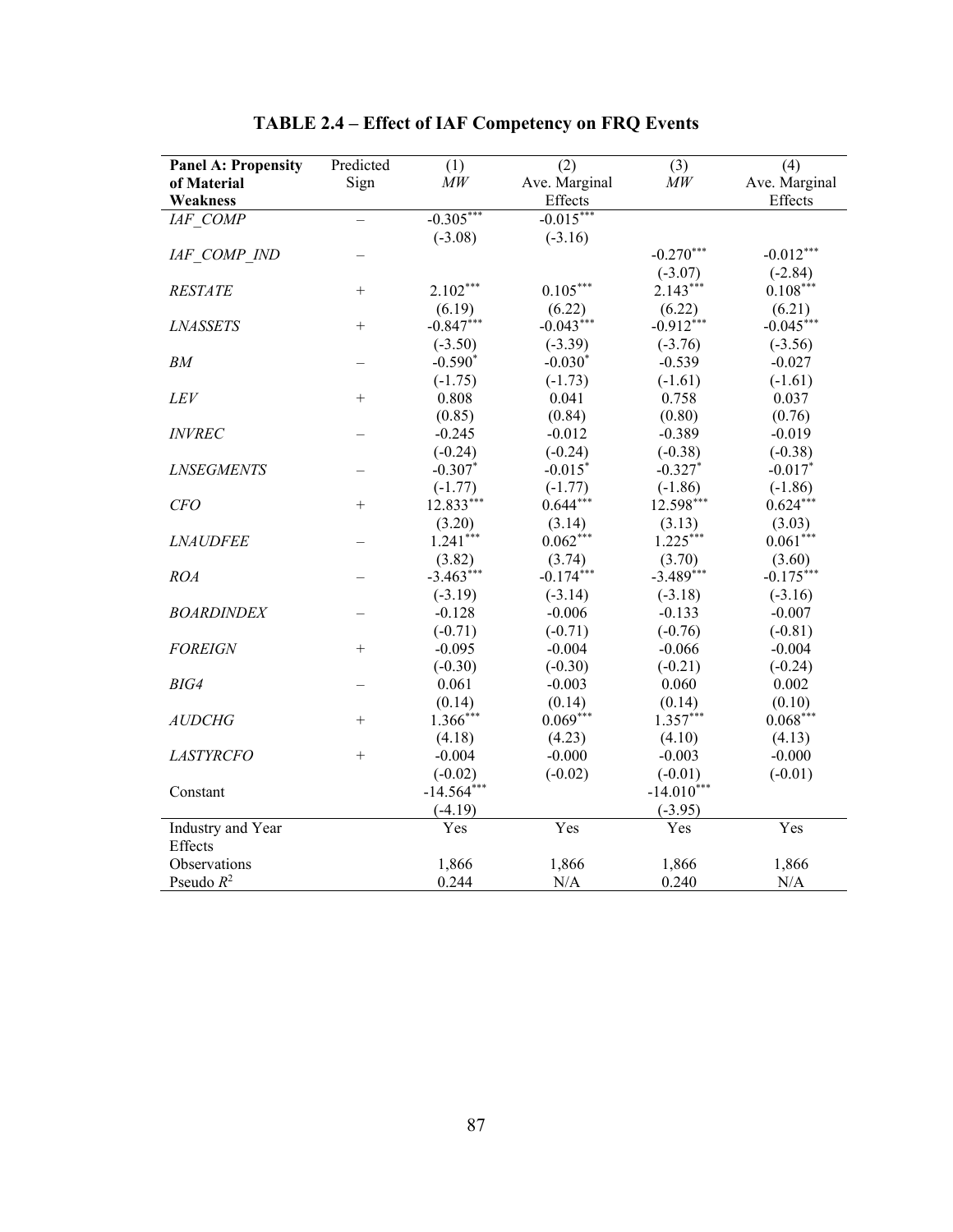# TABLE 2.4 – Effect of IAF Competency on FRQ Events

| **Panel A: Propensity of Material Weakness** | Predicted Sign | (1) *MW* | (2) Ave. Marginal Effects | (3) *MW* | (4) Ave. Marginal Effects |
|---|---|---|---|---|---|
| *IAF_COMP* | – | -0.305*** | -0.015*** | | |
| | | (-3.08) | (-3.16) | | |
| *IAF_COMP_IND* | – | | | -0.270*** | -0.012*** |
| | | | | (-3.07) | (-2.84) |
| *RESTATE* | + | 2.102*** | 0.105*** | 2.143*** | 0.108*** |
| | | (6.19) | (6.22) | (6.22) | (6.21) |
| *LNASSETS* | + | -0.847*** | -0.043*** | -0.912*** | -0.045*** |
| | | (-3.50) | (-3.39) | (-3.76) | (-3.56) |
| *BM* | – | -0.590* | -0.030* | -0.539 | -0.027 |
| | | (-1.75) | (-1.73) | (-1.61) | (-1.61) |
| *LEV* | + | 0.808 | 0.041 | 0.758 | 0.037 |
| | | (0.85) | (0.84) | (0.80) | (0.76) |
| *INVREC* | – | -0.245 | -0.012 | -0.389 | -0.019 |
| | | (-0.24) | (-0.24) | (-0.38) | (-0.38) |
| *LNSEGMENTS* | – | -0.307* | -0.015* | -0.327* | -0.017* |
| | | (-1.77) | (-1.77) | (-1.86) | (-1.86) |
| *CFO* | + | 12.833*** | 0.644*** | 12.598*** | 0.624*** |
| | | (3.20) | (3.14) | (3.13) | (3.03) |
| *LNAUDFEE* | – | 1.241*** | 0.062*** | 1.225*** | 0.061*** |
| | | (3.82) | (3.74) | (3.70) | (3.60) |
| *ROA* | – | -3.463*** | -0.174*** | -3.489*** | -0.175*** |
| | | (-3.19) | (-3.14) | (-3.18) | (-3.16) |
| *BOARDINDEX* | – | -0.128 | -0.006 | -0.133 | -0.007 |
| | | (-0.71) | (-0.71) | (-0.76) | (-0.81) |
| *FOREIGN* | + | -0.095 | -0.004 | -0.066 | -0.004 |
| | | (-0.30) | (-0.30) | (-0.21) | (-0.24) |
| *BIG4* | – | 0.061 | -0.003 | 0.060 | 0.002 |
| | | (0.14) | (0.14) | (0.14) | (0.10) |
| *AUDCHG* | + | 1.366*** | 0.069*** | 1.357*** | 0.068*** |
| | | (4.18) | (4.23) | (4.10) | (4.13) |
| *LASTYRCFO* | + | -0.004 | -0.000 | -0.003 | -0.000 |
| | | (-0.02) | (-0.02) | (-0.01) | (-0.01) |
| Constant | | -14.564*** | | -14.010*** | |
| | | (-4.19) | | (-3.95) | |
| Industry and Year Effects | | Yes | Yes | Yes | Yes |
| Observations | | 1,866 | 1,866 | 1,866 | 1,866 |
| Pseudo $R^2$ | | 0.244 | N/A | 0.240 | N/A |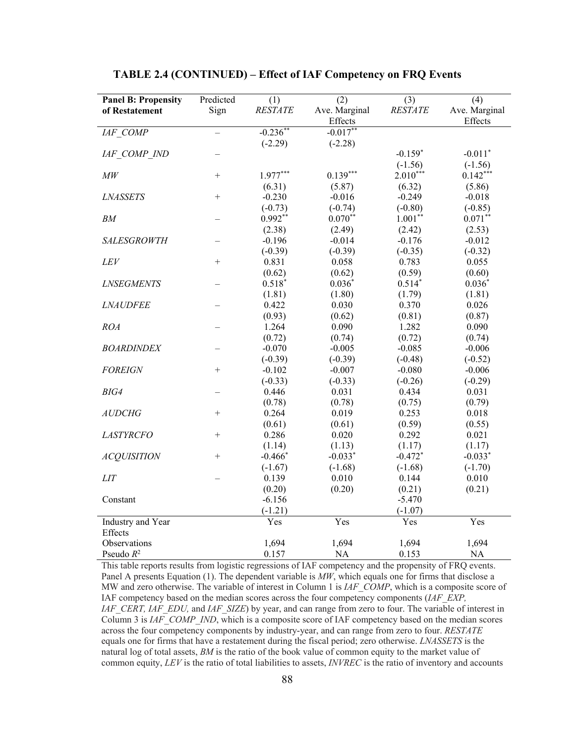**TABLE 2.4 (CONTINUED) – Effect of IAF Competency on FRQ Events**

| Panel B: Propensity of Restatement | Predicted Sign | (1) *RESTATE* | (2) Ave. Marginal Effects | (3) *RESTATE* | (4) Ave. Marginal Effects |
|---|---|---|---|---|---|
| *IAF_COMP* | – | -0.236** | -0.017** | | |
| | | (-2.29) | (-2.28) | | |
| *IAF_COMP_IND* | – | | | -0.159* | -0.011* |
| | | | | (-1.56) | (-1.56) |
| *MW* | + | 1.977*** | 0.139*** | 2.010*** | 0.142*** |
| | | (6.31) | (5.87) | (6.32) | (5.86) |
| *LNASSETS* | + | -0.230 | -0.016 | -0.249 | -0.018 |
| | | (-0.73) | (-0.74) | (-0.80) | (-0.85) |
| *BM* | – | 0.992** | 0.070** | 1.001** | 0.071** |
| | | (2.38) | (2.49) | (2.42) | (2.53) |
| *SALESGROWTH* | – | -0.196 | -0.014 | -0.176 | -0.012 |
| | | (-0.39) | (-0.39) | (-0.35) | (-0.32) |
| *LEV* | + | 0.831 | 0.058 | 0.783 | 0.055 |
| | | (0.62) | (0.62) | (0.59) | (0.60) |
| *LNSEGMENTS* | – | 0.518* | 0.036* | 0.514* | 0.036* |
| | | (1.81) | (1.80) | (1.79) | (1.81) |
| *LNAUDFEE* | – | 0.422 | 0.030 | 0.370 | 0.026 |
| | | (0.93) | (0.62) | (0.81) | (0.87) |
| *ROA* | – | 1.264 | 0.090 | 1.282 | 0.090 |
| | | (0.72) | (0.74) | (0.72) | (0.74) |
| *BOARDINDEX* | – | -0.070 | -0.005 | -0.085 | -0.006 |
| | | (-0.39) | (-0.39) | (-0.48) | (-0.52) |
| *FOREIGN* | + | -0.102 | -0.007 | -0.080 | -0.006 |
| | | (-0.33) | (-0.33) | (-0.26) | (-0.29) |
| *BIG4* | – | 0.446 | 0.031 | 0.434 | 0.031 |
| | | (0.78) | (0.78) | (0.75) | (0.79) |
| *AUDCHG* | + | 0.264 | 0.019 | 0.253 | 0.018 |
| | | (0.61) | (0.61) | (0.59) | (0.55) |
| *LASTYRCFO* | + | 0.286 | 0.020 | 0.292 | 0.021 |
| | | (1.14) | (1.13) | (1.17) | (1.17) |
| *ACQUISITION* | + | -0.466* | -0.033* | -0.472* | -0.033* |
| | | (-1.67) | (-1.68) | (-1.68) | (-1.70) |
| *LIT* | – | 0.139 | 0.010 | 0.144 | 0.010 |
| | | (0.20) | (0.20) | (0.21) | (0.21) |
| Constant | | -6.156 | | -5.470 | |
| | | (-1.21) | | (-1.07) | |
| Industry and Year Effects | | Yes | Yes | Yes | Yes |
| Observations | | 1,694 | 1,694 | 1,694 | 1,694 |
| Pseudo $R^2$ | | 0.157 | NA | 0.153 | NA |

This table reports results from logistic regressions of IAF competency and the propensity of FRQ events. Panel A presents Equation (1). The dependent variable is *MW*, which equals one for firms that disclose a MW and zero otherwise. The variable of interest in Column 1 is *IAF_COMP*, which is a composite score of IAF competency based on the median scores across the four competency components (*IAF_EXP, IAF_CERT, IAF_EDU,* and *IAF_SIZE*) by year, and can range from zero to four. The variable of interest in Column 3 is *IAF_COMP_IND*, which is a composite score of IAF competency based on the median scores across the four competency components by industry-year, and can range from zero to four. *RESTATE* equals one for firms that have a restatement during the fiscal period; zero otherwise. *LNASSETS* is the natural log of total assets, *BM* is the ratio of the book value of common equity to the market value of common equity, *LEV* is the ratio of total liabilities to assets, *INVREC* is the ratio of inventory and accounts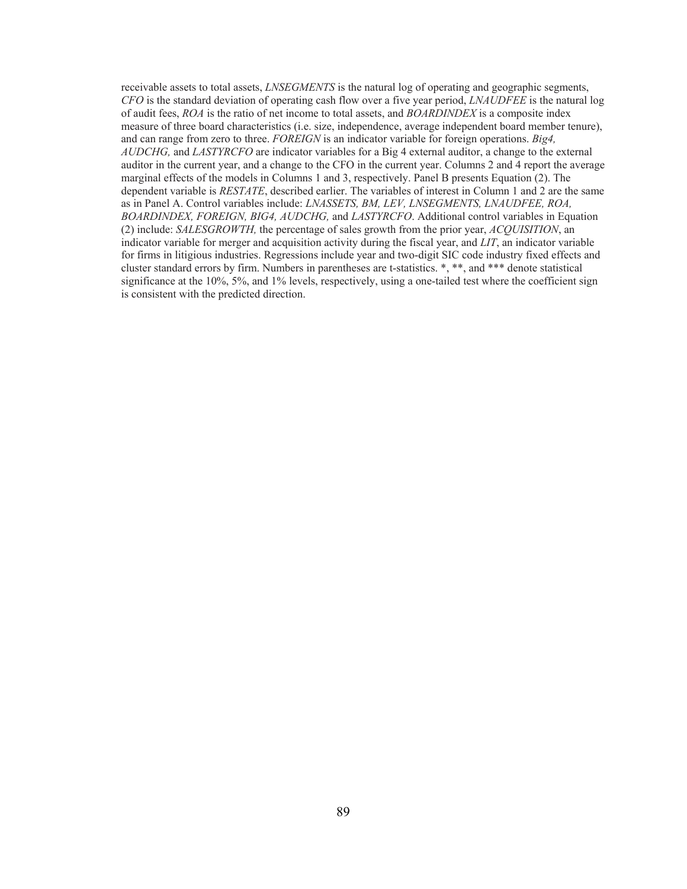receivable assets to total assets, *LNSEGMENTS* is the natural log of operating and geographic segments, *CFO* is the standard deviation of operating cash flow over a five year period, *LNAUDFEE* is the natural log of audit fees, *ROA* is the ratio of net income to total assets, and *BOARDINDEX* is a composite index measure of three board characteristics (i.e. size, independence, average independent board member tenure), and can range from zero to three. *FOREIGN* is an indicator variable for foreign operations. *Big4, AUDCHG,* and *LASTYRCFO* are indicator variables for a Big 4 external auditor, a change to the external auditor in the current year, and a change to the CFO in the current year. Columns 2 and 4 report the average marginal effects of the models in Columns 1 and 3, respectively. Panel B presents Equation (2). The dependent variable is *RESTATE*, described earlier. The variables of interest in Column 1 and 2 are the same as in Panel A. Control variables include: *LNASSETS, BM, LEV, LNSEGMENTS, LNAUDFEE, ROA, BOARDINDEX, FOREIGN, BIG4, AUDCHG,* and *LASTYRCFO*. Additional control variables in Equation (2) include: *SALESGROWTH,* the percentage of sales growth from the prior year, *ACQUISITION*, an indicator variable for merger and acquisition activity during the fiscal year, and *LIT*, an indicator variable for firms in litigious industries. Regressions include year and two-digit SIC code industry fixed effects and cluster standard errors by firm. Numbers in parentheses are t-statistics. *, **, and *** denote statistical significance at the 10%, 5%, and 1% levels, respectively, using a one-tailed test where the coefficient sign is consistent with the predicted direction.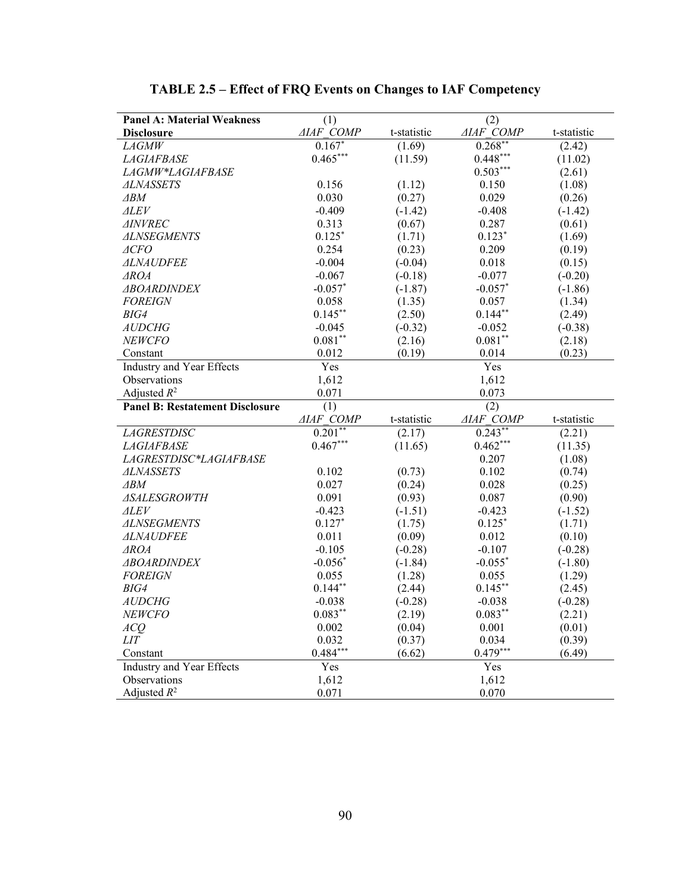# TABLE 2.5 – Effect of FRQ Events on Changes to IAF Competency

| **Panel A: Material Weakness Disclosure** | (1) *ΔIAF_COMP* | t-statistic | (2) *ΔIAF_COMP* | t-statistic |
|---|---|---|---|---|
| *LAGMW* | 0.167* | (1.69) | 0.268** | (2.42) |
| *LAGIAFBASE* | 0.465*** | (11.59) | 0.448*** | (11.02) |
| *LAGMW*LAGIAFBASE* | | | 0.503*** | (2.61) |
| *ΔLNASSETS* | 0.156 | (1.12) | 0.150 | (1.08) |
| *ΔBM* | 0.030 | (0.27) | 0.029 | (0.26) |
| *ΔLEV* | -0.409 | (-1.42) | -0.408 | (-1.42) |
| *ΔINVREC* | 0.313 | (0.67) | 0.287 | (0.61) |
| *ΔLNSEGMENTS* | 0.125* | (1.71) | 0.123* | (1.69) |
| *ΔCFO* | 0.254 | (0.23) | 0.209 | (0.19) |
| *ΔLNAUDFEE* | -0.004 | (-0.04) | 0.018 | (0.15) |
| *ΔROA* | -0.067 | (-0.18) | -0.077 | (-0.20) |
| *ΔBOARDINDEX* | -0.057* | (-1.87) | -0.057* | (-1.86) |
| *FOREIGN* | 0.058 | (1.35) | 0.057 | (1.34) |
| *BIG4* | 0.145** | (2.50) | 0.144** | (2.49) |
| *AUDCHG* | -0.045 | (-0.32) | -0.052 | (-0.38) |
| *NEWCFO* | 0.081** | (2.16) | 0.081** | (2.18) |
| Constant | 0.012 | (0.19) | 0.014 | (0.23) |
| Industry and Year Effects | Yes | | Yes | |
| Observations | 1,612 | | 1,612 | |
| Adjusted $R^2$ | 0.071 | | 0.073 | |

| **Panel B: Restatement Disclosure** | (1) *ΔIAF_COMP* | t-statistic | (2) *ΔIAF_COMP* | t-statistic |
|---|---|---|---|---|
| *LAGRESTDISC* | 0.201** | (2.17) | 0.243** | (2.21) |
| *LAGIAFBASE* | 0.467*** | (11.65) | 0.462*** | (11.35) |
| *LAGRESTDISC*LAGIAFBASE* | | | 0.207 | (1.08) |
| *ΔLNASSETS* | 0.102 | (0.73) | 0.102 | (0.74) |
| *ΔBM* | 0.027 | (0.24) | 0.028 | (0.25) |
| *ΔSALESGROWTH* | 0.091 | (0.93) | 0.087 | (0.90) |
| *ΔLEV* | -0.423 | (-1.51) | -0.423 | (-1.52) |
| *ΔLNSEGMENTS* | 0.127* | (1.75) | 0.125* | (1.71) |
| *ΔLNAUDFEE* | 0.011 | (0.09) | 0.012 | (0.10) |
| *ΔROA* | -0.105 | (-0.28) | -0.107 | (-0.28) |
| *ΔBOARDINDEX* | -0.056* | (-1.84) | -0.055* | (-1.80) |
| *FOREIGN* | 0.055 | (1.28) | 0.055 | (1.29) |
| *BIG4* | 0.144** | (2.44) | 0.145** | (2.45) |
| *AUDCHG* | -0.038 | (-0.28) | -0.038 | (-0.28) |
| *NEWCFO* | 0.083** | (2.19) | 0.083** | (2.21) |
| *ACQ* | 0.002 | (0.04) | 0.001 | (0.01) |
| *LIT* | 0.032 | (0.37) | 0.034 | (0.39) |
| Constant | 0.484*** | (6.62) | 0.479*** | (6.49) |
| Industry and Year Effects | Yes | | Yes | |
| Observations | 1,612 | | 1,612 | |
| Adjusted $R^2$ | 0.071 | | 0.070 | |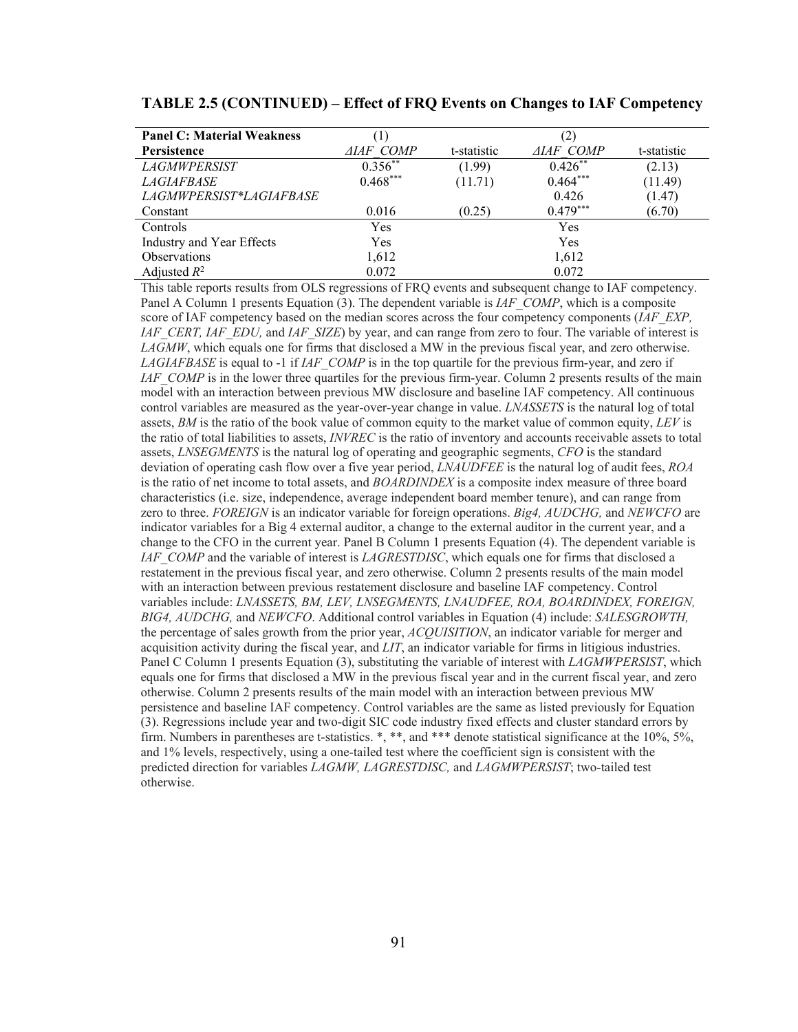**TABLE 2.5 (CONTINUED) – Effect of FRQ Events on Changes to IAF Competency**

| Panel C: Material Weakness Persistence | (1) $\Delta IAF\_COMP$ | t-statistic | (2) $\Delta IAF\_COMP$ | t-statistic |
|---|---|---|---|---|
| *LAGMWPERSIST* | $0.356^{**}$ | (1.99) | $0.426^{**}$ | (2.13) |
| *LAGIAFBASE* | $0.468^{***}$ | (11.71) | $0.464^{***}$ | (11.49) |
| *LAGMWPERSIST\*LAGIAFBASE* | | | 0.426 | (1.47) |
| Constant | 0.016 | (0.25) | $0.479^{***}$ | (6.70) |
| Controls | Yes | | Yes | |
| Industry and Year Effects | Yes | | Yes | |
| Observations | 1,612 | | 1,612 | |
| Adjusted $R^2$ | 0.072 | | 0.072 | |

This table reports results from OLS regressions of FRQ events and subsequent change to IAF competency. Panel A Column 1 presents Equation (3). The dependent variable is *IAF_COMP*, which is a composite score of IAF competency based on the median scores across the four competency components (*IAF_EXP, IAF_CERT, IAF_EDU,* and *IAF_SIZE*) by year, and can range from zero to four. The variable of interest is *LAGMW*, which equals one for firms that disclosed a MW in the previous fiscal year, and zero otherwise. *LAGIAFBASE* is equal to -1 if *IAF_COMP* is in the top quartile for the previous firm-year, and zero if *IAF_COMP* is in the lower three quartiles for the previous firm-year. Column 2 presents results of the main model with an interaction between previous MW disclosure and baseline IAF competency. All continuous control variables are measured as the year-over-year change in value. *LNASSETS* is the natural log of total assets, *BM* is the ratio of the book value of common equity to the market value of common equity, *LEV* is the ratio of total liabilities to assets, *INVREC* is the ratio of inventory and accounts receivable assets to total assets, *LNSEGMENTS* is the natural log of operating and geographic segments, *CFO* is the standard deviation of operating cash flow over a five year period, *LNAUDFEE* is the natural log of audit fees, *ROA* is the ratio of net income to total assets, and *BOARDINDEX* is a composite index measure of three board characteristics (i.e. size, independence, average independent board member tenure), and can range from zero to three. *FOREIGN* is an indicator variable for foreign operations. *Big4, AUDCHG,* and *NEWCFO* are indicator variables for a Big 4 external auditor, a change to the external auditor in the current year, and a change to the CFO in the current year. Panel B Column 1 presents Equation (4). The dependent variable is *IAF_COMP* and the variable of interest is *LAGRESTDISC*, which equals one for firms that disclosed a restatement in the previous fiscal year, and zero otherwise. Column 2 presents results of the main model with an interaction between previous restatement disclosure and baseline IAF competency. Control variables include: *LNASSETS, BM, LEV, LNSEGMENTS, LNAUDFEE, ROA, BOARDINDEX, FOREIGN, BIG4, AUDCHG,* and *NEWCFO*. Additional control variables in Equation (4) include: *SALESGROWTH,* the percentage of sales growth from the prior year, *ACQUISITION*, an indicator variable for merger and acquisition activity during the fiscal year, and *LIT*, an indicator variable for firms in litigious industries. Panel C Column 1 presents Equation (3), substituting the variable of interest with *LAGMWPERSIST*, which equals one for firms that disclosed a MW in the previous fiscal year and in the current fiscal year, and zero otherwise. Column 2 presents results of the main model with an interaction between previous MW persistence and baseline IAF competency. Control variables are the same as listed previously for Equation (3). Regressions include year and two-digit SIC code industry fixed effects and cluster standard errors by firm. Numbers in parentheses are t-statistics. *, **, and *** denote statistical significance at the 10%, 5%, and 1% levels, respectively, using a one-tailed test where the coefficient sign is consistent with the predicted direction for variables *LAGMW, LAGRESTDISC,* and *LAGMWPERSIST*; two-tailed test otherwise.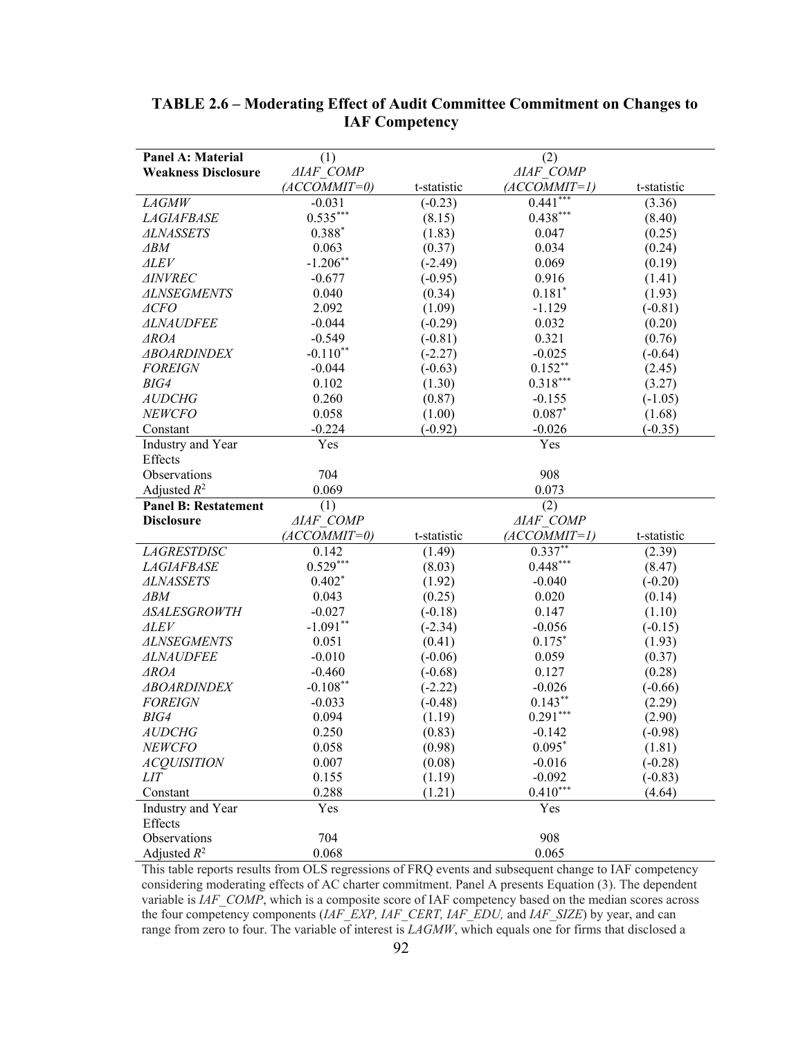**TABLE 2.6 – Moderating Effect of Audit Committee Commitment on Changes to IAF Competency**

| Panel A: Material Weakness Disclosure | (1) $\Delta IAF\_COMP$ $(ACCOMMIT=0)$ | t-statistic | (2) $\Delta IAF\_COMP$ $(ACCOMMIT=1)$ | t-statistic |
|---|---|---|---|---|
| *LAGMW* | -0.031 | (-0.23) | $0.441^{***}$ | (3.36) |
| *LAGIAFBASE* | $0.535^{***}$ | (8.15) | $0.438^{***}$ | (8.40) |
| *ΔLNASSETS* | $0.388^{*}$ | (1.83) | 0.047 | (0.25) |
| *ΔBM* | 0.063 | (0.37) | 0.034 | (0.24) |
| *ΔLEV* | $-1.206^{**}$ | (-2.49) | 0.069 | (0.19) |
| *ΔINVREC* | -0.677 | (-0.95) | 0.916 | (1.41) |
| *ΔLNSEGMENTS* | 0.040 | (0.34) | $0.181^{*}$ | (1.93) |
| *ΔCFO* | 2.092 | (1.09) | -1.129 | (-0.81) |
| *ΔLNAUDFEE* | -0.044 | (-0.29) | 0.032 | (0.20) |
| *ΔROA* | -0.549 | (-0.81) | 0.321 | (0.76) |
| *ΔBOARDINDEX* | $-0.110^{**}$ | (-2.27) | -0.025 | (-0.64) |
| *FOREIGN* | -0.044 | (-0.63) | $0.152^{**}$ | (2.45) |
| *BIG4* | 0.102 | (1.30) | $0.318^{***}$ | (3.27) |
| *AUDCHG* | 0.260 | (0.87) | -0.155 | (-1.05) |
| *NEWCFO* | 0.058 | (1.00) | $0.087^{*}$ | (1.68) |
| Constant | -0.224 | (-0.92) | -0.026 | (-0.35) |
| Industry and Year Effects | Yes | | Yes | |
| Observations | 704 | | 908 | |
| Adjusted $R^2$ | 0.069 | | 0.073 | |

| Panel B: Restatement Disclosure | (1) $\Delta IAF\_COMP$ $(ACCOMMIT=0)$ | t-statistic | (2) $\Delta IAF\_COMP$ $(ACCOMMIT=1)$ | t-statistic |
|---|---|---|---|---|
| *LAGRESTDISC* | 0.142 | (1.49) | $0.337^{**}$ | (2.39) |
| *LAGIAFBASE* | $0.529^{***}$ | (8.03) | $0.448^{***}$ | (8.47) |
| *ΔLNASSETS* | $0.402^{*}$ | (1.92) | -0.040 | (-0.20) |
| *ΔBM* | 0.043 | (0.25) | 0.020 | (0.14) |
| *ΔSALESGROWTH* | -0.027 | (-0.18) | 0.147 | (1.10) |
| *ΔLEV* | $-1.091^{**}$ | (-2.34) | -0.056 | (-0.15) |
| *ΔLNSEGMENTS* | 0.051 | (0.41) | $0.175^{*}$ | (1.93) |
| *ΔLNAUDFEE* | -0.010 | (-0.06) | 0.059 | (0.37) |
| *ΔROA* | -0.460 | (-0.68) | 0.127 | (0.28) |
| *ΔBOARDINDEX* | $-0.108^{**}$ | (-2.22) | -0.026 | (-0.66) |
| *FOREIGN* | -0.033 | (-0.48) | $0.143^{**}$ | (2.29) |
| *BIG4* | 0.094 | (1.19) | $0.291^{***}$ | (2.90) |
| *AUDCHG* | 0.250 | (0.83) | -0.142 | (-0.98) |
| *NEWCFO* | 0.058 | (0.98) | $0.095^{*}$ | (1.81) |
| *ACQUISITION* | 0.007 | (0.08) | -0.016 | (-0.28) |
| *LIT* | 0.155 | (1.19) | -0.092 | (-0.83) |
| Constant | 0.288 | (1.21) | $0.410^{***}$ | (4.64) |
| Industry and Year Effects | Yes | | Yes | |
| Observations | 704 | | 908 | |
| Adjusted $R^2$ | 0.068 | | 0.065 | |

This table reports results from OLS regressions of FRQ events and subsequent change to IAF competency considering moderating effects of AC charter commitment. Panel A presents Equation (3). The dependent variable is *IAF_COMP*, which is a composite score of IAF competency based on the median scores across the four competency components (*IAF_EXP, IAF_CERT, IAF_EDU,* and *IAF_SIZE*) by year, and can range from zero to four. The variable of interest is *LAGMW*, which equals one for firms that disclosed a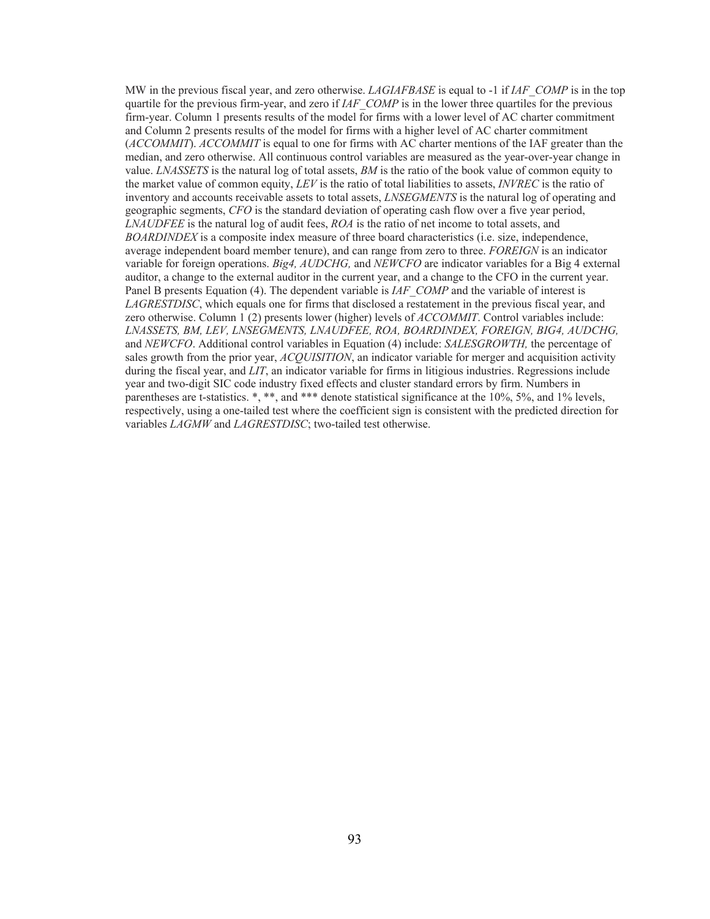MW in the previous fiscal year, and zero otherwise. *LAGIAFBASE* is equal to -1 if *IAF_COMP* is in the top quartile for the previous firm-year, and zero if *IAF_COMP* is in the lower three quartiles for the previous firm-year. Column 1 presents results of the model for firms with a lower level of AC charter commitment and Column 2 presents results of the model for firms with a higher level of AC charter commitment (*ACCOMMIT*). *ACCOMMIT* is equal to one for firms with AC charter mentions of the IAF greater than the median, and zero otherwise. All continuous control variables are measured as the year-over-year change in value. *LNASSETS* is the natural log of total assets, *BM* is the ratio of the book value of common equity to the market value of common equity, *LEV* is the ratio of total liabilities to assets, *INVREC* is the ratio of inventory and accounts receivable assets to total assets, *LNSEGMENTS* is the natural log of operating and geographic segments, *CFO* is the standard deviation of operating cash flow over a five year period, *LNAUDFEE* is the natural log of audit fees, *ROA* is the ratio of net income to total assets, and *BOARDINDEX* is a composite index measure of three board characteristics (i.e. size, independence, average independent board member tenure), and can range from zero to three. *FOREIGN* is an indicator variable for foreign operations. *Big4, AUDCHG,* and *NEWCFO* are indicator variables for a Big 4 external auditor, a change to the external auditor in the current year, and a change to the CFO in the current year. Panel B presents Equation (4). The dependent variable is *IAF_COMP* and the variable of interest is *LAGRESTDISC*, which equals one for firms that disclosed a restatement in the previous fiscal year, and zero otherwise. Column 1 (2) presents lower (higher) levels of *ACCOMMIT*. Control variables include: *LNASSETS, BM, LEV, LNSEGMENTS, LNAUDFEE, ROA, BOARDINDEX, FOREIGN, BIG4, AUDCHG,* and *NEWCFO*. Additional control variables in Equation (4) include: *SALESGROWTH,* the percentage of sales growth from the prior year, *ACQUISITION*, an indicator variable for merger and acquisition activity during the fiscal year, and *LIT*, an indicator variable for firms in litigious industries. Regressions include year and two-digit SIC code industry fixed effects and cluster standard errors by firm. Numbers in parentheses are t-statistics. *, **, and *** denote statistical significance at the 10%, 5%, and 1% levels, respectively, using a one-tailed test where the coefficient sign is consistent with the predicted direction for variables *LAGMW* and *LAGRESTDISC*; two-tailed test otherwise.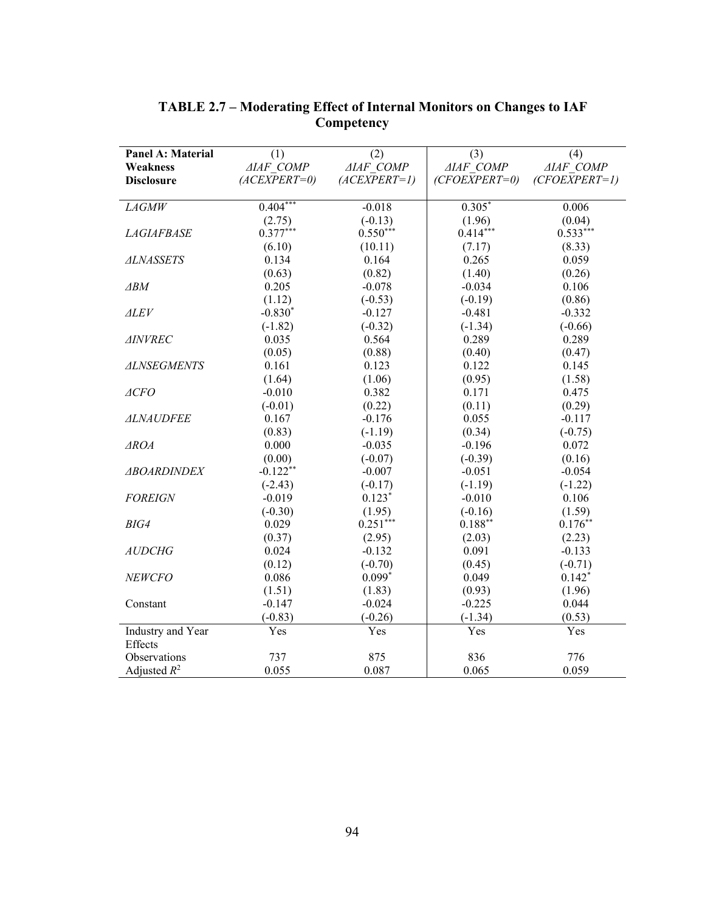**TABLE 2.7 – Moderating Effect of Internal Monitors on Changes to IAF Competency**

| Panel A: Material Weakness Disclosure | (1) *ΔIAF_COMP* *(ACEXPERT=0)* | (2) *ΔIAF_COMP* *(ACEXPERT=1)* | (3) *ΔIAF_COMP* *(CFOEXPERT=0)* | (4) *ΔIAF_COMP* *(CFOEXPERT=1)* |
|---|---|---|---|---|
| *LAGMW* | $0.404^{***}$ | -0.018 | $0.305^{*}$ | 0.006 |
| | (2.75) | (-0.13) | (1.96) | (0.04) |
| *LAGIAFBASE* | $0.377^{***}$ | $0.550^{***}$ | $0.414^{***}$ | $0.533^{***}$ |
| | (6.10) | (10.11) | (7.17) | (8.33) |
| *ΔLNASSETS* | 0.134 | 0.164 | 0.265 | 0.059 |
| | (0.63) | (0.82) | (1.40) | (0.26) |
| *ΔBM* | 0.205 | -0.078 | -0.034 | 0.106 |
| | (1.12) | (-0.53) | (-0.19) | (0.86) |
| *ΔLEV* | $-0.830^{*}$ | -0.127 | -0.481 | -0.332 |
| | (-1.82) | (-0.32) | (-1.34) | (-0.66) |
| *ΔINVREC* | 0.035 | 0.564 | 0.289 | 0.289 |
| | (0.05) | (0.88) | (0.40) | (0.47) |
| *ΔLNSEGMENTS* | 0.161 | 0.123 | 0.122 | 0.145 |
| | (1.64) | (1.06) | (0.95) | (1.58) |
| *ΔCFO* | -0.010 | 0.382 | 0.171 | 0.475 |
| | (-0.01) | (0.22) | (0.11) | (0.29) |
| *ΔLNAUDFEE* | 0.167 | -0.176 | 0.055 | -0.117 |
| | (0.83) | (-1.19) | (0.34) | (-0.75) |
| *ΔROA* | 0.000 | -0.035 | -0.196 | 0.072 |
| | (0.00) | (-0.07) | (-0.39) | (0.16) |
| *ΔBOARDINDEX* | $-0.122^{**}$ | -0.007 | -0.051 | -0.054 |
| | (-2.43) | (-0.17) | (-1.19) | (-1.22) |
| *FOREIGN* | -0.019 | $0.123^{*}$ | -0.010 | 0.106 |
| | (-0.30) | (1.95) | (-0.16) | (1.59) |
| *BIG4* | 0.029 | $0.251^{***}$ | $0.188^{**}$ | $0.176^{**}$ |
| | (0.37) | (2.95) | (2.03) | (2.23) |
| *AUDCHG* | 0.024 | -0.132 | 0.091 | -0.133 |
| | (0.12) | (-0.70) | (0.45) | (-0.71) |
| *NEWCFO* | 0.086 | $0.099^{*}$ | 0.049 | $0.142^{*}$ |
| | (1.51) | (1.83) | (0.93) | (1.96) |
| Constant | -0.147 | -0.024 | -0.225 | 0.044 |
| | (-0.83) | (-0.26) | (-1.34) | (0.53) |
| Industry and Year Effects | Yes | Yes | Yes | Yes |
| Observations | 737 | 875 | 836 | 776 |
| Adjusted $R^2$ | 0.055 | 0.087 | 0.065 | 0.059 |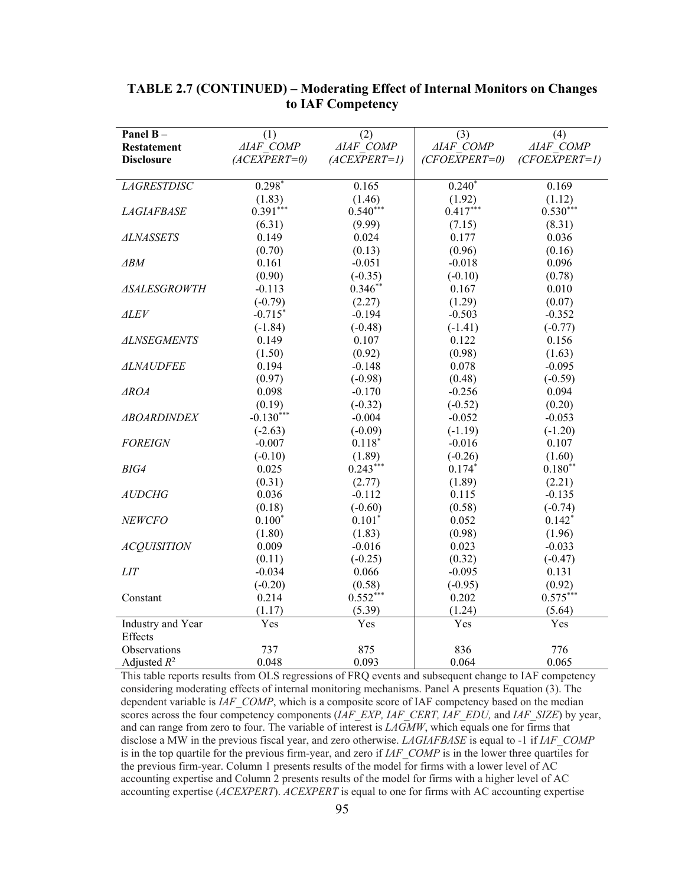**TABLE 2.7 (CONTINUED) – Moderating Effect of Internal Monitors on Changes to IAF Competency**

| Panel B – Restatement Disclosure | (1) *ΔIAF_COMP* *(ACEXPERT=0)* | (2) *ΔIAF_COMP* *(ACEXPERT=1)* | (3) *ΔIAF_COMP* *(CFOEXPERT=0)* | (4) *ΔIAF_COMP* *(CFOEXPERT=1)* |
|---|---|---|---|---|
| *LAGRESTDISC* | 0.298* | 0.165 | 0.240* | 0.169 |
| | (1.83) | (1.46) | (1.92) | (1.12) |
| *LAGIAFBASE* | 0.391*** | 0.540*** | 0.417*** | 0.530*** |
| | (6.31) | (9.99) | (7.15) | (8.31) |
| *ΔLNASSETS* | 0.149 | 0.024 | 0.177 | 0.036 |
| | (0.70) | (0.13) | (0.96) | (0.16) |
| *ΔBM* | 0.161 | -0.051 | -0.018 | 0.096 |
| | (0.90) | (-0.35) | (-0.10) | (0.78) |
| *ΔSALESGROWTH* | -0.113 | 0.346** | 0.167 | 0.010 |
| | (-0.79) | (2.27) | (1.29) | (0.07) |
| *ΔLEV* | -0.715* | -0.194 | -0.503 | -0.352 |
| | (-1.84) | (-0.48) | (-1.41) | (-0.77) |
| *ΔLNSEGMENTS* | 0.149 | 0.107 | 0.122 | 0.156 |
| | (1.50) | (0.92) | (0.98) | (1.63) |
| *ΔLNAUDFEE* | 0.194 | -0.148 | 0.078 | -0.095 |
| | (0.97) | (-0.98) | (0.48) | (-0.59) |
| *ΔROA* | 0.098 | -0.170 | -0.256 | 0.094 |
| | (0.19) | (-0.32) | (-0.52) | (0.20) |
| *ΔBOARDINDEX* | -0.130*** | -0.004 | -0.052 | -0.053 |
| | (-2.63) | (-0.09) | (-1.19) | (-1.20) |
| *FOREIGN* | -0.007 | 0.118* | -0.016 | 0.107 |
| | (-0.10) | (1.89) | (-0.26) | (1.60) |
| *BIG4* | 0.025 | 0.243*** | 0.174* | 0.180** |
| | (0.31) | (2.77) | (1.89) | (2.21) |
| *AUDCHG* | 0.036 | -0.112 | 0.115 | -0.135 |
| | (0.18) | (-0.60) | (0.58) | (-0.74) |
| *NEWCFO* | 0.100* | 0.101* | 0.052 | 0.142* |
| | (1.80) | (1.83) | (0.98) | (1.96) |
| *ACQUISITION* | 0.009 | -0.016 | 0.023 | -0.033 |
| | (0.11) | (-0.25) | (0.32) | (-0.47) |
| *LIT* | -0.034 | 0.066 | -0.095 | 0.131 |
| | (-0.20) | (0.58) | (-0.95) | (0.92) |
| Constant | 0.214 | 0.552*** | 0.202 | 0.575*** |
| | (1.17) | (5.39) | (1.24) | (5.64) |
| Industry and Year Effects | Yes | Yes | Yes | Yes |
| Observations | 737 | 875 | 836 | 776 |
| Adjusted $R^2$ | 0.048 | 0.093 | 0.064 | 0.065 |

This table reports results from OLS regressions of FRQ events and subsequent change to IAF competency considering moderating effects of internal monitoring mechanisms. Panel A presents Equation (3). The dependent variable is *IAF_COMP*, which is a composite score of IAF competency based on the median scores across the four competency components (*IAF_EXP, IAF_CERT, IAF_EDU,* and *IAF_SIZE*) by year, and can range from zero to four. The variable of interest is *LAGMW*, which equals one for firms that disclose a MW in the previous fiscal year, and zero otherwise. *LAGIAFBASE* is equal to -1 if *IAF_COMP* is in the top quartile for the previous firm-year, and zero if *IAF_COMP* is in the lower three quartiles for the previous firm-year. Column 1 presents results of the model for firms with a lower level of AC accounting expertise and Column 2 presents results of the model for firms with a higher level of AC accounting expertise (*ACEXPERT*). *ACEXPERT* is equal to one for firms with AC accounting expertise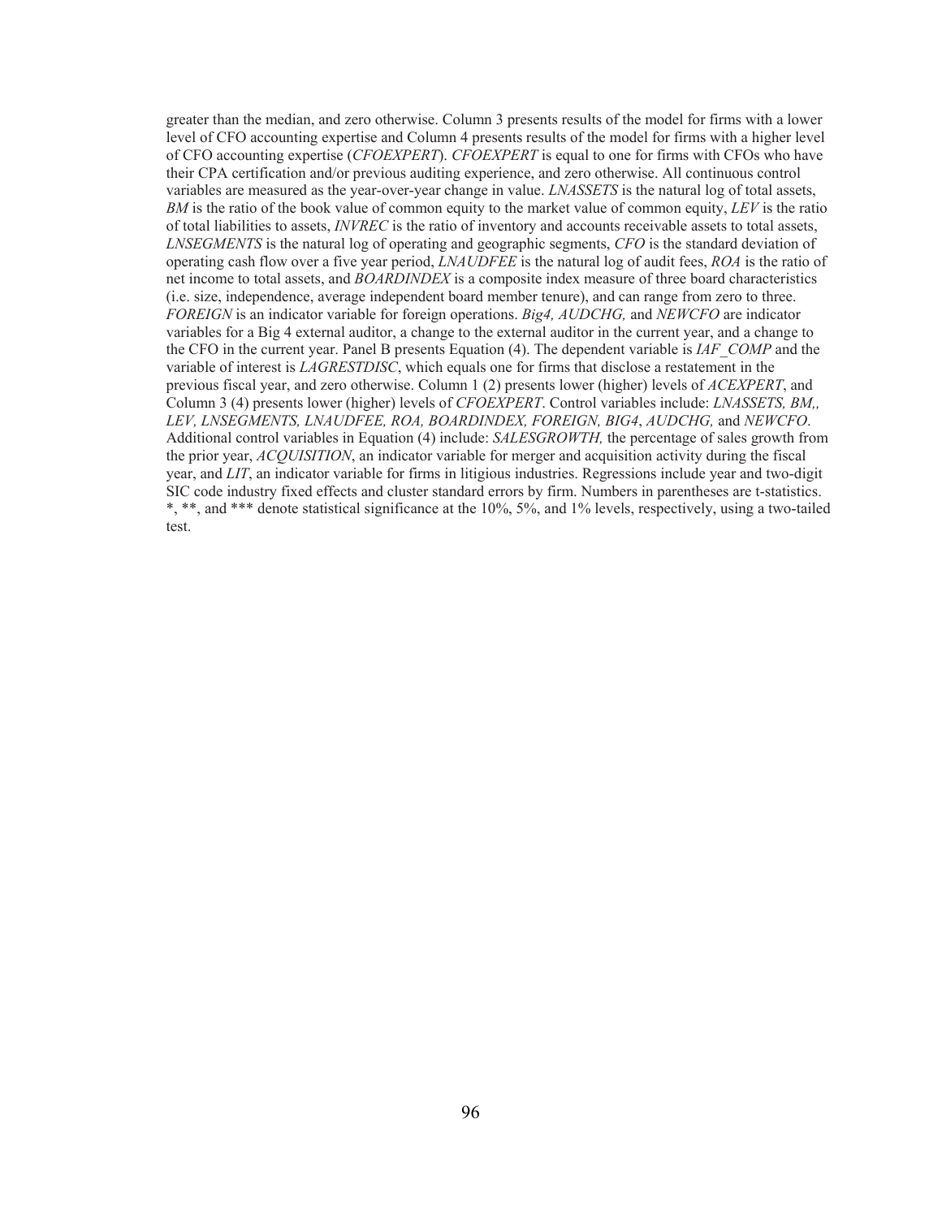greater than the median, and zero otherwise. Column 3 presents results of the model for firms with a lower level of CFO accounting expertise and Column 4 presents results of the model for firms with a higher level of CFO accounting expertise (*CFOEXPERT*). *CFOEXPERT* is equal to one for firms with CFOs who have their CPA certification and/or previous auditing experience, and zero otherwise. All continuous control variables are measured as the year-over-year change in value. *LNASSETS* is the natural log of total assets, *BM* is the ratio of the book value of common equity to the market value of common equity, *LEV* is the ratio of total liabilities to assets, *INVREC* is the ratio of inventory and accounts receivable assets to total assets, *LNSEGMENTS* is the natural log of operating and geographic segments, *CFO* is the standard deviation of operating cash flow over a five year period, *LNAUDFEE* is the natural log of audit fees, *ROA* is the ratio of net income to total assets, and *BOARDINDEX* is a composite index measure of three board characteristics (i.e. size, independence, average independent board member tenure), and can range from zero to three. *FOREIGN* is an indicator variable for foreign operations. *Big4, AUDCHG,* and *NEWCFO* are indicator variables for a Big 4 external auditor, a change to the external auditor in the current year, and a change to the CFO in the current year. Panel B presents Equation (4). The dependent variable is *IAF_COMP* and the variable of interest is *LAGRESTDISC*, which equals one for firms that disclose a restatement in the previous fiscal year, and zero otherwise. Column 1 (2) presents lower (higher) levels of *ACEXPERT*, and Column 3 (4) presents lower (higher) levels of *CFOEXPERT*. Control variables include: *LNASSETS, BM,, LEV, LNSEGMENTS, LNAUDFEE, ROA, BOARDINDEX, FOREIGN, BIG4*, *AUDCHG,* and *NEWCFO*. Additional control variables in Equation (4) include: *SALESGROWTH,* the percentage of sales growth from the prior year, *ACQUISITION*, an indicator variable for merger and acquisition activity during the fiscal year, and *LIT*, an indicator variable for firms in litigious industries. Regressions include year and two-digit SIC code industry fixed effects and cluster standard errors by firm. Numbers in parentheses are t-statistics. *, **, and *** denote statistical significance at the 10%, 5%, and 1% levels, respectively, using a two-tailed test.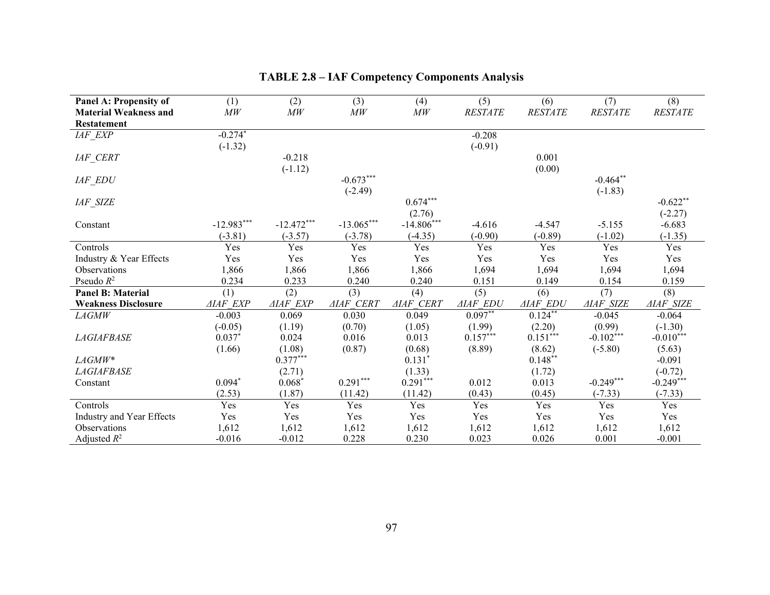**TABLE 2.8 – IAF Competency Components Analysis**

| **Panel A: Propensity of Material Weakness and Restatement** | (1) *MW* | (2) *MW* | (3) *MW* | (4) *MW* | (5) *RESTATE* | (6) *RESTATE* | (7) *RESTATE* | (8) *RESTATE* |
|---|---|---|---|---|---|---|---|---|
| *IAF_EXP* | -0.274* | | | | -0.208 | | | |
| | (-1.32) | | | | (-0.91) | | | |
| *IAF_CERT* | | -0.218 | | | | 0.001 | | |
| | | (-1.12) | | | | (0.00) | | |
| *IAF_EDU* | | | -0.673*** | | | | -0.464** | |
| | | | (-2.49) | | | | (-1.83) | |
| *IAF_SIZE* | | | | 0.674*** | | | | -0.622** |
| | | | | (2.76) | | | | (-2.27) |
| Constant | -12.983*** | -12.472*** | -13.065*** | -14.806*** | -4.616 | -4.547 | -5.155 | -6.683 |
| | (-3.81) | (-3.57) | (-3.78) | (-4.35) | (-0.90) | (-0.89) | (-1.02) | (-1.35) |
| Controls | Yes | Yes | Yes | Yes | Yes | Yes | Yes | Yes |
| Industry & Year Effects | Yes | Yes | Yes | Yes | Yes | Yes | Yes | Yes |
| Observations | 1,866 | 1,866 | 1,866 | 1,866 | 1,694 | 1,694 | 1,694 | 1,694 |
| Pseudo $R^2$ | 0.234 | 0.233 | 0.240 | 0.240 | 0.151 | 0.149 | 0.154 | 0.159 |
| **Panel B: Material Weakness Disclosure** | (1) *ΔIAF_EXP* | (2) *ΔIAF_EXP* | (3) *ΔIAF_CERT* | (4) *ΔIAF_CERT* | (5) *ΔIAF_EDU* | (6) *ΔIAF_EDU* | (7) *ΔIAF_SIZE* | (8) *ΔIAF_SIZE* |
| *LAGMW* | -0.003 | 0.069 | 0.030 | 0.049 | 0.097** | 0.124** | -0.045 | -0.064 |
| | (-0.05) | (1.19) | (0.70) | (1.05) | (1.99) | (2.20) | (0.99) | (-1.30) |
| *LAGIAFBASE* | 0.037* | 0.024 | 0.016 | 0.013 | 0.157*** | 0.151*** | -0.102*** | -0.010*** |
| | (1.66) | (1.08) | (0.87) | (0.68) | (8.89) | (8.62) | (-5.80) | (5.63) |
| *LAGMW\* LAGIAFBASE* | | 0.377*** | | 0.131* | | 0.148** | | -0.091 |
| | | (2.71) | | (1.33) | | (1.72) | | (-0.72) |
| Constant | 0.094* | 0.068* | 0.291*** | 0.291*** | 0.012 | 0.013 | -0.249*** | -0.249*** |
| | (2.53) | (1.87) | (11.42) | (11.42) | (0.43) | (0.45) | (-7.33) | (-7.33) |
| Controls | Yes | Yes | Yes | Yes | Yes | Yes | Yes | Yes |
| Industry and Year Effects | Yes | Yes | Yes | Yes | Yes | Yes | Yes | Yes |
| Observations | 1,612 | 1,612 | 1,612 | 1,612 | 1,612 | 1,612 | 1,612 | 1,612 |
| Adjusted $R^2$ | -0.016 | -0.012 | 0.228 | 0.230 | 0.023 | 0.026 | 0.001 | -0.001 |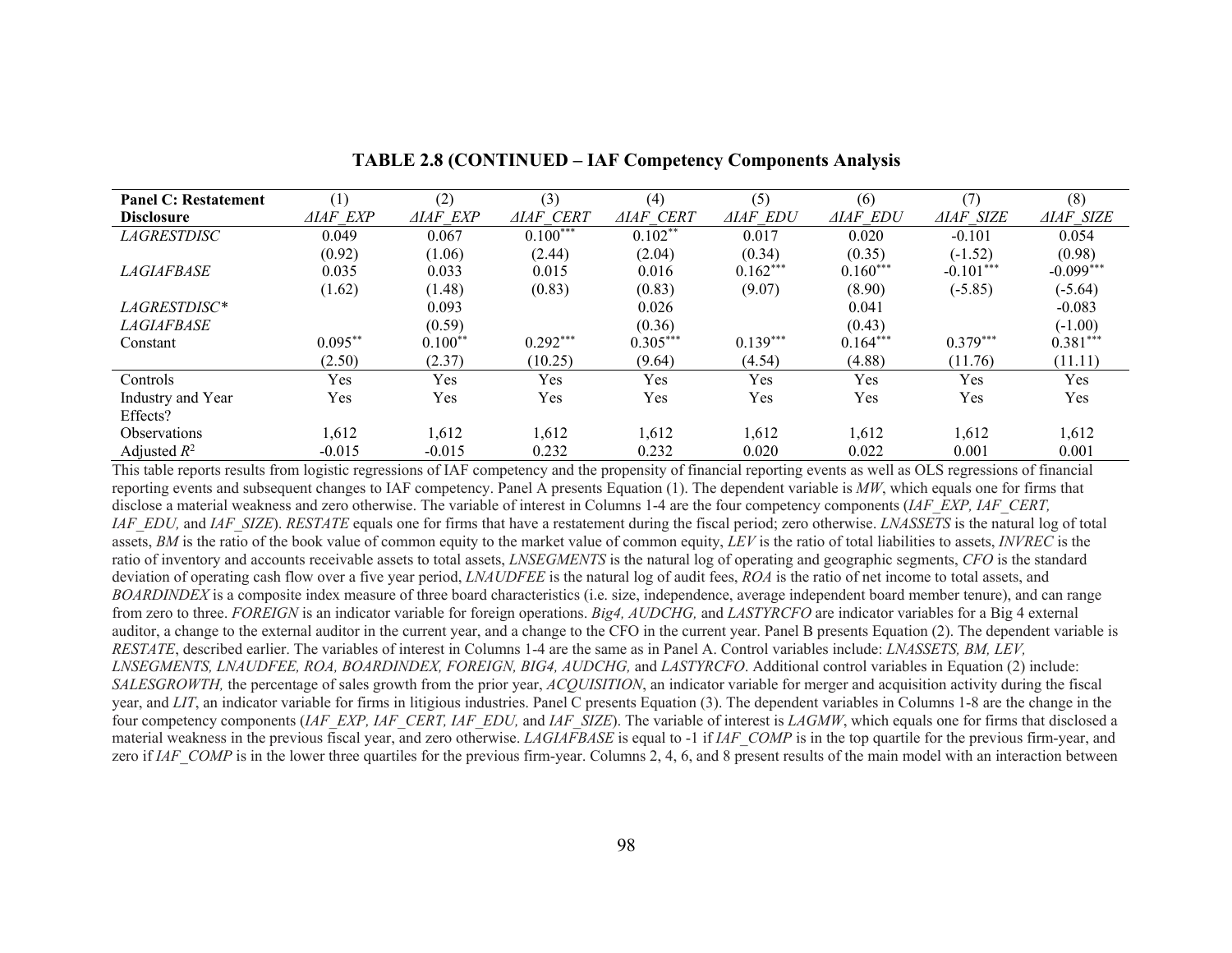**TABLE 2.8 (CONTINUED – IAF Competency Components Analysis**

| Panel C: Restatement Disclosure | (1) $\Delta IAF\_EXP$ | (2) $\Delta IAF\_EXP$ | (3) $\Delta IAF\_CERT$ | (4) $\Delta IAF\_CERT$ | (5) $\Delta IAF\_EDU$ | (6) $\Delta IAF\_EDU$ | (7) $\Delta IAF\_SIZE$ | (8) $\Delta IAF\_SIZE$ |
|---|---|---|---|---|---|---|---|---|
| *LAGRESTDISC* | 0.049 | 0.067 | 0.100*** | 0.102** | 0.017 | 0.020 | -0.101 | 0.054 |
| | (0.92) | (1.06) | (2.44) | (2.04) | (0.34) | (0.35) | (-1.52) | (0.98) |
| *LAGIAFBASE* | 0.035 | 0.033 | 0.015 | 0.016 | 0.162*** | 0.160*** | -0.101*** | -0.099*** |
| | (1.62) | (1.48) | (0.83) | (0.83) | (9.07) | (8.90) | (-5.85) | (-5.64) |
| *LAGRESTDISC\* LAGIAFBASE* | | 0.093 | | 0.026 | | 0.041 | | -0.083 |
| | | (0.59) | | (0.36) | | (0.43) | | (-1.00) |
| Constant | 0.095** | 0.100** | 0.292*** | 0.305*** | 0.139*** | 0.164*** | 0.379*** | 0.381*** |
| | (2.50) | (2.37) | (10.25) | (9.64) | (4.54) | (4.88) | (11.76) | (11.11) |
| Controls | Yes | Yes | Yes | Yes | Yes | Yes | Yes | Yes |
| Industry and Year Effects? | Yes | Yes | Yes | Yes | Yes | Yes | Yes | Yes |
| Observations | 1,612 | 1,612 | 1,612 | 1,612 | 1,612 | 1,612 | 1,612 | 1,612 |
| Adjusted $R^2$ | -0.015 | -0.015 | 0.232 | 0.232 | 0.020 | 0.022 | 0.001 | 0.001 |

This table reports results from logistic regressions of IAF competency and the propensity of financial reporting events as well as OLS regressions of financial reporting events and subsequent changes to IAF competency. Panel A presents Equation (1). The dependent variable is *MW*, which equals one for firms that disclose a material weakness and zero otherwise. The variable of interest in Columns 1-4 are the four competency components (*IAF_EXP, IAF_CERT, IAF_EDU,* and *IAF_SIZE*). *RESTATE* equals one for firms that have a restatement during the fiscal period; zero otherwise. *LNASSETS* is the natural log of total assets, *BM* is the ratio of the book value of common equity to the market value of common equity, *LEV* is the ratio of total liabilities to assets, *INVREC* is the ratio of inventory and accounts receivable assets to total assets, *LNSEGMENTS* is the natural log of operating and geographic segments, *CFO* is the standard deviation of operating cash flow over a five year period, *LNAUDFEE* is the natural log of audit fees, *ROA* is the ratio of net income to total assets, and *BOARDINDEX* is a composite index measure of three board characteristics (i.e. size, independence, average independent board member tenure), and can range from zero to three. *FOREIGN* is an indicator variable for foreign operations. *Big4, AUDCHG,* and *LASTYRCFO* are indicator variables for a Big 4 external auditor, a change to the external auditor in the current year, and a change to the CFO in the current year. Panel B presents Equation (2). The dependent variable is *RESTATE*, described earlier. The variables of interest in Columns 1-4 are the same as in Panel A. Control variables include: *LNASSETS, BM, LEV, LNSEGMENTS, LNAUDFEE, ROA, BOARDINDEX, FOREIGN, BIG4, AUDCHG,* and *LASTYRCFO*. Additional control variables in Equation (2) include: *SALESGROWTH,* the percentage of sales growth from the prior year, *ACQUISITION*, an indicator variable for merger and acquisition activity during the fiscal year, and *LIT*, an indicator variable for firms in litigious industries. Panel C presents Equation (3). The dependent variables in Columns 1-8 are the change in the four competency components (*IAF_EXP, IAF_CERT, IAF_EDU,* and *IAF_SIZE*). The variable of interest is *LAGMW*, which equals one for firms that disclosed a material weakness in the previous fiscal year, and zero otherwise. *LAGIAFBASE* is equal to -1 if *IAF_COMP* is in the top quartile for the previous firm-year, and zero if *IAF_COMP* is in the lower three quartiles for the previous firm-year. Columns 2, 4, 6, and 8 present results of the main model with an interaction between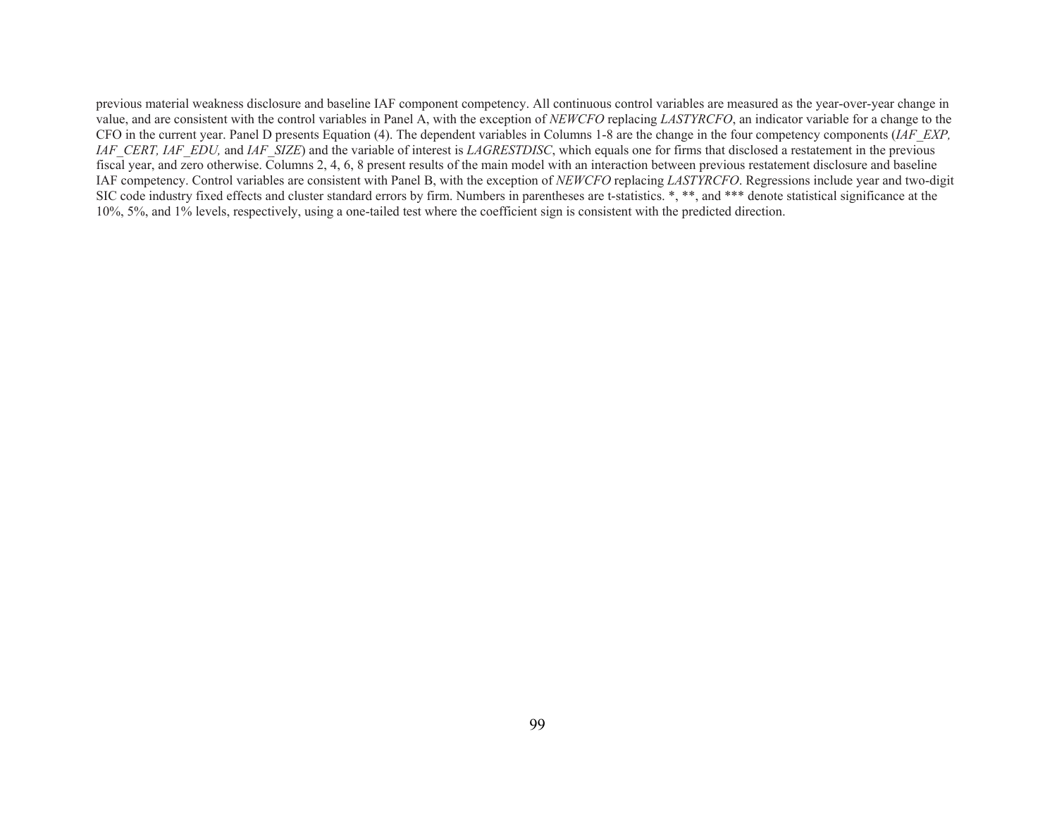previous material weakness disclosure and baseline IAF component competency. All continuous control variables are measured as the year-over-year change in value, and are consistent with the control variables in Panel A, with the exception of *NEWCFO* replacing *LASTYRCFO*, an indicator variable for a change to the CFO in the current year. Panel D presents Equation (4). The dependent variables in Columns 1-8 are the change in the four competency components (*IAF_EXP, IAF_CERT, IAF_EDU,* and *IAF_SIZE*) and the variable of interest is *LAGRESTDISC*, which equals one for firms that disclosed a restatement in the previous fiscal year, and zero otherwise. Columns 2, 4, 6, 8 present results of the main model with an interaction between previous restatement disclosure and baseline IAF competency. Control variables are consistent with Panel B, with the exception of *NEWCFO* replacing *LASTYRCFO*. Regressions include year and two-digit SIC code industry fixed effects and cluster standard errors by firm. Numbers in parentheses are t-statistics. *, **, and *** denote statistical significance at the 10%, 5%, and 1% levels, respectively, using a one-tailed test where the coefficient sign is consistent with the predicted direction.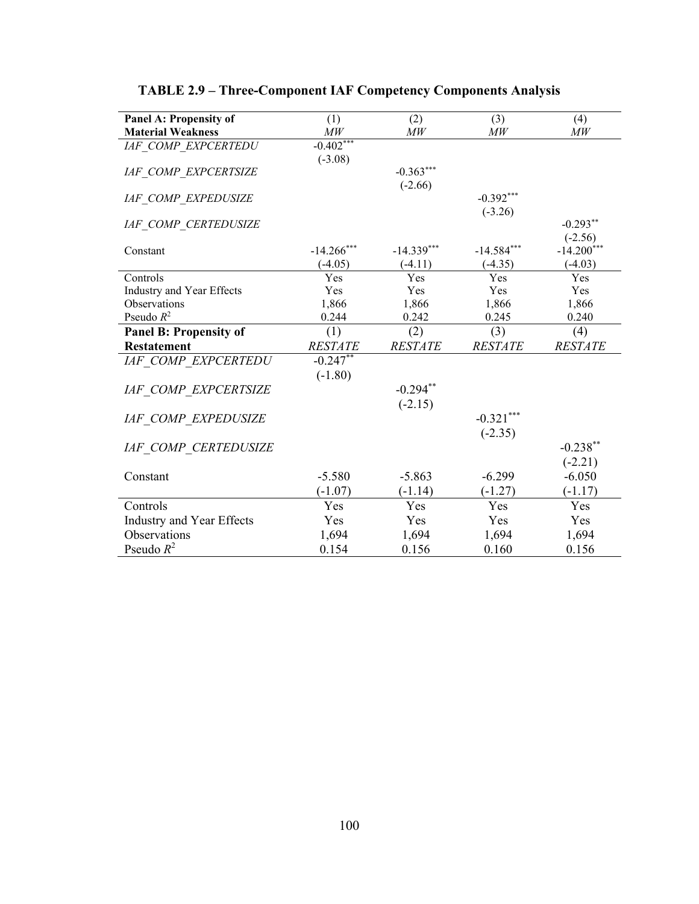**TABLE 2.9 – Three-Component IAF Competency Components Analysis**

| **Panel A: Propensity of Material Weakness** | (1) *MW* | (2) *MW* | (3) *MW* | (4) *MW* |
|---|---|---|---|---|
| *IAF_COMP_EXPCERTEDU* | -0.402*** | | | |
| | (-3.08) | | | |
| *IAF_COMP_EXPCERTSIZE* | | -0.363*** | | |
| | | (-2.66) | | |
| *IAF_COMP_EXPEDUSIZE* | | | -0.392*** | |
| | | | (-3.26) | |
| *IAF_COMP_CERTEDUSIZE* | | | | -0.293** |
| | | | | (-2.56) |
| Constant | -14.266*** | -14.339*** | -14.584*** | -14.200*** |
| | (-4.05) | (-4.11) | (-4.35) | (-4.03) |
| Controls | Yes | Yes | Yes | Yes |
| Industry and Year Effects | Yes | Yes | Yes | Yes |
| Observations | 1,866 | 1,866 | 1,866 | 1,866 |
| Pseudo $R^2$ | 0.244 | 0.242 | 0.245 | 0.240 |
| **Panel B: Propensity of Restatement** | (1) *RESTATE* | (2) *RESTATE* | (3) *RESTATE* | (4) *RESTATE* |
| *IAF_COMP_EXPCERTEDU* | -0.247** | | | |
| | (-1.80) | | | |
| *IAF_COMP_EXPCERTSIZE* | | -0.294** | | |
| | | (-2.15) | | |
| *IAF_COMP_EXPEDUSIZE* | | | -0.321*** | |
| | | | (-2.35) | |
| *IAF_COMP_CERTEDUSIZE* | | | | -0.238** |
| | | | | (-2.21) |
| Constant | -5.580 | -5.863 | -6.299 | -6.050 |
| | (-1.07) | (-1.14) | (-1.27) | (-1.17) |
| Controls | Yes | Yes | Yes | Yes |
| Industry and Year Effects | Yes | Yes | Yes | Yes |
| Observations | 1,694 | 1,694 | 1,694 | 1,694 |
| Pseudo $R^2$ | 0.154 | 0.156 | 0.160 | 0.156 |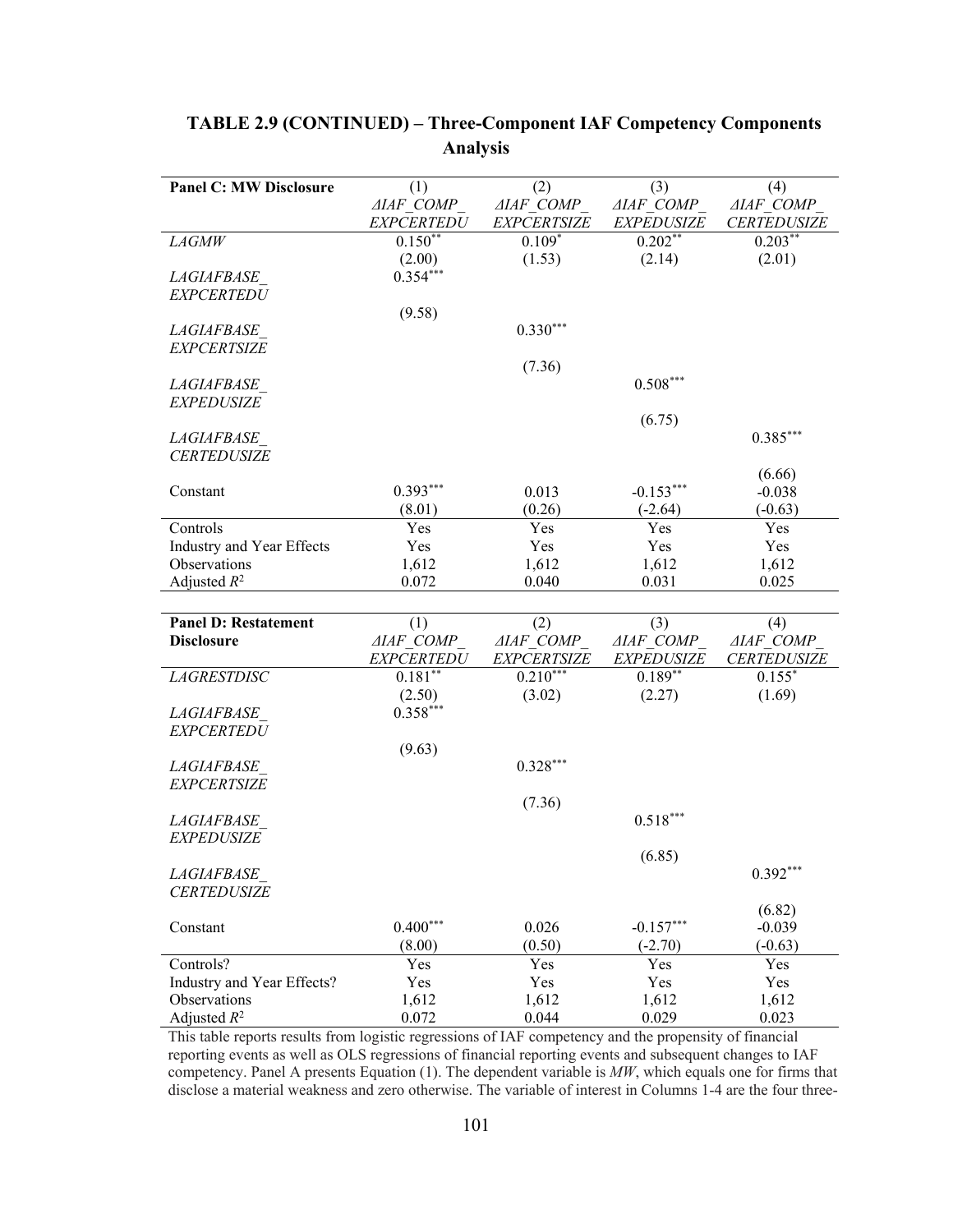**TABLE 2.9 (CONTINUED) – Three-Component IAF Competency Components Analysis**

| **Panel C: MW Disclosure** | (1) | (2) | (3) | (4) |
|---|---|---|---|---|
| | *ΔIAF_COMP_ EXPCERTEDU* | *ΔIAF_COMP_ EXPCERTSIZE* | *ΔIAF_COMP_ EXPEDUSIZE* | *ΔIAF_COMP_ CERTEDUSIZE* |
| *LAGMW* | 0.150** | 0.109* | 0.202** | 0.203** |
| | (2.00) | (1.53) | (2.14) | (2.01) |
| *LAGIAFBASE_ EXPCERTEDU* | 0.354*** | | | |
| | (9.58) | | | |
| *LAGIAFBASE_ EXPCERTSIZE* | | 0.330*** | | |
| | | (7.36) | | |
| *LAGIAFBASE_ EXPEDUSIZE* | | | 0.508*** | |
| | | | (6.75) | |
| *LAGIAFBASE_ CERTEDUSIZE* | | | | 0.385*** |
| | | | | (6.66) |
| Constant | 0.393*** | 0.013 | -0.153*** | -0.038 |
| | (8.01) | (0.26) | (-2.64) | (-0.63) |
| Controls | Yes | Yes | Yes | Yes |
| Industry and Year Effects | Yes | Yes | Yes | Yes |
| Observations | 1,612 | 1,612 | 1,612 | 1,612 |
| Adjusted $R^2$ | 0.072 | 0.040 | 0.031 | 0.025 |

| **Panel D: Restatement Disclosure** | (1) | (2) | (3) | (4) |
|---|---|---|---|---|
| | *ΔIAF_COMP_ EXPCERTEDU* | *ΔIAF_COMP_ EXPCERTSIZE* | *ΔIAF_COMP_ EXPEDUSIZE* | *ΔIAF_COMP_ CERTEDUSIZE* |
| *LAGRESTDISC* | 0.181** | 0.210*** | 0.189** | 0.155* |
| | (2.50) | (3.02) | (2.27) | (1.69) |
| *LAGIAFBASE_ EXPCERTEDU* | 0.358*** | | | |
| | (9.63) | | | |
| *LAGIAFBASE_ EXPCERTSIZE* | | 0.328*** | | |
| | | (7.36) | | |
| *LAGIAFBASE_ EXPEDUSIZE* | | | 0.518*** | |
| | | | (6.85) | |
| *LAGIAFBASE_ CERTEDUSIZE* | | | | 0.392*** |
| | | | | (6.82) |
| Constant | 0.400*** | 0.026 | -0.157*** | -0.039 |
| | (8.00) | (0.50) | (-2.70) | (-0.63) |
| Controls? | Yes | Yes | Yes | Yes |
| Industry and Year Effects? | Yes | Yes | Yes | Yes |
| Observations | 1,612 | 1,612 | 1,612 | 1,612 |
| Adjusted $R^2$ | 0.072 | 0.044 | 0.029 | 0.023 |

This table reports results from logistic regressions of IAF competency and the propensity of financial reporting events as well as OLS regressions of financial reporting events and subsequent changes to IAF competency. Panel A presents Equation (1). The dependent variable is *MW*, which equals one for firms that disclose a material weakness and zero otherwise. The variable of interest in Columns 1-4 are the four three-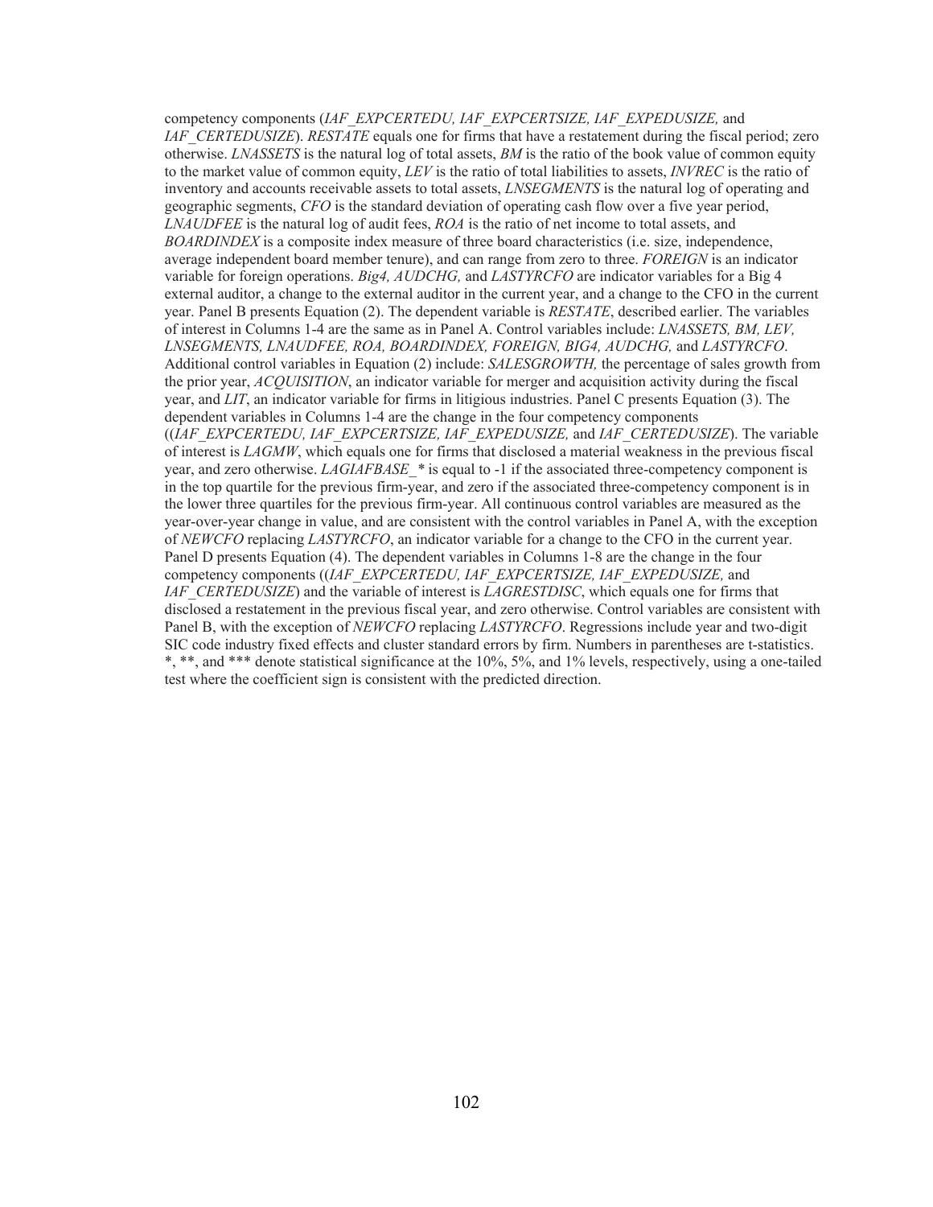competency components (*IAF_EXPCERTEDU, IAF_EXPCERTSIZE, IAF_EXPEDUSIZE,* and *IAF_CERTEDUSIZE*). *RESTATE* equals one for firms that have a restatement during the fiscal period; zero otherwise. *LNASSETS* is the natural log of total assets, *BM* is the ratio of the book value of common equity to the market value of common equity, *LEV* is the ratio of total liabilities to assets, *INVREC* is the ratio of inventory and accounts receivable assets to total assets, *LNSEGMENTS* is the natural log of operating and geographic segments, *CFO* is the standard deviation of operating cash flow over a five year period, *LNAUDFEE* is the natural log of audit fees, *ROA* is the ratio of net income to total assets, and *BOARDINDEX* is a composite index measure of three board characteristics (i.e. size, independence, average independent board member tenure), and can range from zero to three. *FOREIGN* is an indicator variable for foreign operations. *Big4, AUDCHG,* and *LASTYRCFO* are indicator variables for a Big 4 external auditor, a change to the external auditor in the current year, and a change to the CFO in the current year. Panel B presents Equation (2). The dependent variable is *RESTATE*, described earlier. The variables of interest in Columns 1-4 are the same as in Panel A. Control variables include: *LNASSETS, BM, LEV, LNSEGMENTS, LNAUDFEE, ROA, BOARDINDEX, FOREIGN, BIG4, AUDCHG,* and *LASTYRCFO*. Additional control variables in Equation (2) include: *SALESGROWTH,* the percentage of sales growth from the prior year, *ACQUISITION*, an indicator variable for merger and acquisition activity during the fiscal year, and *LIT*, an indicator variable for firms in litigious industries. Panel C presents Equation (3). The dependent variables in Columns 1-4 are the change in the four competency components ((*IAF_EXPCERTEDU, IAF_EXPCERTSIZE, IAF_EXPEDUSIZE,* and *IAF_CERTEDUSIZE*). The variable of interest is *LAGMW*, which equals one for firms that disclosed a material weakness in the previous fiscal year, and zero otherwise. *LAGIAFBASE_** is equal to -1 if the associated three-competency component is in the top quartile for the previous firm-year, and zero if the associated three-competency component is in the lower three quartiles for the previous firm-year. All continuous control variables are measured as the year-over-year change in value, and are consistent with the control variables in Panel A, with the exception of *NEWCFO* replacing *LASTYRCFO*, an indicator variable for a change to the CFO in the current year. Panel D presents Equation (4). The dependent variables in Columns 1-8 are the change in the four competency components ((*IAF_EXPCERTEDU, IAF_EXPCERTSIZE, IAF_EXPEDUSIZE,* and *IAF_CERTEDUSIZE*) and the variable of interest is *LAGRESTDISC*, which equals one for firms that disclosed a restatement in the previous fiscal year, and zero otherwise. Control variables are consistent with Panel B, with the exception of *NEWCFO* replacing *LASTYRCFO*. Regressions include year and two-digit SIC code industry fixed effects and cluster standard errors by firm. Numbers in parentheses are t-statistics. *, **, and *** denote statistical significance at the 10%, 5%, and 1% levels, respectively, using a one-tailed test where the coefficient sign is consistent with the predicted direction.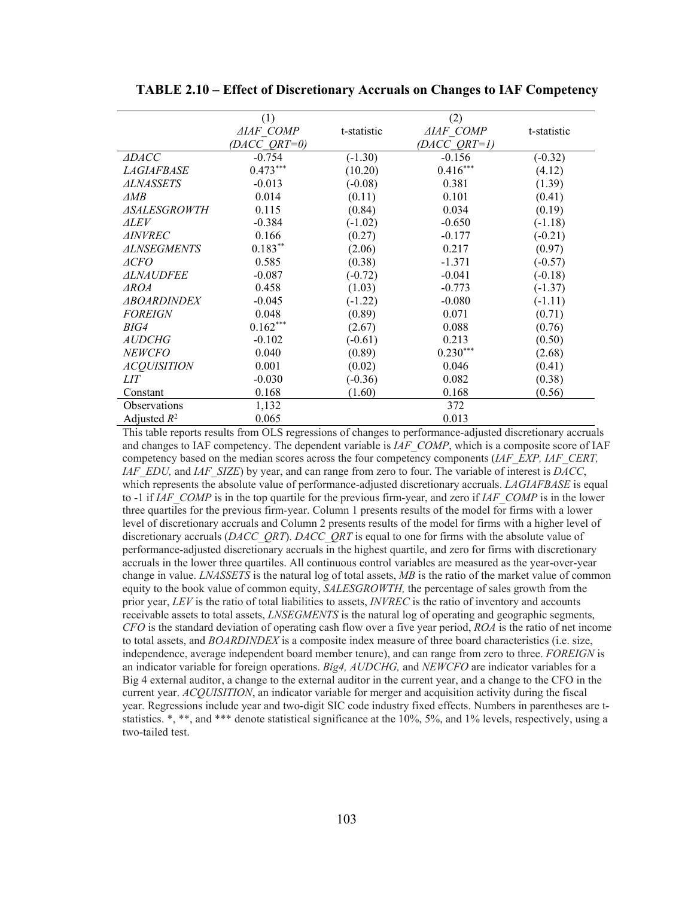**TABLE 2.10 – Effect of Discretionary Accruals on Changes to IAF Competency**

| | (1) | | (2) | |
|---|---|---|---|---|
| | *ΔIAF_COMP* | t-statistic | *ΔIAF_COMP* | t-statistic |
| | *(DACC_QRT=0)* | | *(DACC_QRT=1)* | |
| *ΔDACC* | -0.754 | (-1.30) | -0.156 | (-0.32) |
| *LAGIAFBASE* | 0.473*** | (10.20) | 0.416*** | (4.12) |
| *ΔLNASSETS* | -0.013 | (-0.08) | 0.381 | (1.39) |
| *ΔMB* | 0.014 | (0.11) | 0.101 | (0.41) |
| *ΔSALESGROWTH* | 0.115 | (0.84) | 0.034 | (0.19) |
| *ΔLEV* | -0.384 | (-1.02) | -0.650 | (-1.18) |
| *ΔINVREC* | 0.166 | (0.27) | -0.177 | (-0.21) |
| *ΔLNSEGMENTS* | 0.183** | (2.06) | 0.217 | (0.97) |
| *ΔCFO* | 0.585 | (0.38) | -1.371 | (-0.57) |
| *ΔLNAUDFEE* | -0.087 | (-0.72) | -0.041 | (-0.18) |
| *ΔROA* | 0.458 | (1.03) | -0.773 | (-1.37) |
| *ΔBOARDINDEX* | -0.045 | (-1.22) | -0.080 | (-1.11) |
| *FOREIGN* | 0.048 | (0.89) | 0.071 | (0.71) |
| *BIG4* | 0.162*** | (2.67) | 0.088 | (0.76) |
| *AUDCHG* | -0.102 | (-0.61) | 0.213 | (0.50) |
| *NEWCFO* | 0.040 | (0.89) | 0.230*** | (2.68) |
| *ACQUISITION* | 0.001 | (0.02) | 0.046 | (0.41) |
| *LIT* | -0.030 | (-0.36) | 0.082 | (0.38) |
| Constant | 0.168 | (1.60) | 0.168 | (0.56) |
| Observations | 1,132 | | 372 | |
| Adjusted $R^2$ | 0.065 | | 0.013 | |

This table reports results from OLS regressions of changes to performance-adjusted discretionary accruals and changes to IAF competency. The dependent variable is *IAF_COMP*, which is a composite score of IAF competency based on the median scores across the four competency components (*IAF_EXP, IAF_CERT, IAF_EDU,* and *IAF_SIZE*) by year, and can range from zero to four. The variable of interest is *DACC*, which represents the absolute value of performance-adjusted discretionary accruals. *LAGIAFBASE* is equal to -1 if *IAF_COMP* is in the top quartile for the previous firm-year, and zero if *IAF_COMP* is in the lower three quartiles for the previous firm-year. Column 1 presents results of the model for firms with a lower level of discretionary accruals and Column 2 presents results of the model for firms with a higher level of discretionary accruals (*DACC_QRT*). *DACC_QRT* is equal to one for firms with the absolute value of performance-adjusted discretionary accruals in the highest quartile, and zero for firms with discretionary accruals in the lower three quartiles. All continuous control variables are measured as the year-over-year change in value. *LNASSETS* is the natural log of total assets, *MB* is the ratio of the market value of common equity to the book value of common equity, *SALESGROWTH,* the percentage of sales growth from the prior year, *LEV* is the ratio of total liabilities to assets, *INVREC* is the ratio of inventory and accounts receivable assets to total assets, *LNSEGMENTS* is the natural log of operating and geographic segments, *CFO* is the standard deviation of operating cash flow over a five year period, *ROA* is the ratio of net income to total assets, and *BOARDINDEX* is a composite index measure of three board characteristics (i.e. size, independence, average independent board member tenure), and can range from zero to three. *FOREIGN* is an indicator variable for foreign operations. *Big4, AUDCHG,* and *NEWCFO* are indicator variables for a Big 4 external auditor, a change to the external auditor in the current year, and a change to the CFO in the current year. *ACQUISITION*, an indicator variable for merger and acquisition activity during the fiscal year. Regressions include year and two-digit SIC code industry fixed effects. Numbers in parentheses are t-statistics. *, **, and *** denote statistical significance at the 10%, 5%, and 1% levels, respectively, using a two-tailed test.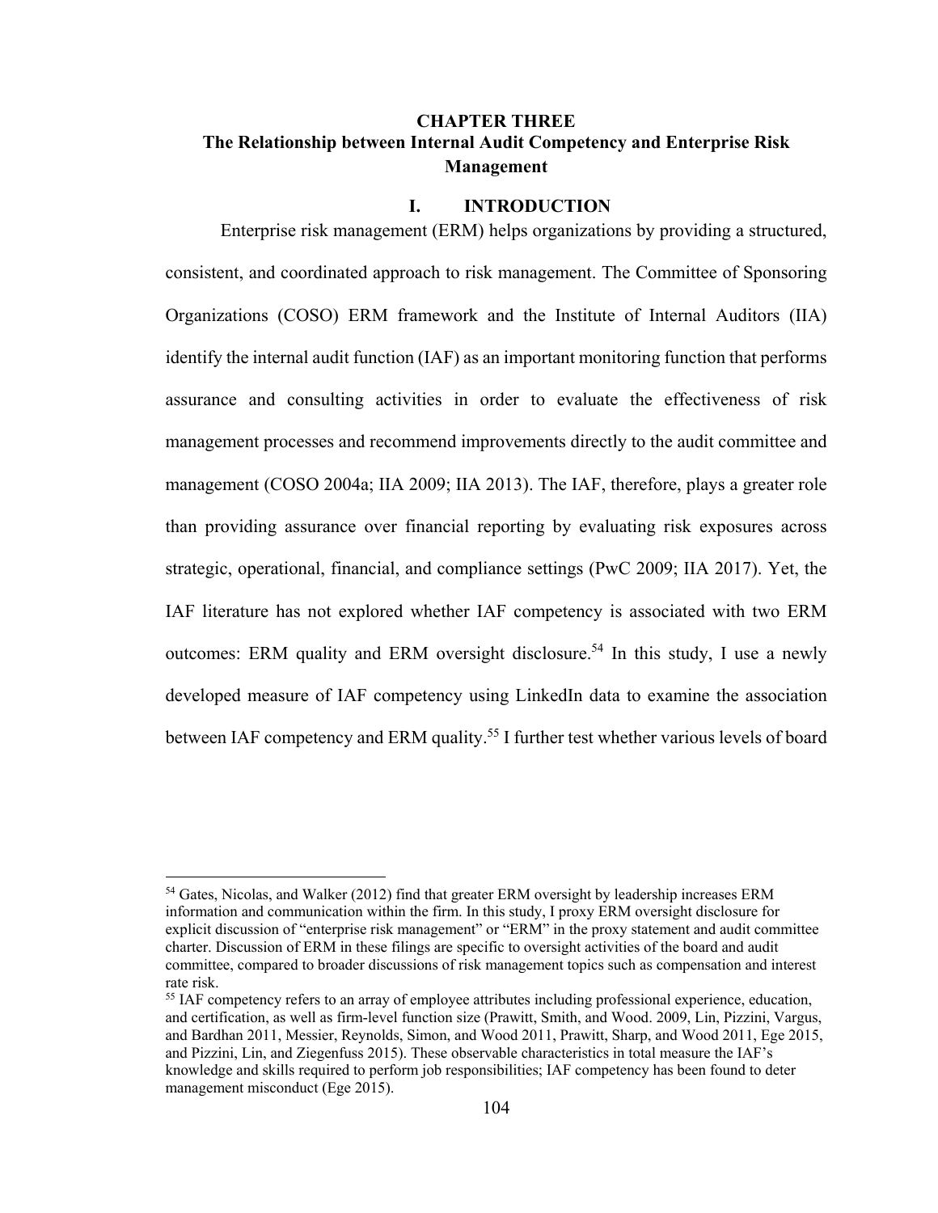# CHAPTER THREE

# The Relationship between Internal Audit Competency and Enterprise Risk Management

## I. INTRODUCTION

Enterprise risk management (ERM) helps organizations by providing a structured, consistent, and coordinated approach to risk management. The Committee of Sponsoring Organizations (COSO) ERM framework and the Institute of Internal Auditors (IIA) identify the internal audit function (IAF) as an important monitoring function that performs assurance and consulting activities in order to evaluate the effectiveness of risk management processes and recommend improvements directly to the audit committee and management (COSO 2004a; IIA 2009; IIA 2013). The IAF, therefore, plays a greater role than providing assurance over financial reporting by evaluating risk exposures across strategic, operational, financial, and compliance settings (PwC 2009; IIA 2017). Yet, the IAF literature has not explored whether IAF competency is associated with two ERM outcomes: ERM quality and ERM oversight disclosure.[54] In this study, I use a newly developed measure of IAF competency using LinkedIn data to examine the association between IAF competency and ERM quality.[55] I further test whether various levels of board

---

[54] Gates, Nicolas, and Walker (2012) find that greater ERM oversight by leadership increases ERM information and communication within the firm. In this study, I proxy ERM oversight disclosure for explicit discussion of "enterprise risk management" or "ERM" in the proxy statement and audit committee charter. Discussion of ERM in these filings are specific to oversight activities of the board and audit committee, compared to broader discussions of risk management topics such as compensation and interest rate risk.

[55] IAF competency refers to an array of employee attributes including professional experience, education, and certification, as well as firm-level function size (Prawitt, Smith, and Wood. 2009, Lin, Pizzini, Vargus, and Bardhan 2011, Messier, Reynolds, Simon, and Wood 2011, Prawitt, Sharp, and Wood 2011, Ege 2015, and Pizzini, Lin, and Ziegenfuss 2015). These observable characteristics in total measure the IAF's knowledge and skills required to perform job responsibilities; IAF competency has been found to deter management misconduct (Ege 2015).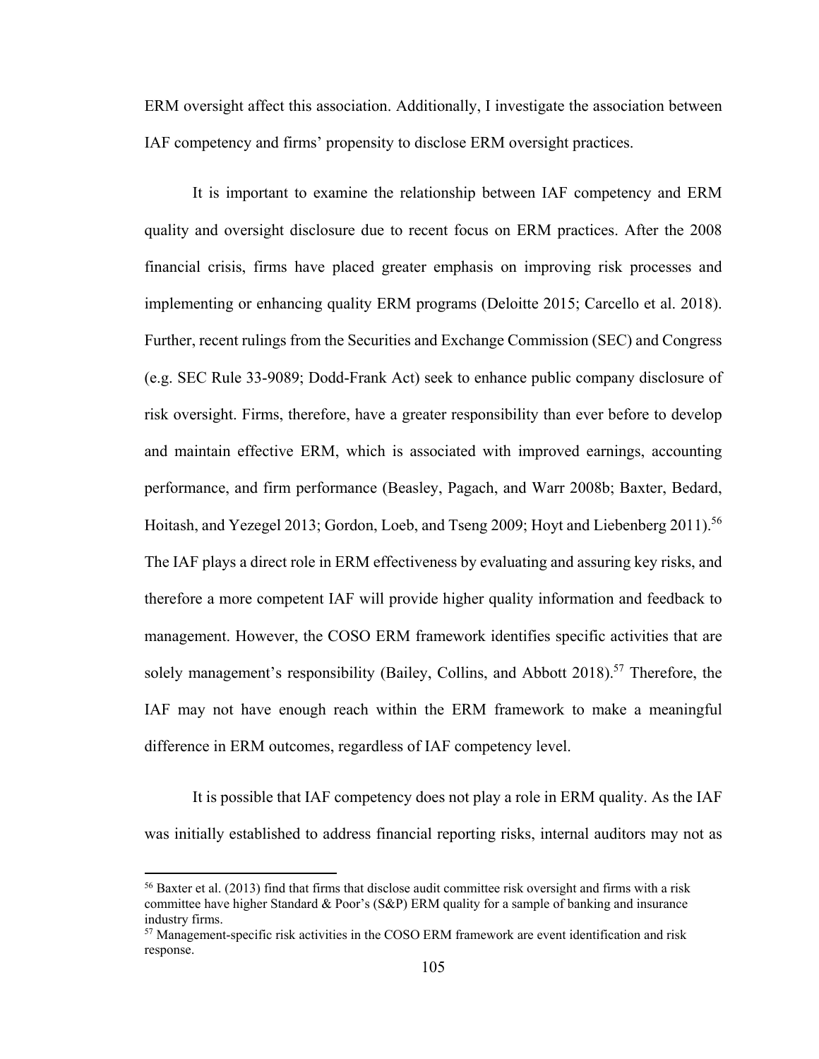ERM oversight affect this association. Additionally, I investigate the association between IAF competency and firms' propensity to disclose ERM oversight practices.

It is important to examine the relationship between IAF competency and ERM quality and oversight disclosure due to recent focus on ERM practices. After the 2008 financial crisis, firms have placed greater emphasis on improving risk processes and implementing or enhancing quality ERM programs (Deloitte 2015; Carcello et al. 2018). Further, recent rulings from the Securities and Exchange Commission (SEC) and Congress (e.g. SEC Rule 33-9089; Dodd-Frank Act) seek to enhance public company disclosure of risk oversight. Firms, therefore, have a greater responsibility than ever before to develop and maintain effective ERM, which is associated with improved earnings, accounting performance, and firm performance (Beasley, Pagach, and Warr 2008b; Baxter, Bedard, Hoitash, and Yezegel 2013; Gordon, Loeb, and Tseng 2009; Hoyt and Liebenberg 2011).[56] The IAF plays a direct role in ERM effectiveness by evaluating and assuring key risks, and therefore a more competent IAF will provide higher quality information and feedback to management. However, the COSO ERM framework identifies specific activities that are solely management's responsibility (Bailey, Collins, and Abbott 2018).[57] Therefore, the IAF may not have enough reach within the ERM framework to make a meaningful difference in ERM outcomes, regardless of IAF competency level.

It is possible that IAF competency does not play a role in ERM quality. As the IAF was initially established to address financial reporting risks, internal auditors may not as

[56] Baxter et al. (2013) find that firms that disclose audit committee risk oversight and firms with a risk committee have higher Standard & Poor's (S&P) ERM quality for a sample of banking and insurance industry firms.

[57] Management-specific risk activities in the COSO ERM framework are event identification and risk response.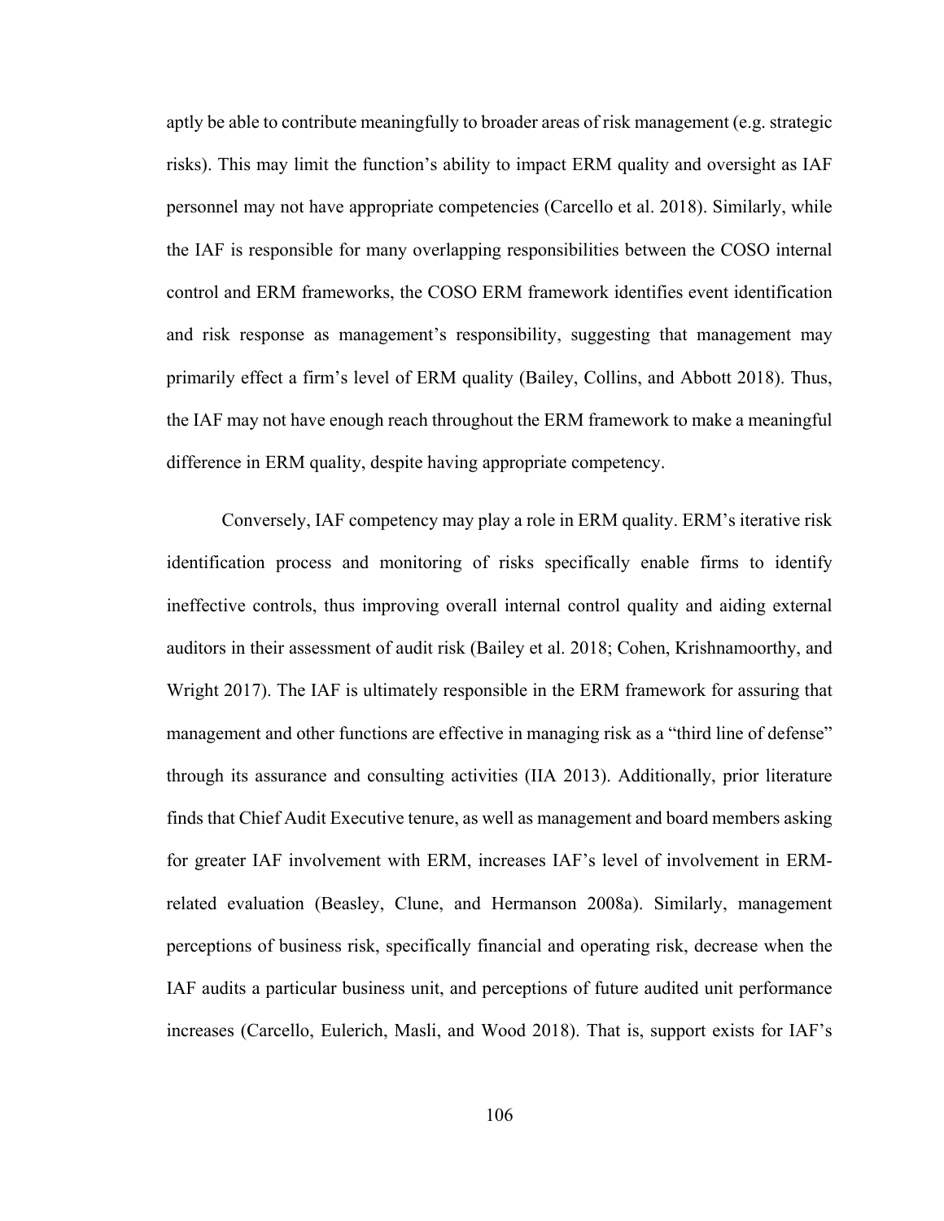aptly be able to contribute meaningfully to broader areas of risk management (e.g. strategic risks). This may limit the function's ability to impact ERM quality and oversight as IAF personnel may not have appropriate competencies (Carcello et al. 2018). Similarly, while the IAF is responsible for many overlapping responsibilities between the COSO internal control and ERM frameworks, the COSO ERM framework identifies event identification and risk response as management's responsibility, suggesting that management may primarily effect a firm's level of ERM quality (Bailey, Collins, and Abbott 2018). Thus, the IAF may not have enough reach throughout the ERM framework to make a meaningful difference in ERM quality, despite having appropriate competency.

Conversely, IAF competency may play a role in ERM quality. ERM's iterative risk identification process and monitoring of risks specifically enable firms to identify ineffective controls, thus improving overall internal control quality and aiding external auditors in their assessment of audit risk (Bailey et al. 2018; Cohen, Krishnamoorthy, and Wright 2017). The IAF is ultimately responsible in the ERM framework for assuring that management and other functions are effective in managing risk as a "third line of defense" through its assurance and consulting activities (IIA 2013). Additionally, prior literature finds that Chief Audit Executive tenure, as well as management and board members asking for greater IAF involvement with ERM, increases IAF's level of involvement in ERM-related evaluation (Beasley, Clune, and Hermanson 2008a). Similarly, management perceptions of business risk, specifically financial and operating risk, decrease when the IAF audits a particular business unit, and perceptions of future audited unit performance increases (Carcello, Eulerich, Masli, and Wood 2018). That is, support exists for IAF's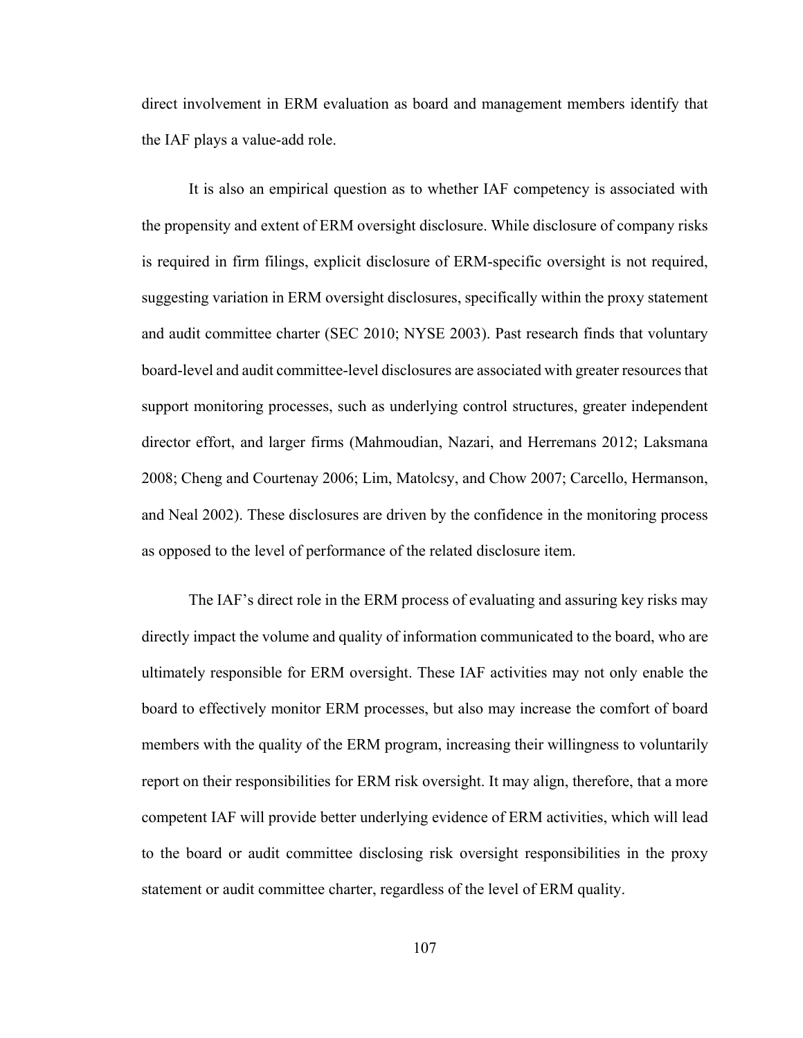direct involvement in ERM evaluation as board and management members identify that the IAF plays a value-add role.

It is also an empirical question as to whether IAF competency is associated with the propensity and extent of ERM oversight disclosure. While disclosure of company risks is required in firm filings, explicit disclosure of ERM-specific oversight is not required, suggesting variation in ERM oversight disclosures, specifically within the proxy statement and audit committee charter (SEC 2010; NYSE 2003). Past research finds that voluntary board-level and audit committee-level disclosures are associated with greater resources that support monitoring processes, such as underlying control structures, greater independent director effort, and larger firms (Mahmoudian, Nazari, and Herremans 2012; Laksmana 2008; Cheng and Courtenay 2006; Lim, Matolcsy, and Chow 2007; Carcello, Hermanson, and Neal 2002). These disclosures are driven by the confidence in the monitoring process as opposed to the level of performance of the related disclosure item.

The IAF's direct role in the ERM process of evaluating and assuring key risks may directly impact the volume and quality of information communicated to the board, who are ultimately responsible for ERM oversight. These IAF activities may not only enable the board to effectively monitor ERM processes, but also may increase the comfort of board members with the quality of the ERM program, increasing their willingness to voluntarily report on their responsibilities for ERM risk oversight. It may align, therefore, that a more competent IAF will provide better underlying evidence of ERM activities, which will lead to the board or audit committee disclosing risk oversight responsibilities in the proxy statement or audit committee charter, regardless of the level of ERM quality.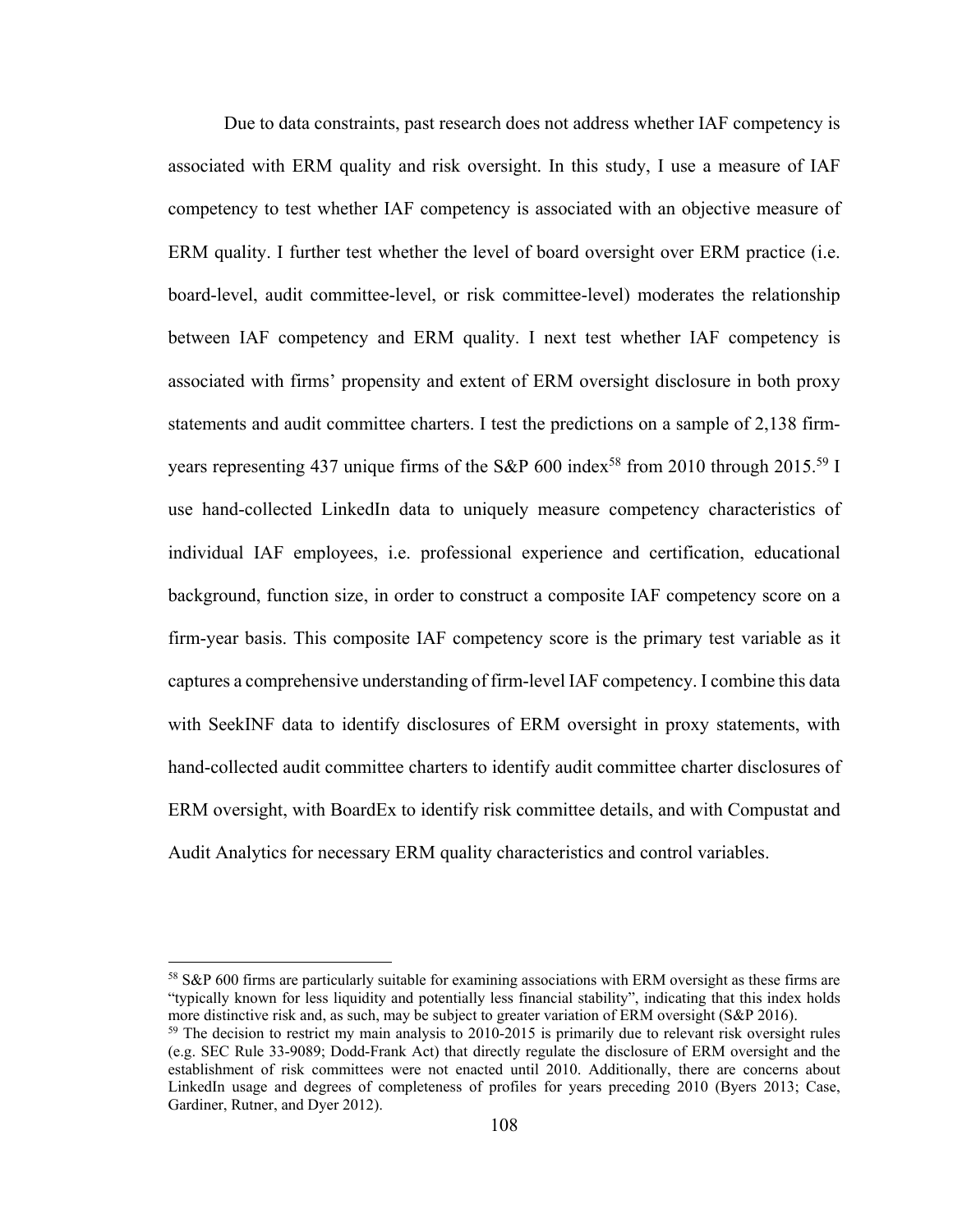Due to data constraints, past research does not address whether IAF competency is associated with ERM quality and risk oversight. In this study, I use a measure of IAF competency to test whether IAF competency is associated with an objective measure of ERM quality. I further test whether the level of board oversight over ERM practice (i.e. board-level, audit committee-level, or risk committee-level) moderates the relationship between IAF competency and ERM quality. I next test whether IAF competency is associated with firms' propensity and extent of ERM oversight disclosure in both proxy statements and audit committee charters. I test the predictions on a sample of 2,138 firm-years representing 437 unique firms of the S&P 600 index[58] from 2010 through 2015.[59] I use hand-collected LinkedIn data to uniquely measure competency characteristics of individual IAF employees, i.e. professional experience and certification, educational background, function size, in order to construct a composite IAF competency score on a firm-year basis. This composite IAF competency score is the primary test variable as it captures a comprehensive understanding of firm-level IAF competency. I combine this data with SeekINF data to identify disclosures of ERM oversight in proxy statements, with hand-collected audit committee charters to identify audit committee charter disclosures of ERM oversight, with BoardEx to identify risk committee details, and with Compustat and Audit Analytics for necessary ERM quality characteristics and control variables.

---

[58] S&P 600 firms are particularly suitable for examining associations with ERM oversight as these firms are "typically known for less liquidity and potentially less financial stability", indicating that this index holds more distinctive risk and, as such, may be subject to greater variation of ERM oversight (S&P 2016).

[59] The decision to restrict my main analysis to 2010-2015 is primarily due to relevant risk oversight rules (e.g. SEC Rule 33-9089; Dodd-Frank Act) that directly regulate the disclosure of ERM oversight and the establishment of risk committees were not enacted until 2010. Additionally, there are concerns about LinkedIn usage and degrees of completeness of profiles for years preceding 2010 (Byers 2013; Case, Gardiner, Rutner, and Dyer 2012).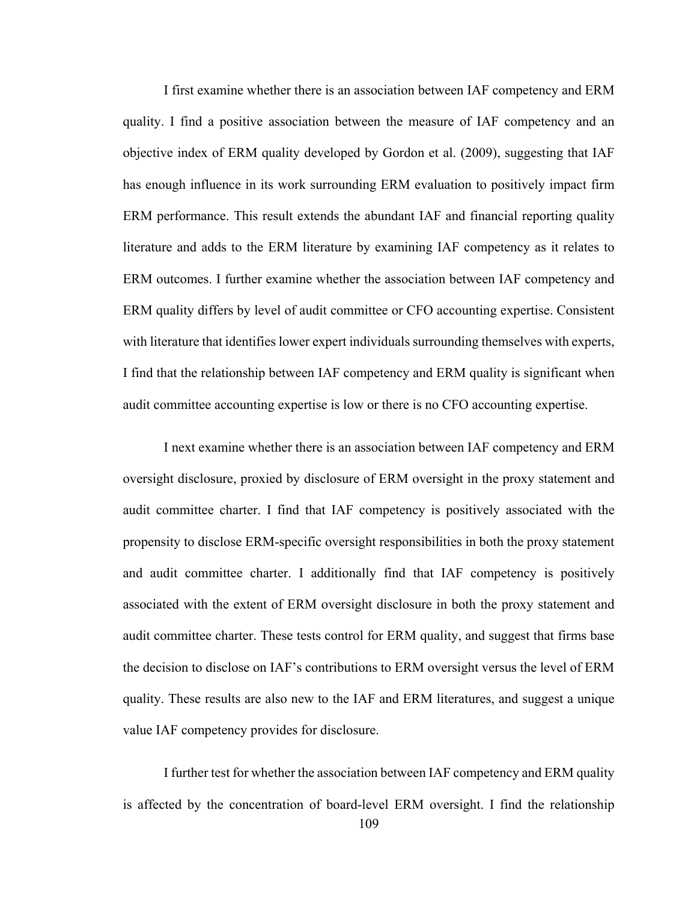I first examine whether there is an association between IAF competency and ERM quality. I find a positive association between the measure of IAF competency and an objective index of ERM quality developed by Gordon et al. (2009), suggesting that IAF has enough influence in its work surrounding ERM evaluation to positively impact firm ERM performance. This result extends the abundant IAF and financial reporting quality literature and adds to the ERM literature by examining IAF competency as it relates to ERM outcomes. I further examine whether the association between IAF competency and ERM quality differs by level of audit committee or CFO accounting expertise. Consistent with literature that identifies lower expert individuals surrounding themselves with experts, I find that the relationship between IAF competency and ERM quality is significant when audit committee accounting expertise is low or there is no CFO accounting expertise.

I next examine whether there is an association between IAF competency and ERM oversight disclosure, proxied by disclosure of ERM oversight in the proxy statement and audit committee charter. I find that IAF competency is positively associated with the propensity to disclose ERM-specific oversight responsibilities in both the proxy statement and audit committee charter. I additionally find that IAF competency is positively associated with the extent of ERM oversight disclosure in both the proxy statement and audit committee charter. These tests control for ERM quality, and suggest that firms base the decision to disclose on IAF's contributions to ERM oversight versus the level of ERM quality. These results are also new to the IAF and ERM literatures, and suggest a unique value IAF competency provides for disclosure.

I further test for whether the association between IAF competency and ERM quality is affected by the concentration of board-level ERM oversight. I find the relationship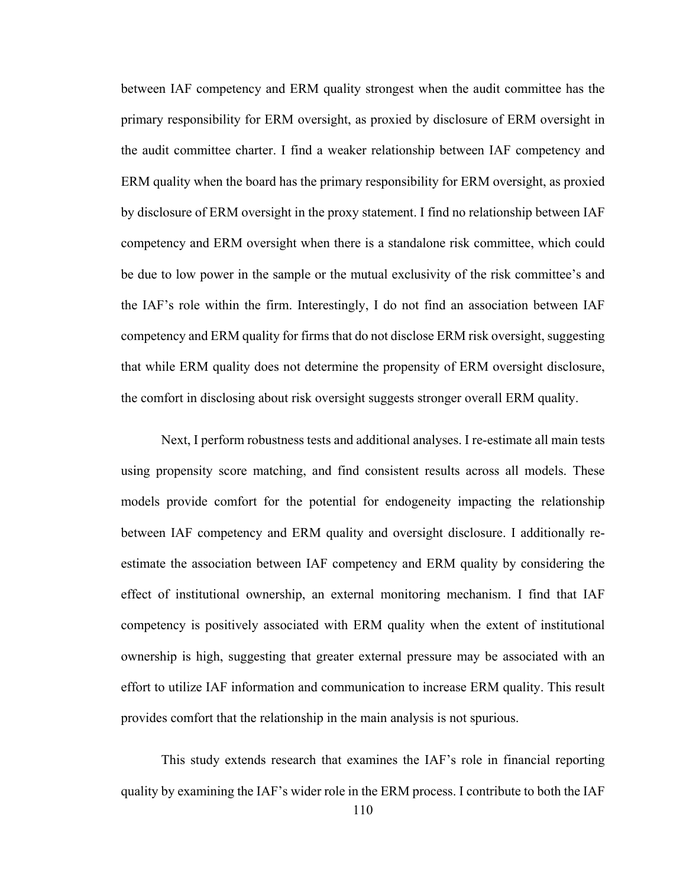between IAF competency and ERM quality strongest when the audit committee has the primary responsibility for ERM oversight, as proxied by disclosure of ERM oversight in the audit committee charter. I find a weaker relationship between IAF competency and ERM quality when the board has the primary responsibility for ERM oversight, as proxied by disclosure of ERM oversight in the proxy statement. I find no relationship between IAF competency and ERM oversight when there is a standalone risk committee, which could be due to low power in the sample or the mutual exclusivity of the risk committee's and the IAF's role within the firm. Interestingly, I do not find an association between IAF competency and ERM quality for firms that do not disclose ERM risk oversight, suggesting that while ERM quality does not determine the propensity of ERM oversight disclosure, the comfort in disclosing about risk oversight suggests stronger overall ERM quality.

Next, I perform robustness tests and additional analyses. I re-estimate all main tests using propensity score matching, and find consistent results across all models. These models provide comfort for the potential for endogeneity impacting the relationship between IAF competency and ERM quality and oversight disclosure. I additionally re-estimate the association between IAF competency and ERM quality by considering the effect of institutional ownership, an external monitoring mechanism. I find that IAF competency is positively associated with ERM quality when the extent of institutional ownership is high, suggesting that greater external pressure may be associated with an effort to utilize IAF information and communication to increase ERM quality. This result provides comfort that the relationship in the main analysis is not spurious.

This study extends research that examines the IAF's role in financial reporting quality by examining the IAF's wider role in the ERM process. I contribute to both the IAF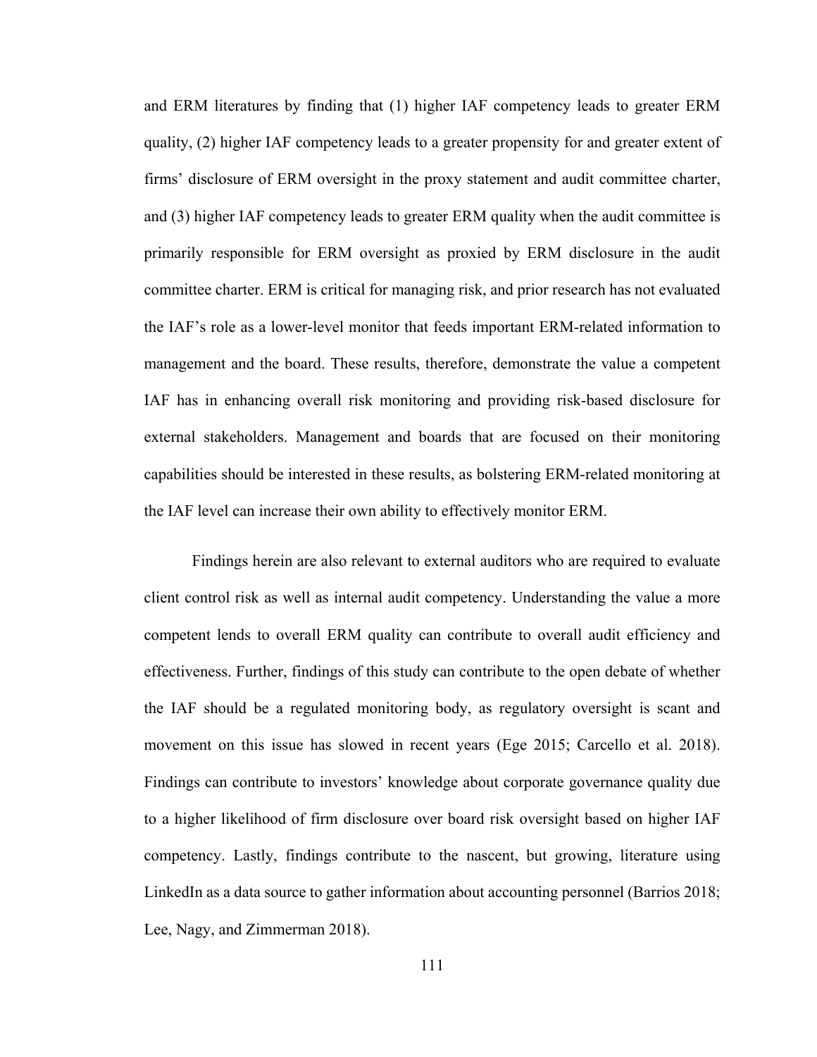and ERM literatures by finding that (1) higher IAF competency leads to greater ERM quality, (2) higher IAF competency leads to a greater propensity for and greater extent of firms' disclosure of ERM oversight in the proxy statement and audit committee charter, and (3) higher IAF competency leads to greater ERM quality when the audit committee is primarily responsible for ERM oversight as proxied by ERM disclosure in the audit committee charter. ERM is critical for managing risk, and prior research has not evaluated the IAF's role as a lower-level monitor that feeds important ERM-related information to management and the board. These results, therefore, demonstrate the value a competent IAF has in enhancing overall risk monitoring and providing risk-based disclosure for external stakeholders. Management and boards that are focused on their monitoring capabilities should be interested in these results, as bolstering ERM-related monitoring at the IAF level can increase their own ability to effectively monitor ERM.

Findings herein are also relevant to external auditors who are required to evaluate client control risk as well as internal audit competency. Understanding the value a more competent lends to overall ERM quality can contribute to overall audit efficiency and effectiveness. Further, findings of this study can contribute to the open debate of whether the IAF should be a regulated monitoring body, as regulatory oversight is scant and movement on this issue has slowed in recent years (Ege 2015; Carcello et al. 2018). Findings can contribute to investors' knowledge about corporate governance quality due to a higher likelihood of firm disclosure over board risk oversight based on higher IAF competency. Lastly, findings contribute to the nascent, but growing, literature using LinkedIn as a data source to gather information about accounting personnel (Barrios 2018; Lee, Nagy, and Zimmerman 2018).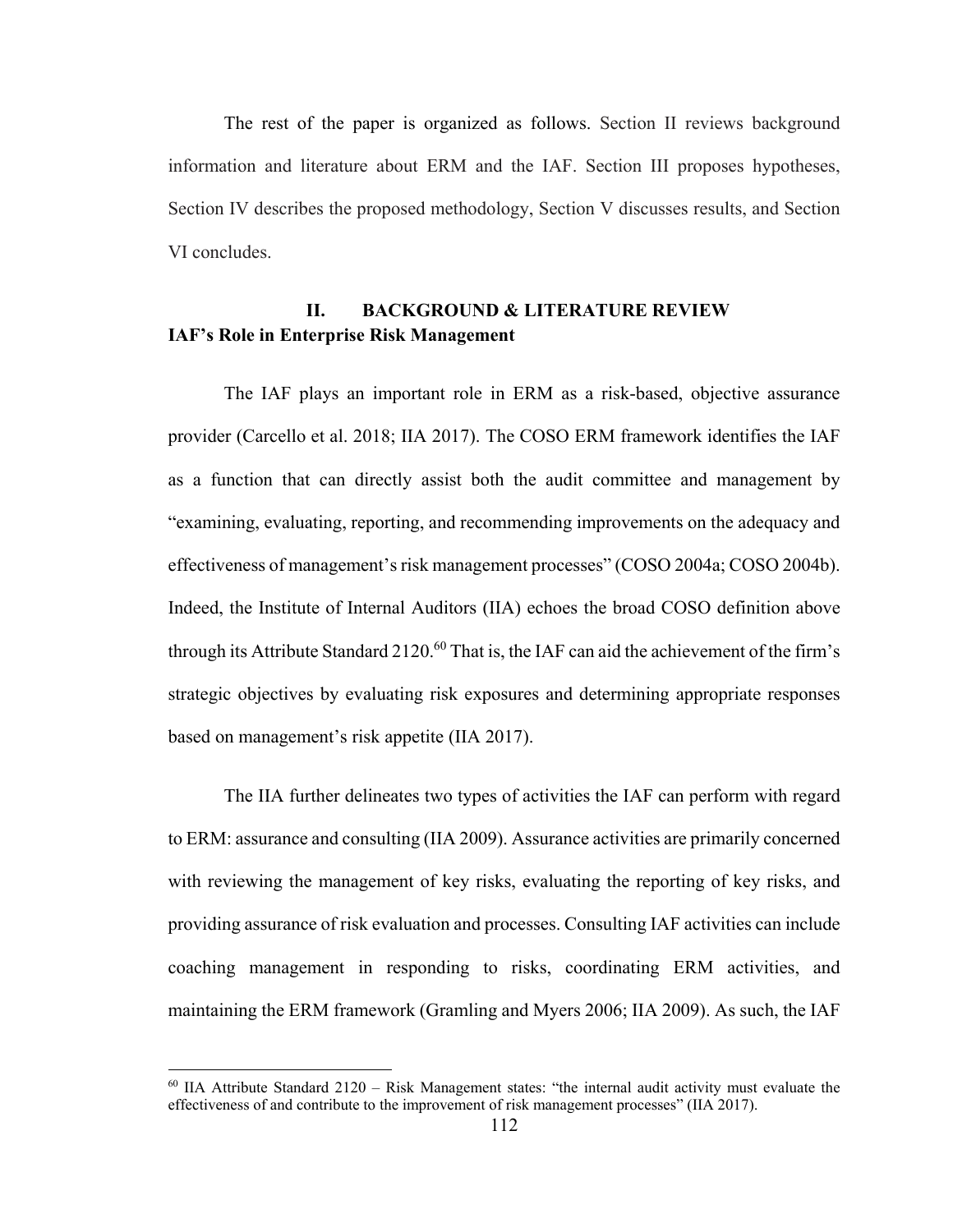The rest of the paper is organized as follows. Section II reviews background information and literature about ERM and the IAF. Section III proposes hypotheses, Section IV describes the proposed methodology, Section V discusses results, and Section VI concludes.

## II. BACKGROUND & LITERATURE REVIEW

### IAF's Role in Enterprise Risk Management

The IAF plays an important role in ERM as a risk-based, objective assurance provider (Carcello et al. 2018; IIA 2017). The COSO ERM framework identifies the IAF as a function that can directly assist both the audit committee and management by "examining, evaluating, reporting, and recommending improvements on the adequacy and effectiveness of management's risk management processes" (COSO 2004a; COSO 2004b). Indeed, the Institute of Internal Auditors (IIA) echoes the broad COSO definition above through its Attribute Standard 2120.[60] That is, the IAF can aid the achievement of the firm's strategic objectives by evaluating risk exposures and determining appropriate responses based on management's risk appetite (IIA 2017).

The IIA further delineates two types of activities the IAF can perform with regard to ERM: assurance and consulting (IIA 2009). Assurance activities are primarily concerned with reviewing the management of key risks, evaluating the reporting of key risks, and providing assurance of risk evaluation and processes. Consulting IAF activities can include coaching management in responding to risks, coordinating ERM activities, and maintaining the ERM framework (Gramling and Myers 2006; IIA 2009). As such, the IAF

---

[60] IIA Attribute Standard 2120 – Risk Management states: "the internal audit activity must evaluate the effectiveness of and contribute to the improvement of risk management processes" (IIA 2017).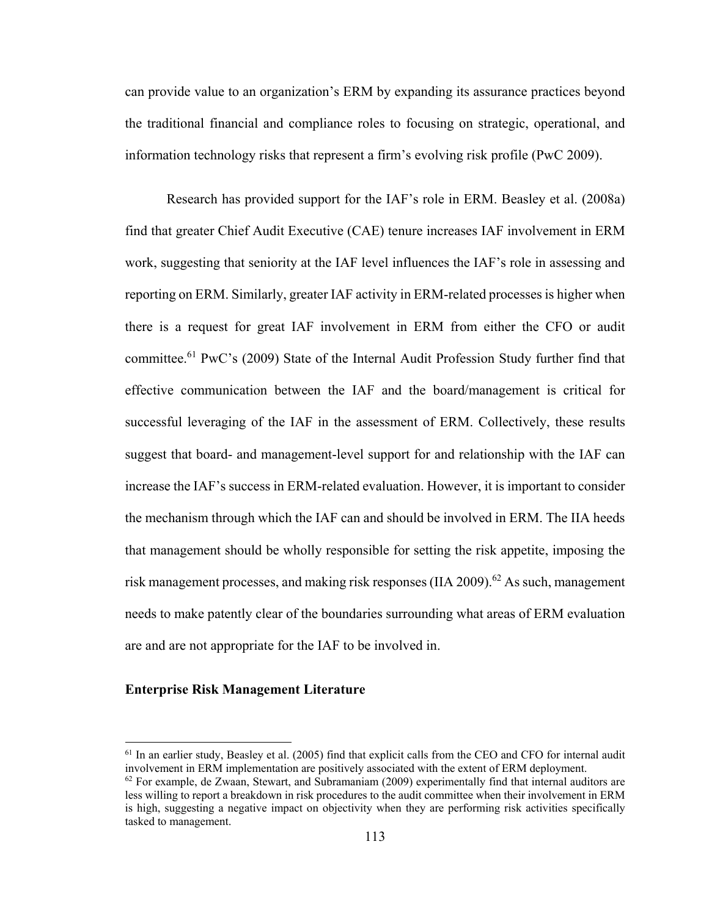can provide value to an organization's ERM by expanding its assurance practices beyond the traditional financial and compliance roles to focusing on strategic, operational, and information technology risks that represent a firm's evolving risk profile (PwC 2009).

Research has provided support for the IAF's role in ERM. Beasley et al. (2008a) find that greater Chief Audit Executive (CAE) tenure increases IAF involvement in ERM work, suggesting that seniority at the IAF level influences the IAF's role in assessing and reporting on ERM. Similarly, greater IAF activity in ERM-related processes is higher when there is a request for great IAF involvement in ERM from either the CFO or audit committee.[61] PwC's (2009) State of the Internal Audit Profession Study further find that effective communication between the IAF and the board/management is critical for successful leveraging of the IAF in the assessment of ERM. Collectively, these results suggest that board- and management-level support for and relationship with the IAF can increase the IAF's success in ERM-related evaluation. However, it is important to consider the mechanism through which the IAF can and should be involved in ERM. The IIA heeds that management should be wholly responsible for setting the risk appetite, imposing the risk management processes, and making risk responses (IIA 2009).[62] As such, management needs to make patently clear of the boundaries surrounding what areas of ERM evaluation are and are not appropriate for the IAF to be involved in.

**Enterprise Risk Management Literature**

[61] In an earlier study, Beasley et al. (2005) find that explicit calls from the CEO and CFO for internal audit involvement in ERM implementation are positively associated with the extent of ERM deployment.

[62] For example, de Zwaan, Stewart, and Subramaniam (2009) experimentally find that internal auditors are less willing to report a breakdown in risk procedures to the audit committee when their involvement in ERM is high, suggesting a negative impact on objectivity when they are performing risk activities specifically tasked to management.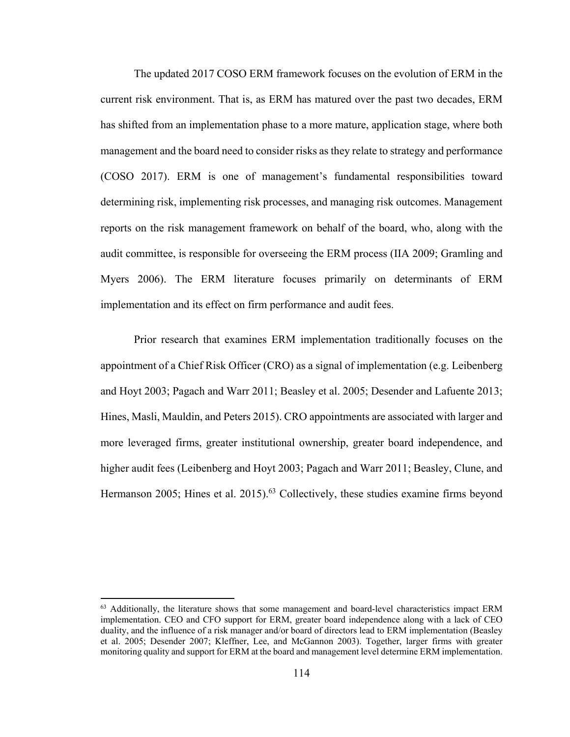The updated 2017 COSO ERM framework focuses on the evolution of ERM in the current risk environment. That is, as ERM has matured over the past two decades, ERM has shifted from an implementation phase to a more mature, application stage, where both management and the board need to consider risks as they relate to strategy and performance (COSO 2017). ERM is one of management's fundamental responsibilities toward determining risk, implementing risk processes, and managing risk outcomes. Management reports on the risk management framework on behalf of the board, who, along with the audit committee, is responsible for overseeing the ERM process (IIA 2009; Gramling and Myers 2006). The ERM literature focuses primarily on determinants of ERM implementation and its effect on firm performance and audit fees.

Prior research that examines ERM implementation traditionally focuses on the appointment of a Chief Risk Officer (CRO) as a signal of implementation (e.g. Leibenberg and Hoyt 2003; Pagach and Warr 2011; Beasley et al. 2005; Desender and Lafuente 2013; Hines, Masli, Mauldin, and Peters 2015). CRO appointments are associated with larger and more leveraged firms, greater institutional ownership, greater board independence, and higher audit fees (Leibenberg and Hoyt 2003; Pagach and Warr 2011; Beasley, Clune, and Hermanson 2005; Hines et al. 2015).[63] Collectively, these studies examine firms beyond

[63] Additionally, the literature shows that some management and board-level characteristics impact ERM implementation. CEO and CFO support for ERM, greater board independence along with a lack of CEO duality, and the influence of a risk manager and/or board of directors lead to ERM implementation (Beasley et al. 2005; Desender 2007; Kleffner, Lee, and McGannon 2003). Together, larger firms with greater monitoring quality and support for ERM at the board and management level determine ERM implementation.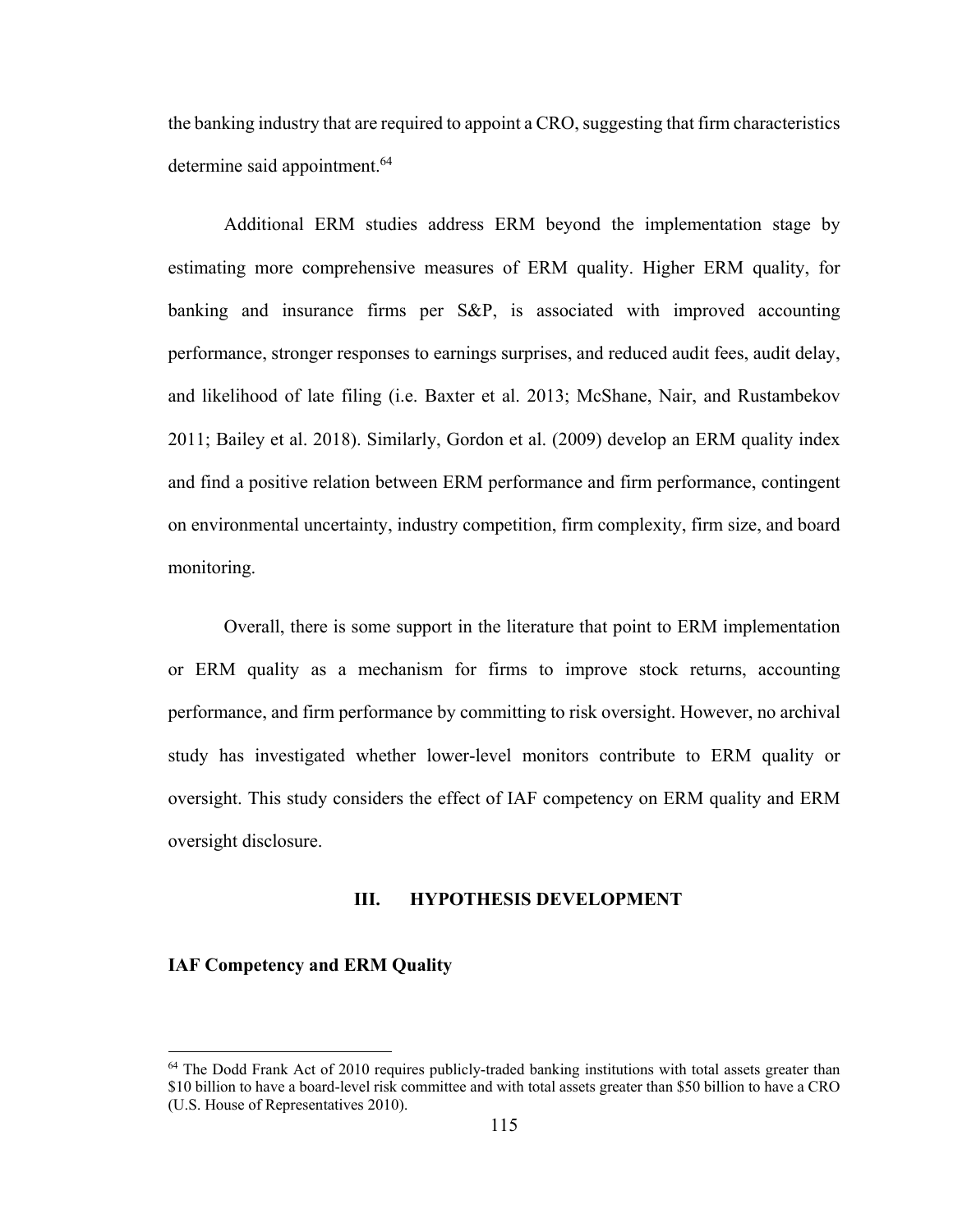the banking industry that are required to appoint a CRO, suggesting that firm characteristics determine said appointment.[64]

Additional ERM studies address ERM beyond the implementation stage by estimating more comprehensive measures of ERM quality. Higher ERM quality, for banking and insurance firms per S&P, is associated with improved accounting performance, stronger responses to earnings surprises, and reduced audit fees, audit delay, and likelihood of late filing (i.e. Baxter et al. 2013; McShane, Nair, and Rustambekov 2011; Bailey et al. 2018). Similarly, Gordon et al. (2009) develop an ERM quality index and find a positive relation between ERM performance and firm performance, contingent on environmental uncertainty, industry competition, firm complexity, firm size, and board monitoring.

Overall, there is some support in the literature that point to ERM implementation or ERM quality as a mechanism for firms to improve stock returns, accounting performance, and firm performance by committing to risk oversight. However, no archival study has investigated whether lower-level monitors contribute to ERM quality or oversight. This study considers the effect of IAF competency on ERM quality and ERM oversight disclosure.

## III. HYPOTHESIS DEVELOPMENT

### IAF Competency and ERM Quality

[64] The Dodd Frank Act of 2010 requires publicly-traded banking institutions with total assets greater than \$10 billion to have a board-level risk committee and with total assets greater than \$50 billion to have a CRO (U.S. House of Representatives 2010).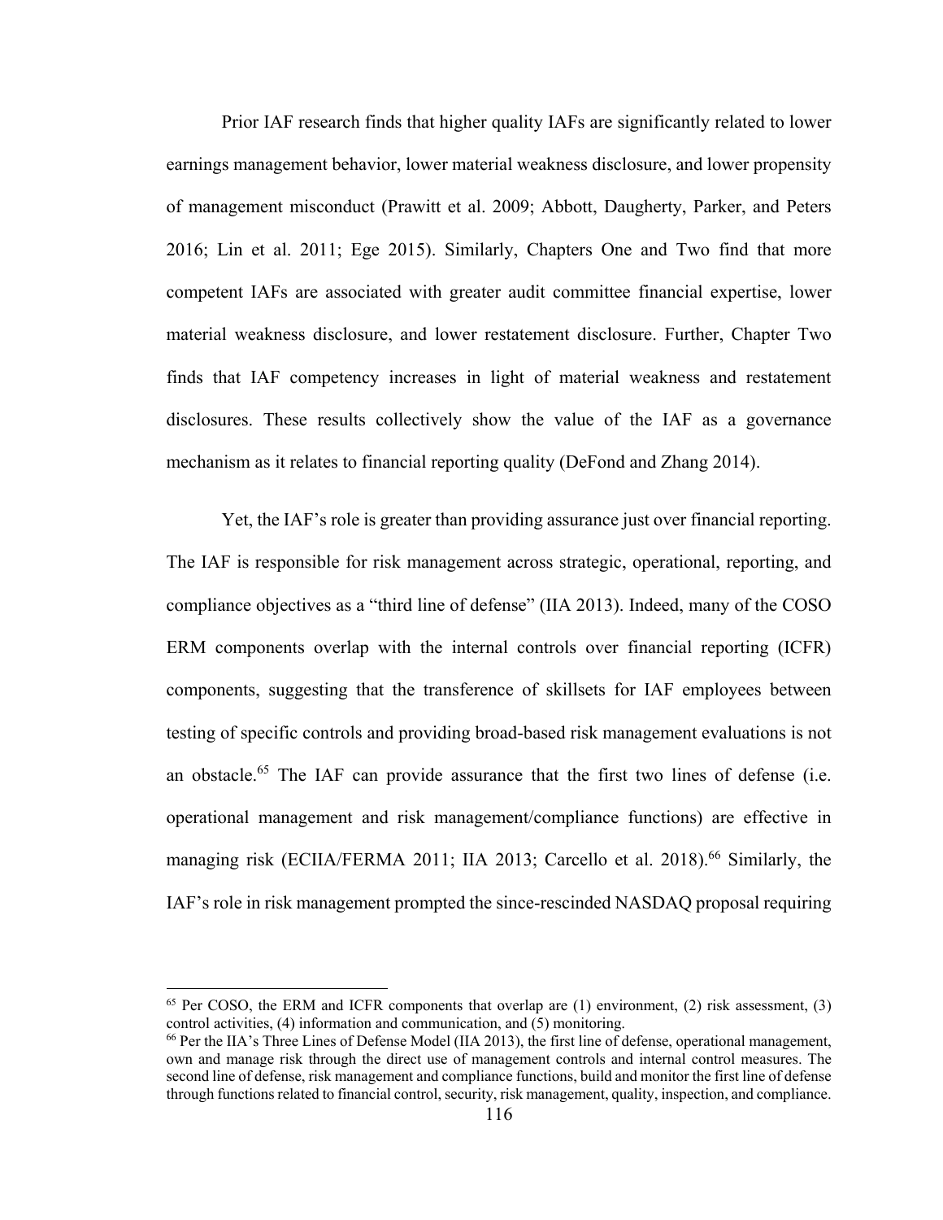Prior IAF research finds that higher quality IAFs are significantly related to lower earnings management behavior, lower material weakness disclosure, and lower propensity of management misconduct (Prawitt et al. 2009; Abbott, Daugherty, Parker, and Peters 2016; Lin et al. 2011; Ege 2015). Similarly, Chapters One and Two find that more competent IAFs are associated with greater audit committee financial expertise, lower material weakness disclosure, and lower restatement disclosure. Further, Chapter Two finds that IAF competency increases in light of material weakness and restatement disclosures. These results collectively show the value of the IAF as a governance mechanism as it relates to financial reporting quality (DeFond and Zhang 2014).

Yet, the IAF's role is greater than providing assurance just over financial reporting. The IAF is responsible for risk management across strategic, operational, reporting, and compliance objectives as a "third line of defense" (IIA 2013). Indeed, many of the COSO ERM components overlap with the internal controls over financial reporting (ICFR) components, suggesting that the transference of skillsets for IAF employees between testing of specific controls and providing broad-based risk management evaluations is not an obstacle.[65] The IAF can provide assurance that the first two lines of defense (i.e. operational management and risk management/compliance functions) are effective in managing risk (ECIIA/FERMA 2011; IIA 2013; Carcello et al. 2018).[66] Similarly, the IAF's role in risk management prompted the since-rescinded NASDAQ proposal requiring

---

[65] Per COSO, the ERM and ICFR components that overlap are (1) environment, (2) risk assessment, (3) control activities, (4) information and communication, and (5) monitoring.

[66] Per the IIA's Three Lines of Defense Model (IIA 2013), the first line of defense, operational management, own and manage risk through the direct use of management controls and internal control measures. The second line of defense, risk management and compliance functions, build and monitor the first line of defense through functions related to financial control, security, risk management, quality, inspection, and compliance.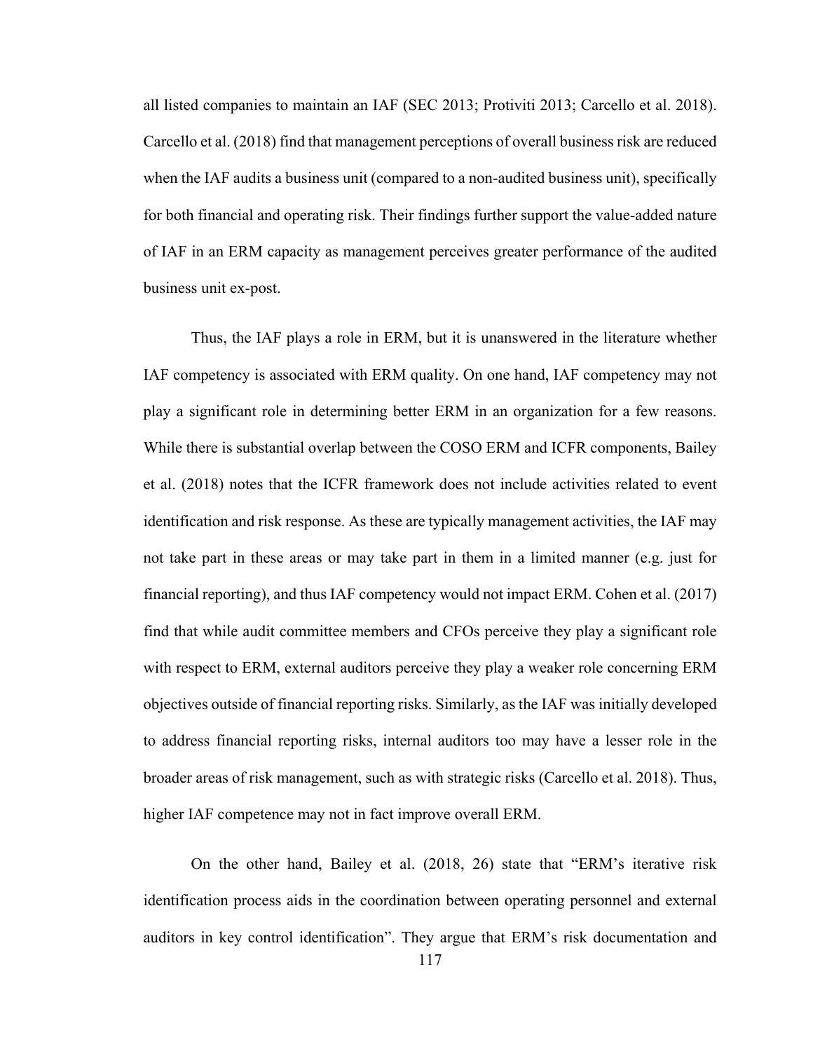all listed companies to maintain an IAF (SEC 2013; Protiviti 2013; Carcello et al. 2018). Carcello et al. (2018) find that management perceptions of overall business risk are reduced when the IAF audits a business unit (compared to a non-audited business unit), specifically for both financial and operating risk. Their findings further support the value-added nature of IAF in an ERM capacity as management perceives greater performance of the audited business unit ex-post.

Thus, the IAF plays a role in ERM, but it is unanswered in the literature whether IAF competency is associated with ERM quality. On one hand, IAF competency may not play a significant role in determining better ERM in an organization for a few reasons. While there is substantial overlap between the COSO ERM and ICFR components, Bailey et al. (2018) notes that the ICFR framework does not include activities related to event identification and risk response. As these are typically management activities, the IAF may not take part in these areas or may take part in them in a limited manner (e.g. just for financial reporting), and thus IAF competency would not impact ERM. Cohen et al. (2017) find that while audit committee members and CFOs perceive they play a significant role with respect to ERM, external auditors perceive they play a weaker role concerning ERM objectives outside of financial reporting risks. Similarly, as the IAF was initially developed to address financial reporting risks, internal auditors too may have a lesser role in the broader areas of risk management, such as with strategic risks (Carcello et al. 2018). Thus, higher IAF competence may not in fact improve overall ERM.

On the other hand, Bailey et al. (2018, 26) state that "ERM's iterative risk identification process aids in the coordination between operating personnel and external auditors in key control identification". They argue that ERM's risk documentation and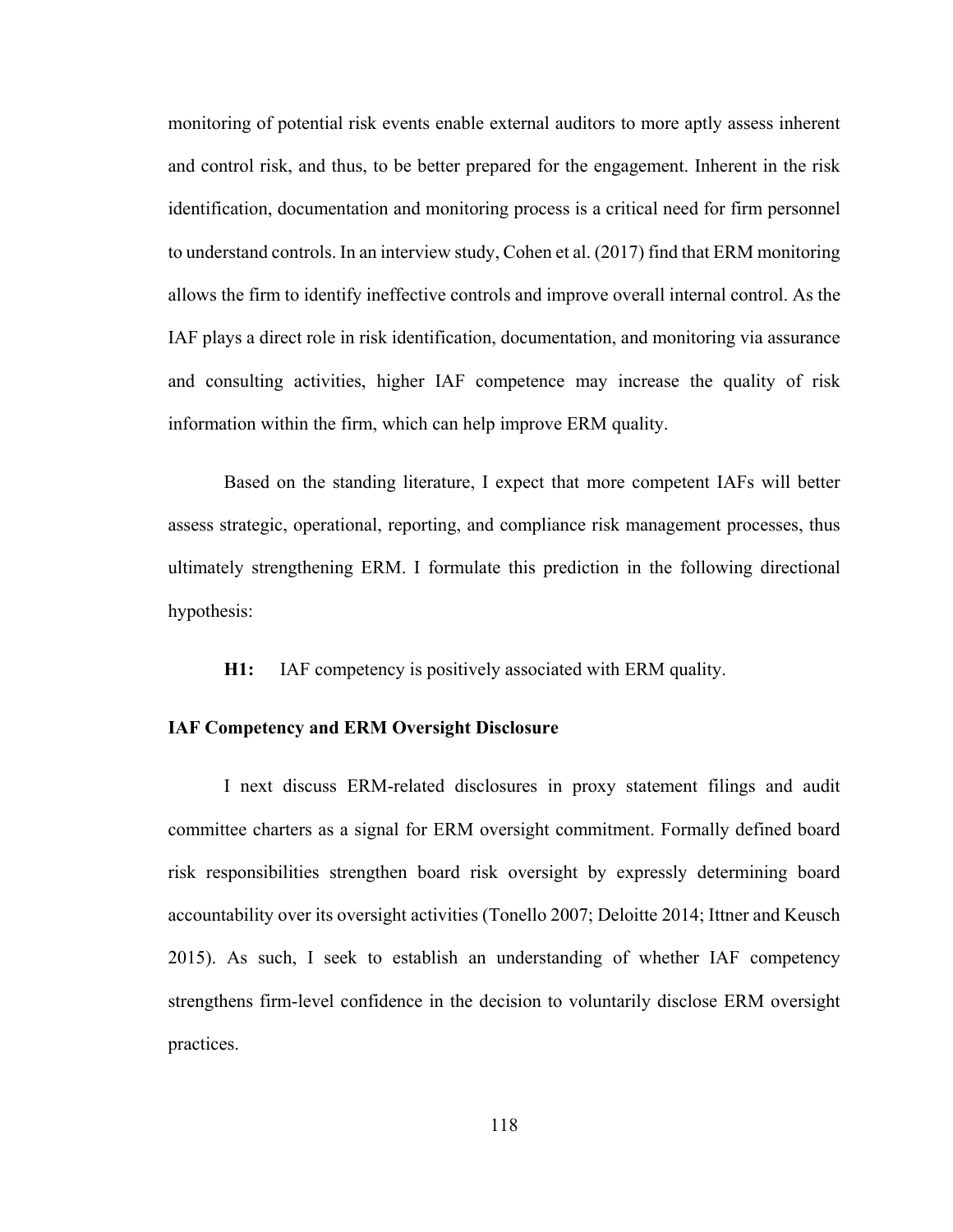monitoring of potential risk events enable external auditors to more aptly assess inherent and control risk, and thus, to be better prepared for the engagement. Inherent in the risk identification, documentation and monitoring process is a critical need for firm personnel to understand controls. In an interview study, Cohen et al. (2017) find that ERM monitoring allows the firm to identify ineffective controls and improve overall internal control. As the IAF plays a direct role in risk identification, documentation, and monitoring via assurance and consulting activities, higher IAF competence may increase the quality of risk information within the firm, which can help improve ERM quality.

Based on the standing literature, I expect that more competent IAFs will better assess strategic, operational, reporting, and compliance risk management processes, thus ultimately strengthening ERM. I formulate this prediction in the following directional hypothesis:

**H1:** IAF competency is positively associated with ERM quality.

### IAF Competency and ERM Oversight Disclosure

I next discuss ERM-related disclosures in proxy statement filings and audit committee charters as a signal for ERM oversight commitment. Formally defined board risk responsibilities strengthen board risk oversight by expressly determining board accountability over its oversight activities (Tonello 2007; Deloitte 2014; Ittner and Keusch 2015). As such, I seek to establish an understanding of whether IAF competency strengthens firm-level confidence in the decision to voluntarily disclose ERM oversight practices.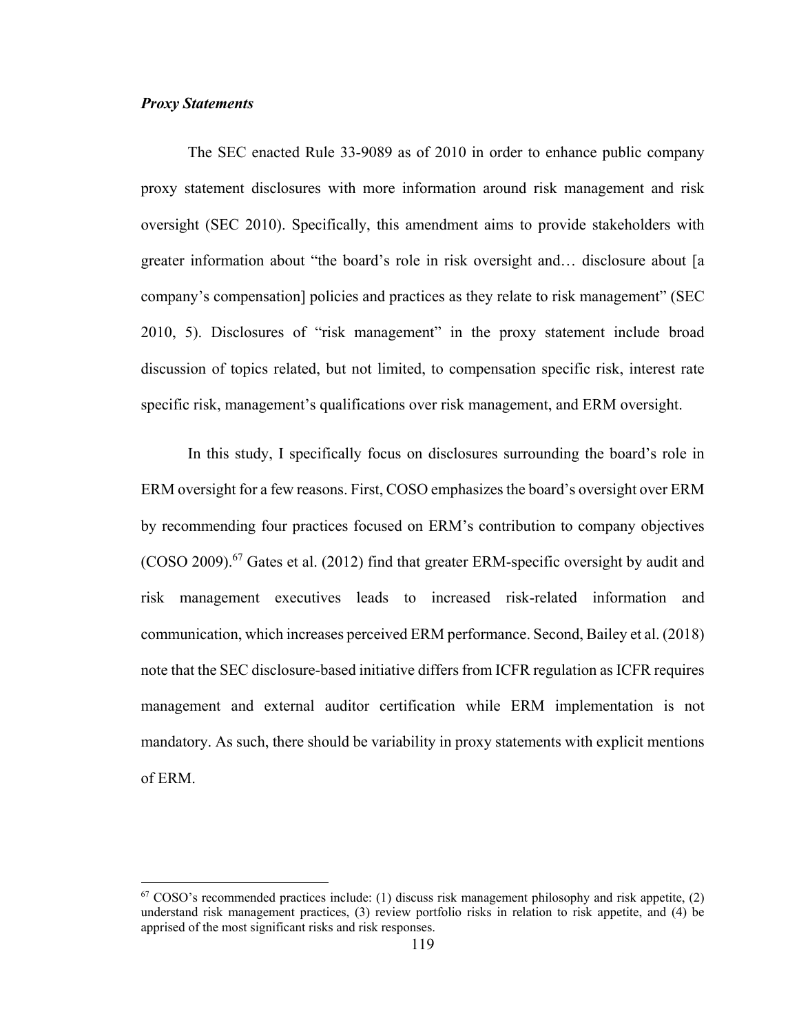***Proxy Statements***

The SEC enacted Rule 33-9089 as of 2010 in order to enhance public company proxy statement disclosures with more information around risk management and risk oversight (SEC 2010). Specifically, this amendment aims to provide stakeholders with greater information about "the board's role in risk oversight and… disclosure about [a company's compensation] policies and practices as they relate to risk management" (SEC 2010, 5). Disclosures of "risk management" in the proxy statement include broad discussion of topics related, but not limited, to compensation specific risk, interest rate specific risk, management's qualifications over risk management, and ERM oversight.

In this study, I specifically focus on disclosures surrounding the board's role in ERM oversight for a few reasons. First, COSO emphasizes the board's oversight over ERM by recommending four practices focused on ERM's contribution to company objectives (COSO 2009).[67] Gates et al. (2012) find that greater ERM-specific oversight by audit and risk management executives leads to increased risk-related information and communication, which increases perceived ERM performance. Second, Bailey et al. (2018) note that the SEC disclosure-based initiative differs from ICFR regulation as ICFR requires management and external auditor certification while ERM implementation is not mandatory. As such, there should be variability in proxy statements with explicit mentions of ERM.

---

[67] COSO's recommended practices include: (1) discuss risk management philosophy and risk appetite, (2) understand risk management practices, (3) review portfolio risks in relation to risk appetite, and (4) be apprised of the most significant risks and risk responses.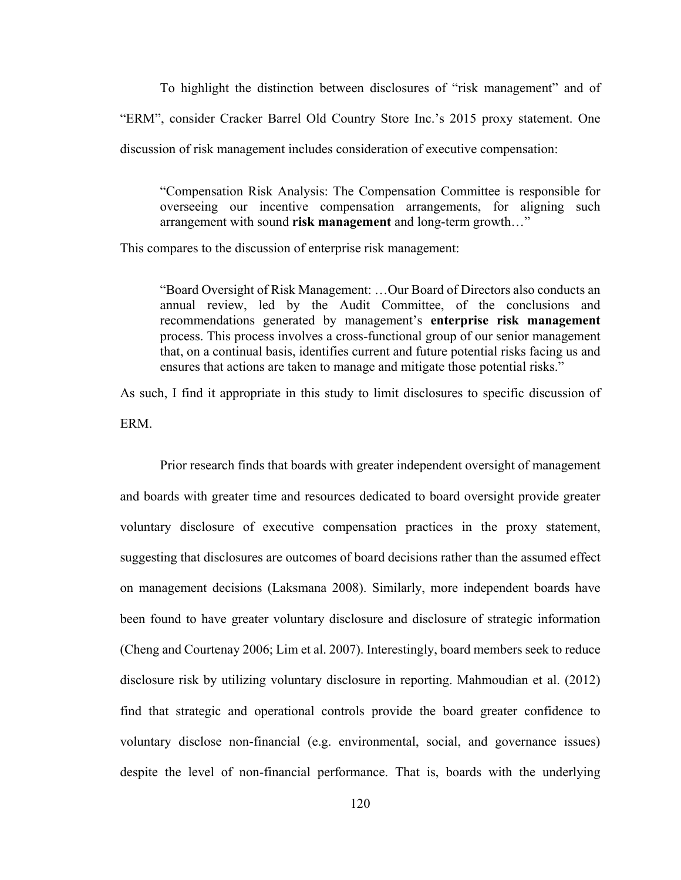To highlight the distinction between disclosures of "risk management" and of "ERM", consider Cracker Barrel Old Country Store Inc.'s 2015 proxy statement. One discussion of risk management includes consideration of executive compensation:

> "Compensation Risk Analysis: The Compensation Committee is responsible for overseeing our incentive compensation arrangements, for aligning such arrangement with sound **risk management** and long-term growth…"

This compares to the discussion of enterprise risk management:

> "Board Oversight of Risk Management: …Our Board of Directors also conducts an annual review, led by the Audit Committee, of the conclusions and recommendations generated by management's **enterprise risk management** process. This process involves a cross-functional group of our senior management that, on a continual basis, identifies current and future potential risks facing us and ensures that actions are taken to manage and mitigate those potential risks."

As such, I find it appropriate in this study to limit disclosures to specific discussion of ERM.

Prior research finds that boards with greater independent oversight of management and boards with greater time and resources dedicated to board oversight provide greater voluntary disclosure of executive compensation practices in the proxy statement, suggesting that disclosures are outcomes of board decisions rather than the assumed effect on management decisions (Laksmana 2008). Similarly, more independent boards have been found to have greater voluntary disclosure and disclosure of strategic information (Cheng and Courtenay 2006; Lim et al. 2007). Interestingly, board members seek to reduce disclosure risk by utilizing voluntary disclosure in reporting. Mahmoudian et al. (2012) find that strategic and operational controls provide the board greater confidence to voluntary disclose non-financial (e.g. environmental, social, and governance issues) despite the level of non-financial performance. That is, boards with the underlying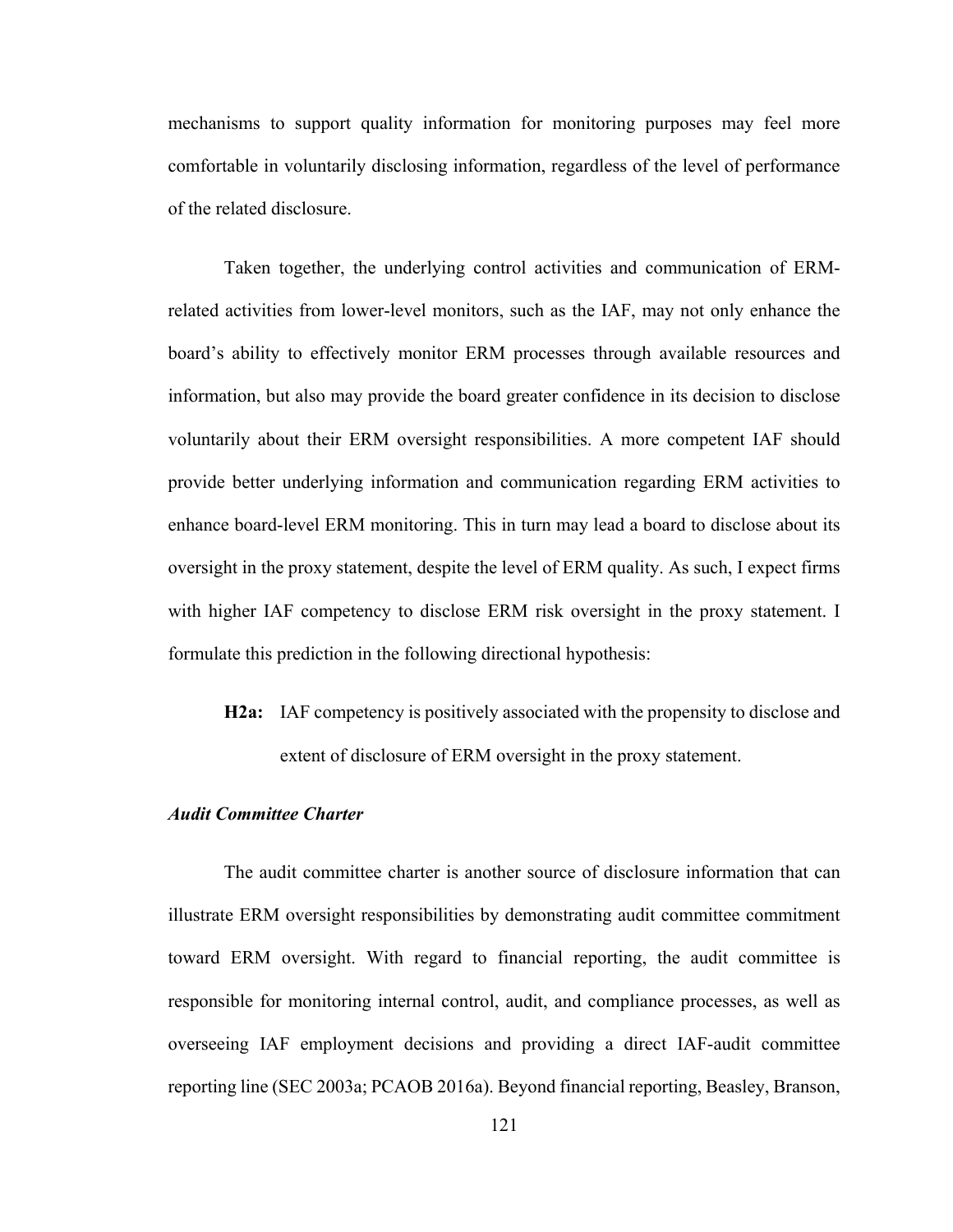mechanisms to support quality information for monitoring purposes may feel more comfortable in voluntarily disclosing information, regardless of the level of performance of the related disclosure.

Taken together, the underlying control activities and communication of ERM-related activities from lower-level monitors, such as the IAF, may not only enhance the board's ability to effectively monitor ERM processes through available resources and information, but also may provide the board greater confidence in its decision to disclose voluntarily about their ERM oversight responsibilities. A more competent IAF should provide better underlying information and communication regarding ERM activities to enhance board-level ERM monitoring. This in turn may lead a board to disclose about its oversight in the proxy statement, despite the level of ERM quality. As such, I expect firms with higher IAF competency to disclose ERM risk oversight in the proxy statement. I formulate this prediction in the following directional hypothesis:

> **H2a:** IAF competency is positively associated with the propensity to disclose and extent of disclosure of ERM oversight in the proxy statement.

***Audit Committee Charter***

The audit committee charter is another source of disclosure information that can illustrate ERM oversight responsibilities by demonstrating audit committee commitment toward ERM oversight. With regard to financial reporting, the audit committee is responsible for monitoring internal control, audit, and compliance processes, as well as overseeing IAF employment decisions and providing a direct IAF-audit committee reporting line (SEC 2003a; PCAOB 2016a). Beyond financial reporting, Beasley, Branson,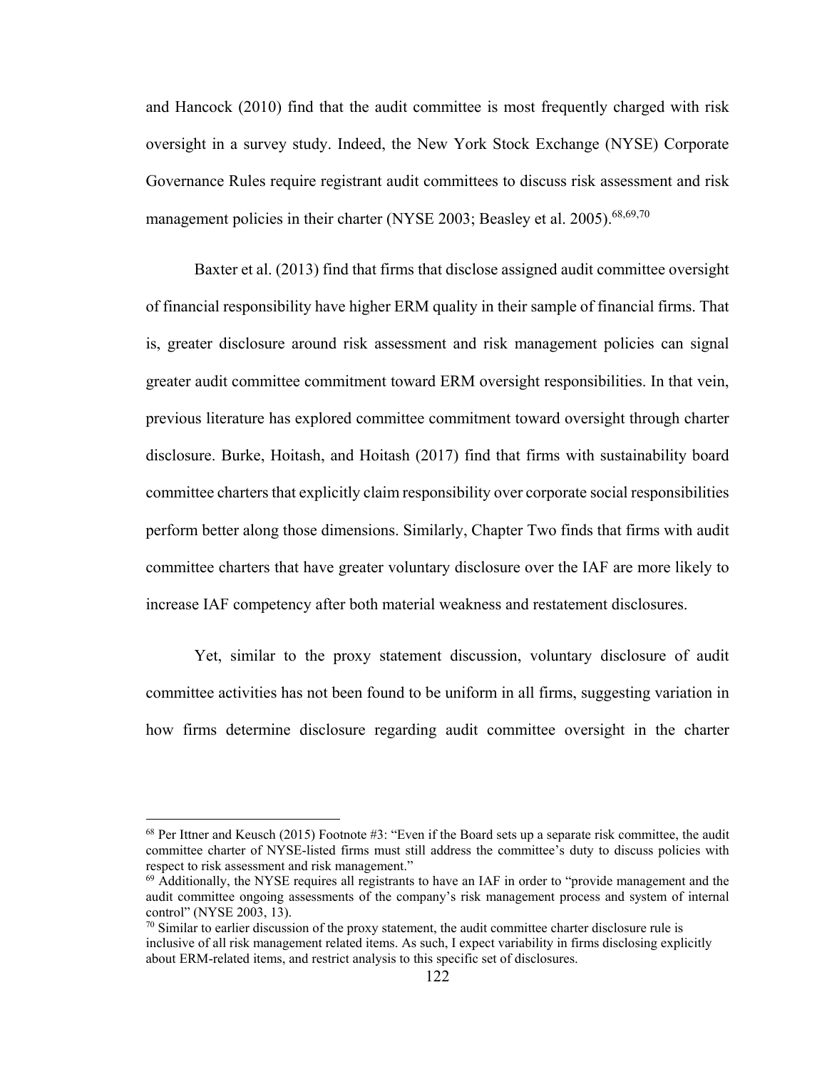and Hancock (2010) find that the audit committee is most frequently charged with risk oversight in a survey study. Indeed, the New York Stock Exchange (NYSE) Corporate Governance Rules require registrant audit committees to discuss risk assessment and risk management policies in their charter (NYSE 2003; Beasley et al. 2005).[68,69,70]

Baxter et al. (2013) find that firms that disclose assigned audit committee oversight of financial responsibility have higher ERM quality in their sample of financial firms. That is, greater disclosure around risk assessment and risk management policies can signal greater audit committee commitment toward ERM oversight responsibilities. In that vein, previous literature has explored committee commitment toward oversight through charter disclosure. Burke, Hoitash, and Hoitash (2017) find that firms with sustainability board committee charters that explicitly claim responsibility over corporate social responsibilities perform better along those dimensions. Similarly, Chapter Two finds that firms with audit committee charters that have greater voluntary disclosure over the IAF are more likely to increase IAF competency after both material weakness and restatement disclosures.

Yet, similar to the proxy statement discussion, voluntary disclosure of audit committee activities has not been found to be uniform in all firms, suggesting variation in how firms determine disclosure regarding audit committee oversight in the charter

---

[68] Per Ittner and Keusch (2015) Footnote #3: "Even if the Board sets up a separate risk committee, the audit committee charter of NYSE-listed firms must still address the committee's duty to discuss policies with respect to risk assessment and risk management."

[69] Additionally, the NYSE requires all registrants to have an IAF in order to "provide management and the audit committee ongoing assessments of the company's risk management process and system of internal control" (NYSE 2003, 13).

[70] Similar to earlier discussion of the proxy statement, the audit committee charter disclosure rule is inclusive of all risk management related items. As such, I expect variability in firms disclosing explicitly about ERM-related items, and restrict analysis to this specific set of disclosures.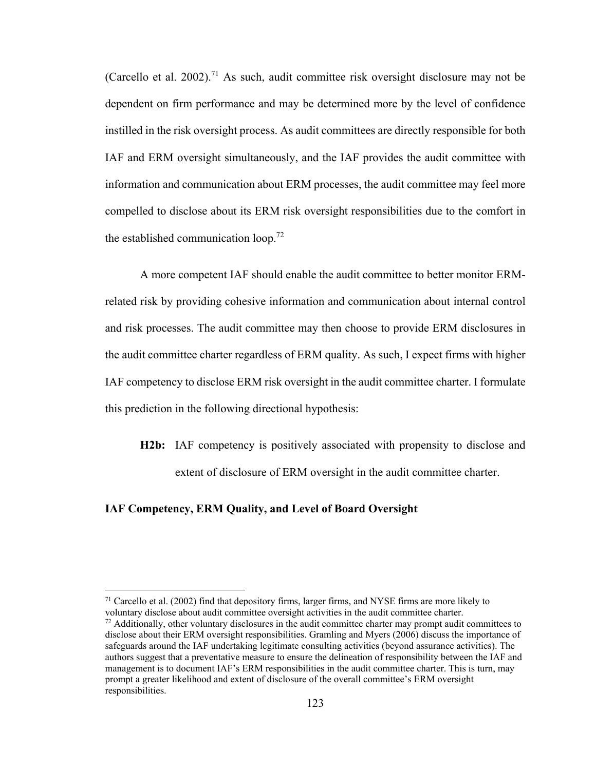(Carcello et al. 2002).[71] As such, audit committee risk oversight disclosure may not be dependent on firm performance and may be determined more by the level of confidence instilled in the risk oversight process. As audit committees are directly responsible for both IAF and ERM oversight simultaneously, and the IAF provides the audit committee with information and communication about ERM processes, the audit committee may feel more compelled to disclose about its ERM risk oversight responsibilities due to the comfort in the established communication loop.[72]

A more competent IAF should enable the audit committee to better monitor ERM-related risk by providing cohesive information and communication about internal control and risk processes. The audit committee may then choose to provide ERM disclosures in the audit committee charter regardless of ERM quality. As such, I expect firms with higher IAF competency to disclose ERM risk oversight in the audit committee charter. I formulate this prediction in the following directional hypothesis:

> **H2b:** IAF competency is positively associated with propensity to disclose and extent of disclosure of ERM oversight in the audit committee charter.

### IAF Competency, ERM Quality, and Level of Board Oversight

---

[71] Carcello et al. (2002) find that depository firms, larger firms, and NYSE firms are more likely to voluntary disclose about audit committee oversight activities in the audit committee charter.

[72] Additionally, other voluntary disclosures in the audit committee charter may prompt audit committees to disclose about their ERM oversight responsibilities. Gramling and Myers (2006) discuss the importance of safeguards around the IAF undertaking legitimate consulting activities (beyond assurance activities). The authors suggest that a preventative measure to ensure the delineation of responsibility between the IAF and management is to document IAF's ERM responsibilities in the audit committee charter. This is turn, may prompt a greater likelihood and extent of disclosure of the overall committee's ERM oversight responsibilities.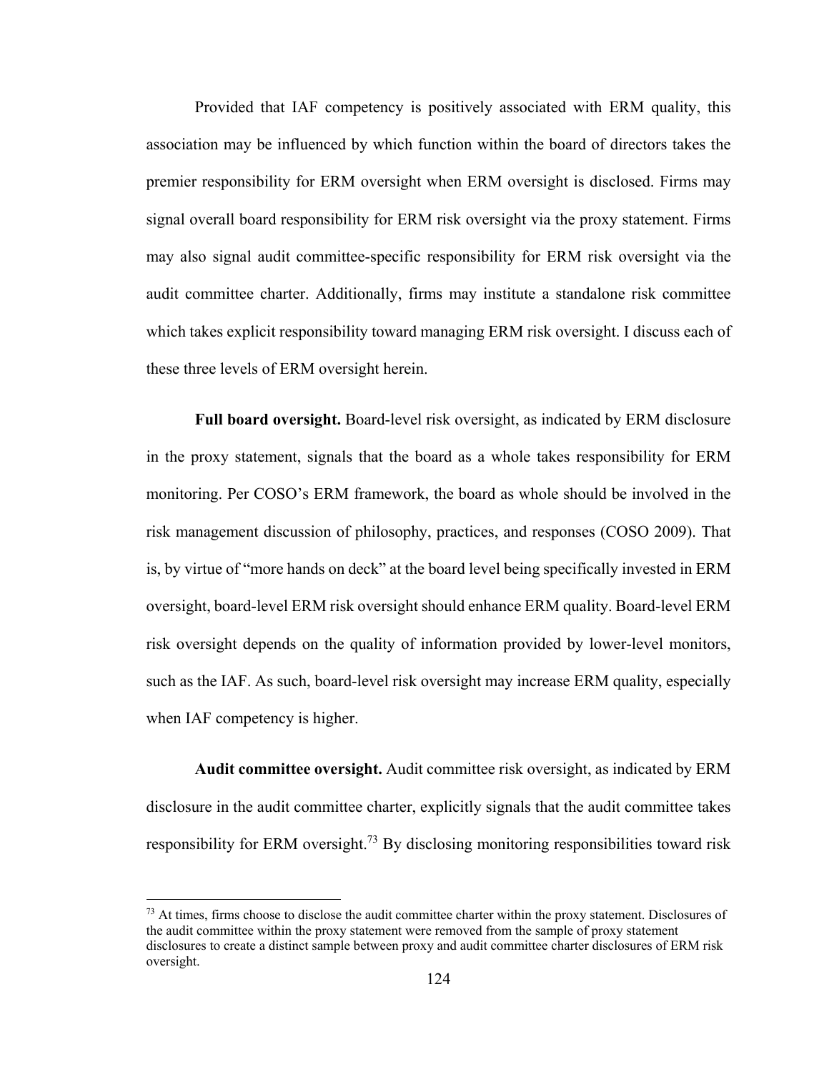Provided that IAF competency is positively associated with ERM quality, this association may be influenced by which function within the board of directors takes the premier responsibility for ERM oversight when ERM oversight is disclosed. Firms may signal overall board responsibility for ERM risk oversight via the proxy statement. Firms may also signal audit committee-specific responsibility for ERM risk oversight via the audit committee charter. Additionally, firms may institute a standalone risk committee which takes explicit responsibility toward managing ERM risk oversight. I discuss each of these three levels of ERM oversight herein.

**Full board oversight.** Board-level risk oversight, as indicated by ERM disclosure in the proxy statement, signals that the board as a whole takes responsibility for ERM monitoring. Per COSO's ERM framework, the board as whole should be involved in the risk management discussion of philosophy, practices, and responses (COSO 2009). That is, by virtue of "more hands on deck" at the board level being specifically invested in ERM oversight, board-level ERM risk oversight should enhance ERM quality. Board-level ERM risk oversight depends on the quality of information provided by lower-level monitors, such as the IAF. As such, board-level risk oversight may increase ERM quality, especially when IAF competency is higher.

**Audit committee oversight.** Audit committee risk oversight, as indicated by ERM disclosure in the audit committee charter, explicitly signals that the audit committee takes responsibility for ERM oversight.[73] By disclosing monitoring responsibilities toward risk

---

[73] At times, firms choose to disclose the audit committee charter within the proxy statement. Disclosures of the audit committee within the proxy statement were removed from the sample of proxy statement disclosures to create a distinct sample between proxy and audit committee charter disclosures of ERM risk oversight.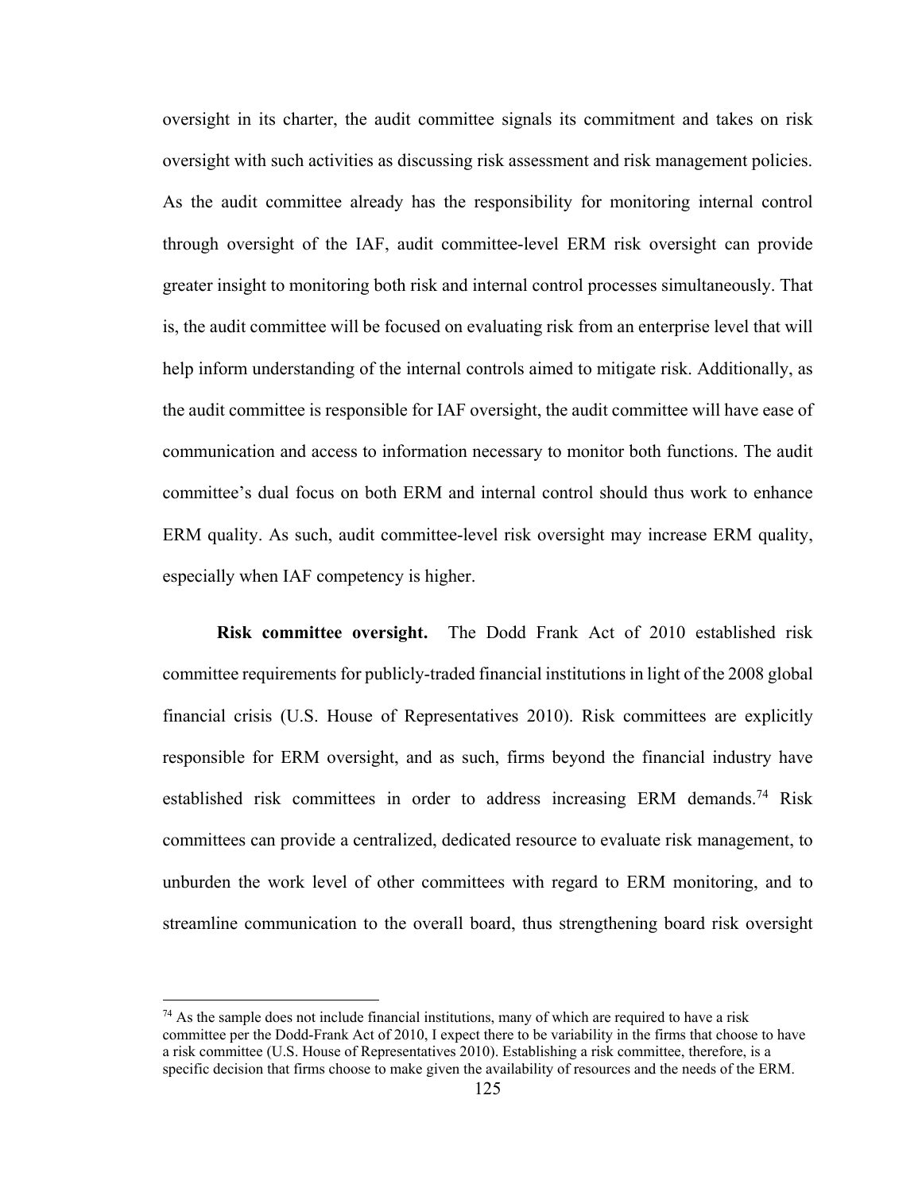oversight in its charter, the audit committee signals its commitment and takes on risk oversight with such activities as discussing risk assessment and risk management policies. As the audit committee already has the responsibility for monitoring internal control through oversight of the IAF, audit committee-level ERM risk oversight can provide greater insight to monitoring both risk and internal control processes simultaneously. That is, the audit committee will be focused on evaluating risk from an enterprise level that will help inform understanding of the internal controls aimed to mitigate risk. Additionally, as the audit committee is responsible for IAF oversight, the audit committee will have ease of communication and access to information necessary to monitor both functions. The audit committee's dual focus on both ERM and internal control should thus work to enhance ERM quality. As such, audit committee-level risk oversight may increase ERM quality, especially when IAF competency is higher.

**Risk committee oversight.** The Dodd Frank Act of 2010 established risk committee requirements for publicly-traded financial institutions in light of the 2008 global financial crisis (U.S. House of Representatives 2010). Risk committees are explicitly responsible for ERM oversight, and as such, firms beyond the financial industry have established risk committees in order to address increasing ERM demands.[74] Risk committees can provide a centralized, dedicated resource to evaluate risk management, to unburden the work level of other committees with regard to ERM monitoring, and to streamline communication to the overall board, thus strengthening board risk oversight

[74] As the sample does not include financial institutions, many of which are required to have a risk committee per the Dodd-Frank Act of 2010, I expect there to be variability in the firms that choose to have a risk committee (U.S. House of Representatives 2010). Establishing a risk committee, therefore, is a specific decision that firms choose to make given the availability of resources and the needs of the ERM.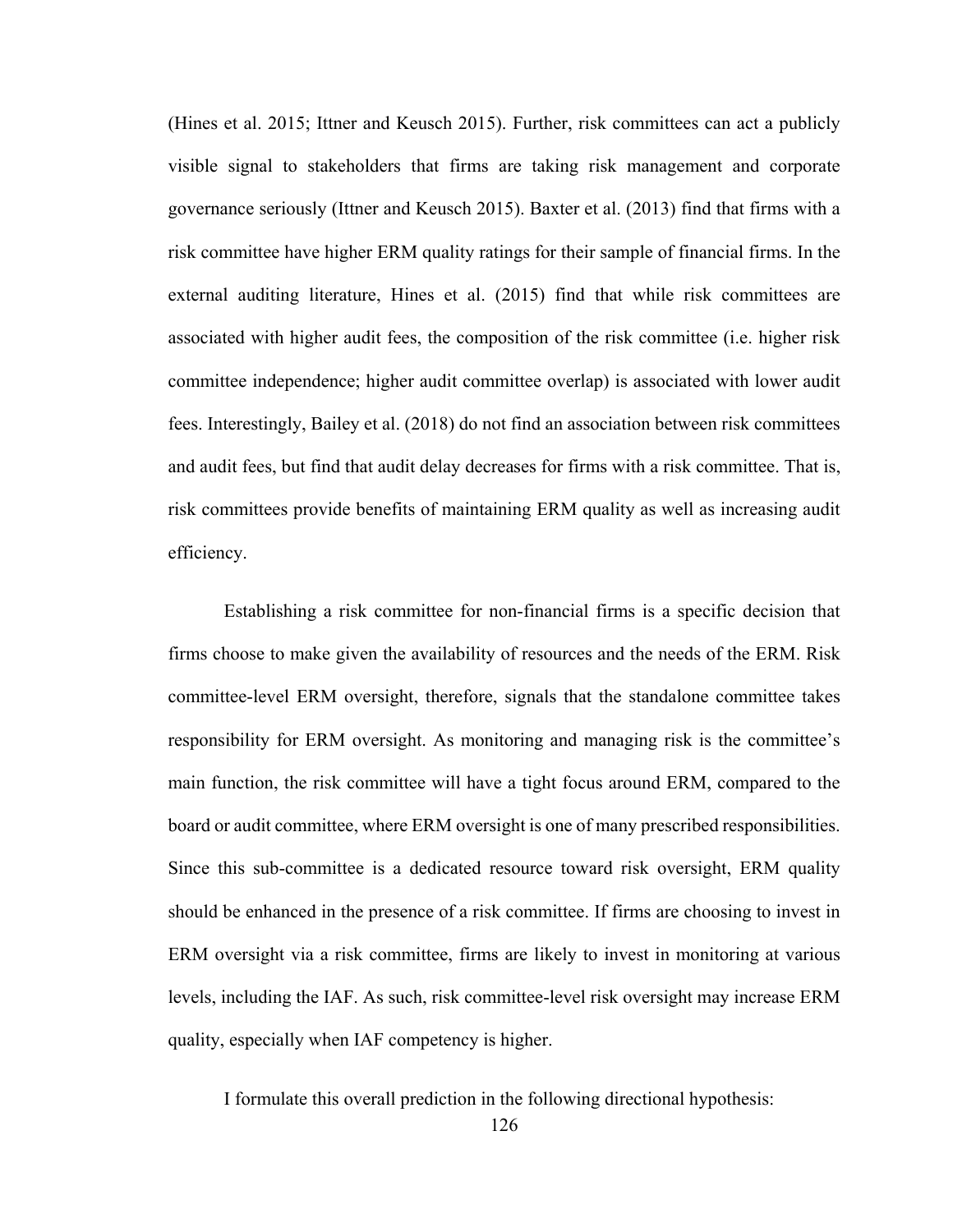(Hines et al. 2015; Ittner and Keusch 2015). Further, risk committees can act a publicly visible signal to stakeholders that firms are taking risk management and corporate governance seriously (Ittner and Keusch 2015). Baxter et al. (2013) find that firms with a risk committee have higher ERM quality ratings for their sample of financial firms. In the external auditing literature, Hines et al. (2015) find that while risk committees are associated with higher audit fees, the composition of the risk committee (i.e. higher risk committee independence; higher audit committee overlap) is associated with lower audit fees. Interestingly, Bailey et al. (2018) do not find an association between risk committees and audit fees, but find that audit delay decreases for firms with a risk committee. That is, risk committees provide benefits of maintaining ERM quality as well as increasing audit efficiency.

Establishing a risk committee for non-financial firms is a specific decision that firms choose to make given the availability of resources and the needs of the ERM. Risk committee-level ERM oversight, therefore, signals that the standalone committee takes responsibility for ERM oversight. As monitoring and managing risk is the committee's main function, the risk committee will have a tight focus around ERM, compared to the board or audit committee, where ERM oversight is one of many prescribed responsibilities. Since this sub-committee is a dedicated resource toward risk oversight, ERM quality should be enhanced in the presence of a risk committee. If firms are choosing to invest in ERM oversight via a risk committee, firms are likely to invest in monitoring at various levels, including the IAF. As such, risk committee-level risk oversight may increase ERM quality, especially when IAF competency is higher.

I formulate this overall prediction in the following directional hypothesis: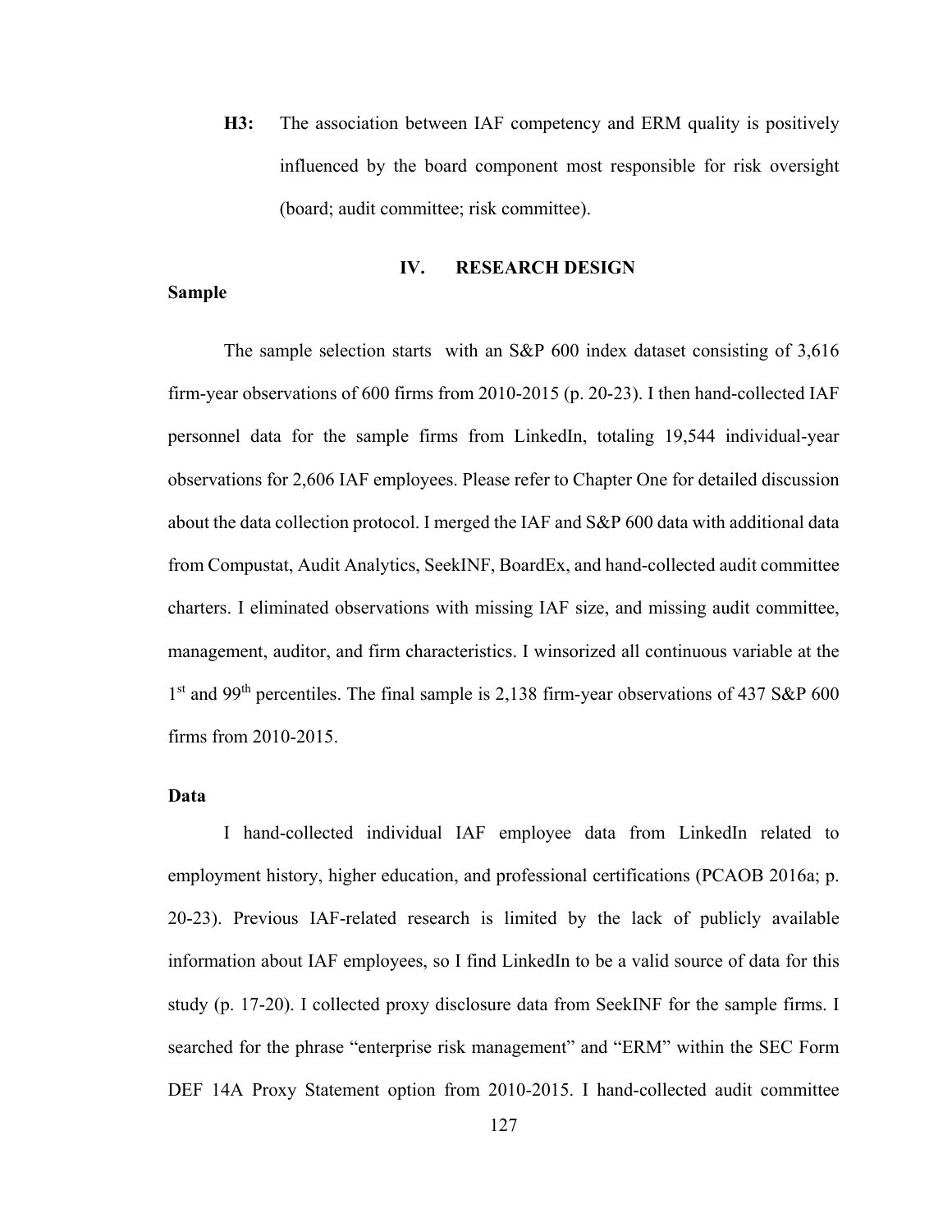**H3:** The association between IAF competency and ERM quality is positively influenced by the board component most responsible for risk oversight (board; audit committee; risk committee).

## IV. RESEARCH DESIGN

### Sample

The sample selection starts  with an S&P 600 index dataset consisting of 3,616 firm-year observations of 600 firms from 2010-2015 (p. 20-23). I then hand-collected IAF personnel data for the sample firms from LinkedIn, totaling 19,544 individual-year observations for 2,606 IAF employees. Please refer to Chapter One for detailed discussion about the data collection protocol. I merged the IAF and S&P 600 data with additional data from Compustat, Audit Analytics, SeekINF, BoardEx, and hand-collected audit committee charters. I eliminated observations with missing IAF size, and missing audit committee, management, auditor, and firm characteristics. I winsorized all continuous variable at the 1st and 99th percentiles. The final sample is 2,138 firm-year observations of 437 S&P 600 firms from 2010-2015.

### Data

I hand-collected individual IAF employee data from LinkedIn related to employment history, higher education, and professional certifications (PCAOB 2016a; p. 20-23). Previous IAF-related research is limited by the lack of publicly available information about IAF employees, so I find LinkedIn to be a valid source of data for this study (p. 17-20). I collected proxy disclosure data from SeekINF for the sample firms. I searched for the phrase "enterprise risk management" and "ERM" within the SEC Form DEF 14A Proxy Statement option from 2010-2015. I hand-collected audit committee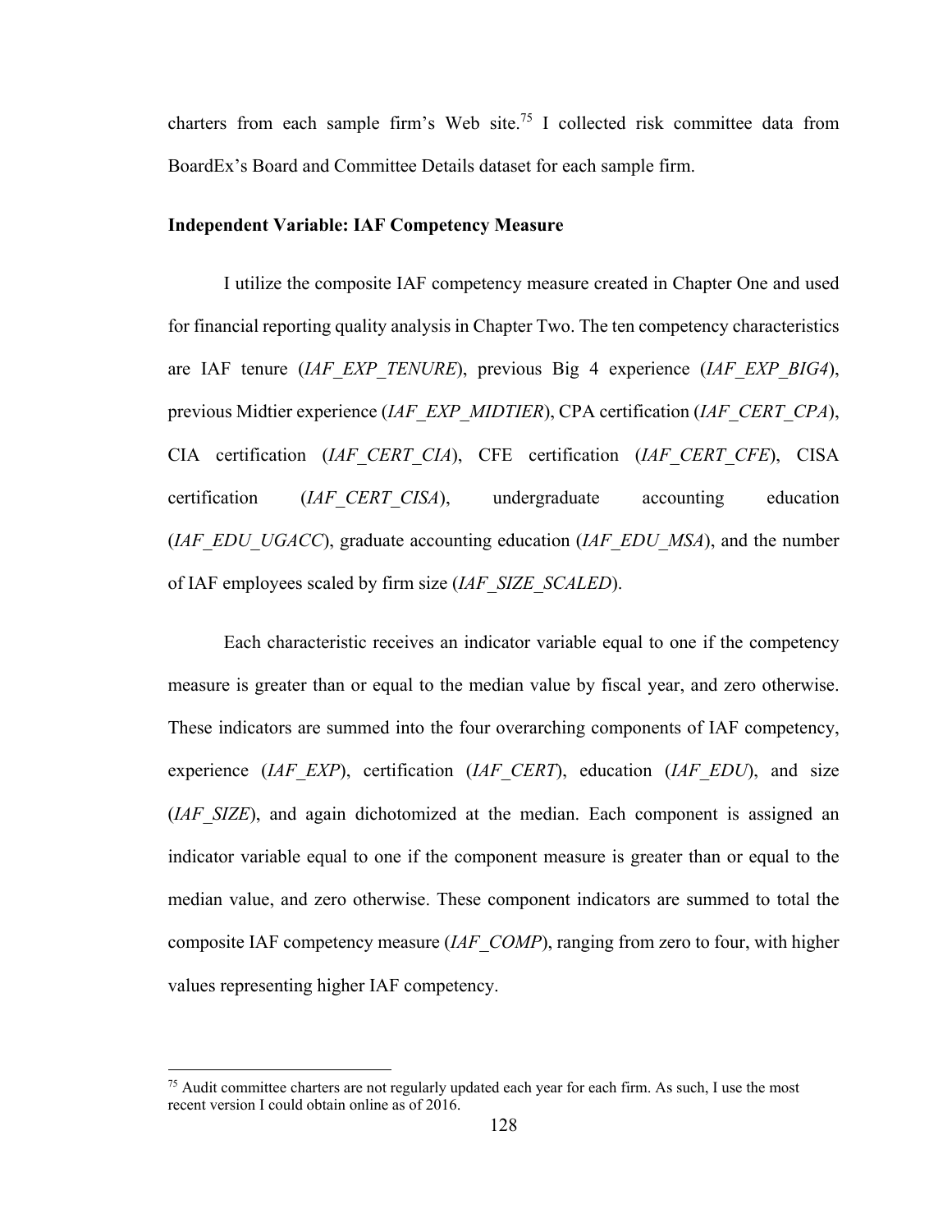charters from each sample firm's Web site.[75] I collected risk committee data from BoardEx's Board and Committee Details dataset for each sample firm.

**Independent Variable: IAF Competency Measure**

I utilize the composite IAF competency measure created in Chapter One and used for financial reporting quality analysis in Chapter Two. The ten competency characteristics are IAF tenure (*IAF_EXP_TENURE*), previous Big 4 experience (*IAF_EXP_BIG4*), previous Midtier experience (*IAF_EXP_MIDTIER*), CPA certification (*IAF_CERT_CPA*), CIA certification (*IAF_CERT_CIA*), CFE certification (*IAF_CERT_CFE*), CISA certification (*IAF_CERT_CISA*), undergraduate accounting education (*IAF_EDU_UGACC*), graduate accounting education (*IAF_EDU_MSA*), and the number of IAF employees scaled by firm size (*IAF_SIZE_SCALED*).

Each characteristic receives an indicator variable equal to one if the competency measure is greater than or equal to the median value by fiscal year, and zero otherwise. These indicators are summed into the four overarching components of IAF competency, experience (*IAF_EXP*), certification (*IAF_CERT*), education (*IAF_EDU*), and size (*IAF_SIZE*), and again dichotomized at the median. Each component is assigned an indicator variable equal to one if the component measure is greater than or equal to the median value, and zero otherwise. These component indicators are summed to total the composite IAF competency measure (*IAF_COMP*), ranging from zero to four, with higher values representing higher IAF competency.

---

[75] Audit committee charters are not regularly updated each year for each firm. As such, I use the most recent version I could obtain online as of 2016.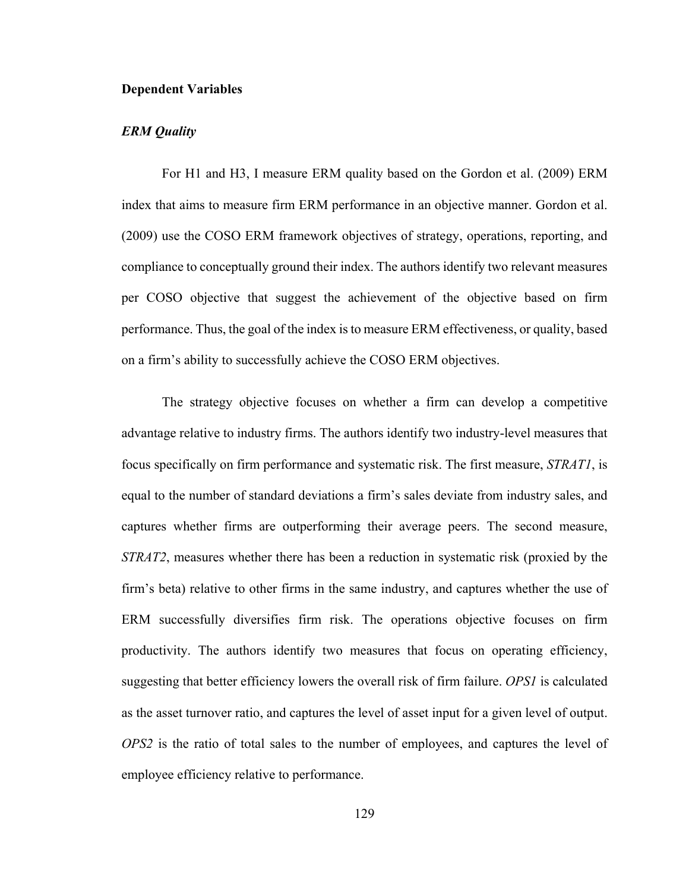**Dependent Variables**

***ERM Quality***

For H1 and H3, I measure ERM quality based on the Gordon et al. (2009) ERM index that aims to measure firm ERM performance in an objective manner. Gordon et al. (2009) use the COSO ERM framework objectives of strategy, operations, reporting, and compliance to conceptually ground their index. The authors identify two relevant measures per COSO objective that suggest the achievement of the objective based on firm performance. Thus, the goal of the index is to measure ERM effectiveness, or quality, based on a firm's ability to successfully achieve the COSO ERM objectives.

The strategy objective focuses on whether a firm can develop a competitive advantage relative to industry firms. The authors identify two industry-level measures that focus specifically on firm performance and systematic risk. The first measure, *STRAT1*, is equal to the number of standard deviations a firm's sales deviate from industry sales, and captures whether firms are outperforming their average peers. The second measure, *STRAT2*, measures whether there has been a reduction in systematic risk (proxied by the firm's beta) relative to other firms in the same industry, and captures whether the use of ERM successfully diversifies firm risk. The operations objective focuses on firm productivity. The authors identify two measures that focus on operating efficiency, suggesting that better efficiency lowers the overall risk of firm failure. *OPS1* is calculated as the asset turnover ratio, and captures the level of asset input for a given level of output. *OPS2* is the ratio of total sales to the number of employees, and captures the level of employee efficiency relative to performance.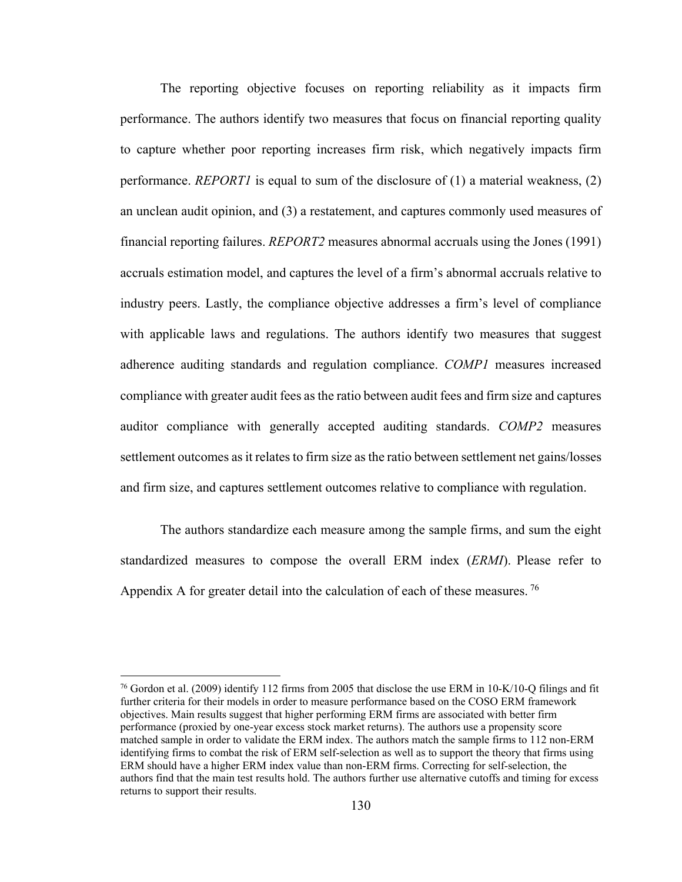The reporting objective focuses on reporting reliability as it impacts firm performance. The authors identify two measures that focus on financial reporting quality to capture whether poor reporting increases firm risk, which negatively impacts firm performance. *REPORT1* is equal to sum of the disclosure of (1) a material weakness, (2) an unclean audit opinion, and (3) a restatement, and captures commonly used measures of financial reporting failures. *REPORT2* measures abnormal accruals using the Jones (1991) accruals estimation model, and captures the level of a firm's abnormal accruals relative to industry peers. Lastly, the compliance objective addresses a firm's level of compliance with applicable laws and regulations. The authors identify two measures that suggest adherence auditing standards and regulation compliance. *COMP1* measures increased compliance with greater audit fees as the ratio between audit fees and firm size and captures auditor compliance with generally accepted auditing standards. *COMP2* measures settlement outcomes as it relates to firm size as the ratio between settlement net gains/losses and firm size, and captures settlement outcomes relative to compliance with regulation.

The authors standardize each measure among the sample firms, and sum the eight standardized measures to compose the overall ERM index (*ERMI*). Please refer to Appendix A for greater detail into the calculation of each of these measures. [76]

---

[76] Gordon et al. (2009) identify 112 firms from 2005 that disclose the use ERM in 10-K/10-Q filings and fit further criteria for their models in order to measure performance based on the COSO ERM framework objectives. Main results suggest that higher performing ERM firms are associated with better firm performance (proxied by one-year excess stock market returns). The authors use a propensity score matched sample in order to validate the ERM index. The authors match the sample firms to 112 non-ERM identifying firms to combat the risk of ERM self-selection as well as to support the theory that firms using ERM should have a higher ERM index value than non-ERM firms. Correcting for self-selection, the authors find that the main test results hold. The authors further use alternative cutoffs and timing for excess returns to support their results.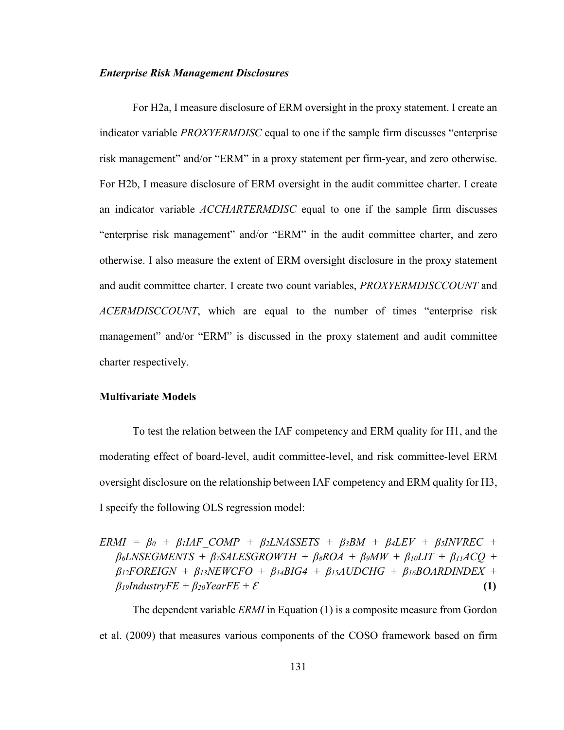### *Enterprise Risk Management Disclosures*

For H2a, I measure disclosure of ERM oversight in the proxy statement. I create an indicator variable *PROXYERMDISC* equal to one if the sample firm discusses "enterprise risk management" and/or "ERM" in a proxy statement per firm-year, and zero otherwise. For H2b, I measure disclosure of ERM oversight in the audit committee charter. I create an indicator variable *ACCHARTERMDISC* equal to one if the sample firm discusses "enterprise risk management" and/or "ERM" in the audit committee charter, and zero otherwise. I also measure the extent of ERM oversight disclosure in the proxy statement and audit committee charter. I create two count variables, *PROXYERMDISCCOUNT* and *ACERMDISCCOUNT*, which are equal to the number of times "enterprise risk management" and/or "ERM" is discussed in the proxy statement and audit committee charter respectively.

## **Multivariate Models**

To test the relation between the IAF competency and ERM quality for H1, and the moderating effect of board-level, audit committee-level, and risk committee-level ERM oversight disclosure on the relationship between IAF competency and ERM quality for H3, I specify the following OLS regression model:

$$ERMI = \beta_0 + \beta_1 IAF\_COMP + \beta_2 LNASSETS + \beta_3 BM + \beta_4 LEV + \beta_5 INVREC + \beta_6 LNSEGMENTS + \beta_7 SALESGROWTH + \beta_8 ROA + \beta_9 MW + \beta_{10} LIT + \beta_{11} ACQ + \beta_{12} FOREIGN + \beta_{13} NEWCFO + \beta_{14} BIG4 + \beta_{15} AUDCHG + \beta_{16} BOARDINDEX + \beta_{19} IndustryFE + \beta_{20} YearFE + \mathcal{E} \quad \textbf{(1)}$$

The dependent variable *ERMI* in Equation (1) is a composite measure from Gordon et al. (2009) that measures various components of the COSO framework based on firm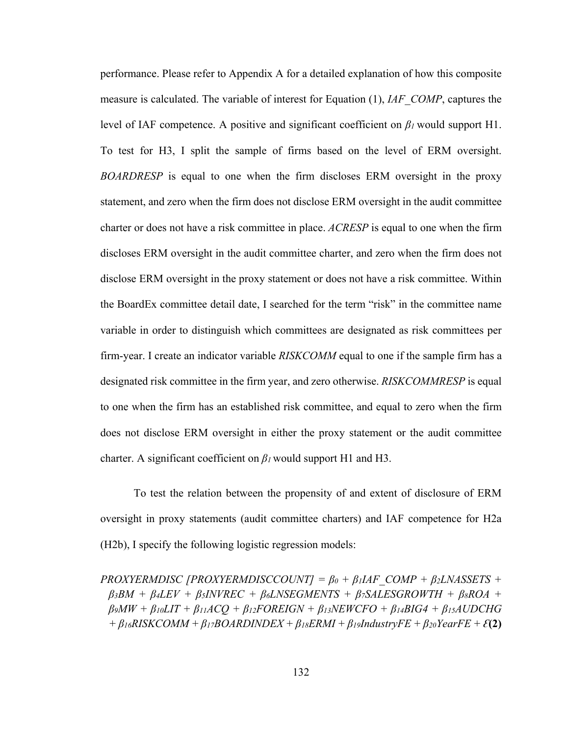performance. Please refer to Appendix A for a detailed explanation of how this composite measure is calculated. The variable of interest for Equation (1), *IAF_COMP*, captures the level of IAF competence. A positive and significant coefficient on $\beta_1$ would support H1. To test for H3, I split the sample of firms based on the level of ERM oversight. *BOARDRESP* is equal to one when the firm discloses ERM oversight in the proxy statement, and zero when the firm does not disclose ERM oversight in the audit committee charter or does not have a risk committee in place. *ACRESP* is equal to one when the firm discloses ERM oversight in the audit committee charter, and zero when the firm does not disclose ERM oversight in the proxy statement or does not have a risk committee. Within the BoardEx committee detail date, I searched for the term "risk" in the committee name variable in order to distinguish which committees are designated as risk committees per firm-year. I create an indicator variable *RISKCOMM* equal to one if the sample firm has a designated risk committee in the firm year, and zero otherwise. *RISKCOMMRESP* is equal to one when the firm has an established risk committee, and equal to zero when the firm does not disclose ERM oversight in either the proxy statement or the audit committee charter. A significant coefficient on $\beta_1$ would support H1 and H3.

To test the relation between the propensity of and extent of disclosure of ERM oversight in proxy statements (audit committee charters) and IAF competence for H2a (H2b), I specify the following logistic regression models:

$$PROXYERMDISC\ [PROXYERMDISCCOUNT] = \beta_0 + \beta_1 IAF\_COMP + \beta_2 LNASSETS + \beta_3 BM + \beta_4 LEV + \beta_5 INVREC + \beta_6 LNSEGMENTS + \beta_7 SALESGROWTH + \beta_8 ROA + \beta_9 MW + \beta_{10} LIT + \beta_{11} ACQ + \beta_{12} FOREIGN + \beta_{13} NEWCFO + \beta_{14} BIG4 + \beta_{15} AUDCHG + \beta_{16} RISKCOMM + \beta_{17} BOARDINDEX + \beta_{18} ERMI + \beta_{19} IndustryFE + \beta_{20} YearFE + \mathcal{E} \quad \textbf{(2)}$$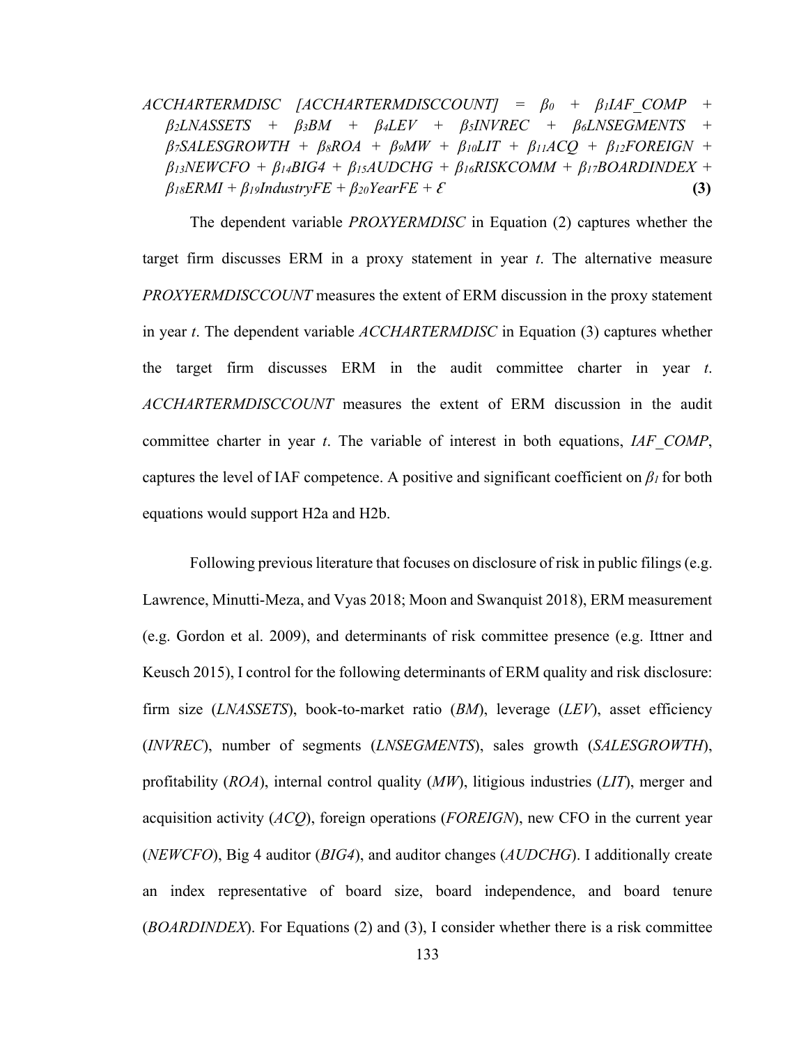$$ACCHARTERMDISC\ [ACCHARTERMDISCCOUNT] = \beta_0 + \beta_1 IAF\_COMP + \beta_2 LNASSETS + \beta_3 BM + \beta_4 LEV + \beta_5 INVREC + \beta_6 LNSEGMENTS + \beta_7 SALESGROWTH + \beta_8 ROA + \beta_9 MW + \beta_{10} LIT + \beta_{11} ACQ + \beta_{12} FOREIGN + \beta_{13} NEWCFO + \beta_{14} BIG4 + \beta_{15} AUDCHG + \beta_{16} RISKCOMM + \beta_{17} BOARDINDEX + \beta_{18} ERMI + \beta_{19} IndustryFE + \beta_{20} YearFE + \mathcal{E} \quad \textbf{(3)}$$

The dependent variable *PROXYERMDISC* in Equation (2) captures whether the target firm discusses ERM in a proxy statement in year *t*. The alternative measure *PROXYERMDISCCOUNT* measures the extent of ERM discussion in the proxy statement in year *t*. The dependent variable *ACCHARTERMDISC* in Equation (3) captures whether the target firm discusses ERM in the audit committee charter in year *t*. *ACCHARTERMDISCCOUNT* measures the extent of ERM discussion in the audit committee charter in year *t*. The variable of interest in both equations, *IAF_COMP*, captures the level of IAF competence. A positive and significant coefficient on $\beta_1$ for both equations would support H2a and H2b.

Following previous literature that focuses on disclosure of risk in public filings (e.g. Lawrence, Minutti-Meza, and Vyas 2018; Moon and Swanquist 2018), ERM measurement (e.g. Gordon et al. 2009), and determinants of risk committee presence (e.g. Ittner and Keusch 2015), I control for the following determinants of ERM quality and risk disclosure: firm size (*LNASSETS*), book-to-market ratio (*BM*), leverage (*LEV*), asset efficiency (*INVREC*), number of segments (*LNSEGMENTS*), sales growth (*SALESGROWTH*), profitability (*ROA*), internal control quality (*MW*), litigious industries (*LIT*), merger and acquisition activity (*ACQ*), foreign operations (*FOREIGN*), new CFO in the current year (*NEWCFO*), Big 4 auditor (*BIG4*), and auditor changes (*AUDCHG*). I additionally create an index representative of board size, board independence, and board tenure (*BOARDINDEX*). For Equations (2) and (3), I consider whether there is a risk committee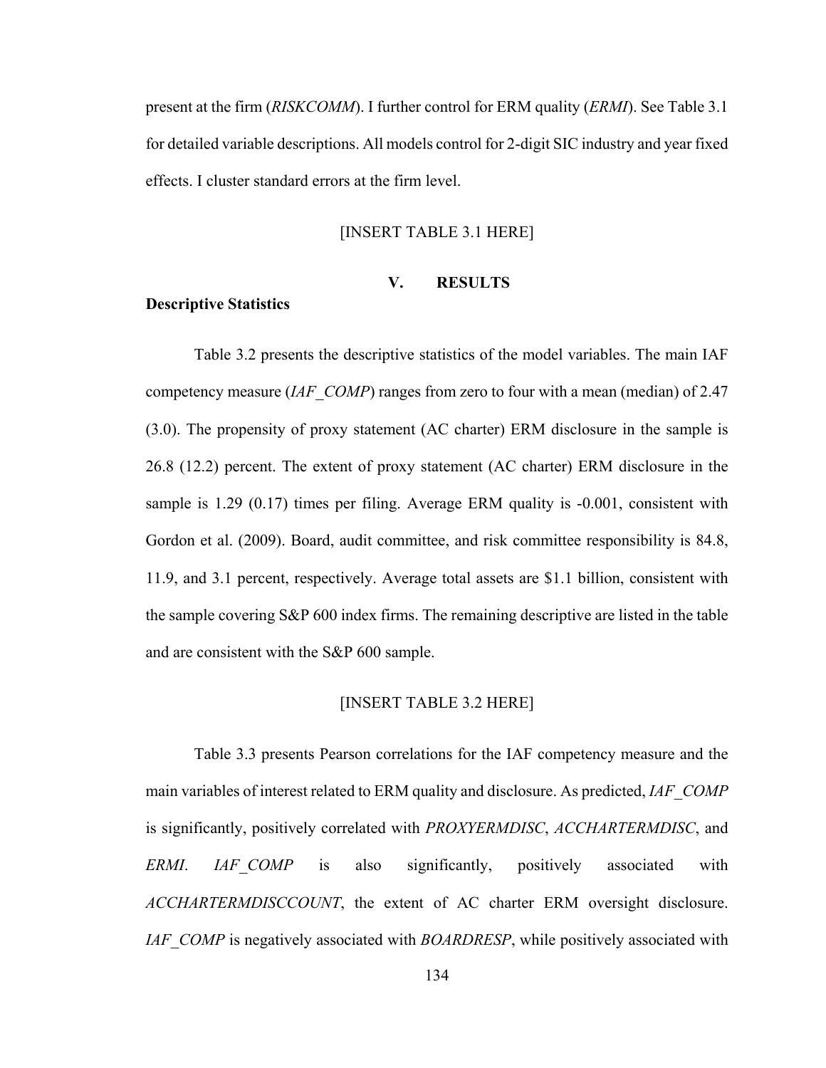present at the firm (*RISKCOMM*). I further control for ERM quality (*ERMI*). See Table 3.1 for detailed variable descriptions. All models control for 2-digit SIC industry and year fixed effects. I cluster standard errors at the firm level.

[INSERT TABLE 3.1 HERE]

## V. RESULTS

### Descriptive Statistics

Table 3.2 presents the descriptive statistics of the model variables. The main IAF competency measure (*IAF_COMP*) ranges from zero to four with a mean (median) of 2.47 (3.0). The propensity of proxy statement (AC charter) ERM disclosure in the sample is 26.8 (12.2) percent. The extent of proxy statement (AC charter) ERM disclosure in the sample is 1.29 (0.17) times per filing. Average ERM quality is -0.001, consistent with Gordon et al. (2009). Board, audit committee, and risk committee responsibility is 84.8, 11.9, and 3.1 percent, respectively. Average total assets are $1.1 billion, consistent with the sample covering S&P 600 index firms. The remaining descriptive are listed in the table and are consistent with the S&P 600 sample.

[INSERT TABLE 3.2 HERE]

Table 3.3 presents Pearson correlations for the IAF competency measure and the main variables of interest related to ERM quality and disclosure. As predicted, *IAF_COMP* is significantly, positively correlated with *PROXYERMDISC*, *ACCHARTERMDISC*, and *ERMI*. *IAF_COMP* is also significantly, positively associated with *ACCHARTERMDISCCOUNT*, the extent of AC charter ERM oversight disclosure. *IAF_COMP* is negatively associated with *BOARDRESP*, while positively associated with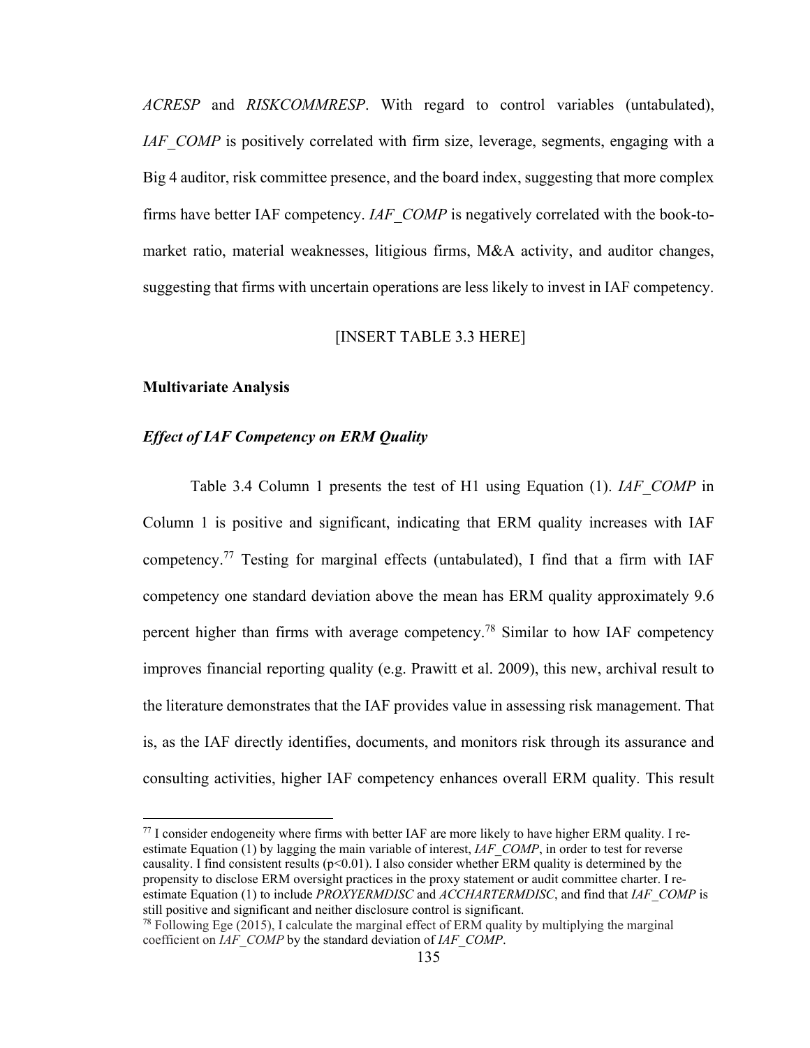*ACRESP* and *RISKCOMMRESP*. With regard to control variables (untabulated), *IAF_COMP* is positively correlated with firm size, leverage, segments, engaging with a Big 4 auditor, risk committee presence, and the board index, suggesting that more complex firms have better IAF competency. *IAF_COMP* is negatively correlated with the book-to-market ratio, material weaknesses, litigious firms, M&A activity, and auditor changes, suggesting that firms with uncertain operations are less likely to invest in IAF competency.

[INSERT TABLE 3.3 HERE]

**Multivariate Analysis**

***Effect of IAF Competency on ERM Quality***

Table 3.4 Column 1 presents the test of H1 using Equation (1). *IAF_COMP* in Column 1 is positive and significant, indicating that ERM quality increases with IAF competency.[77] Testing for marginal effects (untabulated), I find that a firm with IAF competency one standard deviation above the mean has ERM quality approximately 9.6 percent higher than firms with average competency.[78] Similar to how IAF competency improves financial reporting quality (e.g. Prawitt et al. 2009), this new, archival result to the literature demonstrates that the IAF provides value in assessing risk management. That is, as the IAF directly identifies, documents, and monitors risk through its assurance and consulting activities, higher IAF competency enhances overall ERM quality. This result

---

[77] I consider endogeneity where firms with better IAF are more likely to have higher ERM quality. I re-estimate Equation (1) by lagging the main variable of interest, *IAF_COMP*, in order to test for reverse causality. I find consistent results ($p<0.01$). I also consider whether ERM quality is determined by the propensity to disclose ERM oversight practices in the proxy statement or audit committee charter. I re-estimate Equation (1) to include *PROXYERMDISC* and *ACCHARTERMDISC*, and find that *IAF_COMP* is still positive and significant and neither disclosure control is significant.

[78] Following Ege (2015), I calculate the marginal effect of ERM quality by multiplying the marginal coefficient on *IAF_COMP* by the standard deviation of *IAF_COMP*.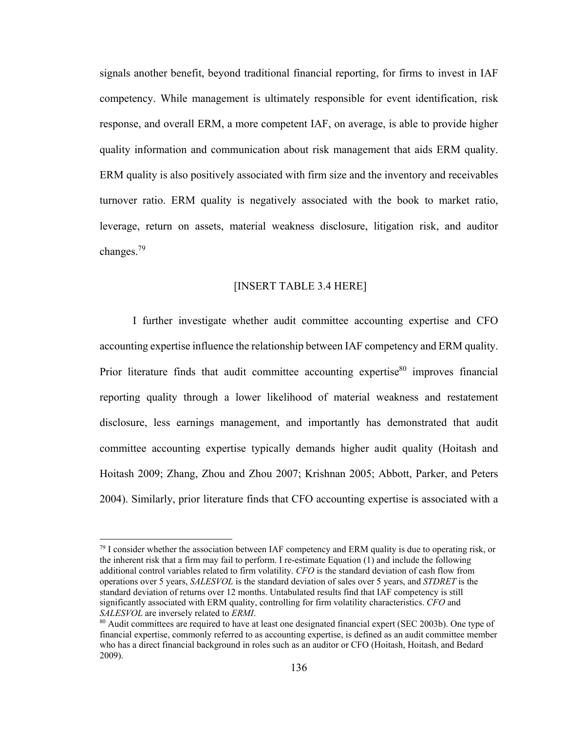signals another benefit, beyond traditional financial reporting, for firms to invest in IAF competency. While management is ultimately responsible for event identification, risk response, and overall ERM, a more competent IAF, on average, is able to provide higher quality information and communication about risk management that aids ERM quality. ERM quality is also positively associated with firm size and the inventory and receivables turnover ratio. ERM quality is negatively associated with the book to market ratio, leverage, return on assets, material weakness disclosure, litigation risk, and auditor changes.[79]

[INSERT TABLE 3.4 HERE]

I further investigate whether audit committee accounting expertise and CFO accounting expertise influence the relationship between IAF competency and ERM quality. Prior literature finds that audit committee accounting expertise[80] improves financial reporting quality through a lower likelihood of material weakness and restatement disclosure, less earnings management, and importantly has demonstrated that audit committee accounting expertise typically demands higher audit quality (Hoitash and Hoitash 2009; Zhang, Zhou and Zhou 2007; Krishnan 2005; Abbott, Parker, and Peters 2004). Similarly, prior literature finds that CFO accounting expertise is associated with a

[79] I consider whether the association between IAF competency and ERM quality is due to operating risk, or the inherent risk that a firm may fail to perform. I re-estimate Equation (1) and include the following additional control variables related to firm volatility. *CFO* is the standard deviation of cash flow from operations over 5 years, *SALESVOL* is the standard deviation of sales over 5 years, and *STDRET* is the standard deviation of returns over 12 months. Untabulated results find that IAF competency is still significantly associated with ERM quality, controlling for firm volatility characteristics. *CFO* and *SALESVOL* are inversely related to *ERMI*.

[80] Audit committees are required to have at least one designated financial expert (SEC 2003b). One type of financial expertise, commonly referred to as accounting expertise, is defined as an audit committee member who has a direct financial background in roles such as an auditor or CFO (Hoitash, Hoitash, and Bedard 2009).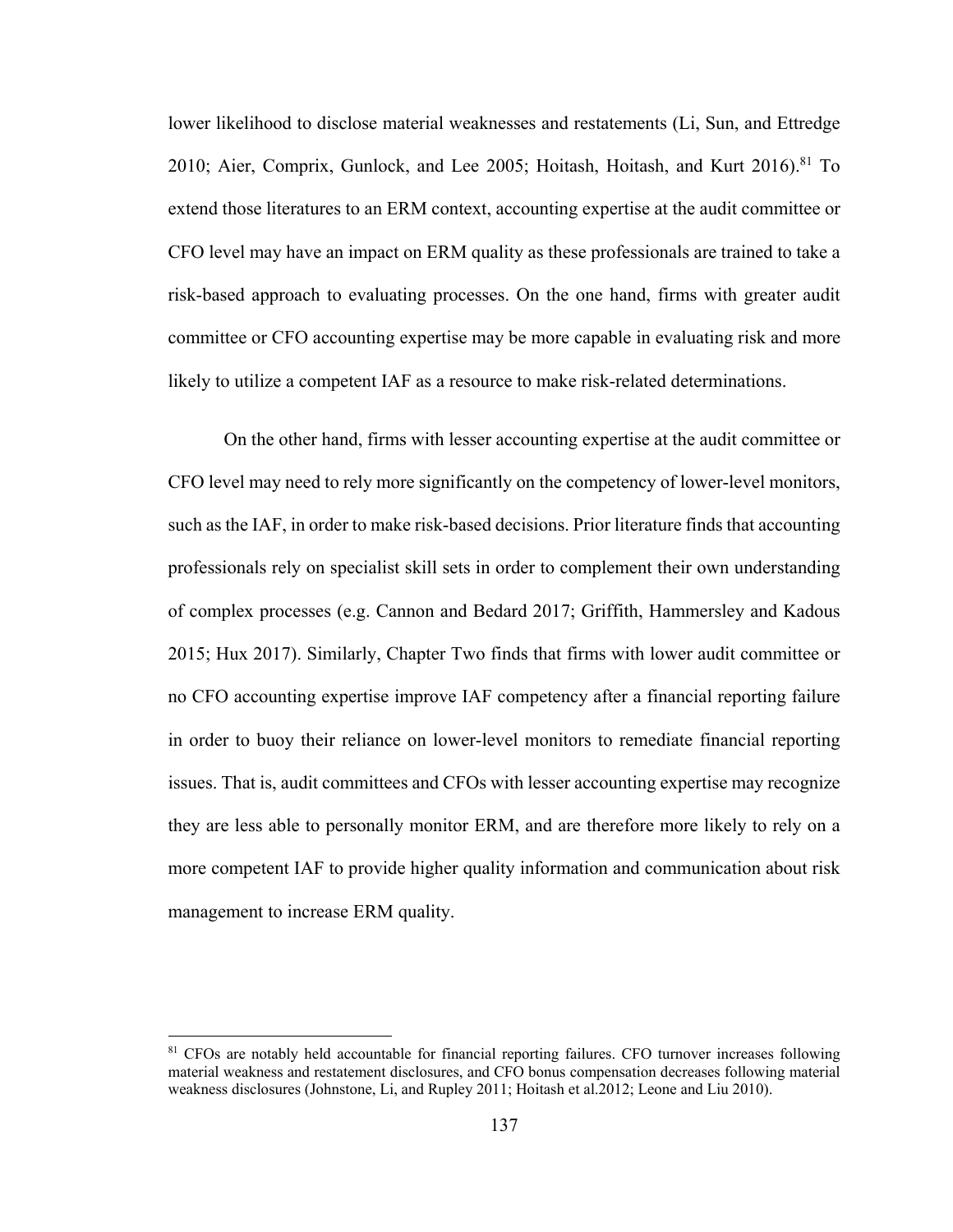lower likelihood to disclose material weaknesses and restatements (Li, Sun, and Ettredge 2010; Aier, Comprix, Gunlock, and Lee 2005; Hoitash, Hoitash, and Kurt 2016).[81] To extend those literatures to an ERM context, accounting expertise at the audit committee or CFO level may have an impact on ERM quality as these professionals are trained to take a risk-based approach to evaluating processes. On the one hand, firms with greater audit committee or CFO accounting expertise may be more capable in evaluating risk and more likely to utilize a competent IAF as a resource to make risk-related determinations.

On the other hand, firms with lesser accounting expertise at the audit committee or CFO level may need to rely more significantly on the competency of lower-level monitors, such as the IAF, in order to make risk-based decisions. Prior literature finds that accounting professionals rely on specialist skill sets in order to complement their own understanding of complex processes (e.g. Cannon and Bedard 2017; Griffith, Hammersley and Kadous 2015; Hux 2017). Similarly, Chapter Two finds that firms with lower audit committee or no CFO accounting expertise improve IAF competency after a financial reporting failure in order to buoy their reliance on lower-level monitors to remediate financial reporting issues. That is, audit committees and CFOs with lesser accounting expertise may recognize they are less able to personally monitor ERM, and are therefore more likely to rely on a more competent IAF to provide higher quality information and communication about risk management to increase ERM quality.

---

[81] CFOs are notably held accountable for financial reporting failures. CFO turnover increases following material weakness and restatement disclosures, and CFO bonus compensation decreases following material weakness disclosures (Johnstone, Li, and Rupley 2011; Hoitash et al.2012; Leone and Liu 2010).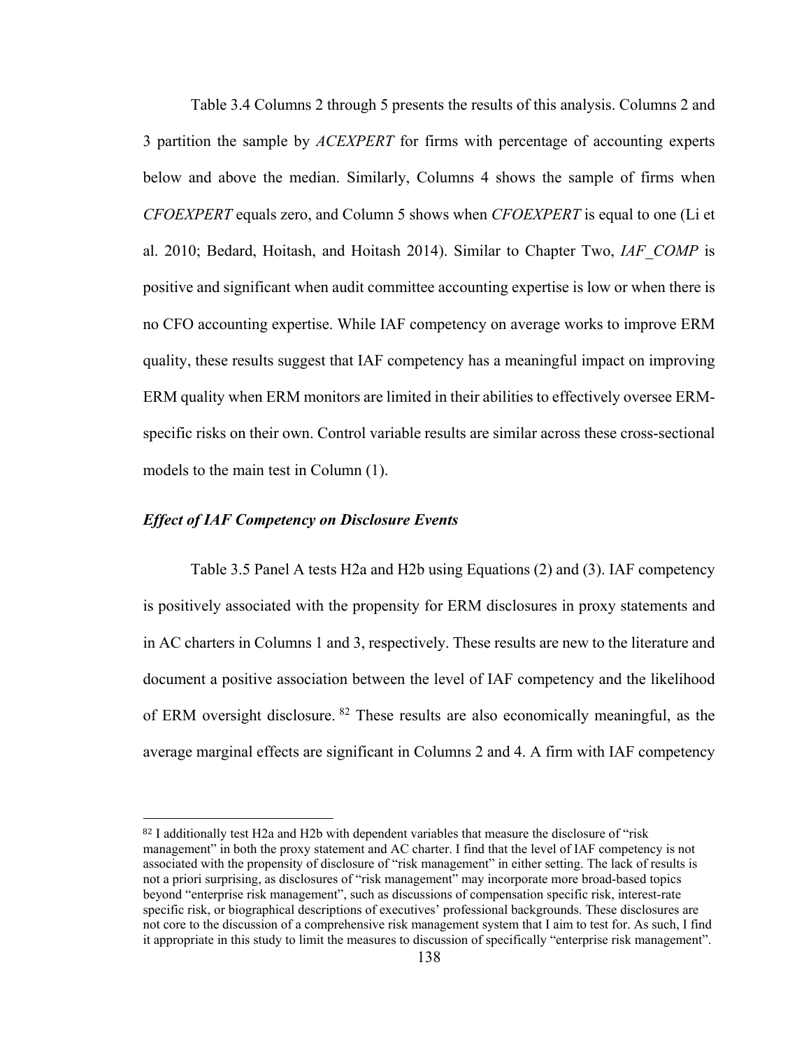Table 3.4 Columns 2 through 5 presents the results of this analysis. Columns 2 and 3 partition the sample by *ACEXPERT* for firms with percentage of accounting experts below and above the median. Similarly, Columns 4 shows the sample of firms when *CFOEXPERT* equals zero, and Column 5 shows when *CFOEXPERT* is equal to one (Li et al. 2010; Bedard, Hoitash, and Hoitash 2014). Similar to Chapter Two, *IAF_COMP* is positive and significant when audit committee accounting expertise is low or when there is no CFO accounting expertise. While IAF competency on average works to improve ERM quality, these results suggest that IAF competency has a meaningful impact on improving ERM quality when ERM monitors are limited in their abilities to effectively oversee ERM-specific risks on their own. Control variable results are similar across these cross-sectional models to the main test in Column (1).

### *Effect of IAF Competency on Disclosure Events*

Table 3.5 Panel A tests H2a and H2b using Equations (2) and (3). IAF competency is positively associated with the propensity for ERM disclosures in proxy statements and in AC charters in Columns 1 and 3, respectively. These results are new to the literature and document a positive association between the level of IAF competency and the likelihood of ERM oversight disclosure. [82] These results are also economically meaningful, as the average marginal effects are significant in Columns 2 and 4. A firm with IAF competency

---

[82] I additionally test H2a and H2b with dependent variables that measure the disclosure of "risk management" in both the proxy statement and AC charter. I find that the level of IAF competency is not associated with the propensity of disclosure of "risk management" in either setting. The lack of results is not a priori surprising, as disclosures of "risk management" may incorporate more broad-based topics beyond "enterprise risk management", such as discussions of compensation specific risk, interest-rate specific risk, or biographical descriptions of executives' professional backgrounds. These disclosures are not core to the discussion of a comprehensive risk management system that I aim to test for. As such, I find it appropriate in this study to limit the measures to discussion of specifically "enterprise risk management".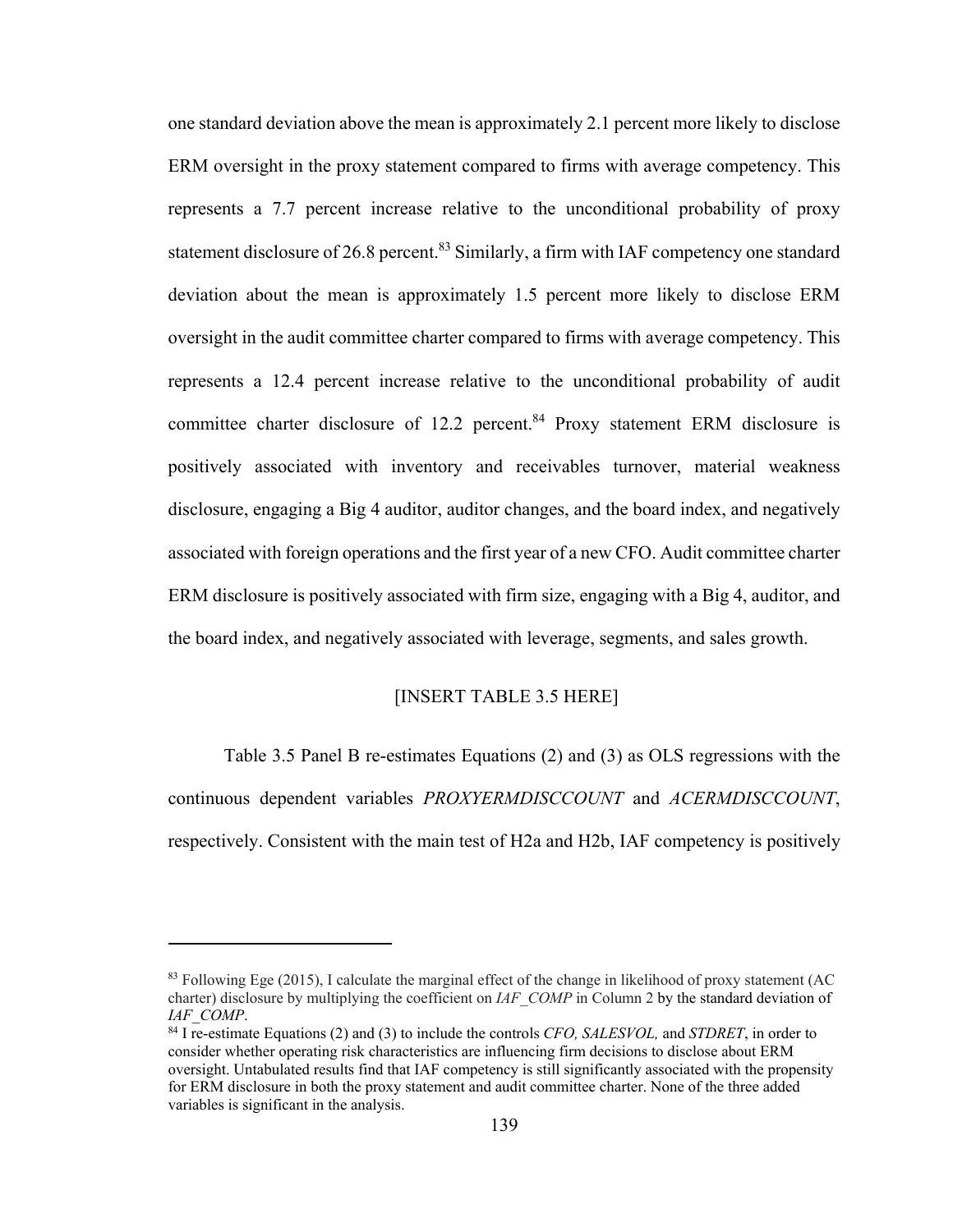one standard deviation above the mean is approximately 2.1 percent more likely to disclose ERM oversight in the proxy statement compared to firms with average competency. This represents a 7.7 percent increase relative to the unconditional probability of proxy statement disclosure of 26.8 percent.[83] Similarly, a firm with IAF competency one standard deviation about the mean is approximately 1.5 percent more likely to disclose ERM oversight in the audit committee charter compared to firms with average competency. This represents a 12.4 percent increase relative to the unconditional probability of audit committee charter disclosure of 12.2 percent.[84] Proxy statement ERM disclosure is positively associated with inventory and receivables turnover, material weakness disclosure, engaging a Big 4 auditor, auditor changes, and the board index, and negatively associated with foreign operations and the first year of a new CFO. Audit committee charter ERM disclosure is positively associated with firm size, engaging with a Big 4, auditor, and the board index, and negatively associated with leverage, segments, and sales growth.

[INSERT TABLE 3.5 HERE]

Table 3.5 Panel B re-estimates Equations (2) and (3) as OLS regressions with the continuous dependent variables *PROXYERMDISCCOUNT* and *ACERMDISCCOUNT*, respectively. Consistent with the main test of H2a and H2b, IAF competency is positively

---

[83] Following Ege (2015), I calculate the marginal effect of the change in likelihood of proxy statement (AC charter) disclosure by multiplying the coefficient on *IAF_COMP* in Column 2 by the standard deviation of *IAF_COMP*.

[84] I re-estimate Equations (2) and (3) to include the controls *CFO, SALESVOL,* and *STDRET*, in order to consider whether operating risk characteristics are influencing firm decisions to disclose about ERM oversight. Untabulated results find that IAF competency is still significantly associated with the propensity for ERM disclosure in both the proxy statement and audit committee charter. None of the three added variables is significant in the analysis.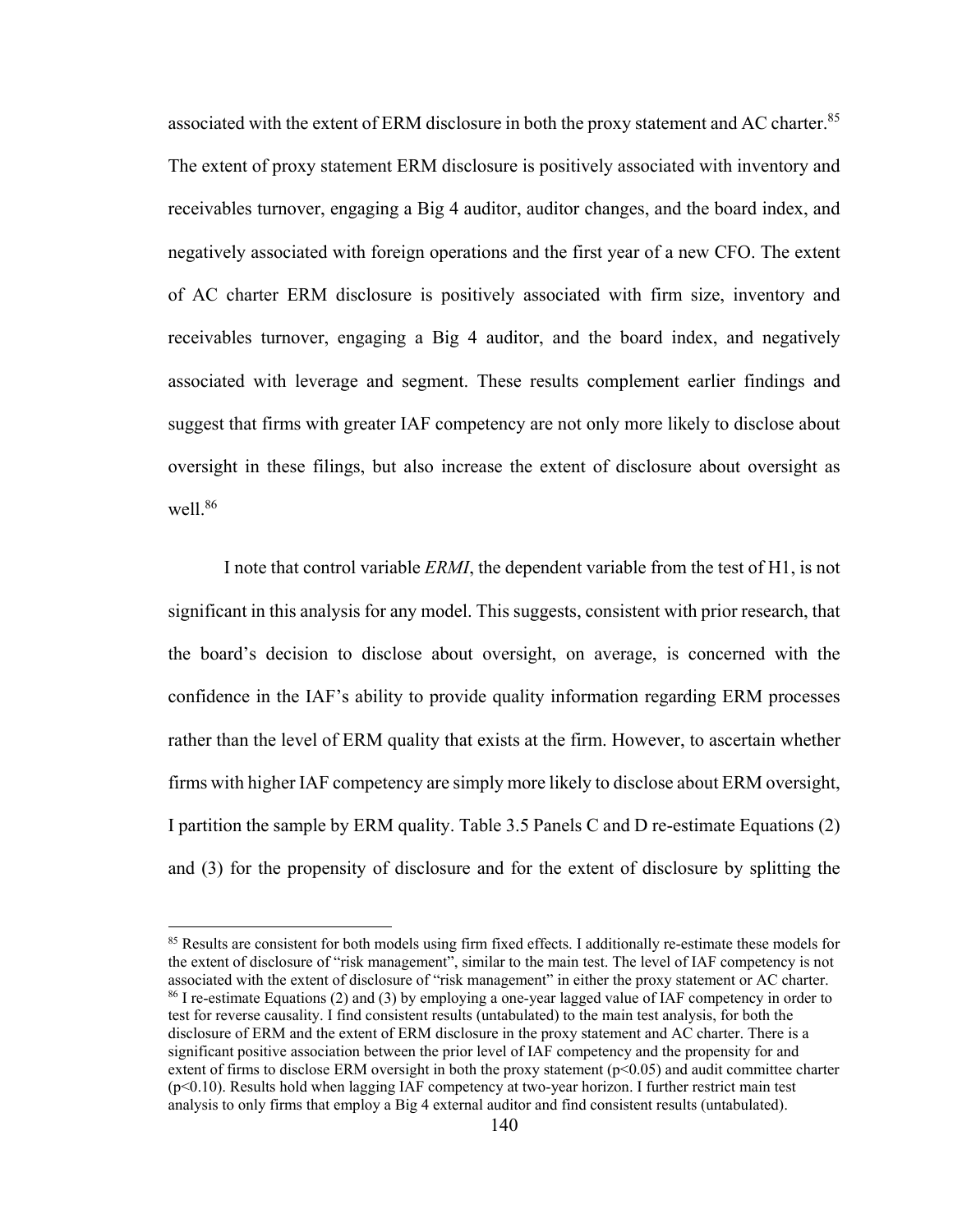associated with the extent of ERM disclosure in both the proxy statement and AC charter.[85] The extent of proxy statement ERM disclosure is positively associated with inventory and receivables turnover, engaging a Big 4 auditor, auditor changes, and the board index, and negatively associated with foreign operations and the first year of a new CFO. The extent of AC charter ERM disclosure is positively associated with firm size, inventory and receivables turnover, engaging a Big 4 auditor, and the board index, and negatively associated with leverage and segment. These results complement earlier findings and suggest that firms with greater IAF competency are not only more likely to disclose about oversight in these filings, but also increase the extent of disclosure about oversight as well.[86]

I note that control variable *ERMI*, the dependent variable from the test of H1, is not significant in this analysis for any model. This suggests, consistent with prior research, that the board's decision to disclose about oversight, on average, is concerned with the confidence in the IAF's ability to provide quality information regarding ERM processes rather than the level of ERM quality that exists at the firm. However, to ascertain whether firms with higher IAF competency are simply more likely to disclose about ERM oversight, I partition the sample by ERM quality. Table 3.5 Panels C and D re-estimate Equations (2) and (3) for the propensity of disclosure and for the extent of disclosure by splitting the

---

[85] Results are consistent for both models using firm fixed effects. I additionally re-estimate these models for the extent of disclosure of "risk management", similar to the main test. The level of IAF competency is not associated with the extent of disclosure of "risk management" in either the proxy statement or AC charter.

[86] I re-estimate Equations (2) and (3) by employing a one-year lagged value of IAF competency in order to test for reverse causality. I find consistent results (untabulated) to the main test analysis, for both the disclosure of ERM and the extent of ERM disclosure in the proxy statement and AC charter. There is a significant positive association between the prior level of IAF competency and the propensity for and extent of firms to disclose ERM oversight in both the proxy statement ($p<0.05$) and audit committee charter ($p<0.10$). Results hold when lagging IAF competency at two-year horizon. I further restrict main test analysis to only firms that employ a Big 4 external auditor and find consistent results (untabulated).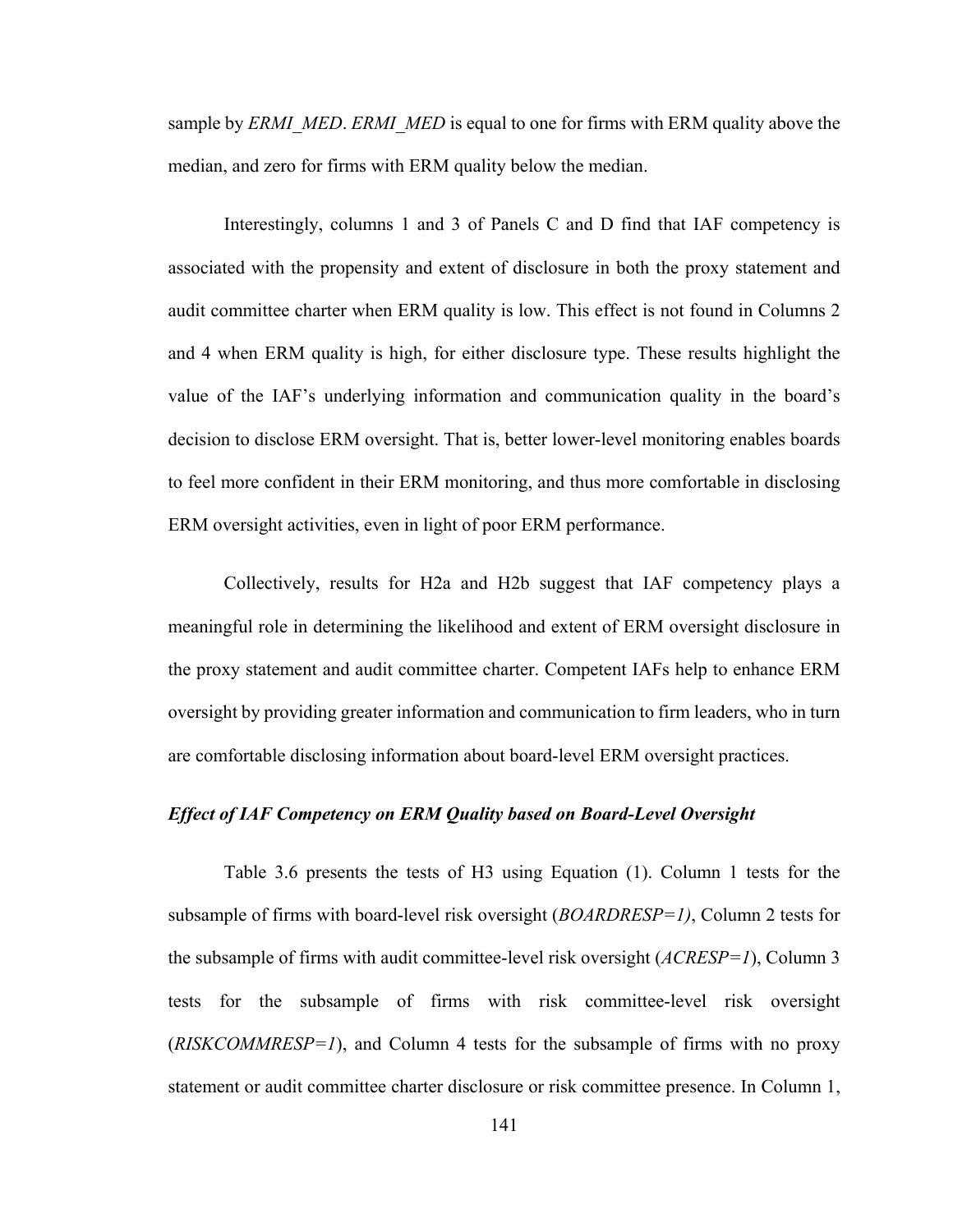sample by *ERMI_MED*. *ERMI_MED* is equal to one for firms with ERM quality above the median, and zero for firms with ERM quality below the median.

Interestingly, columns 1 and 3 of Panels C and D find that IAF competency is associated with the propensity and extent of disclosure in both the proxy statement and audit committee charter when ERM quality is low. This effect is not found in Columns 2 and 4 when ERM quality is high, for either disclosure type. These results highlight the value of the IAF's underlying information and communication quality in the board's decision to disclose ERM oversight. That is, better lower-level monitoring enables boards to feel more confident in their ERM monitoring, and thus more comfortable in disclosing ERM oversight activities, even in light of poor ERM performance.

Collectively, results for H2a and H2b suggest that IAF competency plays a meaningful role in determining the likelihood and extent of ERM oversight disclosure in the proxy statement and audit committee charter. Competent IAFs help to enhance ERM oversight by providing greater information and communication to firm leaders, who in turn are comfortable disclosing information about board-level ERM oversight practices.

### *Effect of IAF Competency on ERM Quality based on Board-Level Oversight*

Table 3.6 presents the tests of H3 using Equation (1). Column 1 tests for the subsample of firms with board-level risk oversight (*BOARDRESP=1)*, Column 2 tests for the subsample of firms with audit committee-level risk oversight (*ACRESP=1*), Column 3 tests for the subsample of firms with risk committee-level risk oversight (*RISKCOMMRESP=1*), and Column 4 tests for the subsample of firms with no proxy statement or audit committee charter disclosure or risk committee presence. In Column 1,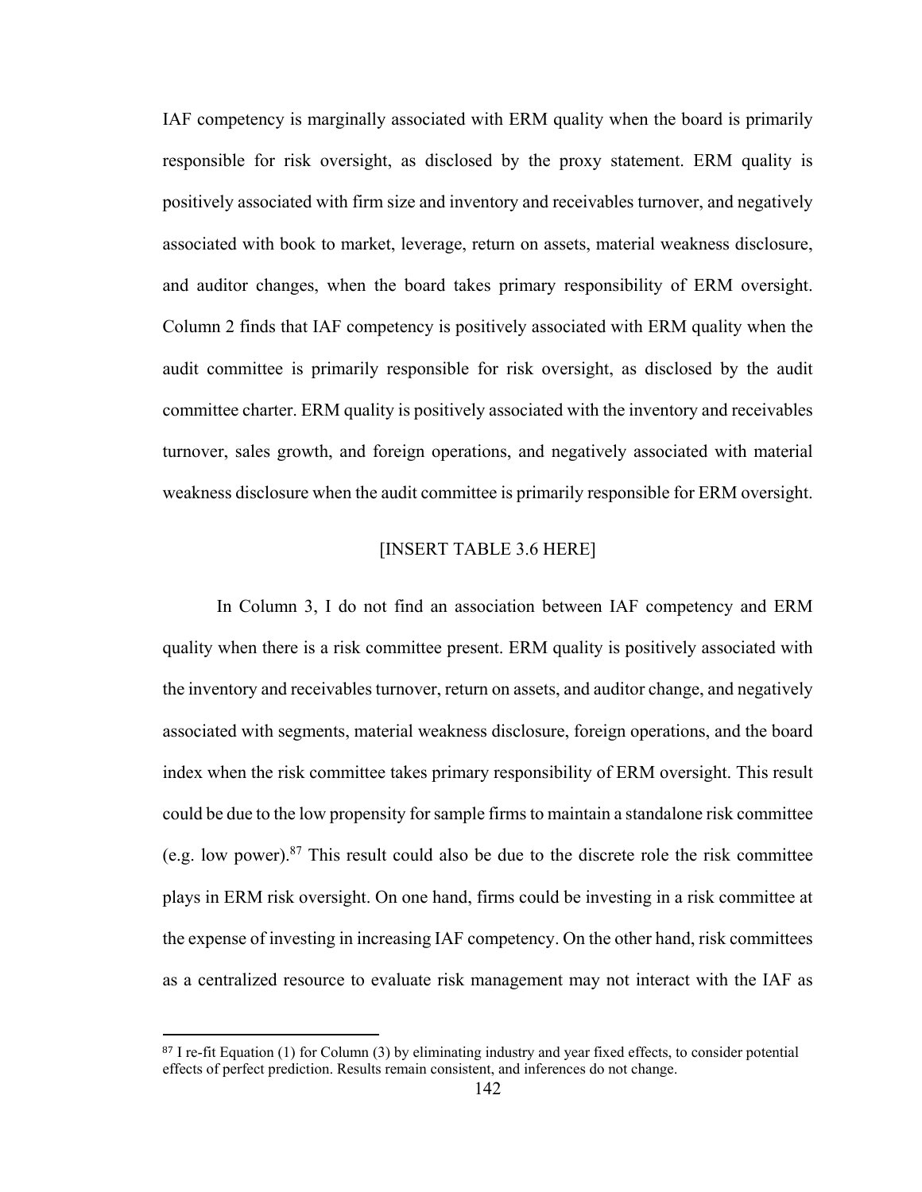IAF competency is marginally associated with ERM quality when the board is primarily responsible for risk oversight, as disclosed by the proxy statement. ERM quality is positively associated with firm size and inventory and receivables turnover, and negatively associated with book to market, leverage, return on assets, material weakness disclosure, and auditor changes, when the board takes primary responsibility of ERM oversight. Column 2 finds that IAF competency is positively associated with ERM quality when the audit committee is primarily responsible for risk oversight, as disclosed by the audit committee charter. ERM quality is positively associated with the inventory and receivables turnover, sales growth, and foreign operations, and negatively associated with material weakness disclosure when the audit committee is primarily responsible for ERM oversight.

[INSERT TABLE 3.6 HERE]

In Column 3, I do not find an association between IAF competency and ERM quality when there is a risk committee present. ERM quality is positively associated with the inventory and receivables turnover, return on assets, and auditor change, and negatively associated with segments, material weakness disclosure, foreign operations, and the board index when the risk committee takes primary responsibility of ERM oversight. This result could be due to the low propensity for sample firms to maintain a standalone risk committee (e.g. low power).[87] This result could also be due to the discrete role the risk committee plays in ERM risk oversight. On one hand, firms could be investing in a risk committee at the expense of investing in increasing IAF competency. On the other hand, risk committees as a centralized resource to evaluate risk management may not interact with the IAF as

[87] I re-fit Equation (1) for Column (3) by eliminating industry and year fixed effects, to consider potential effects of perfect prediction. Results remain consistent, and inferences do not change.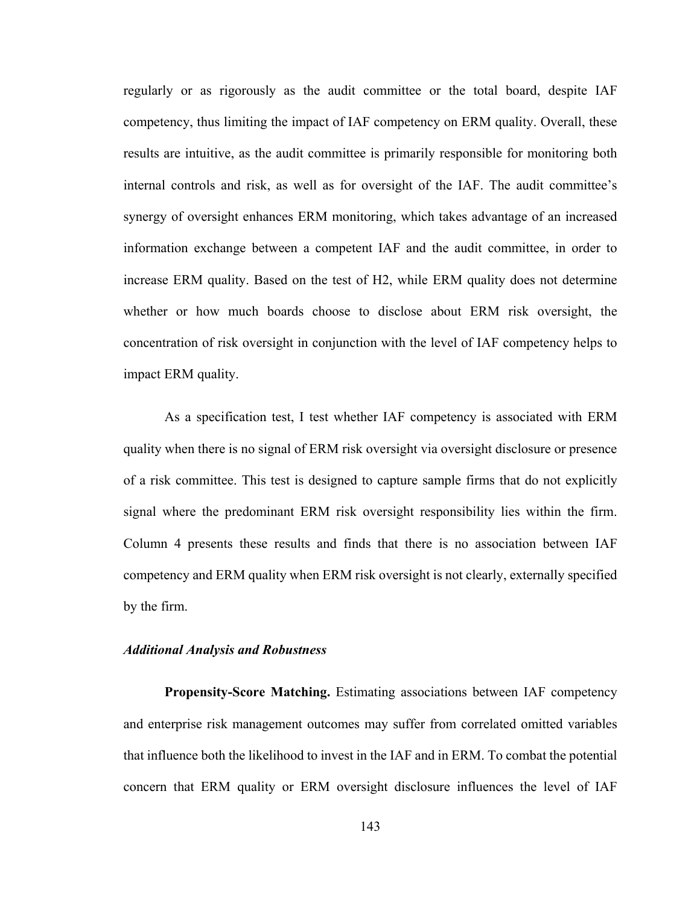regularly or as rigorously as the audit committee or the total board, despite IAF competency, thus limiting the impact of IAF competency on ERM quality. Overall, these results are intuitive, as the audit committee is primarily responsible for monitoring both internal controls and risk, as well as for oversight of the IAF. The audit committee's synergy of oversight enhances ERM monitoring, which takes advantage of an increased information exchange between a competent IAF and the audit committee, in order to increase ERM quality. Based on the test of H2, while ERM quality does not determine whether or how much boards choose to disclose about ERM risk oversight, the concentration of risk oversight in conjunction with the level of IAF competency helps to impact ERM quality.

As a specification test, I test whether IAF competency is associated with ERM quality when there is no signal of ERM risk oversight via oversight disclosure or presence of a risk committee. This test is designed to capture sample firms that do not explicitly signal where the predominant ERM risk oversight responsibility lies within the firm. Column 4 presents these results and finds that there is no association between IAF competency and ERM quality when ERM risk oversight is not clearly, externally specified by the firm.

### *Additional Analysis and Robustness*

**Propensity-Score Matching.** Estimating associations between IAF competency and enterprise risk management outcomes may suffer from correlated omitted variables that influence both the likelihood to invest in the IAF and in ERM. To combat the potential concern that ERM quality or ERM oversight disclosure influences the level of IAF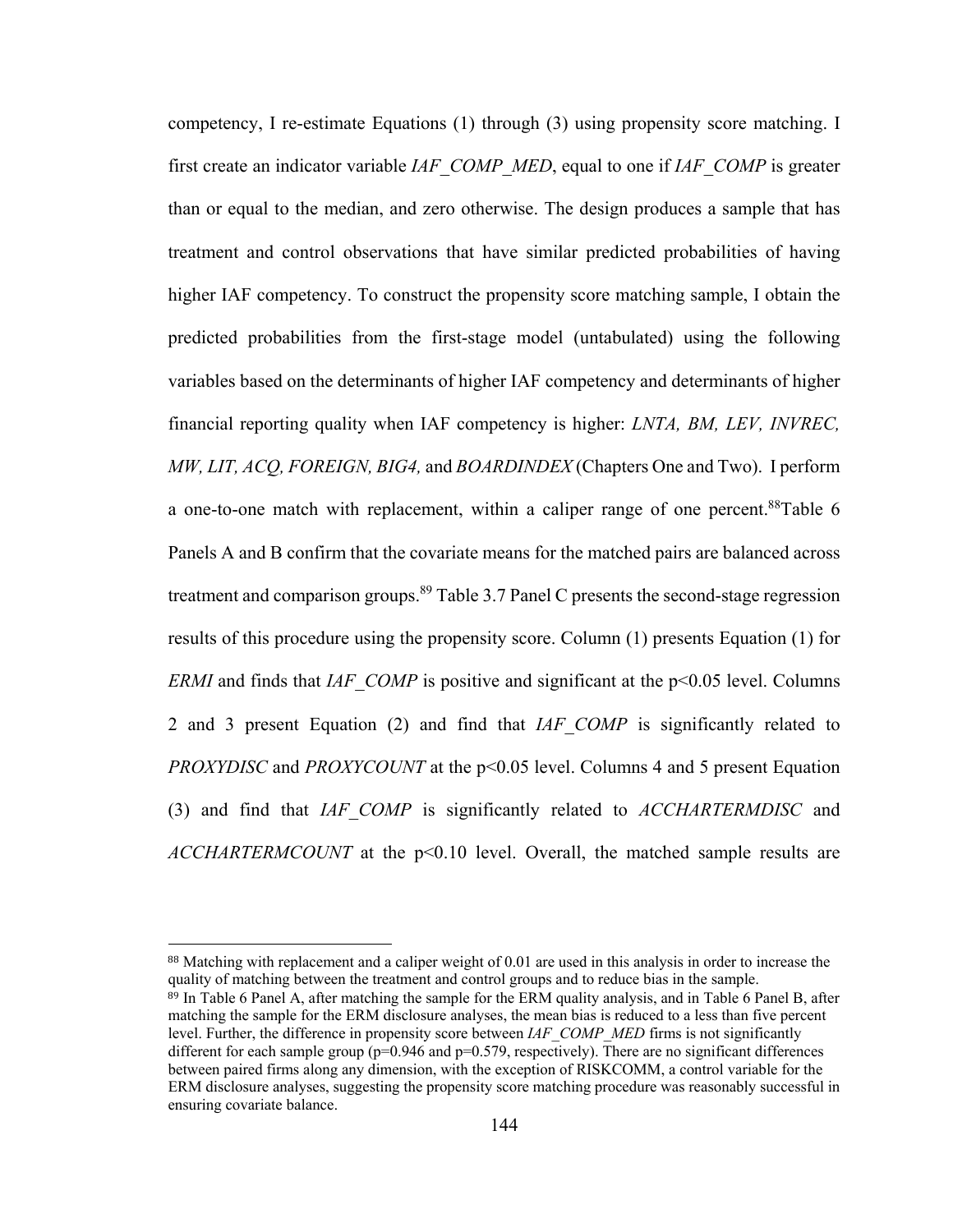competency, I re-estimate Equations (1) through (3) using propensity score matching. I first create an indicator variable *IAF_COMP_MED*, equal to one if *IAF_COMP* is greater than or equal to the median, and zero otherwise. The design produces a sample that has treatment and control observations that have similar predicted probabilities of having higher IAF competency. To construct the propensity score matching sample, I obtain the predicted probabilities from the first-stage model (untabulated) using the following variables based on the determinants of higher IAF competency and determinants of higher financial reporting quality when IAF competency is higher: *LNTA, BM, LEV, INVREC, MW, LIT, ACQ, FOREIGN, BIG4,* and *BOARDINDEX* (Chapters One and Two). I perform a one-to-one match with replacement, within a caliper range of one percent.[88] Table 6 Panels A and B confirm that the covariate means for the matched pairs are balanced across treatment and comparison groups.[89] Table 3.7 Panel C presents the second-stage regression results of this procedure using the propensity score. Column (1) presents Equation (1) for *ERMI* and finds that *IAF_COMP* is positive and significant at the $p<0.05$ level. Columns 2 and 3 present Equation (2) and find that *IAF_COMP* is significantly related to *PROXYDISC* and *PROXYCOUNT* at the $p<0.05$ level. Columns 4 and 5 present Equation (3) and find that *IAF_COMP* is significantly related to *ACCHARTERMDISC* and *ACCHARTERMCOUNT* at the $p<0.10$ level. Overall, the matched sample results are

---

[88] Matching with replacement and a caliper weight of 0.01 are used in this analysis in order to increase the quality of matching between the treatment and control groups and to reduce bias in the sample.

[89] In Table 6 Panel A, after matching the sample for the ERM quality analysis, and in Table 6 Panel B, after matching the sample for the ERM disclosure analyses, the mean bias is reduced to a less than five percent level. Further, the difference in propensity score between *IAF_COMP_MED* firms is not significantly different for each sample group ($p=0.946$ and $p=0.579$, respectively). There are no significant differences between paired firms along any dimension, with the exception of RISKCOMM, a control variable for the ERM disclosure analyses, suggesting the propensity score matching procedure was reasonably successful in ensuring covariate balance.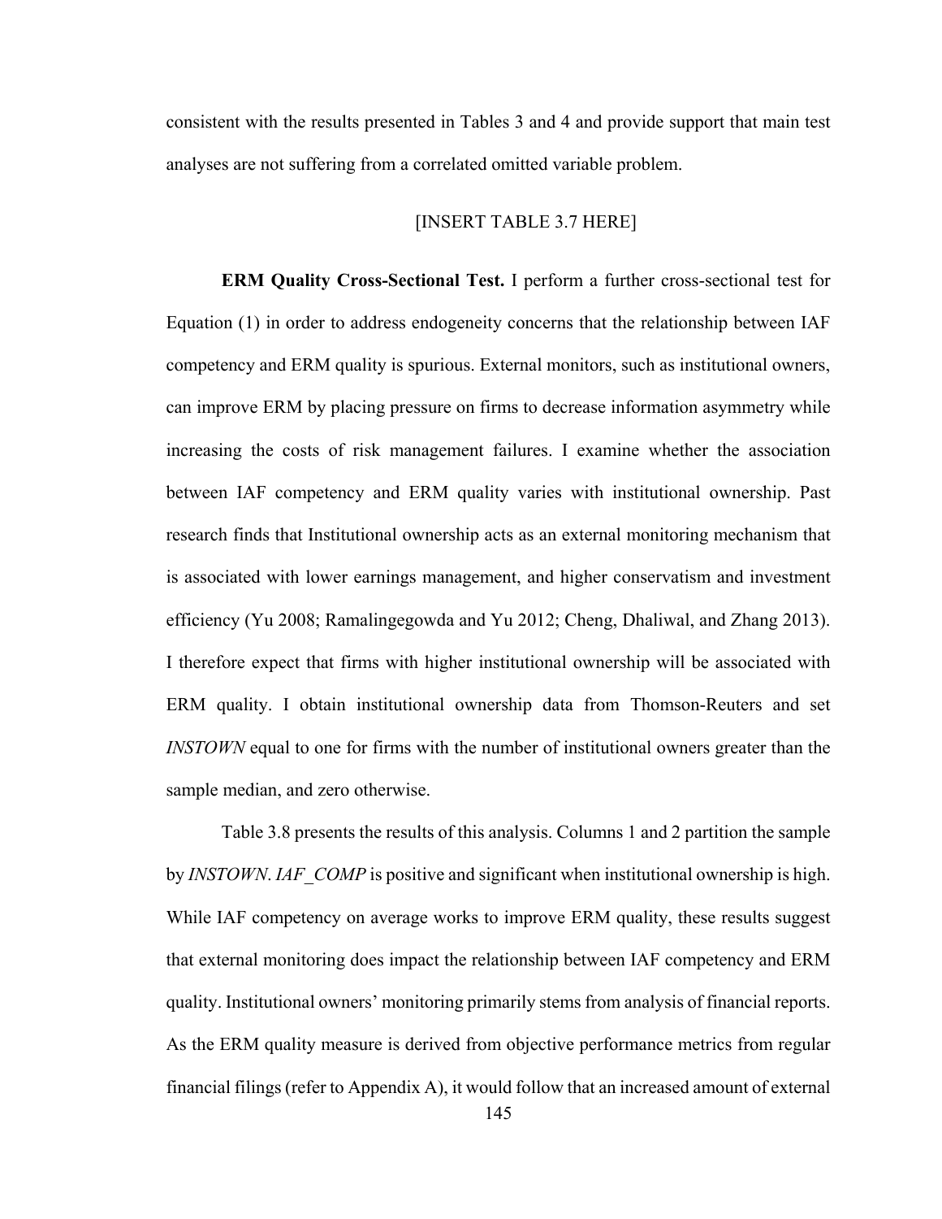consistent with the results presented in Tables 3 and 4 and provide support that main test analyses are not suffering from a correlated omitted variable problem.

[INSERT TABLE 3.7 HERE]

**ERM Quality Cross-Sectional Test.** I perform a further cross-sectional test for Equation (1) in order to address endogeneity concerns that the relationship between IAF competency and ERM quality is spurious. External monitors, such as institutional owners, can improve ERM by placing pressure on firms to decrease information asymmetry while increasing the costs of risk management failures. I examine whether the association between IAF competency and ERM quality varies with institutional ownership. Past research finds that Institutional ownership acts as an external monitoring mechanism that is associated with lower earnings management, and higher conservatism and investment efficiency (Yu 2008; Ramalingegowda and Yu 2012; Cheng, Dhaliwal, and Zhang 2013). I therefore expect that firms with higher institutional ownership will be associated with ERM quality. I obtain institutional ownership data from Thomson-Reuters and set *INSTOWN* equal to one for firms with the number of institutional owners greater than the sample median, and zero otherwise.

Table 3.8 presents the results of this analysis. Columns 1 and 2 partition the sample by *INSTOWN*. *IAF_COMP* is positive and significant when institutional ownership is high. While IAF competency on average works to improve ERM quality, these results suggest that external monitoring does impact the relationship between IAF competency and ERM quality. Institutional owners' monitoring primarily stems from analysis of financial reports. As the ERM quality measure is derived from objective performance metrics from regular financial filings (refer to Appendix A), it would follow that an increased amount of external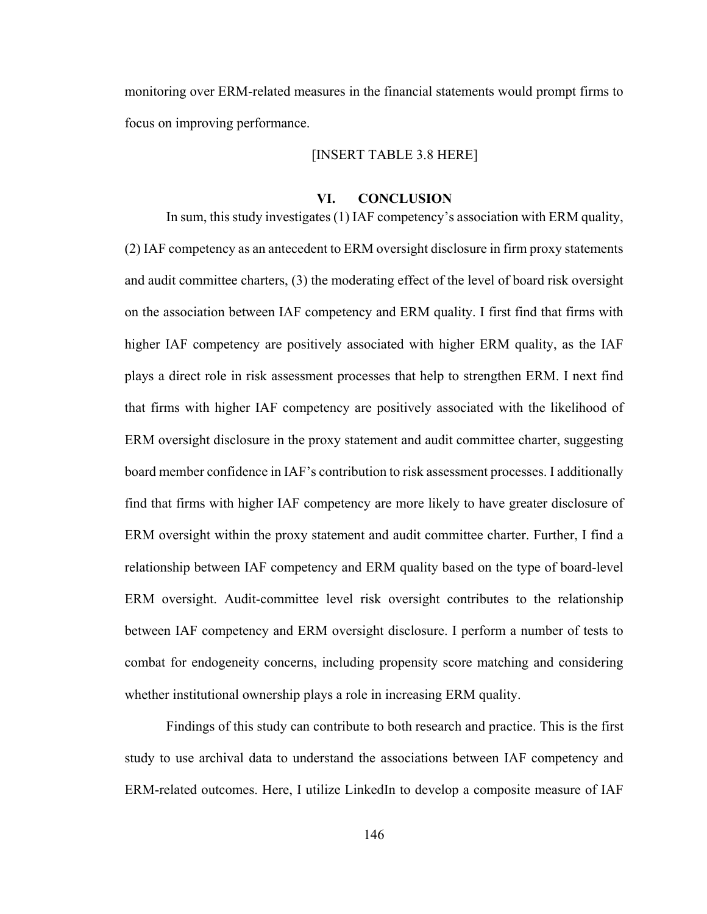monitoring over ERM-related measures in the financial statements would prompt firms to focus on improving performance.

[INSERT TABLE 3.8 HERE]

## VI. CONCLUSION

In sum, this study investigates (1) IAF competency's association with ERM quality, (2) IAF competency as an antecedent to ERM oversight disclosure in firm proxy statements and audit committee charters, (3) the moderating effect of the level of board risk oversight on the association between IAF competency and ERM quality. I first find that firms with higher IAF competency are positively associated with higher ERM quality, as the IAF plays a direct role in risk assessment processes that help to strengthen ERM. I next find that firms with higher IAF competency are positively associated with the likelihood of ERM oversight disclosure in the proxy statement and audit committee charter, suggesting board member confidence in IAF's contribution to risk assessment processes. I additionally find that firms with higher IAF competency are more likely to have greater disclosure of ERM oversight within the proxy statement and audit committee charter. Further, I find a relationship between IAF competency and ERM quality based on the type of board-level ERM oversight. Audit-committee level risk oversight contributes to the relationship between IAF competency and ERM oversight disclosure. I perform a number of tests to combat for endogeneity concerns, including propensity score matching and considering whether institutional ownership plays a role in increasing ERM quality.

Findings of this study can contribute to both research and practice. This is the first study to use archival data to understand the associations between IAF competency and ERM-related outcomes. Here, I utilize LinkedIn to develop a composite measure of IAF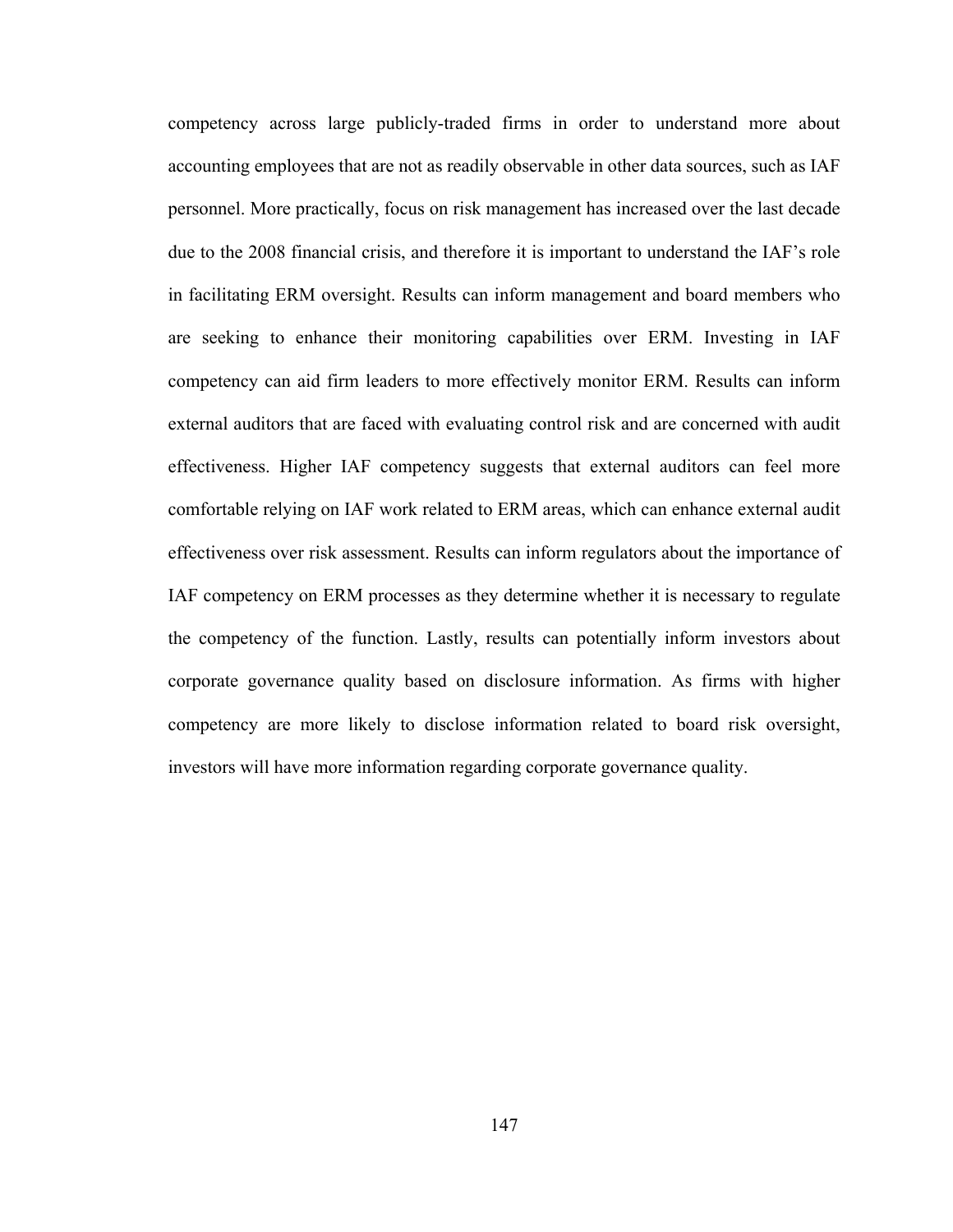competency across large publicly-traded firms in order to understand more about accounting employees that are not as readily observable in other data sources, such as IAF personnel. More practically, focus on risk management has increased over the last decade due to the 2008 financial crisis, and therefore it is important to understand the IAF's role in facilitating ERM oversight. Results can inform management and board members who are seeking to enhance their monitoring capabilities over ERM. Investing in IAF competency can aid firm leaders to more effectively monitor ERM. Results can inform external auditors that are faced with evaluating control risk and are concerned with audit effectiveness. Higher IAF competency suggests that external auditors can feel more comfortable relying on IAF work related to ERM areas, which can enhance external audit effectiveness over risk assessment. Results can inform regulators about the importance of IAF competency on ERM processes as they determine whether it is necessary to regulate the competency of the function. Lastly, results can potentially inform investors about corporate governance quality based on disclosure information. As firms with higher competency are more likely to disclose information related to board risk oversight, investors will have more information regarding corporate governance quality.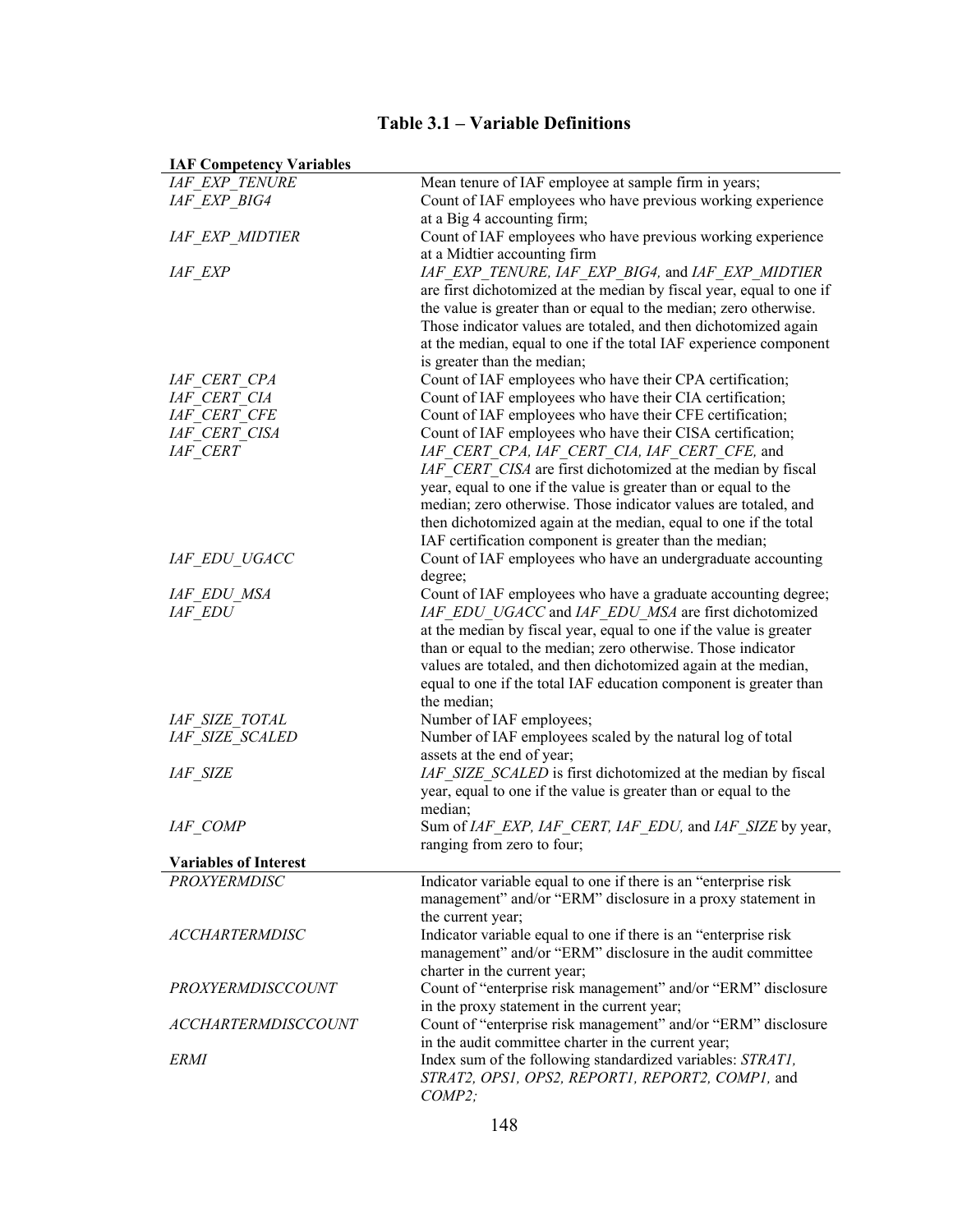# Table 3.1 – Variable Definitions

| **IAF Competency Variables** | |
|---|---|
| *IAF_EXP_TENURE* | Mean tenure of IAF employee at sample firm in years; |
| *IAF_EXP_BIG4* | Count of IAF employees who have previous working experience at a Big 4 accounting firm; |
| *IAF_EXP_MIDTIER* | Count of IAF employees who have previous working experience at a Midtier accounting firm |
| *IAF_EXP* | *IAF_EXP_TENURE, IAF_EXP_BIG4,* and *IAF_EXP_MIDTIER* are first dichotomized at the median by fiscal year, equal to one if the value is greater than or equal to the median; zero otherwise. Those indicator values are totaled, and then dichotomized again at the median, equal to one if the total IAF experience component is greater than the median; |
| *IAF_CERT_CPA* | Count of IAF employees who have their CPA certification; |
| *IAF_CERT_CIA* | Count of IAF employees who have their CIA certification; |
| *IAF_CERT_CFE* | Count of IAF employees who have their CFE certification; |
| *IAF_CERT_CISA* | Count of IAF employees who have their CISA certification; |
| *IAF_CERT* | *IAF_CERT_CPA, IAF_CERT_CIA, IAF_CERT_CFE,* and *IAF_CERT_CISA* are first dichotomized at the median by fiscal year, equal to one if the value is greater than or equal to the median; zero otherwise. Those indicator values are totaled, and then dichotomized again at the median, equal to one if the total IAF certification component is greater than the median; |
| *IAF_EDU_UGACC* | Count of IAF employees who have an undergraduate accounting degree; |
| *IAF_EDU_MSA* | Count of IAF employees who have a graduate accounting degree; |
| *IAF_EDU* | *IAF_EDU_UGACC* and *IAF_EDU_MSA* are first dichotomized at the median by fiscal year, equal to one if the value is greater than or equal to the median; zero otherwise. Those indicator values are totaled, and then dichotomized again at the median, equal to one if the total IAF education component is greater than the median; |
| *IAF_SIZE_TOTAL* | Number of IAF employees; |
| *IAF_SIZE_SCALED* | Number of IAF employees scaled by the natural log of total assets at the end of year; |
| *IAF_SIZE* | *IAF_SIZE_SCALED* is first dichotomized at the median by fiscal year, equal to one if the value is greater than or equal to the median; |
| *IAF_COMP* | Sum of *IAF_EXP, IAF_CERT, IAF_EDU,* and *IAF_SIZE* by year, ranging from zero to four; |
| **Variables of Interest** | |
| *PROXYERMDISC* | Indicator variable equal to one if there is an "enterprise risk management" and/or "ERM" disclosure in a proxy statement in the current year; |
| *ACCHARTERMDISC* | Indicator variable equal to one if there is an "enterprise risk management" and/or "ERM" disclosure in the audit committee charter in the current year; |
| *PROXYERMDISCCOUNT* | Count of "enterprise risk management" and/or "ERM" disclosure in the proxy statement in the current year; |
| *ACCHARTERMDISCCOUNT* | Count of "enterprise risk management" and/or "ERM" disclosure in the audit committee charter in the current year; |
| *ERMI* | Index sum of the following standardized variables: *STRAT1, STRAT2, OPS1, OPS2, REPORT1, REPORT2, COMP1,* and *COMP2;* |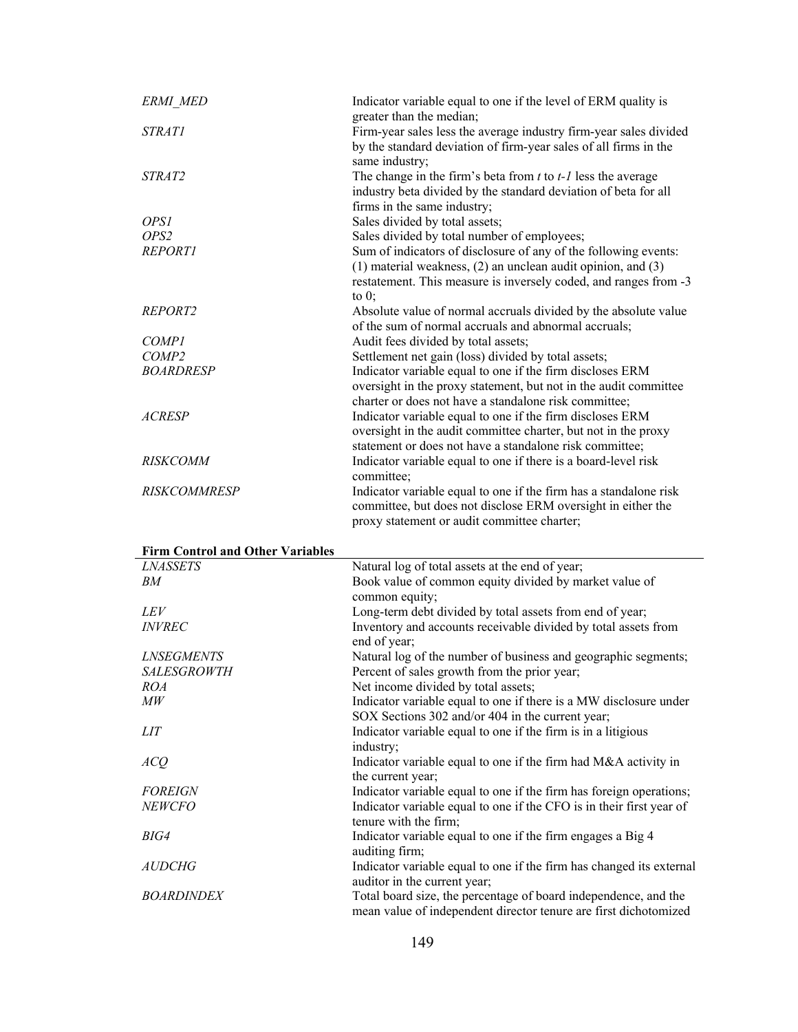| | |
|---|---|
| *ERMI_MED* | Indicator variable equal to one if the level of ERM quality is greater than the median; |
| *STRAT1* | Firm-year sales less the average industry firm-year sales divided by the standard deviation of firm-year sales of all firms in the same industry; |
| *STRAT2* | The change in the firm's beta from *t* to *t-1* less the average industry beta divided by the standard deviation of beta for all firms in the same industry; |
| *OPS1* | Sales divided by total assets; |
| *OPS2* | Sales divided by total number of employees; |
| *REPORT1* | Sum of indicators of disclosure of any of the following events: (1) material weakness, (2) an unclean audit opinion, and (3) restatement. This measure is inversely coded, and ranges from -3 to 0; |
| *REPORT2* | Absolute value of normal accruals divided by the absolute value of the sum of normal accruals and abnormal accruals; |
| *COMP1* | Audit fees divided by total assets; |
| *COMP2* | Settlement net gain (loss) divided by total assets; |
| *BOARDRESP* | Indicator variable equal to one if the firm discloses ERM oversight in the proxy statement, but not in the audit committee charter or does not have a standalone risk committee; |
| *ACRESP* | Indicator variable equal to one if the firm discloses ERM oversight in the audit committee charter, but not in the proxy statement or does not have a standalone risk committee; |
| *RISKCOMM* | Indicator variable equal to one if there is a board-level risk committee; |
| *RISKCOMMRESP* | Indicator variable equal to one if the firm has a standalone risk committee, but does not disclose ERM oversight in either the proxy statement or audit committee charter; |

| **Firm Control and Other Variables** | |
|---|---|
| *LNASSETS* | Natural log of total assets at the end of year; |
| *BM* | Book value of common equity divided by market value of common equity; |
| *LEV* | Long-term debt divided by total assets from end of year; |
| *INVREC* | Inventory and accounts receivable divided by total assets from end of year; |
| *LNSEGMENTS* | Natural log of the number of business and geographic segments; |
| *SALESGROWTH* | Percent of sales growth from the prior year; |
| *ROA* | Net income divided by total assets; |
| *MW* | Indicator variable equal to one if there is a MW disclosure under SOX Sections 302 and/or 404 in the current year; |
| *LIT* | Indicator variable equal to one if the firm is in a litigious industry; |
| *ACQ* | Indicator variable equal to one if the firm had M&A activity in the current year; |
| *FOREIGN* | Indicator variable equal to one if the firm has foreign operations; |
| *NEWCFO* | Indicator variable equal to one if the CFO is in their first year of tenure with the firm; |
| *BIG4* | Indicator variable equal to one if the firm engages a Big 4 auditing firm; |
| *AUDCHG* | Indicator variable equal to one if the firm has changed its external auditor in the current year; |
| *BOARDINDEX* | Total board size, the percentage of board independence, and the mean value of independent director tenure are first dichotomized |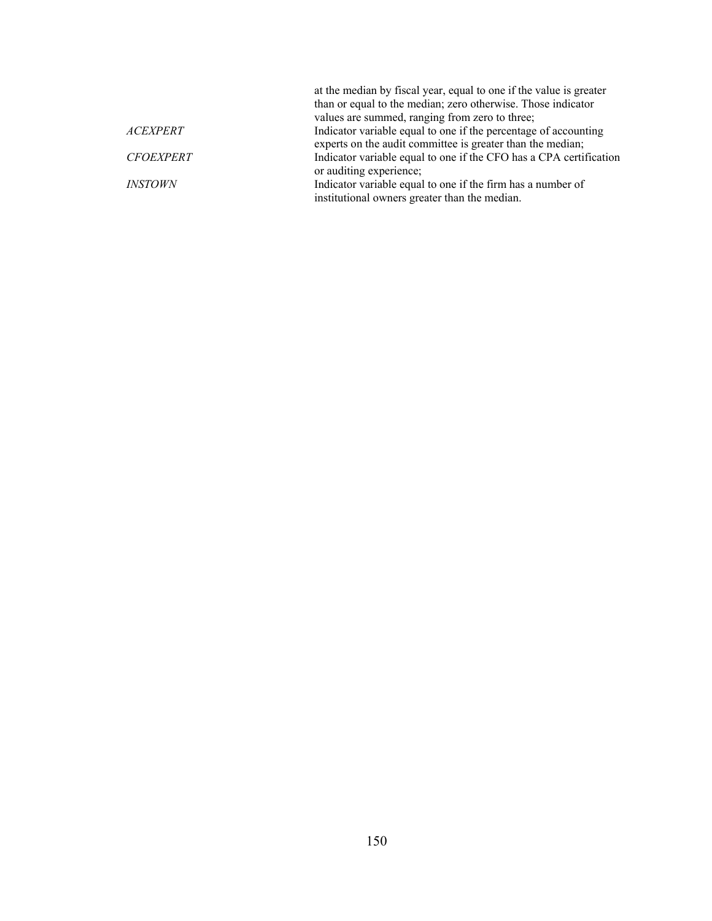|  |  |
| --- | --- |
|  | at the median by fiscal year, equal to one if the value is greater than or equal to the median; zero otherwise. Those indicator values are summed, ranging from zero to three; |
| *ACEXPERT* | Indicator variable equal to one if the percentage of accounting experts on the audit committee is greater than the median; |
| *CFOEXPERT* | Indicator variable equal to one if the CFO has a CPA certification or auditing experience; |
| *INSTOWN* | Indicator variable equal to one if the firm has a number of institutional owners greater than the median. |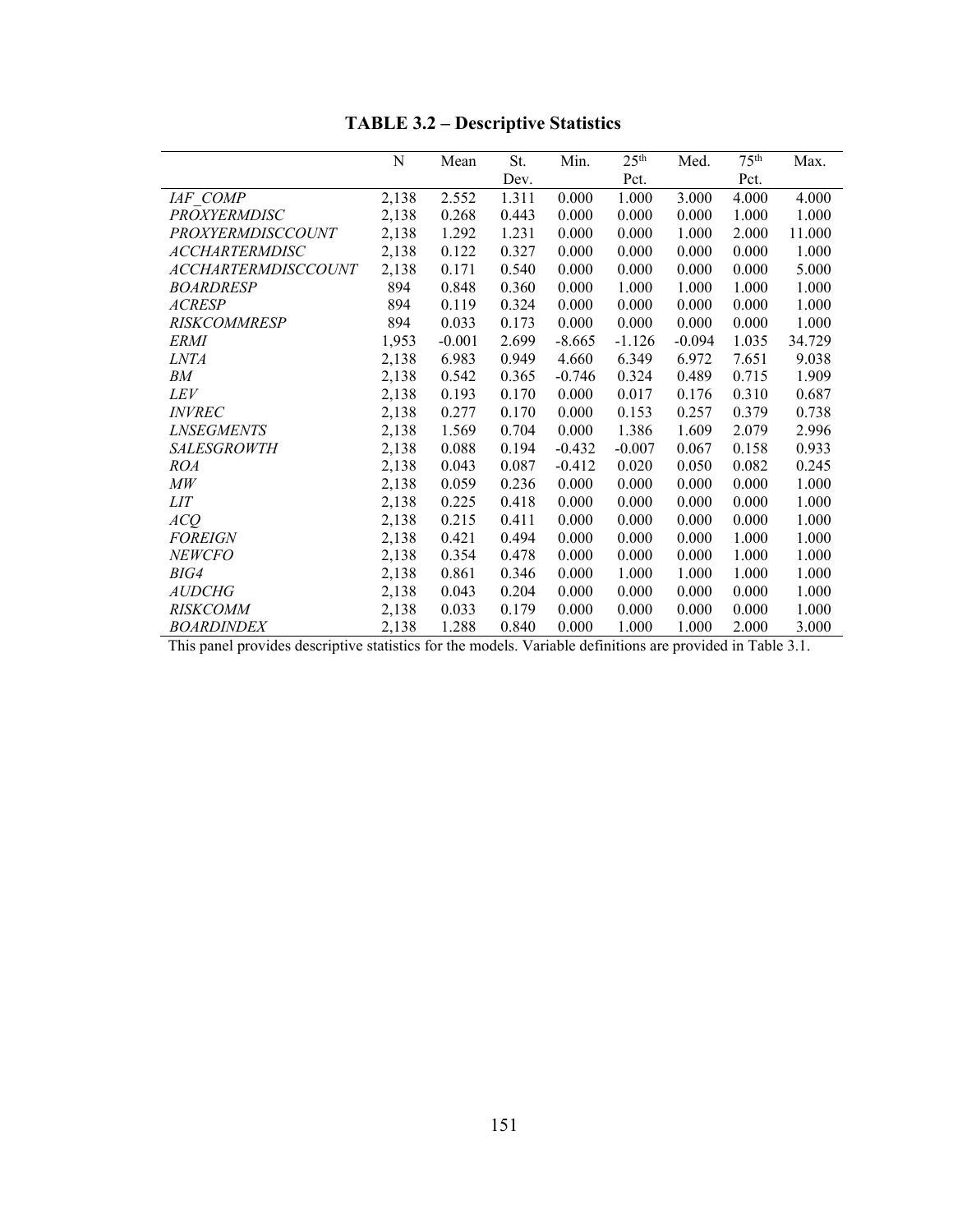# TABLE 3.2 – Descriptive Statistics

| | N | Mean | St. Dev. | Min. | 25th Pct. | Med. | 75th Pct. | Max. |
|---|---|---|---|---|---|---|---|---|
| *IAF_COMP* | 2,138 | 2.552 | 1.311 | 0.000 | 1.000 | 3.000 | 4.000 | 4.000 |
| *PROXYERMDISC* | 2,138 | 0.268 | 0.443 | 0.000 | 0.000 | 0.000 | 1.000 | 1.000 |
| *PROXYERMDISCCOUNT* | 2,138 | 1.292 | 1.231 | 0.000 | 0.000 | 1.000 | 2.000 | 11.000 |
| *ACCHARTERMDISC* | 2,138 | 0.122 | 0.327 | 0.000 | 0.000 | 0.000 | 0.000 | 1.000 |
| *ACCHARTERMDISCCOUNT* | 2,138 | 0.171 | 0.540 | 0.000 | 0.000 | 0.000 | 0.000 | 5.000 |
| *BOARDRESP* | 894 | 0.848 | 0.360 | 0.000 | 1.000 | 1.000 | 1.000 | 1.000 |
| *ACRESP* | 894 | 0.119 | 0.324 | 0.000 | 0.000 | 0.000 | 0.000 | 1.000 |
| *RISKCOMMRESP* | 894 | 0.033 | 0.173 | 0.000 | 0.000 | 0.000 | 0.000 | 1.000 |
| *ERMI* | 1,953 | -0.001 | 2.699 | -8.665 | -1.126 | -0.094 | 1.035 | 34.729 |
| *LNTA* | 2,138 | 6.983 | 0.949 | 4.660 | 6.349 | 6.972 | 7.651 | 9.038 |
| *BM* | 2,138 | 0.542 | 0.365 | -0.746 | 0.324 | 0.489 | 0.715 | 1.909 |
| *LEV* | 2,138 | 0.193 | 0.170 | 0.000 | 0.017 | 0.176 | 0.310 | 0.687 |
| *INVREC* | 2,138 | 0.277 | 0.170 | 0.000 | 0.153 | 0.257 | 0.379 | 0.738 |
| *LNSEGMENTS* | 2,138 | 1.569 | 0.704 | 0.000 | 1.386 | 1.609 | 2.079 | 2.996 |
| *SALESGROWTH* | 2,138 | 0.088 | 0.194 | -0.432 | -0.007 | 0.067 | 0.158 | 0.933 |
| *ROA* | 2,138 | 0.043 | 0.087 | -0.412 | 0.020 | 0.050 | 0.082 | 0.245 |
| *MW* | 2,138 | 0.059 | 0.236 | 0.000 | 0.000 | 0.000 | 0.000 | 1.000 |
| *LIT* | 2,138 | 0.225 | 0.418 | 0.000 | 0.000 | 0.000 | 0.000 | 1.000 |
| *ACQ* | 2,138 | 0.215 | 0.411 | 0.000 | 0.000 | 0.000 | 0.000 | 1.000 |
| *FOREIGN* | 2,138 | 0.421 | 0.494 | 0.000 | 0.000 | 0.000 | 1.000 | 1.000 |
| *NEWCFO* | 2,138 | 0.354 | 0.478 | 0.000 | 0.000 | 0.000 | 1.000 | 1.000 |
| *BIG4* | 2,138 | 0.861 | 0.346 | 0.000 | 1.000 | 1.000 | 1.000 | 1.000 |
| *AUDCHG* | 2,138 | 0.043 | 0.204 | 0.000 | 0.000 | 0.000 | 0.000 | 1.000 |
| *RISKCOMM* | 2,138 | 0.033 | 0.179 | 0.000 | 0.000 | 0.000 | 0.000 | 1.000 |
| *BOARDINDEX* | 2,138 | 1.288 | 0.840 | 0.000 | 1.000 | 1.000 | 2.000 | 3.000 |

This panel provides descriptive statistics for the models. Variable definitions are provided in Table 3.1.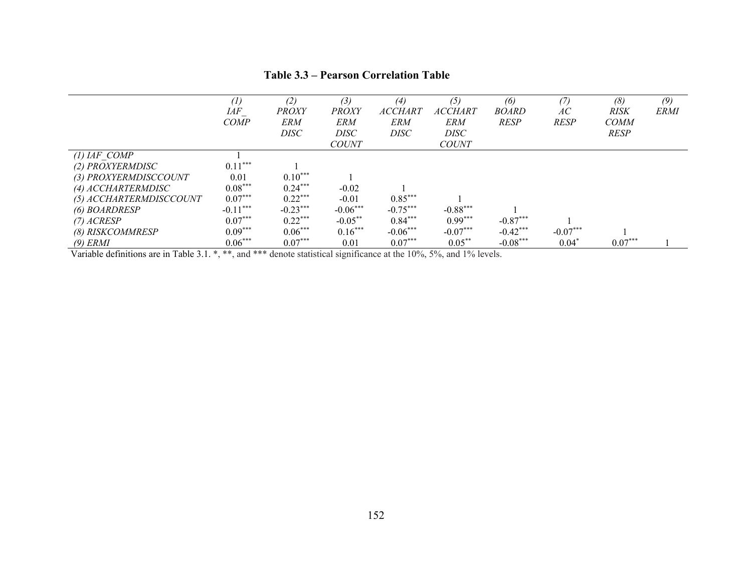## Table 3.3 – Pearson Correlation Table

| | (1) IAF_ COMP | (2) PROXY ERM DISC | (3) PROXY ERM DISC COUNT | (4) ACCHART ERM DISC | (5) ACCHART ERM DISC COUNT | (6) BOARD RESP | (7) AC RESP | (8) RISK COMM RESP | (9) ERMI |
|---|---|---|---|---|---|---|---|---|---|
| *(1) IAF_COMP* | 1 | | | | | | | | |
| *(2) PROXYERMDISC* | 0.11*** | 1 | | | | | | | |
| *(3) PROXYERMDISCCOUNT* | 0.01 | 0.10*** | 1 | | | | | | |
| *(4) ACCHARTERMDISC* | 0.08*** | 0.24*** | -0.02 | 1 | | | | | |
| *(5) ACCHARTERMDISCCOUNT* | 0.07*** | 0.22*** | -0.01 | 0.85*** | 1 | | | | |
| *(6) BOARDRESP* | -0.11*** | -0.23*** | -0.06*** | -0.75*** | -0.88*** | 1 | | | |
| *(7) ACRESP* | 0.07*** | 0.22*** | -0.05** | 0.84*** | 0.99*** | -0.87*** | 1 | | |
| *(8) RISKCOMMRESP* | 0.09*** | 0.06*** | 0.16*** | -0.06*** | -0.07*** | -0.42*** | -0.07*** | 1 | |
| *(9) ERMI* | 0.06*** | 0.07*** | 0.01 | 0.07*** | 0.05** | -0.08*** | 0.04* | 0.07*** | 1 |

Variable definitions are in Table 3.1. *, **, and *** denote statistical significance at the 10%, 5%, and 1% levels.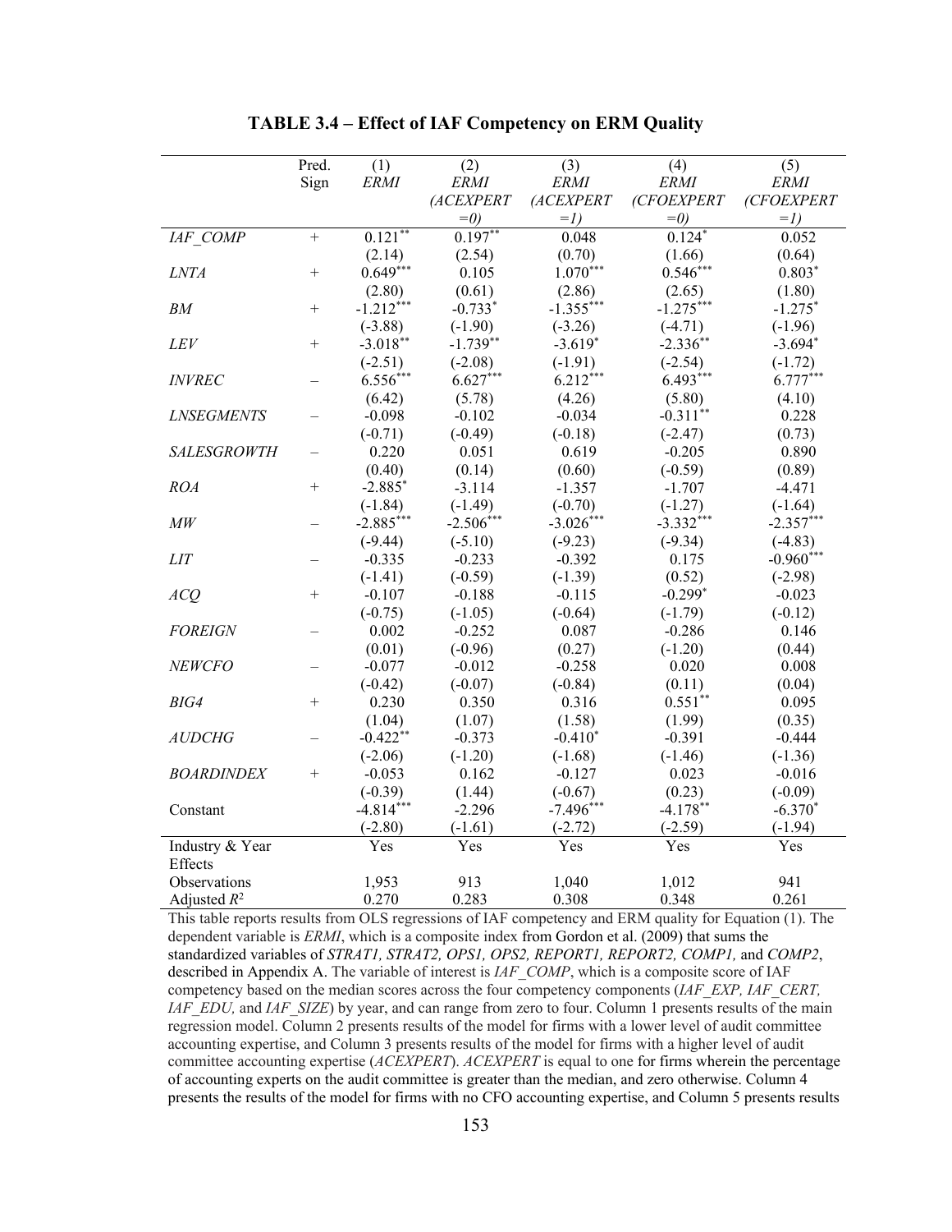**TABLE 3.4 – Effect of IAF Competency on ERM Quality**

| | Pred. Sign | (1) *ERMI* | (2) *ERMI* *(ACEXPERT =0)* | (3) *ERMI* *(ACEXPERT =1)* | (4) *ERMI* *(CFOEXPERT =0)* | (5) *ERMI* *(CFOEXPERT =1)* |
|---|---|---|---|---|---|---|
| *IAF_COMP* | + | 0.121** | 0.197** | 0.048 | 0.124* | 0.052 |
| | | (2.14) | (2.54) | (0.70) | (1.66) | (0.64) |
| *LNTA* | + | 0.649*** | 0.105 | 1.070*** | 0.546*** | 0.803* |
| | | (2.80) | (0.61) | (2.86) | (2.65) | (1.80) |
| *BM* | + | -1.212*** | -0.733* | -1.355*** | -1.275*** | -1.275* |
| | | (-3.88) | (-1.90) | (-3.26) | (-4.71) | (-1.96) |
| *LEV* | + | -3.018** | -1.739** | -3.619* | -2.336** | -3.694* |
| | | (-2.51) | (-2.08) | (-1.91) | (-2.54) | (-1.72) |
| *INVREC* | – | 6.556*** | 6.627*** | 6.212*** | 6.493*** | 6.777*** |
| | | (6.42) | (5.78) | (4.26) | (5.80) | (4.10) |
| *LNSEGMENTS* | – | -0.098 | -0.102 | -0.034 | -0.311** | 0.228 |
| | | (-0.71) | (-0.49) | (-0.18) | (-2.47) | (0.73) |
| *SALESGROWTH* | – | 0.220 | 0.051 | 0.619 | -0.205 | 0.890 |
| | | (0.40) | (0.14) | (0.60) | (-0.59) | (0.89) |
| *ROA* | + | -2.885* | -3.114 | -1.357 | -1.707 | -4.471 |
| | | (-1.84) | (-1.49) | (-0.70) | (-1.27) | (-1.64) |
| *MW* | – | -2.885*** | -2.506*** | -3.026*** | -3.332*** | -2.357*** |
| | | (-9.44) | (-5.10) | (-9.23) | (-9.34) | (-4.83) |
| *LIT* | – | -0.335 | -0.233 | -0.392 | 0.175 | -0.960*** |
| | | (-1.41) | (-0.59) | (-1.39) | (0.52) | (-2.98) |
| *ACQ* | + | -0.107 | -0.188 | -0.115 | -0.299* | -0.023 |
| | | (-0.75) | (-1.05) | (-0.64) | (-1.79) | (-0.12) |
| *FOREIGN* | – | 0.002 | -0.252 | 0.087 | -0.286 | 0.146 |
| | | (0.01) | (-0.96) | (0.27) | (-1.20) | (0.44) |
| *NEWCFO* | – | -0.077 | -0.012 | -0.258 | 0.020 | 0.008 |
| | | (-0.42) | (-0.07) | (-0.84) | (0.11) | (0.04) |
| *BIG4* | + | 0.230 | 0.350 | 0.316 | 0.551** | 0.095 |
| | | (1.04) | (1.07) | (1.58) | (1.99) | (0.35) |
| *AUDCHG* | – | -0.422** | -0.373 | -0.410* | -0.391 | -0.444 |
| | | (-2.06) | (-1.20) | (-1.68) | (-1.46) | (-1.36) |
| *BOARDINDEX* | + | -0.053 | 0.162 | -0.127 | 0.023 | -0.016 |
| | | (-0.39) | (1.44) | (-0.67) | (0.23) | (-0.09) |
| Constant | | -4.814*** | -2.296 | -7.496*** | -4.178** | -6.370* |
| | | (-2.80) | (-1.61) | (-2.72) | (-2.59) | (-1.94) |
| Industry & Year Effects | | Yes | Yes | Yes | Yes | Yes |
| Observations | | 1,953 | 913 | 1,040 | 1,012 | 941 |
| Adjusted $R^2$ | | 0.270 | 0.283 | 0.308 | 0.348 | 0.261 |

This table reports results from OLS regressions of IAF competency and ERM quality for Equation (1). The dependent variable is *ERMI*, which is a composite index from Gordon et al. (2009) that sums the standardized variables of *STRAT1, STRAT2, OPS1, OPS2, REPORT1, REPORT2, COMP1,* and *COMP2*, described in Appendix A. The variable of interest is *IAF_COMP*, which is a composite score of IAF competency based on the median scores across the four competency components (*IAF_EXP, IAF_CERT, IAF_EDU,* and *IAF_SIZE*) by year, and can range from zero to four. Column 1 presents results of the main regression model. Column 2 presents results of the model for firms with a lower level of audit committee accounting expertise, and Column 3 presents results of the model for firms with a higher level of audit committee accounting expertise (*ACEXPERT*). *ACEXPERT* is equal to one for firms wherein the percentage of accounting experts on the audit committee is greater than the median, and zero otherwise. Column 4 presents the results of the model for firms with no CFO accounting expertise, and Column 5 presents results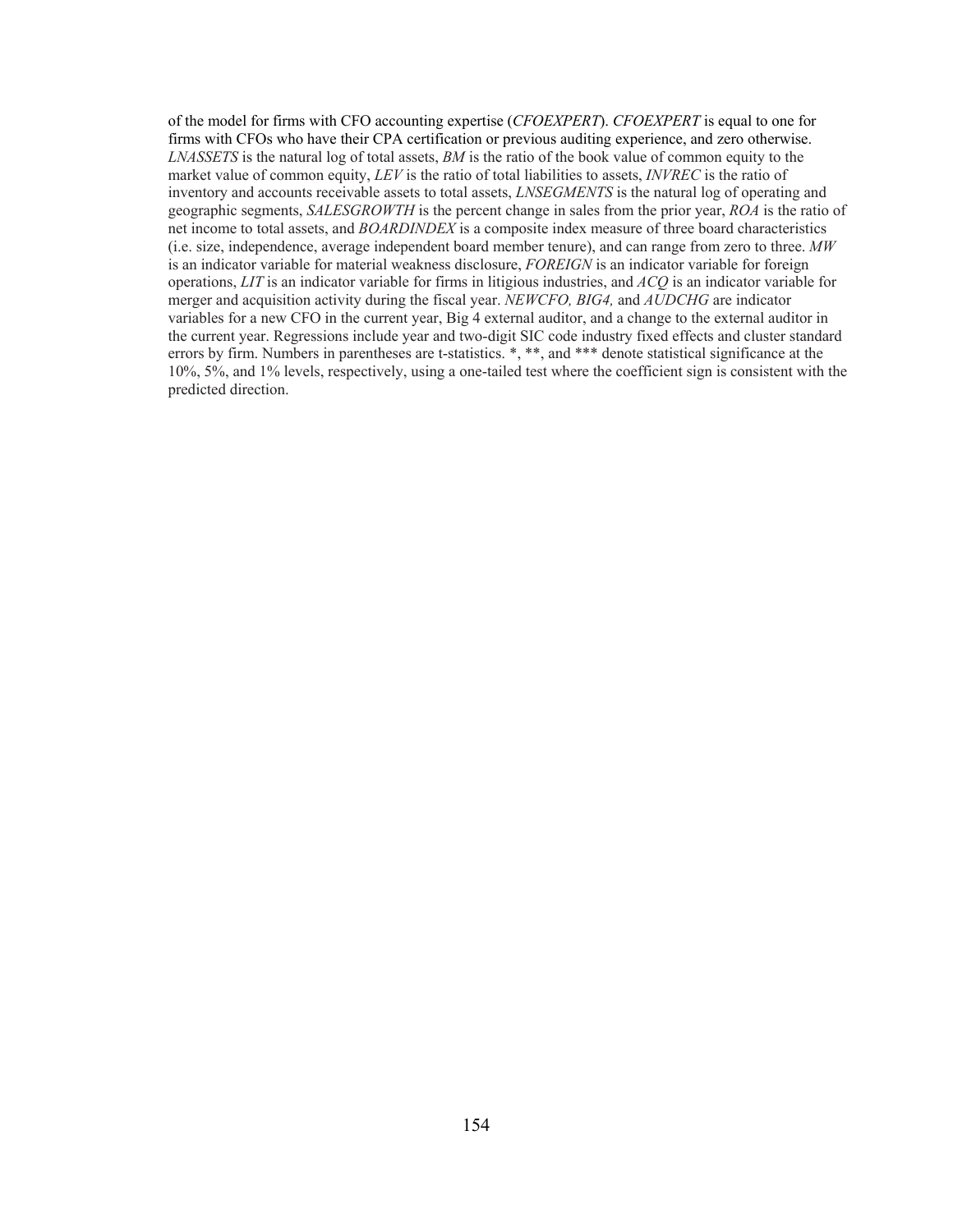of the model for firms with CFO accounting expertise (*CFOEXPERT*). *CFOEXPERT* is equal to one for firms with CFOs who have their CPA certification or previous auditing experience, and zero otherwise. *LNASSETS* is the natural log of total assets, *BM* is the ratio of the book value of common equity to the market value of common equity, *LEV* is the ratio of total liabilities to assets, *INVREC* is the ratio of inventory and accounts receivable assets to total assets, *LNSEGMENTS* is the natural log of operating and geographic segments, *SALESGROWTH* is the percent change in sales from the prior year, *ROA* is the ratio of net income to total assets, and *BOARDINDEX* is a composite index measure of three board characteristics (i.e. size, independence, average independent board member tenure), and can range from zero to three. *MW* is an indicator variable for material weakness disclosure, *FOREIGN* is an indicator variable for foreign operations, *LIT* is an indicator variable for firms in litigious industries, and *ACQ* is an indicator variable for merger and acquisition activity during the fiscal year. *NEWCFO, BIG4,* and *AUDCHG* are indicator variables for a new CFO in the current year, Big 4 external auditor, and a change to the external auditor in the current year. Regressions include year and two-digit SIC code industry fixed effects and cluster standard errors by firm. Numbers in parentheses are t-statistics. *, **, and *** denote statistical significance at the 10%, 5%, and 1% levels, respectively, using a one-tailed test where the coefficient sign is consistent with the predicted direction.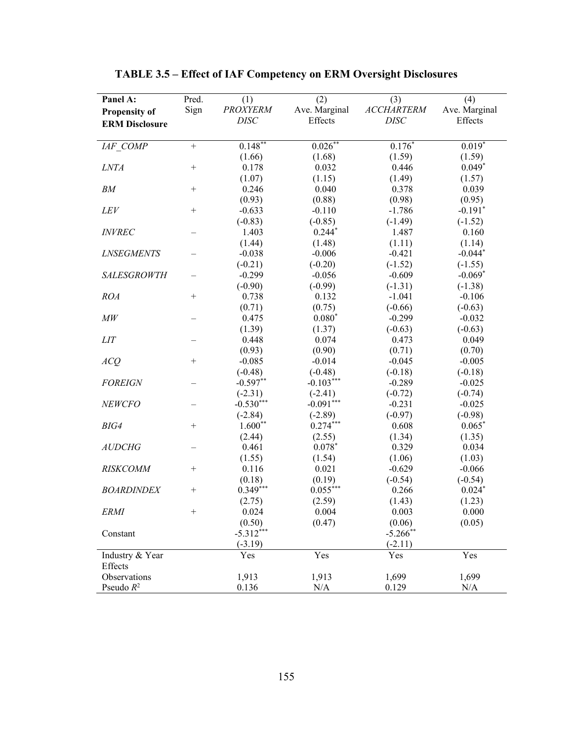# TABLE 3.5 – Effect of IAF Competency on ERM Oversight Disclosures

| **Panel A: Propensity of ERM Disclosure** | Pred. Sign | (1) *PROXYERM DISC* | (2) Ave. Marginal Effects | (3) *ACCHARTERM DISC* | (4) Ave. Marginal Effects |
|---|---|---|---|---|---|
| *IAF_COMP* | + | 0.148** | 0.026** | 0.176* | 0.019* |
| | | (1.66) | (1.68) | (1.59) | (1.59) |
| *LNTA* | + | 0.178 | 0.032 | 0.446 | 0.049* |
| | | (1.07) | (1.15) | (1.49) | (1.57) |
| *BM* | + | 0.246 | 0.040 | 0.378 | 0.039 |
| | | (0.93) | (0.88) | (0.98) | (0.95) |
| *LEV* | + | -0.633 | -0.110 | -1.786 | -0.191* |
| | | (-0.83) | (-0.85) | (-1.49) | (-1.52) |
| *INVREC* | – | 1.403 | 0.244* | 1.487 | 0.160 |
| | | (1.44) | (1.48) | (1.11) | (1.14) |
| *LNSEGMENTS* | – | -0.038 | -0.006 | -0.421 | -0.044* |
| | | (-0.21) | (-0.20) | (-1.52) | (-1.55) |
| *SALESGROWTH* | – | -0.299 | -0.056 | -0.609 | -0.069* |
| | | (-0.90) | (-0.99) | (-1.31) | (-1.38) |
| *ROA* | + | 0.738 | 0.132 | -1.041 | -0.106 |
| | | (0.71) | (0.75) | (-0.66) | (-0.63) |
| *MW* | – | 0.475 | 0.080* | -0.299 | -0.032 |
| | | (1.39) | (1.37) | (-0.63) | (-0.63) |
| *LIT* | – | 0.448 | 0.074 | 0.473 | 0.049 |
| | | (0.93) | (0.90) | (0.71) | (0.70) |
| *ACQ* | + | -0.085 | -0.014 | -0.045 | -0.005 |
| | | (-0.48) | (-0.48) | (-0.18) | (-0.18) |
| *FOREIGN* | – | -0.597** | -0.103*** | -0.289 | -0.025 |
| | | (-2.31) | (-2.41) | (-0.72) | (-0.74) |
| *NEWCFO* | – | -0.530*** | -0.091*** | -0.231 | -0.025 |
| | | (-2.84) | (-2.89) | (-0.97) | (-0.98) |
| *BIG4* | + | 1.600** | 0.274*** | 0.608 | 0.065* |
| | | (2.44) | (2.55) | (1.34) | (1.35) |
| *AUDCHG* | – | 0.461 | 0.078* | 0.329 | 0.034 |
| | | (1.55) | (1.54) | (1.06) | (1.03) |
| *RISKCOMM* | + | 0.116 | 0.021 | -0.629 | -0.066 |
| | | (0.18) | (0.19) | (-0.54) | (-0.54) |
| *BOARDINDEX* | + | 0.349*** | 0.055*** | 0.266 | 0.024* |
| | | (2.75) | (2.59) | (1.43) | (1.23) |
| *ERMI* | + | 0.024 | 0.004 | 0.003 | 0.000 |
| | | (0.50) | (0.47) | (0.06) | (0.05) |
| Constant | | -5.312*** | | -5.266** | |
| | | (-3.19) | | (-2.11) | |
| Industry & Year Effects | | Yes | Yes | Yes | Yes |
| Observations | | 1,913 | 1,913 | 1,699 | 1,699 |
| Pseudo $R^2$ | | 0.136 | N/A | 0.129 | N/A |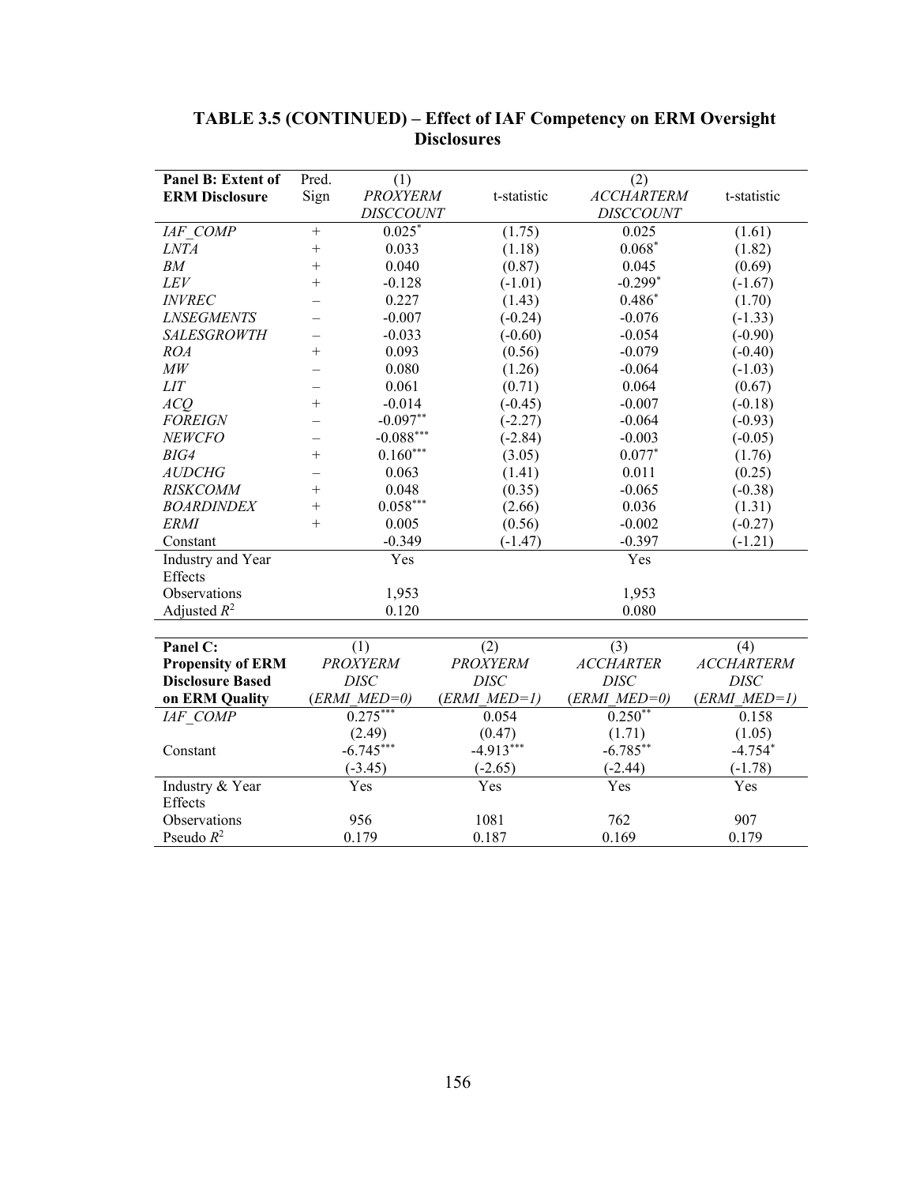# TABLE 3.5 (CONTINUED) – Effect of IAF Competency on ERM Oversight Disclosures

| Panel B: Extent of ERM Disclosure | Pred. Sign | (1) *PROXYERM DISCCOUNT* | t-statistic | (2) *ACCHARTERM DISCCOUNT* | t-statistic |
|---|---|---|---|---|---|
| *IAF_COMP* | + | 0.025* | (1.75) | 0.025 | (1.61) |
| *LNTA* | + | 0.033 | (1.18) | 0.068* | (1.82) |
| *BM* | + | 0.040 | (0.87) | 0.045 | (0.69) |
| *LEV* | + | -0.128 | (-1.01) | -0.299* | (-1.67) |
| *INVREC* | – | 0.227 | (1.43) | 0.486* | (1.70) |
| *LNSEGMENTS* | – | -0.007 | (-0.24) | -0.076 | (-1.33) |
| *SALESGROWTH* | – | -0.033 | (-0.60) | -0.054 | (-0.90) |
| *ROA* | + | 0.093 | (0.56) | -0.079 | (-0.40) |
| *MW* | – | 0.080 | (1.26) | -0.064 | (-1.03) |
| *LIT* | – | 0.061 | (0.71) | 0.064 | (0.67) |
| *ACQ* | + | -0.014 | (-0.45) | -0.007 | (-0.18) |
| *FOREIGN* | – | -0.097** | (-2.27) | -0.064 | (-0.93) |
| *NEWCFO* | – | -0.088*** | (-2.84) | -0.003 | (-0.05) |
| *BIG4* | + | 0.160*** | (3.05) | 0.077* | (1.76) |
| *AUDCHG* | – | 0.063 | (1.41) | 0.011 | (0.25) |
| *RISKCOMM* | + | 0.048 | (0.35) | -0.065 | (-0.38) |
| *BOARDINDEX* | + | 0.058*** | (2.66) | 0.036 | (1.31) |
| *ERMI* | + | 0.005 | (0.56) | -0.002 | (-0.27) |
| Constant | | -0.349 | (-1.47) | -0.397 | (-1.21) |
| Industry and Year Effects | | Yes | | Yes | |
| Observations | | 1,953 | | 1,953 | |
| Adjusted $R^2$ | | 0.120 | | 0.080 | |

| Panel C: Propensity of ERM Disclosure Based on ERM Quality | (1) *PROXYERM DISC* (*ERMI_MED=0*) | (2) *PROXYERM DISC* (*ERMI_MED=1*) | (3) *ACCHARTER DISC* (*ERMI_MED=0*) | (4) *ACCHARTERM DISC* (*ERMI_MED=1*) |
|---|---|---|---|---|
| *IAF_COMP* | 0.275*** | 0.054 | 0.250** | 0.158 |
| | (2.49) | (0.47) | (1.71) | (1.05) |
| Constant | -6.745*** | -4.913*** | -6.785** | -4.754* |
| | (-3.45) | (-2.65) | (-2.44) | (-1.78) |
| Industry & Year Effects | Yes | Yes | Yes | Yes |
| Observations | 956 | 1081 | 762 | 907 |
| Pseudo $R^2$ | 0.179 | 0.187 | 0.169 | 0.179 |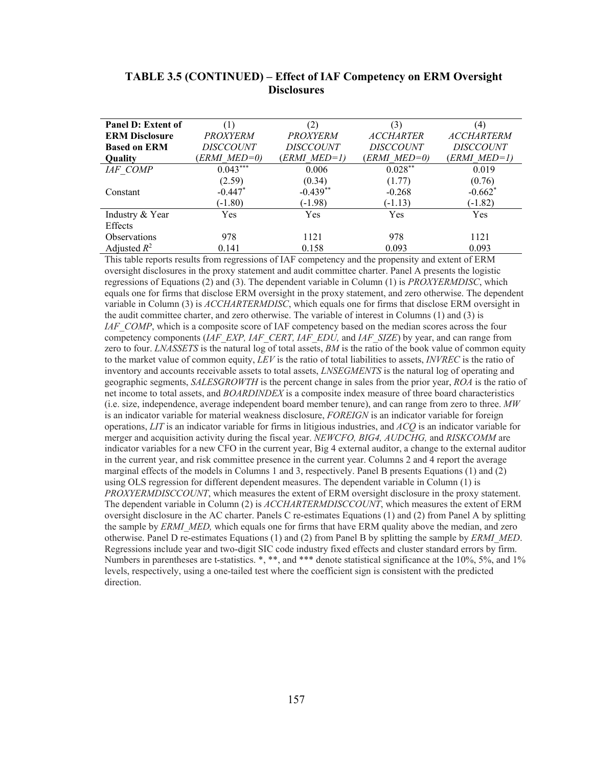## TABLE 3.5 (CONTINUED) – Effect of IAF Competency on ERM Oversight Disclosures

| **Panel D: Extent of ERM Disclosure Based on ERM Quality** | (1) *PROXYERM DISCCOUNT* (*ERMI_MED=0*) | (2) *PROXYERM DISCCOUNT* (*ERMI_MED=1*) | (3) *ACCHARTER DISCCOUNT* (*ERMI_MED=0*) | (4) *ACCHARTERM DISCCOUNT* (*ERMI_MED=1*) |
|---|---|---|---|---|
| *IAF_COMP* | 0.043*** | 0.006 | 0.028** | 0.019 |
| | (2.59) | (0.34) | (1.77) | (0.76) |
| Constant | -0.447* | -0.439** | -0.268 | -0.662* |
| | (-1.80) | (-1.98) | (-1.13) | (-1.82) |
| Industry & Year Effects | Yes | Yes | Yes | Yes |
| Observations | 978 | 1121 | 978 | 1121 |
| Adjusted $R^2$ | 0.141 | 0.158 | 0.093 | 0.093 |

This table reports results from regressions of IAF competency and the propensity and extent of ERM oversight disclosures in the proxy statement and audit committee charter. Panel A presents the logistic regressions of Equations (2) and (3). The dependent variable in Column (1) is *PROXYERMDISC*, which equals one for firms that disclose ERM oversight in the proxy statement, and zero otherwise. The dependent variable in Column (3) is *ACCHARTERMDISC*, which equals one for firms that disclose ERM oversight in the audit committee charter, and zero otherwise. The variable of interest in Columns (1) and (3) is *IAF_COMP*, which is a composite score of IAF competency based on the median scores across the four competency components (*IAF_EXP, IAF_CERT, IAF_EDU,* and *IAF_SIZE*) by year, and can range from zero to four. *LNASSETS* is the natural log of total assets, *BM* is the ratio of the book value of common equity to the market value of common equity, *LEV* is the ratio of total liabilities to assets, *INVREC* is the ratio of inventory and accounts receivable assets to total assets, *LNSEGMENTS* is the natural log of operating and geographic segments, *SALESGROWTH* is the percent change in sales from the prior year, *ROA* is the ratio of net income to total assets, and *BOARDINDEX* is a composite index measure of three board characteristics (i.e. size, independence, average independent board member tenure), and can range from zero to three. *MW* is an indicator variable for material weakness disclosure, *FOREIGN* is an indicator variable for foreign operations, *LIT* is an indicator variable for firms in litigious industries, and *ACQ* is an indicator variable for merger and acquisition activity during the fiscal year. *NEWCFO, BIG4, AUDCHG,* and *RISKCOMM* are indicator variables for a new CFO in the current year, Big 4 external auditor, a change to the external auditor in the current year, and risk committee presence in the current year. Columns 2 and 4 report the average marginal effects of the models in Columns 1 and 3, respectively. Panel B presents Equations (1) and (2) using OLS regression for different dependent measures. The dependent variable in Column (1) is *PROXYERMDISCCOUNT*, which measures the extent of ERM oversight disclosure in the proxy statement. The dependent variable in Column (2) is *ACCHARTERMDISCCOUNT*, which measures the extent of ERM oversight disclosure in the AC charter. Panels C re-estimates Equations (1) and (2) from Panel A by splitting the sample by *ERMI_MED,* which equals one for firms that have ERM quality above the median, and zero otherwise. Panel D re-estimates Equations (1) and (2) from Panel B by splitting the sample by *ERMI_MED*. Regressions include year and two-digit SIC code industry fixed effects and cluster standard errors by firm. Numbers in parentheses are t-statistics. *, **, and *** denote statistical significance at the 10%, 5%, and 1% levels, respectively, using a one-tailed test where the coefficient sign is consistent with the predicted direction.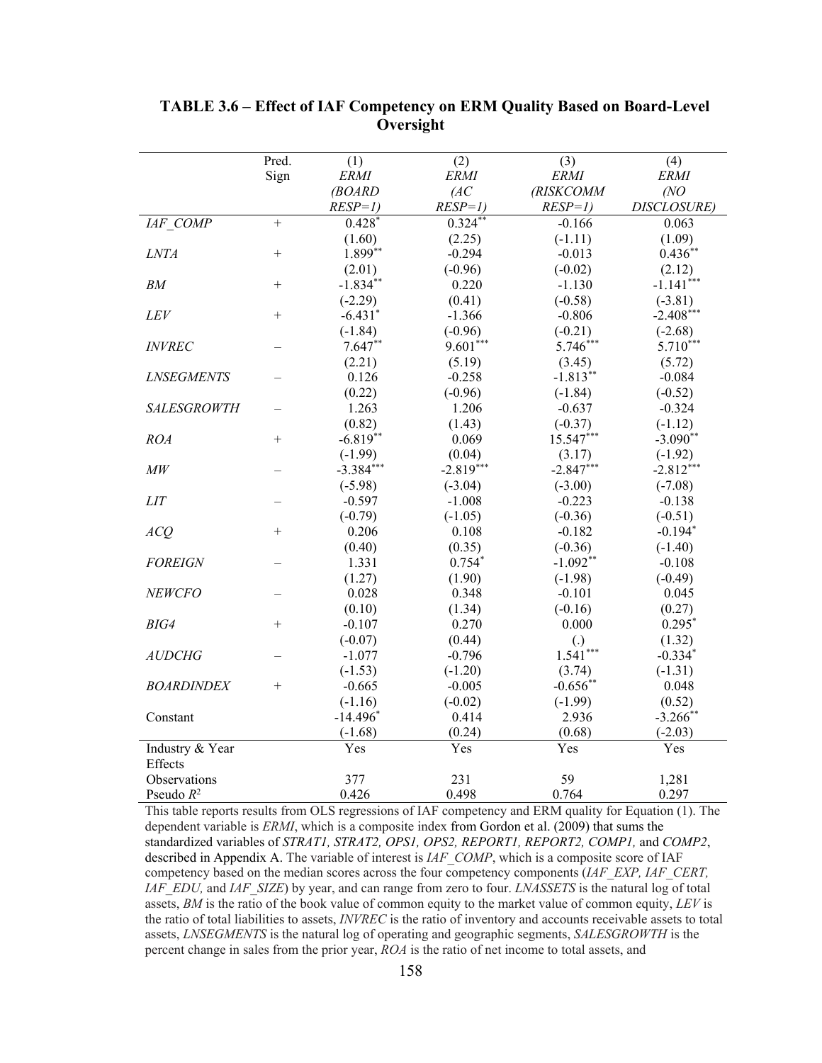**TABLE 3.6 – Effect of IAF Competency on ERM Quality Based on Board-Level Oversight**

| | Pred. Sign | (1) *ERMI (BOARD RESP=1)* | (2) *ERMI (AC RESP=1)* | (3) *ERMI (RISKCOMM RESP=1)* | (4) *ERMI (NO DISCLOSURE)* |
|---|---|---|---|---|---|
| *IAF_COMP* | + | $0.428^{*}$ | $0.324^{**}$ | -0.166 | 0.063 |
| | | (1.60) | (2.25) | (-1.11) | (1.09) |
| *LNTA* | + | $1.899^{**}$ | -0.294 | -0.013 | $0.436^{**}$ |
| | | (2.01) | (-0.96) | (-0.02) | (2.12) |
| *BM* | + | $-1.834^{**}$ | 0.220 | -1.130 | $-1.141^{***}$ |
| | | (-2.29) | (0.41) | (-0.58) | (-3.81) |
| *LEV* | + | $-6.431^{*}$ | -1.366 | -0.806 | $-2.408^{***}$ |
| | | (-1.84) | (-0.96) | (-0.21) | (-2.68) |
| *INVREC* | – | $7.647^{**}$ | $9.601^{***}$ | $5.746^{***}$ | $5.710^{***}$ |
| | | (2.21) | (5.19) | (3.45) | (5.72) |
| *LNSEGMENTS* | – | 0.126 | -0.258 | $-1.813^{**}$ | -0.084 |
| | | (0.22) | (-0.96) | (-1.84) | (-0.52) |
| *SALESGROWTH* | – | 1.263 | 1.206 | -0.637 | -0.324 |
| | | (0.82) | (1.43) | (-0.37) | (-1.12) |
| *ROA* | + | $-6.819^{**}$ | 0.069 | $15.547^{***}$ | $-3.090^{**}$ |
| | | (-1.99) | (0.04) | (3.17) | (-1.92) |
| *MW* | – | $-3.384^{***}$ | $-2.819^{***}$ | $-2.847^{***}$ | $-2.812^{***}$ |
| | | (-5.98) | (-3.04) | (-3.00) | (-7.08) |
| *LIT* | – | -0.597 | -1.008 | -0.223 | -0.138 |
| | | (-0.79) | (-1.05) | (-0.36) | (-0.51) |
| *ACQ* | + | 0.206 | 0.108 | -0.182 | $-0.194^{*}$ |
| | | (0.40) | (0.35) | (-0.36) | (-1.40) |
| *FOREIGN* | – | 1.331 | $0.754^{*}$ | $-1.092^{**}$ | -0.108 |
| | | (1.27) | (1.90) | (-1.98) | (-0.49) |
| *NEWCFO* | – | 0.028 | 0.348 | -0.101 | 0.045 |
| | | (0.10) | (1.34) | (-0.16) | (0.27) |
| *BIG4* | + | -0.107 | 0.270 | 0.000 | $0.295^{*}$ |
| | | (-0.07) | (0.44) | (.) | (1.32) |
| *AUDCHG* | – | -1.077 | -0.796 | $1.541^{***}$ | $-0.334^{*}$ |
| | | (-1.53) | (-1.20) | (3.74) | (-1.31) |
| *BOARDINDEX* | + | -0.665 | -0.005 | $-0.656^{**}$ | 0.048 |
| | | (-1.16) | (-0.02) | (-1.99) | (0.52) |
| Constant | | $-14.496^{*}$ | 0.414 | 2.936 | $-3.266^{**}$ |
| | | (-1.68) | (0.24) | (0.68) | (-2.03) |
| Industry & Year Effects | | Yes | Yes | Yes | Yes |
| Observations | | 377 | 231 | 59 | 1,281 |
| Pseudo $R^2$ | | 0.426 | 0.498 | 0.764 | 0.297 |

This table reports results from OLS regressions of IAF competency and ERM quality for Equation (1). The dependent variable is *ERMI*, which is a composite index from Gordon et al. (2009) that sums the standardized variables of *STRAT1, STRAT2, OPS1, OPS2, REPORT1, REPORT2, COMP1,* and *COMP2*, described in Appendix A. The variable of interest is *IAF_COMP*, which is a composite score of IAF competency based on the median scores across the four competency components (*IAF_EXP, IAF_CERT, IAF_EDU,* and *IAF_SIZE*) by year, and can range from zero to four. *LNASSETS* is the natural log of total assets, *BM* is the ratio of the book value of common equity to the market value of common equity, *LEV* is the ratio of total liabilities to assets, *INVREC* is the ratio of inventory and accounts receivable assets to total assets, *LNSEGMENTS* is the natural log of operating and geographic segments, *SALESGROWTH* is the percent change in sales from the prior year, *ROA* is the ratio of net income to total assets, and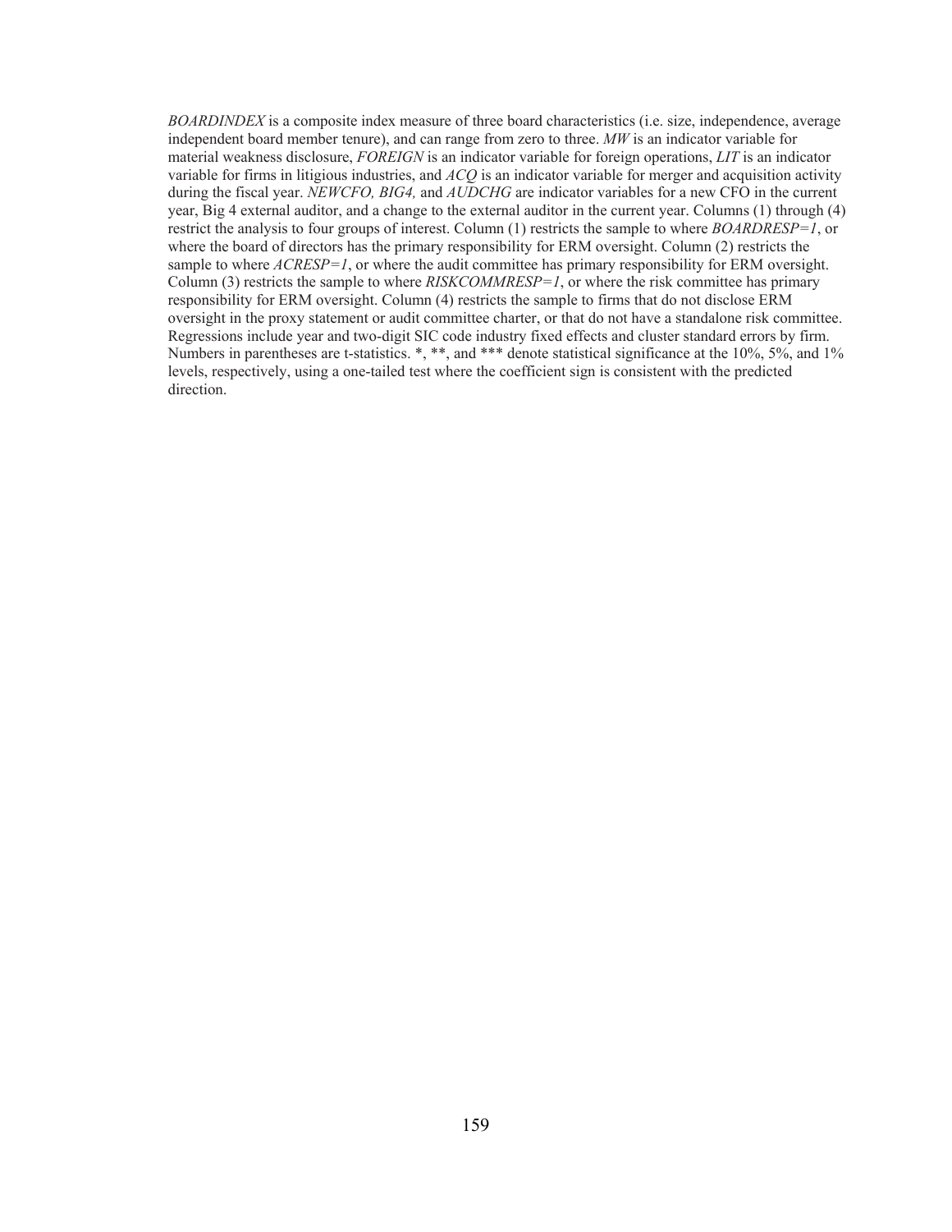*BOARDINDEX* is a composite index measure of three board characteristics (i.e. size, independence, average independent board member tenure), and can range from zero to three. *MW* is an indicator variable for material weakness disclosure, *FOREIGN* is an indicator variable for foreign operations, *LIT* is an indicator variable for firms in litigious industries, and *ACQ* is an indicator variable for merger and acquisition activity during the fiscal year. *NEWCFO, BIG4,* and *AUDCHG* are indicator variables for a new CFO in the current year, Big 4 external auditor, and a change to the external auditor in the current year. Columns (1) through (4) restrict the analysis to four groups of interest. Column (1) restricts the sample to where *BOARDRESP=1*, or where the board of directors has the primary responsibility for ERM oversight. Column (2) restricts the sample to where *ACRESP=1*, or where the audit committee has primary responsibility for ERM oversight. Column (3) restricts the sample to where *RISKCOMMRESP=1*, or where the risk committee has primary responsibility for ERM oversight. Column (4) restricts the sample to firms that do not disclose ERM oversight in the proxy statement or audit committee charter, or that do not have a standalone risk committee. Regressions include year and two-digit SIC code industry fixed effects and cluster standard errors by firm. Numbers in parentheses are t-statistics. *, **, and *** denote statistical significance at the 10%, 5%, and 1% levels, respectively, using a one-tailed test where the coefficient sign is consistent with the predicted direction.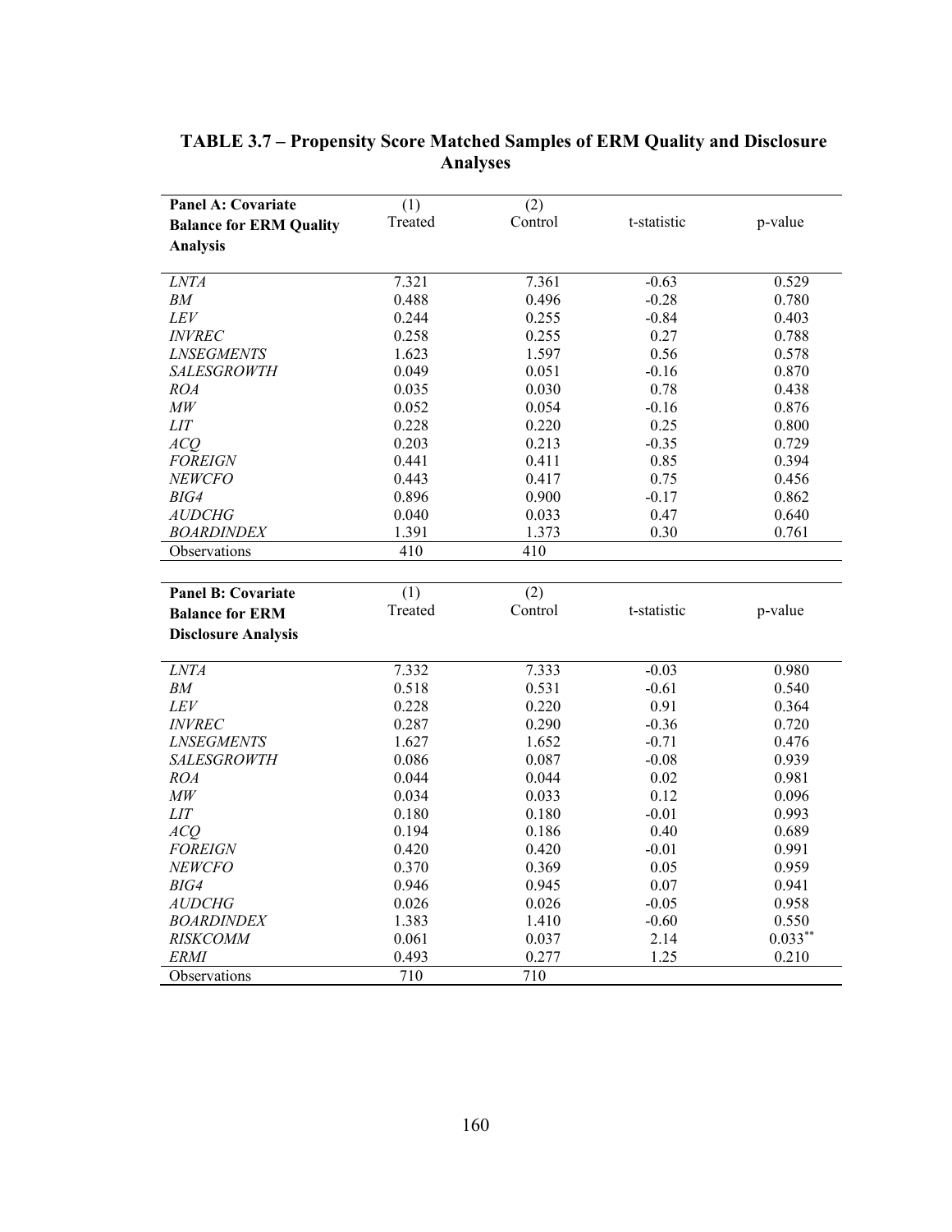# TABLE 3.7 – Propensity Score Matched Samples of ERM Quality and Disclosure Analyses

| **Panel A: Covariate Balance for ERM Quality Analysis** | (1) Treated | (2) Control | t-statistic | p-value |
|---|---|---|---|---|
| *LNTA* | 7.321 | 7.361 | -0.63 | 0.529 |
| *BM* | 0.488 | 0.496 | -0.28 | 0.780 |
| *LEV* | 0.244 | 0.255 | -0.84 | 0.403 |
| *INVREC* | 0.258 | 0.255 | 0.27 | 0.788 |
| *LNSEGMENTS* | 1.623 | 1.597 | 0.56 | 0.578 |
| *SALESGROWTH* | 0.049 | 0.051 | -0.16 | 0.870 |
| *ROA* | 0.035 | 0.030 | 0.78 | 0.438 |
| *MW* | 0.052 | 0.054 | -0.16 | 0.876 |
| *LIT* | 0.228 | 0.220 | 0.25 | 0.800 |
| *ACQ* | 0.203 | 0.213 | -0.35 | 0.729 |
| *FOREIGN* | 0.441 | 0.411 | 0.85 | 0.394 |
| *NEWCFO* | 0.443 | 0.417 | 0.75 | 0.456 |
| *BIG4* | 0.896 | 0.900 | -0.17 | 0.862 |
| *AUDCHG* | 0.040 | 0.033 | 0.47 | 0.640 |
| *BOARDINDEX* | 1.391 | 1.373 | 0.30 | 0.761 |
| Observations | 410 | 410 | | |

| **Panel B: Covariate Balance for ERM Disclosure Analysis** | (1) Treated | (2) Control | t-statistic | p-value |
|---|---|---|---|---|
| *LNTA* | 7.332 | 7.333 | -0.03 | 0.980 |
| *BM* | 0.518 | 0.531 | -0.61 | 0.540 |
| *LEV* | 0.228 | 0.220 | 0.91 | 0.364 |
| *INVREC* | 0.287 | 0.290 | -0.36 | 0.720 |
| *LNSEGMENTS* | 1.627 | 1.652 | -0.71 | 0.476 |
| *SALESGROWTH* | 0.086 | 0.087 | -0.08 | 0.939 |
| *ROA* | 0.044 | 0.044 | 0.02 | 0.981 |
| *MW* | 0.034 | 0.033 | 0.12 | 0.096 |
| *LIT* | 0.180 | 0.180 | -0.01 | 0.993 |
| *ACQ* | 0.194 | 0.186 | 0.40 | 0.689 |
| *FOREIGN* | 0.420 | 0.420 | -0.01 | 0.991 |
| *NEWCFO* | 0.370 | 0.369 | 0.05 | 0.959 |
| *BIG4* | 0.946 | 0.945 | 0.07 | 0.941 |
| *AUDCHG* | 0.026 | 0.026 | -0.05 | 0.958 |
| *BOARDINDEX* | 1.383 | 1.410 | -0.60 | 0.550 |
| *RISKCOMM* | 0.061 | 0.037 | 2.14 | 0.033** |
| *ERMI* | 0.493 | 0.277 | 1.25 | 0.210 |
| Observations | 710 | 710 | | |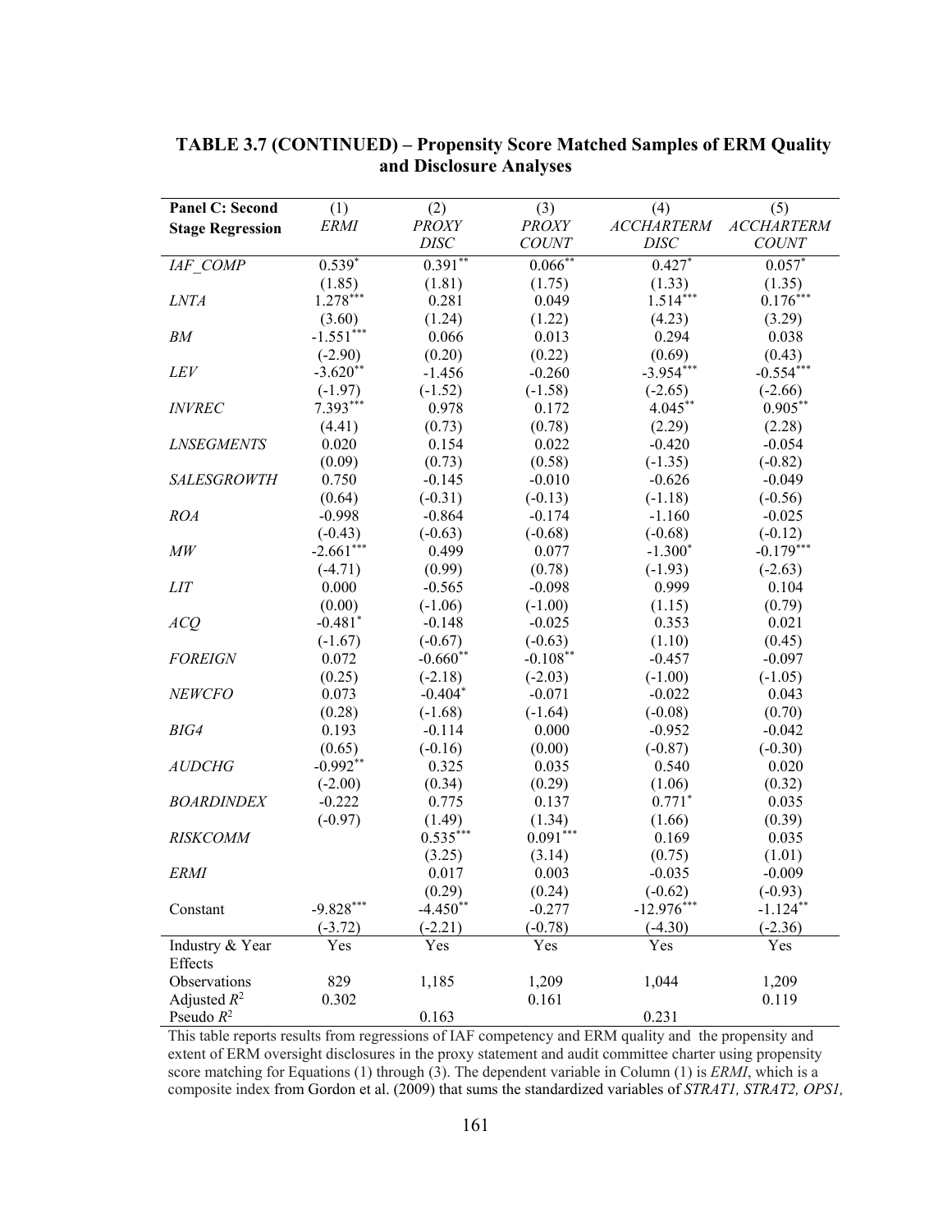**TABLE 3.7 (CONTINUED) – Propensity Score Matched Samples of ERM Quality and Disclosure Analyses**

| Panel C: Second Stage Regression | (1) *ERMI* | (2) *PROXY DISC* | (3) *PROXY COUNT* | (4) *ACCHARTERM DISC* | (5) *ACCHARTERM COUNT* |
|---|---|---|---|---|---|
| *IAF_COMP* | 0.539* | 0.391** | 0.066** | 0.427* | 0.057* |
| | (1.85) | (1.81) | (1.75) | (1.33) | (1.35) |
| *LNTA* | 1.278*** | 0.281 | 0.049 | 1.514*** | 0.176*** |
| | (3.60) | (1.24) | (1.22) | (4.23) | (3.29) |
| *BM* | -1.551*** | 0.066 | 0.013 | 0.294 | 0.038 |
| | (-2.90) | (0.20) | (0.22) | (0.69) | (0.43) |
| *LEV* | -3.620** | -1.456 | -0.260 | -3.954*** | -0.554*** |
| | (-1.97) | (-1.52) | (-1.58) | (-2.65) | (-2.66) |
| *INVREC* | 7.393*** | 0.978 | 0.172 | 4.045** | 0.905** |
| | (4.41) | (0.73) | (0.78) | (2.29) | (2.28) |
| *LNSEGMENTS* | 0.020 | 0.154 | 0.022 | -0.420 | -0.054 |
| | (0.09) | (0.73) | (0.58) | (-1.35) | (-0.82) |
| *SALESGROWTH* | 0.750 | -0.145 | -0.010 | -0.626 | -0.049 |
| | (0.64) | (-0.31) | (-0.13) | (-1.18) | (-0.56) |
| *ROA* | -0.998 | -0.864 | -0.174 | -1.160 | -0.025 |
| | (-0.43) | (-0.63) | (-0.68) | (-0.68) | (-0.12) |
| *MW* | -2.661*** | 0.499 | 0.077 | -1.300* | -0.179*** |
| | (-4.71) | (0.99) | (0.78) | (-1.93) | (-2.63) |
| *LIT* | 0.000 | -0.565 | -0.098 | 0.999 | 0.104 |
| | (0.00) | (-1.06) | (-1.00) | (1.15) | (0.79) |
| *ACQ* | -0.481* | -0.148 | -0.025 | 0.353 | 0.021 |
| | (-1.67) | (-0.67) | (-0.63) | (1.10) | (0.45) |
| *FOREIGN* | 0.072 | -0.660** | -0.108** | -0.457 | -0.097 |
| | (0.25) | (-2.18) | (-2.03) | (-1.00) | (-1.05) |
| *NEWCFO* | 0.073 | -0.404* | -0.071 | -0.022 | 0.043 |
| | (0.28) | (-1.68) | (-1.64) | (-0.08) | (0.70) |
| *BIG4* | 0.193 | -0.114 | 0.000 | -0.952 | -0.042 |
| | (0.65) | (-0.16) | (0.00) | (-0.87) | (-0.30) |
| *AUDCHG* | -0.992** | 0.325 | 0.035 | 0.540 | 0.020 |
| | (-2.00) | (0.34) | (0.29) | (1.06) | (0.32) |
| *BOARDINDEX* | -0.222 | 0.775 | 0.137 | 0.771* | 0.035 |
| | (-0.97) | (1.49) | (1.34) | (1.66) | (0.39) |
| *RISKCOMM* | | 0.535*** | 0.091*** | 0.169 | 0.035 |
| | | (3.25) | (3.14) | (0.75) | (1.01) |
| *ERMI* | | 0.017 | 0.003 | -0.035 | -0.009 |
| | | (0.29) | (0.24) | (-0.62) | (-0.93) |
| Constant | -9.828*** | -4.450** | -0.277 | -12.976*** | -1.124** |
| | (-3.72) | (-2.21) | (-0.78) | (-4.30) | (-2.36) |
| Industry & Year Effects | Yes | Yes | Yes | Yes | Yes |
| Observations | 829 | 1,185 | 1,209 | 1,044 | 1,209 |
| Adjusted $R^2$ | 0.302 | | 0.161 | | 0.119 |
| Pseudo $R^2$ | | 0.163 | | 0.231 | |

This table reports results from regressions of IAF competency and ERM quality and the propensity and extent of ERM oversight disclosures in the proxy statement and audit committee charter using propensity score matching for Equations (1) through (3). The dependent variable in Column (1) is *ERMI*, which is a composite index from Gordon et al. (2009) that sums the standardized variables of *STRAT1, STRAT2, OPS1,*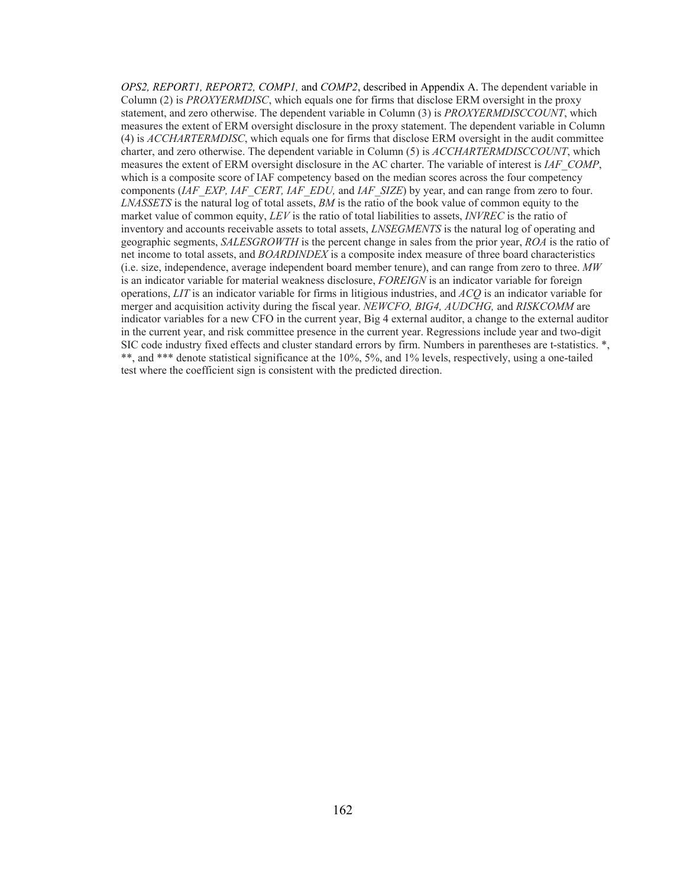*OPS2, REPORT1, REPORT2, COMP1,* and *COMP2*, described in Appendix A. The dependent variable in Column (2) is *PROXYERMDISC*, which equals one for firms that disclose ERM oversight in the proxy statement, and zero otherwise. The dependent variable in Column (3) is *PROXYERMDISCCOUNT*, which measures the extent of ERM oversight disclosure in the proxy statement. The dependent variable in Column (4) is *ACCHARTERMDISC*, which equals one for firms that disclose ERM oversight in the audit committee charter, and zero otherwise. The dependent variable in Column (5) is *ACCHARTERMDISCCOUNT*, which measures the extent of ERM oversight disclosure in the AC charter. The variable of interest is *IAF_COMP*, which is a composite score of IAF competency based on the median scores across the four competency components (*IAF_EXP, IAF_CERT, IAF_EDU,* and *IAF_SIZE*) by year, and can range from zero to four. *LNASSETS* is the natural log of total assets, *BM* is the ratio of the book value of common equity to the market value of common equity, *LEV* is the ratio of total liabilities to assets, *INVREC* is the ratio of inventory and accounts receivable assets to total assets, *LNSEGMENTS* is the natural log of operating and geographic segments, *SALESGROWTH* is the percent change in sales from the prior year, *ROA* is the ratio of net income to total assets, and *BOARDINDEX* is a composite index measure of three board characteristics (i.e. size, independence, average independent board member tenure), and can range from zero to three. *MW* is an indicator variable for material weakness disclosure, *FOREIGN* is an indicator variable for foreign operations, *LIT* is an indicator variable for firms in litigious industries, and *ACQ* is an indicator variable for merger and acquisition activity during the fiscal year. *NEWCFO, BIG4, AUDCHG,* and *RISKCOMM* are indicator variables for a new CFO in the current year, Big 4 external auditor, a change to the external auditor in the current year, and risk committee presence in the current year. Regressions include year and two-digit SIC code industry fixed effects and cluster standard errors by firm. Numbers in parentheses are t-statistics. *, **, and *** denote statistical significance at the 10%, 5%, and 1% levels, respectively, using a one-tailed test where the coefficient sign is consistent with the predicted direction.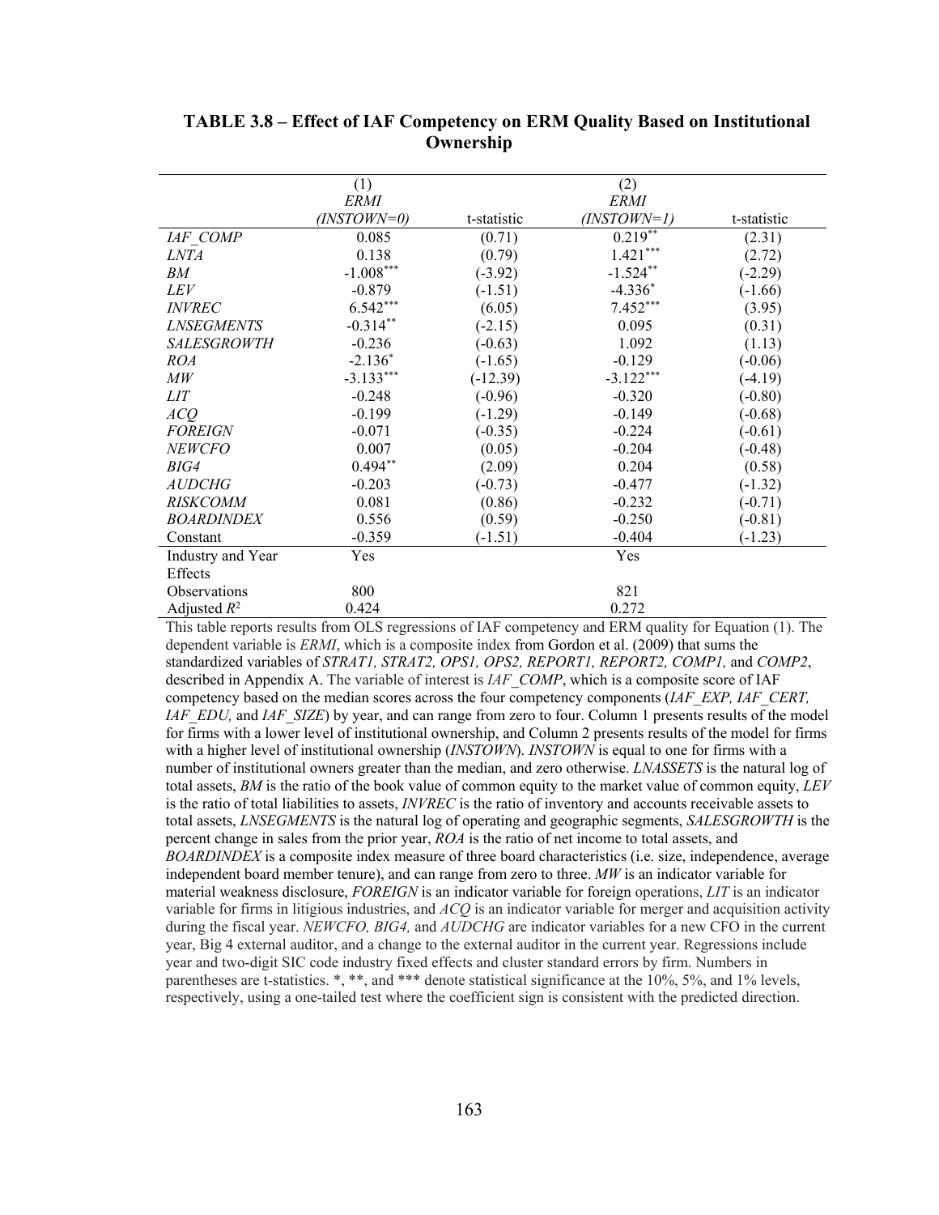**TABLE 3.8 – Effect of IAF Competency on ERM Quality Based on Institutional Ownership**

| | (1) *ERMI* *(INSTOWN=0)* | t-statistic | (2) *ERMI* *(INSTOWN=1)* | t-statistic |
|---|---|---|---|---|
| *IAF_COMP* | 0.085 | (0.71) | $0.219^{**}$ | (2.31) |
| *LNTA* | 0.138 | (0.79) | $1.421^{***}$ | (2.72) |
| *BM* | $-1.008^{***}$ | (-3.92) | $-1.524^{**}$ | (-2.29) |
| *LEV* | -0.879 | (-1.51) | $-4.336^{*}$ | (-1.66) |
| *INVREC* | $6.542^{***}$ | (6.05) | $7.452^{***}$ | (3.95) |
| *LNSEGMENTS* | $-0.314^{**}$ | (-2.15) | 0.095 | (0.31) |
| *SALESGROWTH* | -0.236 | (-0.63) | 1.092 | (1.13) |
| *ROA* | $-2.136^{*}$ | (-1.65) | -0.129 | (-0.06) |
| *MW* | $-3.133^{***}$ | (-12.39) | $-3.122^{***}$ | (-4.19) |
| *LIT* | -0.248 | (-0.96) | -0.320 | (-0.80) |
| *ACQ* | -0.199 | (-1.29) | -0.149 | (-0.68) |
| *FOREIGN* | -0.071 | (-0.35) | -0.224 | (-0.61) |
| *NEWCFO* | 0.007 | (0.05) | -0.204 | (-0.48) |
| *BIG4* | $0.494^{**}$ | (2.09) | 0.204 | (0.58) |
| *AUDCHG* | -0.203 | (-0.73) | -0.477 | (-1.32) |
| *RISKCOMM* | 0.081 | (0.86) | -0.232 | (-0.71) |
| *BOARDINDEX* | 0.556 | (0.59) | -0.250 | (-0.81) |
| Constant | -0.359 | (-1.51) | -0.404 | (-1.23) |
| Industry and Year Effects | Yes | | Yes | |
| Observations | 800 | | 821 | |
| Adjusted $R^2$ | 0.424 | | 0.272 | |

This table reports results from OLS regressions of IAF competency and ERM quality for Equation (1). The dependent variable is *ERMI*, which is a composite index from Gordon et al. (2009) that sums the standardized variables of *STRAT1, STRAT2, OPS1, OPS2, REPORT1, REPORT2, COMP1,* and *COMP2*, described in Appendix A. The variable of interest is *IAF_COMP*, which is a composite score of IAF competency based on the median scores across the four competency components (*IAF_EXP, IAF_CERT, IAF_EDU,* and *IAF_SIZE*) by year, and can range from zero to four. Column 1 presents results of the model for firms with a lower level of institutional ownership, and Column 2 presents results of the model for firms with a higher level of institutional ownership (*INSTOWN*). *INSTOWN* is equal to one for firms with a number of institutional owners greater than the median, and zero otherwise. *LNASSETS* is the natural log of total assets, *BM* is the ratio of the book value of common equity to the market value of common equity, *LEV* is the ratio of total liabilities to assets, *INVREC* is the ratio of inventory and accounts receivable assets to total assets, *LNSEGMENTS* is the natural log of operating and geographic segments, *SALESGROWTH* is the percent change in sales from the prior year, *ROA* is the ratio of net income to total assets, and *BOARDINDEX* is a composite index measure of three board characteristics (i.e. size, independence, average independent board member tenure), and can range from zero to three. *MW* is an indicator variable for material weakness disclosure, *FOREIGN* is an indicator variable for foreign operations, *LIT* is an indicator variable for firms in litigious industries, and *ACQ* is an indicator variable for merger and acquisition activity during the fiscal year. *NEWCFO, BIG4,* and *AUDCHG* are indicator variables for a new CFO in the current year, Big 4 external auditor, and a change to the external auditor in the current year. Regressions include year and two-digit SIC code industry fixed effects and cluster standard errors by firm. Numbers in parentheses are t-statistics. *, **, and *** denote statistical significance at the 10%, 5%, and 1% levels, respectively, using a one-tailed test where the coefficient sign is consistent with the predicted direction.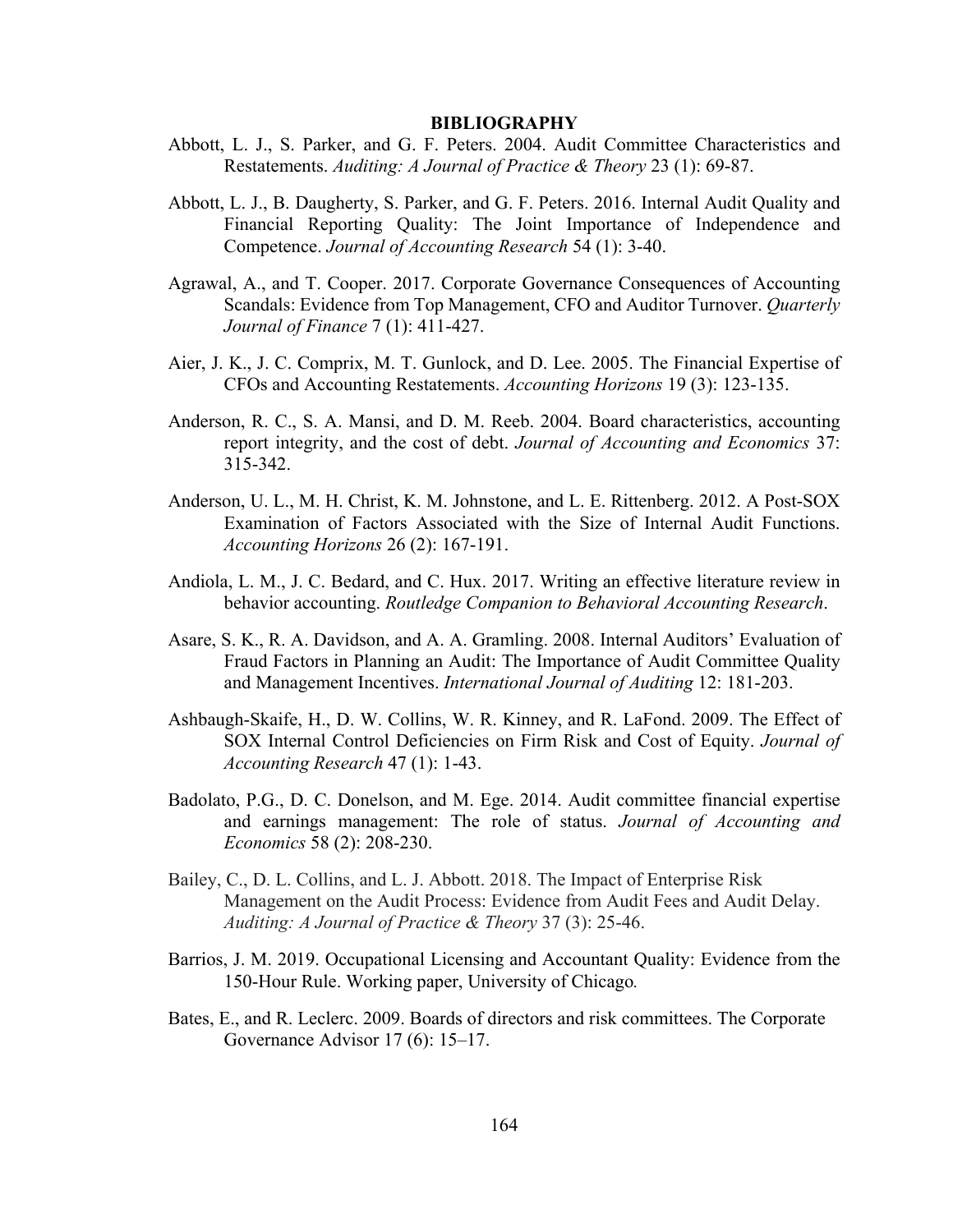# BIBLIOGRAPHY

Abbott, L. J., S. Parker, and G. F. Peters. 2004. Audit Committee Characteristics and Restatements. *Auditing: A Journal of Practice & Theory* 23 (1): 69-87.

Abbott, L. J., B. Daugherty, S. Parker, and G. F. Peters. 2016. Internal Audit Quality and Financial Reporting Quality: The Joint Importance of Independence and Competence. *Journal of Accounting Research* 54 (1): 3-40.

Agrawal, A., and T. Cooper. 2017. Corporate Governance Consequences of Accounting Scandals: Evidence from Top Management, CFO and Auditor Turnover. *Quarterly Journal of Finance* 7 (1): 411-427.

Aier, J. K., J. C. Comprix, M. T. Gunlock, and D. Lee. 2005. The Financial Expertise of CFOs and Accounting Restatements. *Accounting Horizons* 19 (3): 123-135.

Anderson, R. C., S. A. Mansi, and D. M. Reeb. 2004. Board characteristics, accounting report integrity, and the cost of debt. *Journal of Accounting and Economics* 37: 315-342.

Anderson, U. L., M. H. Christ, K. M. Johnstone, and L. E. Rittenberg. 2012. A Post-SOX Examination of Factors Associated with the Size of Internal Audit Functions. *Accounting Horizons* 26 (2): 167-191.

Andiola, L. M., J. C. Bedard, and C. Hux. 2017. Writing an effective literature review in behavior accounting. *Routledge Companion to Behavioral Accounting Research*.

Asare, S. K., R. A. Davidson, and A. A. Gramling. 2008. Internal Auditors' Evaluation of Fraud Factors in Planning an Audit: The Importance of Audit Committee Quality and Management Incentives. *International Journal of Auditing* 12: 181-203.

Ashbaugh-Skaife, H., D. W. Collins, W. R. Kinney, and R. LaFond. 2009. The Effect of SOX Internal Control Deficiencies on Firm Risk and Cost of Equity. *Journal of Accounting Research* 47 (1): 1-43.

Badolato, P.G., D. C. Donelson, and M. Ege. 2014. Audit committee financial expertise and earnings management: The role of status. *Journal of Accounting and Economics* 58 (2): 208-230.

Bailey, C., D. L. Collins, and L. J. Abbott. 2018. The Impact of Enterprise Risk Management on the Audit Process: Evidence from Audit Fees and Audit Delay. *Auditing: A Journal of Practice & Theory* 37 (3): 25-46.

Barrios, J. M. 2019. Occupational Licensing and Accountant Quality: Evidence from the 150-Hour Rule. Working paper, University of Chicago*.*

Bates, E., and R. Leclerc. 2009. Boards of directors and risk committees. The Corporate Governance Advisor 17 (6): 15–17.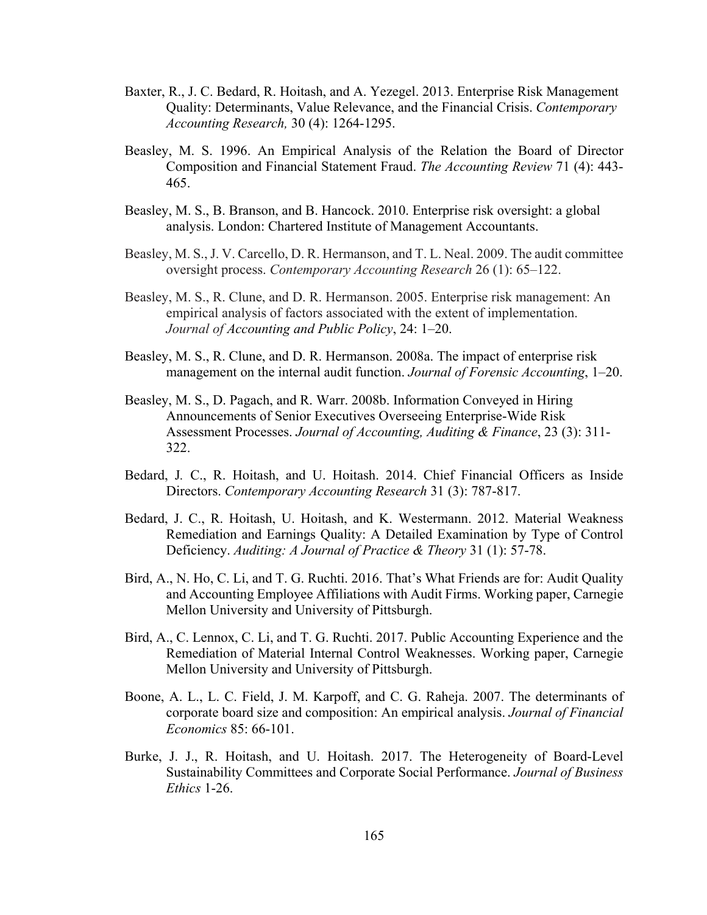Baxter, R., J. C. Bedard, R. Hoitash, and A. Yezegel. 2013. Enterprise Risk Management Quality: Determinants, Value Relevance, and the Financial Crisis. *Contemporary Accounting Research,* 30 (4): 1264-1295.

Beasley, M. S. 1996. An Empirical Analysis of the Relation the Board of Director Composition and Financial Statement Fraud. *The Accounting Review* 71 (4): 443-465.

Beasley, M. S., B. Branson, and B. Hancock. 2010. Enterprise risk oversight: a global analysis. London: Chartered Institute of Management Accountants.

Beasley, M. S., J. V. Carcello, D. R. Hermanson, and T. L. Neal. 2009. The audit committee oversight process. *Contemporary Accounting Research* 26 (1): 65–122.

Beasley, M. S., R. Clune, and D. R. Hermanson. 2005. Enterprise risk management: An empirical analysis of factors associated with the extent of implementation. *Journal of Accounting and Public Policy*, 24: 1–20.

Beasley, M. S., R. Clune, and D. R. Hermanson. 2008a. The impact of enterprise risk management on the internal audit function. *Journal of Forensic Accounting*, 1–20.

Beasley, M. S., D. Pagach, and R. Warr. 2008b. Information Conveyed in Hiring Announcements of Senior Executives Overseeing Enterprise-Wide Risk Assessment Processes. *Journal of Accounting, Auditing & Finance*, 23 (3): 311-322.

Bedard, J. C., R. Hoitash, and U. Hoitash. 2014. Chief Financial Officers as Inside Directors. *Contemporary Accounting Research* 31 (3): 787-817.

Bedard, J. C., R. Hoitash, U. Hoitash, and K. Westermann. 2012. Material Weakness Remediation and Earnings Quality: A Detailed Examination by Type of Control Deficiency. *Auditing: A Journal of Practice & Theory* 31 (1): 57-78.

Bird, A., N. Ho, C. Li, and T. G. Ruchti. 2016. That's What Friends are for: Audit Quality and Accounting Employee Affiliations with Audit Firms. Working paper, Carnegie Mellon University and University of Pittsburgh.

Bird, A., C. Lennox, C. Li, and T. G. Ruchti. 2017. Public Accounting Experience and the Remediation of Material Internal Control Weaknesses. Working paper, Carnegie Mellon University and University of Pittsburgh.

Boone, A. L., L. C. Field, J. M. Karpoff, and C. G. Raheja. 2007. The determinants of corporate board size and composition: An empirical analysis. *Journal of Financial Economics* 85: 66-101.

Burke, J. J., R. Hoitash, and U. Hoitash. 2017. The Heterogeneity of Board-Level Sustainability Committees and Corporate Social Performance. *Journal of Business Ethics* 1-26.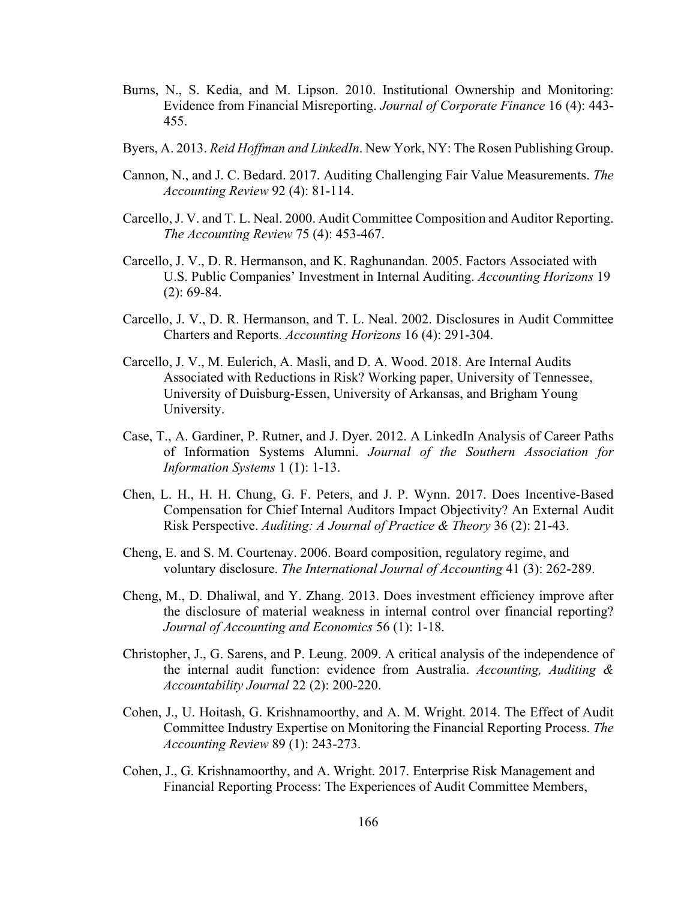Burns, N., S. Kedia, and M. Lipson. 2010. Institutional Ownership and Monitoring: Evidence from Financial Misreporting. *Journal of Corporate Finance* 16 (4): 443-455.

Byers, A. 2013. *Reid Hoffman and LinkedIn*. New York, NY: The Rosen Publishing Group.

Cannon, N., and J. C. Bedard. 2017. Auditing Challenging Fair Value Measurements. *The Accounting Review* 92 (4): 81-114.

Carcello, J. V. and T. L. Neal. 2000. Audit Committee Composition and Auditor Reporting. *The Accounting Review* 75 (4): 453-467.

Carcello, J. V., D. R. Hermanson, and K. Raghunandan. 2005. Factors Associated with U.S. Public Companies' Investment in Internal Auditing. *Accounting Horizons* 19 (2): 69-84.

Carcello, J. V., D. R. Hermanson, and T. L. Neal. 2002. Disclosures in Audit Committee Charters and Reports. *Accounting Horizons* 16 (4): 291-304.

Carcello, J. V., M. Eulerich, A. Masli, and D. A. Wood. 2018. Are Internal Audits Associated with Reductions in Risk? Working paper, University of Tennessee, University of Duisburg-Essen, University of Arkansas, and Brigham Young University.

Case, T., A. Gardiner, P. Rutner, and J. Dyer. 2012. A LinkedIn Analysis of Career Paths of Information Systems Alumni. *Journal of the Southern Association for Information Systems* 1 (1): 1-13.

Chen, L. H., H. H. Chung, G. F. Peters, and J. P. Wynn. 2017. Does Incentive-Based Compensation for Chief Internal Auditors Impact Objectivity? An External Audit Risk Perspective. *Auditing: A Journal of Practice & Theory* 36 (2): 21-43.

Cheng, E. and S. M. Courtenay. 2006. Board composition, regulatory regime, and voluntary disclosure. *The International Journal of Accounting* 41 (3): 262-289.

Cheng, M., D. Dhaliwal, and Y. Zhang. 2013. Does investment efficiency improve after the disclosure of material weakness in internal control over financial reporting? *Journal of Accounting and Economics* 56 (1): 1-18.

Christopher, J., G. Sarens, and P. Leung. 2009. A critical analysis of the independence of the internal audit function: evidence from Australia. *Accounting, Auditing & Accountability Journal* 22 (2): 200-220.

Cohen, J., U. Hoitash, G. Krishnamoorthy, and A. M. Wright. 2014. The Effect of Audit Committee Industry Expertise on Monitoring the Financial Reporting Process. *The Accounting Review* 89 (1): 243-273.

Cohen, J., G. Krishnamoorthy, and A. Wright. 2017. Enterprise Risk Management and Financial Reporting Process: The Experiences of Audit Committee Members,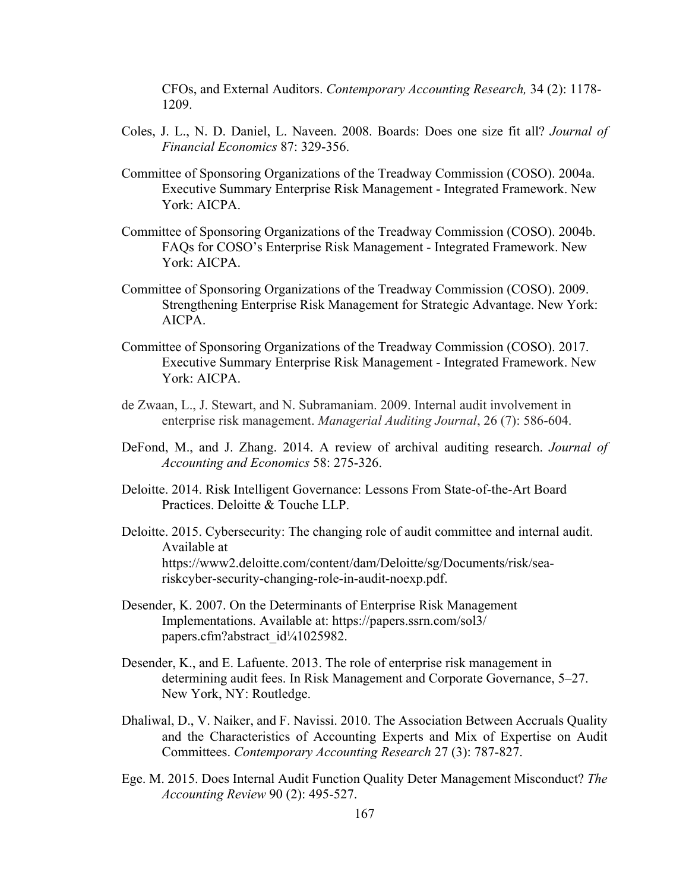CFOs, and External Auditors. *Contemporary Accounting Research,* 34 (2): 1178-1209.

Coles, J. L., N. D. Daniel, L. Naveen. 2008. Boards: Does one size fit all? *Journal of Financial Economics* 87: 329-356.

Committee of Sponsoring Organizations of the Treadway Commission (COSO). 2004a. Executive Summary Enterprise Risk Management - Integrated Framework. New York: AICPA.

Committee of Sponsoring Organizations of the Treadway Commission (COSO). 2004b. FAQs for COSO's Enterprise Risk Management - Integrated Framework. New York: AICPA.

Committee of Sponsoring Organizations of the Treadway Commission (COSO). 2009. Strengthening Enterprise Risk Management for Strategic Advantage. New York: AICPA.

Committee of Sponsoring Organizations of the Treadway Commission (COSO). 2017. Executive Summary Enterprise Risk Management - Integrated Framework. New York: AICPA.

de Zwaan, L., J. Stewart, and N. Subramaniam. 2009. Internal audit involvement in enterprise risk management. *Managerial Auditing Journal*, 26 (7): 586-604.

DeFond, M., and J. Zhang. 2014. A review of archival auditing research. *Journal of Accounting and Economics* 58: 275-326.

Deloitte. 2014. Risk Intelligent Governance: Lessons From State-of-the-Art Board Practices. Deloitte & Touche LLP.

Deloitte. 2015. Cybersecurity: The changing role of audit committee and internal audit. Available at https://www2.deloitte.com/content/dam/Deloitte/sg/Documents/risk/sea-riskcyber-security-changing-role-in-audit-noexp.pdf.

Desender, K. 2007. On the Determinants of Enterprise Risk Management Implementations. Available at: https://papers.ssrn.com/sol3/papers.cfm?abstract_id¼1025982.

Desender, K., and E. Lafuente. 2013. The role of enterprise risk management in determining audit fees. In Risk Management and Corporate Governance, 5–27. New York, NY: Routledge.

Dhaliwal, D., V. Naiker, and F. Navissi. 2010. The Association Between Accruals Quality and the Characteristics of Accounting Experts and Mix of Expertise on Audit Committees. *Contemporary Accounting Research* 27 (3): 787-827.

Ege. M. 2015. Does Internal Audit Function Quality Deter Management Misconduct? *The Accounting Review* 90 (2): 495-527.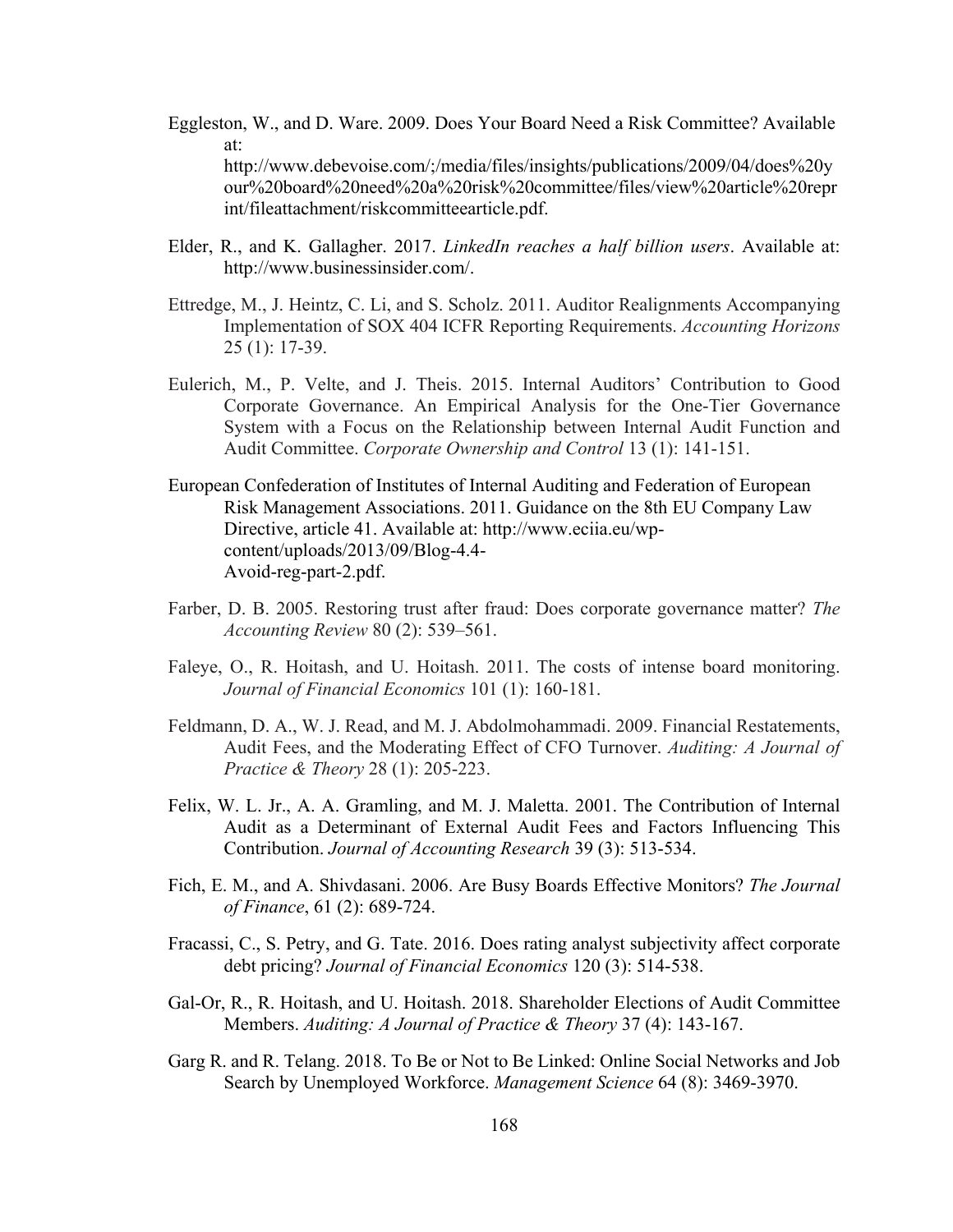Eggleston, W., and D. Ware. 2009. Does Your Board Need a Risk Committee? Available at: http://www.debevoise.com/;/media/files/insights/publications/2009/04/does%20your%20board%20need%20a%20risk%20committee/files/view%20article%20reprint/fileattachment/riskcommitteearticle.pdf.

Elder, R., and K. Gallagher. 2017. *LinkedIn reaches a half billion users*. Available at: http://www.businessinsider.com/.

Ettredge, M., J. Heintz, C. Li, and S. Scholz. 2011. Auditor Realignments Accompanying Implementation of SOX 404 ICFR Reporting Requirements. *Accounting Horizons* 25 (1): 17-39.

Eulerich, M., P. Velte, and J. Theis. 2015. Internal Auditors' Contribution to Good Corporate Governance. An Empirical Analysis for the One-Tier Governance System with a Focus on the Relationship between Internal Audit Function and Audit Committee. *Corporate Ownership and Control* 13 (1): 141-151.

European Confederation of Institutes of Internal Auditing and Federation of European Risk Management Associations. 2011. Guidance on the 8th EU Company Law Directive, article 41. Available at: http://www.eciia.eu/wp-content/uploads/2013/09/Blog-4.4-Avoid-reg-part-2.pdf.

Farber, D. B. 2005. Restoring trust after fraud: Does corporate governance matter? *The Accounting Review* 80 (2): 539–561.

Faleye, O., R. Hoitash, and U. Hoitash. 2011. The costs of intense board monitoring. *Journal of Financial Economics* 101 (1): 160-181.

Feldmann, D. A., W. J. Read, and M. J. Abdolmohammadi. 2009. Financial Restatements, Audit Fees, and the Moderating Effect of CFO Turnover. *Auditing: A Journal of Practice & Theory* 28 (1): 205-223.

Felix, W. L. Jr., A. A. Gramling, and M. J. Maletta. 2001. The Contribution of Internal Audit as a Determinant of External Audit Fees and Factors Influencing This Contribution. *Journal of Accounting Research* 39 (3): 513-534.

Fich, E. M., and A. Shivdasani. 2006. Are Busy Boards Effective Monitors? *The Journal of Finance*, 61 (2): 689-724.

Fracassi, C., S. Petry, and G. Tate. 2016. Does rating analyst subjectivity affect corporate debt pricing? *Journal of Financial Economics* 120 (3): 514-538.

Gal-Or, R., R. Hoitash, and U. Hoitash. 2018. Shareholder Elections of Audit Committee Members. *Auditing: A Journal of Practice & Theory* 37 (4): 143-167.

Garg R. and R. Telang. 2018. To Be or Not to Be Linked: Online Social Networks and Job Search by Unemployed Workforce. *Management Science* 64 (8): 3469-3970.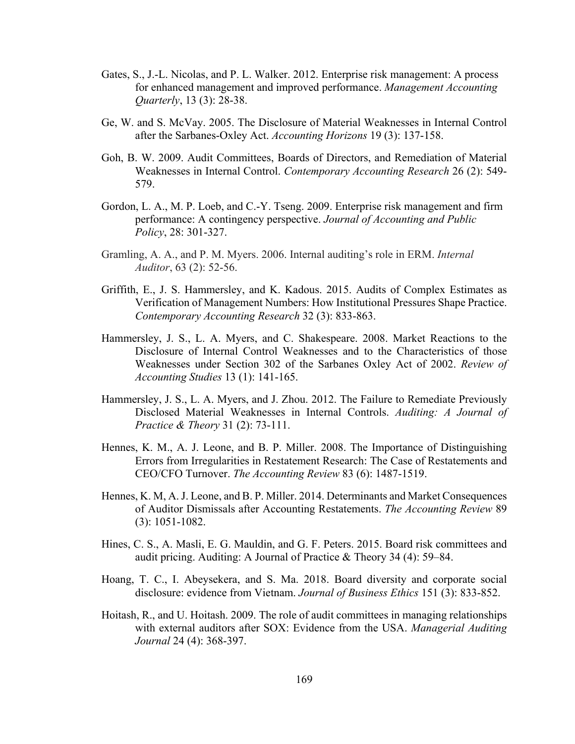Gates, S., J.-L. Nicolas, and P. L. Walker. 2012. Enterprise risk management: A process for enhanced management and improved performance. *Management Accounting Quarterly*, 13 (3): 28-38.

Ge, W. and S. McVay. 2005. The Disclosure of Material Weaknesses in Internal Control after the Sarbanes-Oxley Act. *Accounting Horizons* 19 (3): 137-158.

Goh, B. W. 2009. Audit Committees, Boards of Directors, and Remediation of Material Weaknesses in Internal Control. *Contemporary Accounting Research* 26 (2): 549-579.

Gordon, L. A., M. P. Loeb, and C.-Y. Tseng. 2009. Enterprise risk management and firm performance: A contingency perspective. *Journal of Accounting and Public Policy*, 28: 301-327.

Gramling, A. A., and P. M. Myers. 2006. Internal auditing's role in ERM. *Internal Auditor*, 63 (2): 52-56.

Griffith, E., J. S. Hammersley, and K. Kadous. 2015. Audits of Complex Estimates as Verification of Management Numbers: How Institutional Pressures Shape Practice. *Contemporary Accounting Research* 32 (3): 833-863.

Hammersley, J. S., L. A. Myers, and C. Shakespeare. 2008. Market Reactions to the Disclosure of Internal Control Weaknesses and to the Characteristics of those Weaknesses under Section 302 of the Sarbanes Oxley Act of 2002. *Review of Accounting Studies* 13 (1): 141-165.

Hammersley, J. S., L. A. Myers, and J. Zhou. 2012. The Failure to Remediate Previously Disclosed Material Weaknesses in Internal Controls. *Auditing: A Journal of Practice & Theory* 31 (2): 73-111.

Hennes, K. M., A. J. Leone, and B. P. Miller. 2008. The Importance of Distinguishing Errors from Irregularities in Restatement Research: The Case of Restatements and CEO/CFO Turnover. *The Accounting Review* 83 (6): 1487-1519.

Hennes, K. M, A. J. Leone, and B. P. Miller. 2014. Determinants and Market Consequences of Auditor Dismissals after Accounting Restatements. *The Accounting Review* 89 (3): 1051-1082.

Hines, C. S., A. Masli, E. G. Mauldin, and G. F. Peters. 2015. Board risk committees and audit pricing. Auditing: A Journal of Practice & Theory 34 (4): 59–84.

Hoang, T. C., I. Abeysekera, and S. Ma. 2018. Board diversity and corporate social disclosure: evidence from Vietnam. *Journal of Business Ethics* 151 (3): 833-852.

Hoitash, R., and U. Hoitash. 2009. The role of audit committees in managing relationships with external auditors after SOX: Evidence from the USA. *Managerial Auditing Journal* 24 (4): 368-397.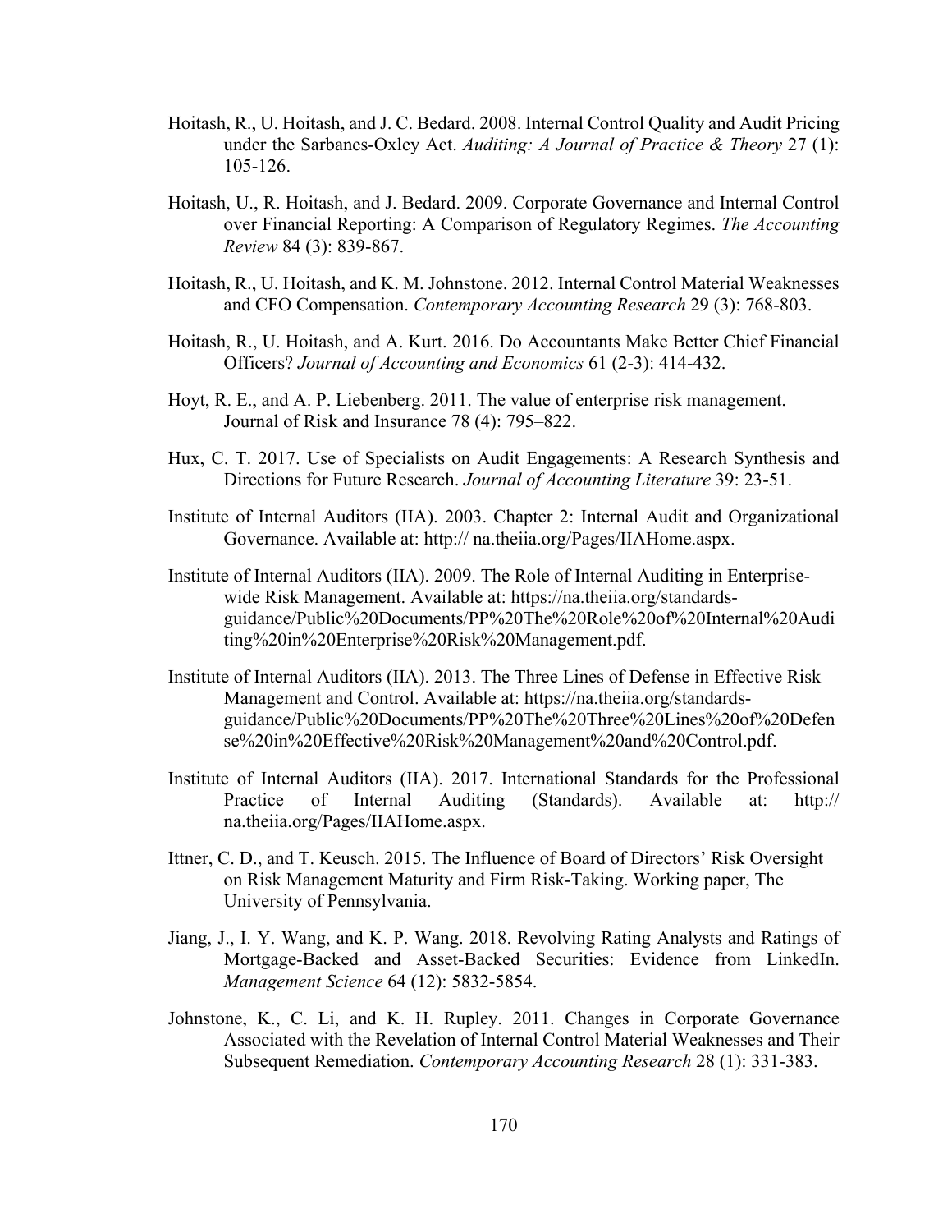Hoitash, R., U. Hoitash, and J. C. Bedard. 2008. Internal Control Quality and Audit Pricing under the Sarbanes-Oxley Act. *Auditing: A Journal of Practice & Theory* 27 (1): 105-126.

Hoitash, U., R. Hoitash, and J. Bedard. 2009. Corporate Governance and Internal Control over Financial Reporting: A Comparison of Regulatory Regimes. *The Accounting Review* 84 (3): 839-867.

Hoitash, R., U. Hoitash, and K. M. Johnstone. 2012. Internal Control Material Weaknesses and CFO Compensation. *Contemporary Accounting Research* 29 (3): 768-803.

Hoitash, R., U. Hoitash, and A. Kurt. 2016. Do Accountants Make Better Chief Financial Officers? *Journal of Accounting and Economics* 61 (2-3): 414-432.

Hoyt, R. E., and A. P. Liebenberg. 2011. The value of enterprise risk management. Journal of Risk and Insurance 78 (4): 795–822.

Hux, C. T. 2017. Use of Specialists on Audit Engagements: A Research Synthesis and Directions for Future Research. *Journal of Accounting Literature* 39: 23-51.

Institute of Internal Auditors (IIA). 2003. Chapter 2: Internal Audit and Organizational Governance. Available at: http:// na.theiia.org/Pages/IIAHome.aspx.

Institute of Internal Auditors (IIA). 2009. The Role of Internal Auditing in Enterprise-wide Risk Management. Available at: https://na.theiia.org/standards-guidance/Public%20Documents/PP%20The%20Role%20of%20Internal%20Auditing%20in%20Enterprise%20Risk%20Management.pdf.

Institute of Internal Auditors (IIA). 2013. The Three Lines of Defense in Effective Risk Management and Control. Available at: https://na.theiia.org/standards-guidance/Public%20Documents/PP%20The%20Three%20Lines%20of%20Defense%20in%20Effective%20Risk%20Management%20and%20Control.pdf.

Institute of Internal Auditors (IIA). 2017. International Standards for the Professional Practice of Internal Auditing (Standards). Available at: http:// na.theiia.org/Pages/IIAHome.aspx.

Ittner, C. D., and T. Keusch. 2015. The Influence of Board of Directors' Risk Oversight on Risk Management Maturity and Firm Risk-Taking. Working paper, The University of Pennsylvania.

Jiang, J., I. Y. Wang, and K. P. Wang. 2018. Revolving Rating Analysts and Ratings of Mortgage-Backed and Asset-Backed Securities: Evidence from LinkedIn. *Management Science* 64 (12): 5832-5854.

Johnstone, K., C. Li, and K. H. Rupley. 2011. Changes in Corporate Governance Associated with the Revelation of Internal Control Material Weaknesses and Their Subsequent Remediation. *Contemporary Accounting Research* 28 (1): 331-383.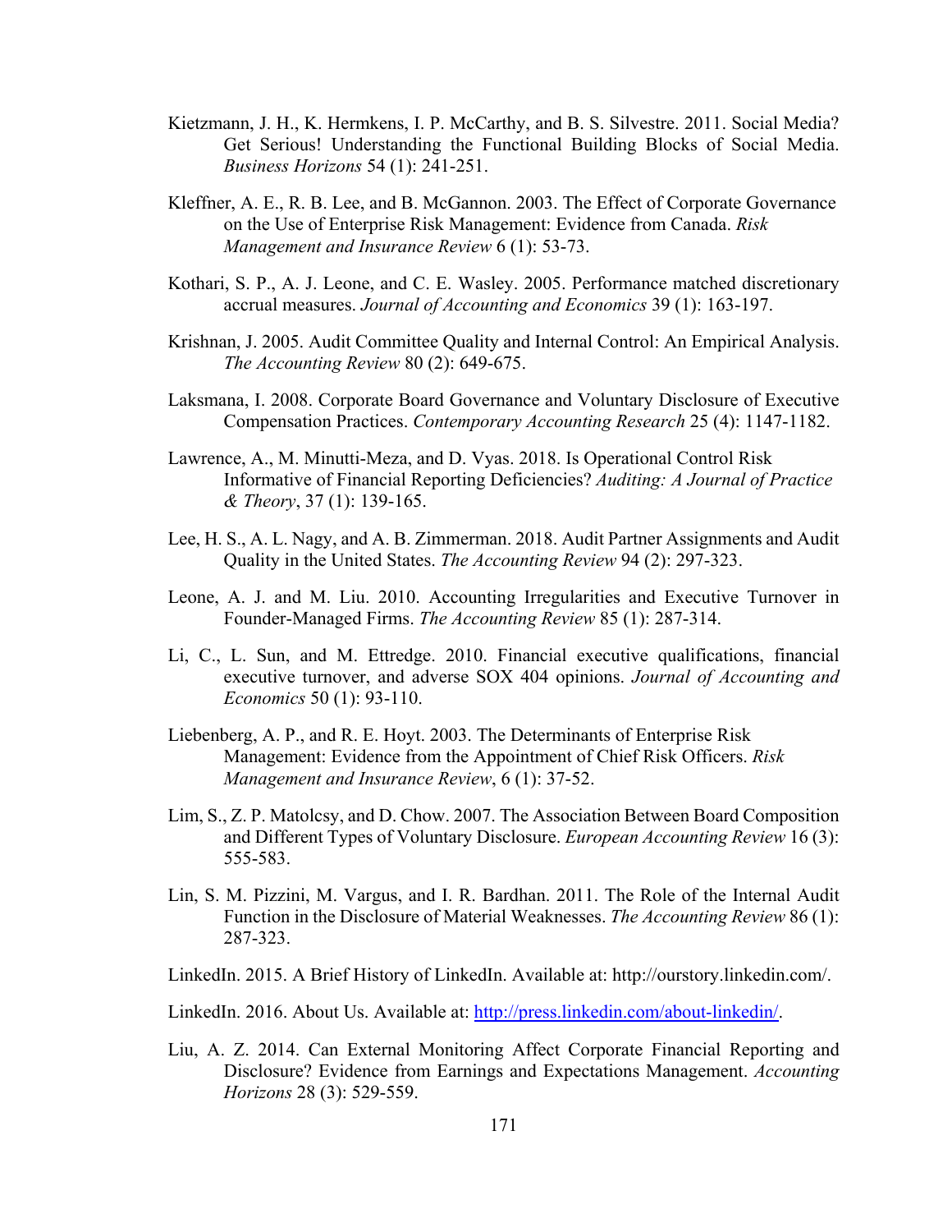Kietzmann, J. H., K. Hermkens, I. P. McCarthy, and B. S. Silvestre. 2011. Social Media? Get Serious! Understanding the Functional Building Blocks of Social Media. *Business Horizons* 54 (1): 241-251.

Kleffner, A. E., R. B. Lee, and B. McGannon. 2003. The Effect of Corporate Governance on the Use of Enterprise Risk Management: Evidence from Canada. *Risk Management and Insurance Review* 6 (1): 53-73.

Kothari, S. P., A. J. Leone, and C. E. Wasley. 2005. Performance matched discretionary accrual measures. *Journal of Accounting and Economics* 39 (1): 163-197.

Krishnan, J. 2005. Audit Committee Quality and Internal Control: An Empirical Analysis. *The Accounting Review* 80 (2): 649-675.

Laksmana, I. 2008. Corporate Board Governance and Voluntary Disclosure of Executive Compensation Practices. *Contemporary Accounting Research* 25 (4): 1147-1182.

Lawrence, A., M. Minutti-Meza, and D. Vyas. 2018. Is Operational Control Risk Informative of Financial Reporting Deficiencies? *Auditing: A Journal of Practice & Theory*, 37 (1): 139-165.

Lee, H. S., A. L. Nagy, and A. B. Zimmerman. 2018. Audit Partner Assignments and Audit Quality in the United States. *The Accounting Review* 94 (2): 297-323.

Leone, A. J. and M. Liu. 2010. Accounting Irregularities and Executive Turnover in Founder-Managed Firms. *The Accounting Review* 85 (1): 287-314.

Li, C., L. Sun, and M. Ettredge. 2010. Financial executive qualifications, financial executive turnover, and adverse SOX 404 opinions. *Journal of Accounting and Economics* 50 (1): 93-110.

Liebenberg, A. P., and R. E. Hoyt. 2003. The Determinants of Enterprise Risk Management: Evidence from the Appointment of Chief Risk Officers. *Risk Management and Insurance Review*, 6 (1): 37-52.

Lim, S., Z. P. Matolcsy, and D. Chow. 2007. The Association Between Board Composition and Different Types of Voluntary Disclosure. *European Accounting Review* 16 (3): 555-583.

Lin, S. M. Pizzini, M. Vargus, and I. R. Bardhan. 2011. The Role of the Internal Audit Function in the Disclosure of Material Weaknesses. *The Accounting Review* 86 (1): 287-323.

LinkedIn. 2015. A Brief History of LinkedIn. Available at: http://ourstory.linkedin.com/.

LinkedIn. 2016. About Us. Available at: http://press.linkedin.com/about-linkedin/.

Liu, A. Z. 2014. Can External Monitoring Affect Corporate Financial Reporting and Disclosure? Evidence from Earnings and Expectations Management. *Accounting Horizons* 28 (3): 529-559.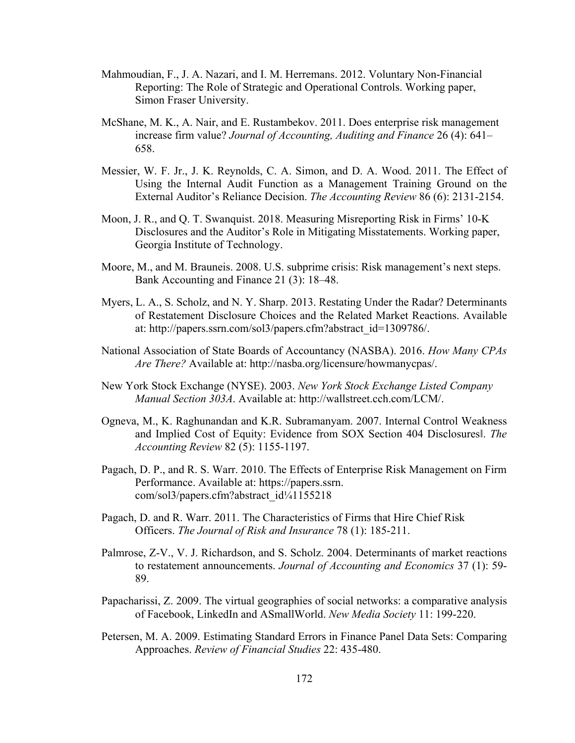Mahmoudian, F., J. A. Nazari, and I. M. Herremans. 2012. Voluntary Non-Financial Reporting: The Role of Strategic and Operational Controls. Working paper, Simon Fraser University.

McShane, M. K., A. Nair, and E. Rustambekov. 2011. Does enterprise risk management increase firm value? *Journal of Accounting, Auditing and Finance* 26 (4): 641–658.

Messier, W. F. Jr., J. K. Reynolds, C. A. Simon, and D. A. Wood. 2011. The Effect of Using the Internal Audit Function as a Management Training Ground on the External Auditor's Reliance Decision. *The Accounting Review* 86 (6): 2131-2154.

Moon, J. R., and Q. T. Swanquist. 2018. Measuring Misreporting Risk in Firms' 10-K Disclosures and the Auditor's Role in Mitigating Misstatements. Working paper, Georgia Institute of Technology.

Moore, M., and M. Brauneis. 2008. U.S. subprime crisis: Risk management's next steps. Bank Accounting and Finance 21 (3): 18–48.

Myers, L. A., S. Scholz, and N. Y. Sharp. 2013. Restating Under the Radar? Determinants of Restatement Disclosure Choices and the Related Market Reactions. Available at: http://papers.ssrn.com/sol3/papers.cfm?abstract_id=1309786/.

National Association of State Boards of Accountancy (NASBA). 2016. *How Many CPAs Are There?* Available at: http://nasba.org/licensure/howmanycpas/.

New York Stock Exchange (NYSE). 2003. *New York Stock Exchange Listed Company Manual Section 303A*. Available at: http://wallstreet.cch.com/LCM/.

Ogneva, M., K. Raghunandan and K.R. Subramanyam. 2007. Internal Control Weakness and Implied Cost of Equity: Evidence from SOX Section 404 Disclosures‖. *The Accounting Review* 82 (5): 1155-1197.

Pagach, D. P., and R. S. Warr. 2010. The Effects of Enterprise Risk Management on Firm Performance. Available at: https://papers.ssrn.com/sol3/papers.cfm?abstract_id¼1155218

Pagach, D. and R. Warr. 2011. The Characteristics of Firms that Hire Chief Risk Officers. *The Journal of Risk and Insurance* 78 (1): 185-211.

Palmrose, Z-V., V. J. Richardson, and S. Scholz. 2004. Determinants of market reactions to restatement announcements. *Journal of Accounting and Economics* 37 (1): 59-89.

Papacharissi, Z. 2009. The virtual geographies of social networks: a comparative analysis of Facebook, LinkedIn and ASmallWorld. *New Media Society* 11: 199-220.

Petersen, M. A. 2009. Estimating Standard Errors in Finance Panel Data Sets: Comparing Approaches. *Review of Financial Studies* 22: 435-480.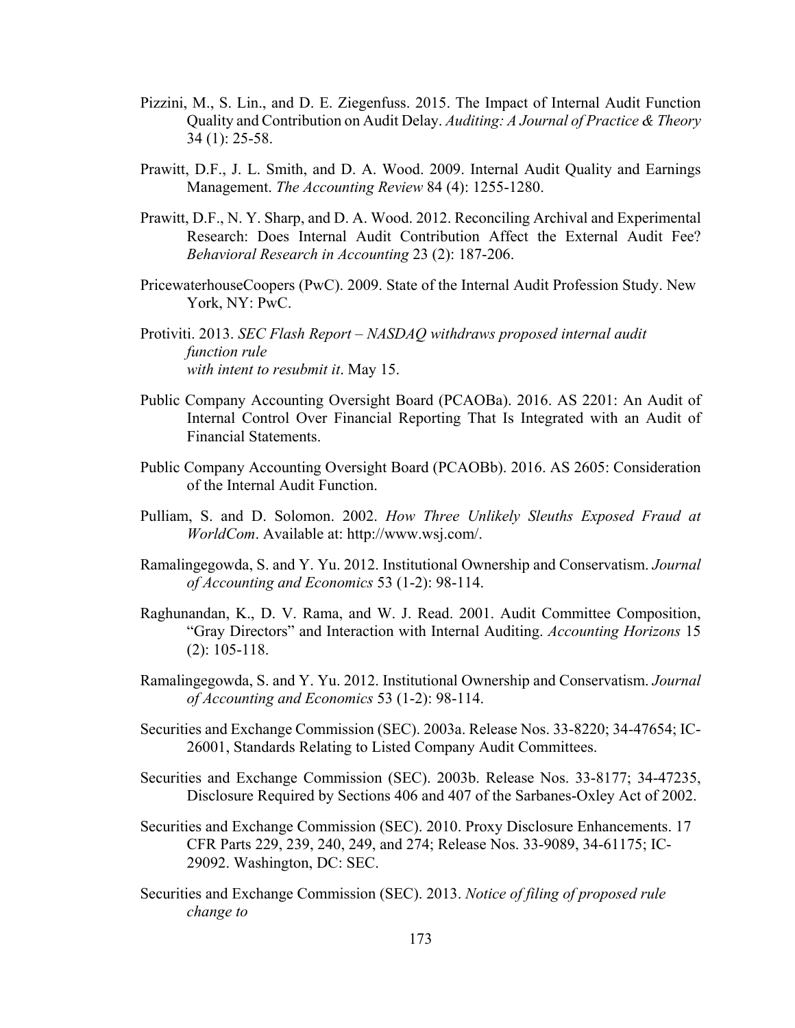Pizzini, M., S. Lin., and D. E. Ziegenfuss. 2015. The Impact of Internal Audit Function Quality and Contribution on Audit Delay. *Auditing: A Journal of Practice & Theory* 34 (1): 25-58.

Prawitt, D.F., J. L. Smith, and D. A. Wood. 2009. Internal Audit Quality and Earnings Management. *The Accounting Review* 84 (4): 1255-1280.

Prawitt, D.F., N. Y. Sharp, and D. A. Wood. 2012. Reconciling Archival and Experimental Research: Does Internal Audit Contribution Affect the External Audit Fee? *Behavioral Research in Accounting* 23 (2): 187-206.

PricewaterhouseCoopers (PwC). 2009. State of the Internal Audit Profession Study. New York, NY: PwC.

Protiviti. 2013. *SEC Flash Report – NASDAQ withdraws proposed internal audit function rule with intent to resubmit it*. May 15.

Public Company Accounting Oversight Board (PCAOBa). 2016. AS 2201: An Audit of Internal Control Over Financial Reporting That Is Integrated with an Audit of Financial Statements.

Public Company Accounting Oversight Board (PCAOBb). 2016. AS 2605: Consideration of the Internal Audit Function.

Pulliam, S. and D. Solomon. 2002. *How Three Unlikely Sleuths Exposed Fraud at WorldCom*. Available at: http://www.wsj.com/.

Ramalingegowda, S. and Y. Yu. 2012. Institutional Ownership and Conservatism. *Journal of Accounting and Economics* 53 (1-2): 98-114.

Raghunandan, K., D. V. Rama, and W. J. Read. 2001. Audit Committee Composition, "Gray Directors" and Interaction with Internal Auditing. *Accounting Horizons* 15 (2): 105-118.

Ramalingegowda, S. and Y. Yu. 2012. Institutional Ownership and Conservatism. *Journal of Accounting and Economics* 53 (1-2): 98-114.

Securities and Exchange Commission (SEC). 2003a. Release Nos. 33-8220; 34-47654; IC-26001, Standards Relating to Listed Company Audit Committees.

Securities and Exchange Commission (SEC). 2003b. Release Nos. 33-8177; 34-47235, Disclosure Required by Sections 406 and 407 of the Sarbanes-Oxley Act of 2002.

Securities and Exchange Commission (SEC). 2010. Proxy Disclosure Enhancements. 17 CFR Parts 229, 239, 240, 249, and 274; Release Nos. 33-9089, 34-61175; IC-29092. Washington, DC: SEC.

Securities and Exchange Commission (SEC). 2013. *Notice of filing of proposed rule change to*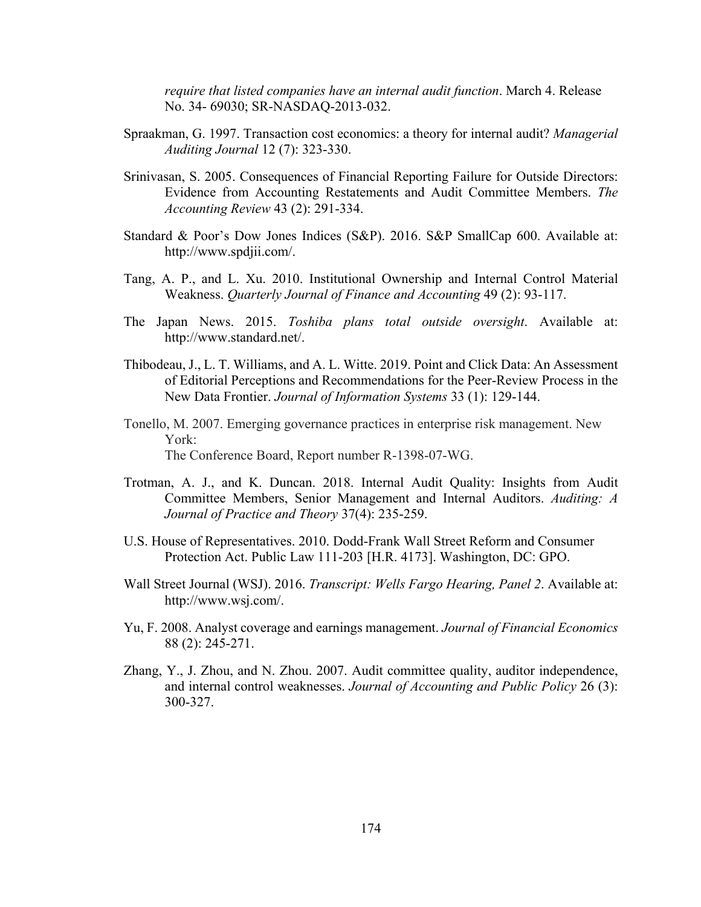*require that listed companies have an internal audit function*. March 4. Release No. 34- 69030; SR-NASDAQ-2013-032.

Spraakman, G. 1997. Transaction cost economics: a theory for internal audit? *Managerial Auditing Journal* 12 (7): 323-330.

Srinivasan, S. 2005. Consequences of Financial Reporting Failure for Outside Directors: Evidence from Accounting Restatements and Audit Committee Members. *The Accounting Review* 43 (2): 291-334.

Standard & Poor's Dow Jones Indices (S&P). 2016. S&P SmallCap 600. Available at: http://www.spdjii.com/.

Tang, A. P., and L. Xu. 2010. Institutional Ownership and Internal Control Material Weakness. *Quarterly Journal of Finance and Accounting* 49 (2): 93-117.

The Japan News. 2015. *Toshiba plans total outside oversight*. Available at: http://www.standard.net/.

Thibodeau, J., L. T. Williams, and A. L. Witte. 2019. Point and Click Data: An Assessment of Editorial Perceptions and Recommendations for the Peer-Review Process in the New Data Frontier. *Journal of Information Systems* 33 (1): 129-144.

Tonello, M. 2007. Emerging governance practices in enterprise risk management. New York:
The Conference Board, Report number R-1398-07-WG.

Trotman, A. J., and K. Duncan. 2018. Internal Audit Quality: Insights from Audit Committee Members, Senior Management and Internal Auditors. *Auditing: A Journal of Practice and Theory* 37(4): 235-259.

U.S. House of Representatives. 2010. Dodd-Frank Wall Street Reform and Consumer Protection Act. Public Law 111-203 [H.R. 4173]. Washington, DC: GPO.

Wall Street Journal (WSJ). 2016. *Transcript: Wells Fargo Hearing, Panel 2*. Available at: http://www.wsj.com/.

Yu, F. 2008. Analyst coverage and earnings management. *Journal of Financial Economics* 88 (2): 245-271.

Zhang, Y., J. Zhou, and N. Zhou. 2007. Audit committee quality, auditor independence, and internal control weaknesses. *Journal of Accounting and Public Policy* 26 (3): 300-327.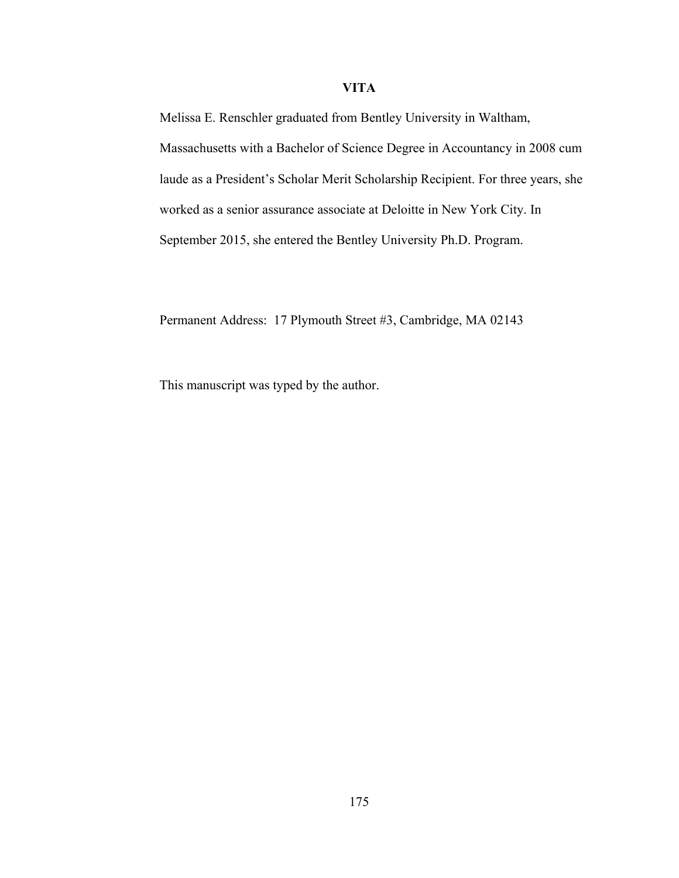# VITA

Melissa E. Renschler graduated from Bentley University in Waltham, Massachusetts with a Bachelor of Science Degree in Accountancy in 2008 cum laude as a President's Scholar Merit Scholarship Recipient. For three years, she worked as a senior assurance associate at Deloitte in New York City. In September 2015, she entered the Bentley University Ph.D. Program.

Permanent Address: 17 Plymouth Street #3, Cambridge, MA 02143

This manuscript was typed by the author.